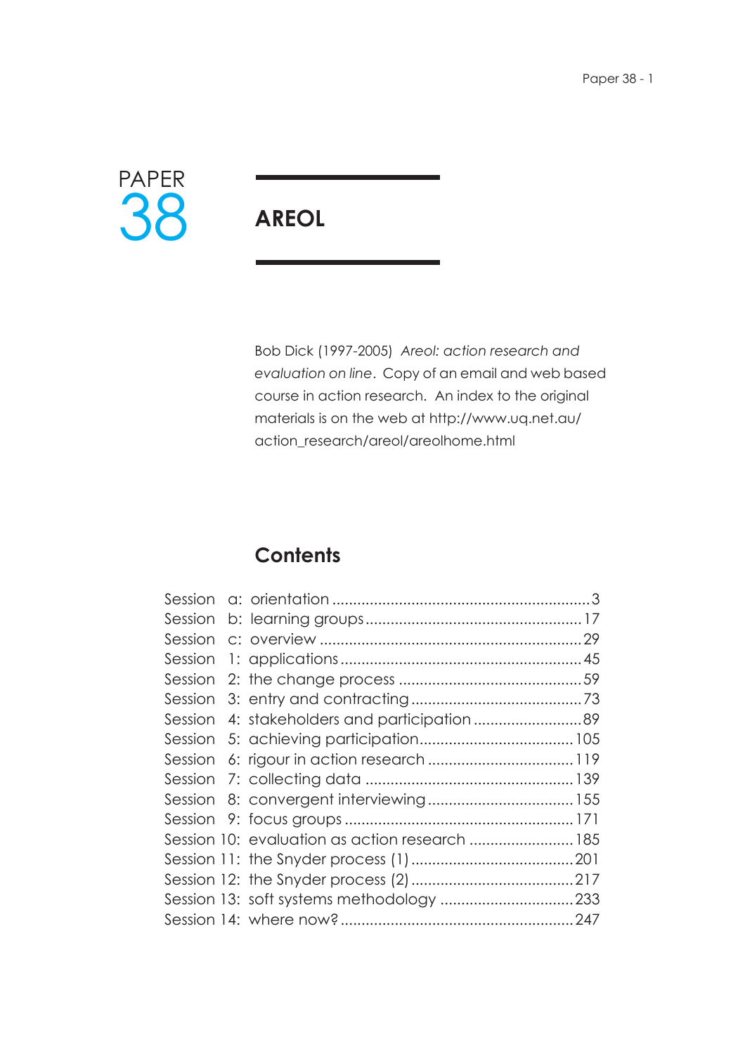PAPER 38

# AREOL

Bob Dick (1997-2005) *Areol: action research and evaluation on line*. Copy of an email and web based course in action research. An index to the original materials is on the web at http://www.uq.net.au/action_research/areol/areolhome.html

## Contents

| | |
|---|---|
| Session a: orientation | 3 |
| Session b: learning groups | 17 |
| Session c: overview | 29 |
| Session 1: applications | 45 |
| Session 2: the change process | 59 |
| Session 3: entry and contracting | 73 |
| Session 4: stakeholders and participation | 89 |
| Session 5: achieving participation | 105 |
| Session 6: rigour in action research | 119 |
| Session 7: collecting data | 139 |
| Session 8: convergent interviewing | 155 |
| Session 9: focus groups | 171 |
| Session 10: evaluation as action research | 185 |
| Session 11: the Snyder process (1) | 201 |
| Session 12: the Snyder process (2) | 217 |
| Session 13: soft systems methodology | 233 |
| Session 14: where now? | 247 |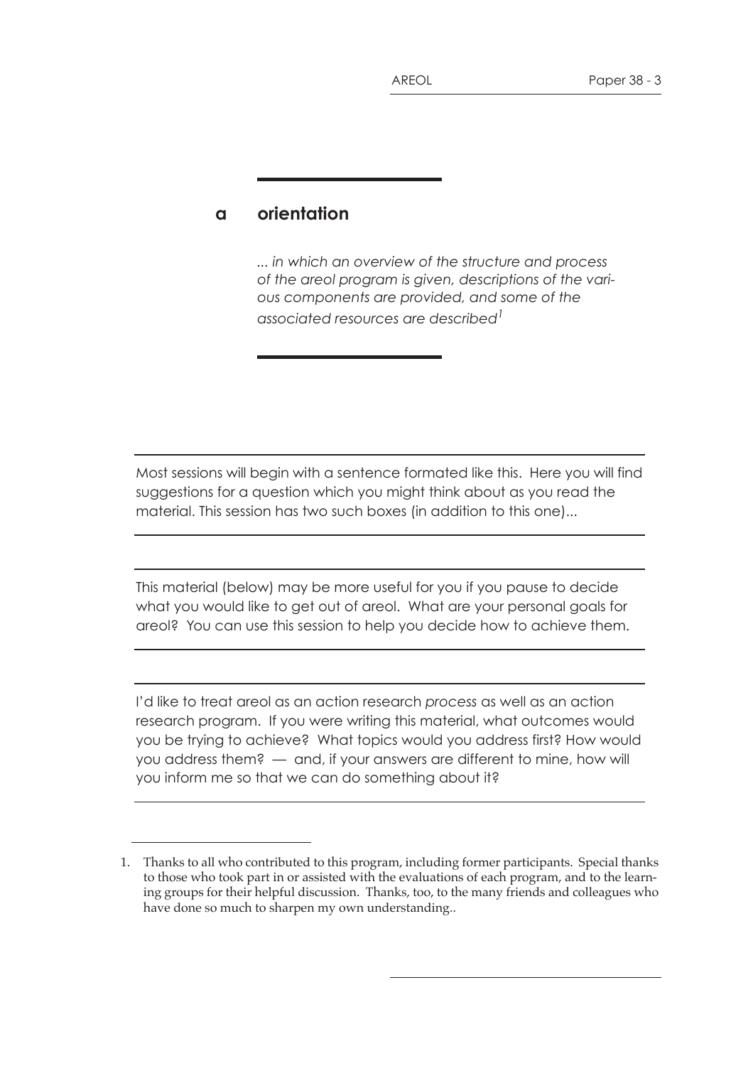## a orientation

*... in which an overview of the structure and process of the areol program is given, descriptions of the various components are provided, and some of the associated resources are described*[1]

---

Most sessions will begin with a sentence formated like this. Here you will find suggestions for a question which you might think about as you read the material. This session has two such boxes (in addition to this one)...

---

This material (below) may be more useful for you if you pause to decide what you would like to get out of areol. What are your personal goals for areol? You can use this session to help you decide how to achieve them.

---

I'd like to treat areol as an action research *process* as well as an action research program. If you were writing this material, what outcomes would you be trying to achieve? What topics would you address first? How would you address them? — and, if your answers are different to mine, how will you inform me so that we can do something about it?

---

1. Thanks to all who contributed to this program, including former participants. Special thanks to those who took part in or assisted with the evaluations of each program, and to the learning groups for their helpful discussion. Thanks, too, to the many friends and colleagues who have done so much to sharpen my own understanding..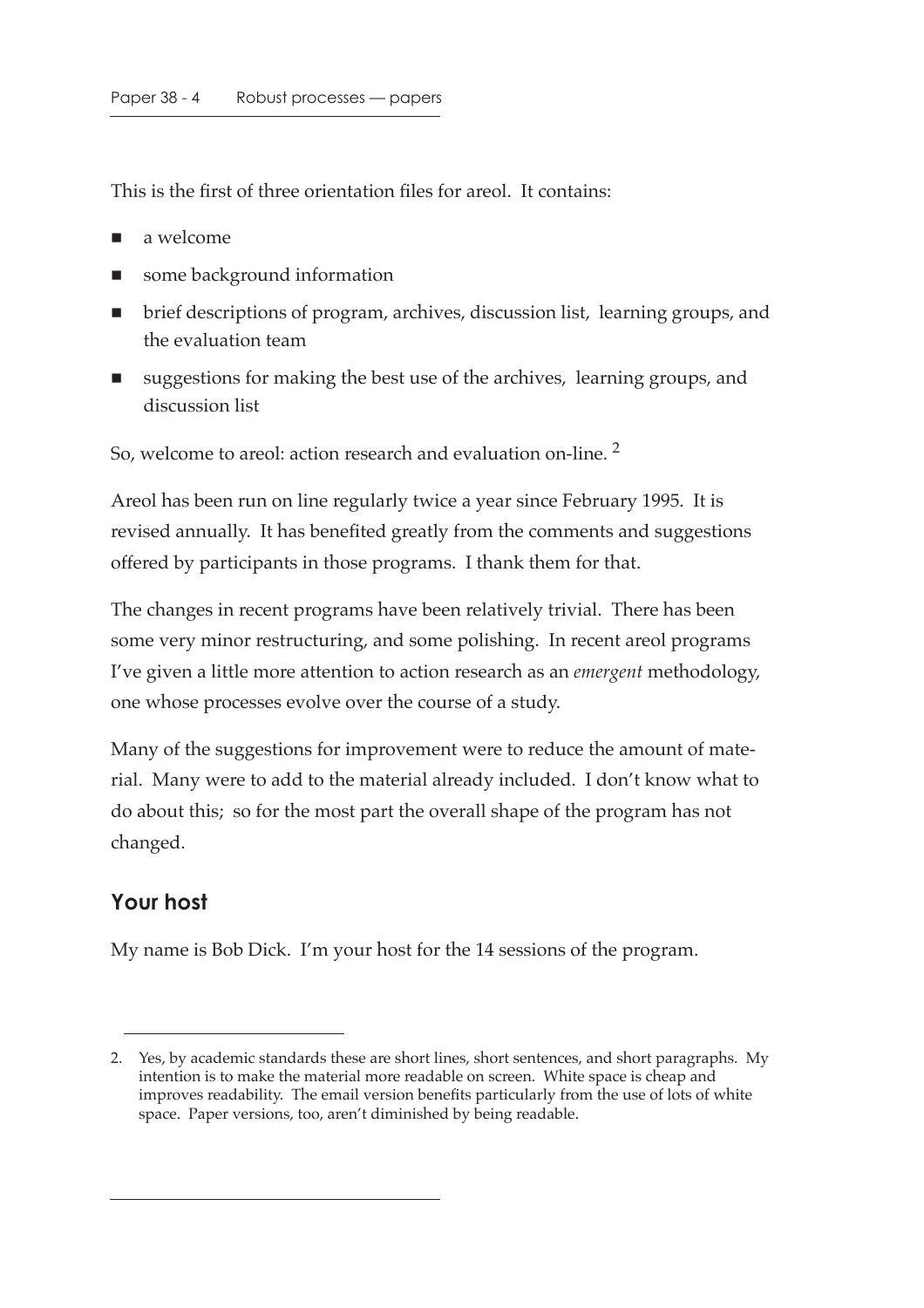This is the first of three orientation files for areol. It contains:

- a welcome
- some background information
- brief descriptions of program, archives, discussion list, learning groups, and the evaluation team
- suggestions for making the best use of the archives, learning groups, and discussion list

So, welcome to areol: action research and evaluation on-line. [2]

Areol has been run on line regularly twice a year since February 1995. It is revised annually. It has benefited greatly from the comments and suggestions offered by participants in those programs. I thank them for that.

The changes in recent programs have been relatively trivial. There has been some very minor restructuring, and some polishing. In recent areol programs I've given a little more attention to action research as an *emergent* methodology, one whose processes evolve over the course of a study.

Many of the suggestions for improvement were to reduce the amount of material. Many were to add to the material already included. I don't know what to do about this; so for the most part the overall shape of the program has not changed.

## Your host

My name is Bob Dick. I'm your host for the 14 sessions of the program.

---

2. Yes, by academic standards these are short lines, short sentences, and short paragraphs. My intention is to make the material more readable on screen. White space is cheap and improves readability. The email version benefits particularly from the use of lots of white space. Paper versions, too, aren't diminished by being readable.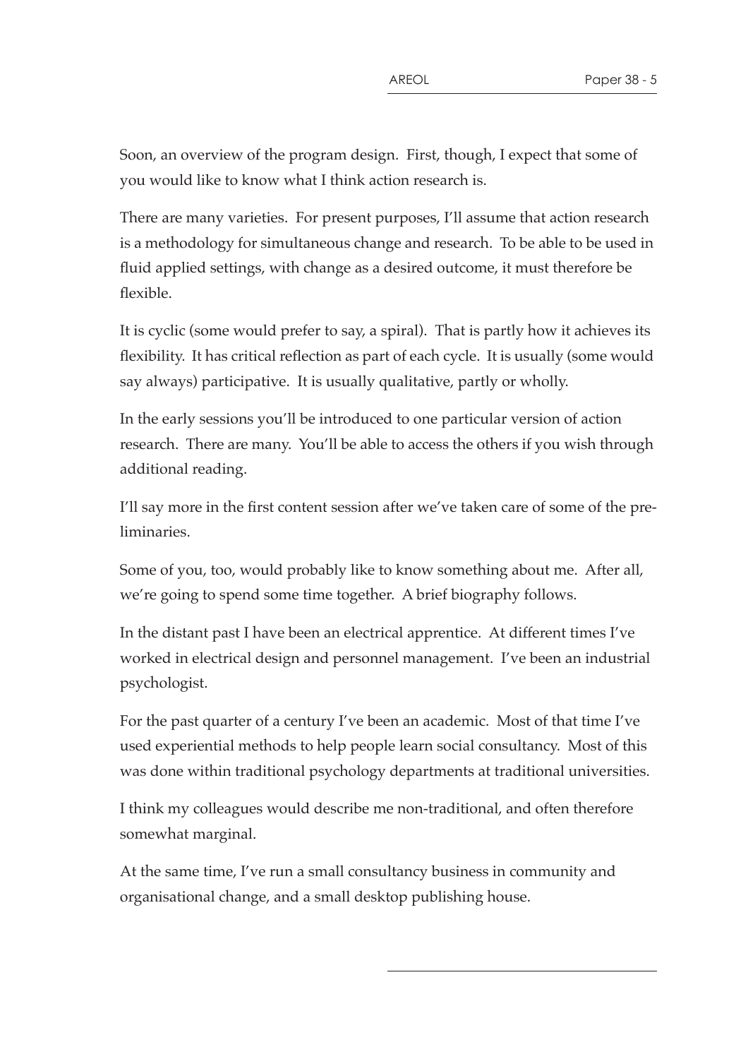Soon, an overview of the program design. First, though, I expect that some of you would like to know what I think action research is.

There are many varieties. For present purposes, I'll assume that action research is a methodology for simultaneous change and research. To be able to be used in fluid applied settings, with change as a desired outcome, it must therefore be flexible.

It is cyclic (some would prefer to say, a spiral). That is partly how it achieves its flexibility. It has critical reflection as part of each cycle. It is usually (some would say always) participative. It is usually qualitative, partly or wholly.

In the early sessions you'll be introduced to one particular version of action research. There are many. You'll be able to access the others if you wish through additional reading.

I'll say more in the first content session after we've taken care of some of the preliminaries.

Some of you, too, would probably like to know something about me. After all, we're going to spend some time together. A brief biography follows.

In the distant past I have been an electrical apprentice. At different times I've worked in electrical design and personnel management. I've been an industrial psychologist.

For the past quarter of a century I've been an academic. Most of that time I've used experiential methods to help people learn social consultancy. Most of this was done within traditional psychology departments at traditional universities.

I think my colleagues would describe me non-traditional, and often therefore somewhat marginal.

At the same time, I've run a small consultancy business in community and organisational change, and a small desktop publishing house.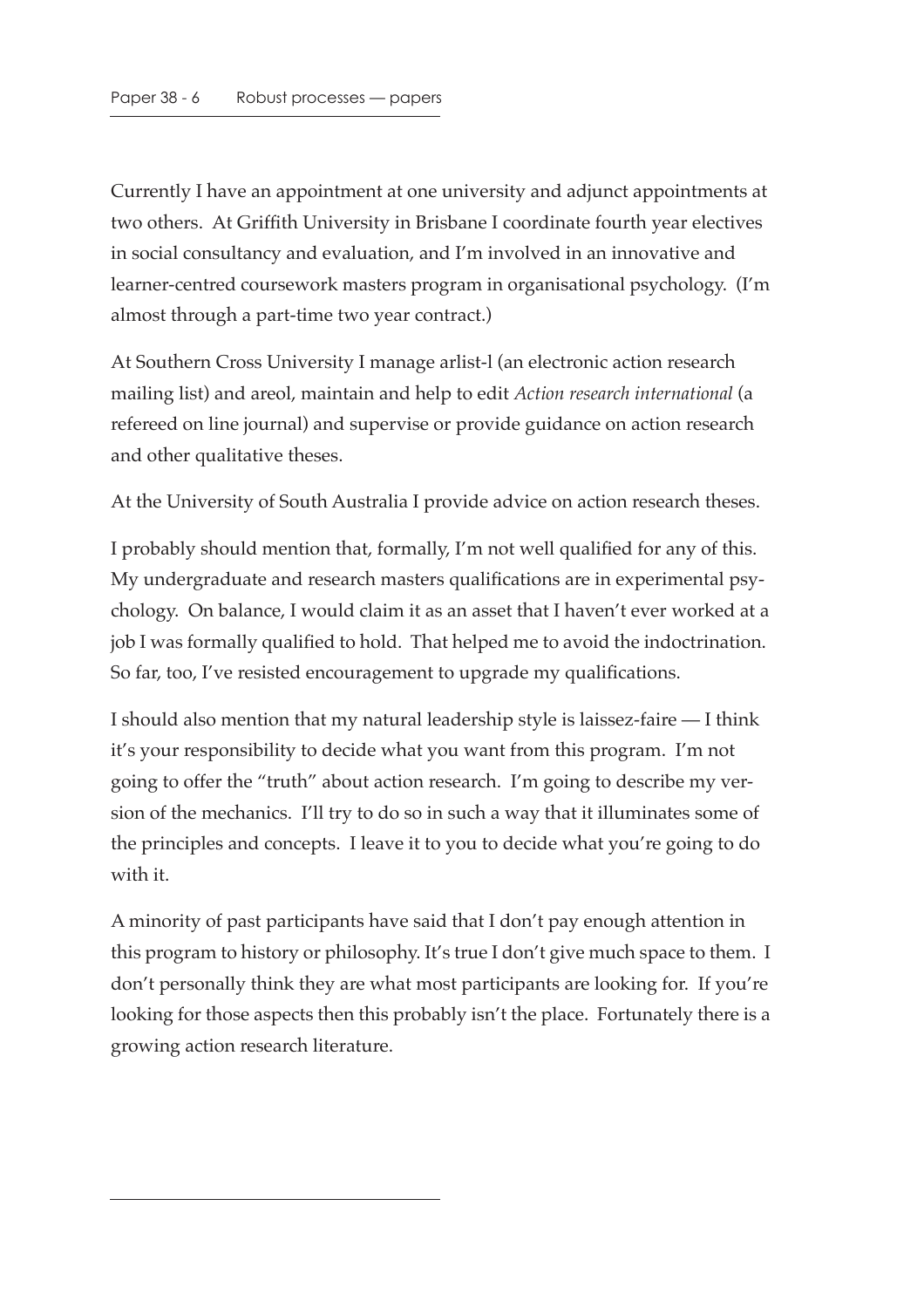Currently I have an appointment at one university and adjunct appointments at two others. At Griffith University in Brisbane I coordinate fourth year electives in social consultancy and evaluation, and I'm involved in an innovative and learner-centred coursework masters program in organisational psychology. (I'm almost through a part-time two year contract.)

At Southern Cross University I manage arlist-l (an electronic action research mailing list) and areol, maintain and help to edit *Action research international* (a refereed on line journal) and supervise or provide guidance on action research and other qualitative theses.

At the University of South Australia I provide advice on action research theses.

I probably should mention that, formally, I'm not well qualified for any of this. My undergraduate and research masters qualifications are in experimental psychology. On balance, I would claim it as an asset that I haven't ever worked at a job I was formally qualified to hold. That helped me to avoid the indoctrination. So far, too, I've resisted encouragement to upgrade my qualifications.

I should also mention that my natural leadership style is laissez-faire — I think it's your responsibility to decide what you want from this program. I'm not going to offer the "truth" about action research. I'm going to describe my version of the mechanics. I'll try to do so in such a way that it illuminates some of the principles and concepts. I leave it to you to decide what you're going to do with it.

A minority of past participants have said that I don't pay enough attention in this program to history or philosophy. It's true I don't give much space to them. I don't personally think they are what most participants are looking for. If you're looking for those aspects then this probably isn't the place. Fortunately there is a growing action research literature.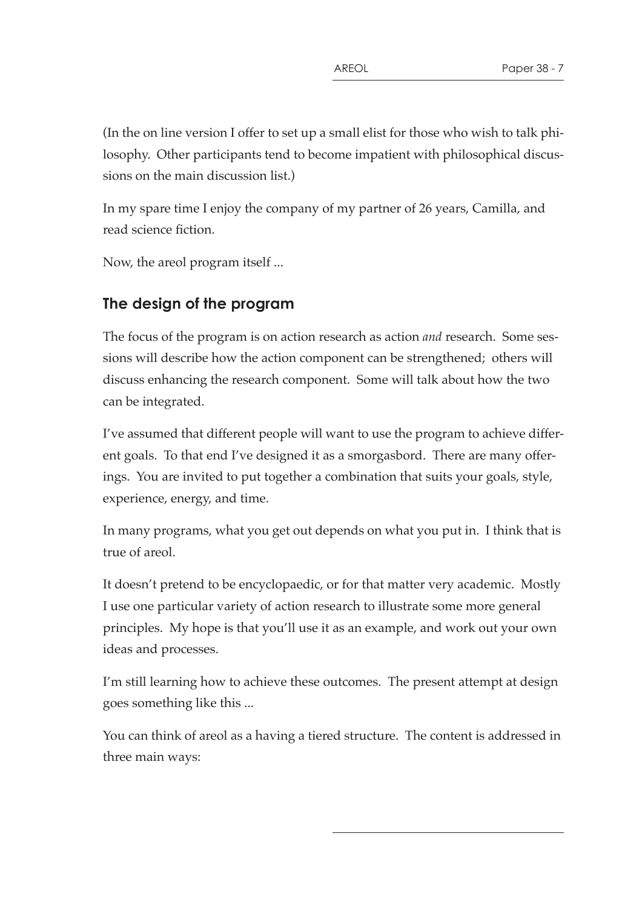(In the on line version I offer to set up a small elist for those who wish to talk philosophy. Other participants tend to become impatient with philosophical discussions on the main discussion list.)

In my spare time I enjoy the company of my partner of 26 years, Camilla, and read science fiction.

Now, the areol program itself ...

## The design of the program

The focus of the program is on action research as action *and* research. Some sessions will describe how the action component can be strengthened; others will discuss enhancing the research component. Some will talk about how the two can be integrated.

I've assumed that different people will want to use the program to achieve different goals. To that end I've designed it as a smorgasbord. There are many offerings. You are invited to put together a combination that suits your goals, style, experience, energy, and time.

In many programs, what you get out depends on what you put in. I think that is true of areol.

It doesn't pretend to be encyclopaedic, or for that matter very academic. Mostly I use one particular variety of action research to illustrate some more general principles. My hope is that you'll use it as an example, and work out your own ideas and processes.

I'm still learning how to achieve these outcomes. The present attempt at design goes something like this ...

You can think of areol as a having a tiered structure. The content is addressed in three main ways: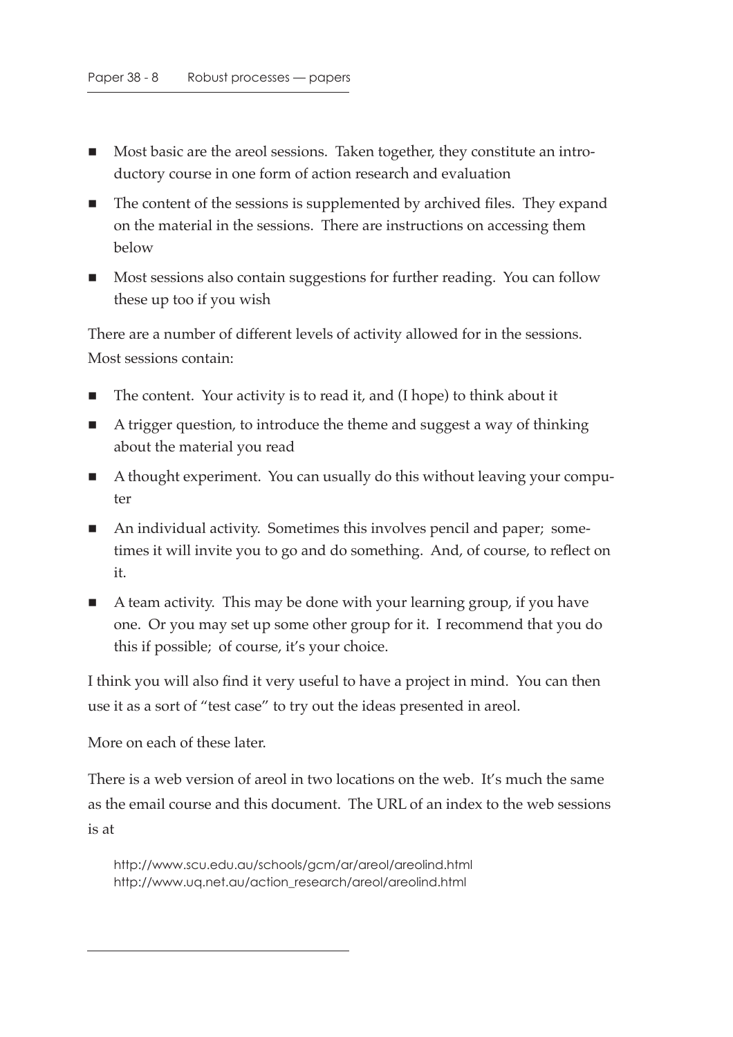- Most basic are the areol sessions. Taken together, they constitute an introductory course in one form of action research and evaluation
- The content of the sessions is supplemented by archived files. They expand on the material in the sessions. There are instructions on accessing them below
- Most sessions also contain suggestions for further reading. You can follow these up too if you wish

There are a number of different levels of activity allowed for in the sessions. Most sessions contain:

- The content. Your activity is to read it, and (I hope) to think about it
- A trigger question, to introduce the theme and suggest a way of thinking about the material you read
- A thought experiment. You can usually do this without leaving your computer
- An individual activity. Sometimes this involves pencil and paper; sometimes it will invite you to go and do something. And, of course, to reflect on it.
- A team activity. This may be done with your learning group, if you have one. Or you may set up some other group for it. I recommend that you do this if possible; of course, it's your choice.

I think you will also find it very useful to have a project in mind. You can then use it as a sort of "test case" to try out the ideas presented in areol.

More on each of these later.

There is a web version of areol in two locations on the web. It's much the same as the email course and this document. The URL of an index to the web sessions is at

```
http://www.scu.edu.au/schools/gcm/ar/areol/areolind.html
http://www.uq.net.au/action_research/areol/areolind.html
```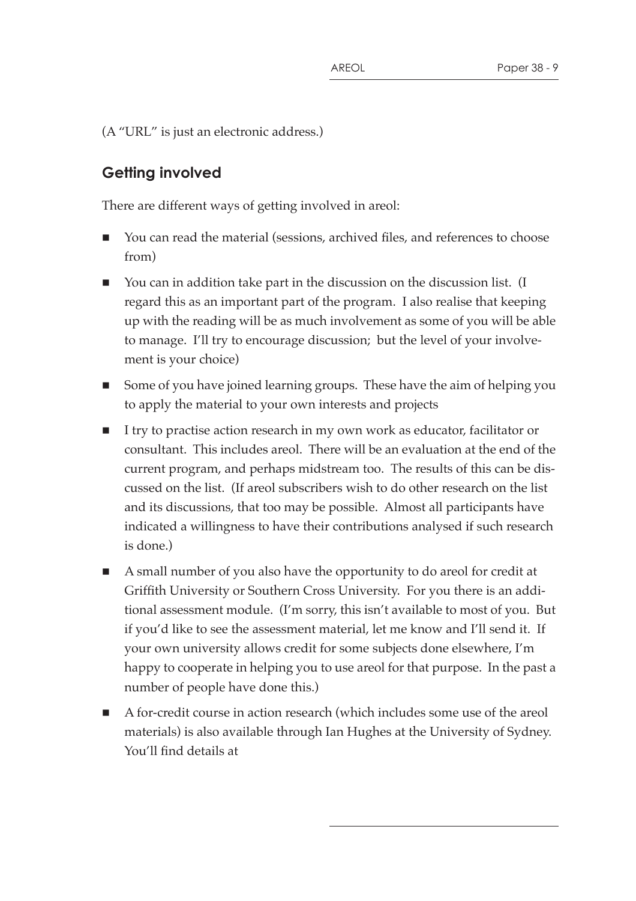(A "URL" is just an electronic address.)

## Getting involved

There are different ways of getting involved in areol:

- You can read the material (sessions, archived files, and references to choose from)
- You can in addition take part in the discussion on the discussion list. (I regard this as an important part of the program. I also realise that keeping up with the reading will be as much involvement as some of you will be able to manage. I'll try to encourage discussion; but the level of your involvement is your choice)
- Some of you have joined learning groups. These have the aim of helping you to apply the material to your own interests and projects
- I try to practise action research in my own work as educator, facilitator or consultant. This includes areol. There will be an evaluation at the end of the current program, and perhaps midstream too. The results of this can be discussed on the list. (If areol subscribers wish to do other research on the list and its discussions, that too may be possible. Almost all participants have indicated a willingness to have their contributions analysed if such research is done.)
- A small number of you also have the opportunity to do areol for credit at Griffith University or Southern Cross University. For you there is an additional assessment module. (I'm sorry, this isn't available to most of you. But if you'd like to see the assessment material, let me know and I'll send it. If your own university allows credit for some subjects done elsewhere, I'm happy to cooperate in helping you to use areol for that purpose. In the past a number of people have done this.)
- A for-credit course in action research (which includes some use of the areol materials) is also available through Ian Hughes at the University of Sydney. You'll find details at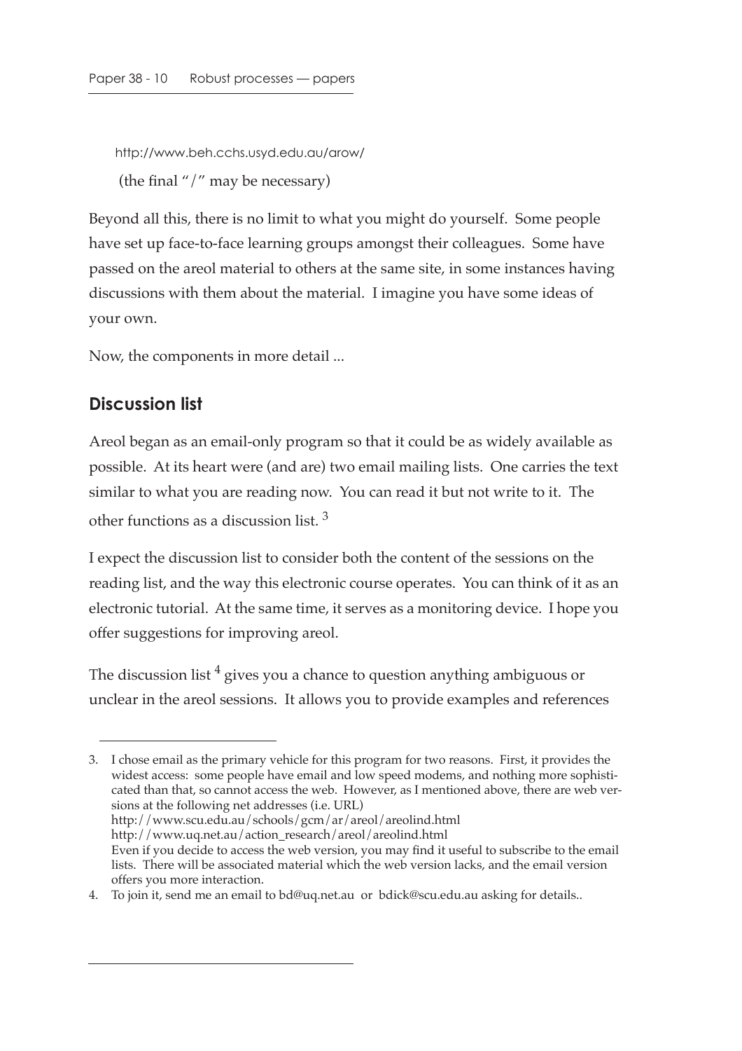http://www.beh.cchs.usyd.edu.au/arow/

(the final "/" may be necessary)

Beyond all this, there is no limit to what you might do yourself. Some people have set up face-to-face learning groups amongst their colleagues. Some have passed on the areol material to others at the same site, in some instances having discussions with them about the material. I imagine you have some ideas of your own.

Now, the components in more detail ...

## Discussion list

Areol began as an email-only program so that it could be as widely available as possible. At its heart were (and are) two email mailing lists. One carries the text similar to what you are reading now. You can read it but not write to it. The other functions as a discussion list. [3]

I expect the discussion list to consider both the content of the sessions on the reading list, and the way this electronic course operates. You can think of it as an electronic tutorial. At the same time, it serves as a monitoring device. I hope you offer suggestions for improving areol.

The discussion list [4] gives you a chance to question anything ambiguous or unclear in the areol sessions. It allows you to provide examples and references

---

3. I chose email as the primary vehicle for this program for two reasons. First, it provides the widest access: some people have email and low speed modems, and nothing more sophisticated than that, so cannot access the web. However, as I mentioned above, there are web versions at the following net addresses (i.e. URL)
   http://www.scu.edu.au/schools/gcm/ar/areol/areolind.html
   http://www.uq.net.au/action_research/areol/areolind.html
   Even if you decide to access the web version, you may find it useful to subscribe to the email lists. There will be associated material which the web version lacks, and the email version offers you more interaction.
4. To join it, send me an email to bd@uq.net.au or bdick@scu.edu.au asking for details..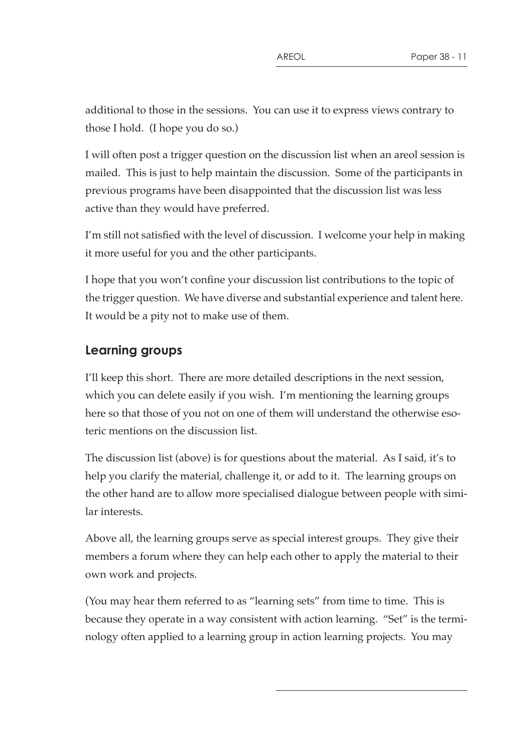additional to those in the sessions. You can use it to express views contrary to those I hold. (I hope you do so.)

I will often post a trigger question on the discussion list when an areol session is mailed. This is just to help maintain the discussion. Some of the participants in previous programs have been disappointed that the discussion list was less active than they would have preferred.

I'm still not satisfied with the level of discussion. I welcome your help in making it more useful for you and the other participants.

I hope that you won't confine your discussion list contributions to the topic of the trigger question. We have diverse and substantial experience and talent here. It would be a pity not to make use of them.

## Learning groups

I'll keep this short. There are more detailed descriptions in the next session, which you can delete easily if you wish. I'm mentioning the learning groups here so that those of you not on one of them will understand the otherwise esoteric mentions on the discussion list.

The discussion list (above) is for questions about the material. As I said, it's to help you clarify the material, challenge it, or add to it. The learning groups on the other hand are to allow more specialised dialogue between people with similar interests.

Above all, the learning groups serve as special interest groups. They give their members a forum where they can help each other to apply the material to their own work and projects.

(You may hear them referred to as "learning sets" from time to time. This is because they operate in a way consistent with action learning. "Set" is the terminology often applied to a learning group in action learning projects. You may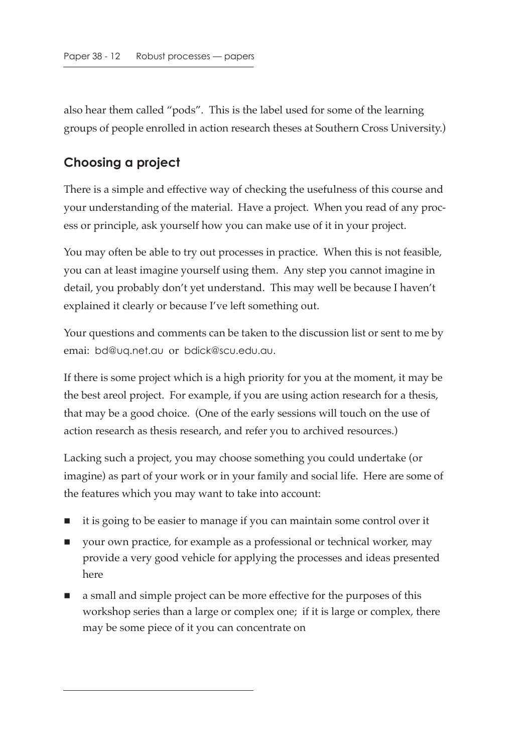also hear them called "pods". This is the label used for some of the learning groups of people enrolled in action research theses at Southern Cross University.)

## Choosing a project

There is a simple and effective way of checking the usefulness of this course and your understanding of the material. Have a project. When you read of any process or principle, ask yourself how you can make use of it in your project.

You may often be able to try out processes in practice. When this is not feasible, you can at least imagine yourself using them. Any step you cannot imagine in detail, you probably don't yet understand. This may well be because I haven't explained it clearly or because I've left something out.

Your questions and comments can be taken to the discussion list or sent to me by emai: bd@uq.net.au or bdick@scu.edu.au.

If there is some project which is a high priority for you at the moment, it may be the best areol project. For example, if you are using action research for a thesis, that may be a good choice. (One of the early sessions will touch on the use of action research as thesis research, and refer you to archived resources.)

Lacking such a project, you may choose something you could undertake (or imagine) as part of your work or in your family and social life. Here are some of the features which you may want to take into account:

- it is going to be easier to manage if you can maintain some control over it
- your own practice, for example as a professional or technical worker, may provide a very good vehicle for applying the processes and ideas presented here
- a small and simple project can be more effective for the purposes of this workshop series than a large or complex one; if it is large or complex, there may be some piece of it you can concentrate on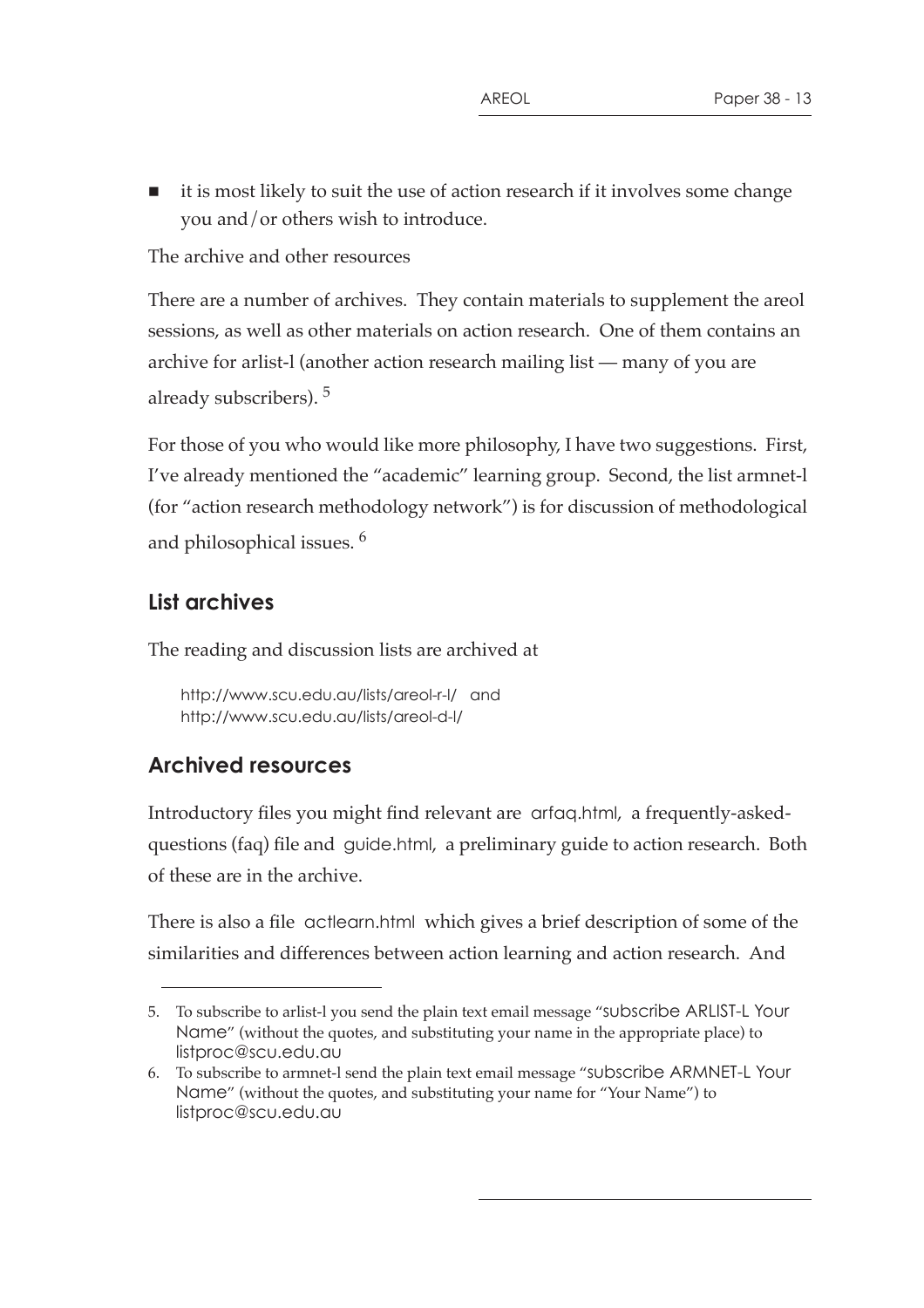- it is most likely to suit the use of action research if it involves some change you and/or others wish to introduce.

The archive and other resources

There are a number of archives. They contain materials to supplement the areol sessions, as well as other materials on action research. One of them contains an archive for arlist-l (another action research mailing list — many of you are already subscribers). [5]

For those of you who would like more philosophy, I have two suggestions. First, I've already mentioned the "academic" learning group. Second, the list armnet-l (for "action research methodology network") is for discussion of methodological and philosophical issues. [6]

## List archives

The reading and discussion lists are archived at

http://www.scu.edu.au/lists/areol-r-l/ and
http://www.scu.edu.au/lists/areol-d-l/

## Archived resources

Introductory files you might find relevant are arfaq.html, a frequently-asked-questions (faq) file and guide.html, a preliminary guide to action research. Both of these are in the archive.

There is also a file actlearn.html which gives a brief description of some of the similarities and differences between action learning and action research. And

---

5. To subscribe to arlist-l you send the plain text email message "subscribe ARLIST-L Your Name" (without the quotes, and substituting your name in the appropriate place) to listproc@scu.edu.au

6. To subscribe to armnet-l send the plain text email message "subscribe ARMNET-L Your Name" (without the quotes, and substituting your name for "Your Name") to listproc@scu.edu.au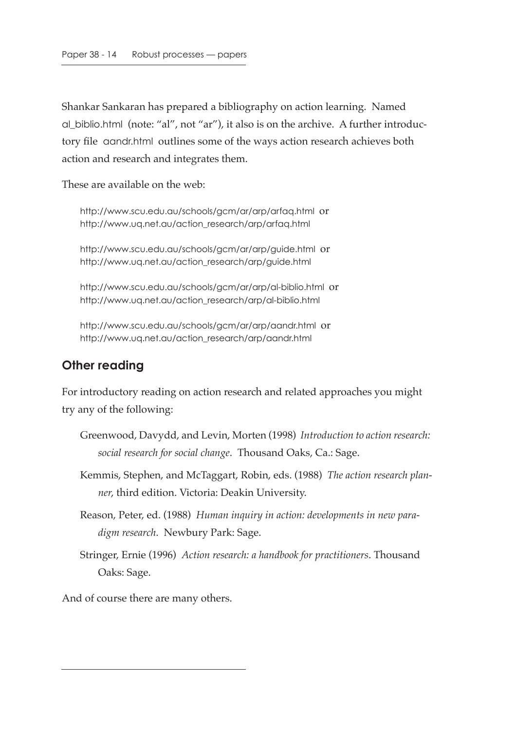Shankar Sankaran has prepared a bibliography on action learning. Named al_biblio.html (note: "al", not "ar"), it also is on the archive. A further introductory file aandr.html outlines some of the ways action research achieves both action and research and integrates them.

These are available on the web:

> http://www.scu.edu.au/schools/gcm/ar/arp/arfaq.html or
> http://www.uq.net.au/action_research/arp/arfaq.html
>
> http://www.scu.edu.au/schools/gcm/ar/arp/guide.html or
> http://www.uq.net.au/action_research/arp/guide.html
>
> http://www.scu.edu.au/schools/gcm/ar/arp/al-biblio.html or
> http://www.uq.net.au/action_research/arp/al-biblio.html
>
> http://www.scu.edu.au/schools/gcm/ar/arp/aandr.html or
> http://www.uq.net.au/action_research/arp/aandr.html

## Other reading

For introductory reading on action research and related approaches you might try any of the following:

> Greenwood, Davydd, and Levin, Morten (1998) *Introduction to action research: social research for social change*. Thousand Oaks, Ca.: Sage.
>
> Kemmis, Stephen, and McTaggart, Robin, eds. (1988) *The action research planner,* third edition. Victoria: Deakin University.
>
> Reason, Peter, ed. (1988) *Human inquiry in action: developments in new paradigm research*. Newbury Park: Sage.
>
> Stringer, Ernie (1996) *Action research: a handbook for practitioners*. Thousand Oaks: Sage.

And of course there are many others.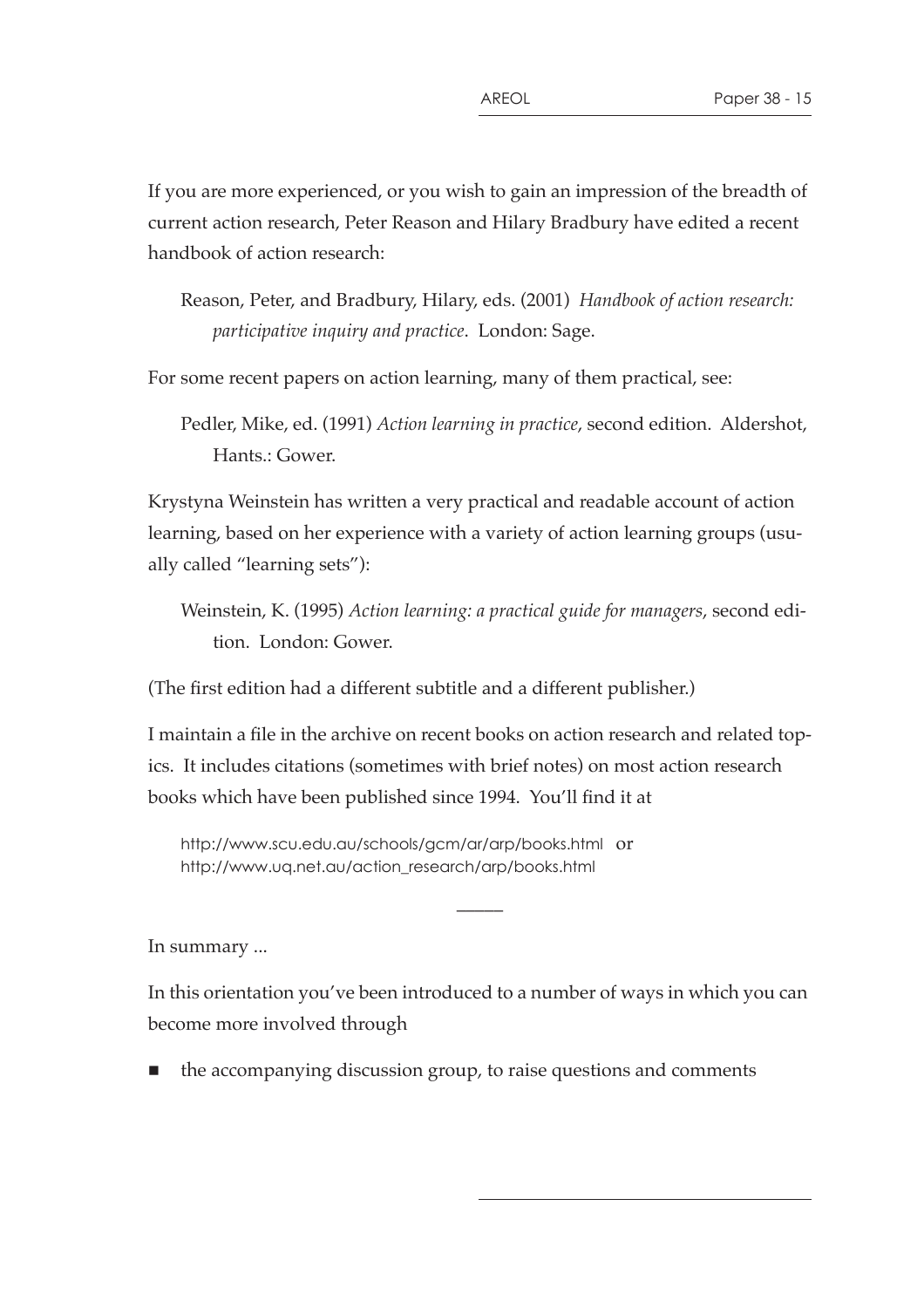If you are more experienced, or you wish to gain an impression of the breadth of current action research, Peter Reason and Hilary Bradbury have edited a recent handbook of action research:

> Reason, Peter, and Bradbury, Hilary, eds. (2001) *Handbook of action research: participative inquiry and practice*. London: Sage.

For some recent papers on action learning, many of them practical, see:

> Pedler, Mike, ed. (1991) *Action learning in practice*, second edition. Aldershot, Hants.: Gower.

Krystyna Weinstein has written a very practical and readable account of action learning, based on her experience with a variety of action learning groups (usually called "learning sets"):

> Weinstein, K. (1995) *Action learning: a practical guide for managers*, second edition. London: Gower.

(The first edition had a different subtitle and a different publisher.)

I maintain a file in the archive on recent books on action research and related topics. It includes citations (sometimes with brief notes) on most action research books which have been published since 1994. You'll find it at

> http://www.scu.edu.au/schools/gcm/ar/arp/books.html or
> http://www.uq.net.au/action_research/arp/books.html

---

In summary ...

In this orientation you've been introduced to a number of ways in which you can become more involved through

- the accompanying discussion group, to raise questions and comments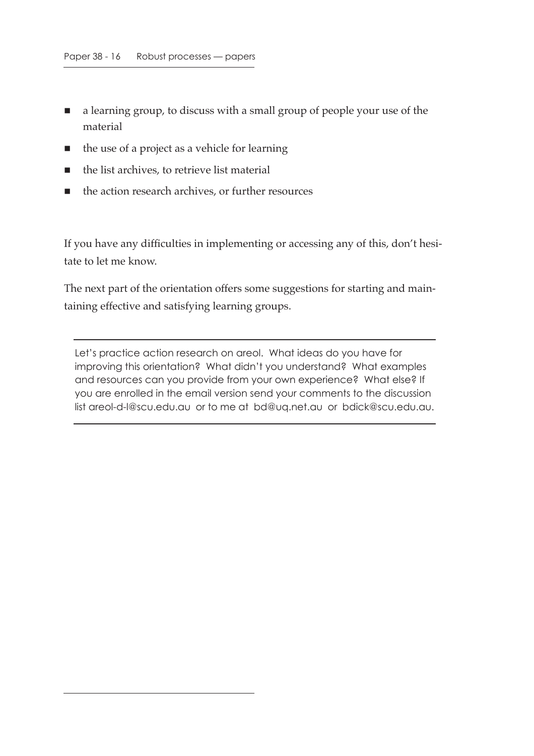- a learning group, to discuss with a small group of people your use of the material
- the use of a project as a vehicle for learning
- the list archives, to retrieve list material
- the action research archives, or further resources

If you have any difficulties in implementing or accessing any of this, don't hesitate to let me know.

The next part of the orientation offers some suggestions for starting and maintaining effective and satisfying learning groups.

---

Let's practice action research on areol. What ideas do you have for improving this orientation? What didn't you understand? What examples and resources can you provide from your own experience? What else? If you are enrolled in the email version send your comments to the discussion list areol-d-l@scu.edu.au or to me at bd@uq.net.au or bdick@scu.edu.au.

---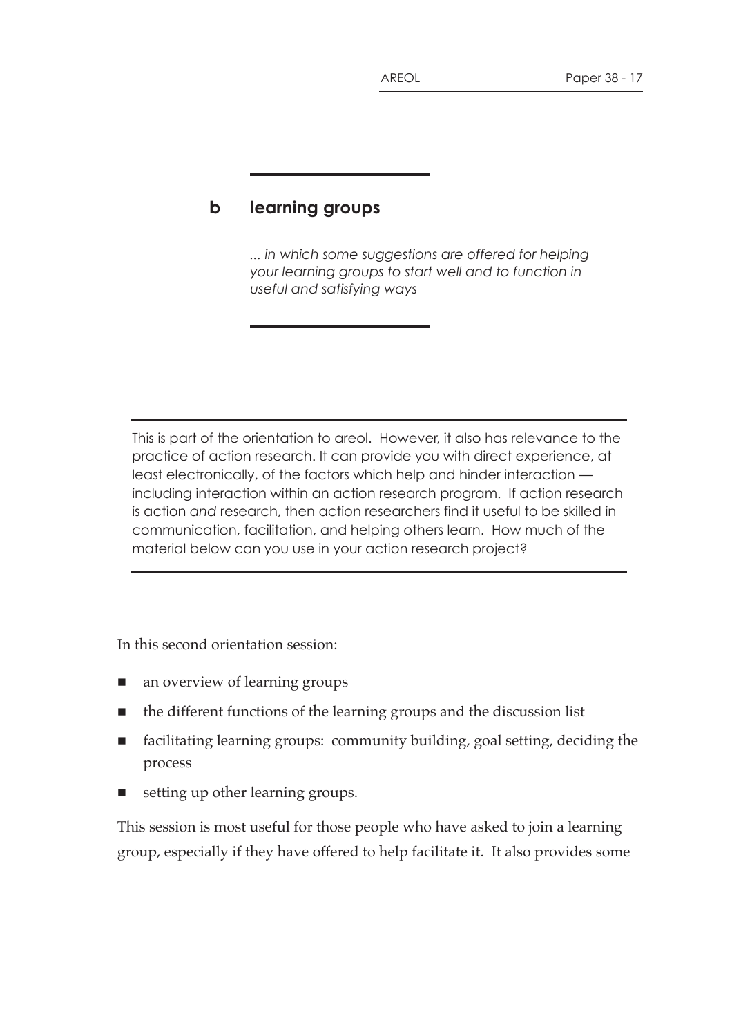## b learning groups

*... in which some suggestions are offered for helping your learning groups to start well and to function in useful and satisfying ways*

---

This is part of the orientation to areol. However, it also has relevance to the practice of action research. It can provide you with direct experience, at least electronically, of the factors which help and hinder interaction — including interaction within an action research program. If action research is action *and* research, then action researchers find it useful to be skilled in communication, facilitation, and helping others learn. How much of the material below can you use in your action research project?

---

In this second orientation session:

- an overview of learning groups
- the different functions of the learning groups and the discussion list
- facilitating learning groups: community building, goal setting, deciding the process
- setting up other learning groups.

This session is most useful for those people who have asked to join a learning group, especially if they have offered to help facilitate it. It also provides some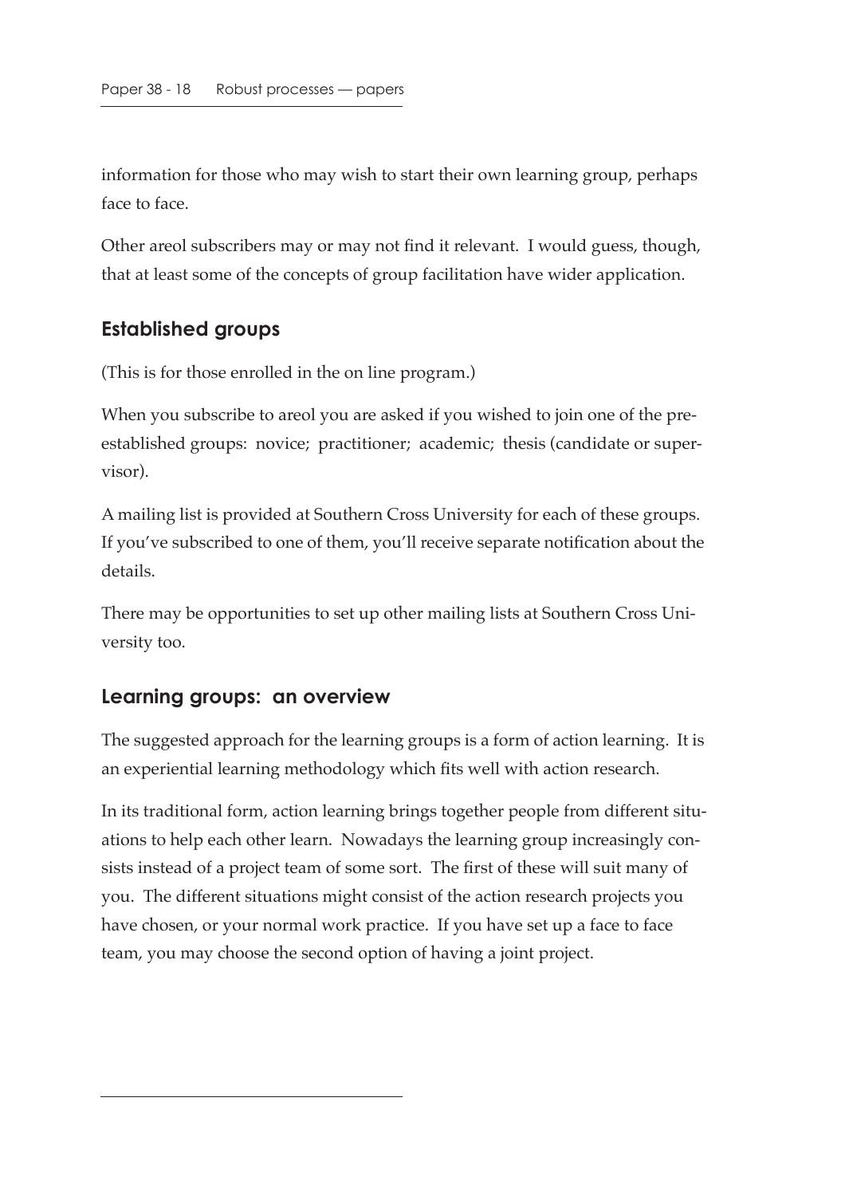information for those who may wish to start their own learning group, perhaps face to face.

Other areol subscribers may or may not find it relevant. I would guess, though, that at least some of the concepts of group facilitation have wider application.

## Established groups

(This is for those enrolled in the on line program.)

When you subscribe to areol you are asked if you wished to join one of the pre-established groups: novice; practitioner; academic; thesis (candidate or supervisor).

A mailing list is provided at Southern Cross University for each of these groups. If you've subscribed to one of them, you'll receive separate notification about the details.

There may be opportunities to set up other mailing lists at Southern Cross University too.

## Learning groups: an overview

The suggested approach for the learning groups is a form of action learning. It is an experiential learning methodology which fits well with action research.

In its traditional form, action learning brings together people from different situations to help each other learn. Nowadays the learning group increasingly consists instead of a project team of some sort. The first of these will suit many of you. The different situations might consist of the action research projects you have chosen, or your normal work practice. If you have set up a face to face team, you may choose the second option of having a joint project.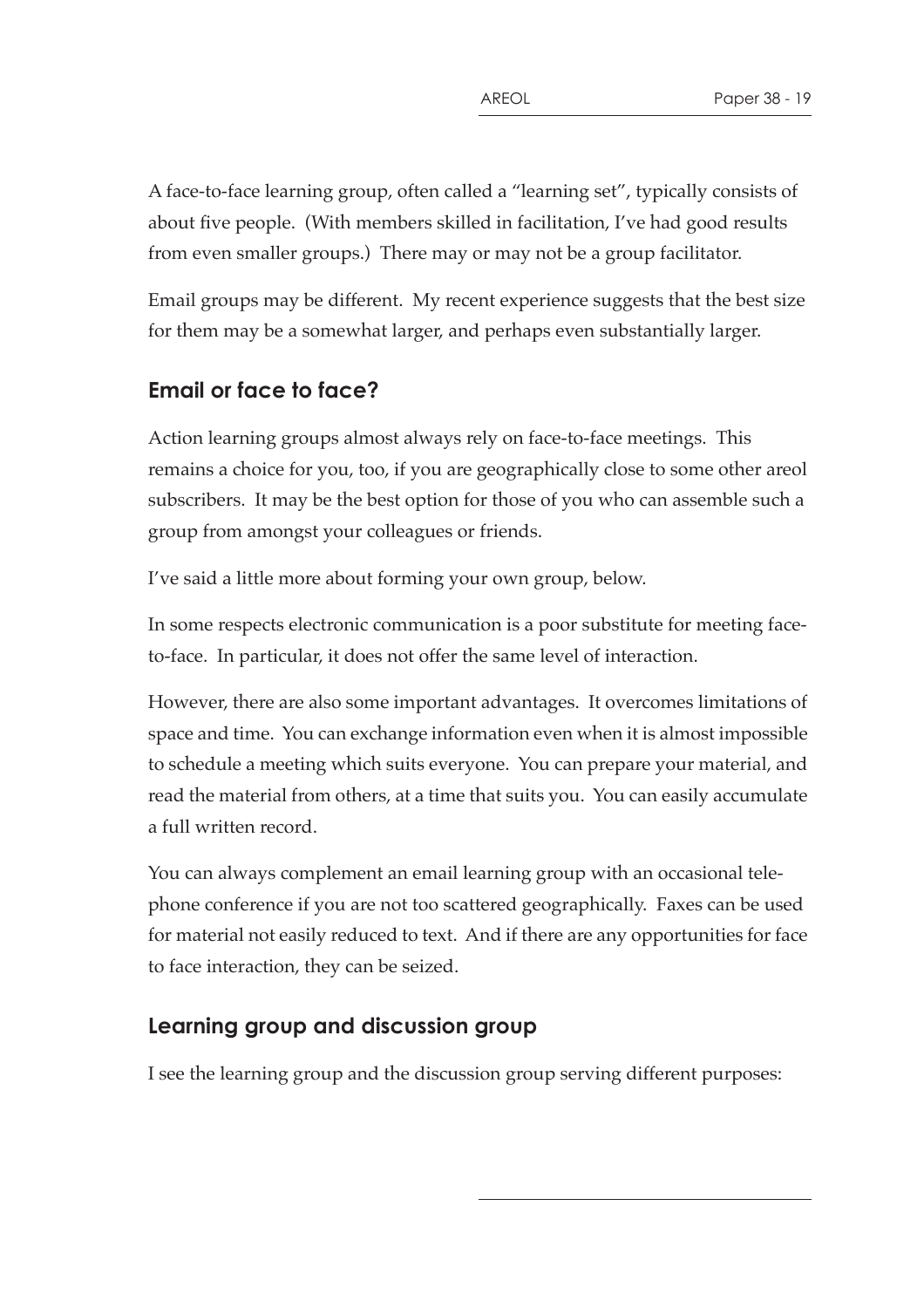A face-to-face learning group, often called a "learning set", typically consists of about five people. (With members skilled in facilitation, I've had good results from even smaller groups.) There may or may not be a group facilitator.

Email groups may be different. My recent experience suggests that the best size for them may be a somewhat larger, and perhaps even substantially larger.

## Email or face to face?

Action learning groups almost always rely on face-to-face meetings. This remains a choice for you, too, if you are geographically close to some other areol subscribers. It may be the best option for those of you who can assemble such a group from amongst your colleagues or friends.

I've said a little more about forming your own group, below.

In some respects electronic communication is a poor substitute for meeting face-to-face. In particular, it does not offer the same level of interaction.

However, there are also some important advantages. It overcomes limitations of space and time. You can exchange information even when it is almost impossible to schedule a meeting which suits everyone. You can prepare your material, and read the material from others, at a time that suits you. You can easily accumulate a full written record.

You can always complement an email learning group with an occasional telephone conference if you are not too scattered geographically. Faxes can be used for material not easily reduced to text. And if there are any opportunities for face to face interaction, they can be seized.

## Learning group and discussion group

I see the learning group and the discussion group serving different purposes: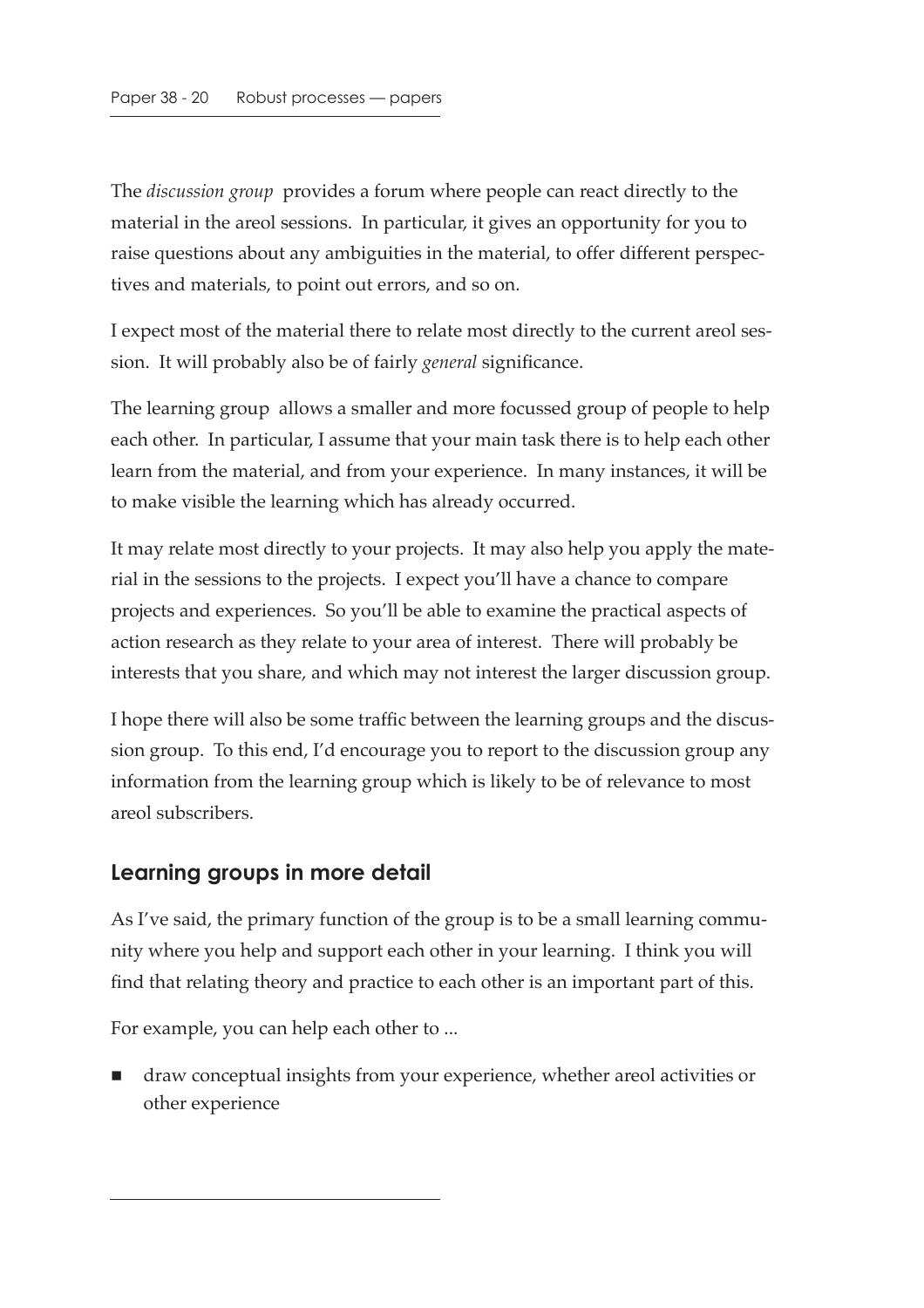The *discussion group* provides a forum where people can react directly to the material in the areol sessions. In particular, it gives an opportunity for you to raise questions about any ambiguities in the material, to offer different perspectives and materials, to point out errors, and so on.

I expect most of the material there to relate most directly to the current areol session. It will probably also be of fairly *general* significance.

The learning group allows a smaller and more focussed group of people to help each other. In particular, I assume that your main task there is to help each other learn from the material, and from your experience. In many instances, it will be to make visible the learning which has already occurred.

It may relate most directly to your projects. It may also help you apply the material in the sessions to the projects. I expect you'll have a chance to compare projects and experiences. So you'll be able to examine the practical aspects of action research as they relate to your area of interest. There will probably be interests that you share, and which may not interest the larger discussion group.

I hope there will also be some traffic between the learning groups and the discussion group. To this end, I'd encourage you to report to the discussion group any information from the learning group which is likely to be of relevance to most areol subscribers.

## Learning groups in more detail

As I've said, the primary function of the group is to be a small learning community where you help and support each other in your learning. I think you will find that relating theory and practice to each other is an important part of this.

For example, you can help each other to ...

- draw conceptual insights from your experience, whether areol activities or other experience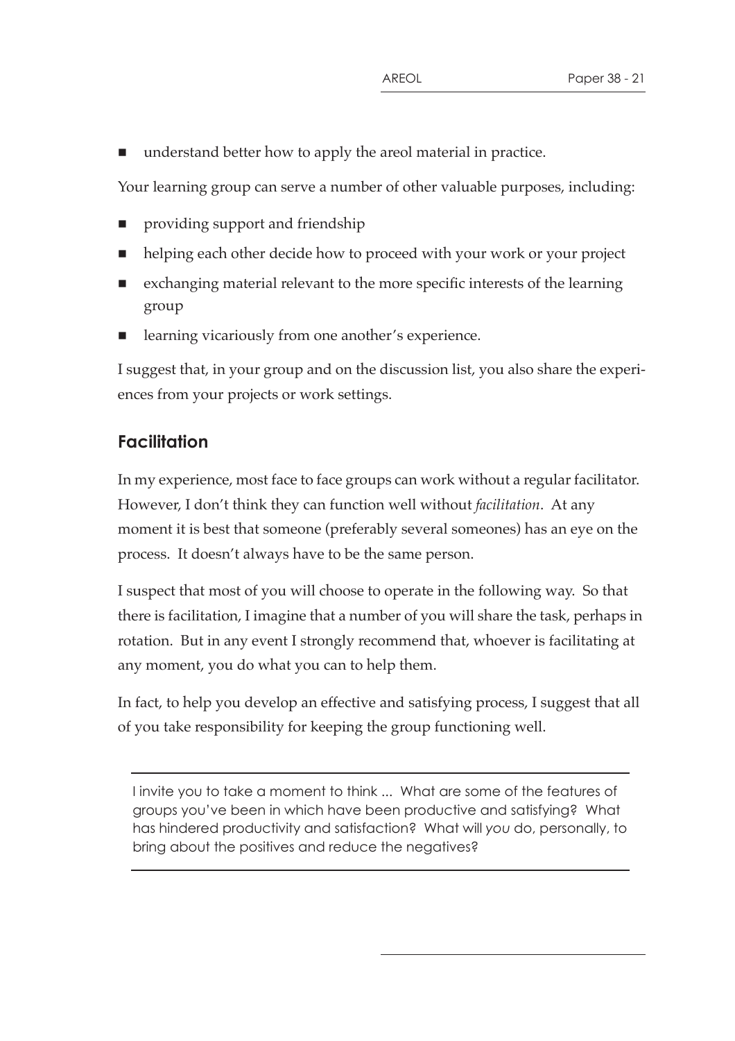- understand better how to apply the areol material in practice.

Your learning group can serve a number of other valuable purposes, including:

- providing support and friendship
- helping each other decide how to proceed with your work or your project
- exchanging material relevant to the more specific interests of the learning group
- learning vicariously from one another's experience.

I suggest that, in your group and on the discussion list, you also share the experiences from your projects or work settings.

## Facilitation

In my experience, most face to face groups can work without a regular facilitator. However, I don't think they can function well without *facilitation*. At any moment it is best that someone (preferably several someones) has an eye on the process. It doesn't always have to be the same person.

I suspect that most of you will choose to operate in the following way. So that there is facilitation, I imagine that a number of you will share the task, perhaps in rotation. But in any event I strongly recommend that, whoever is facilitating at any moment, you do what you can to help them.

In fact, to help you develop an effective and satisfying process, I suggest that all of you take responsibility for keeping the group functioning well.

---

I invite you to take a moment to think ... What are some of the features of groups you've been in which have been productive and satisfying? What has hindered productivity and satisfaction? What will *you* do, personally, to bring about the positives and reduce the negatives?

---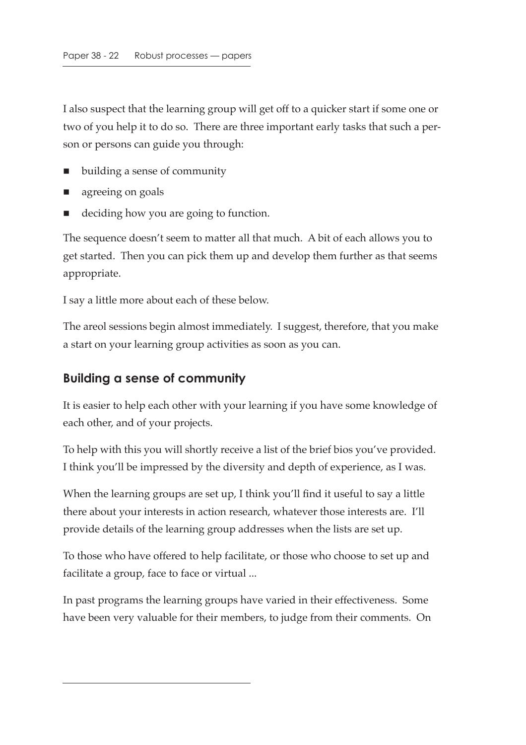I also suspect that the learning group will get off to a quicker start if some one or two of you help it to do so. There are three important early tasks that such a person or persons can guide you through:

- building a sense of community
- agreeing on goals
- deciding how you are going to function.

The sequence doesn't seem to matter all that much. A bit of each allows you to get started. Then you can pick them up and develop them further as that seems appropriate.

I say a little more about each of these below.

The areol sessions begin almost immediately. I suggest, therefore, that you make a start on your learning group activities as soon as you can.

## Building a sense of community

It is easier to help each other with your learning if you have some knowledge of each other, and of your projects.

To help with this you will shortly receive a list of the brief bios you've provided. I think you'll be impressed by the diversity and depth of experience, as I was.

When the learning groups are set up, I think you'll find it useful to say a little there about your interests in action research, whatever those interests are. I'll provide details of the learning group addresses when the lists are set up.

To those who have offered to help facilitate, or those who choose to set up and facilitate a group, face to face or virtual ...

In past programs the learning groups have varied in their effectiveness. Some have been very valuable for their members, to judge from their comments. On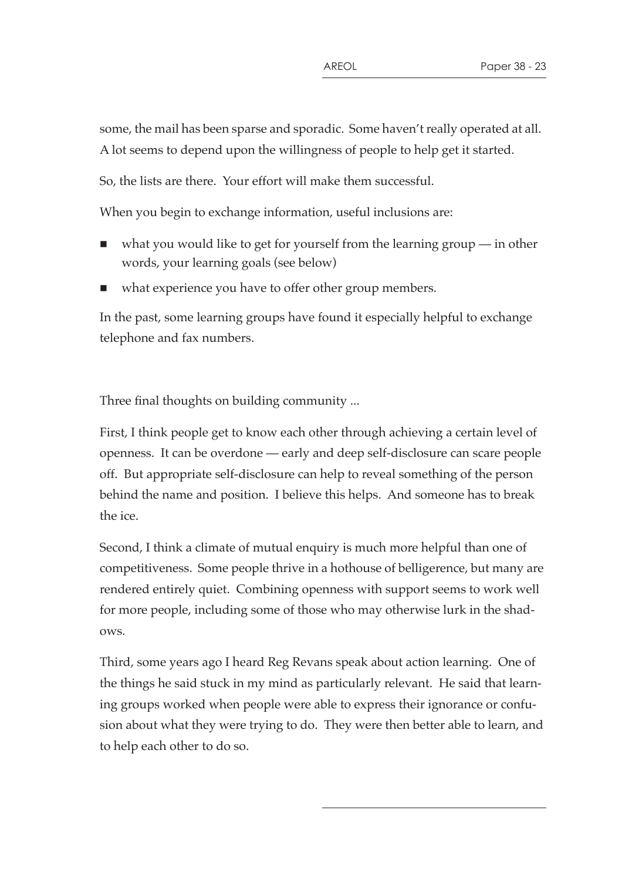some, the mail has been sparse and sporadic. Some haven't really operated at all. A lot seems to depend upon the willingness of people to help get it started.

So, the lists are there. Your effort will make them successful.

When you begin to exchange information, useful inclusions are:

- what you would like to get for yourself from the learning group — in other words, your learning goals (see below)
- what experience you have to offer other group members.

In the past, some learning groups have found it especially helpful to exchange telephone and fax numbers.

Three final thoughts on building community ...

First, I think people get to know each other through achieving a certain level of openness. It can be overdone — early and deep self-disclosure can scare people off. But appropriate self-disclosure can help to reveal something of the person behind the name and position. I believe this helps. And someone has to break the ice.

Second, I think a climate of mutual enquiry is much more helpful than one of competitiveness. Some people thrive in a hothouse of belligerence, but many are rendered entirely quiet. Combining openness with support seems to work well for more people, including some of those who may otherwise lurk in the shadows.

Third, some years ago I heard Reg Revans speak about action learning. One of the things he said stuck in my mind as particularly relevant. He said that learning groups worked when people were able to express their ignorance or confusion about what they were trying to do. They were then better able to learn, and to help each other to do so.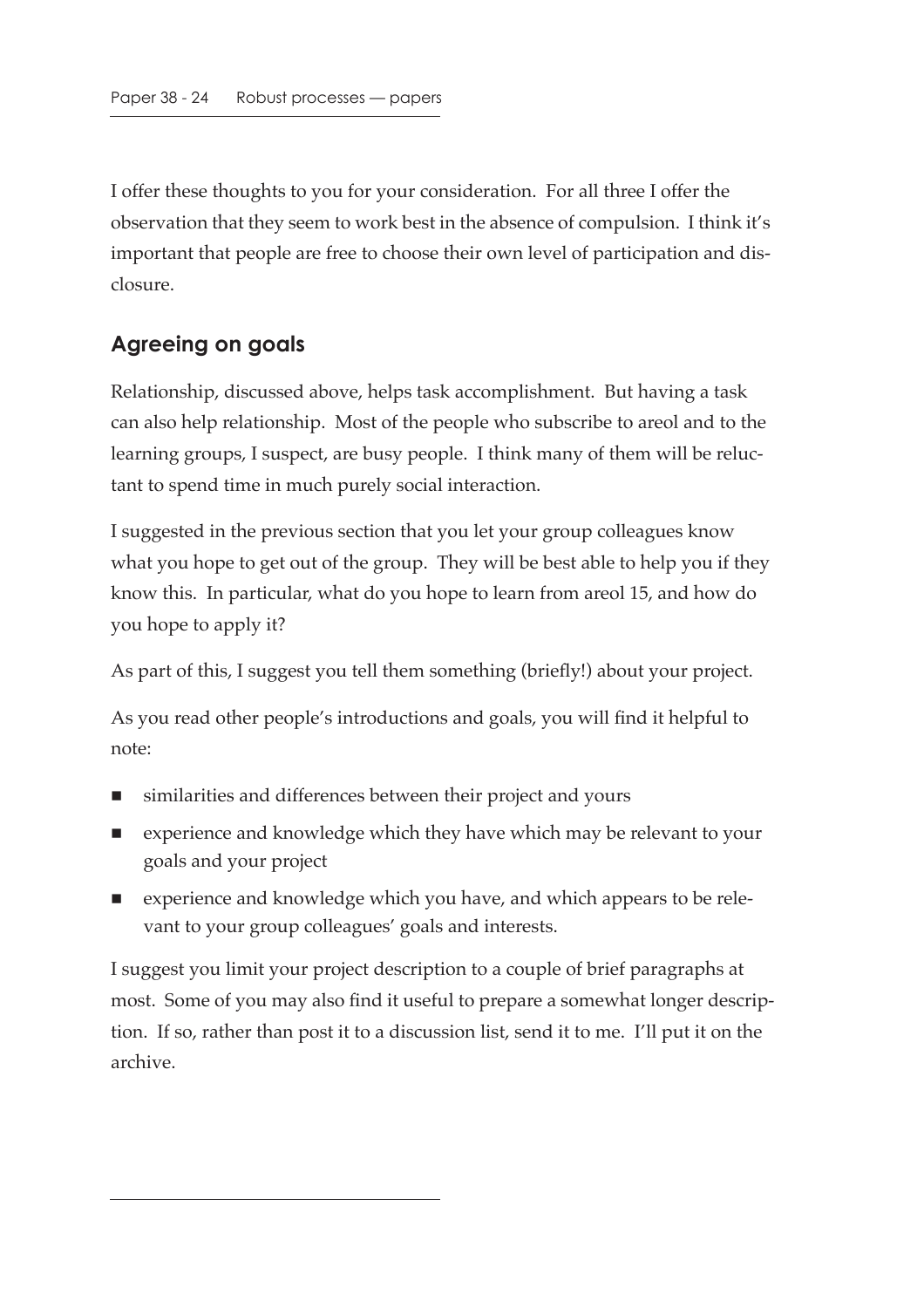I offer these thoughts to you for your consideration. For all three I offer the observation that they seem to work best in the absence of compulsion. I think it's important that people are free to choose their own level of participation and disclosure.

## Agreeing on goals

Relationship, discussed above, helps task accomplishment. But having a task can also help relationship. Most of the people who subscribe to areol and to the learning groups, I suspect, are busy people. I think many of them will be reluctant to spend time in much purely social interaction.

I suggested in the previous section that you let your group colleagues know what you hope to get out of the group. They will be best able to help you if they know this. In particular, what do you hope to learn from areol 15, and how do you hope to apply it?

As part of this, I suggest you tell them something (briefly!) about your project.

As you read other people's introductions and goals, you will find it helpful to note:

- similarities and differences between their project and yours
- experience and knowledge which they have which may be relevant to your goals and your project
- experience and knowledge which you have, and which appears to be relevant to your group colleagues' goals and interests.

I suggest you limit your project description to a couple of brief paragraphs at most. Some of you may also find it useful to prepare a somewhat longer description. If so, rather than post it to a discussion list, send it to me. I'll put it on the archive.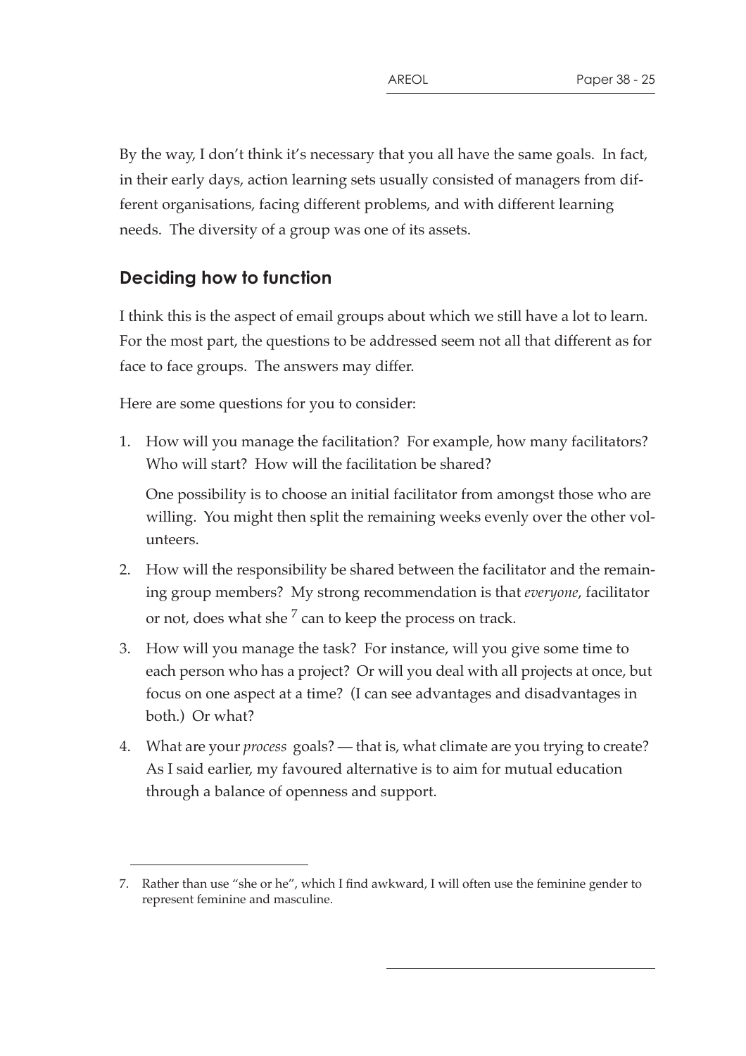By the way, I don't think it's necessary that you all have the same goals. In fact, in their early days, action learning sets usually consisted of managers from different organisations, facing different problems, and with different learning needs. The diversity of a group was one of its assets.

## Deciding how to function

I think this is the aspect of email groups about which we still have a lot to learn. For the most part, the questions to be addressed seem not all that different as for face to face groups. The answers may differ.

Here are some questions for you to consider:

1. How will you manage the facilitation? For example, how many facilitators? Who will start? How will the facilitation be shared?

   One possibility is to choose an initial facilitator from amongst those who are willing. You might then split the remaining weeks evenly over the other volunteers.

2. How will the responsibility be shared between the facilitator and the remaining group members? My strong recommendation is that *everyone*, facilitator or not, does what she [7] can to keep the process on track.

3. How will you manage the task? For instance, will you give some time to each person who has a project? Or will you deal with all projects at once, but focus on one aspect at a time? (I can see advantages and disadvantages in both.) Or what?

4. What are your *process* goals? — that is, what climate are you trying to create? As I said earlier, my favoured alternative is to aim for mutual education through a balance of openness and support.

---

7. Rather than use "she or he", which I find awkward, I will often use the feminine gender to represent feminine and masculine.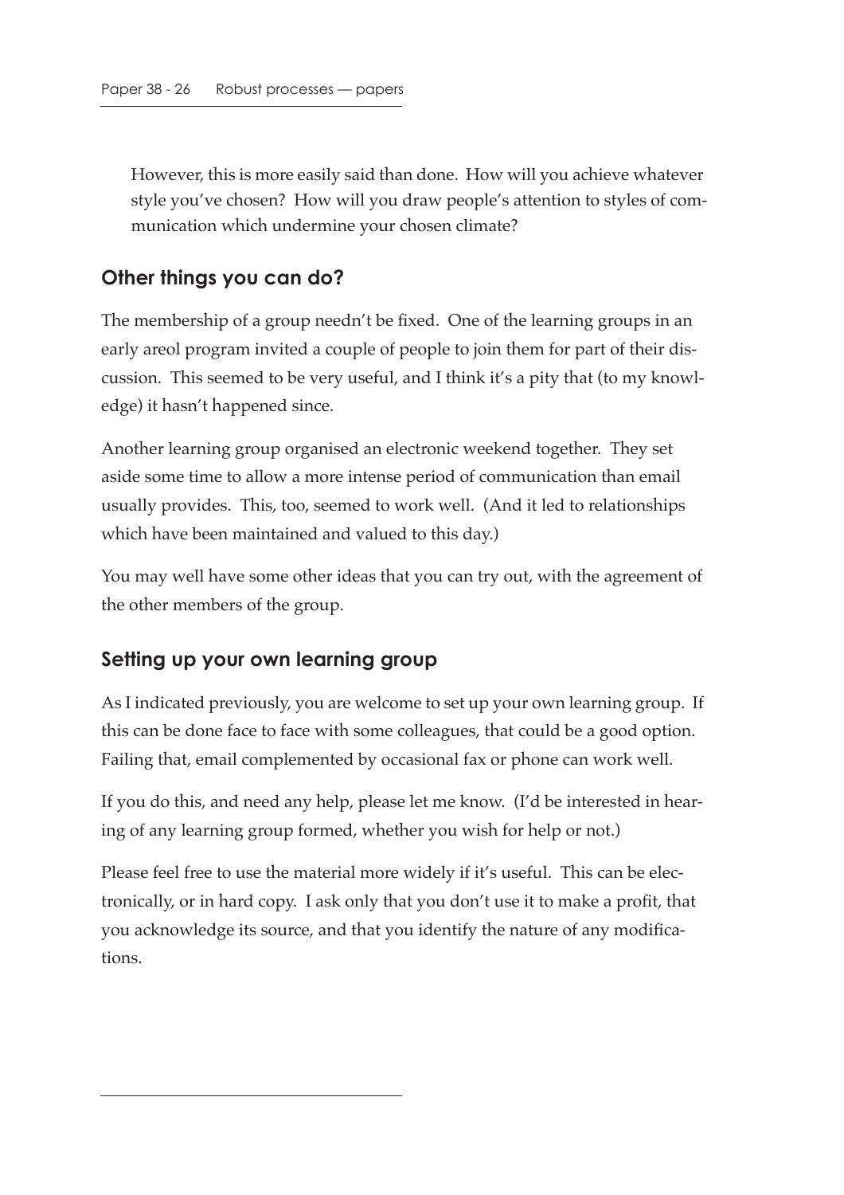However, this is more easily said than done. How will you achieve whatever style you've chosen? How will you draw people's attention to styles of communication which undermine your chosen climate?

## Other things you can do?

The membership of a group needn't be fixed. One of the learning groups in an early areol program invited a couple of people to join them for part of their discussion. This seemed to be very useful, and I think it's a pity that (to my knowledge) it hasn't happened since.

Another learning group organised an electronic weekend together. They set aside some time to allow a more intense period of communication than email usually provides. This, too, seemed to work well. (And it led to relationships which have been maintained and valued to this day.)

You may well have some other ideas that you can try out, with the agreement of the other members of the group.

## Setting up your own learning group

As I indicated previously, you are welcome to set up your own learning group. If this can be done face to face with some colleagues, that could be a good option. Failing that, email complemented by occasional fax or phone can work well.

If you do this, and need any help, please let me know. (I'd be interested in hearing of any learning group formed, whether you wish for help or not.)

Please feel free to use the material more widely if it's useful. This can be electronically, or in hard copy. I ask only that you don't use it to make a profit, that you acknowledge its source, and that you identify the nature of any modifications.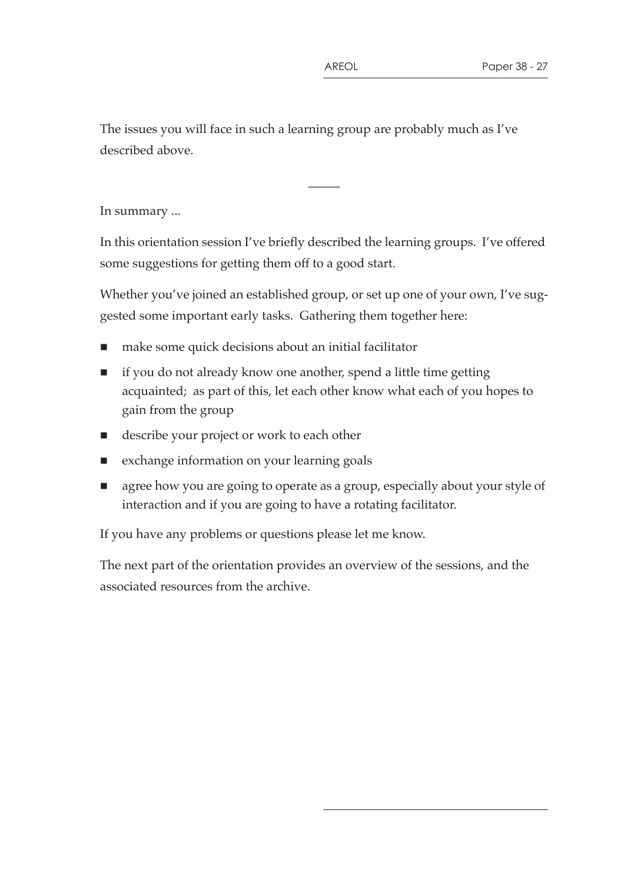The issues you will face in such a learning group are probably much as I've described above.

---

In summary ...

In this orientation session I've briefly described the learning groups. I've offered some suggestions for getting them off to a good start.

Whether you've joined an established group, or set up one of your own, I've suggested some important early tasks. Gathering them together here:

- make some quick decisions about an initial facilitator
- if you do not already know one another, spend a little time getting acquainted; as part of this, let each other know what each of you hopes to gain from the group
- describe your project or work to each other
- exchange information on your learning goals
- agree how you are going to operate as a group, especially about your style of interaction and if you are going to have a rotating facilitator.

If you have any problems or questions please let me know.

The next part of the orientation provides an overview of the sessions, and the associated resources from the archive.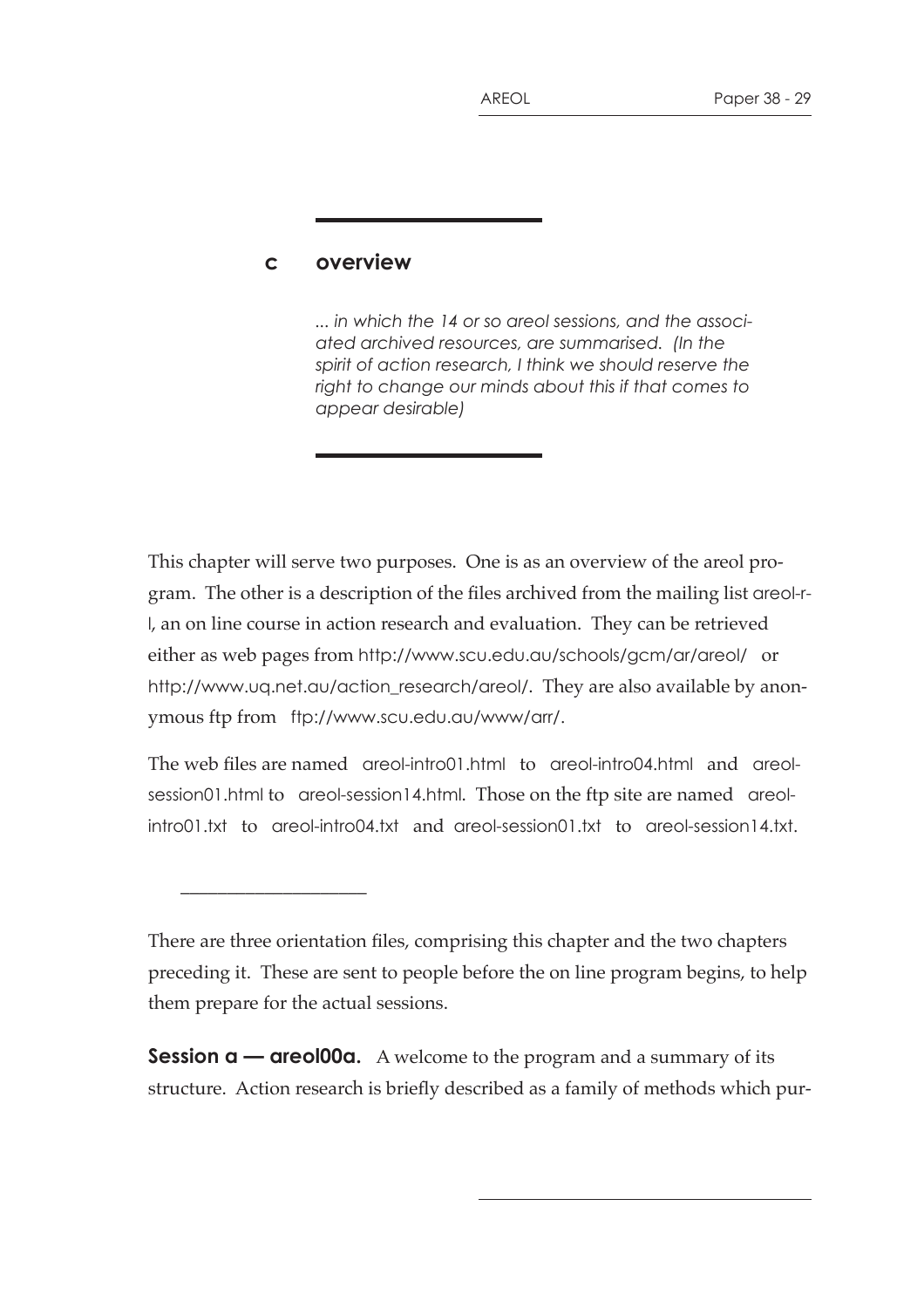## c overview

*... in which the 14 or so areol sessions, and the associated archived resources, are summarised. (In the spirit of action research, I think we should reserve the right to change our minds about this if that comes to appear desirable)*

This chapter will serve two purposes. One is as an overview of the areol program. The other is a description of the files archived from the mailing list areol-r-l, an on line course in action research and evaluation. They can be retrieved either as web pages from http://www.scu.edu.au/schools/gcm/ar/areol/ or http://www.uq.net.au/action_research/areol/. They are also available by anonymous ftp from ftp://www.scu.edu.au/www/arr/.

The web files are named areol-intro01.html to areol-intro04.html and areol-session01.html to areol-session14.html. Those on the ftp site are named areol-intro01.txt to areol-intro04.txt and areol-session01.txt to areol-session14.txt.

---

There are three orientation files, comprising this chapter and the two chapters preceding it. These are sent to people before the on line program begins, to help them prepare for the actual sessions.

**Session a — areol00a.** A welcome to the program and a summary of its structure. Action research is briefly described as a family of methods which pur-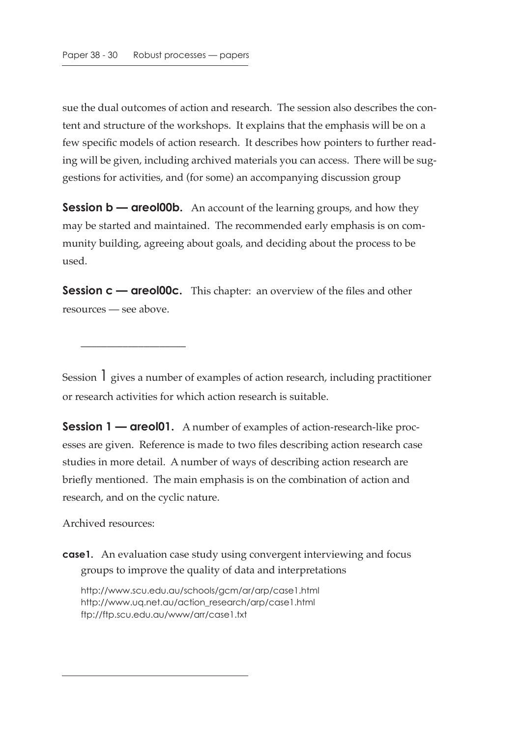sue the dual outcomes of action and research. The session also describes the content and structure of the workshops. It explains that the emphasis will be on a few specific models of action research. It describes how pointers to further reading will be given, including archived materials you can access. There will be suggestions for activities, and (for some) an accompanying discussion group

**Session b — areol00b.** An account of the learning groups, and how they may be started and maintained. The recommended early emphasis is on community building, agreeing about goals, and deciding about the process to be used.

**Session c — areol00c.** This chapter: an overview of the files and other resources — see above.

---

Session 1 gives a number of examples of action research, including practitioner or research activities for which action research is suitable.

**Session 1 — areol01.** A number of examples of action-research-like processes are given. Reference is made to two files describing action research case studies in more detail. A number of ways of describing action research are briefly mentioned. The main emphasis is on the combination of action and research, and on the cyclic nature.

Archived resources:

**case1.** An evaluation case study using convergent interviewing and focus groups to improve the quality of data and interpretations

http://www.scu.edu.au/schools/gcm/ar/arp/case1.html
http://www.uq.net.au/action_research/arp/case1.html
ftp://ftp.scu.edu.au/www/arr/case1.txt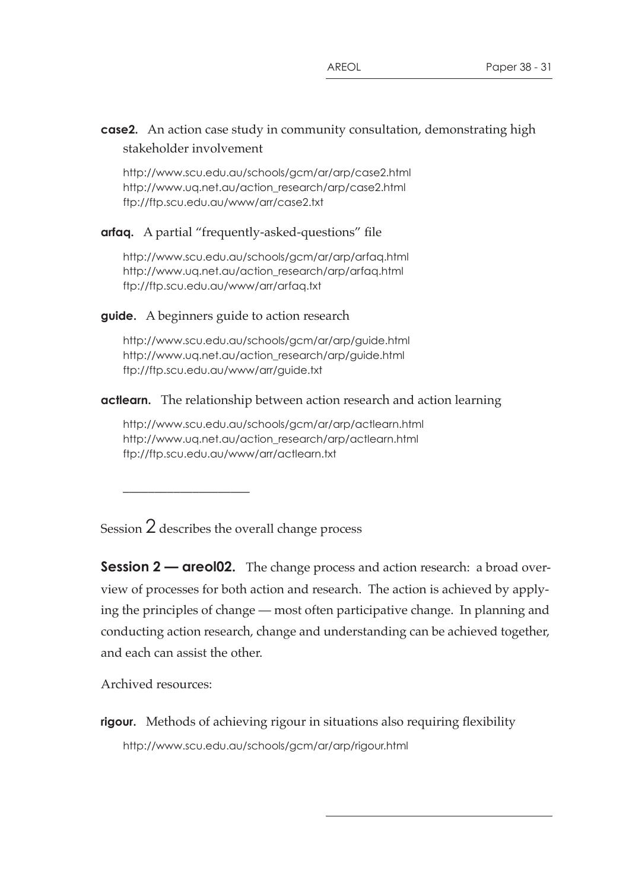**case2.** An action case study in community consultation, demonstrating high stakeholder involvement

http://www.scu.edu.au/schools/gcm/ar/arp/case2.html
http://www.uq.net.au/action_research/arp/case2.html
ftp://ftp.scu.edu.au/www/arr/case2.txt

**arfaq.** A partial "frequently-asked-questions" file

http://www.scu.edu.au/schools/gcm/ar/arp/arfaq.html
http://www.uq.net.au/action_research/arp/arfaq.html
ftp://ftp.scu.edu.au/www/arr/arfaq.txt

**guide.** A beginners guide to action research

http://www.scu.edu.au/schools/gcm/ar/arp/guide.html
http://www.uq.net.au/action_research/arp/guide.html
ftp://ftp.scu.edu.au/www/arr/guide.txt

**actlearn.** The relationship between action research and action learning

http://www.scu.edu.au/schools/gcm/ar/arp/actlearn.html
http://www.uq.net.au/action_research/arp/actlearn.html
ftp://ftp.scu.edu.au/www/arr/actlearn.txt

---

Session 2 describes the overall change process

**Session 2 — areol02.** The change process and action research: a broad overview of processes for both action and research. The action is achieved by applying the principles of change — most often participative change. In planning and conducting action research, change and understanding can be achieved together, and each can assist the other.

Archived resources:

**rigour.** Methods of achieving rigour in situations also requiring flexibility

http://www.scu.edu.au/schools/gcm/ar/arp/rigour.html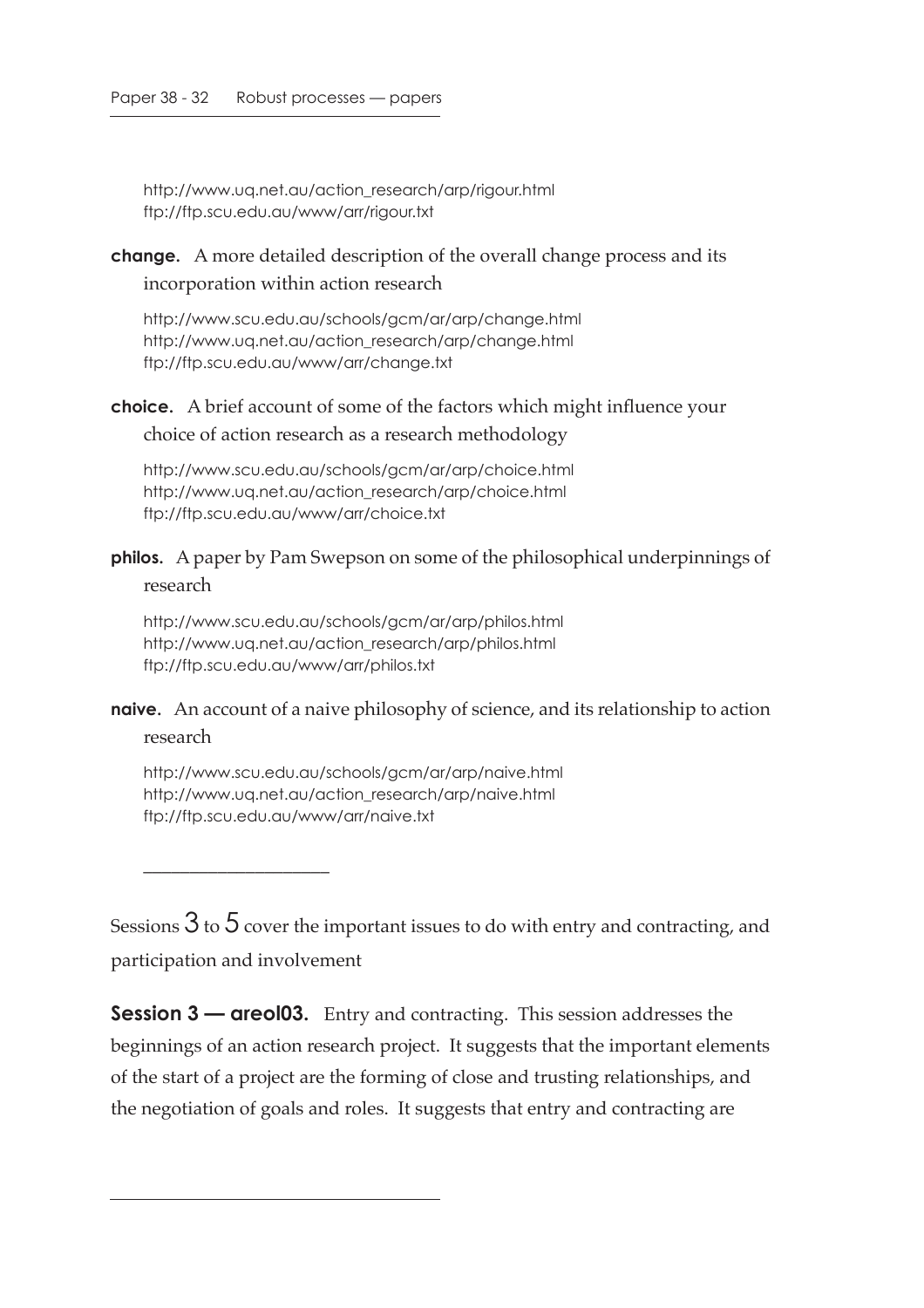http://www.uq.net.au/action_research/arp/rigour.html
ftp://ftp.scu.edu.au/www/arr/rigour.txt

**change.** A more detailed description of the overall change process and its incorporation within action research

http://www.scu.edu.au/schools/gcm/ar/arp/change.html
http://www.uq.net.au/action_research/arp/change.html
ftp://ftp.scu.edu.au/www/arr/change.txt

**choice.** A brief account of some of the factors which might influence your choice of action research as a research methodology

http://www.scu.edu.au/schools/gcm/ar/arp/choice.html
http://www.uq.net.au/action_research/arp/choice.html
ftp://ftp.scu.edu.au/www/arr/choice.txt

**philos.** A paper by Pam Swepson on some of the philosophical underpinnings of research

http://www.scu.edu.au/schools/gcm/ar/arp/philos.html
http://www.uq.net.au/action_research/arp/philos.html
ftp://ftp.scu.edu.au/www/arr/philos.txt

**naive.** An account of a naive philosophy of science, and its relationship to action research

http://www.scu.edu.au/schools/gcm/ar/arp/naive.html
http://www.uq.net.au/action_research/arp/naive.html
ftp://ftp.scu.edu.au/www/arr/naive.txt

---

Sessions 3 to 5 cover the important issues to do with entry and contracting, and participation and involvement

**Session 3 — areol03.** Entry and contracting. This session addresses the beginnings of an action research project. It suggests that the important elements of the start of a project are the forming of close and trusting relationships, and the negotiation of goals and roles. It suggests that entry and contracting are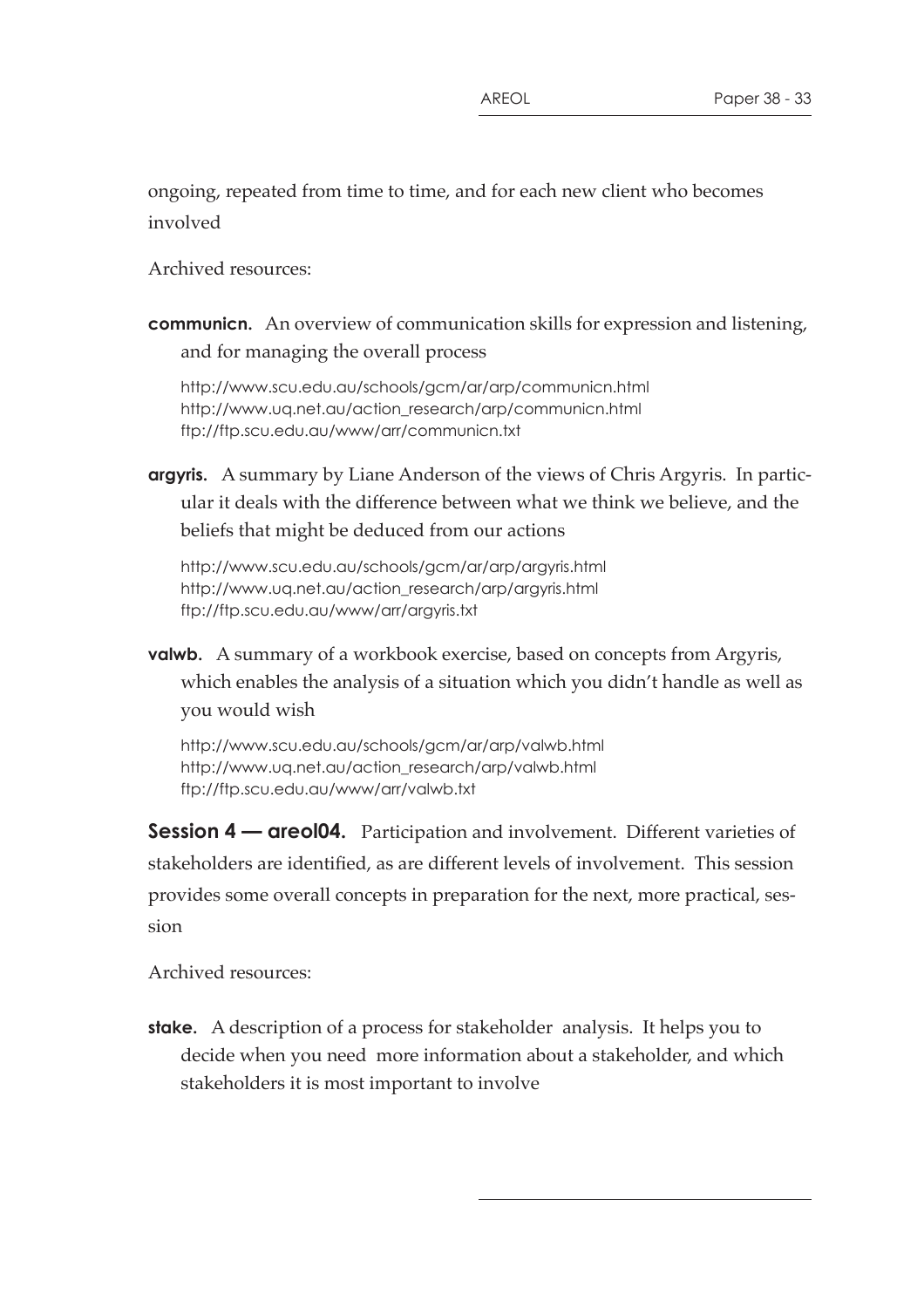ongoing, repeated from time to time, and for each new client who becomes involved

Archived resources:

**communicn.** An overview of communication skills for expression and listening, and for managing the overall process

http://www.scu.edu.au/schools/gcm/ar/arp/communicn.html
http://www.uq.net.au/action_research/arp/communicn.html
ftp://ftp.scu.edu.au/www/arr/communicn.txt

**argyris.** A summary by Liane Anderson of the views of Chris Argyris. In particular it deals with the difference between what we think we believe, and the beliefs that might be deduced from our actions

http://www.scu.edu.au/schools/gcm/ar/arp/argyris.html
http://www.uq.net.au/action_research/arp/argyris.html
ftp://ftp.scu.edu.au/www/arr/argyris.txt

**valwb.** A summary of a workbook exercise, based on concepts from Argyris, which enables the analysis of a situation which you didn't handle as well as you would wish

http://www.scu.edu.au/schools/gcm/ar/arp/valwb.html
http://www.uq.net.au/action_research/arp/valwb.html
ftp://ftp.scu.edu.au/www/arr/valwb.txt

**Session 4 — areol04.** Participation and involvement. Different varieties of stakeholders are identified, as are different levels of involvement. This session provides some overall concepts in preparation for the next, more practical, session

Archived resources:

**stake.** A description of a process for stakeholder analysis. It helps you to decide when you need more information about a stakeholder, and which stakeholders it is most important to involve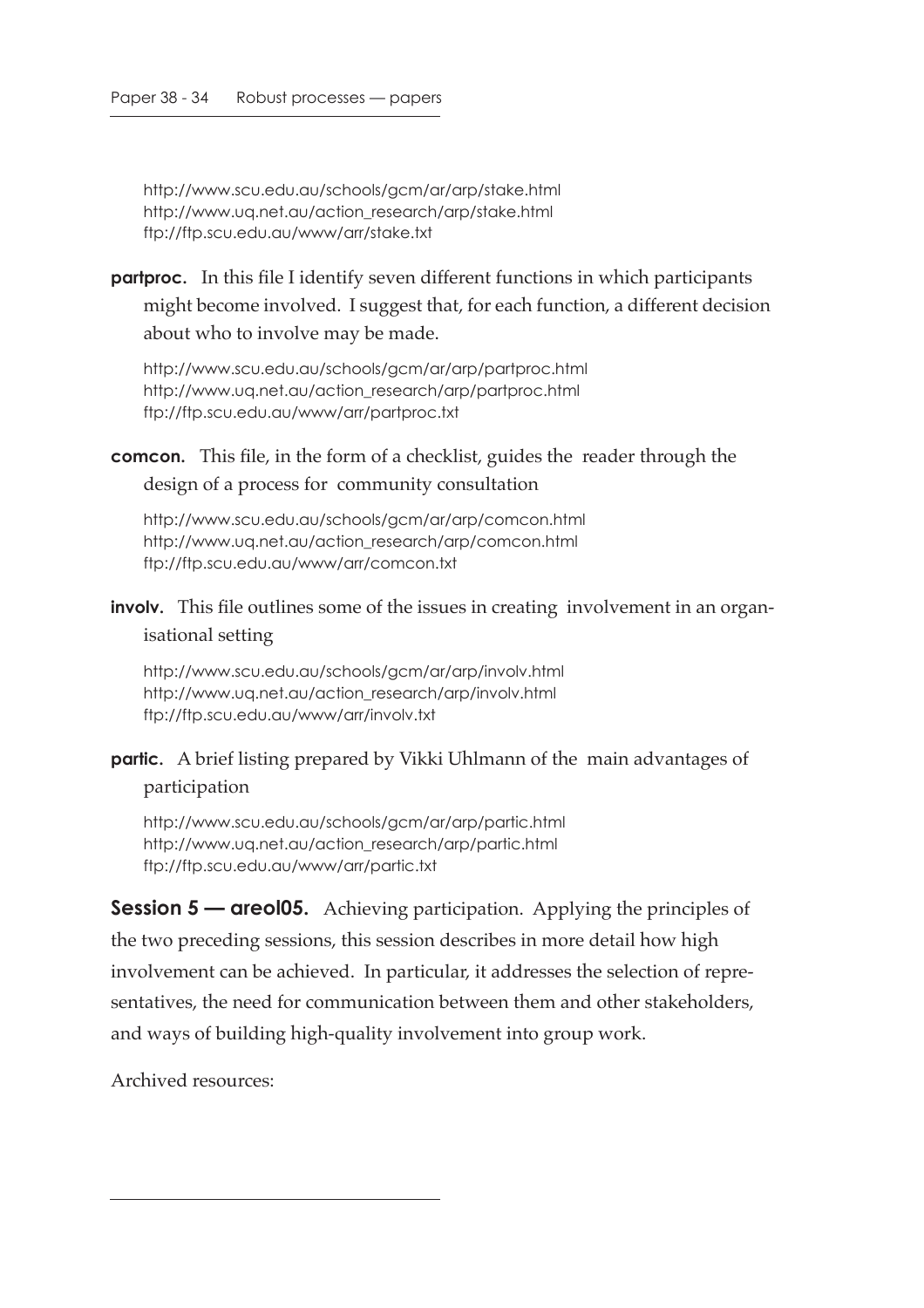http://www.scu.edu.au/schools/gcm/ar/arp/stake.html
http://www.uq.net.au/action_research/arp/stake.html
ftp://ftp.scu.edu.au/www/arr/stake.txt

**partproc.** In this file I identify seven different functions in which participants might become involved. I suggest that, for each function, a different decision about who to involve may be made.

http://www.scu.edu.au/schools/gcm/ar/arp/partproc.html
http://www.uq.net.au/action_research/arp/partproc.html
ftp://ftp.scu.edu.au/www/arr/partproc.txt

**comcon.** This file, in the form of a checklist, guides the reader through the design of a process for community consultation

http://www.scu.edu.au/schools/gcm/ar/arp/comcon.html
http://www.uq.net.au/action_research/arp/comcon.html
ftp://ftp.scu.edu.au/www/arr/comcon.txt

**involv.** This file outlines some of the issues in creating involvement in an organisational setting

http://www.scu.edu.au/schools/gcm/ar/arp/involv.html
http://www.uq.net.au/action_research/arp/involv.html
ftp://ftp.scu.edu.au/www/arr/involv.txt

**partic.** A brief listing prepared by Vikki Uhlmann of the main advantages of participation

http://www.scu.edu.au/schools/gcm/ar/arp/partic.html
http://www.uq.net.au/action_research/arp/partic.html
ftp://ftp.scu.edu.au/www/arr/partic.txt

**Session 5 — areol05.** Achieving participation. Applying the principles of the two preceding sessions, this session describes in more detail how high involvement can be achieved. In particular, it addresses the selection of representatives, the need for communication between them and other stakeholders, and ways of building high-quality involvement into group work.

Archived resources: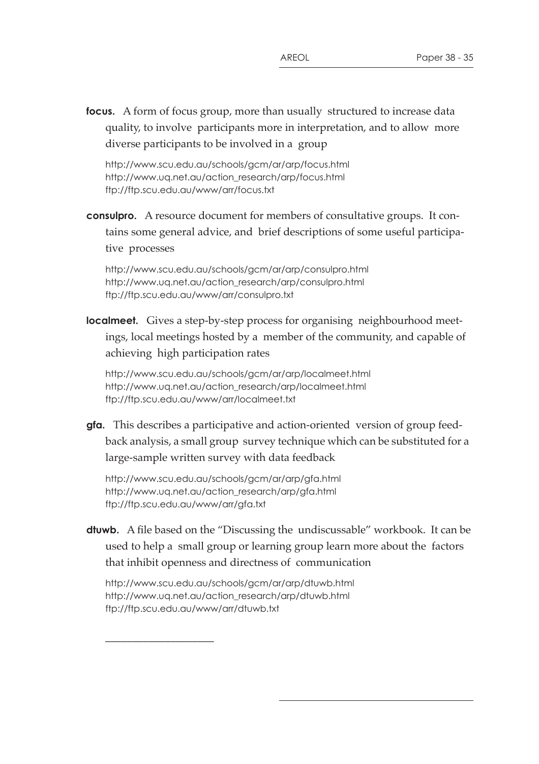**focus.** A form of focus group, more than usually structured to increase data quality, to involve participants more in interpretation, and to allow more diverse participants to be involved in a group

http://www.scu.edu.au/schools/gcm/ar/arp/focus.html
http://www.uq.net.au/action_research/arp/focus.html
ftp://ftp.scu.edu.au/www/arr/focus.txt

**consulpro.** A resource document for members of consultative groups. It contains some general advice, and brief descriptions of some useful participative processes

http://www.scu.edu.au/schools/gcm/ar/arp/consulpro.html
http://www.uq.net.au/action_research/arp/consulpro.html
ftp://ftp.scu.edu.au/www/arr/consulpro.txt

**localmeet.** Gives a step-by-step process for organising neighbourhood meetings, local meetings hosted by a member of the community, and capable of achieving high participation rates

http://www.scu.edu.au/schools/gcm/ar/arp/localmeet.html
http://www.uq.net.au/action_research/arp/localmeet.html
ftp://ftp.scu.edu.au/www/arr/localmeet.txt

**gfa.** This describes a participative and action-oriented version of group feedback analysis, a small group survey technique which can be substituted for a large-sample written survey with data feedback

http://www.scu.edu.au/schools/gcm/ar/arp/gfa.html
http://www.uq.net.au/action_research/arp/gfa.html
ftp://ftp.scu.edu.au/www/arr/gfa.txt

**dtuwb.** A file based on the "Discussing the undiscussable" workbook. It can be used to help a small group or learning group learn more about the factors that inhibit openness and directness of communication

http://www.scu.edu.au/schools/gcm/ar/arp/dtuwb.html
http://www.uq.net.au/action_research/arp/dtuwb.html
ftp://ftp.scu.edu.au/www/arr/dtuwb.txt

_____________________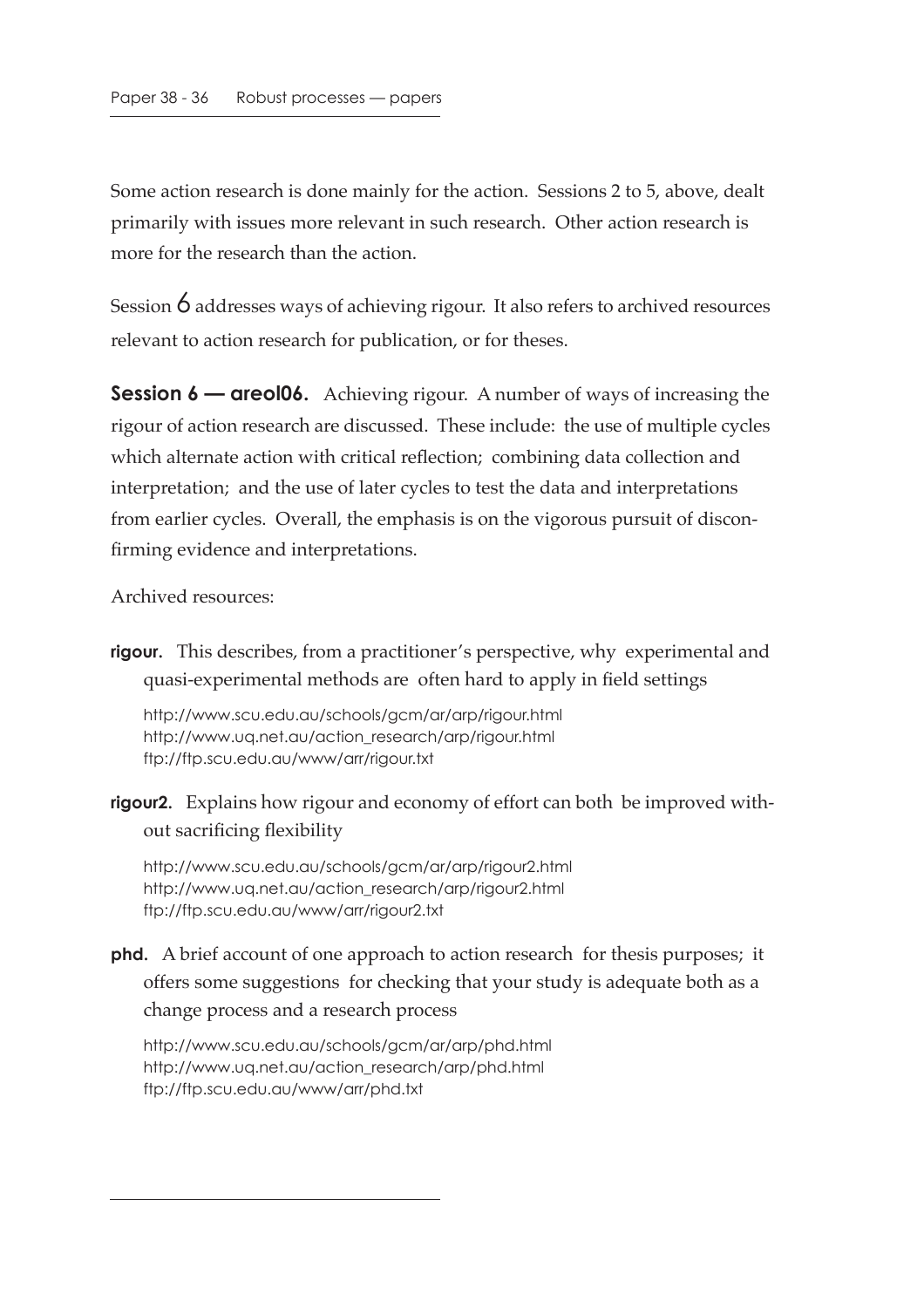Some action research is done mainly for the action. Sessions 2 to 5, above, dealt primarily with issues more relevant in such research. Other action research is more for the research than the action.

Session 6 addresses ways of achieving rigour. It also refers to archived resources relevant to action research for publication, or for theses.

**Session 6 — areol06.** Achieving rigour. A number of ways of increasing the rigour of action research are discussed. These include: the use of multiple cycles which alternate action with critical reflection; combining data collection and interpretation; and the use of later cycles to test the data and interpretations from earlier cycles. Overall, the emphasis is on the vigorous pursuit of disconfirming evidence and interpretations.

Archived resources:

**rigour.** This describes, from a practitioner's perspective, why experimental and quasi-experimental methods are often hard to apply in field settings

http://www.scu.edu.au/schools/gcm/ar/arp/rigour.html
http://www.uq.net.au/action_research/arp/rigour.html
ftp://ftp.scu.edu.au/www/arr/rigour.txt

**rigour2.** Explains how rigour and economy of effort can both be improved without sacrificing flexibility

http://www.scu.edu.au/schools/gcm/ar/arp/rigour2.html
http://www.uq.net.au/action_research/arp/rigour2.html
ftp://ftp.scu.edu.au/www/arr/rigour2.txt

**phd.** A brief account of one approach to action research for thesis purposes; it offers some suggestions for checking that your study is adequate both as a change process and a research process

http://www.scu.edu.au/schools/gcm/ar/arp/phd.html
http://www.uq.net.au/action_research/arp/phd.html
ftp://ftp.scu.edu.au/www/arr/phd.txt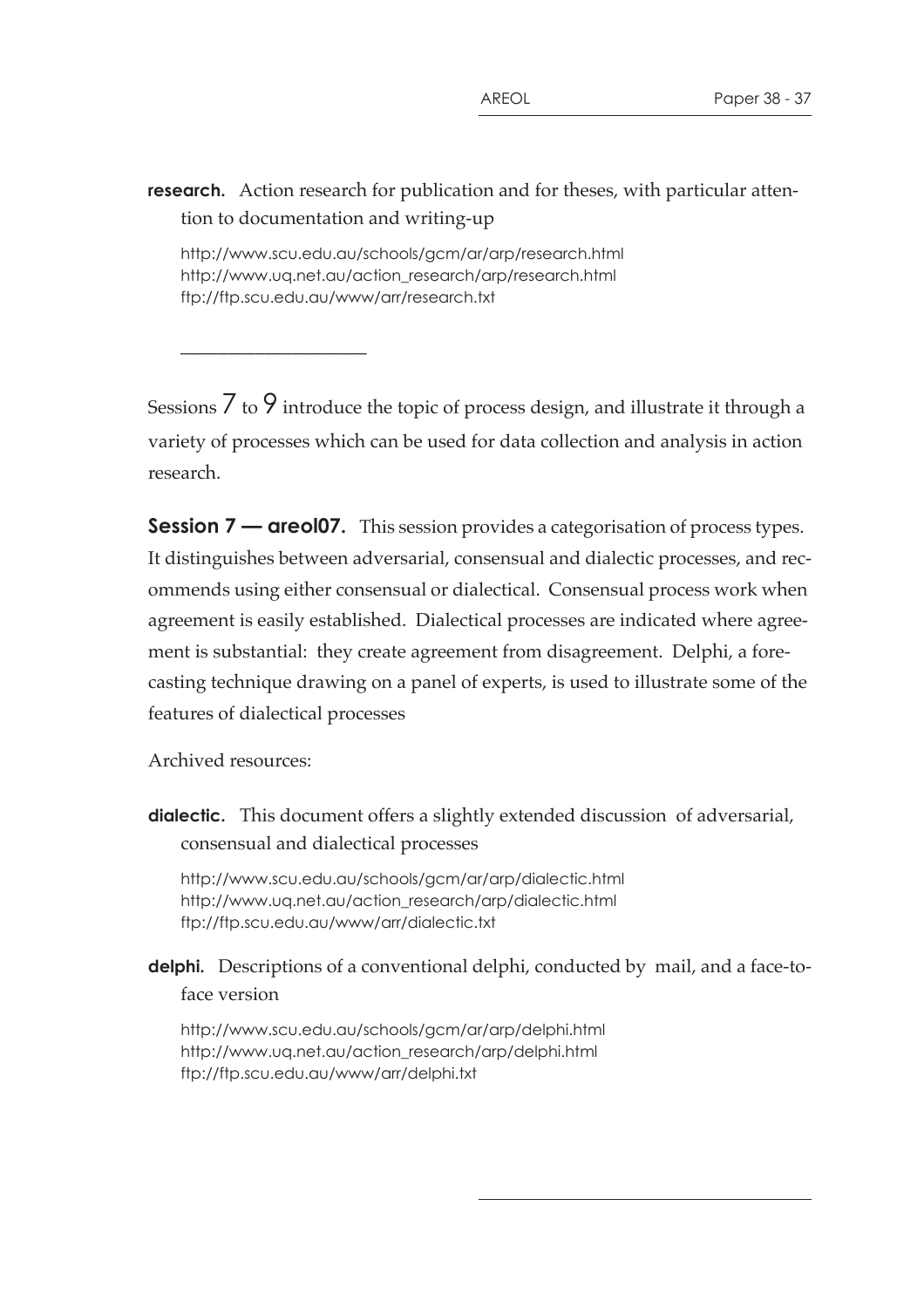**research.** Action research for publication and for theses, with particular attention to documentation and writing-up

http://www.scu.edu.au/schools/gcm/ar/arp/research.html
http://www.uq.net.au/action_research/arp/research.html
ftp://ftp.scu.edu.au/www/arr/research.txt

---

Sessions 7 to 9 introduce the topic of process design, and illustrate it through a variety of processes which can be used for data collection and analysis in action research.

**Session 7 — areol07.** This session provides a categorisation of process types. It distinguishes between adversarial, consensual and dialectic processes, and recommends using either consensual or dialectical. Consensual process work when agreement is easily established. Dialectical processes are indicated where agreement is substantial: they create agreement from disagreement. Delphi, a forecasting technique drawing on a panel of experts, is used to illustrate some of the features of dialectical processes

Archived resources:

**dialectic.** This document offers a slightly extended discussion of adversarial, consensual and dialectical processes

http://www.scu.edu.au/schools/gcm/ar/arp/dialectic.html
http://www.uq.net.au/action_research/arp/dialectic.html
ftp://ftp.scu.edu.au/www/arr/dialectic.txt

**delphi.** Descriptions of a conventional delphi, conducted by mail, and a face-to-face version

http://www.scu.edu.au/schools/gcm/ar/arp/delphi.html
http://www.uq.net.au/action_research/arp/delphi.html
ftp://ftp.scu.edu.au/www/arr/delphi.txt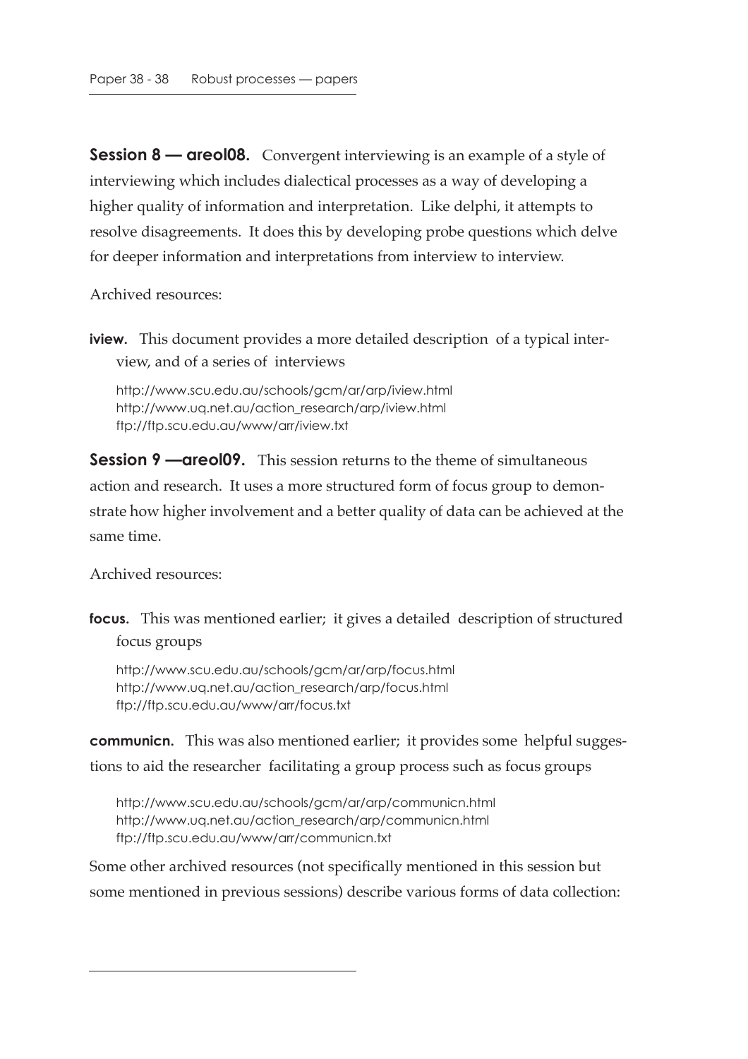**Session 8 — areol08.** Convergent interviewing is an example of a style of interviewing which includes dialectical processes as a way of developing a higher quality of information and interpretation. Like delphi, it attempts to resolve disagreements. It does this by developing probe questions which delve for deeper information and interpretations from interview to interview.

Archived resources:

**iview.** This document provides a more detailed description of a typical interview, and of a series of interviews

http://www.scu.edu.au/schools/gcm/ar/arp/iview.html
http://www.uq.net.au/action_research/arp/iview.html
ftp://ftp.scu.edu.au/www/arr/iview.txt

**Session 9 —areol09.** This session returns to the theme of simultaneous action and research. It uses a more structured form of focus group to demonstrate how higher involvement and a better quality of data can be achieved at the same time.

Archived resources:

**focus.** This was mentioned earlier; it gives a detailed description of structured focus groups

http://www.scu.edu.au/schools/gcm/ar/arp/focus.html
http://www.uq.net.au/action_research/arp/focus.html
ftp://ftp.scu.edu.au/www/arr/focus.txt

**communicn.** This was also mentioned earlier; it provides some helpful suggestions to aid the researcher facilitating a group process such as focus groups

http://www.scu.edu.au/schools/gcm/ar/arp/communicn.html
http://www.uq.net.au/action_research/arp/communicn.html
ftp://ftp.scu.edu.au/www/arr/communicn.txt

Some other archived resources (not specifically mentioned in this session but some mentioned in previous sessions) describe various forms of data collection: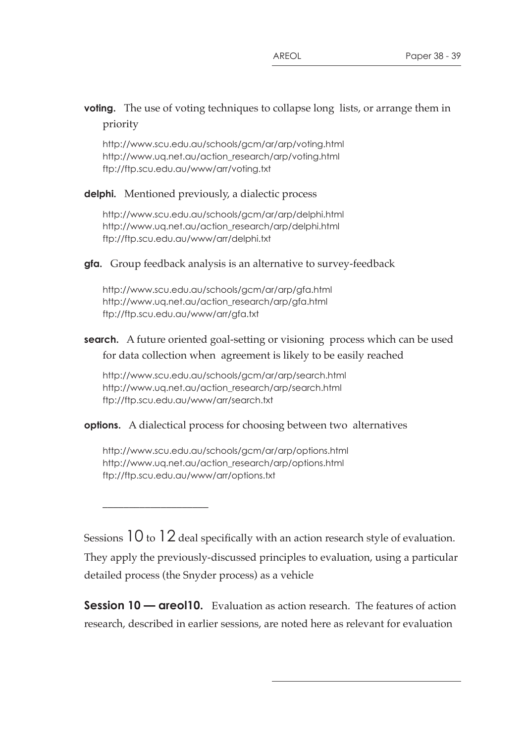**voting.** The use of voting techniques to collapse long lists, or arrange them in priority

http://www.scu.edu.au/schools/gcm/ar/arp/voting.html
http://www.uq.net.au/action_research/arp/voting.html
ftp://ftp.scu.edu.au/www/arr/voting.txt

**delphi.** Mentioned previously, a dialectic process

http://www.scu.edu.au/schools/gcm/ar/arp/delphi.html
http://www.uq.net.au/action_research/arp/delphi.html
ftp://ftp.scu.edu.au/www/arr/delphi.txt

**gfa.** Group feedback analysis is an alternative to survey-feedback

http://www.scu.edu.au/schools/gcm/ar/arp/gfa.html
http://www.uq.net.au/action_research/arp/gfa.html
ftp://ftp.scu.edu.au/www/arr/gfa.txt

**search.** A future oriented goal-setting or visioning process which can be used for data collection when agreement is likely to be easily reached

http://www.scu.edu.au/schools/gcm/ar/arp/search.html
http://www.uq.net.au/action_research/arp/search.html
ftp://ftp.scu.edu.au/www/arr/search.txt

**options.** A dialectical process for choosing between two alternatives

http://www.scu.edu.au/schools/gcm/ar/arp/options.html
http://www.uq.net.au/action_research/arp/options.html
ftp://ftp.scu.edu.au/www/arr/options.txt

---

Sessions 10 to 12 deal specifically with an action research style of evaluation. They apply the previously-discussed principles to evaluation, using a particular detailed process (the Snyder process) as a vehicle

**Session 10 — areol10.** Evaluation as action research. The features of action research, described in earlier sessions, are noted here as relevant for evaluation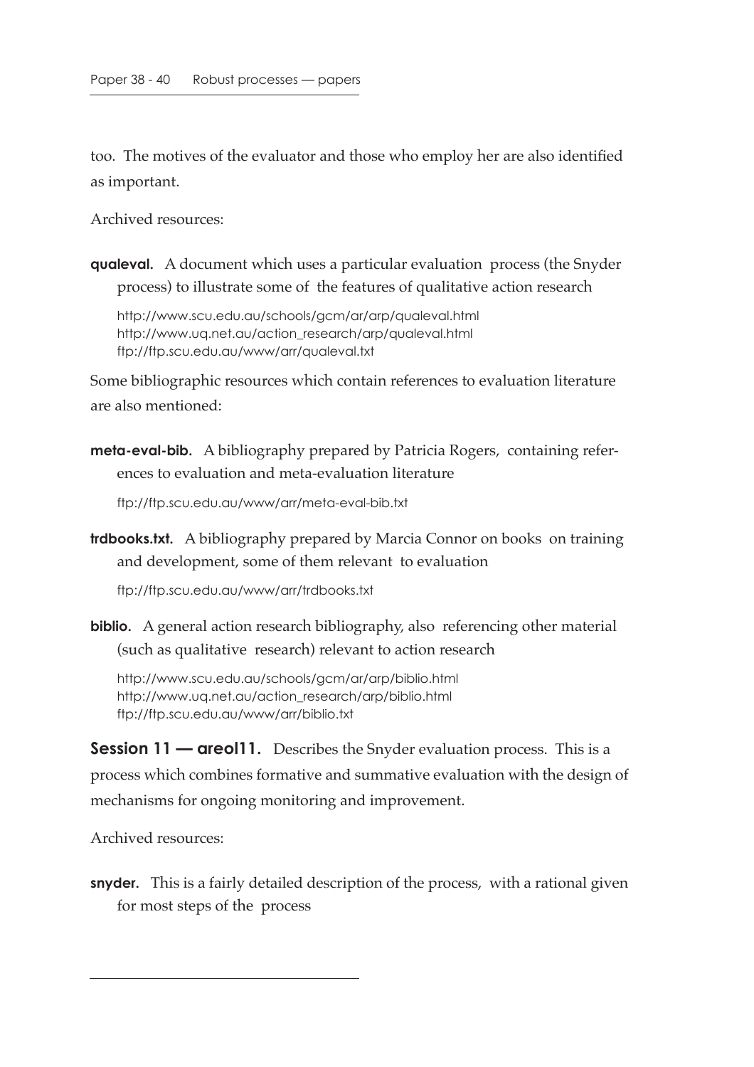too. The motives of the evaluator and those who employ her are also identified as important.

Archived resources:

**qualeval.** A document which uses a particular evaluation process (the Snyder process) to illustrate some of the features of qualitative action research

http://www.scu.edu.au/schools/gcm/ar/arp/qualeval.html
http://www.uq.net.au/action_research/arp/qualeval.html
ftp://ftp.scu.edu.au/www/arr/qualeval.txt

Some bibliographic resources which contain references to evaluation literature are also mentioned:

**meta-eval-bib.** A bibliography prepared by Patricia Rogers, containing references to evaluation and meta-evaluation literature

ftp://ftp.scu.edu.au/www/arr/meta-eval-bib.txt

**trdbooks.txt.** A bibliography prepared by Marcia Connor on books on training and development, some of them relevant to evaluation

ftp://ftp.scu.edu.au/www/arr/trdbooks.txt

**biblio.** A general action research bibliography, also referencing other material (such as qualitative research) relevant to action research

http://www.scu.edu.au/schools/gcm/ar/arp/biblio.html
http://www.uq.net.au/action_research/arp/biblio.html
ftp://ftp.scu.edu.au/www/arr/biblio.txt

**Session 11 — areol11.** Describes the Snyder evaluation process. This is a process which combines formative and summative evaluation with the design of mechanisms for ongoing monitoring and improvement.

Archived resources:

**snyder.** This is a fairly detailed description of the process, with a rational given for most steps of the process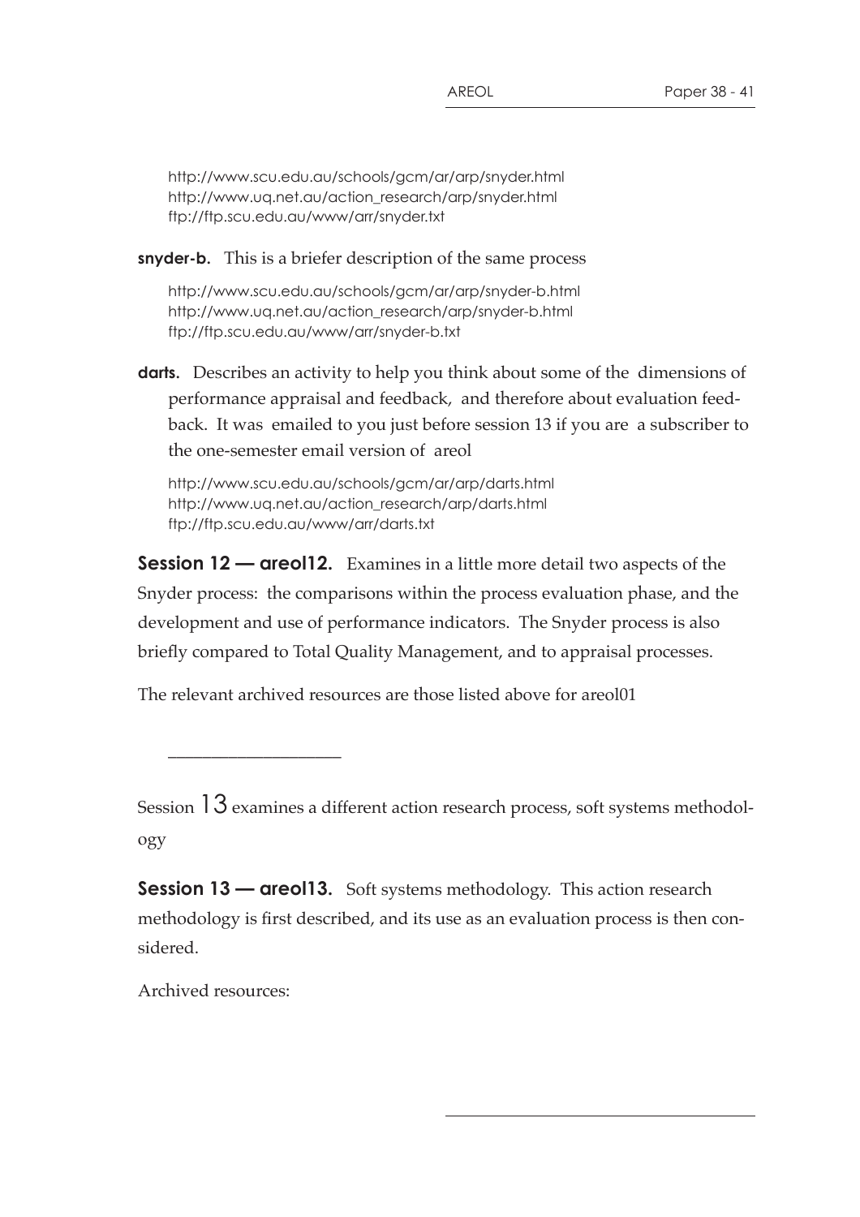http://www.scu.edu.au/schools/gcm/ar/arp/snyder.html
http://www.uq.net.au/action_research/arp/snyder.html
ftp://ftp.scu.edu.au/www/arr/snyder.txt

**snyder-b.** This is a briefer description of the same process

http://www.scu.edu.au/schools/gcm/ar/arp/snyder-b.html
http://www.uq.net.au/action_research/arp/snyder-b.html
ftp://ftp.scu.edu.au/www/arr/snyder-b.txt

**darts.** Describes an activity to help you think about some of the dimensions of performance appraisal and feedback, and therefore about evaluation feedback. It was emailed to you just before session 13 if you are a subscriber to the one-semester email version of areol

http://www.scu.edu.au/schools/gcm/ar/arp/darts.html
http://www.uq.net.au/action_research/arp/darts.html
ftp://ftp.scu.edu.au/www/arr/darts.txt

**Session 12 — areol12.** Examines in a little more detail two aspects of the Snyder process: the comparisons within the process evaluation phase, and the development and use of performance indicators. The Snyder process is also briefly compared to Total Quality Management, and to appraisal processes.

The relevant archived resources are those listed above for areol01

---

Session 13 examines a different action research process, soft systems methodology

**Session 13 — areol13.** Soft systems methodology. This action research methodology is first described, and its use as an evaluation process is then considered.

Archived resources: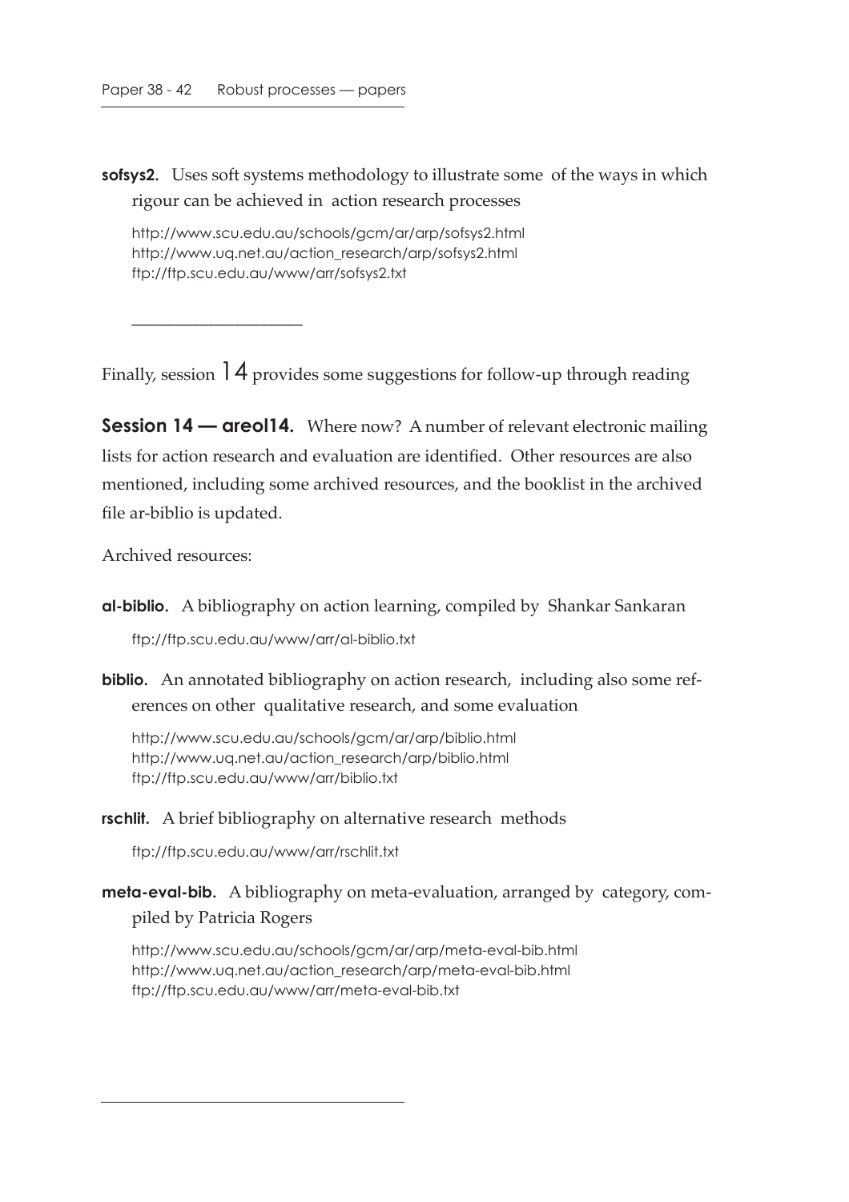**sofsys2.** Uses soft systems methodology to illustrate some of the ways in which rigour can be achieved in action research processes

http://www.scu.edu.au/schools/gcm/ar/arp/sofsys2.html
http://www.uq.net.au/action_research/arp/sofsys2.html
ftp://ftp.scu.edu.au/www/arr/sofsys2.txt

---

Finally, session 14 provides some suggestions for follow-up through reading

**Session 14 — areol14.** Where now? A number of relevant electronic mailing lists for action research and evaluation are identified. Other resources are also mentioned, including some archived resources, and the booklist in the archived file ar-biblio is updated.

Archived resources:

**al-biblio.** A bibliography on action learning, compiled by Shankar Sankaran

ftp://ftp.scu.edu.au/www/arr/al-biblio.txt

**biblio.** An annotated bibliography on action research, including also some references on other qualitative research, and some evaluation

http://www.scu.edu.au/schools/gcm/ar/arp/biblio.html
http://www.uq.net.au/action_research/arp/biblio.html
ftp://ftp.scu.edu.au/www/arr/biblio.txt

**rschlit.** A brief bibliography on alternative research methods

ftp://ftp.scu.edu.au/www/arr/rschlit.txt

**meta-eval-bib.** A bibliography on meta-evaluation, arranged by category, compiled by Patricia Rogers

http://www.scu.edu.au/schools/gcm/ar/arp/meta-eval-bib.html
http://www.uq.net.au/action_research/arp/meta-eval-bib.html
ftp://ftp.scu.edu.au/www/arr/meta-eval-bib.txt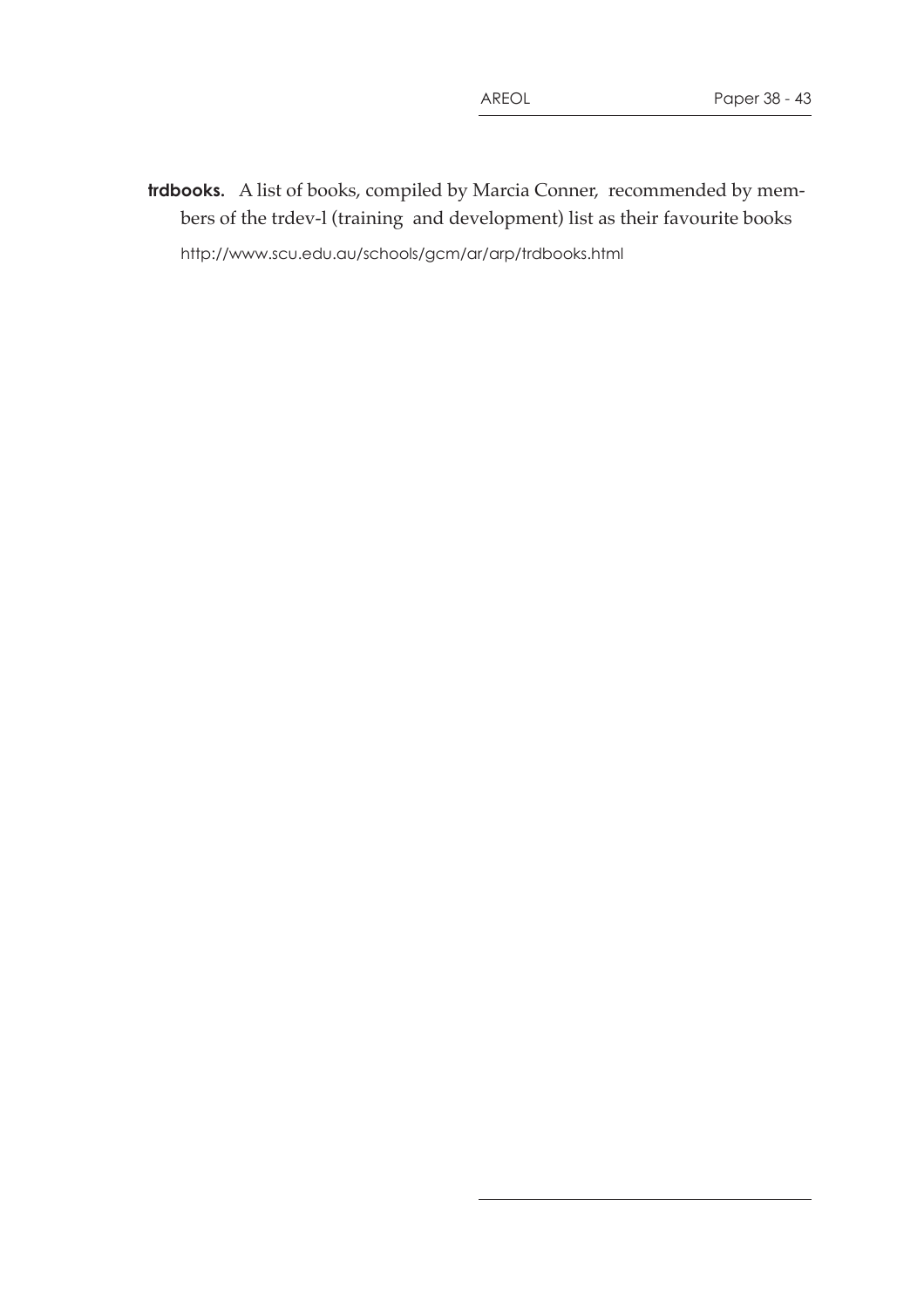**trdbooks.** A list of books, compiled by Marcia Conner, recommended by members of the trdev-l (training and development) list as their favourite books

http://www.scu.edu.au/schools/gcm/ar/arp/trdbooks.html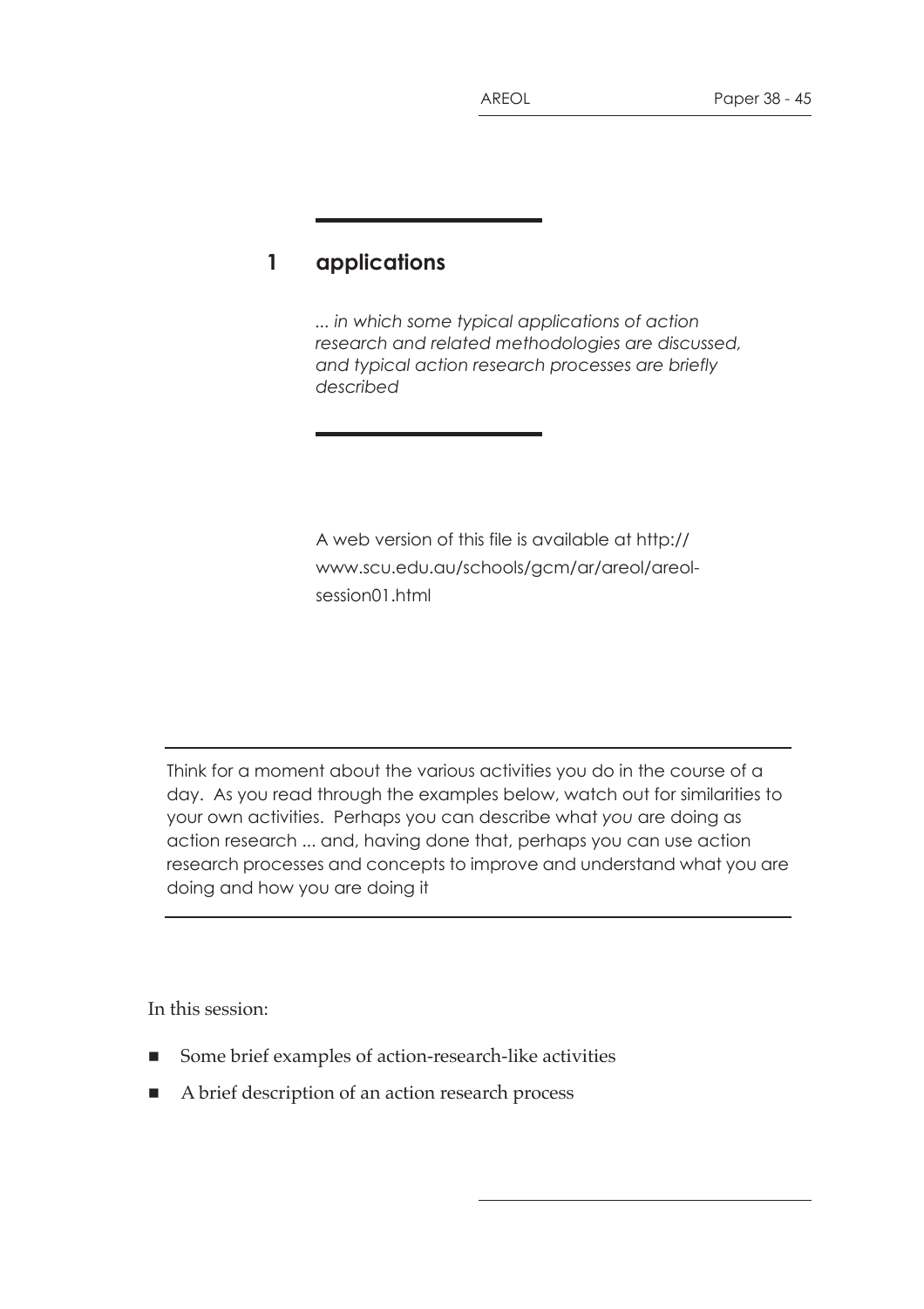# 1 applications

*... in which some typical applications of action research and related methodologies are discussed, and typical action research processes are briefly described*

A web version of this file is available at http://www.scu.edu.au/schools/gcm/ar/areol/areol-session01.html

---

Think for a moment about the various activities you do in the course of a day. As you read through the examples below, watch out for similarities to your own activities. Perhaps you can describe what *you* are doing as action research ... and, having done that, perhaps you can use action research processes and concepts to improve and understand what you are doing and how you are doing it

---

In this session:

- Some brief examples of action-research-like activities
- A brief description of an action research process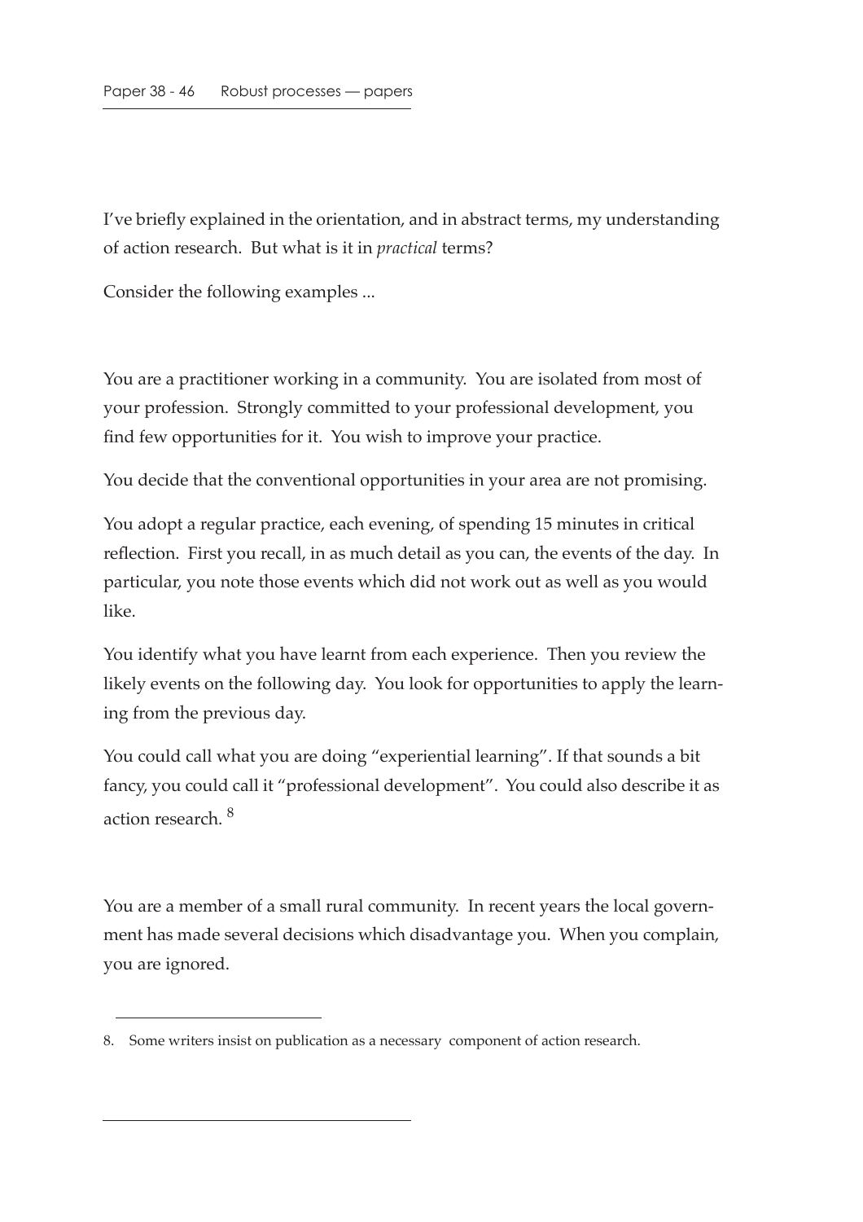I've briefly explained in the orientation, and in abstract terms, my understanding of action research. But what is it in *practical* terms?

Consider the following examples ...

You are a practitioner working in a community. You are isolated from most of your profession. Strongly committed to your professional development, you find few opportunities for it. You wish to improve your practice.

You decide that the conventional opportunities in your area are not promising.

You adopt a regular practice, each evening, of spending 15 minutes in critical reflection. First you recall, in as much detail as you can, the events of the day. In particular, you note those events which did not work out as well as you would like.

You identify what you have learnt from each experience. Then you review the likely events on the following day. You look for opportunities to apply the learning from the previous day.

You could call what you are doing "experiential learning". If that sounds a bit fancy, you could call it "professional development". You could also describe it as action research. [8]

You are a member of a small rural community. In recent years the local government has made several decisions which disadvantage you. When you complain, you are ignored.

---

8. Some writers insist on publication as a necessary component of action research.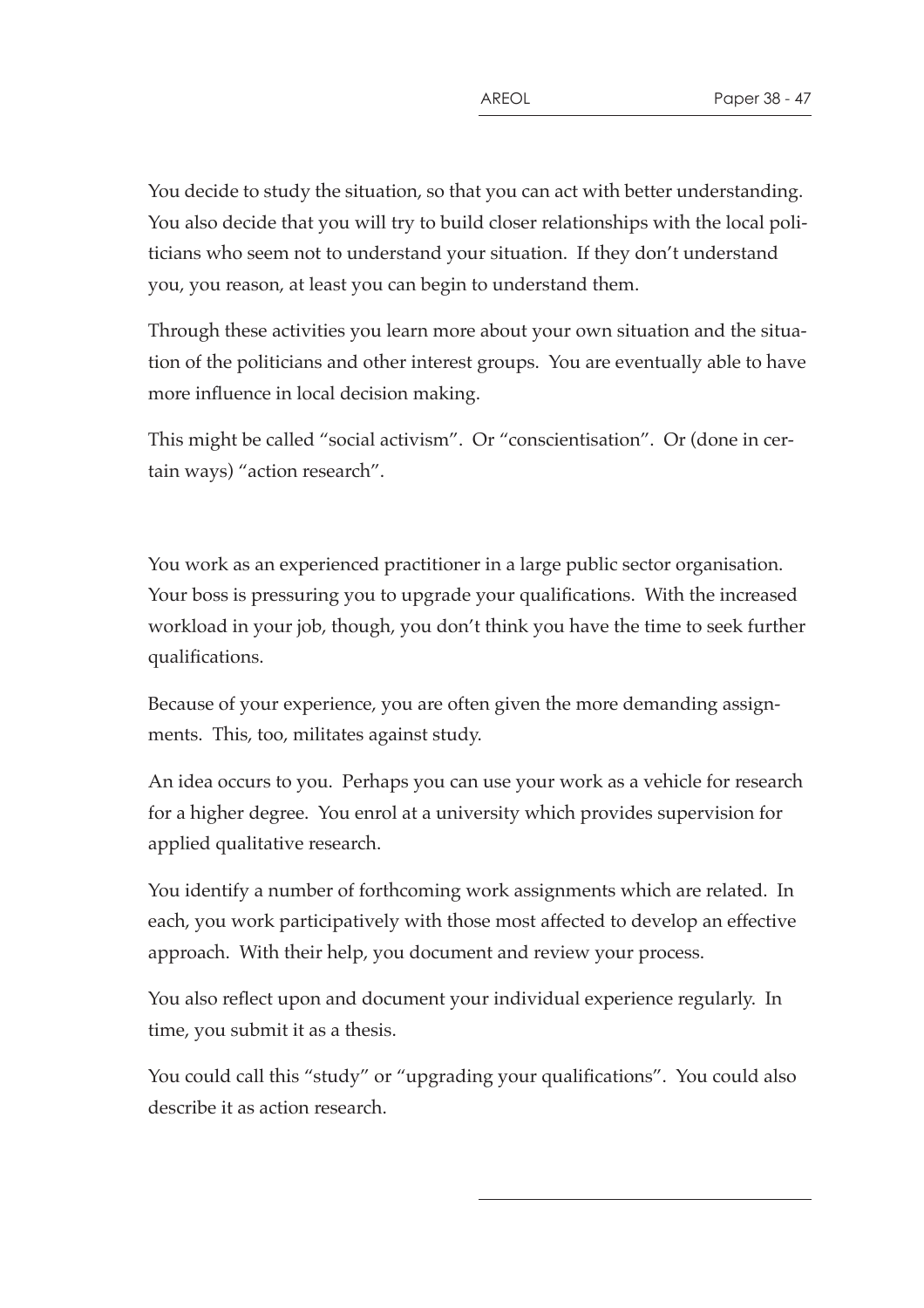You decide to study the situation, so that you can act with better understanding. You also decide that you will try to build closer relationships with the local politicians who seem not to understand your situation. If they don't understand you, you reason, at least you can begin to understand them.

Through these activities you learn more about your own situation and the situation of the politicians and other interest groups. You are eventually able to have more influence in local decision making.

This might be called "social activism". Or "conscientisation". Or (done in certain ways) "action research".

You work as an experienced practitioner in a large public sector organisation. Your boss is pressuring you to upgrade your qualifications. With the increased workload in your job, though, you don't think you have the time to seek further qualifications.

Because of your experience, you are often given the more demanding assignments. This, too, militates against study.

An idea occurs to you. Perhaps you can use your work as a vehicle for research for a higher degree. You enrol at a university which provides supervision for applied qualitative research.

You identify a number of forthcoming work assignments which are related. In each, you work participatively with those most affected to develop an effective approach. With their help, you document and review your process.

You also reflect upon and document your individual experience regularly. In time, you submit it as a thesis.

You could call this "study" or "upgrading your qualifications". You could also describe it as action research.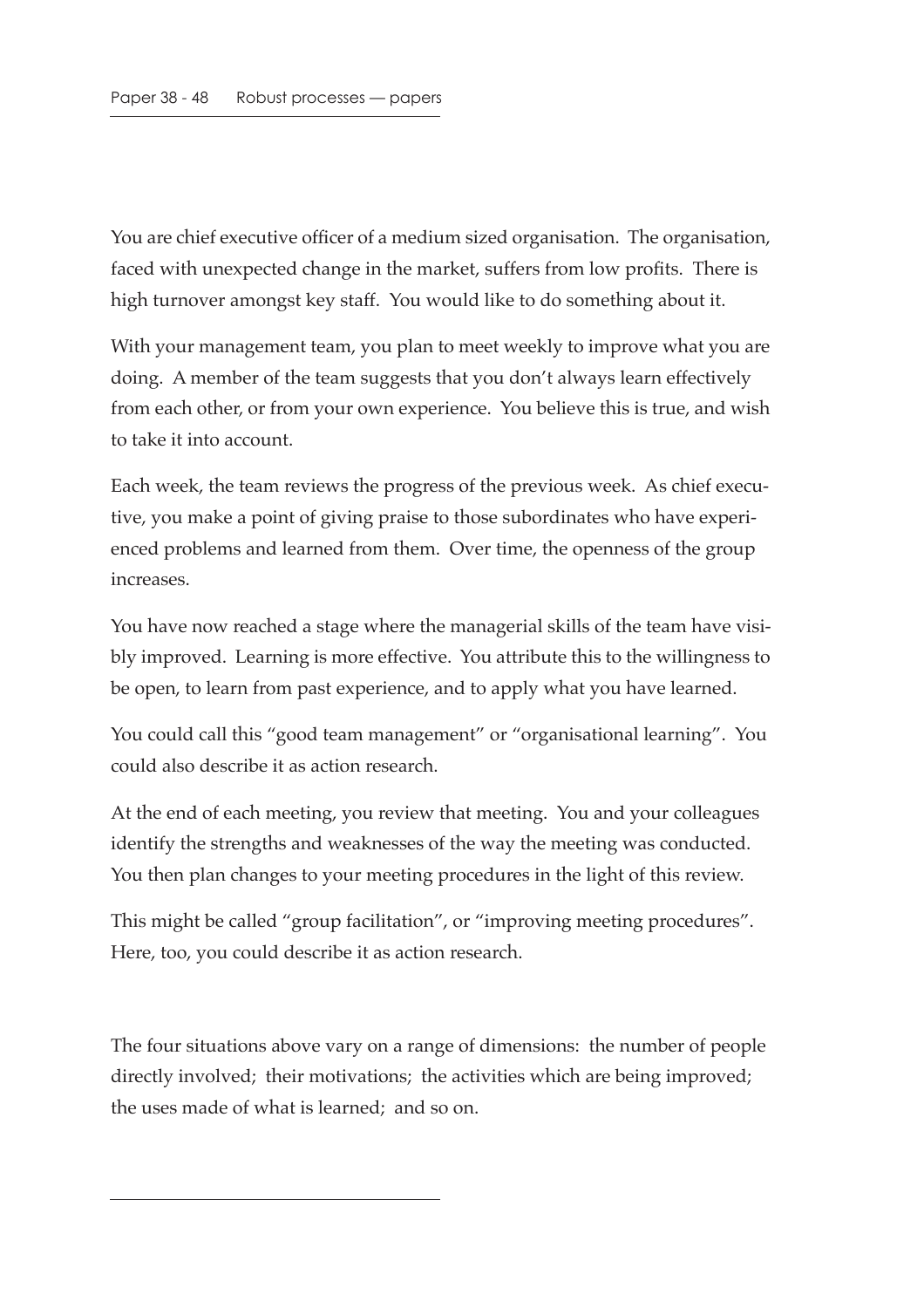You are chief executive officer of a medium sized organisation. The organisation, faced with unexpected change in the market, suffers from low profits. There is high turnover amongst key staff. You would like to do something about it.

With your management team, you plan to meet weekly to improve what you are doing. A member of the team suggests that you don't always learn effectively from each other, or from your own experience. You believe this is true, and wish to take it into account.

Each week, the team reviews the progress of the previous week. As chief executive, you make a point of giving praise to those subordinates who have experienced problems and learned from them. Over time, the openness of the group increases.

You have now reached a stage where the managerial skills of the team have visibly improved. Learning is more effective. You attribute this to the willingness to be open, to learn from past experience, and to apply what you have learned.

You could call this "good team management" or "organisational learning". You could also describe it as action research.

At the end of each meeting, you review that meeting. You and your colleagues identify the strengths and weaknesses of the way the meeting was conducted. You then plan changes to your meeting procedures in the light of this review.

This might be called "group facilitation", or "improving meeting procedures". Here, too, you could describe it as action research.

The four situations above vary on a range of dimensions: the number of people directly involved; their motivations; the activities which are being improved; the uses made of what is learned; and so on.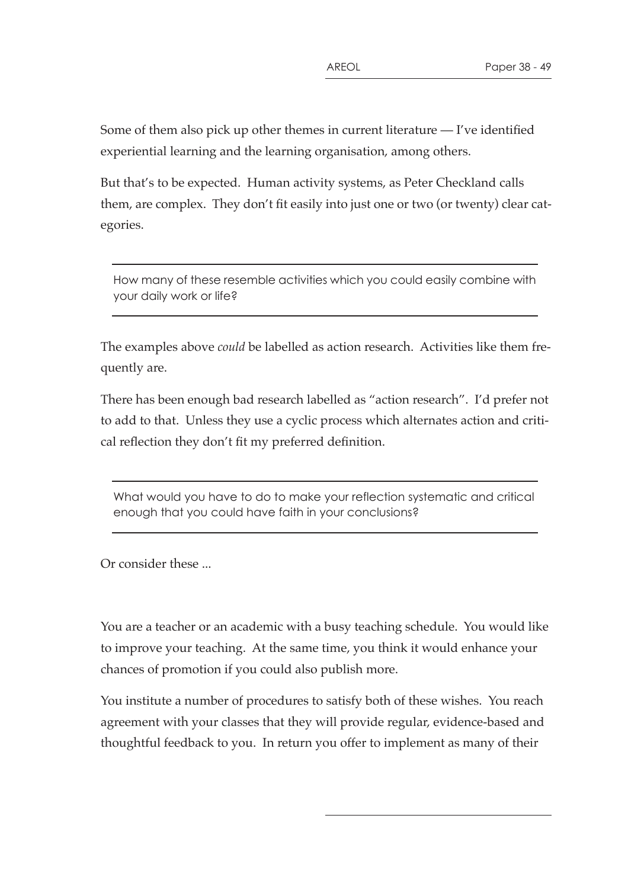Some of them also pick up other themes in current literature — I've identified experiential learning and the learning organisation, among others.

But that's to be expected. Human activity systems, as Peter Checkland calls them, are complex. They don't fit easily into just one or two (or twenty) clear categories.

---

How many of these resemble activities which you could easily combine with your daily work or life?

---

The examples above *could* be labelled as action research. Activities like them frequently are.

There has been enough bad research labelled as "action research". I'd prefer not to add to that. Unless they use a cyclic process which alternates action and critical reflection they don't fit my preferred definition.

---

What would you have to do to make your reflection systematic and critical enough that you could have faith in your conclusions?

---

Or consider these ...

You are a teacher or an academic with a busy teaching schedule. You would like to improve your teaching. At the same time, you think it would enhance your chances of promotion if you could also publish more.

You institute a number of procedures to satisfy both of these wishes. You reach agreement with your classes that they will provide regular, evidence-based and thoughtful feedback to you. In return you offer to implement as many of their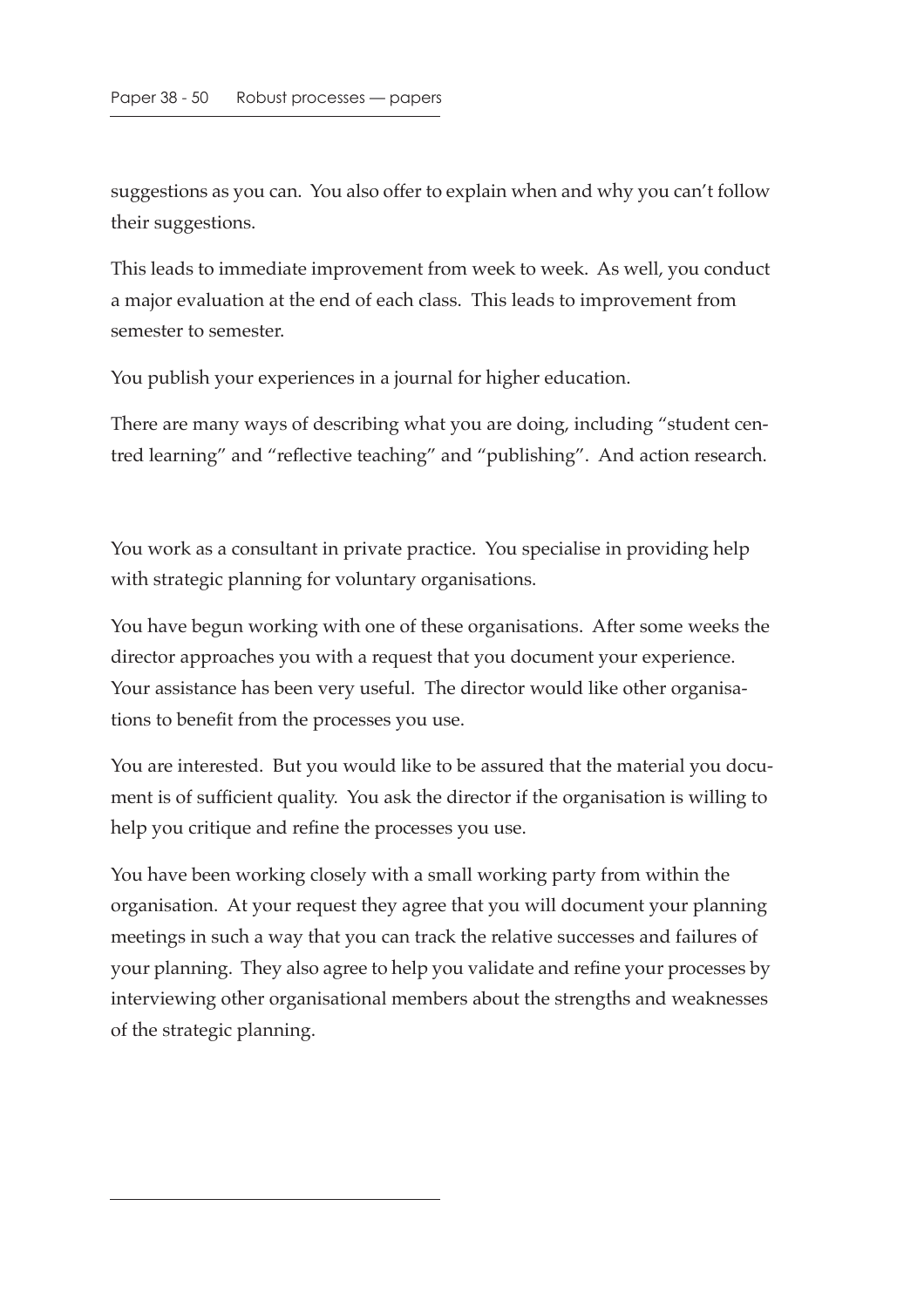suggestions as you can. You also offer to explain when and why you can't follow their suggestions.

This leads to immediate improvement from week to week. As well, you conduct a major evaluation at the end of each class. This leads to improvement from semester to semester.

You publish your experiences in a journal for higher education.

There are many ways of describing what you are doing, including "student centred learning" and "reflective teaching" and "publishing". And action research.

You work as a consultant in private practice. You specialise in providing help with strategic planning for voluntary organisations.

You have begun working with one of these organisations. After some weeks the director approaches you with a request that you document your experience. Your assistance has been very useful. The director would like other organisations to benefit from the processes you use.

You are interested. But you would like to be assured that the material you document is of sufficient quality. You ask the director if the organisation is willing to help you critique and refine the processes you use.

You have been working closely with a small working party from within the organisation. At your request they agree that you will document your planning meetings in such a way that you can track the relative successes and failures of your planning. They also agree to help you validate and refine your processes by interviewing other organisational members about the strengths and weaknesses of the strategic planning.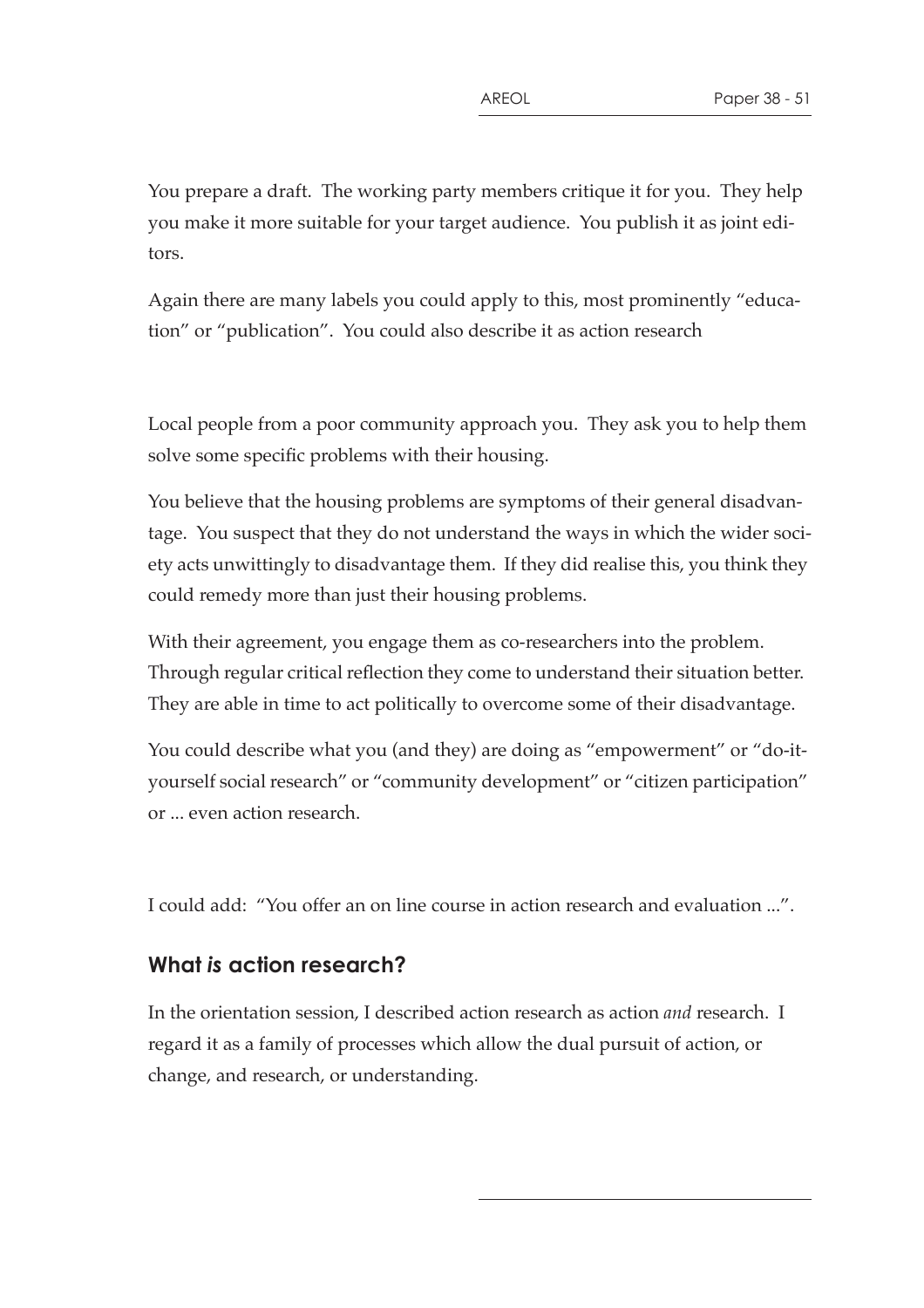You prepare a draft. The working party members critique it for you. They help you make it more suitable for your target audience. You publish it as joint editors.

Again there are many labels you could apply to this, most prominently "education" or "publication". You could also describe it as action research

Local people from a poor community approach you. They ask you to help them solve some specific problems with their housing.

You believe that the housing problems are symptoms of their general disadvantage. You suspect that they do not understand the ways in which the wider society acts unwittingly to disadvantage them. If they did realise this, you think they could remedy more than just their housing problems.

With their agreement, you engage them as co-researchers into the problem. Through regular critical reflection they come to understand their situation better. They are able in time to act politically to overcome some of their disadvantage.

You could describe what you (and they) are doing as "empowerment" or "do-it-yourself social research" or "community development" or "citizen participation" or ... even action research.

I could add: "You offer an on line course in action research and evaluation ...".

## What *is* action research?

In the orientation session, I described action research as action *and* research. I regard it as a family of processes which allow the dual pursuit of action, or change, and research, or understanding.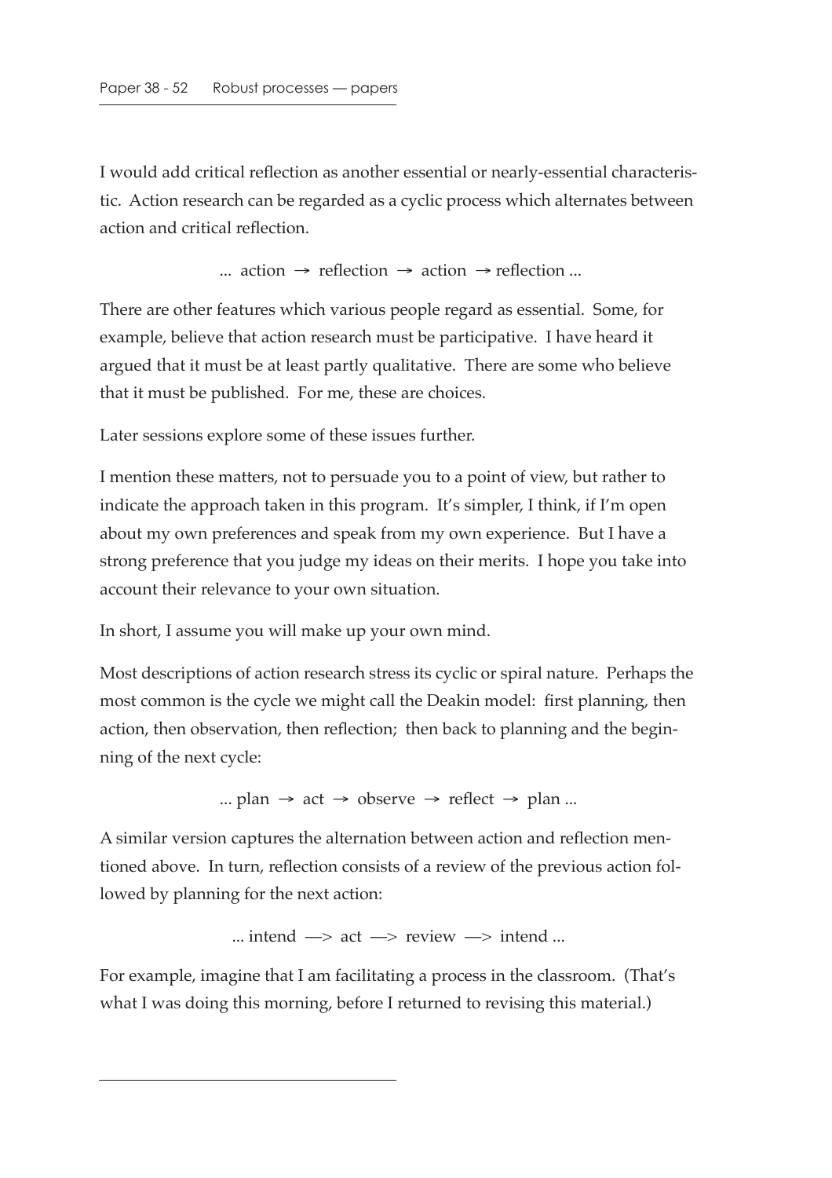I would add critical reflection as another essential or nearly-essential characteristic. Action research can be regarded as a cyclic process which alternates between action and critical reflection.

... action → reflection → action → reflection ...

There are other features which various people regard as essential. Some, for example, believe that action research must be participative. I have heard it argued that it must be at least partly qualitative. There are some who believe that it must be published. For me, these are choices.

Later sessions explore some of these issues further.

I mention these matters, not to persuade you to a point of view, but rather to indicate the approach taken in this program. It's simpler, I think, if I'm open about my own preferences and speak from my own experience. But I have a strong preference that you judge my ideas on their merits. I hope you take into account their relevance to your own situation.

In short, I assume you will make up your own mind.

Most descriptions of action research stress its cyclic or spiral nature. Perhaps the most common is the cycle we might call the Deakin model: first planning, then action, then observation, then reflection; then back to planning and the beginning of the next cycle:

... plan → act → observe → reflect → plan ...

A similar version captures the alternation between action and reflection mentioned above. In turn, reflection consists of a review of the previous action followed by planning for the next action:

... intend —> act —> review —> intend ...

For example, imagine that I am facilitating a process in the classroom. (That's what I was doing this morning, before I returned to revising this material.)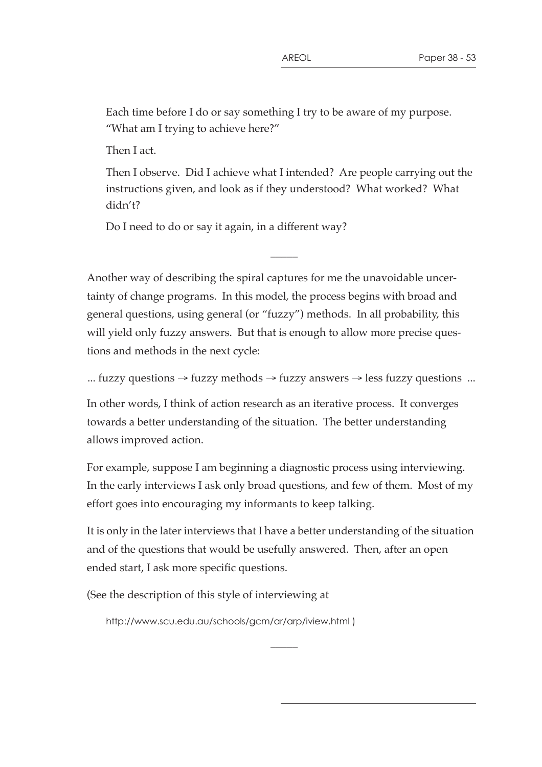> Each time before I do or say something I try to be aware of my purpose. "What am I trying to achieve here?"
>
> Then I act.
>
> Then I observe. Did I achieve what I intended? Are people carrying out the instructions given, and look as if they understood? What worked? What didn't?
>
> Do I need to do or say it again, in a different way?

———

Another way of describing the spiral captures for me the unavoidable uncertainty of change programs. In this model, the process begins with broad and general questions, using general (or "fuzzy") methods. In all probability, this will yield only fuzzy answers. But that is enough to allow more precise questions and methods in the next cycle:

... fuzzy questions → fuzzy methods → fuzzy answers → less fuzzy questions ...

In other words, I think of action research as an iterative process. It converges towards a better understanding of the situation. The better understanding allows improved action.

For example, suppose I am beginning a diagnostic process using interviewing. In the early interviews I ask only broad questions, and few of them. Most of my effort goes into encouraging my informants to keep talking.

It is only in the later interviews that I have a better understanding of the situation and of the questions that would be usefully answered. Then, after an open ended start, I ask more specific questions.

(See the description of this style of interviewing at

http://www.scu.edu.au/schools/gcm/ar/arp/iview.html )

———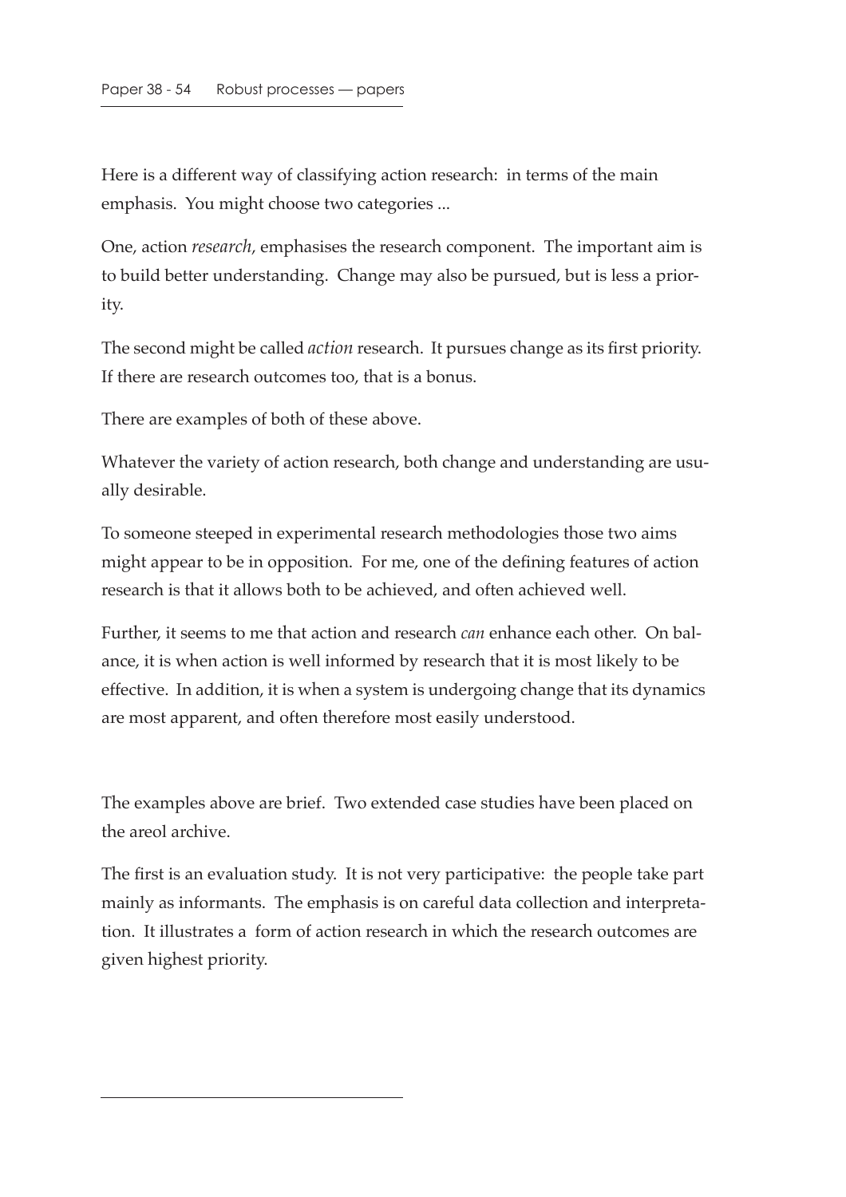Here is a different way of classifying action research: in terms of the main emphasis. You might choose two categories ...

One, action *research*, emphasises the research component. The important aim is to build better understanding. Change may also be pursued, but is less a priority.

The second might be called *action* research. It pursues change as its first priority. If there are research outcomes too, that is a bonus.

There are examples of both of these above.

Whatever the variety of action research, both change and understanding are usually desirable.

To someone steeped in experimental research methodologies those two aims might appear to be in opposition. For me, one of the defining features of action research is that it allows both to be achieved, and often achieved well.

Further, it seems to me that action and research *can* enhance each other. On balance, it is when action is well informed by research that it is most likely to be effective. In addition, it is when a system is undergoing change that its dynamics are most apparent, and often therefore most easily understood.

The examples above are brief. Two extended case studies have been placed on the areol archive.

The first is an evaluation study. It is not very participative: the people take part mainly as informants. The emphasis is on careful data collection and interpretation. It illustrates a form of action research in which the research outcomes are given highest priority.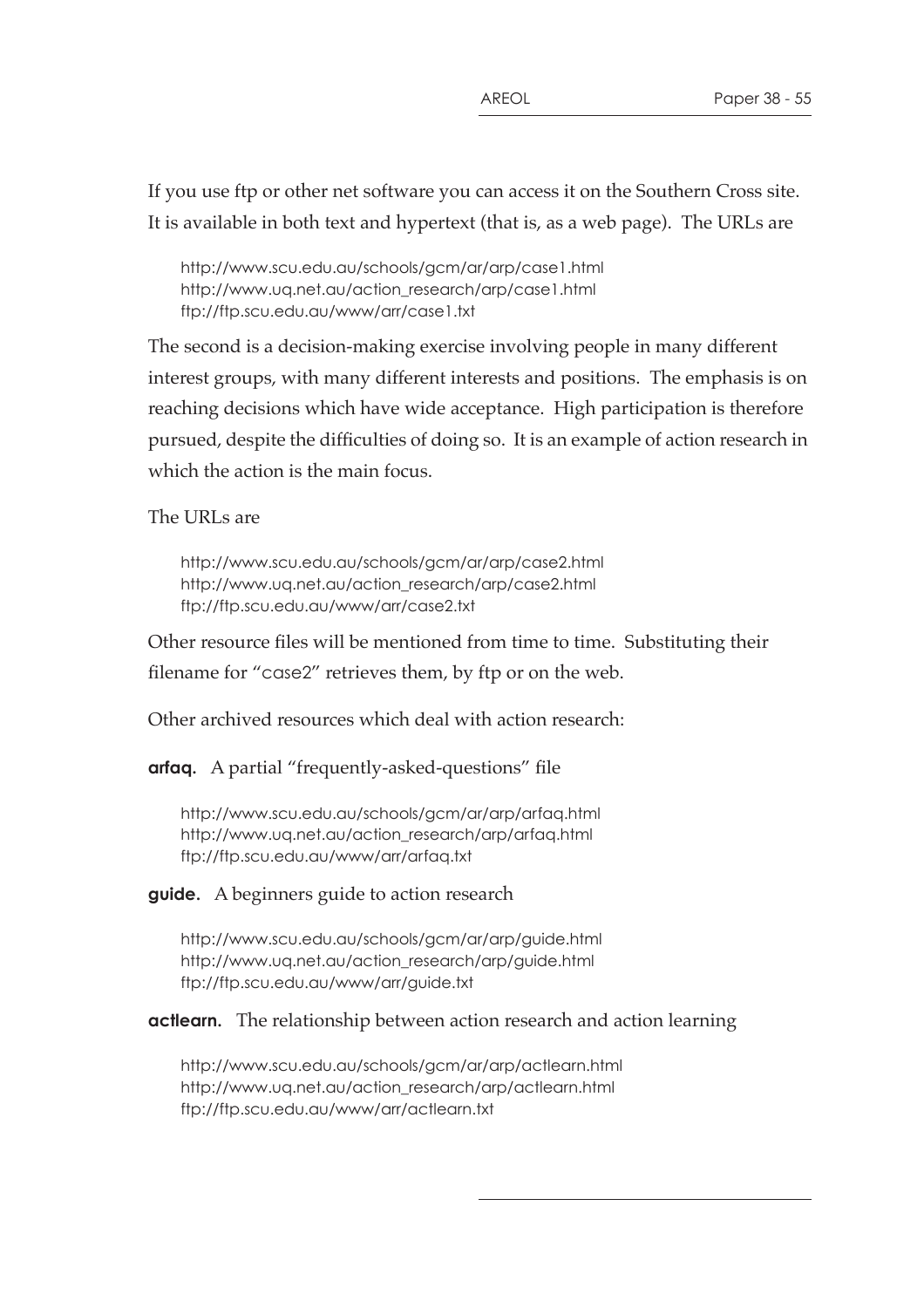If you use ftp or other net software you can access it on the Southern Cross site. It is available in both text and hypertext (that is, as a web page). The URLs are

http://www.scu.edu.au/schools/gcm/ar/arp/case1.html
http://www.uq.net.au/action_research/arp/case1.html
ftp://ftp.scu.edu.au/www/arr/case1.txt

The second is a decision-making exercise involving people in many different interest groups, with many different interests and positions. The emphasis is on reaching decisions which have wide acceptance. High participation is therefore pursued, despite the difficulties of doing so. It is an example of action research in which the action is the main focus.

The URLs are

http://www.scu.edu.au/schools/gcm/ar/arp/case2.html
http://www.uq.net.au/action_research/arp/case2.html
ftp://ftp.scu.edu.au/www/arr/case2.txt

Other resource files will be mentioned from time to time. Substituting their filename for "case2" retrieves them, by ftp or on the web.

Other archived resources which deal with action research:

**arfaq.** A partial "frequently-asked-questions" file

http://www.scu.edu.au/schools/gcm/ar/arp/arfaq.html
http://www.uq.net.au/action_research/arp/arfaq.html
ftp://ftp.scu.edu.au/www/arr/arfaq.txt

**guide.** A beginners guide to action research

http://www.scu.edu.au/schools/gcm/ar/arp/guide.html
http://www.uq.net.au/action_research/arp/guide.html
ftp://ftp.scu.edu.au/www/arr/guide.txt

**actlearn.** The relationship between action research and action learning

http://www.scu.edu.au/schools/gcm/ar/arp/actlearn.html
http://www.uq.net.au/action_research/arp/actlearn.html
ftp://ftp.scu.edu.au/www/arr/actlearn.txt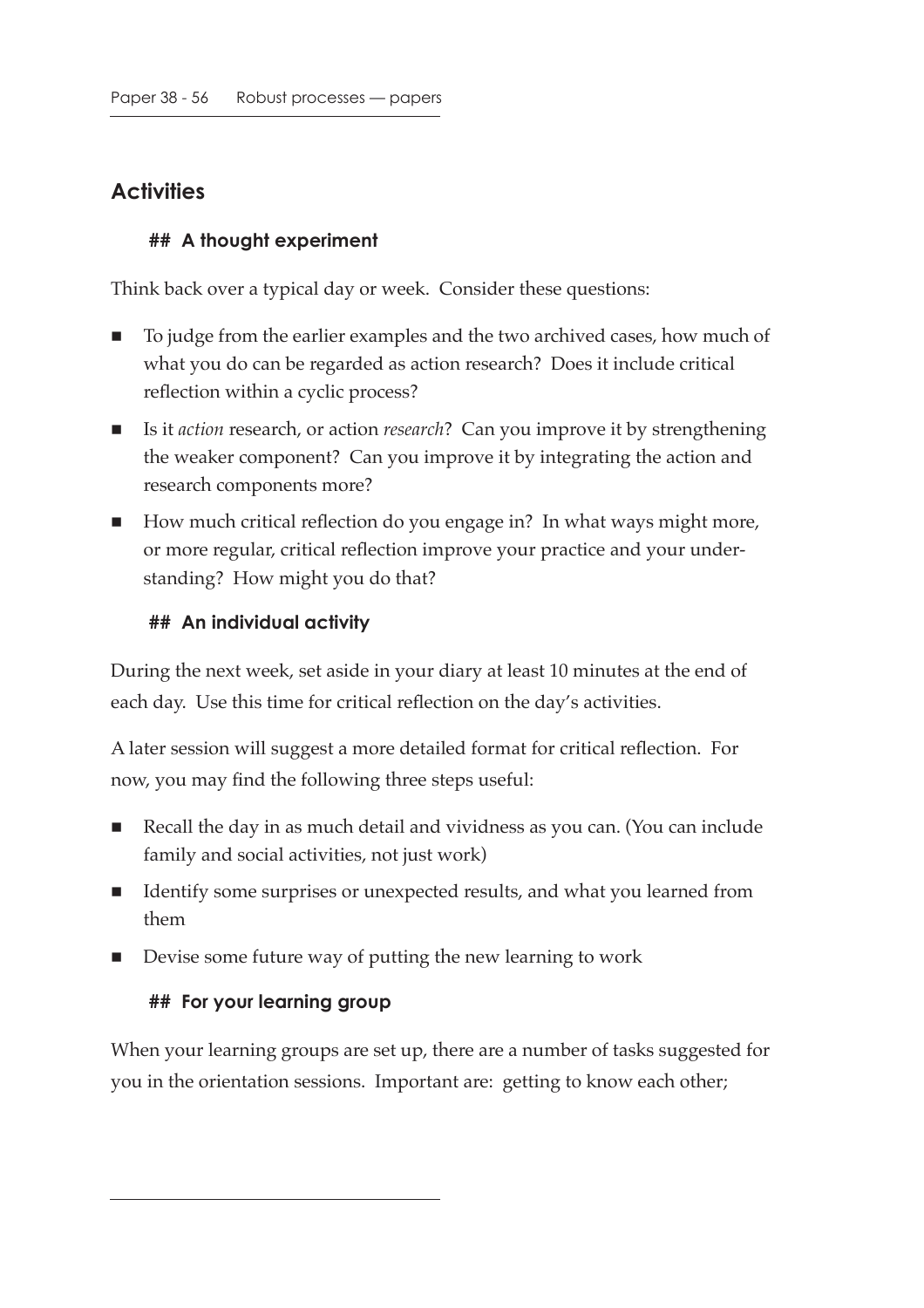## Activities

### A thought experiment

Think back over a typical day or week. Consider these questions:

- To judge from the earlier examples and the two archived cases, how much of what you do can be regarded as action research? Does it include critical reflection within a cyclic process?
- Is it *action* research, or action *research*? Can you improve it by strengthening the weaker component? Can you improve it by integrating the action and research components more?
- How much critical reflection do you engage in? In what ways might more, or more regular, critical reflection improve your practice and your understanding? How might you do that?

### An individual activity

During the next week, set aside in your diary at least 10 minutes at the end of each day. Use this time for critical reflection on the day's activities.

A later session will suggest a more detailed format for critical reflection. For now, you may find the following three steps useful:

- Recall the day in as much detail and vividness as you can. (You can include family and social activities, not just work)
- Identify some surprises or unexpected results, and what you learned from them
- Devise some future way of putting the new learning to work

### For your learning group

When your learning groups are set up, there are a number of tasks suggested for you in the orientation sessions. Important are: getting to know each other;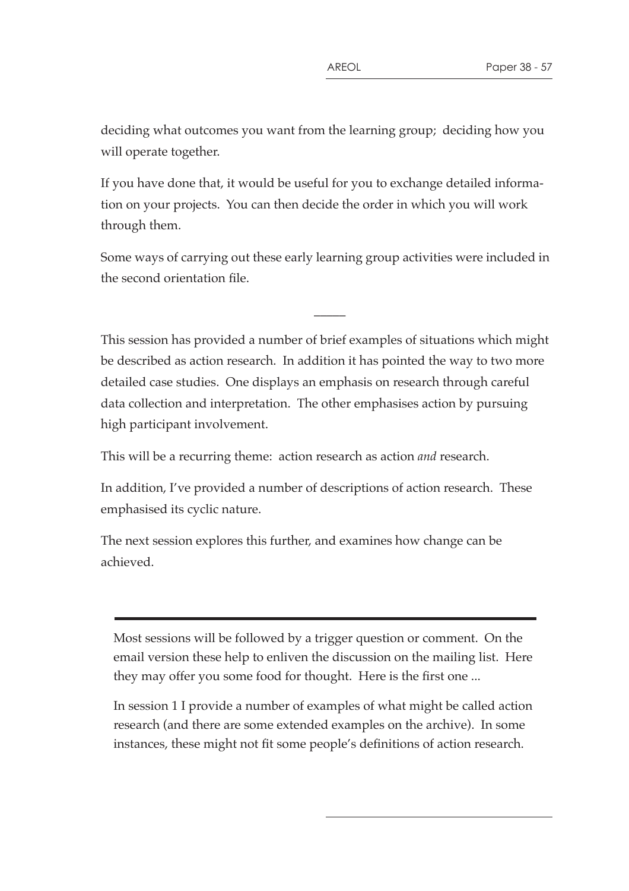deciding what outcomes you want from the learning group; deciding how you will operate together.

If you have done that, it would be useful for you to exchange detailed information on your projects. You can then decide the order in which you will work through them.

Some ways of carrying out these early learning group activities were included in the second orientation file.

—

This session has provided a number of brief examples of situations which might be described as action research. In addition it has pointed the way to two more detailed case studies. One displays an emphasis on research through careful data collection and interpretation. The other emphasises action by pursuing high participant involvement.

This will be a recurring theme: action research as action *and* research.

In addition, I've provided a number of descriptions of action research. These emphasised its cyclic nature.

The next session explores this further, and examines how change can be achieved.

---

Most sessions will be followed by a trigger question or comment. On the email version these help to enliven the discussion on the mailing list. Here they may offer you some food for thought. Here is the first one ...

In session 1 I provide a number of examples of what might be called action research (and there are some extended examples on the archive). In some instances, these might not fit some people's definitions of action research.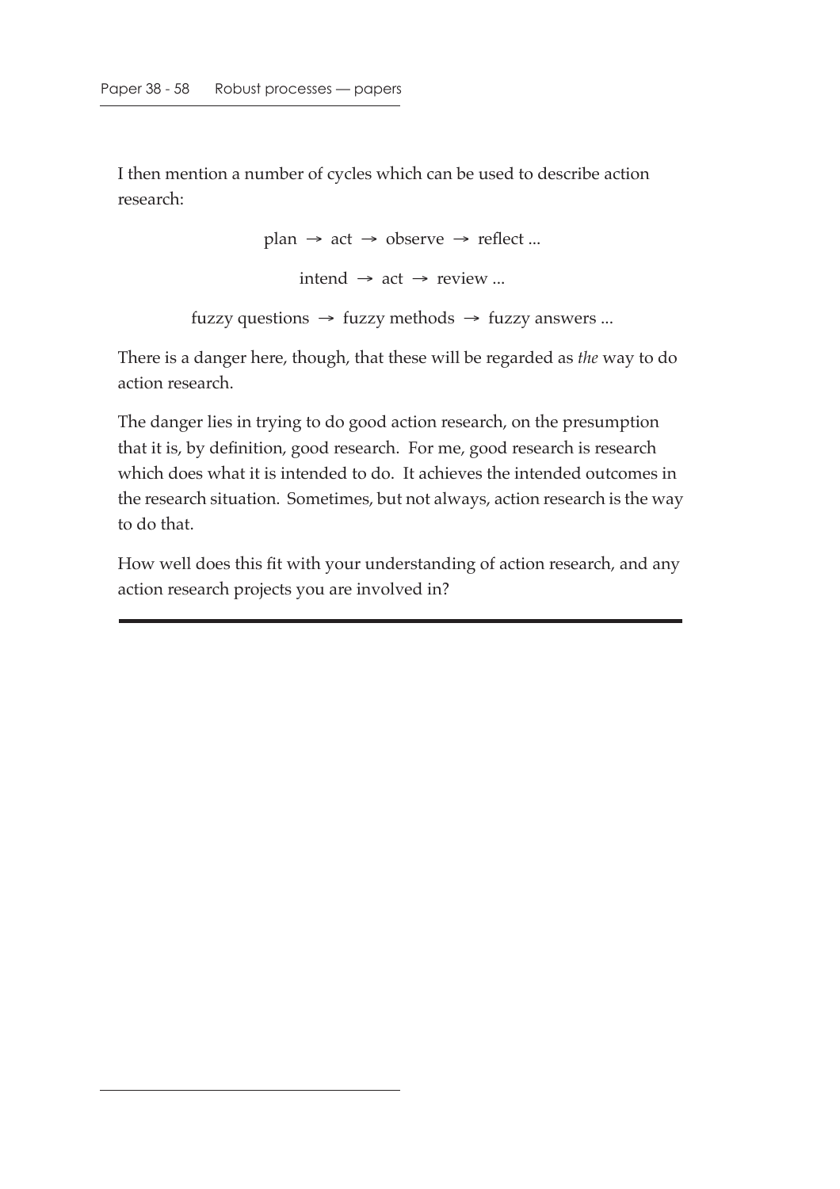I then mention a number of cycles which can be used to describe action research:

plan → act → observe → reflect ...

intend → act → review ...

fuzzy questions → fuzzy methods → fuzzy answers ...

There is a danger here, though, that these will be regarded as *the* way to do action research.

The danger lies in trying to do good action research, on the presumption that it is, by definition, good research. For me, good research is research which does what it is intended to do. It achieves the intended outcomes in the research situation. Sometimes, but not always, action research is the way to do that.

How well does this fit with your understanding of action research, and any action research projects you are involved in?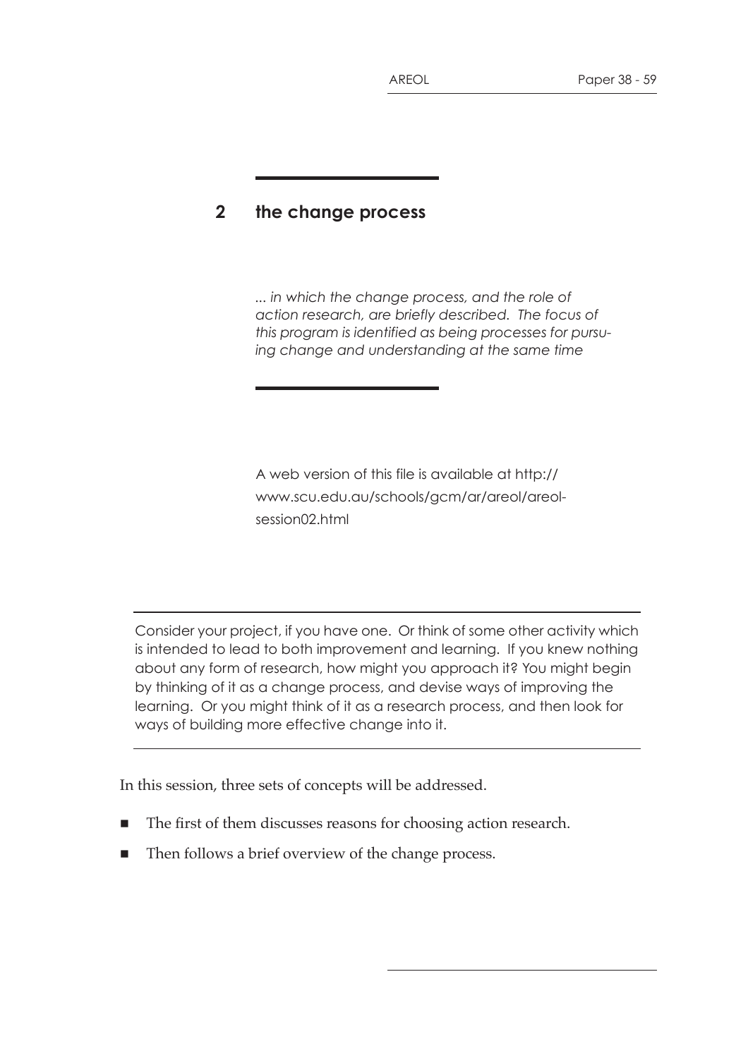## 2 the change process

*... in which the change process, and the role of action research, are briefly described. The focus of this program is identified as being processes for pursuing change and understanding at the same time*

A web version of this file is available at http://www.scu.edu.au/schools/gcm/ar/areol/areol-session02.html

---

Consider your project, if you have one. Or think of some other activity which is intended to lead to both improvement and learning. If you knew nothing about any form of research, how might you approach it? You might begin by thinking of it as a change process, and devise ways of improving the learning. Or you might think of it as a research process, and then look for ways of building more effective change into it.

---

In this session, three sets of concepts will be addressed.

- The first of them discusses reasons for choosing action research.
- Then follows a brief overview of the change process.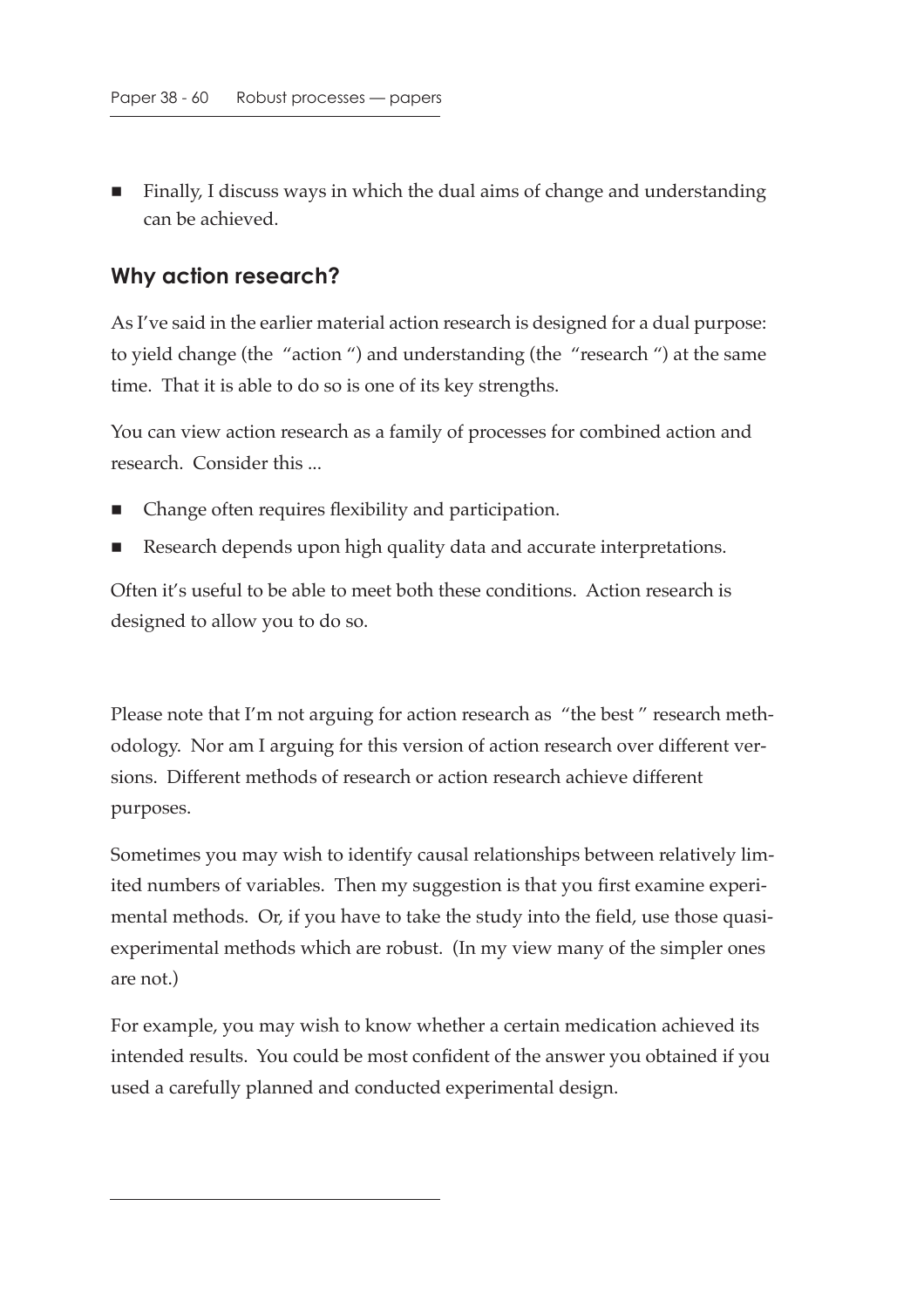- Finally, I discuss ways in which the dual aims of change and understanding can be achieved.

## Why action research?

As I've said in the earlier material action research is designed for a dual purpose: to yield change (the "action ") and understanding (the "research ") at the same time. That it is able to do so is one of its key strengths.

You can view action research as a family of processes for combined action and research. Consider this ...

- Change often requires flexibility and participation.
- Research depends upon high quality data and accurate interpretations.

Often it's useful to be able to meet both these conditions. Action research is designed to allow you to do so.

Please note that I'm not arguing for action research as "the best " research methodology. Nor am I arguing for this version of action research over different versions. Different methods of research or action research achieve different purposes.

Sometimes you may wish to identify causal relationships between relatively limited numbers of variables. Then my suggestion is that you first examine experimental methods. Or, if you have to take the study into the field, use those quasi-experimental methods which are robust. (In my view many of the simpler ones are not.)

For example, you may wish to know whether a certain medication achieved its intended results. You could be most confident of the answer you obtained if you used a carefully planned and conducted experimental design.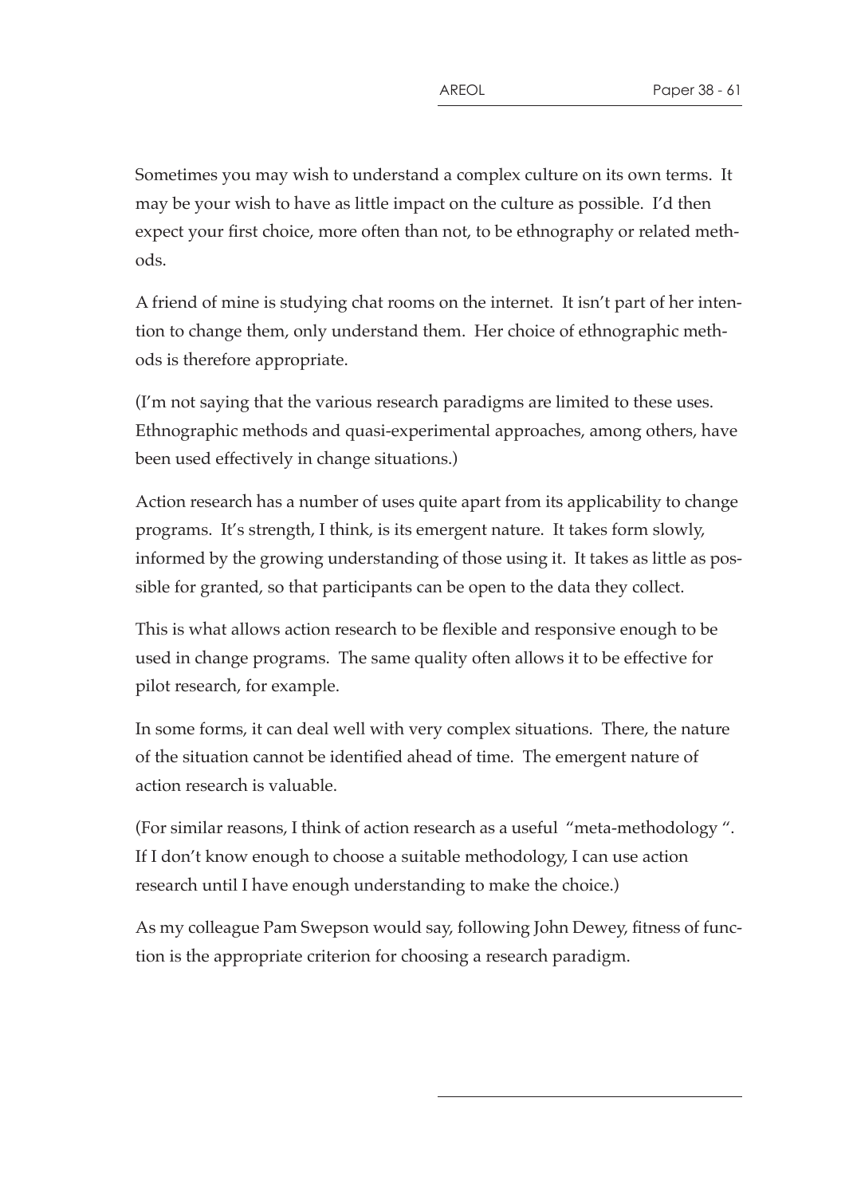Sometimes you may wish to understand a complex culture on its own terms. It may be your wish to have as little impact on the culture as possible. I'd then expect your first choice, more often than not, to be ethnography or related methods.

A friend of mine is studying chat rooms on the internet. It isn't part of her intention to change them, only understand them. Her choice of ethnographic methods is therefore appropriate.

(I'm not saying that the various research paradigms are limited to these uses. Ethnographic methods and quasi-experimental approaches, among others, have been used effectively in change situations.)

Action research has a number of uses quite apart from its applicability to change programs. It's strength, I think, is its emergent nature. It takes form slowly, informed by the growing understanding of those using it. It takes as little as possible for granted, so that participants can be open to the data they collect.

This is what allows action research to be flexible and responsive enough to be used in change programs. The same quality often allows it to be effective for pilot research, for example.

In some forms, it can deal well with very complex situations. There, the nature of the situation cannot be identified ahead of time. The emergent nature of action research is valuable.

(For similar reasons, I think of action research as a useful "meta-methodology ". If I don't know enough to choose a suitable methodology, I can use action research until I have enough understanding to make the choice.)

As my colleague Pam Swepson would say, following John Dewey, fitness of function is the appropriate criterion for choosing a research paradigm.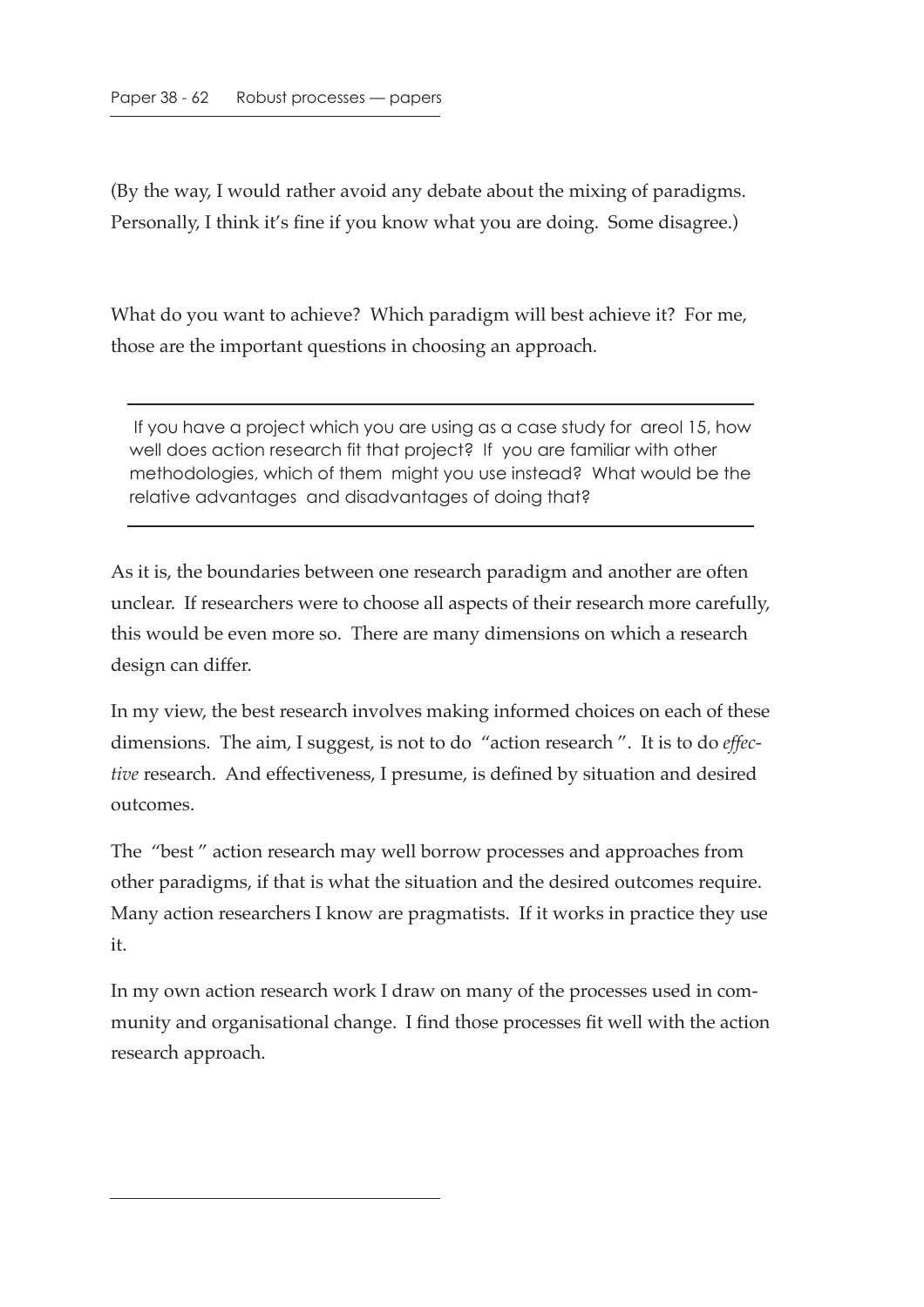(By the way, I would rather avoid any debate about the mixing of paradigms. Personally, I think it's fine if you know what you are doing. Some disagree.)

What do you want to achieve? Which paradigm will best achieve it? For me, those are the important questions in choosing an approach.

---

If you have a project which you are using as a case study for areol 15, how well does action research fit that project? If you are familiar with other methodologies, which of them might you use instead? What would be the relative advantages and disadvantages of doing that?

---

As it is, the boundaries between one research paradigm and another are often unclear. If researchers were to choose all aspects of their research more carefully, this would be even more so. There are many dimensions on which a research design can differ.

In my view, the best research involves making informed choices on each of these dimensions. The aim, I suggest, is not to do "action research". It is to do *effective* research. And effectiveness, I presume, is defined by situation and desired outcomes.

The "best" action research may well borrow processes and approaches from other paradigms, if that is what the situation and the desired outcomes require. Many action researchers I know are pragmatists. If it works in practice they use it.

In my own action research work I draw on many of the processes used in community and organisational change. I find those processes fit well with the action research approach.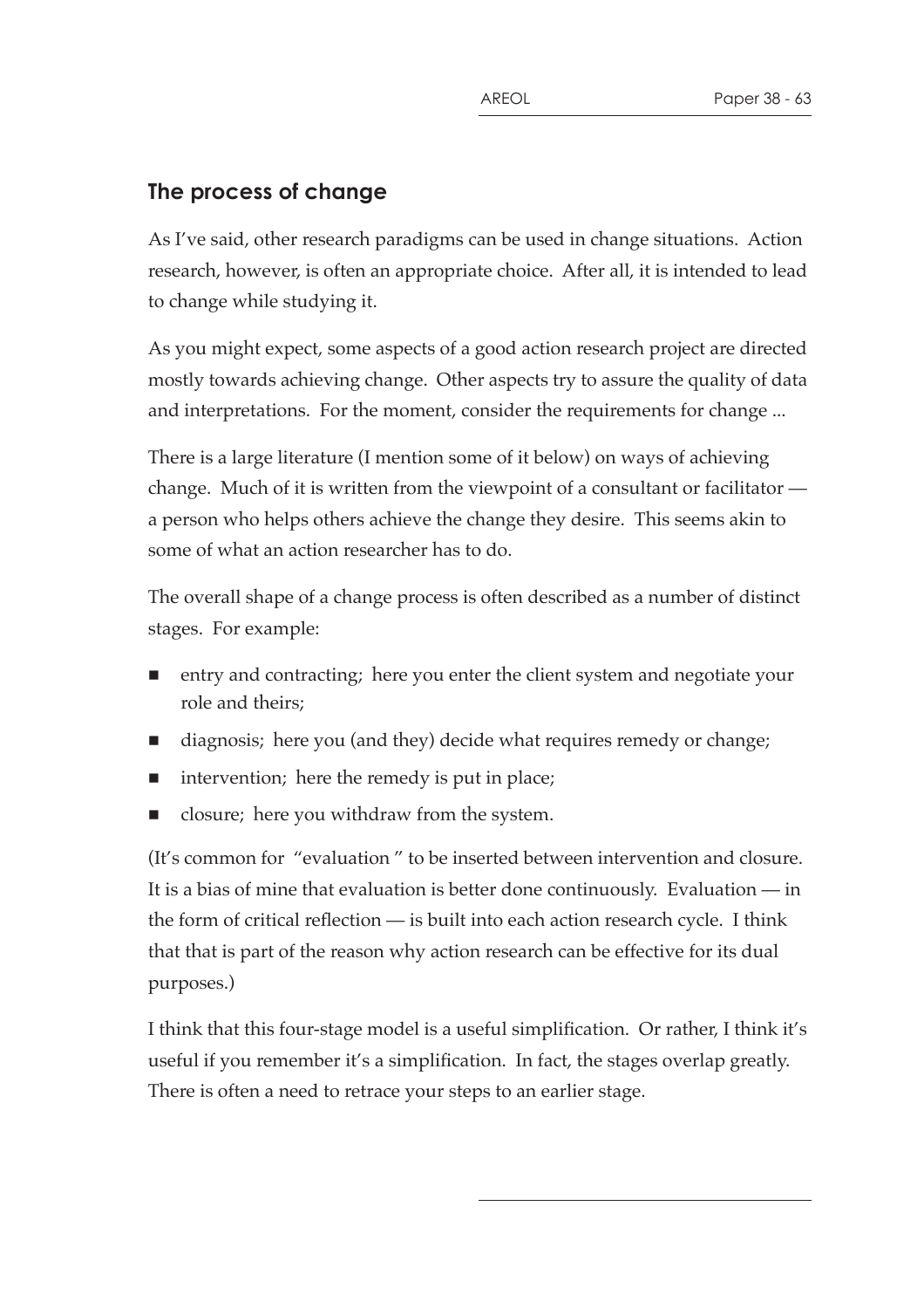## The process of change

As I've said, other research paradigms can be used in change situations. Action research, however, is often an appropriate choice. After all, it is intended to lead to change while studying it.

As you might expect, some aspects of a good action research project are directed mostly towards achieving change. Other aspects try to assure the quality of data and interpretations. For the moment, consider the requirements for change ...

There is a large literature (I mention some of it below) on ways of achieving change. Much of it is written from the viewpoint of a consultant or facilitator — a person who helps others achieve the change they desire. This seems akin to some of what an action researcher has to do.

The overall shape of a change process is often described as a number of distinct stages. For example:

- entry and contracting; here you enter the client system and negotiate your role and theirs;
- diagnosis; here you (and they) decide what requires remedy or change;
- intervention; here the remedy is put in place;
- closure; here you withdraw from the system.

(It's common for "evaluation" to be inserted between intervention and closure. It is a bias of mine that evaluation is better done continuously. Evaluation — in the form of critical reflection — is built into each action research cycle. I think that that is part of the reason why action research can be effective for its dual purposes.)

I think that this four-stage model is a useful simplification. Or rather, I think it's useful if you remember it's a simplification. In fact, the stages overlap greatly. There is often a need to retrace your steps to an earlier stage.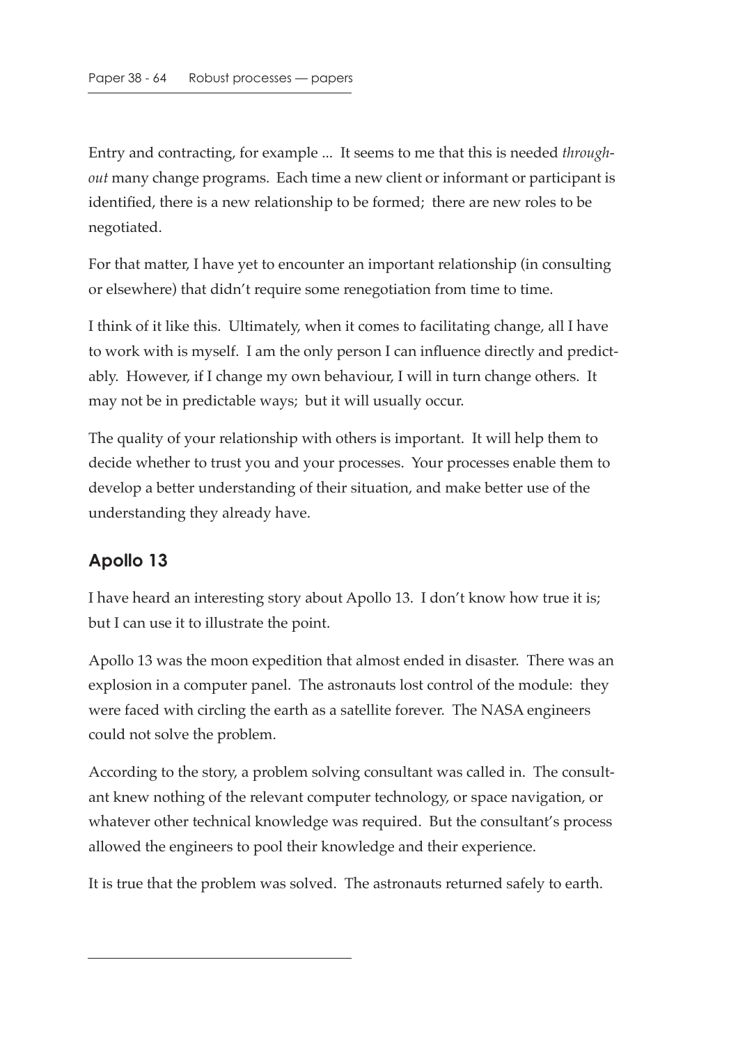Entry and contracting, for example ... It seems to me that this is needed *throughout* many change programs. Each time a new client or informant or participant is identified, there is a new relationship to be formed; there are new roles to be negotiated.

For that matter, I have yet to encounter an important relationship (in consulting or elsewhere) that didn't require some renegotiation from time to time.

I think of it like this. Ultimately, when it comes to facilitating change, all I have to work with is myself. I am the only person I can influence directly and predictably. However, if I change my own behaviour, I will in turn change others. It may not be in predictable ways; but it will usually occur.

The quality of your relationship with others is important. It will help them to decide whether to trust you and your processes. Your processes enable them to develop a better understanding of their situation, and make better use of the understanding they already have.

## Apollo 13

I have heard an interesting story about Apollo 13. I don't know how true it is; but I can use it to illustrate the point.

Apollo 13 was the moon expedition that almost ended in disaster. There was an explosion in a computer panel. The astronauts lost control of the module: they were faced with circling the earth as a satellite forever. The NASA engineers could not solve the problem.

According to the story, a problem solving consultant was called in. The consultant knew nothing of the relevant computer technology, or space navigation, or whatever other technical knowledge was required. But the consultant's process allowed the engineers to pool their knowledge and their experience.

It is true that the problem was solved. The astronauts returned safely to earth.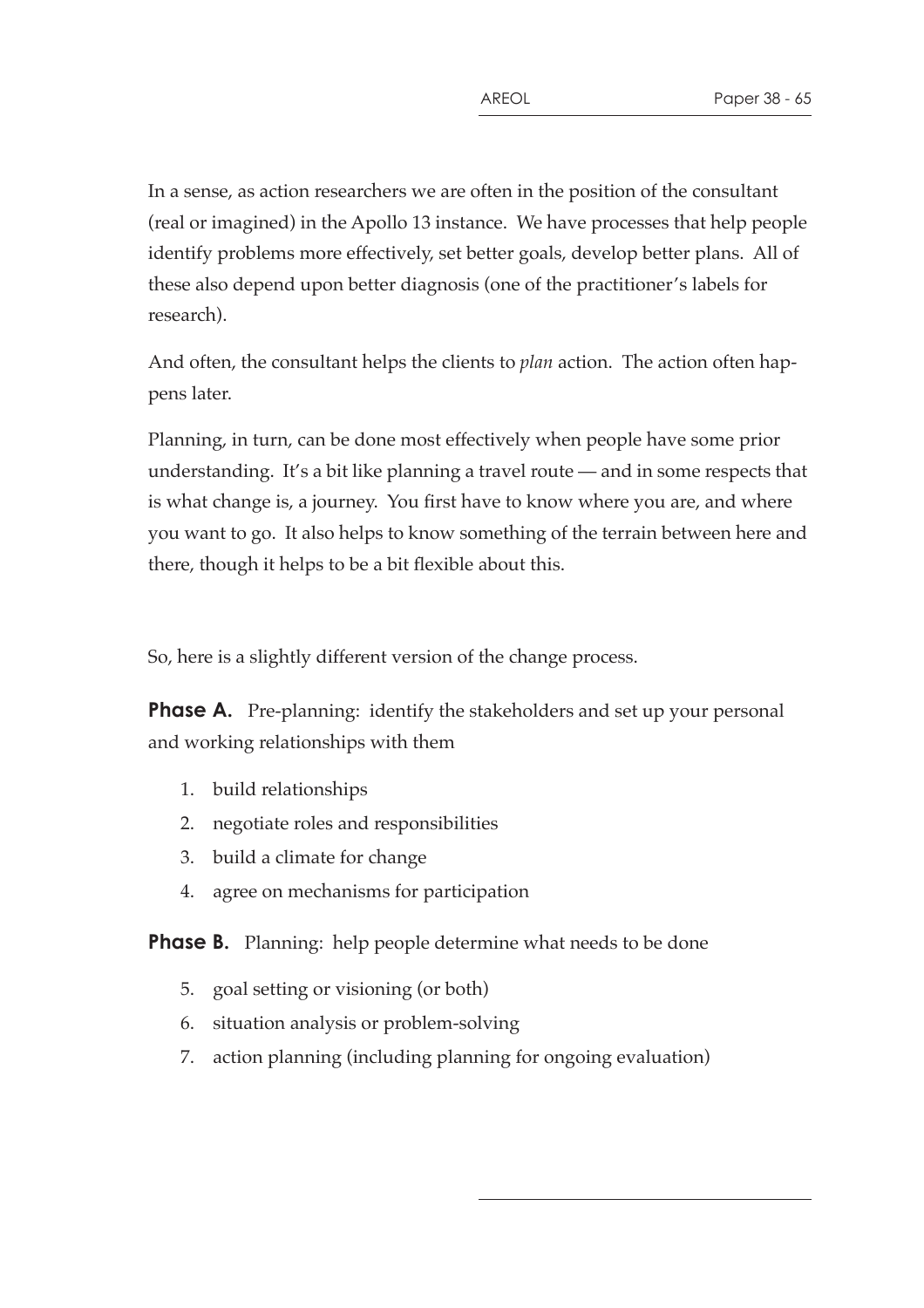In a sense, as action researchers we are often in the position of the consultant (real or imagined) in the Apollo 13 instance. We have processes that help people identify problems more effectively, set better goals, develop better plans. All of these also depend upon better diagnosis (one of the practitioner's labels for research).

And often, the consultant helps the clients to *plan* action. The action often happens later.

Planning, in turn, can be done most effectively when people have some prior understanding. It's a bit like planning a travel route — and in some respects that is what change is, a journey. You first have to know where you are, and where you want to go. It also helps to know something of the terrain between here and there, though it helps to be a bit flexible about this.

So, here is a slightly different version of the change process.

**Phase A.** Pre-planning: identify the stakeholders and set up your personal and working relationships with them

1. build relationships
2. negotiate roles and responsibilities
3. build a climate for change
4. agree on mechanisms for participation

**Phase B.** Planning: help people determine what needs to be done

5. goal setting or visioning (or both)
6. situation analysis or problem-solving
7. action planning (including planning for ongoing evaluation)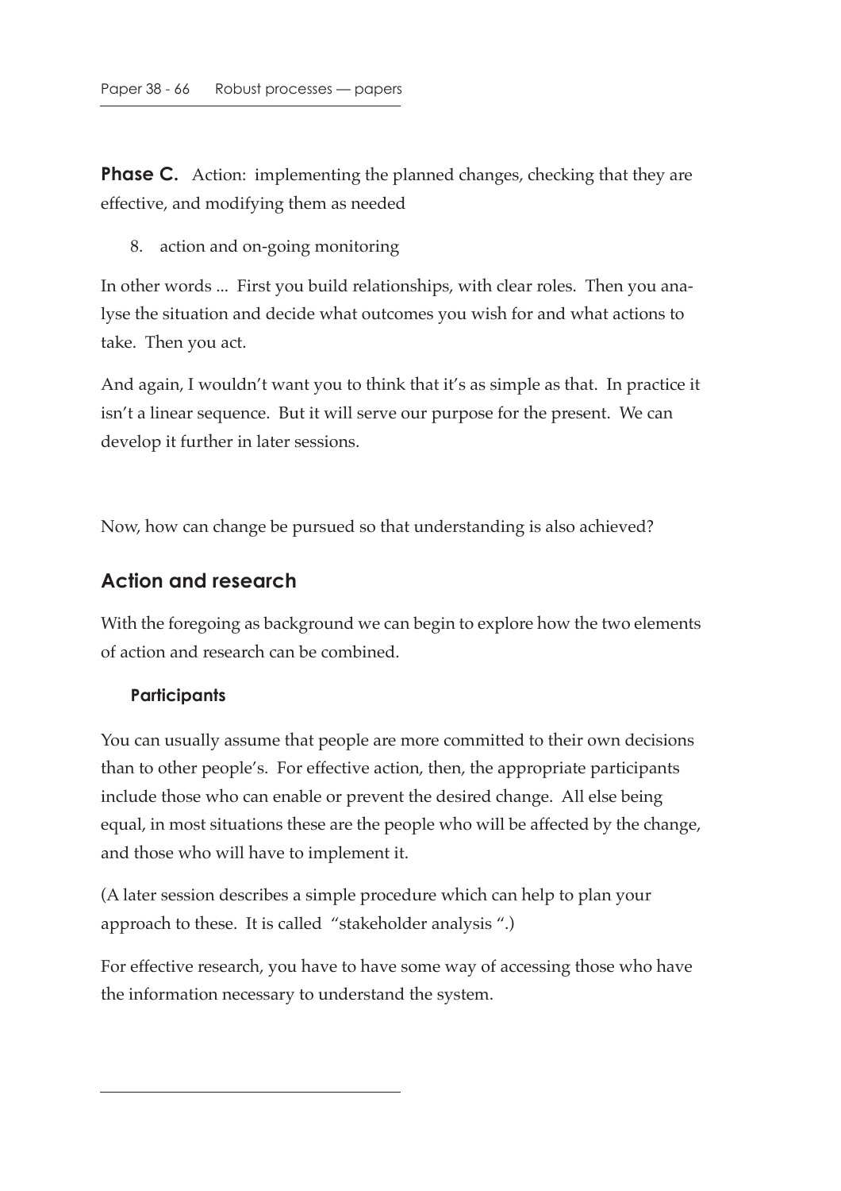**Phase C.** Action: implementing the planned changes, checking that they are effective, and modifying them as needed

8. action and on-going monitoring

In other words ... First you build relationships, with clear roles. Then you analyse the situation and decide what outcomes you wish for and what actions to take. Then you act.

And again, I wouldn't want you to think that it's as simple as that. In practice it isn't a linear sequence. But it will serve our purpose for the present. We can develop it further in later sessions.

Now, how can change be pursued so that understanding is also achieved?

## Action and research

With the foregoing as background we can begin to explore how the two elements of action and research can be combined.

### Participants

You can usually assume that people are more committed to their own decisions than to other people's. For effective action, then, the appropriate participants include those who can enable or prevent the desired change. All else being equal, in most situations these are the people who will be affected by the change, and those who will have to implement it.

(A later session describes a simple procedure which can help to plan your approach to these. It is called "stakeholder analysis ".)

For effective research, you have to have some way of accessing those who have the information necessary to understand the system.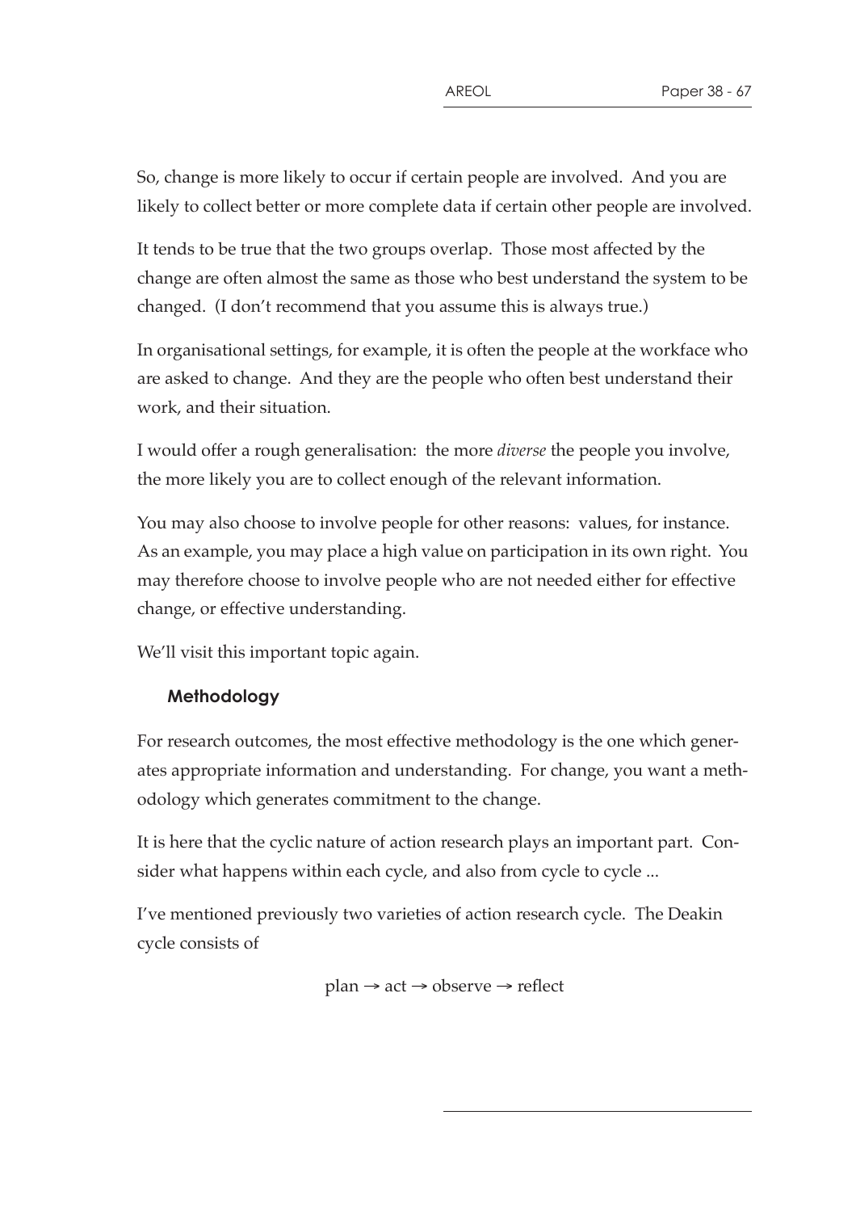So, change is more likely to occur if certain people are involved. And you are likely to collect better or more complete data if certain other people are involved.

It tends to be true that the two groups overlap. Those most affected by the change are often almost the same as those who best understand the system to be changed. (I don't recommend that you assume this is always true.)

In organisational settings, for example, it is often the people at the workface who are asked to change. And they are the people who often best understand their work, and their situation.

I would offer a rough generalisation: the more *diverse* the people you involve, the more likely you are to collect enough of the relevant information.

You may also choose to involve people for other reasons: values, for instance. As an example, you may place a high value on participation in its own right. You may therefore choose to involve people who are not needed either for effective change, or effective understanding.

We'll visit this important topic again.

### Methodology

For research outcomes, the most effective methodology is the one which generates appropriate information and understanding. For change, you want a methodology which generates commitment to the change.

It is here that the cyclic nature of action research plays an important part. Consider what happens within each cycle, and also from cycle to cycle ...

I've mentioned previously two varieties of action research cycle. The Deakin cycle consists of

plan → act → observe → reflect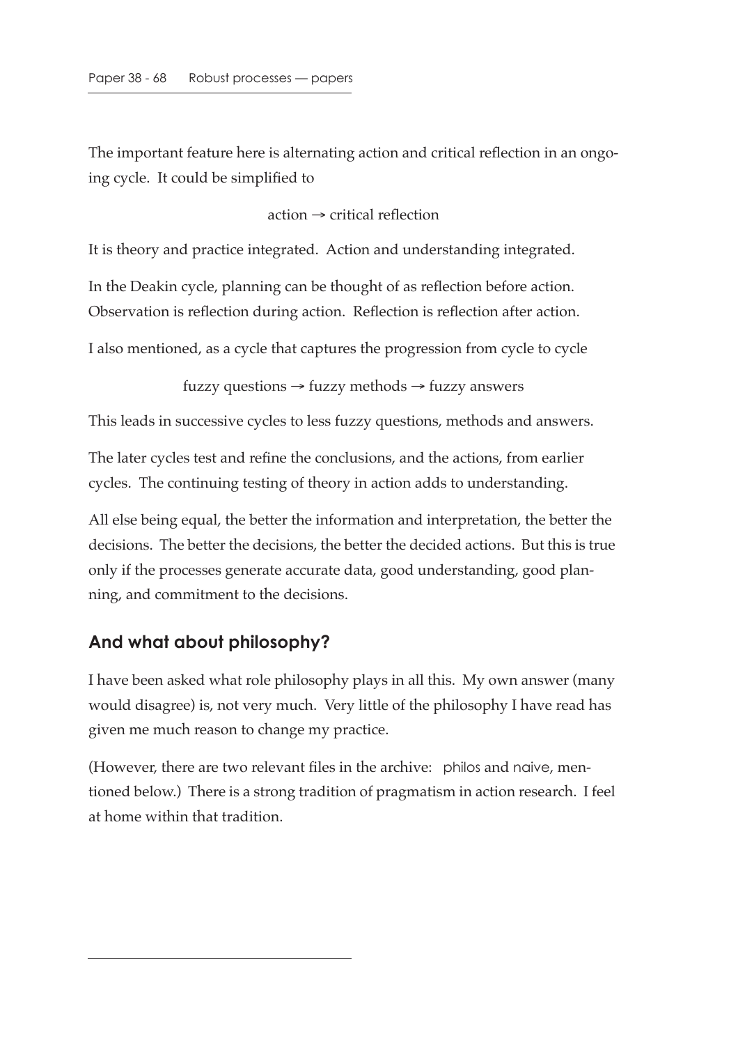The important feature here is alternating action and critical reflection in an ongoing cycle. It could be simplified to

action → critical reflection

It is theory and practice integrated. Action and understanding integrated.

In the Deakin cycle, planning can be thought of as reflection before action. Observation is reflection during action. Reflection is reflection after action.

I also mentioned, as a cycle that captures the progression from cycle to cycle

fuzzy questions → fuzzy methods → fuzzy answers

This leads in successive cycles to less fuzzy questions, methods and answers.

The later cycles test and refine the conclusions, and the actions, from earlier cycles. The continuing testing of theory in action adds to understanding.

All else being equal, the better the information and interpretation, the better the decisions. The better the decisions, the better the decided actions. But this is true only if the processes generate accurate data, good understanding, good planning, and commitment to the decisions.

## And what about philosophy?

I have been asked what role philosophy plays in all this. My own answer (many would disagree) is, not very much. Very little of the philosophy I have read has given me much reason to change my practice.

(However, there are two relevant files in the archive: philos and naive, mentioned below.) There is a strong tradition of pragmatism in action research. I feel at home within that tradition.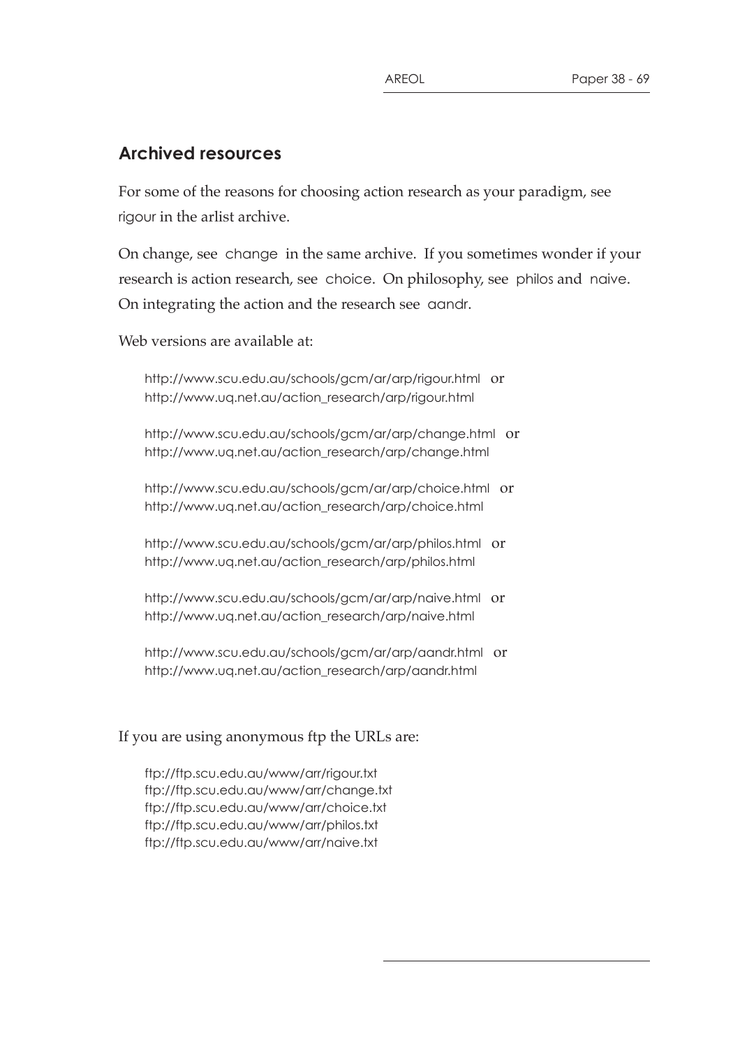## Archived resources

For some of the reasons for choosing action research as your paradigm, see rigour in the arlist archive.

On change, see change in the same archive. If you sometimes wonder if your research is action research, see choice. On philosophy, see philos and naive. On integrating the action and the research see aandr.

Web versions are available at:

http://www.scu.edu.au/schools/gcm/ar/arp/rigour.html or
http://www.uq.net.au/action_research/arp/rigour.html

http://www.scu.edu.au/schools/gcm/ar/arp/change.html or
http://www.uq.net.au/action_research/arp/change.html

http://www.scu.edu.au/schools/gcm/ar/arp/choice.html or
http://www.uq.net.au/action_research/arp/choice.html

http://www.scu.edu.au/schools/gcm/ar/arp/philos.html or
http://www.uq.net.au/action_research/arp/philos.html

http://www.scu.edu.au/schools/gcm/ar/arp/naive.html or
http://www.uq.net.au/action_research/arp/naive.html

http://www.scu.edu.au/schools/gcm/ar/arp/aandr.html or
http://www.uq.net.au/action_research/arp/aandr.html

If you are using anonymous ftp the URLs are:

ftp://ftp.scu.edu.au/www/arr/rigour.txt
ftp://ftp.scu.edu.au/www/arr/change.txt
ftp://ftp.scu.edu.au/www/arr/choice.txt
ftp://ftp.scu.edu.au/www/arr/philos.txt
ftp://ftp.scu.edu.au/www/arr/naive.txt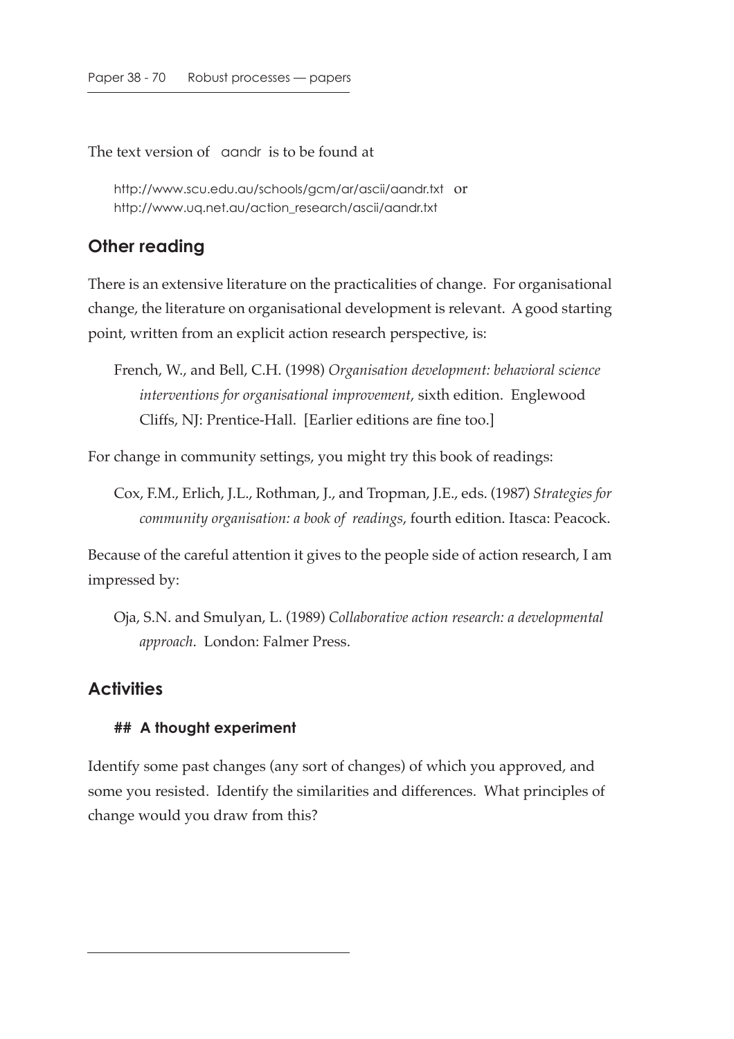The text version of aandr is to be found at

http://www.scu.edu.au/schools/gcm/ar/ascii/aandr.txt or
http://www.uq.net.au/action_research/ascii/aandr.txt

## Other reading

There is an extensive literature on the practicalities of change. For organisational change, the literature on organisational development is relevant. A good starting point, written from an explicit action research perspective, is:

French, W., and Bell, C.H. (1998) *Organisation development: behavioral science interventions for organisational improvement*, sixth edition. Englewood Cliffs, NJ: Prentice-Hall. [Earlier editions are fine too.]

For change in community settings, you might try this book of readings:

Cox, F.M., Erlich, J.L., Rothman, J., and Tropman, J.E., eds. (1987) *Strategies for community organisation: a book of readings*, fourth edition. Itasca: Peacock.

Because of the careful attention it gives to the people side of action research, I am impressed by:

Oja, S.N. and Smulyan, L. (1989) *Collaborative action research: a developmental approach*. London: Falmer Press.

## Activities

### ## A thought experiment

Identify some past changes (any sort of changes) of which you approved, and some you resisted. Identify the similarities and differences. What principles of change would you draw from this?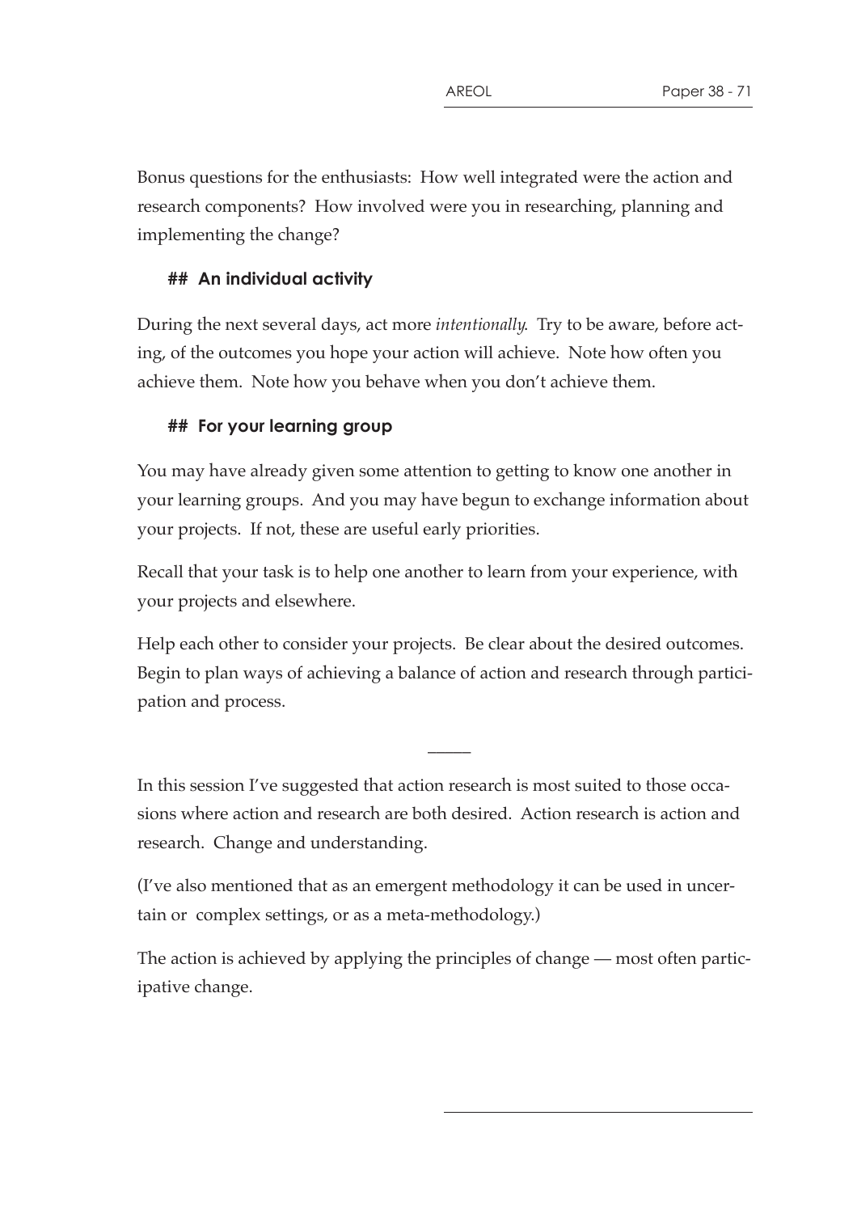Bonus questions for the enthusiasts: How well integrated were the action and research components? How involved were you in researching, planning and implementing the change?

## An individual activity

During the next several days, act more *intentionally*. Try to be aware, before acting, of the outcomes you hope your action will achieve. Note how often you achieve them. Note how you behave when you don't achieve them.

## For your learning group

You may have already given some attention to getting to know one another in your learning groups. And you may have begun to exchange information about your projects. If not, these are useful early priorities.

Recall that your task is to help one another to learn from your experience, with your projects and elsewhere.

Help each other to consider your projects. Be clear about the desired outcomes. Begin to plan ways of achieving a balance of action and research through participation and process.

—

In this session I've suggested that action research is most suited to those occasions where action and research are both desired. Action research is action and research. Change and understanding.

(I've also mentioned that as an emergent methodology it can be used in uncertain or complex settings, or as a meta-methodology.)

The action is achieved by applying the principles of change — most often participative change.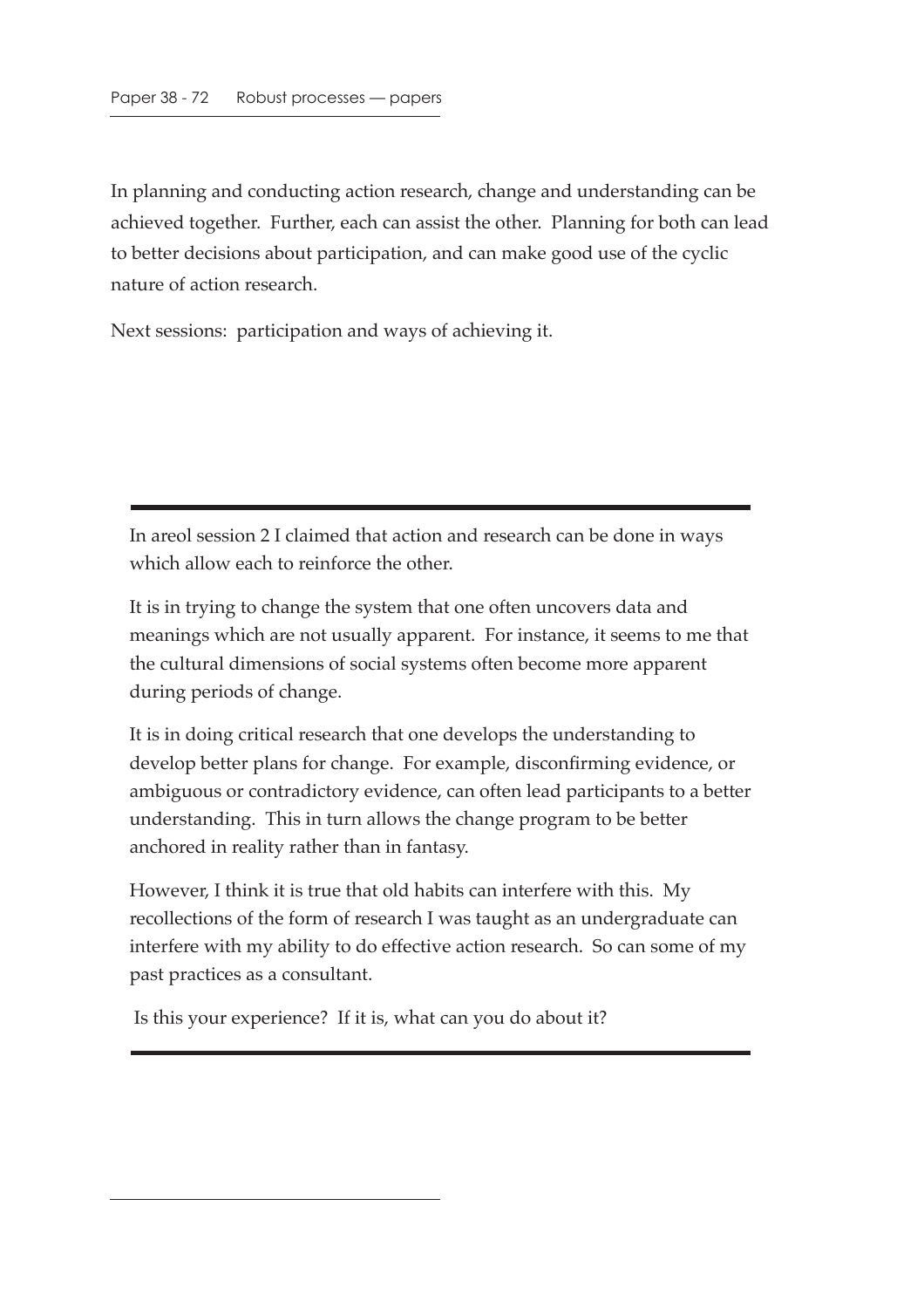In planning and conducting action research, change and understanding can be achieved together. Further, each can assist the other. Planning for both can lead to better decisions about participation, and can make good use of the cyclic nature of action research.

Next sessions: participation and ways of achieving it.

---

In areol session 2 I claimed that action and research can be done in ways which allow each to reinforce the other.

It is in trying to change the system that one often uncovers data and meanings which are not usually apparent. For instance, it seems to me that the cultural dimensions of social systems often become more apparent during periods of change.

It is in doing critical research that one develops the understanding to develop better plans for change. For example, disconfirming evidence, or ambiguous or contradictory evidence, can often lead participants to a better understanding. This in turn allows the change program to be better anchored in reality rather than in fantasy.

However, I think it is true that old habits can interfere with this. My recollections of the form of research I was taught as an undergraduate can interfere with my ability to do effective action research. So can some of my past practices as a consultant.

Is this your experience? If it is, what can you do about it?

---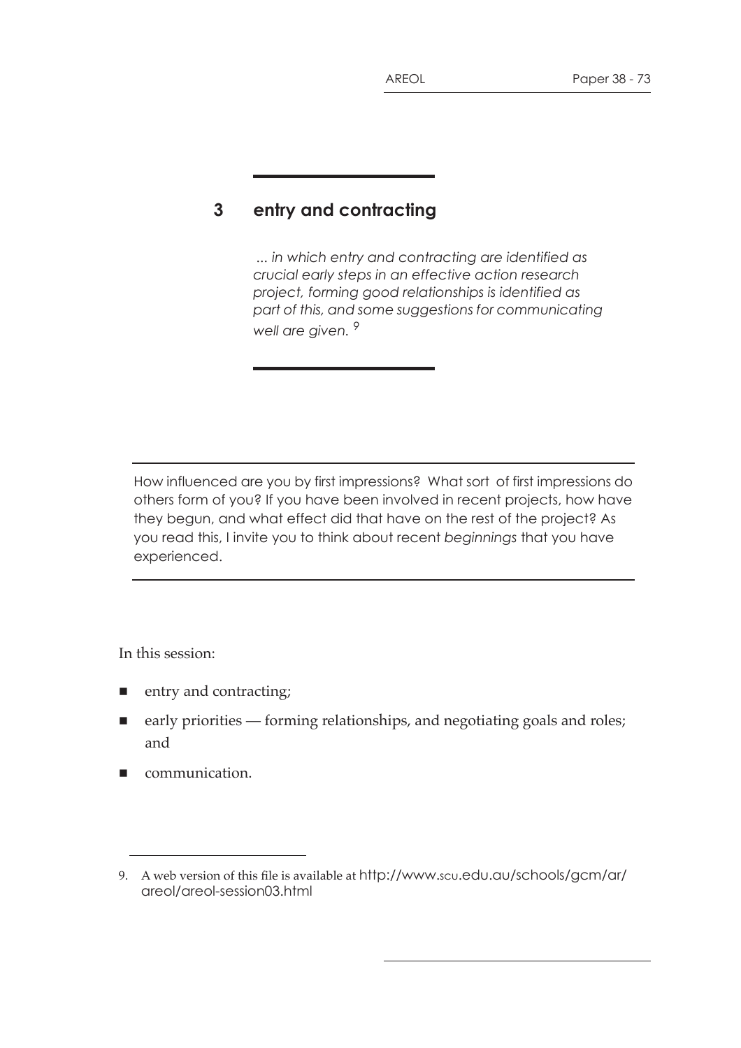# 3 entry and contracting

*... in which entry and contracting are identified as crucial early steps in an effective action research project, forming good relationships is identified as part of this, and some suggestions for communicating well are given.* [9]

---

How influenced are you by first impressions? What sort of first impressions do others form of you? If you have been involved in recent projects, how have they begun, and what effect did that have on the rest of the project? As you read this, I invite you to think about recent *beginnings* that you have experienced.

---

In this session:

- entry and contracting;
- early priorities — forming relationships, and negotiating goals and roles; and
- communication.

---

9. A web version of this file is available at http://www.scu.edu.au/schools/gcm/ar/areol/areol-session03.html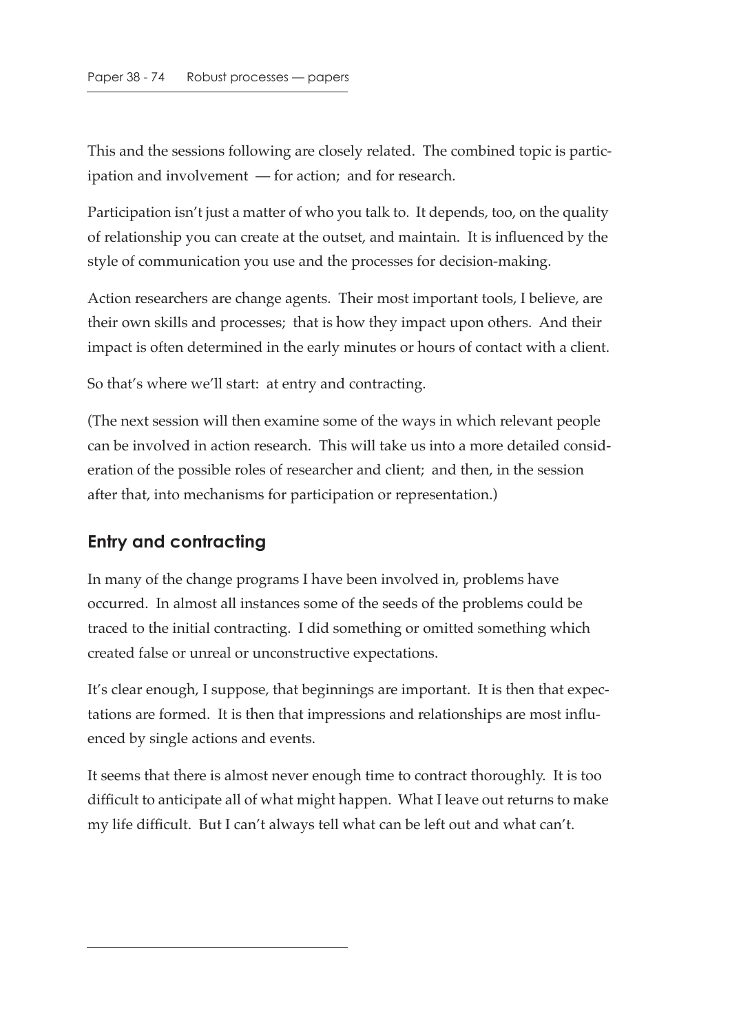This and the sessions following are closely related. The combined topic is participation and involvement — for action; and for research.

Participation isn't just a matter of who you talk to. It depends, too, on the quality of relationship you can create at the outset, and maintain. It is influenced by the style of communication you use and the processes for decision-making.

Action researchers are change agents. Their most important tools, I believe, are their own skills and processes; that is how they impact upon others. And their impact is often determined in the early minutes or hours of contact with a client.

So that's where we'll start: at entry and contracting.

(The next session will then examine some of the ways in which relevant people can be involved in action research. This will take us into a more detailed consideration of the possible roles of researcher and client; and then, in the session after that, into mechanisms for participation or representation.)

## Entry and contracting

In many of the change programs I have been involved in, problems have occurred. In almost all instances some of the seeds of the problems could be traced to the initial contracting. I did something or omitted something which created false or unreal or unconstructive expectations.

It's clear enough, I suppose, that beginnings are important. It is then that expectations are formed. It is then that impressions and relationships are most influenced by single actions and events.

It seems that there is almost never enough time to contract thoroughly. It is too difficult to anticipate all of what might happen. What I leave out returns to make my life difficult. But I can't always tell what can be left out and what can't.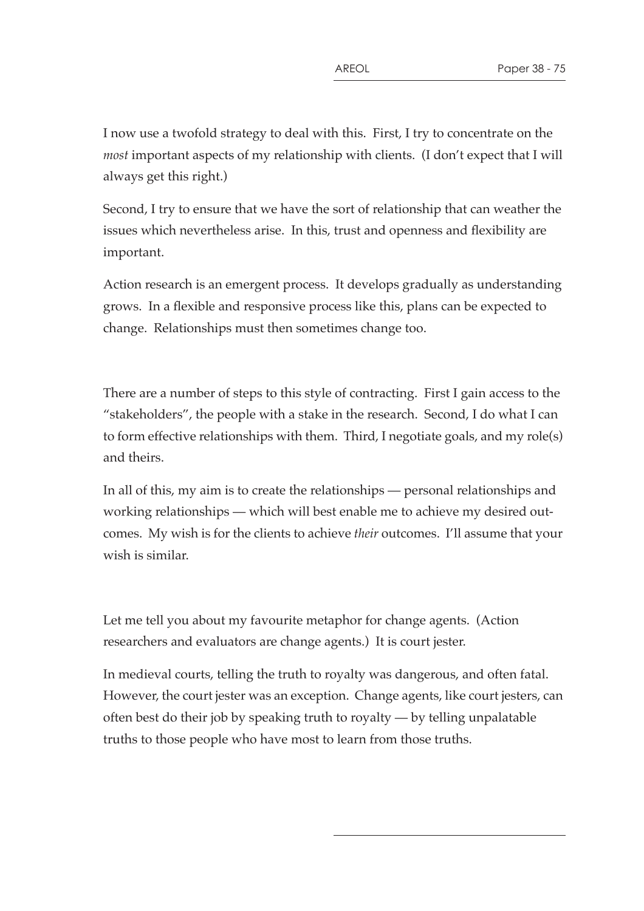I now use a twofold strategy to deal with this. First, I try to concentrate on the *most* important aspects of my relationship with clients. (I don't expect that I will always get this right.)

Second, I try to ensure that we have the sort of relationship that can weather the issues which nevertheless arise. In this, trust and openness and flexibility are important.

Action research is an emergent process. It develops gradually as understanding grows. In a flexible and responsive process like this, plans can be expected to change. Relationships must then sometimes change too.

There are a number of steps to this style of contracting. First I gain access to the "stakeholders", the people with a stake in the research. Second, I do what I can to form effective relationships with them. Third, I negotiate goals, and my role(s) and theirs.

In all of this, my aim is to create the relationships — personal relationships and working relationships — which will best enable me to achieve my desired outcomes. My wish is for the clients to achieve *their* outcomes. I'll assume that your wish is similar.

Let me tell you about my favourite metaphor for change agents. (Action researchers and evaluators are change agents.) It is court jester.

In medieval courts, telling the truth to royalty was dangerous, and often fatal. However, the court jester was an exception. Change agents, like court jesters, can often best do their job by speaking truth to royalty — by telling unpalatable truths to those people who have most to learn from those truths.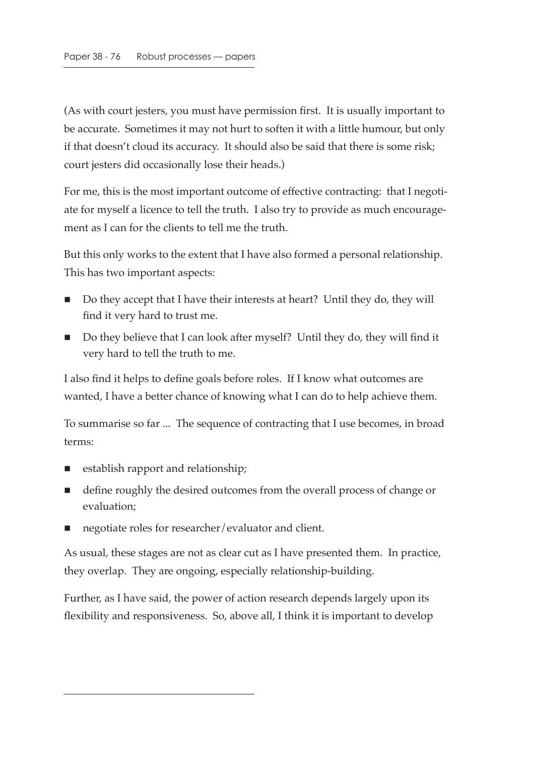(As with court jesters, you must have permission first. It is usually important to be accurate. Sometimes it may not hurt to soften it with a little humour, but only if that doesn't cloud its accuracy. It should also be said that there is some risk; court jesters did occasionally lose their heads.)

For me, this is the most important outcome of effective contracting: that I negotiate for myself a licence to tell the truth. I also try to provide as much encouragement as I can for the clients to tell me the truth.

But this only works to the extent that I have also formed a personal relationship. This has two important aspects:

- Do they accept that I have their interests at heart? Until they do, they will find it very hard to trust me.
- Do they believe that I can look after myself? Until they do, they will find it very hard to tell the truth to me.

I also find it helps to define goals before roles. If I know what outcomes are wanted, I have a better chance of knowing what I can do to help achieve them.

To summarise so far ... The sequence of contracting that I use becomes, in broad terms:

- establish rapport and relationship;
- define roughly the desired outcomes from the overall process of change or evaluation;
- negotiate roles for researcher/evaluator and client.

As usual, these stages are not as clear cut as I have presented them. In practice, they overlap. They are ongoing, especially relationship-building.

Further, as I have said, the power of action research depends largely upon its flexibility and responsiveness. So, above all, I think it is important to develop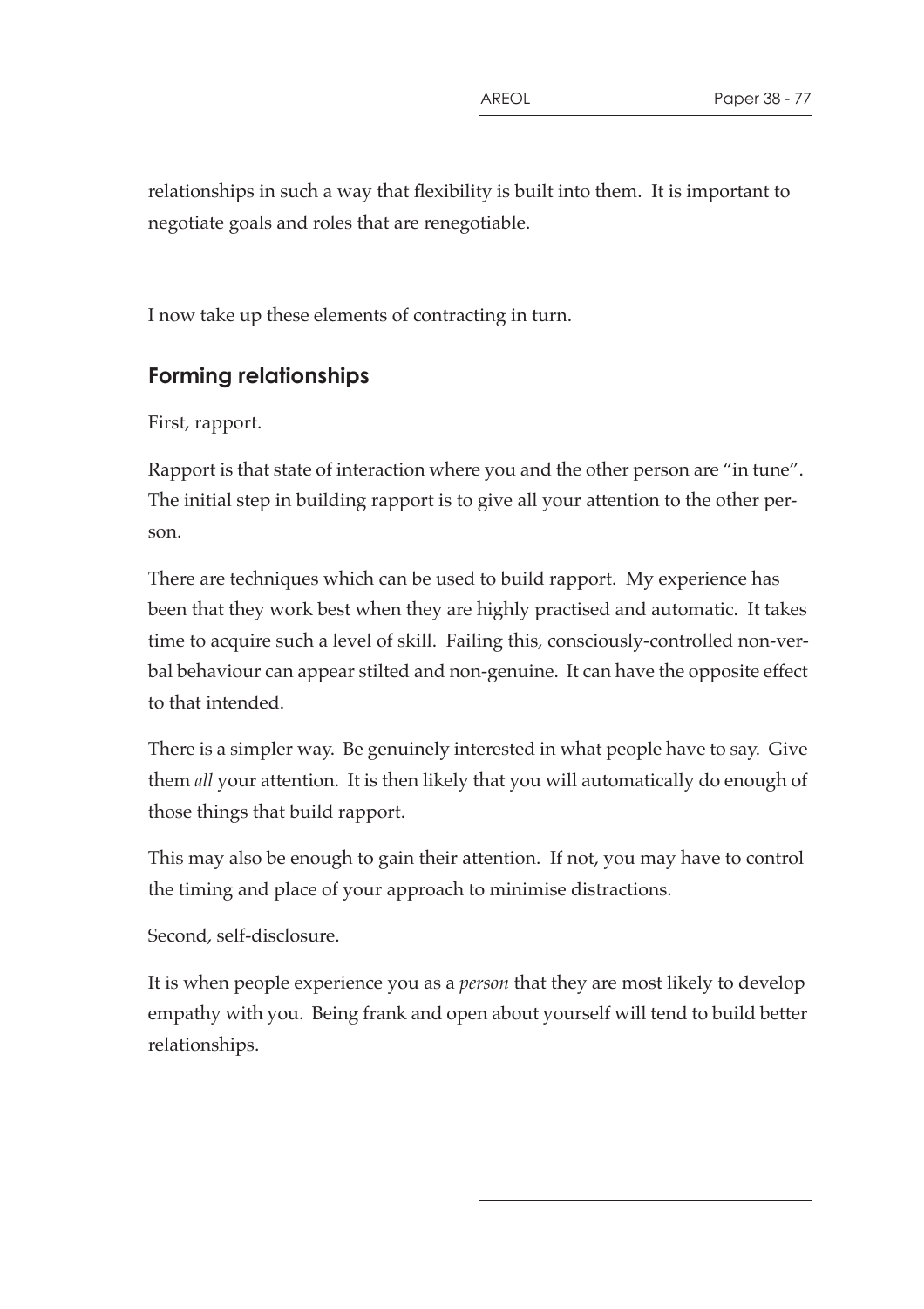relationships in such a way that flexibility is built into them. It is important to negotiate goals and roles that are renegotiable.

I now take up these elements of contracting in turn.

## Forming relationships

First, rapport.

Rapport is that state of interaction where you and the other person are "in tune". The initial step in building rapport is to give all your attention to the other person.

There are techniques which can be used to build rapport. My experience has been that they work best when they are highly practised and automatic. It takes time to acquire such a level of skill. Failing this, consciously-controlled non-verbal behaviour can appear stilted and non-genuine. It can have the opposite effect to that intended.

There is a simpler way. Be genuinely interested in what people have to say. Give them *all* your attention. It is then likely that you will automatically do enough of those things that build rapport.

This may also be enough to gain their attention. If not, you may have to control the timing and place of your approach to minimise distractions.

Second, self-disclosure.

It is when people experience you as a *person* that they are most likely to develop empathy with you. Being frank and open about yourself will tend to build better relationships.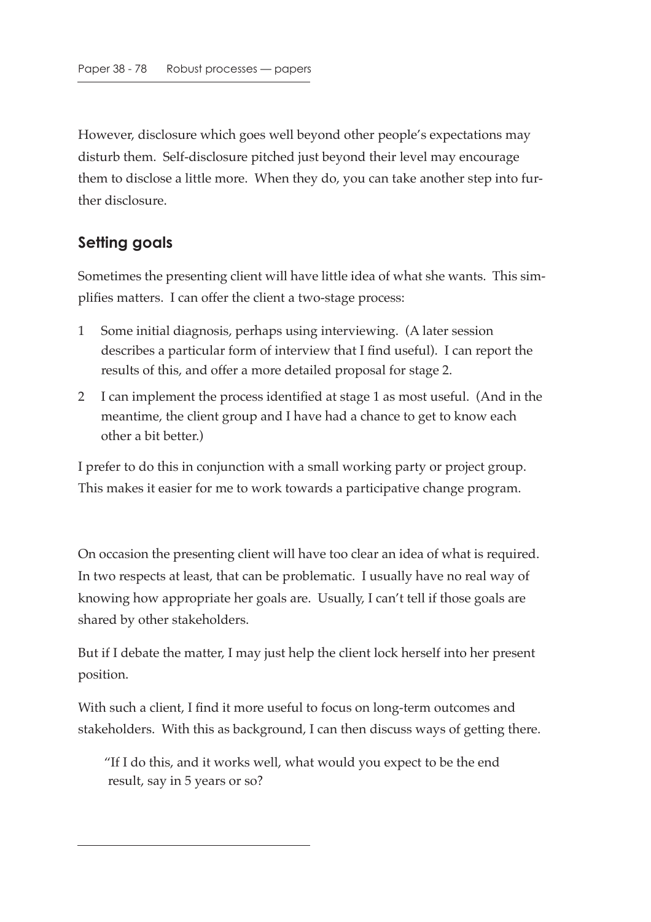However, disclosure which goes well beyond other people's expectations may disturb them. Self-disclosure pitched just beyond their level may encourage them to disclose a little more. When they do, you can take another step into further disclosure.

## Setting goals

Sometimes the presenting client will have little idea of what she wants. This simplifies matters. I can offer the client a two-stage process:

1. Some initial diagnosis, perhaps using interviewing. (A later session describes a particular form of interview that I find useful). I can report the results of this, and offer a more detailed proposal for stage 2.
2. I can implement the process identified at stage 1 as most useful. (And in the meantime, the client group and I have had a chance to get to know each other a bit better.)

I prefer to do this in conjunction with a small working party or project group. This makes it easier for me to work towards a participative change program.

On occasion the presenting client will have too clear an idea of what is required. In two respects at least, that can be problematic. I usually have no real way of knowing how appropriate her goals are. Usually, I can't tell if those goals are shared by other stakeholders.

But if I debate the matter, I may just help the client lock herself into her present position.

With such a client, I find it more useful to focus on long-term outcomes and stakeholders. With this as background, I can then discuss ways of getting there.

> "If I do this, and it works well, what would you expect to be the end result, say in 5 years or so?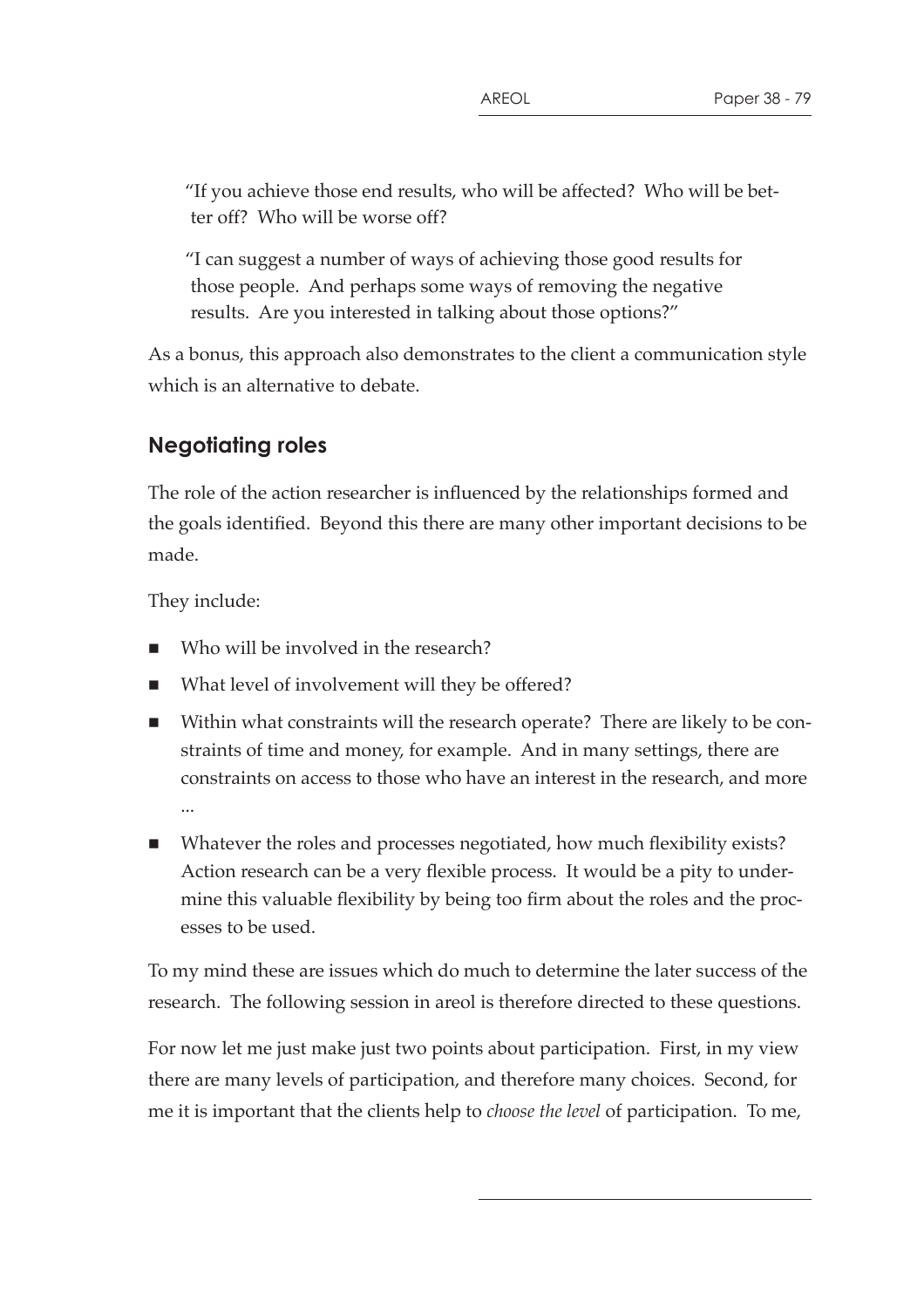"If you achieve those end results, who will be affected? Who will be better off? Who will be worse off?

"I can suggest a number of ways of achieving those good results for those people. And perhaps some ways of removing the negative results. Are you interested in talking about those options?"

As a bonus, this approach also demonstrates to the client a communication style which is an alternative to debate.

## Negotiating roles

The role of the action researcher is influenced by the relationships formed and the goals identified. Beyond this there are many other important decisions to be made.

They include:

- Who will be involved in the research?
- What level of involvement will they be offered?
- Within what constraints will the research operate? There are likely to be constraints of time and money, for example. And in many settings, there are constraints on access to those who have an interest in the research, and more ...
- Whatever the roles and processes negotiated, how much flexibility exists? Action research can be a very flexible process. It would be a pity to undermine this valuable flexibility by being too firm about the roles and the processes to be used.

To my mind these are issues which do much to determine the later success of the research. The following session in areol is therefore directed to these questions.

For now let me just make just two points about participation. First, in my view there are many levels of participation, and therefore many choices. Second, for me it is important that the clients help to *choose the level* of participation. To me,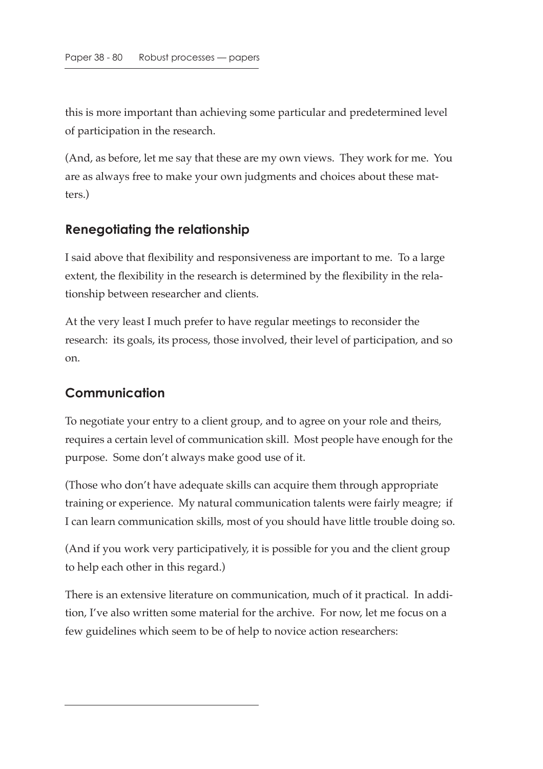this is more important than achieving some particular and predetermined level of participation in the research.

(And, as before, let me say that these are my own views. They work for me. You are as always free to make your own judgments and choices about these matters.)

## Renegotiating the relationship

I said above that flexibility and responsiveness are important to me. To a large extent, the flexibility in the research is determined by the flexibility in the relationship between researcher and clients.

At the very least I much prefer to have regular meetings to reconsider the research: its goals, its process, those involved, their level of participation, and so on.

## Communication

To negotiate your entry to a client group, and to agree on your role and theirs, requires a certain level of communication skill. Most people have enough for the purpose. Some don't always make good use of it.

(Those who don't have adequate skills can acquire them through appropriate training or experience. My natural communication talents were fairly meagre; if I can learn communication skills, most of you should have little trouble doing so.

(And if you work very participatively, it is possible for you and the client group to help each other in this regard.)

There is an extensive literature on communication, much of it practical. In addition, I've also written some material for the archive. For now, let me focus on a few guidelines which seem to be of help to novice action researchers: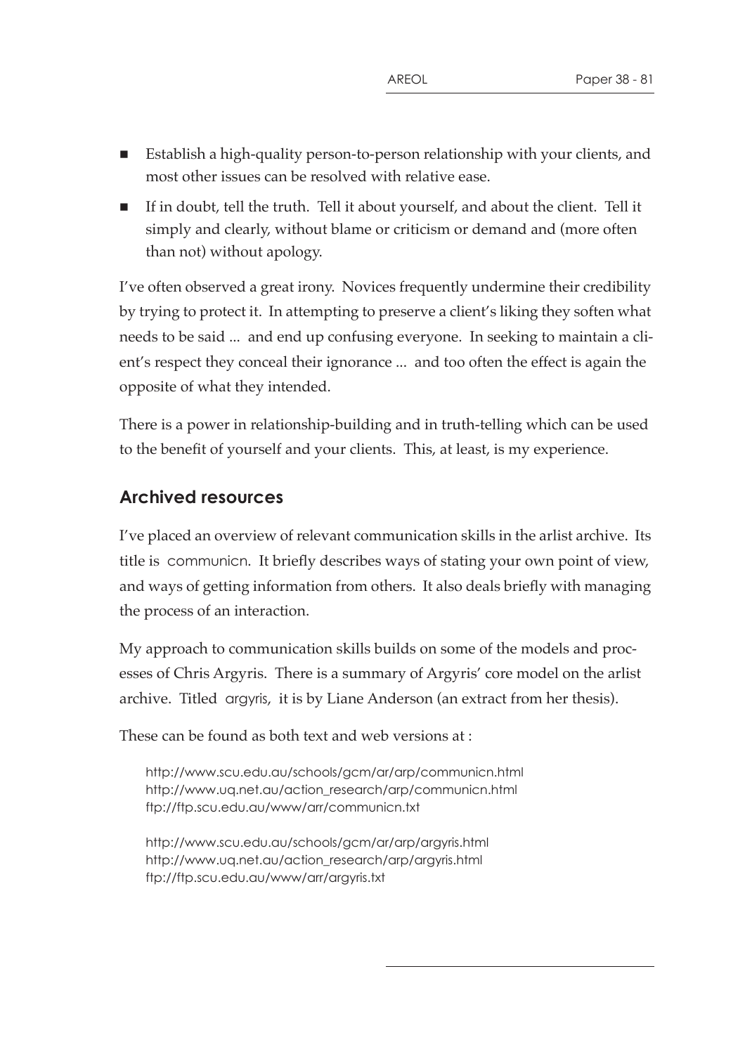- Establish a high-quality person-to-person relationship with your clients, and most other issues can be resolved with relative ease.
- If in doubt, tell the truth. Tell it about yourself, and about the client. Tell it simply and clearly, without blame or criticism or demand and (more often than not) without apology.

I've often observed a great irony. Novices frequently undermine their credibility by trying to protect it. In attempting to preserve a client's liking they soften what needs to be said ... and end up confusing everyone. In seeking to maintain a client's respect they conceal their ignorance ... and too often the effect is again the opposite of what they intended.

There is a power in relationship-building and in truth-telling which can be used to the benefit of yourself and your clients. This, at least, is my experience.

## Archived resources

I've placed an overview of relevant communication skills in the arlist archive. Its title is communicn. It briefly describes ways of stating your own point of view, and ways of getting information from others. It also deals briefly with managing the process of an interaction.

My approach to communication skills builds on some of the models and processes of Chris Argyris. There is a summary of Argyris' core model on the arlist archive. Titled argyris, it is by Liane Anderson (an extract from her thesis).

These can be found as both text and web versions at :

http://www.scu.edu.au/schools/gcm/ar/arp/communicn.html
http://www.uq.net.au/action_research/arp/communicn.html
ftp://ftp.scu.edu.au/www/arr/communicn.txt

http://www.scu.edu.au/schools/gcm/ar/arp/argyris.html
http://www.uq.net.au/action_research/arp/argyris.html
ftp://ftp.scu.edu.au/www/arr/argyris.txt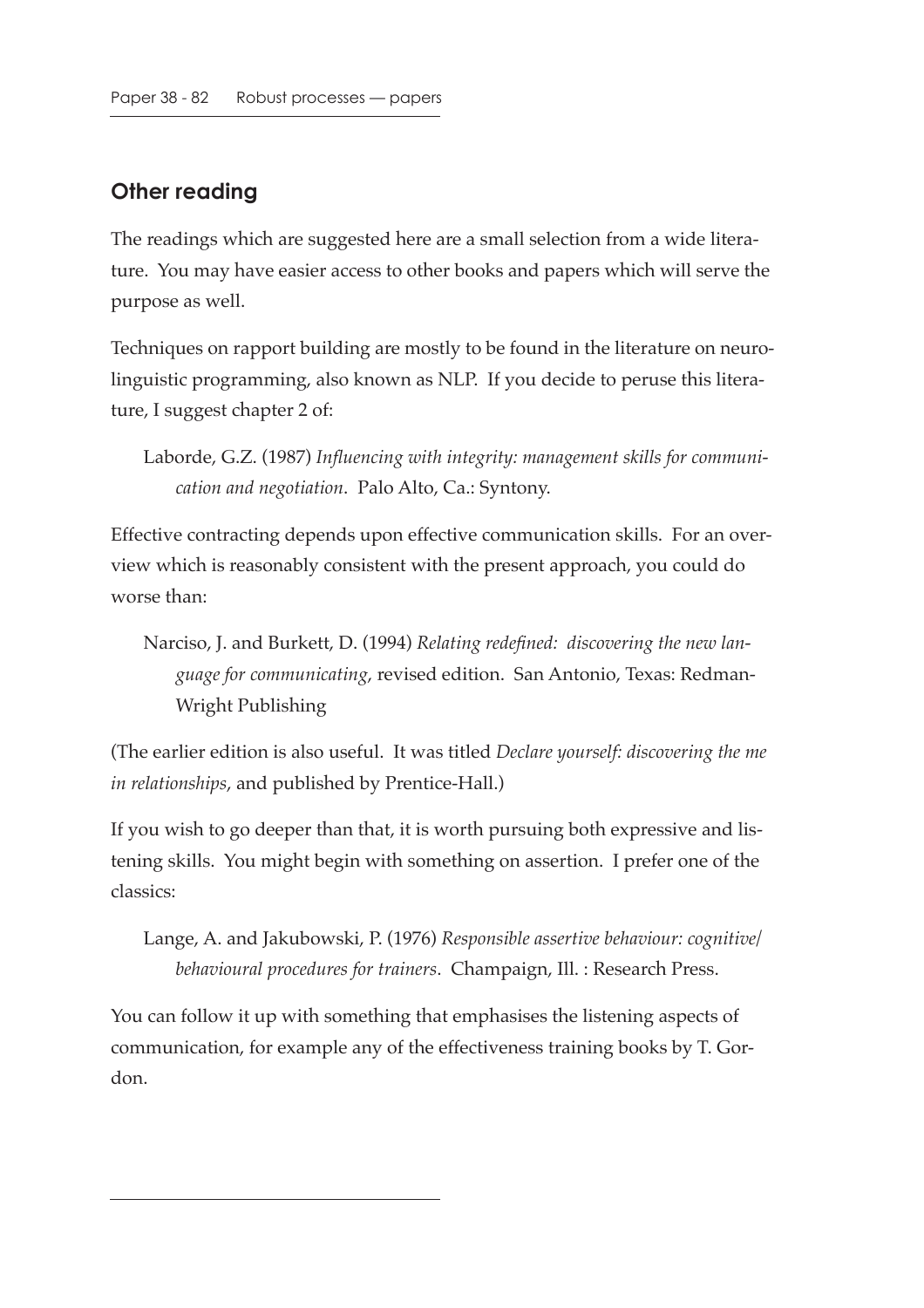## Other reading

The readings which are suggested here are a small selection from a wide literature. You may have easier access to other books and papers which will serve the purpose as well.

Techniques on rapport building are mostly to be found in the literature on neurolinguistic programming, also known as NLP. If you decide to peruse this literature, I suggest chapter 2 of:

> Laborde, G.Z. (1987) *Influencing with integrity: management skills for communication and negotiation*. Palo Alto, Ca.: Syntony.

Effective contracting depends upon effective communication skills. For an overview which is reasonably consistent with the present approach, you could do worse than:

> Narciso, J. and Burkett, D. (1994) *Relating redefined: discovering the new language for communicating*, revised edition. San Antonio, Texas: Redman-Wright Publishing

(The earlier edition is also useful. It was titled *Declare yourself: discovering the me in relationships*, and published by Prentice-Hall.)

If you wish to go deeper than that, it is worth pursuing both expressive and listening skills. You might begin with something on assertion. I prefer one of the classics:

> Lange, A. and Jakubowski, P. (1976) *Responsible assertive behaviour: cognitive/behavioural procedures for trainers*. Champaign, Ill. : Research Press.

You can follow it up with something that emphasises the listening aspects of communication, for example any of the effectiveness training books by T. Gordon.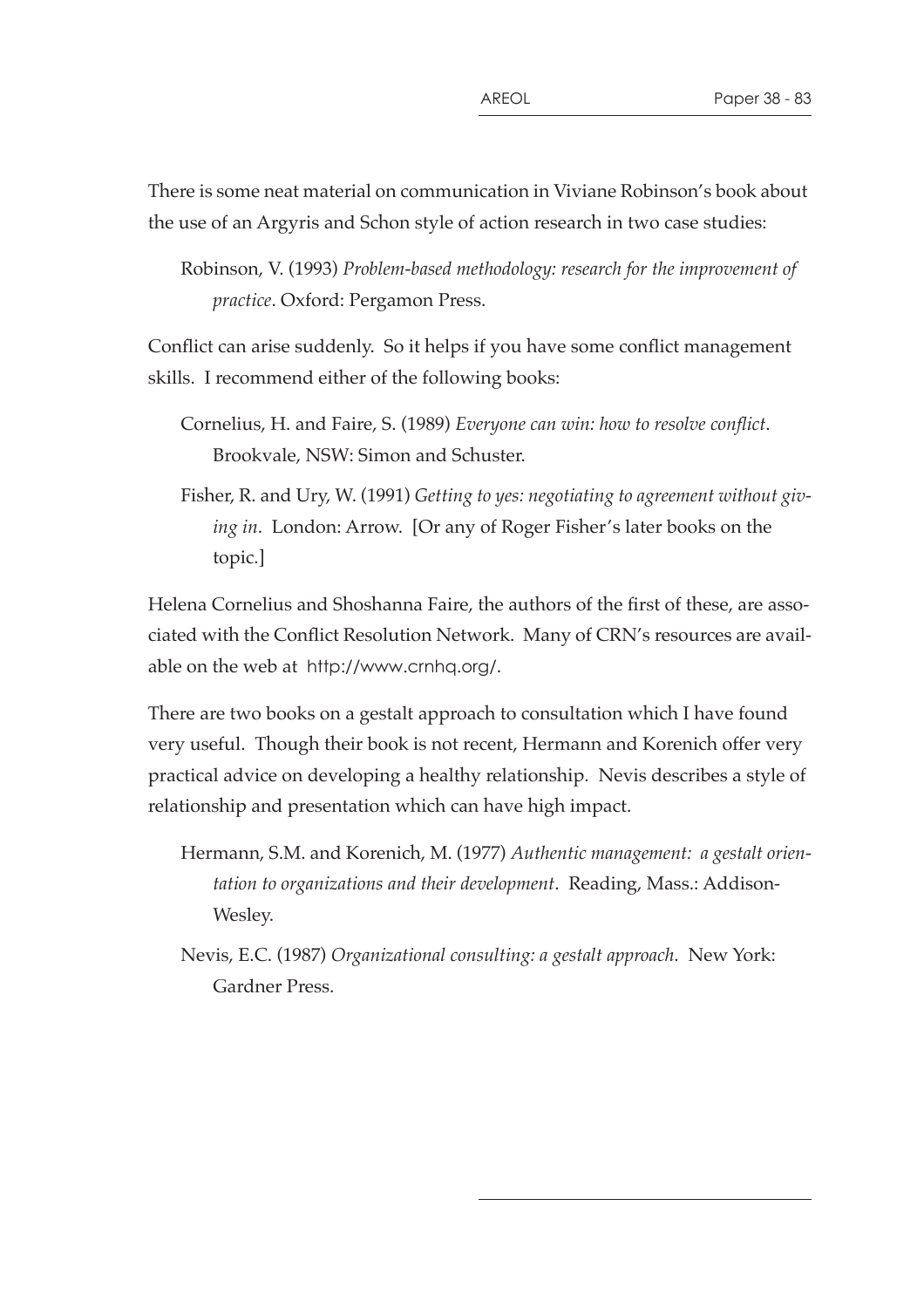There is some neat material on communication in Viviane Robinson's book about the use of an Argyris and Schon style of action research in two case studies:

> Robinson, V. (1993) *Problem-based methodology: research for the improvement of practice*. Oxford: Pergamon Press.

Conflict can arise suddenly. So it helps if you have some conflict management skills. I recommend either of the following books:

> Cornelius, H. and Faire, S. (1989) *Everyone can win: how to resolve conflict*. Brookvale, NSW: Simon and Schuster.

> Fisher, R. and Ury, W. (1991) *Getting to yes: negotiating to agreement without giving in*. London: Arrow. [Or any of Roger Fisher's later books on the topic.]

Helena Cornelius and Shoshanna Faire, the authors of the first of these, are associated with the Conflict Resolution Network. Many of CRN's resources are available on the web at http://www.crnhq.org/.

There are two books on a gestalt approach to consultation which I have found very useful. Though their book is not recent, Hermann and Korenich offer very practical advice on developing a healthy relationship. Nevis describes a style of relationship and presentation which can have high impact.

> Hermann, S.M. and Korenich, M. (1977) *Authentic management: a gestalt orientation to organizations and their development*. Reading, Mass.: Addison-Wesley.

> Nevis, E.C. (1987) *Organizational consulting: a gestalt approach*. New York: Gardner Press.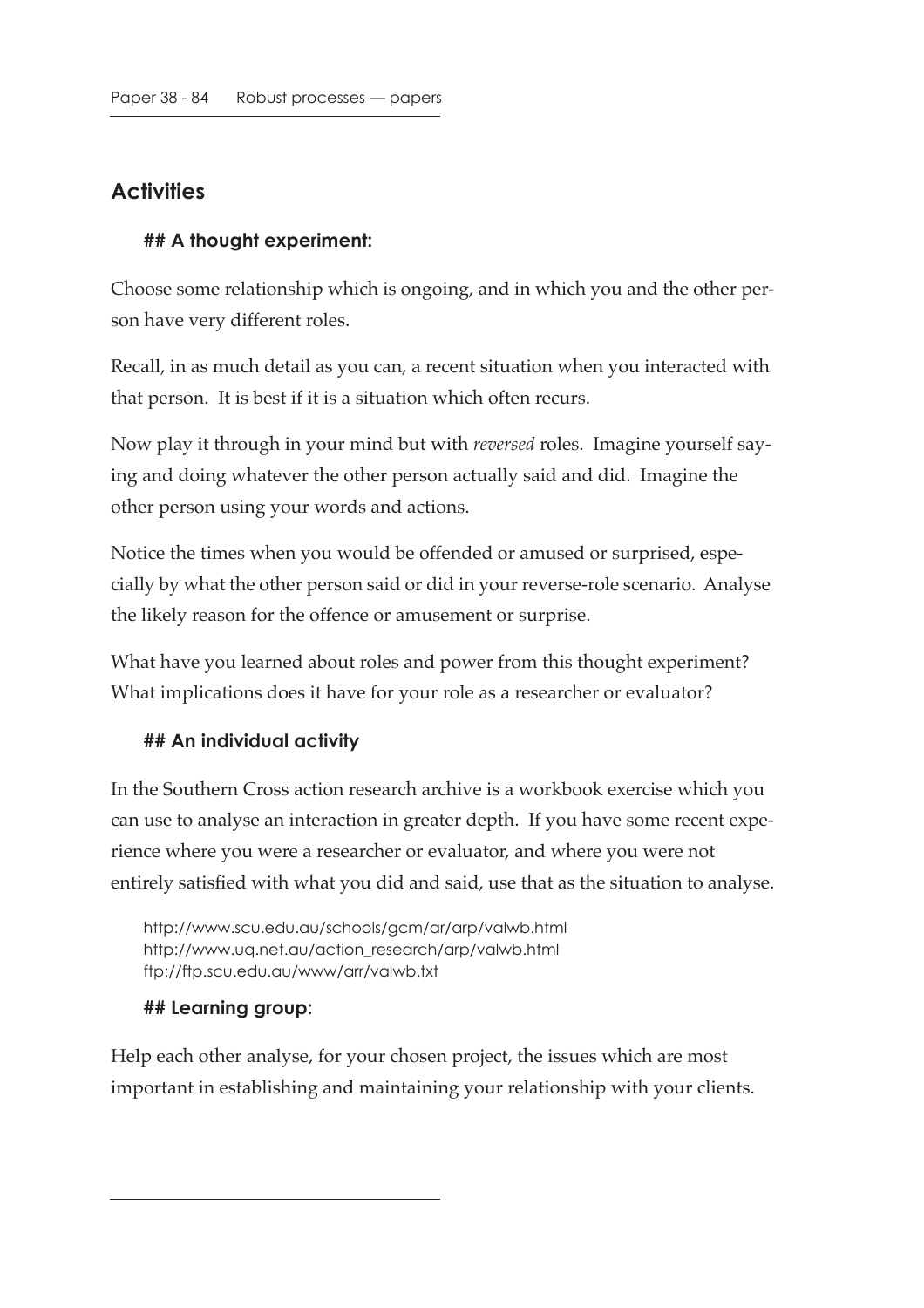## Activities

### A thought experiment:

Choose some relationship which is ongoing, and in which you and the other person have very different roles.

Recall, in as much detail as you can, a recent situation when you interacted with that person. It is best if it is a situation which often recurs.

Now play it through in your mind but with *reversed* roles. Imagine yourself saying and doing whatever the other person actually said and did. Imagine the other person using your words and actions.

Notice the times when you would be offended or amused or surprised, especially by what the other person said or did in your reverse-role scenario. Analyse the likely reason for the offence or amusement or surprise.

What have you learned about roles and power from this thought experiment? What implications does it have for your role as a researcher or evaluator?

### An individual activity

In the Southern Cross action research archive is a workbook exercise which you can use to analyse an interaction in greater depth. If you have some recent experience where you were a researcher or evaluator, and where you were not entirely satisfied with what you did and said, use that as the situation to analyse.

http://www.scu.edu.au/schools/gcm/ar/arp/valwb.html
http://www.uq.net.au/action_research/arp/valwb.html
ftp://ftp.scu.edu.au/www/arr/valwb.txt

### Learning group:

Help each other analyse, for your chosen project, the issues which are most important in establishing and maintaining your relationship with your clients.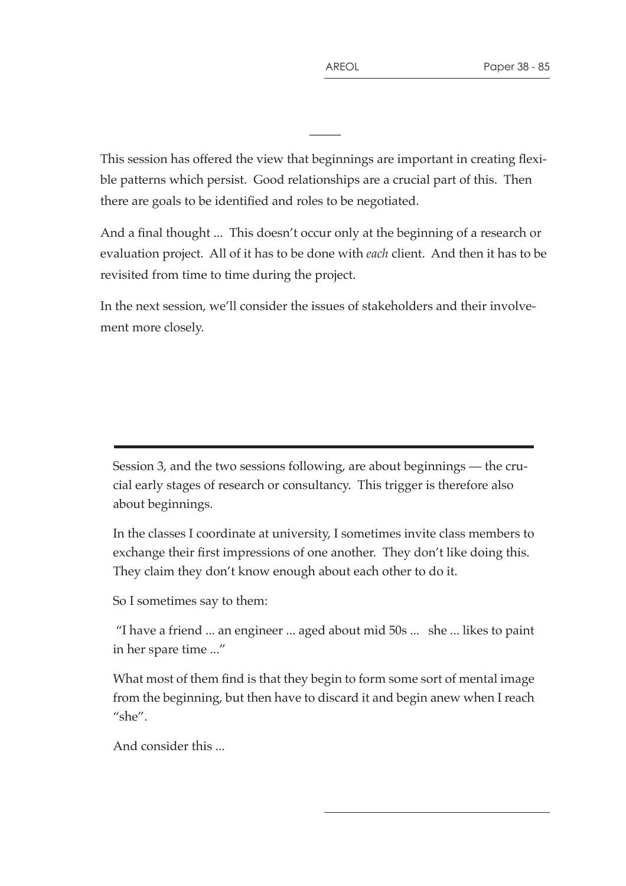---

This session has offered the view that beginnings are important in creating flexible patterns which persist. Good relationships are a crucial part of this. Then there are goals to be identified and roles to be negotiated.

And a final thought ... This doesn't occur only at the beginning of a research or evaluation project. All of it has to be done with *each* client. And then it has to be revisited from time to time during the project.

In the next session, we'll consider the issues of stakeholders and their involvement more closely.

---

Session 3, and the two sessions following, are about beginnings — the crucial early stages of research or consultancy. This trigger is therefore also about beginnings.

In the classes I coordinate at university, I sometimes invite class members to exchange their first impressions of one another. They don't like doing this. They claim they don't know enough about each other to do it.

So I sometimes say to them:

"I have a friend ... an engineer ... aged about mid 50s ... she ... likes to paint in her spare time ..."

What most of them find is that they begin to form some sort of mental image from the beginning, but then have to discard it and begin anew when I reach "she".

And consider this ...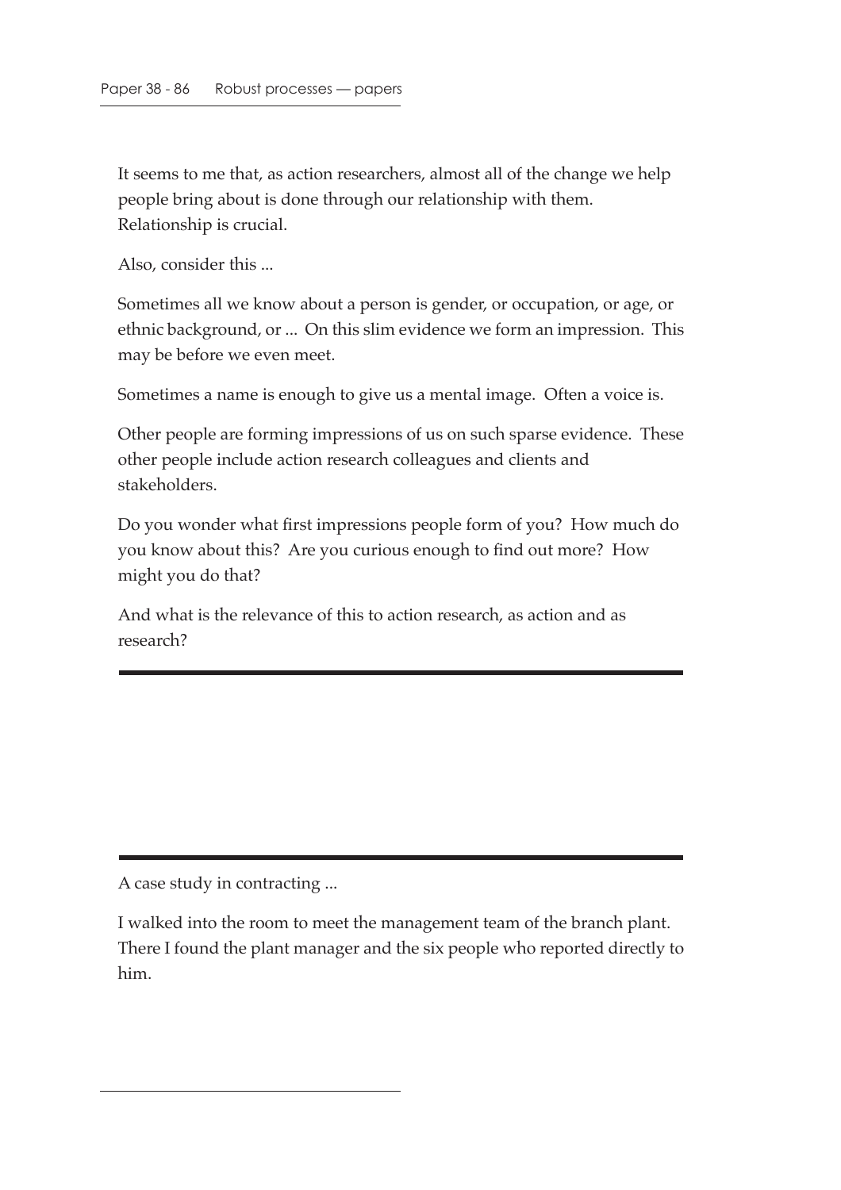It seems to me that, as action researchers, almost all of the change we help people bring about is done through our relationship with them. Relationship is crucial.

Also, consider this ...

Sometimes all we know about a person is gender, or occupation, or age, or ethnic background, or ... On this slim evidence we form an impression. This may be before we even meet.

Sometimes a name is enough to give us a mental image. Often a voice is.

Other people are forming impressions of us on such sparse evidence. These other people include action research colleagues and clients and stakeholders.

Do you wonder what first impressions people form of you? How much do you know about this? Are you curious enough to find out more? How might you do that?

And what is the relevance of this to action research, as action and as research?

---

---

A case study in contracting ...

I walked into the room to meet the management team of the branch plant. There I found the plant manager and the six people who reported directly to him.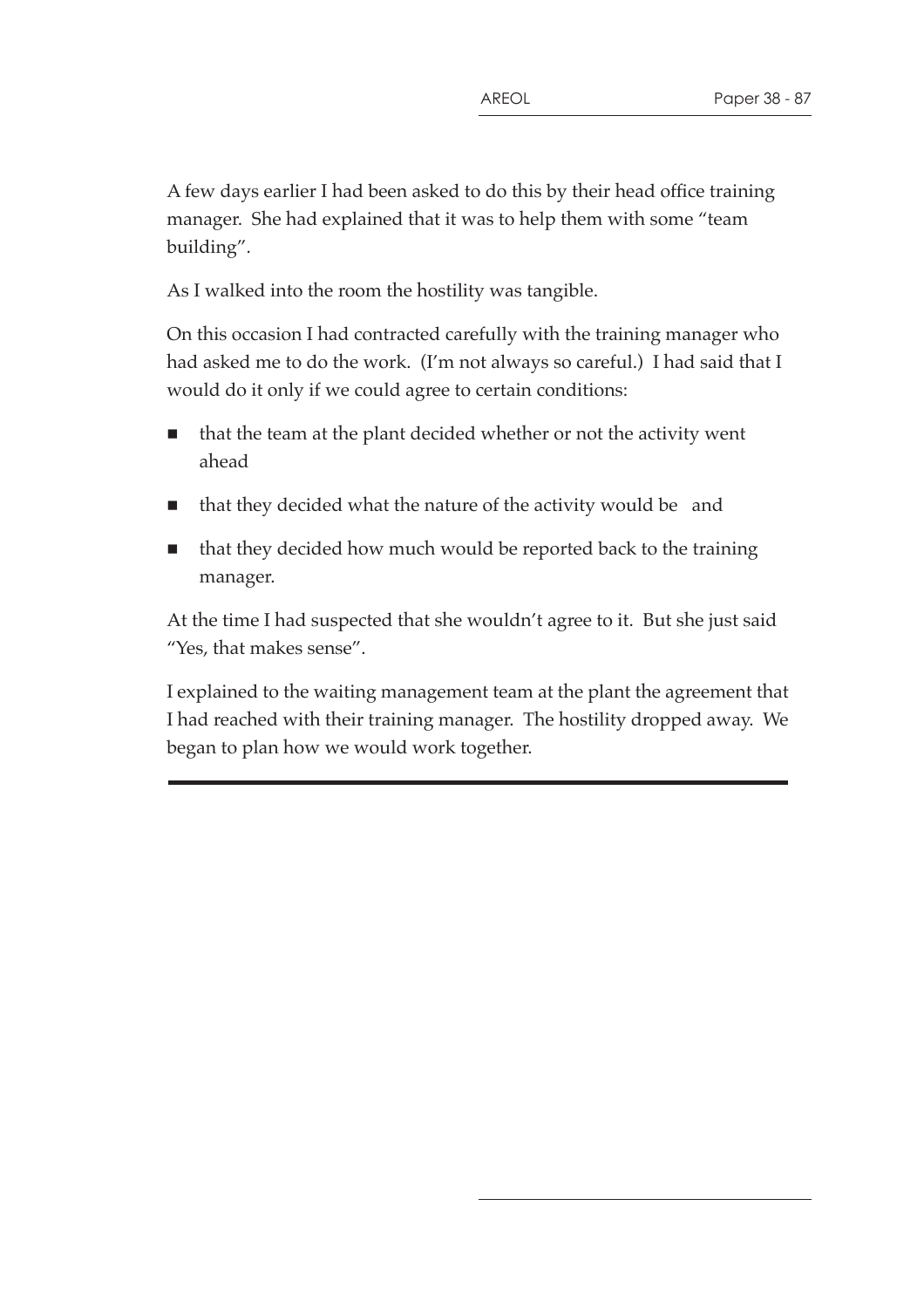A few days earlier I had been asked to do this by their head office training manager. She had explained that it was to help them with some "team building".

As I walked into the room the hostility was tangible.

On this occasion I had contracted carefully with the training manager who had asked me to do the work. (I'm not always so careful.) I had said that I would do it only if we could agree to certain conditions:

- that the team at the plant decided whether or not the activity went ahead
- that they decided what the nature of the activity would be and
- that they decided how much would be reported back to the training manager.

At the time I had suspected that she wouldn't agree to it. But she just said "Yes, that makes sense".

I explained to the waiting management team at the plant the agreement that I had reached with their training manager. The hostility dropped away. We began to plan how we would work together.

---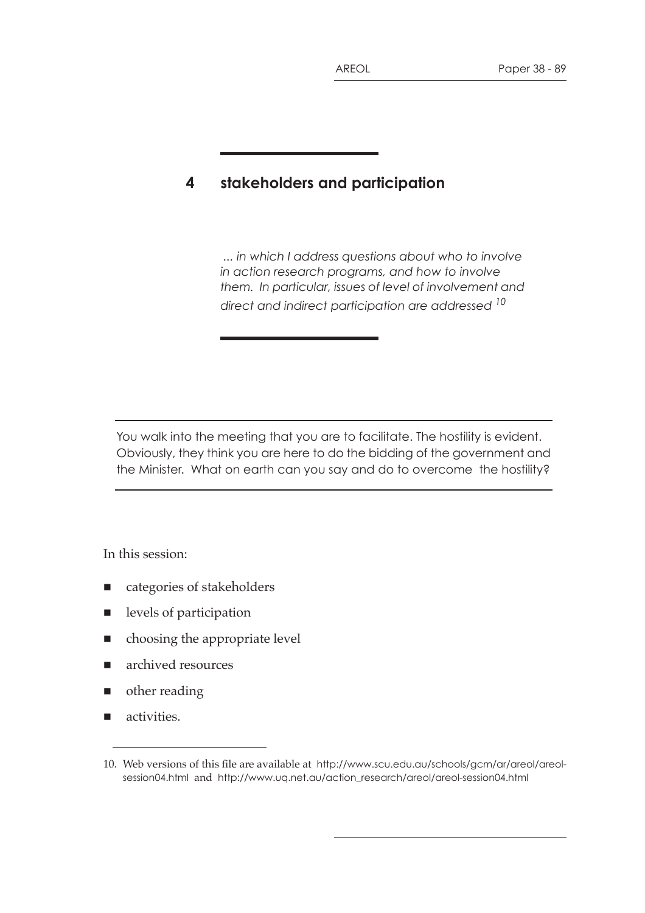# 4 stakeholders and participation

*... in which I address questions about who to involve in action research programs, and how to involve them. In particular, issues of level of involvement and direct and indirect participation are addressed* [10]

---

You walk into the meeting that you are to facilitate. The hostility is evident. Obviously, they think you are here to do the bidding of the government and the Minister. What on earth can you say and do to overcome the hostility?

---

In this session:

- categories of stakeholders
- levels of participation
- choosing the appropriate level
- archived resources
- other reading
- activities.

10. Web versions of this file are available at http://www.scu.edu.au/schools/gcm/ar/areol/areol-session04.html and http://www.uq.net.au/action_research/areol/areol-session04.html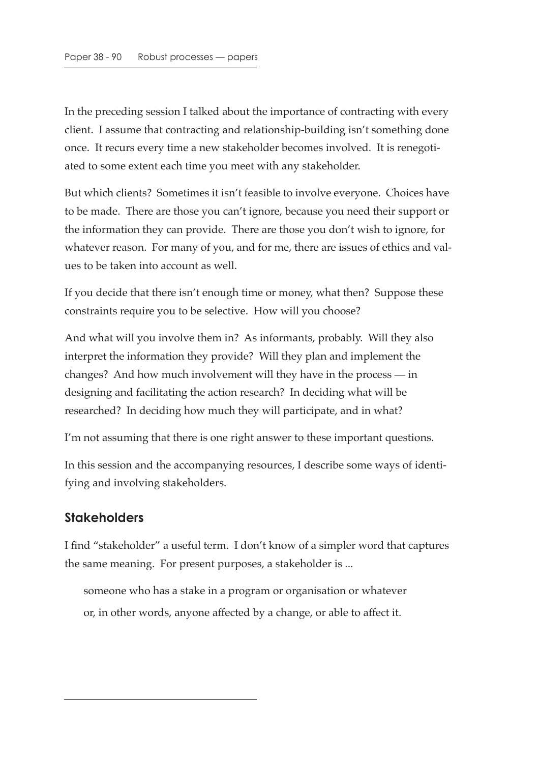In the preceding session I talked about the importance of contracting with every client. I assume that contracting and relationship-building isn't something done once. It recurs every time a new stakeholder becomes involved. It is renegotiated to some extent each time you meet with any stakeholder.

But which clients? Sometimes it isn't feasible to involve everyone. Choices have to be made. There are those you can't ignore, because you need their support or the information they can provide. There are those you don't wish to ignore, for whatever reason. For many of you, and for me, there are issues of ethics and values to be taken into account as well.

If you decide that there isn't enough time or money, what then? Suppose these constraints require you to be selective. How will you choose?

And what will you involve them in? As informants, probably. Will they also interpret the information they provide? Will they plan and implement the changes? And how much involvement will they have in the process — in designing and facilitating the action research? In deciding what will be researched? In deciding how much they will participate, and in what?

I'm not assuming that there is one right answer to these important questions.

In this session and the accompanying resources, I describe some ways of identifying and involving stakeholders.

## Stakeholders

I find "stakeholder" a useful term. I don't know of a simpler word that captures the same meaning. For present purposes, a stakeholder is ...

> someone who has a stake in a program or organisation or whatever
>
> or, in other words, anyone affected by a change, or able to affect it.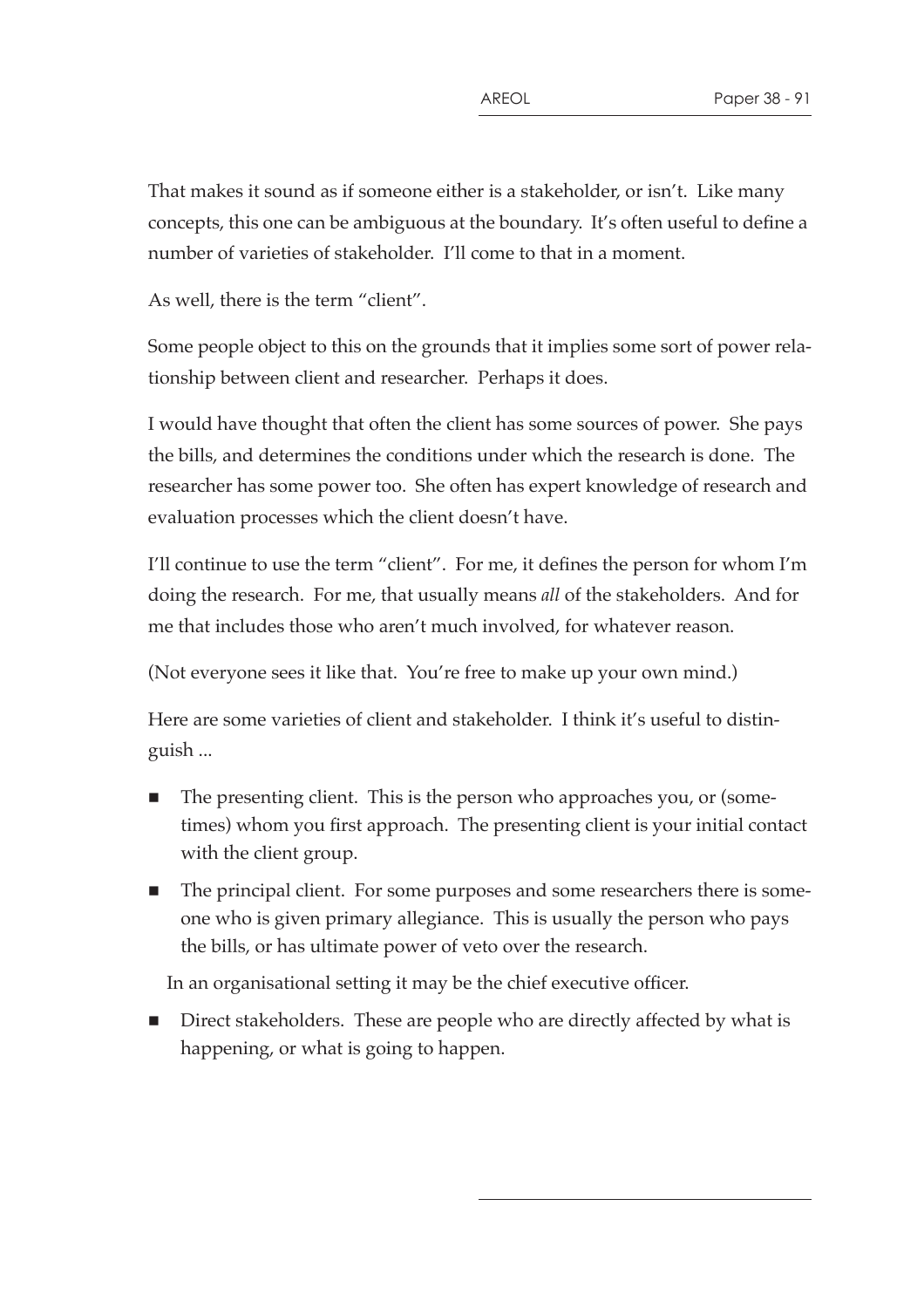That makes it sound as if someone either is a stakeholder, or isn't. Like many concepts, this one can be ambiguous at the boundary. It's often useful to define a number of varieties of stakeholder. I'll come to that in a moment.

As well, there is the term "client".

Some people object to this on the grounds that it implies some sort of power relationship between client and researcher. Perhaps it does.

I would have thought that often the client has some sources of power. She pays the bills, and determines the conditions under which the research is done. The researcher has some power too. She often has expert knowledge of research and evaluation processes which the client doesn't have.

I'll continue to use the term "client". For me, it defines the person for whom I'm doing the research. For me, that usually means *all* of the stakeholders. And for me that includes those who aren't much involved, for whatever reason.

(Not everyone sees it like that. You're free to make up your own mind.)

Here are some varieties of client and stakeholder. I think it's useful to distinguish ...

- The presenting client. This is the person who approaches you, or (sometimes) whom you first approach. The presenting client is your initial contact with the client group.
- The principal client. For some purposes and some researchers there is someone who is given primary allegiance. This is usually the person who pays the bills, or has ultimate power of veto over the research.

  In an organisational setting it may be the chief executive officer.
- Direct stakeholders. These are people who are directly affected by what is happening, or what is going to happen.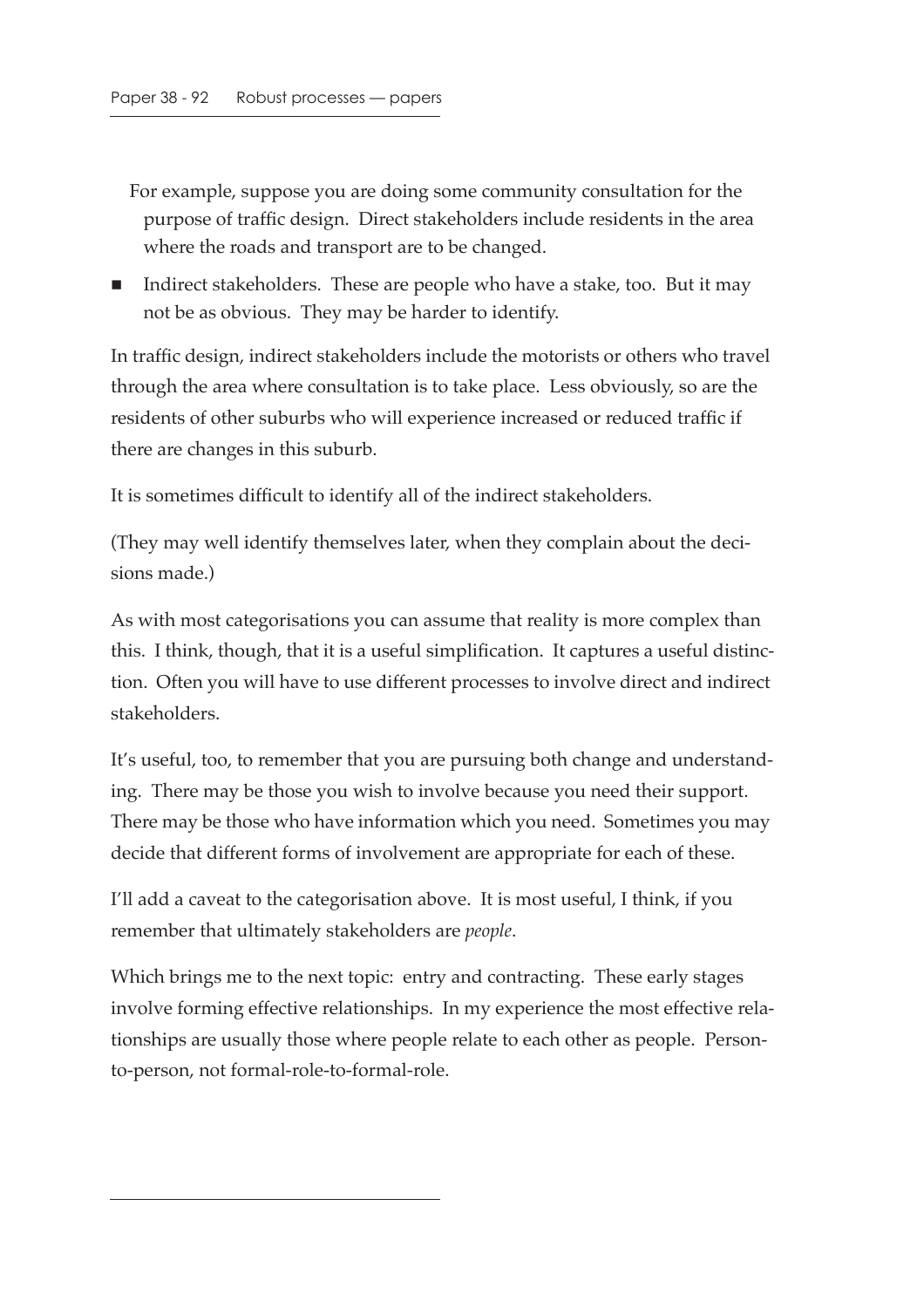For example, suppose you are doing some community consultation for the purpose of traffic design. Direct stakeholders include residents in the area where the roads and transport are to be changed.

- Indirect stakeholders. These are people who have a stake, too. But it may not be as obvious. They may be harder to identify.

In traffic design, indirect stakeholders include the motorists or others who travel through the area where consultation is to take place. Less obviously, so are the residents of other suburbs who will experience increased or reduced traffic if there are changes in this suburb.

It is sometimes difficult to identify all of the indirect stakeholders.

(They may well identify themselves later, when they complain about the decisions made.)

As with most categorisations you can assume that reality is more complex than this. I think, though, that it is a useful simplification. It captures a useful distinction. Often you will have to use different processes to involve direct and indirect stakeholders.

It's useful, too, to remember that you are pursuing both change and understanding. There may be those you wish to involve because you need their support. There may be those who have information which you need. Sometimes you may decide that different forms of involvement are appropriate for each of these.

I'll add a caveat to the categorisation above. It is most useful, I think, if you remember that ultimately stakeholders are *people*.

Which brings me to the next topic: entry and contracting. These early stages involve forming effective relationships. In my experience the most effective relationships are usually those where people relate to each other as people. Person-to-person, not formal-role-to-formal-role.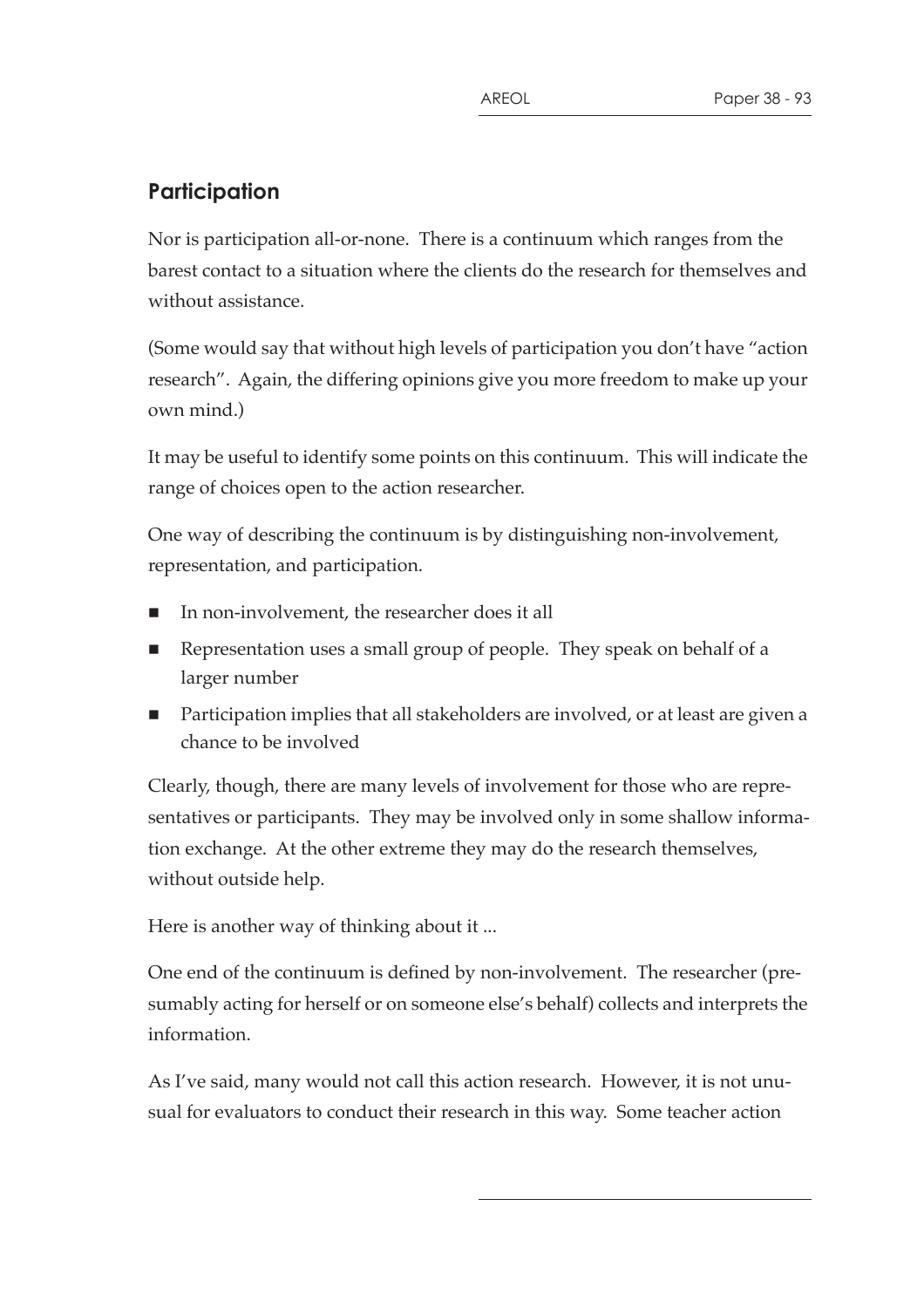## Participation

Nor is participation all-or-none. There is a continuum which ranges from the barest contact to a situation where the clients do the research for themselves and without assistance.

(Some would say that without high levels of participation you don't have "action research". Again, the differing opinions give you more freedom to make up your own mind.)

It may be useful to identify some points on this continuum. This will indicate the range of choices open to the action researcher.

One way of describing the continuum is by distinguishing non-involvement, representation, and participation.

- In non-involvement, the researcher does it all
- Representation uses a small group of people. They speak on behalf of a larger number
- Participation implies that all stakeholders are involved, or at least are given a chance to be involved

Clearly, though, there are many levels of involvement for those who are representatives or participants. They may be involved only in some shallow information exchange. At the other extreme they may do the research themselves, without outside help.

Here is another way of thinking about it ...

One end of the continuum is defined by non-involvement. The researcher (presumably acting for herself or on someone else's behalf) collects and interprets the information.

As I've said, many would not call this action research. However, it is not unusual for evaluators to conduct their research in this way. Some teacher action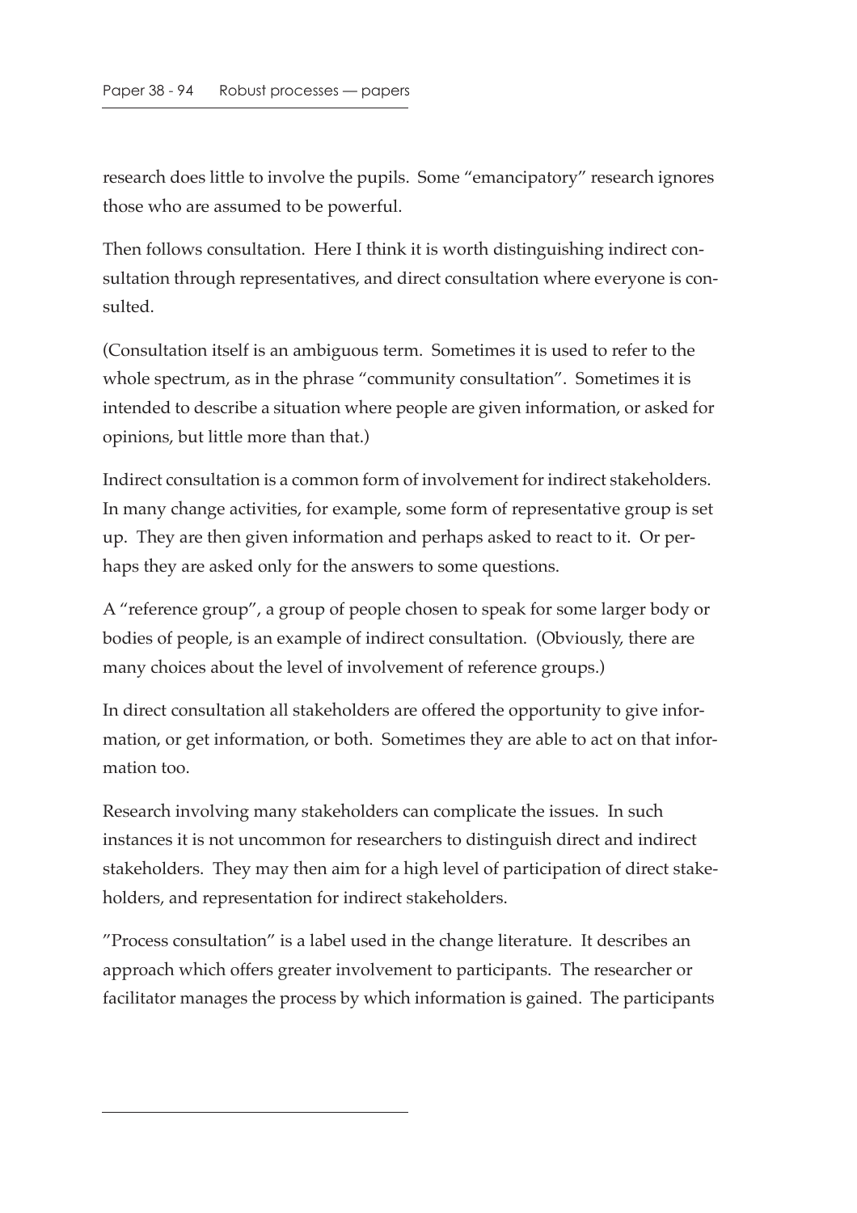research does little to involve the pupils. Some "emancipatory" research ignores those who are assumed to be powerful.

Then follows consultation. Here I think it is worth distinguishing indirect consultation through representatives, and direct consultation where everyone is consulted.

(Consultation itself is an ambiguous term. Sometimes it is used to refer to the whole spectrum, as in the phrase "community consultation". Sometimes it is intended to describe a situation where people are given information, or asked for opinions, but little more than that.)

Indirect consultation is a common form of involvement for indirect stakeholders. In many change activities, for example, some form of representative group is set up. They are then given information and perhaps asked to react to it. Or perhaps they are asked only for the answers to some questions.

A "reference group", a group of people chosen to speak for some larger body or bodies of people, is an example of indirect consultation. (Obviously, there are many choices about the level of involvement of reference groups.)

In direct consultation all stakeholders are offered the opportunity to give information, or get information, or both. Sometimes they are able to act on that information too.

Research involving many stakeholders can complicate the issues. In such instances it is not uncommon for researchers to distinguish direct and indirect stakeholders. They may then aim for a high level of participation of direct stakeholders, and representation for indirect stakeholders.

"Process consultation" is a label used in the change literature. It describes an approach which offers greater involvement to participants. The researcher or facilitator manages the process by which information is gained. The participants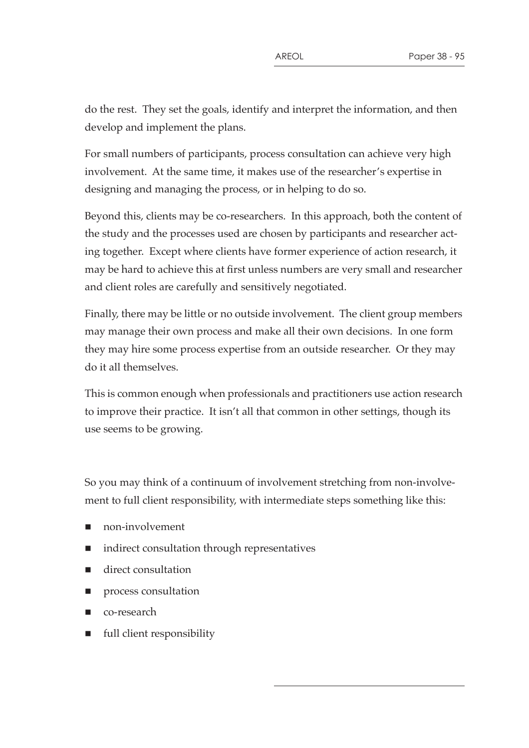do the rest. They set the goals, identify and interpret the information, and then develop and implement the plans.

For small numbers of participants, process consultation can achieve very high involvement. At the same time, it makes use of the researcher's expertise in designing and managing the process, or in helping to do so.

Beyond this, clients may be co-researchers. In this approach, both the content of the study and the processes used are chosen by participants and researcher acting together. Except where clients have former experience of action research, it may be hard to achieve this at first unless numbers are very small and researcher and client roles are carefully and sensitively negotiated.

Finally, there may be little or no outside involvement. The client group members may manage their own process and make all their own decisions. In one form they may hire some process expertise from an outside researcher. Or they may do it all themselves.

This is common enough when professionals and practitioners use action research to improve their practice. It isn't all that common in other settings, though its use seems to be growing.

So you may think of a continuum of involvement stretching from non-involvement to full client responsibility, with intermediate steps something like this:

- non-involvement
- indirect consultation through representatives
- direct consultation
- process consultation
- co-research
- full client responsibility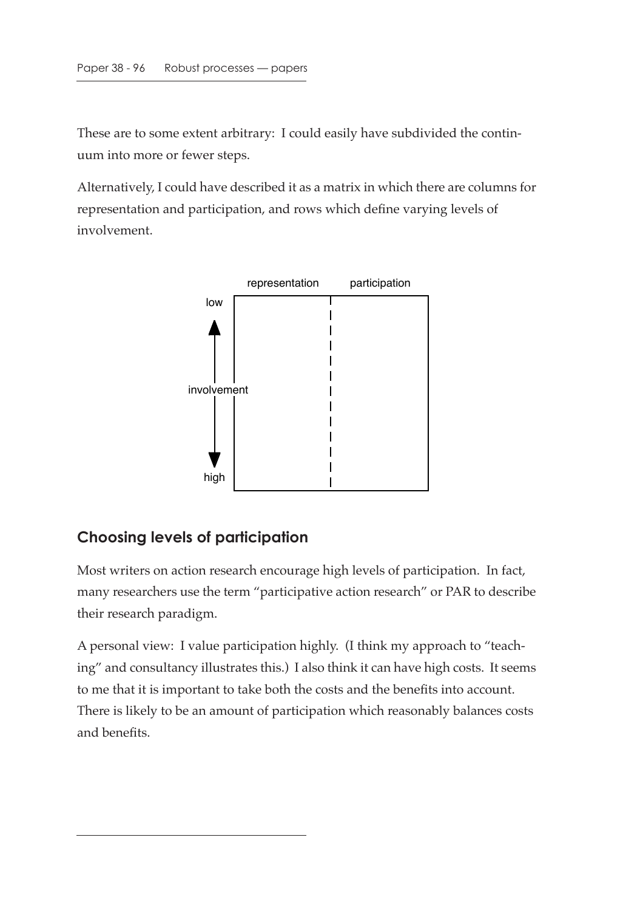These are to some extent arbitrary: I could easily have subdivided the continuum into more or fewer steps.

Alternatively, I could have described it as a matrix in which there are columns for representation and participation, and rows which define varying levels of involvement.

## Choosing levels of participation

Most writers on action research encourage high levels of participation. In fact, many researchers use the term "participative action research" or PAR to describe their research paradigm.

A personal view: I value participation highly. (I think my approach to "teaching" and consultancy illustrates this.) I also think it can have high costs. It seems to me that it is important to take both the costs and the benefits into account. There is likely to be an amount of participation which reasonably balances costs and benefits.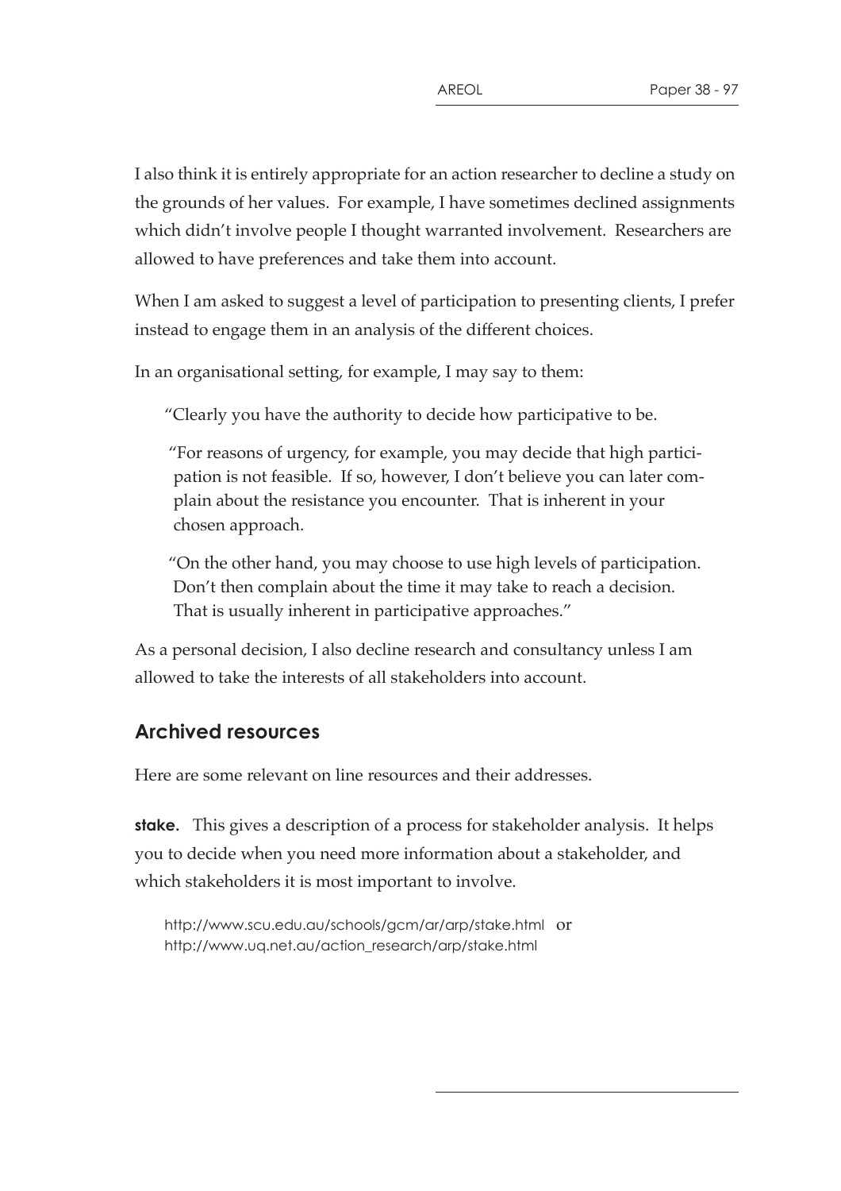I also think it is entirely appropriate for an action researcher to decline a study on the grounds of her values. For example, I have sometimes declined assignments which didn't involve people I thought warranted involvement. Researchers are allowed to have preferences and take them into account.

When I am asked to suggest a level of participation to presenting clients, I prefer instead to engage them in an analysis of the different choices.

In an organisational setting, for example, I may say to them:

> "Clearly you have the authority to decide how participative to be.
>
> "For reasons of urgency, for example, you may decide that high participation is not feasible. If so, however, I don't believe you can later complain about the resistance you encounter. That is inherent in your chosen approach.
>
> "On the other hand, you may choose to use high levels of participation. Don't then complain about the time it may take to reach a decision. That is usually inherent in participative approaches."

As a personal decision, I also decline research and consultancy unless I am allowed to take the interests of all stakeholders into account.

## Archived resources

Here are some relevant on line resources and their addresses.

**stake.** This gives a description of a process for stakeholder analysis. It helps you to decide when you need more information about a stakeholder, and which stakeholders it is most important to involve.

http://www.scu.edu.au/schools/gcm/ar/arp/stake.html or
http://www.uq.net.au/action_research/arp/stake.html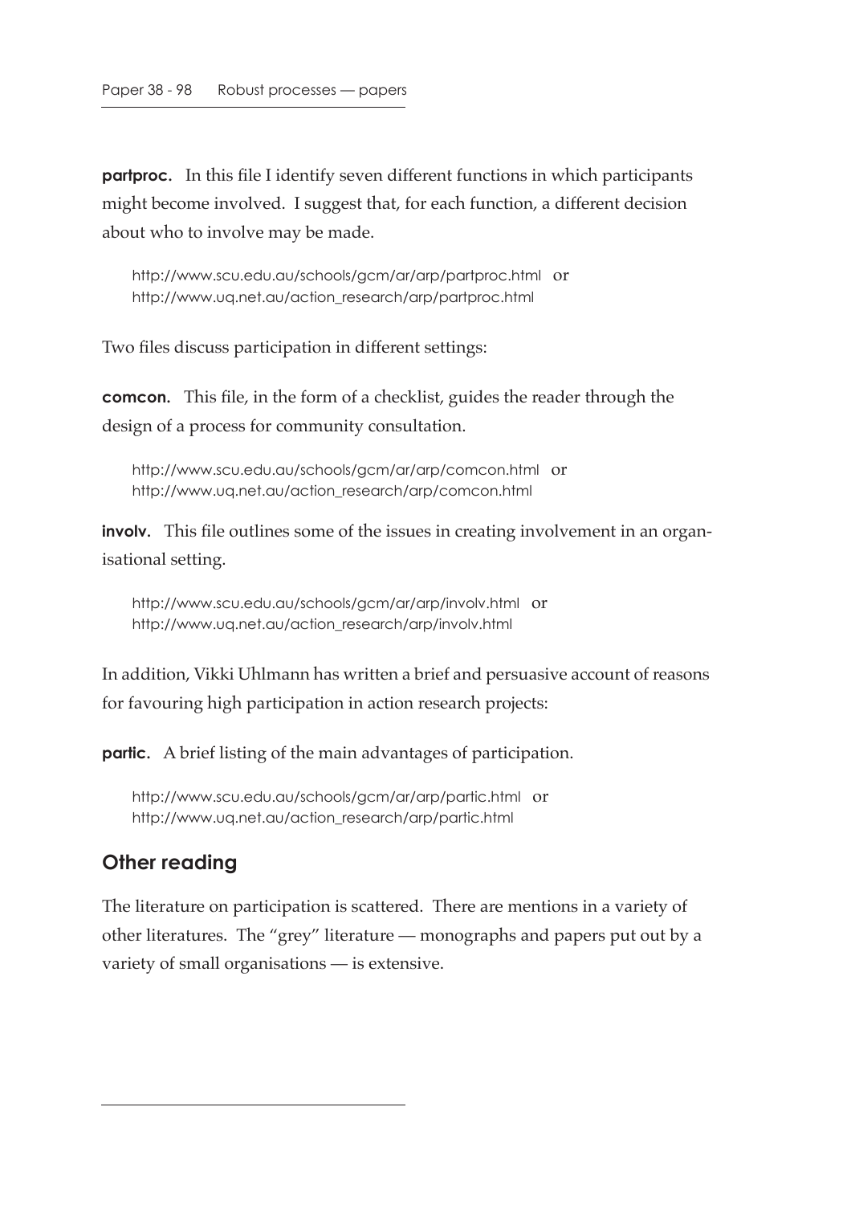**partproc.** In this file I identify seven different functions in which participants might become involved. I suggest that, for each function, a different decision about who to involve may be made.

http://www.scu.edu.au/schools/gcm/ar/arp/partproc.html or
http://www.uq.net.au/action_research/arp/partproc.html

Two files discuss participation in different settings:

**comcon.** This file, in the form of a checklist, guides the reader through the design of a process for community consultation.

http://www.scu.edu.au/schools/gcm/ar/arp/comcon.html or
http://www.uq.net.au/action_research/arp/comcon.html

**involv.** This file outlines some of the issues in creating involvement in an organisational setting.

http://www.scu.edu.au/schools/gcm/ar/arp/involv.html or
http://www.uq.net.au/action_research/arp/involv.html

In addition, Vikki Uhlmann has written a brief and persuasive account of reasons for favouring high participation in action research projects:

**partic.** A brief listing of the main advantages of participation.

http://www.scu.edu.au/schools/gcm/ar/arp/partic.html or
http://www.uq.net.au/action_research/arp/partic.html

## Other reading

The literature on participation is scattered. There are mentions in a variety of other literatures. The "grey" literature — monographs and papers put out by a variety of small organisations — is extensive.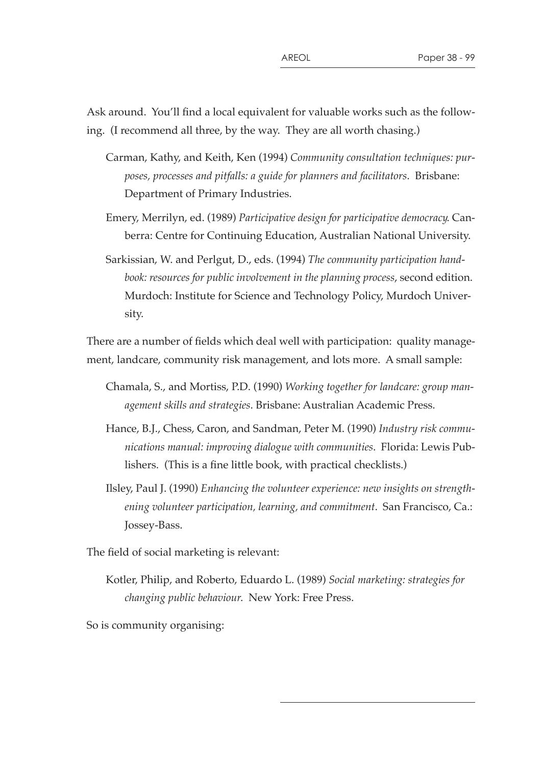Ask around. You'll find a local equivalent for valuable works such as the following. (I recommend all three, by the way. They are all worth chasing.)

Carman, Kathy, and Keith, Ken (1994) *Community consultation techniques: purposes, processes and pitfalls: a guide for planners and facilitators*. Brisbane: Department of Primary Industries.

Emery, Merrilyn, ed. (1989) *Participative design for participative democracy.* Canberra: Centre for Continuing Education, Australian National University.

Sarkissian, W. and Perlgut, D., eds. (1994) *The community participation handbook: resources for public involvement in the planning process*, second edition. Murdoch: Institute for Science and Technology Policy, Murdoch University.

There are a number of fields which deal well with participation: quality management, landcare, community risk management, and lots more. A small sample:

Chamala, S., and Mortiss, P.D. (1990) *Working together for landcare: group management skills and strategies*. Brisbane: Australian Academic Press.

Hance, B.J., Chess, Caron, and Sandman, Peter M. (1990) *Industry risk communications manual: improving dialogue with communities*. Florida: Lewis Publishers. (This is a fine little book, with practical checklists.)

Ilsley, Paul J. (1990) *Enhancing the volunteer experience: new insights on strengthening volunteer participation, learning, and commitment*. San Francisco, Ca.: Jossey-Bass.

The field of social marketing is relevant:

Kotler, Philip, and Roberto, Eduardo L. (1989) *Social marketing: strategies for changing public behaviour.* New York: Free Press.

So is community organising: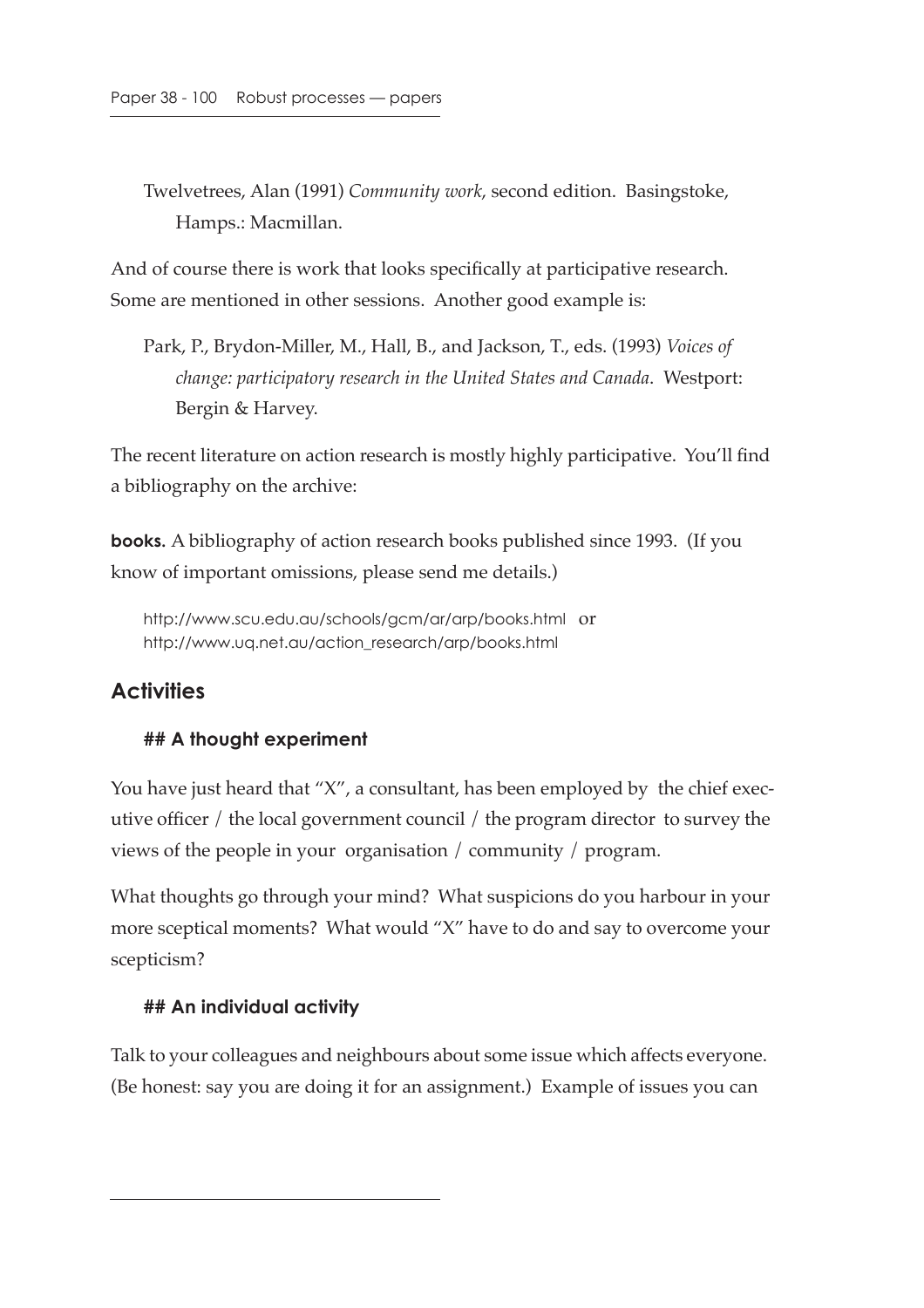Twelvetrees, Alan (1991) *Community work*, second edition. Basingstoke, Hamps.: Macmillan.

And of course there is work that looks specifically at participative research. Some are mentioned in other sessions. Another good example is:

Park, P., Brydon-Miller, M., Hall, B., and Jackson, T., eds. (1993) *Voices of change: participatory research in the United States and Canada*. Westport: Bergin & Harvey.

The recent literature on action research is mostly highly participative. You'll find a bibliography on the archive:

**books.** A bibliography of action research books published since 1993. (If you know of important omissions, please send me details.)

http://www.scu.edu.au/schools/gcm/ar/arp/books.html or
http://www.uq.net.au/action_research/arp/books.html

## Activities

### ## A thought experiment

You have just heard that "X", a consultant, has been employed by the chief executive officer / the local government council / the program director to survey the views of the people in your organisation / community / program.

What thoughts go through your mind? What suspicions do you harbour in your more sceptical moments? What would "X" have to do and say to overcome your scepticism?

### ## An individual activity

Talk to your colleagues and neighbours about some issue which affects everyone. (Be honest: say you are doing it for an assignment.) Example of issues you can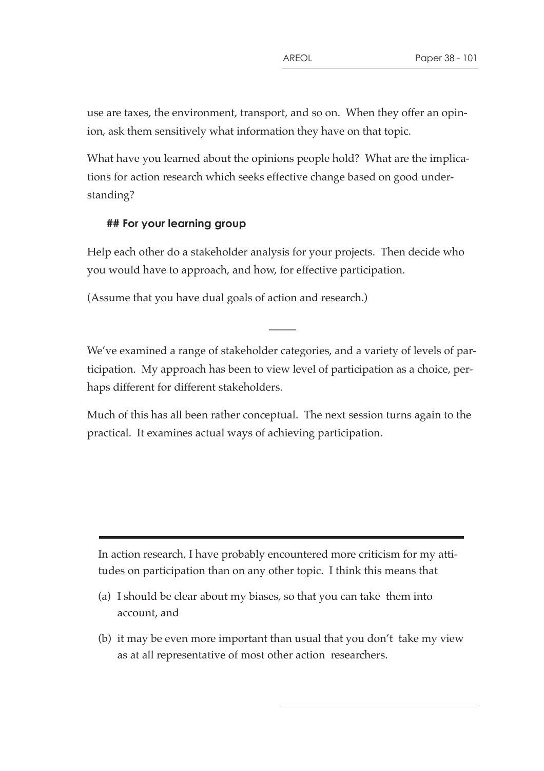use are taxes, the environment, transport, and so on. When they offer an opinion, ask them sensitively what information they have on that topic.

What have you learned about the opinions people hold? What are the implications for action research which seeks effective change based on good understanding?

## For your learning group

Help each other do a stakeholder analysis for your projects. Then decide who you would have to approach, and how, for effective participation.

(Assume that you have dual goals of action and research.)

---

We've examined a range of stakeholder categories, and a variety of levels of participation. My approach has been to view level of participation as a choice, perhaps different for different stakeholders.

Much of this has all been rather conceptual. The next session turns again to the practical. It examines actual ways of achieving participation.

---

In action research, I have probably encountered more criticism for my attitudes on participation than on any other topic. I think this means that

(a) I should be clear about my biases, so that you can take them into account, and

(b) it may be even more important than usual that you don't take my view as at all representative of most other action researchers.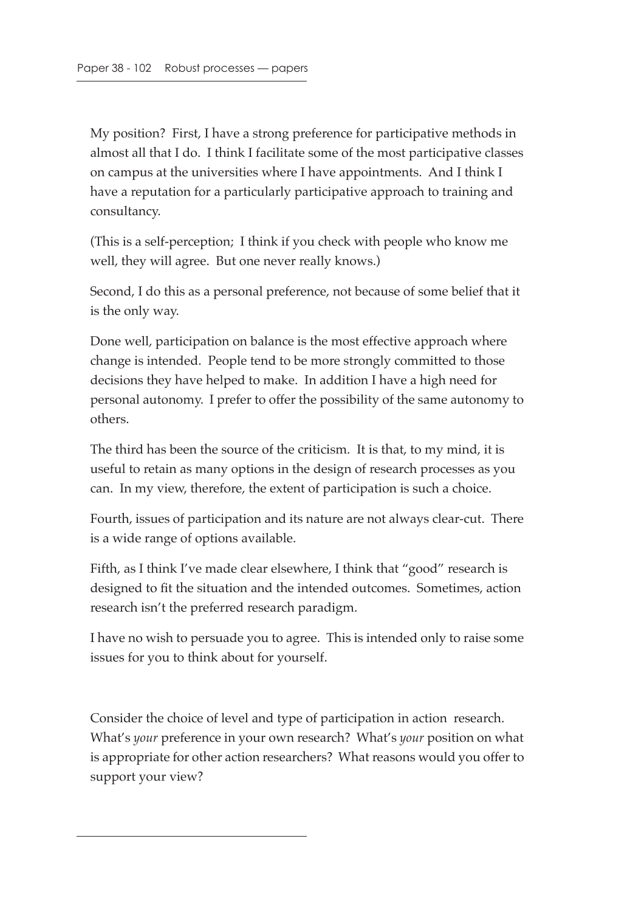My position? First, I have a strong preference for participative methods in almost all that I do. I think I facilitate some of the most participative classes on campus at the universities where I have appointments. And I think I have a reputation for a particularly participative approach to training and consultancy.

(This is a self-perception; I think if you check with people who know me well, they will agree. But one never really knows.)

Second, I do this as a personal preference, not because of some belief that it is the only way.

Done well, participation on balance is the most effective approach where change is intended. People tend to be more strongly committed to those decisions they have helped to make. In addition I have a high need for personal autonomy. I prefer to offer the possibility of the same autonomy to others.

The third has been the source of the criticism. It is that, to my mind, it is useful to retain as many options in the design of research processes as you can. In my view, therefore, the extent of participation is such a choice.

Fourth, issues of participation and its nature are not always clear-cut. There is a wide range of options available.

Fifth, as I think I've made clear elsewhere, I think that "good" research is designed to fit the situation and the intended outcomes. Sometimes, action research isn't the preferred research paradigm.

I have no wish to persuade you to agree. This is intended only to raise some issues for you to think about for yourself.

Consider the choice of level and type of participation in action research. What's *your* preference in your own research? What's *your* position on what is appropriate for other action researchers? What reasons would you offer to support your view?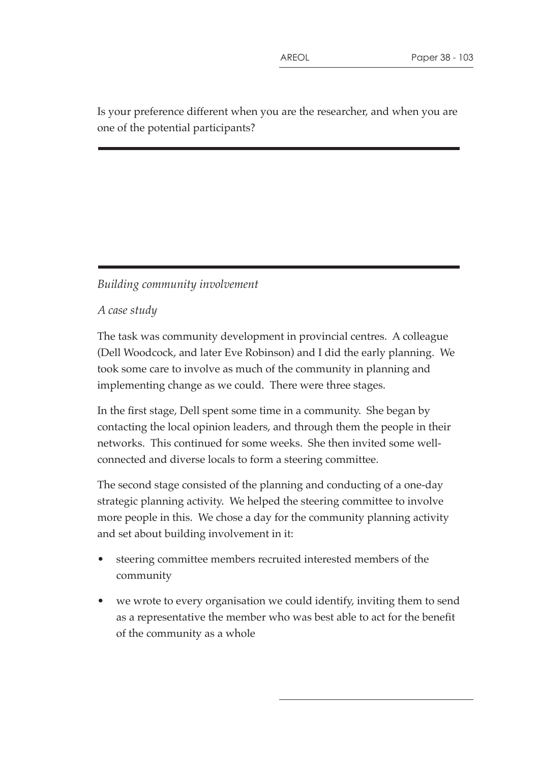Is your preference different when you are the researcher, and when you are one of the potential participants?

---

---

*Building community involvement*

*A case study*

The task was community development in provincial centres. A colleague (Dell Woodcock, and later Eve Robinson) and I did the early planning. We took some care to involve as much of the community in planning and implementing change as we could. There were three stages.

In the first stage, Dell spent some time in a community. She began by contacting the local opinion leaders, and through them the people in their networks. This continued for some weeks. She then invited some well-connected and diverse locals to form a steering committee.

The second stage consisted of the planning and conducting of a one-day strategic planning activity. We helped the steering committee to involve more people in this. We chose a day for the community planning activity and set about building involvement in it:

- steering committee members recruited interested members of the community
- we wrote to every organisation we could identify, inviting them to send as a representative the member who was best able to act for the benefit of the community as a whole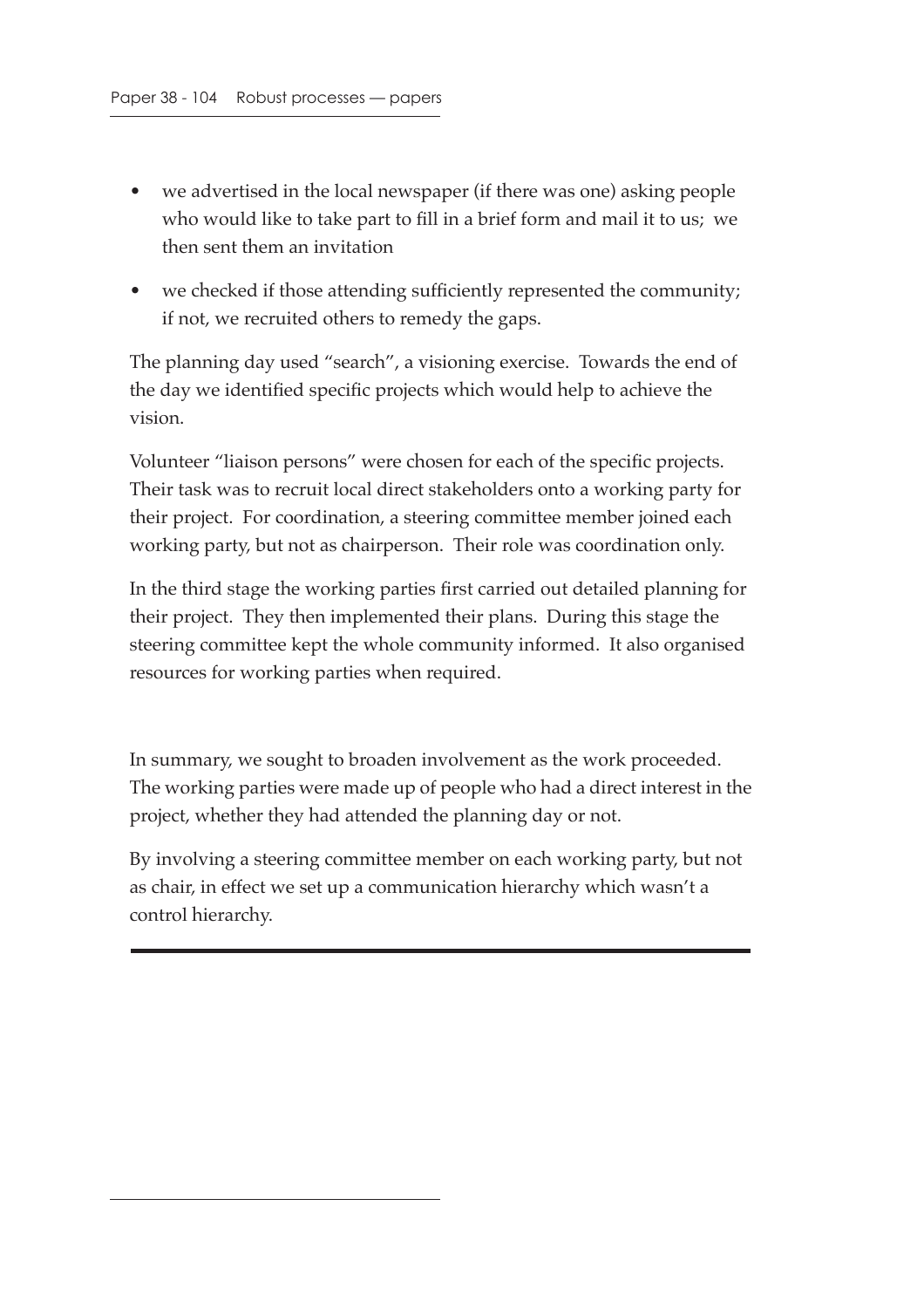- we advertised in the local newspaper (if there was one) asking people who would like to take part to fill in a brief form and mail it to us; we then sent them an invitation
- we checked if those attending sufficiently represented the community; if not, we recruited others to remedy the gaps.

The planning day used "search", a visioning exercise. Towards the end of the day we identified specific projects which would help to achieve the vision.

Volunteer "liaison persons" were chosen for each of the specific projects. Their task was to recruit local direct stakeholders onto a working party for their project. For coordination, a steering committee member joined each working party, but not as chairperson. Their role was coordination only.

In the third stage the working parties first carried out detailed planning for their project. They then implemented their plans. During this stage the steering committee kept the whole community informed. It also organised resources for working parties when required.

In summary, we sought to broaden involvement as the work proceeded. The working parties were made up of people who had a direct interest in the project, whether they had attended the planning day or not.

By involving a steering committee member on each working party, but not as chair, in effect we set up a communication hierarchy which wasn't a control hierarchy.

---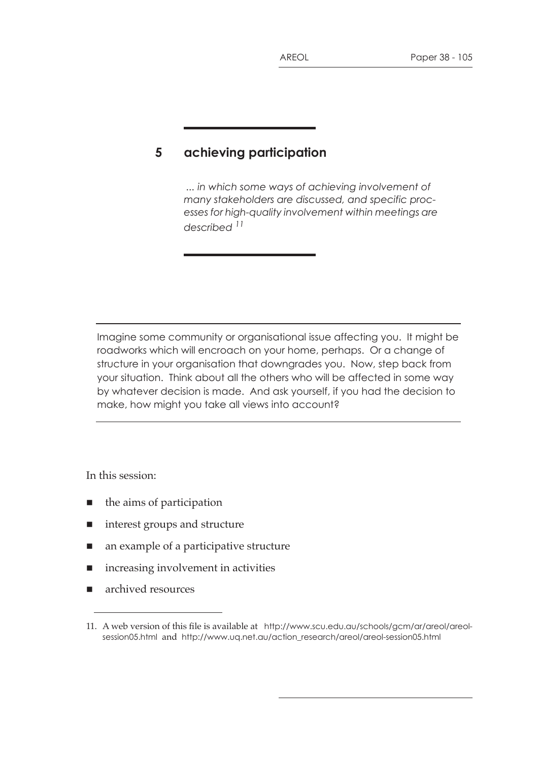# 5 achieving participation

*... in which some ways of achieving involvement of many stakeholders are discussed, and specific processes for high-quality involvement within meetings are described* [11]

---

Imagine some community or organisational issue affecting you. It might be roadworks which will encroach on your home, perhaps. Or a change of structure in your organisation that downgrades you. Now, step back from your situation. Think about all the others who will be affected in some way by whatever decision is made. And ask yourself, if you had the decision to make, how might you take all views into account?

---

In this session:

- the aims of participation
- interest groups and structure
- an example of a participative structure
- increasing involvement in activities
- archived resources

---

11. A web version of this file is available at http://www.scu.edu.au/schools/gcm/ar/areol/areol-session05.html and http://www.uq.net.au/action_research/areol/areol-session05.html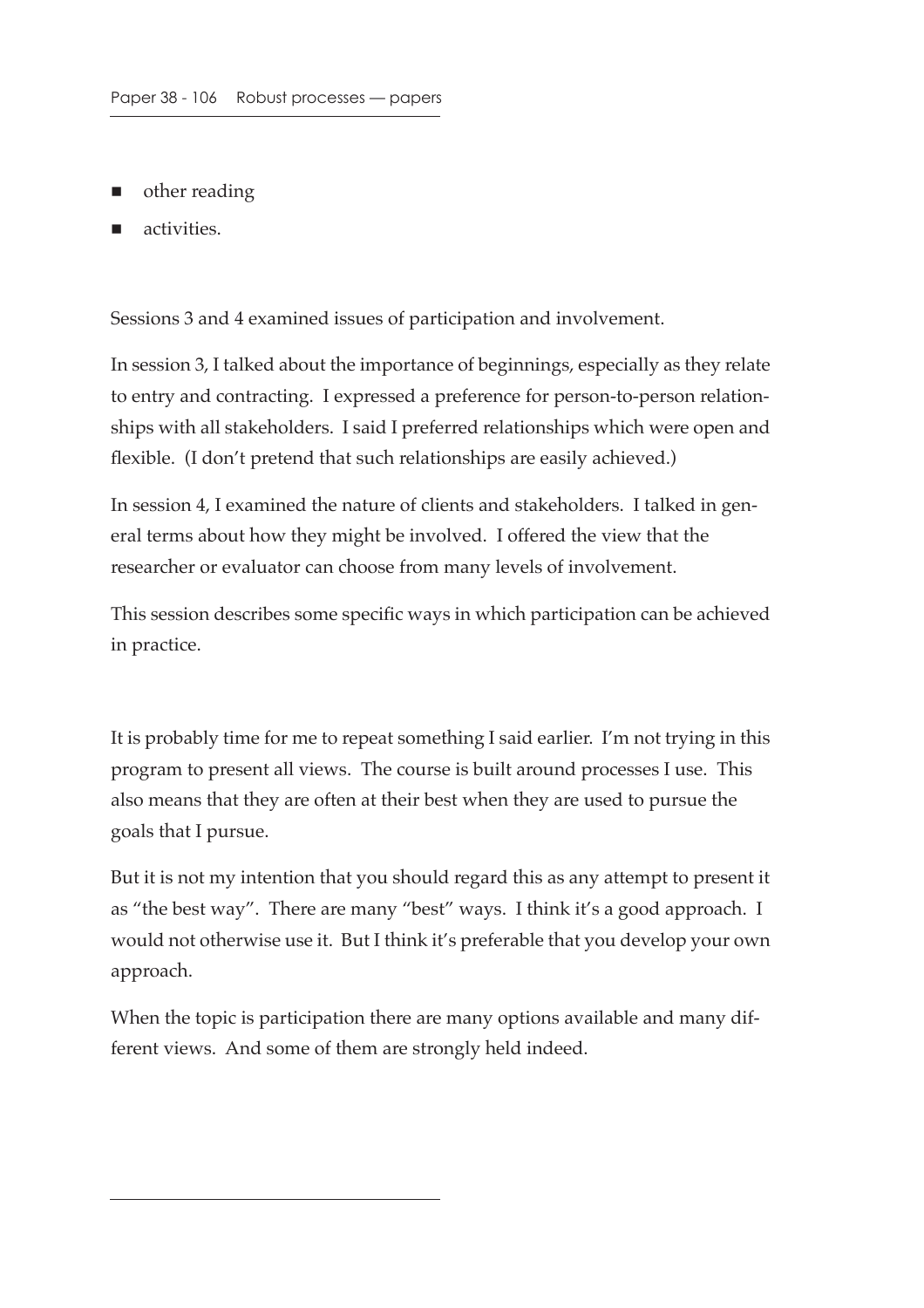- other reading
- activities.

Sessions 3 and 4 examined issues of participation and involvement.

In session 3, I talked about the importance of beginnings, especially as they relate to entry and contracting. I expressed a preference for person-to-person relationships with all stakeholders. I said I preferred relationships which were open and flexible. (I don't pretend that such relationships are easily achieved.)

In session 4, I examined the nature of clients and stakeholders. I talked in general terms about how they might be involved. I offered the view that the researcher or evaluator can choose from many levels of involvement.

This session describes some specific ways in which participation can be achieved in practice.

It is probably time for me to repeat something I said earlier. I'm not trying in this program to present all views. The course is built around processes I use. This also means that they are often at their best when they are used to pursue the goals that I pursue.

But it is not my intention that you should regard this as any attempt to present it as "the best way". There are many "best" ways. I think it's a good approach. I would not otherwise use it. But I think it's preferable that you develop your own approach.

When the topic is participation there are many options available and many different views. And some of them are strongly held indeed.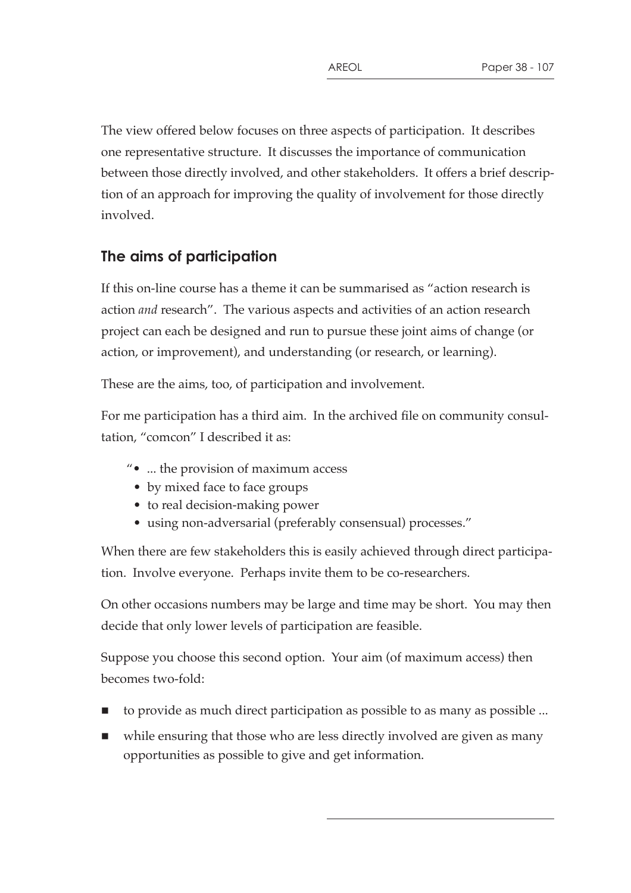The view offered below focuses on three aspects of participation. It describes one representative structure. It discusses the importance of communication between those directly involved, and other stakeholders. It offers a brief description of an approach for improving the quality of involvement for those directly involved.

## The aims of participation

If this on-line course has a theme it can be summarised as "action research is action *and* research". The various aspects and activities of an action research project can each be designed and run to pursue these joint aims of change (or action, or improvement), and understanding (or research, or learning).

These are the aims, too, of participation and involvement.

For me participation has a third aim. In the archived file on community consultation, "comcon" I described it as:

"• ... the provision of maximum access
- by mixed face to face groups
- to real decision-making power
- using non-adversarial (preferably consensual) processes."

When there are few stakeholders this is easily achieved through direct participation. Involve everyone. Perhaps invite them to be co-researchers.

On other occasions numbers may be large and time may be short. You may then decide that only lower levels of participation are feasible.

Suppose you choose this second option. Your aim (of maximum access) then becomes two-fold:

- to provide as much direct participation as possible to as many as possible ...
- while ensuring that those who are less directly involved are given as many opportunities as possible to give and get information.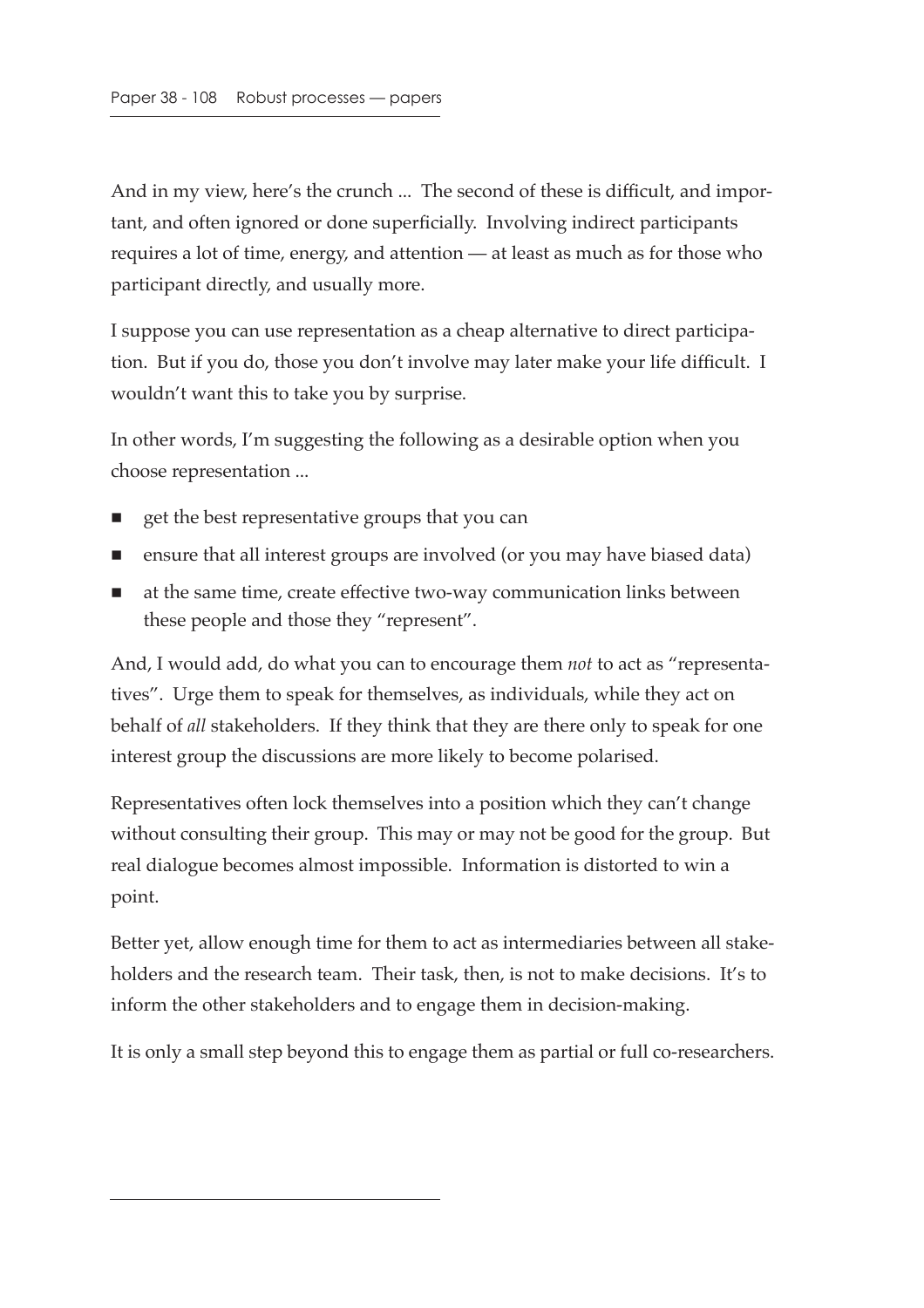And in my view, here's the crunch ... The second of these is difficult, and important, and often ignored or done superficially. Involving indirect participants requires a lot of time, energy, and attention — at least as much as for those who participant directly, and usually more.

I suppose you can use representation as a cheap alternative to direct participation. But if you do, those you don't involve may later make your life difficult. I wouldn't want this to take you by surprise.

In other words, I'm suggesting the following as a desirable option when you choose representation ...

- get the best representative groups that you can
- ensure that all interest groups are involved (or you may have biased data)
- at the same time, create effective two-way communication links between these people and those they "represent".

And, I would add, do what you can to encourage them *not* to act as "representatives". Urge them to speak for themselves, as individuals, while they act on behalf of *all* stakeholders. If they think that they are there only to speak for one interest group the discussions are more likely to become polarised.

Representatives often lock themselves into a position which they can't change without consulting their group. This may or may not be good for the group. But real dialogue becomes almost impossible. Information is distorted to win a point.

Better yet, allow enough time for them to act as intermediaries between all stakeholders and the research team. Their task, then, is not to make decisions. It's to inform the other stakeholders and to engage them in decision-making.

It is only a small step beyond this to engage them as partial or full co-researchers.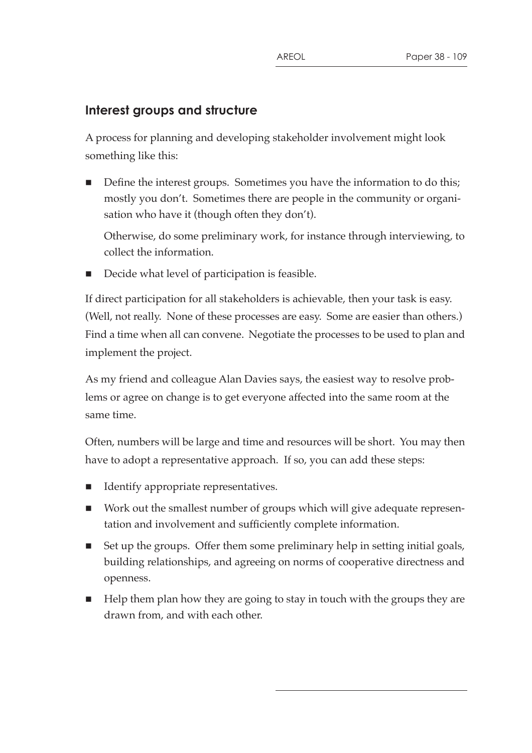## Interest groups and structure

A process for planning and developing stakeholder involvement might look something like this:

- Define the interest groups. Sometimes you have the information to do this; mostly you don't. Sometimes there are people in the community or organisation who have it (though often they don't).

  Otherwise, do some preliminary work, for instance through interviewing, to collect the information.

- Decide what level of participation is feasible.

If direct participation for all stakeholders is achievable, then your task is easy. (Well, not really. None of these processes are easy. Some are easier than others.) Find a time when all can convene. Negotiate the processes to be used to plan and implement the project.

As my friend and colleague Alan Davies says, the easiest way to resolve problems or agree on change is to get everyone affected into the same room at the same time.

Often, numbers will be large and time and resources will be short. You may then have to adopt a representative approach. If so, you can add these steps:

- Identify appropriate representatives.
- Work out the smallest number of groups which will give adequate representation and involvement and sufficiently complete information.
- Set up the groups. Offer them some preliminary help in setting initial goals, building relationships, and agreeing on norms of cooperative directness and openness.
- Help them plan how they are going to stay in touch with the groups they are drawn from, and with each other.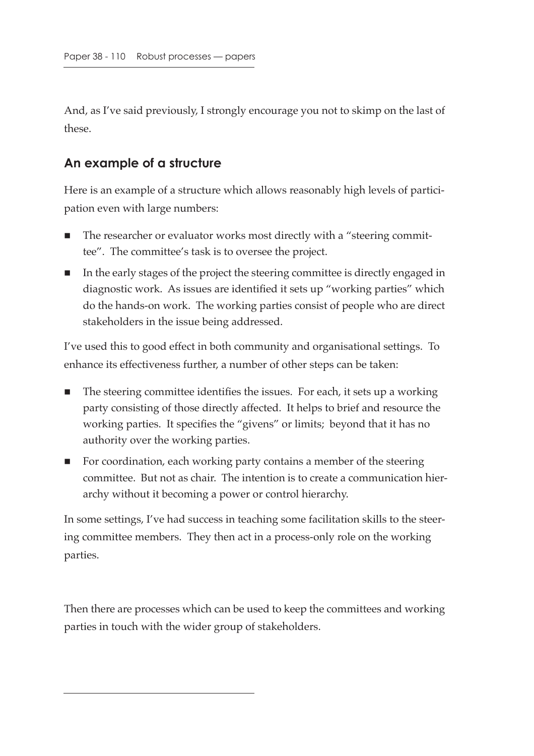And, as I've said previously, I strongly encourage you not to skimp on the last of these.

## An example of a structure

Here is an example of a structure which allows reasonably high levels of participation even with large numbers:

- The researcher or evaluator works most directly with a "steering committee". The committee's task is to oversee the project.
- In the early stages of the project the steering committee is directly engaged in diagnostic work. As issues are identified it sets up "working parties" which do the hands-on work. The working parties consist of people who are direct stakeholders in the issue being addressed.

I've used this to good effect in both community and organisational settings. To enhance its effectiveness further, a number of other steps can be taken:

- The steering committee identifies the issues. For each, it sets up a working party consisting of those directly affected. It helps to brief and resource the working parties. It specifies the "givens" or limits; beyond that it has no authority over the working parties.
- For coordination, each working party contains a member of the steering committee. But not as chair. The intention is to create a communication hierarchy without it becoming a power or control hierarchy.

In some settings, I've had success in teaching some facilitation skills to the steering committee members. They then act in a process-only role on the working parties.

Then there are processes which can be used to keep the committees and working parties in touch with the wider group of stakeholders.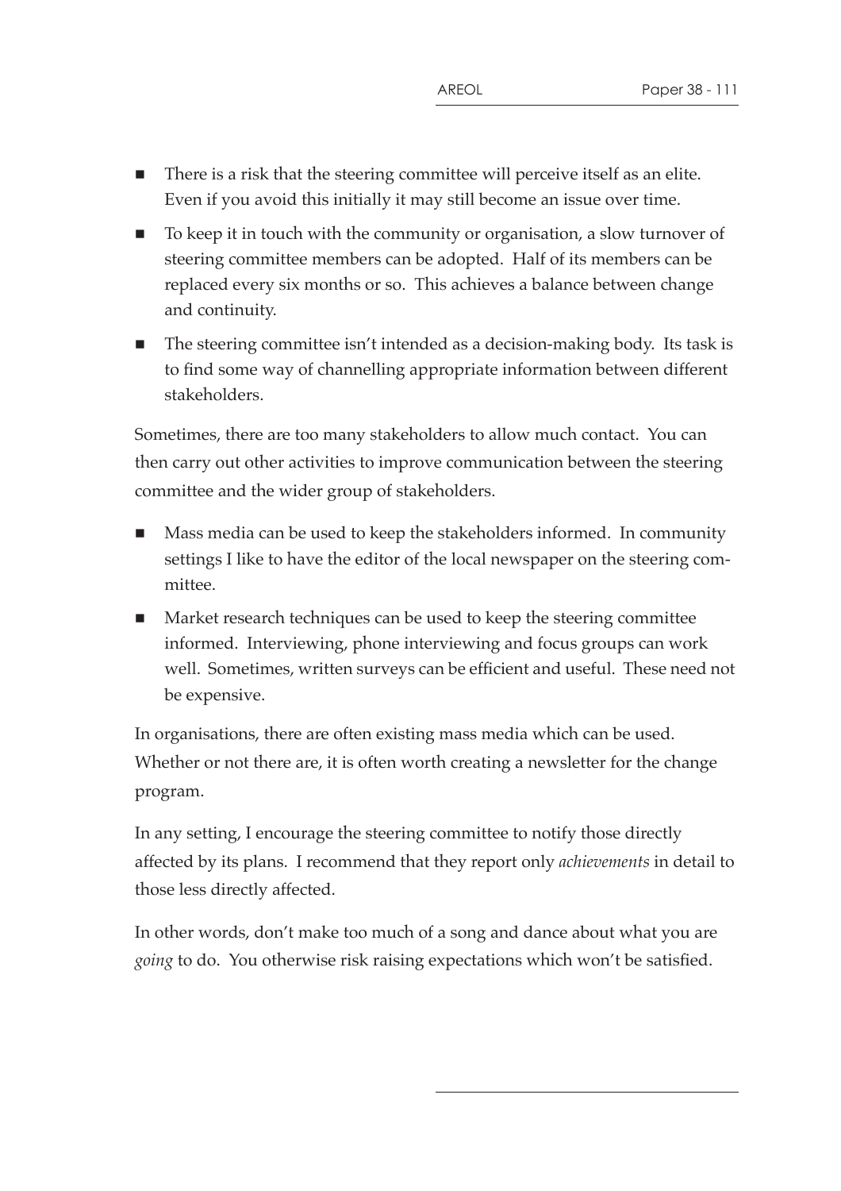- There is a risk that the steering committee will perceive itself as an elite. Even if you avoid this initially it may still become an issue over time.
- To keep it in touch with the community or organisation, a slow turnover of steering committee members can be adopted. Half of its members can be replaced every six months or so. This achieves a balance between change and continuity.
- The steering committee isn't intended as a decision-making body. Its task is to find some way of channelling appropriate information between different stakeholders.

Sometimes, there are too many stakeholders to allow much contact. You can then carry out other activities to improve communication between the steering committee and the wider group of stakeholders.

- Mass media can be used to keep the stakeholders informed. In community settings I like to have the editor of the local newspaper on the steering committee.
- Market research techniques can be used to keep the steering committee informed. Interviewing, phone interviewing and focus groups can work well. Sometimes, written surveys can be efficient and useful. These need not be expensive.

In organisations, there are often existing mass media which can be used. Whether or not there are, it is often worth creating a newsletter for the change program.

In any setting, I encourage the steering committee to notify those directly affected by its plans. I recommend that they report only *achievements* in detail to those less directly affected.

In other words, don't make too much of a song and dance about what you are *going* to do. You otherwise risk raising expectations which won't be satisfied.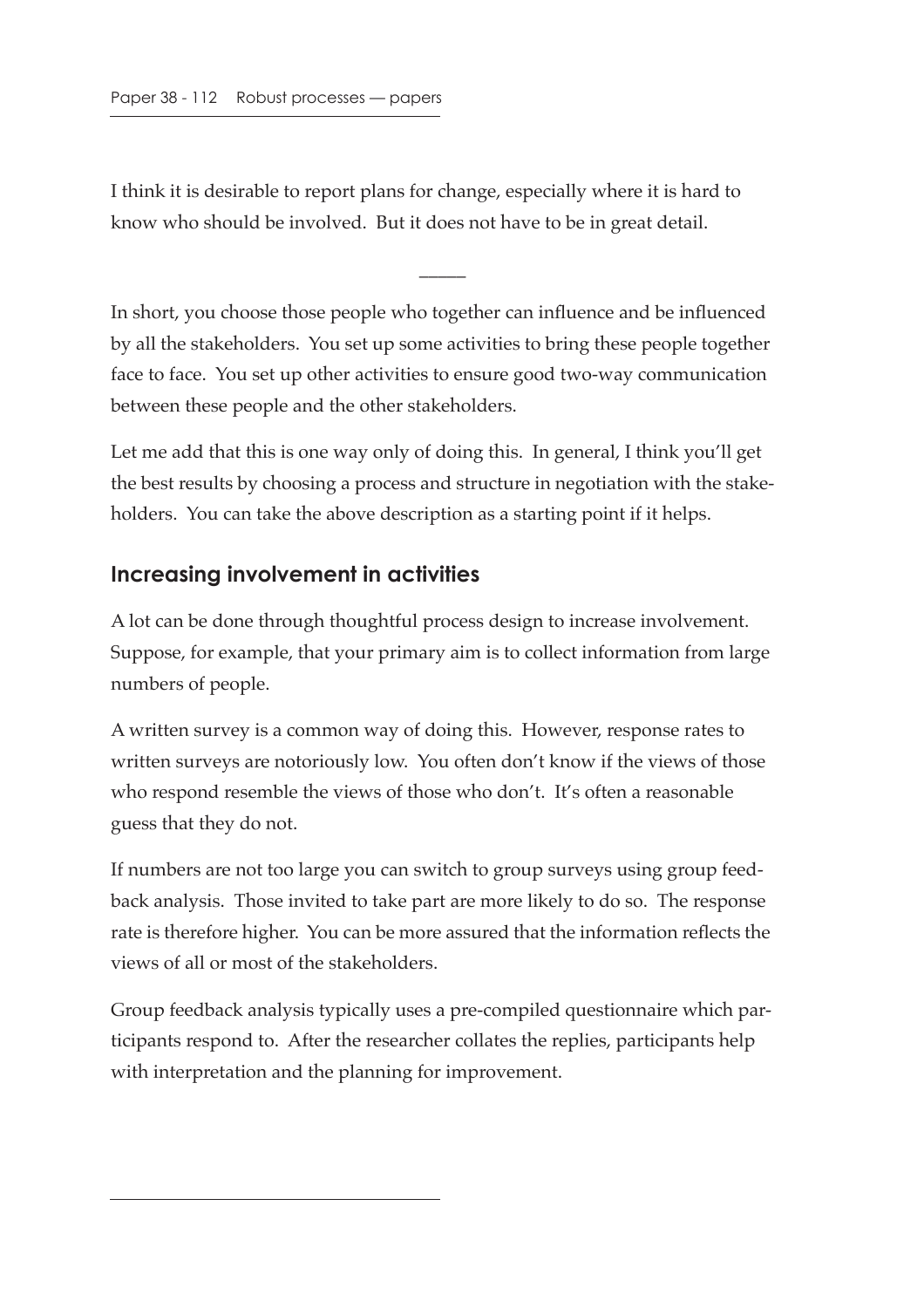I think it is desirable to report plans for change, especially where it is hard to know who should be involved. But it does not have to be in great detail.

_____

In short, you choose those people who together can influence and be influenced by all the stakeholders. You set up some activities to bring these people together face to face. You set up other activities to ensure good two-way communication between these people and the other stakeholders.

Let me add that this is one way only of doing this. In general, I think you'll get the best results by choosing a process and structure in negotiation with the stakeholders. You can take the above description as a starting point if it helps.

## Increasing involvement in activities

A lot can be done through thoughtful process design to increase involvement. Suppose, for example, that your primary aim is to collect information from large numbers of people.

A written survey is a common way of doing this. However, response rates to written surveys are notoriously low. You often don't know if the views of those who respond resemble the views of those who don't. It's often a reasonable guess that they do not.

If numbers are not too large you can switch to group surveys using group feedback analysis. Those invited to take part are more likely to do so. The response rate is therefore higher. You can be more assured that the information reflects the views of all or most of the stakeholders.

Group feedback analysis typically uses a pre-compiled questionnaire which participants respond to. After the researcher collates the replies, participants help with interpretation and the planning for improvement.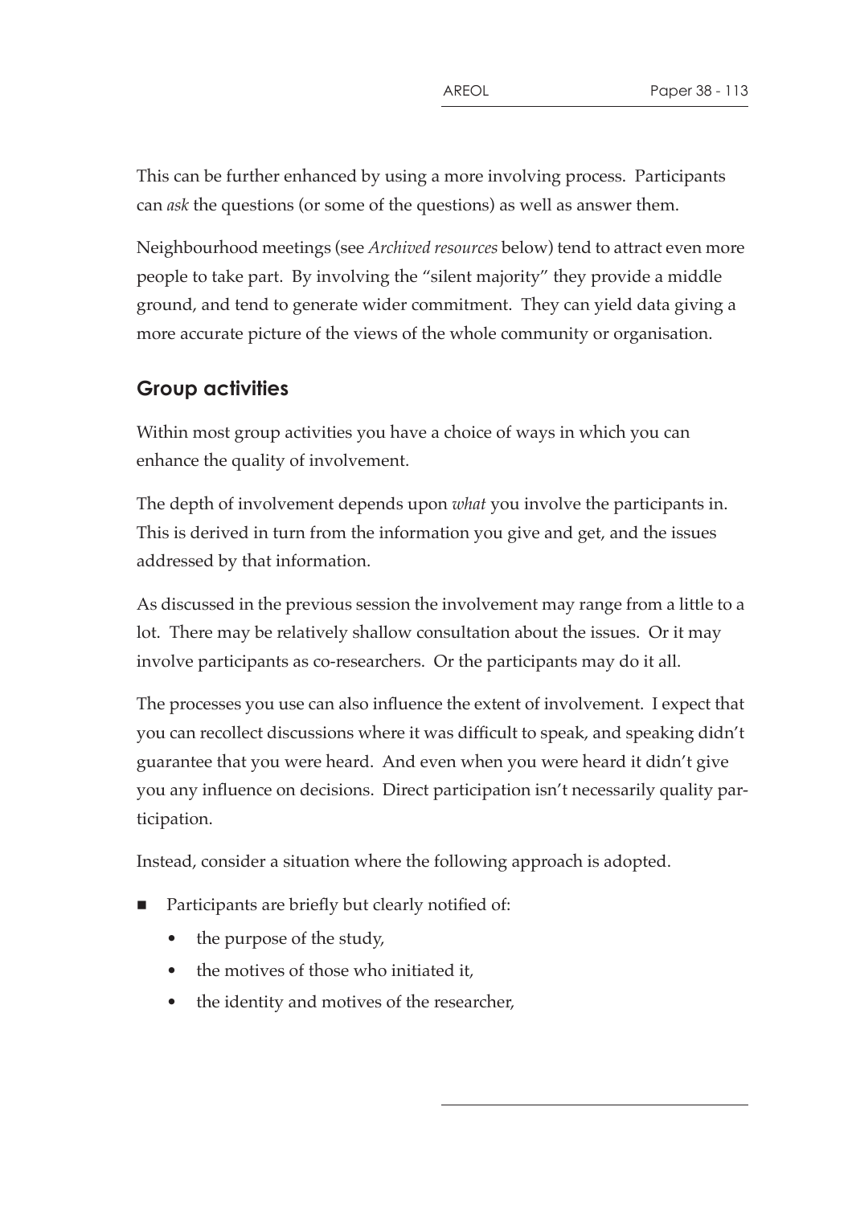This can be further enhanced by using a more involving process. Participants can *ask* the questions (or some of the questions) as well as answer them.

Neighbourhood meetings (see *Archived resources* below) tend to attract even more people to take part. By involving the "silent majority" they provide a middle ground, and tend to generate wider commitment. They can yield data giving a more accurate picture of the views of the whole community or organisation.

## Group activities

Within most group activities you have a choice of ways in which you can enhance the quality of involvement.

The depth of involvement depends upon *what* you involve the participants in. This is derived in turn from the information you give and get, and the issues addressed by that information.

As discussed in the previous session the involvement may range from a little to a lot. There may be relatively shallow consultation about the issues. Or it may involve participants as co-researchers. Or the participants may do it all.

The processes you use can also influence the extent of involvement. I expect that you can recollect discussions where it was difficult to speak, and speaking didn't guarantee that you were heard. And even when you were heard it didn't give you any influence on decisions. Direct participation isn't necessarily quality participation.

Instead, consider a situation where the following approach is adopted.

- Participants are briefly but clearly notified of:
  - the purpose of the study,
  - the motives of those who initiated it,
  - the identity and motives of the researcher,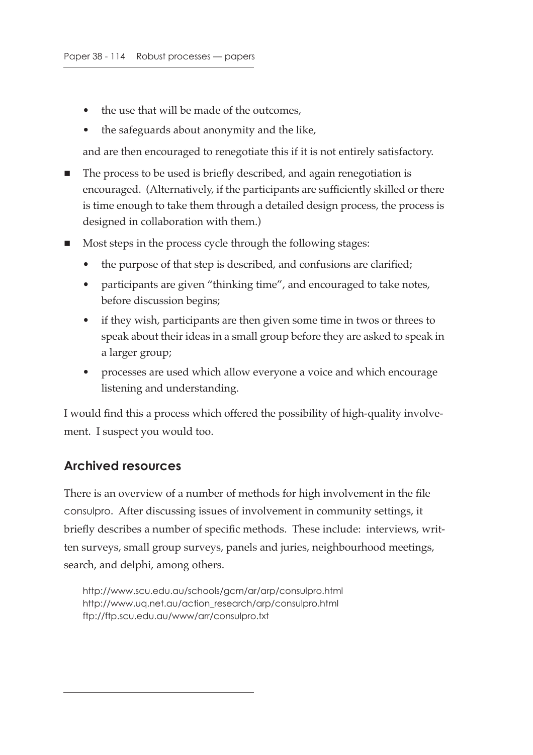- the use that will be made of the outcomes,
- the safeguards about anonymity and the like,

and are then encouraged to renegotiate this if it is not entirely satisfactory.

- The process to be used is briefly described, and again renegotiation is encouraged. (Alternatively, if the participants are sufficiently skilled or there is time enough to take them through a detailed design process, the process is designed in collaboration with them.)
- Most steps in the process cycle through the following stages:
  - the purpose of that step is described, and confusions are clarified;
  - participants are given "thinking time", and encouraged to take notes, before discussion begins;
  - if they wish, participants are then given some time in twos or threes to speak about their ideas in a small group before they are asked to speak in a larger group;
  - processes are used which allow everyone a voice and which encourage listening and understanding.

I would find this a process which offered the possibility of high-quality involvement. I suspect you would too.

## Archived resources

There is an overview of a number of methods for high involvement in the file consulpro. After discussing issues of involvement in community settings, it briefly describes a number of specific methods. These include: interviews, written surveys, small group surveys, panels and juries, neighbourhood meetings, search, and delphi, among others.

http://www.scu.edu.au/schools/gcm/ar/arp/consulpro.html
http://www.uq.net.au/action_research/arp/consulpro.html
ftp://ftp.scu.edu.au/www/arr/consulpro.txt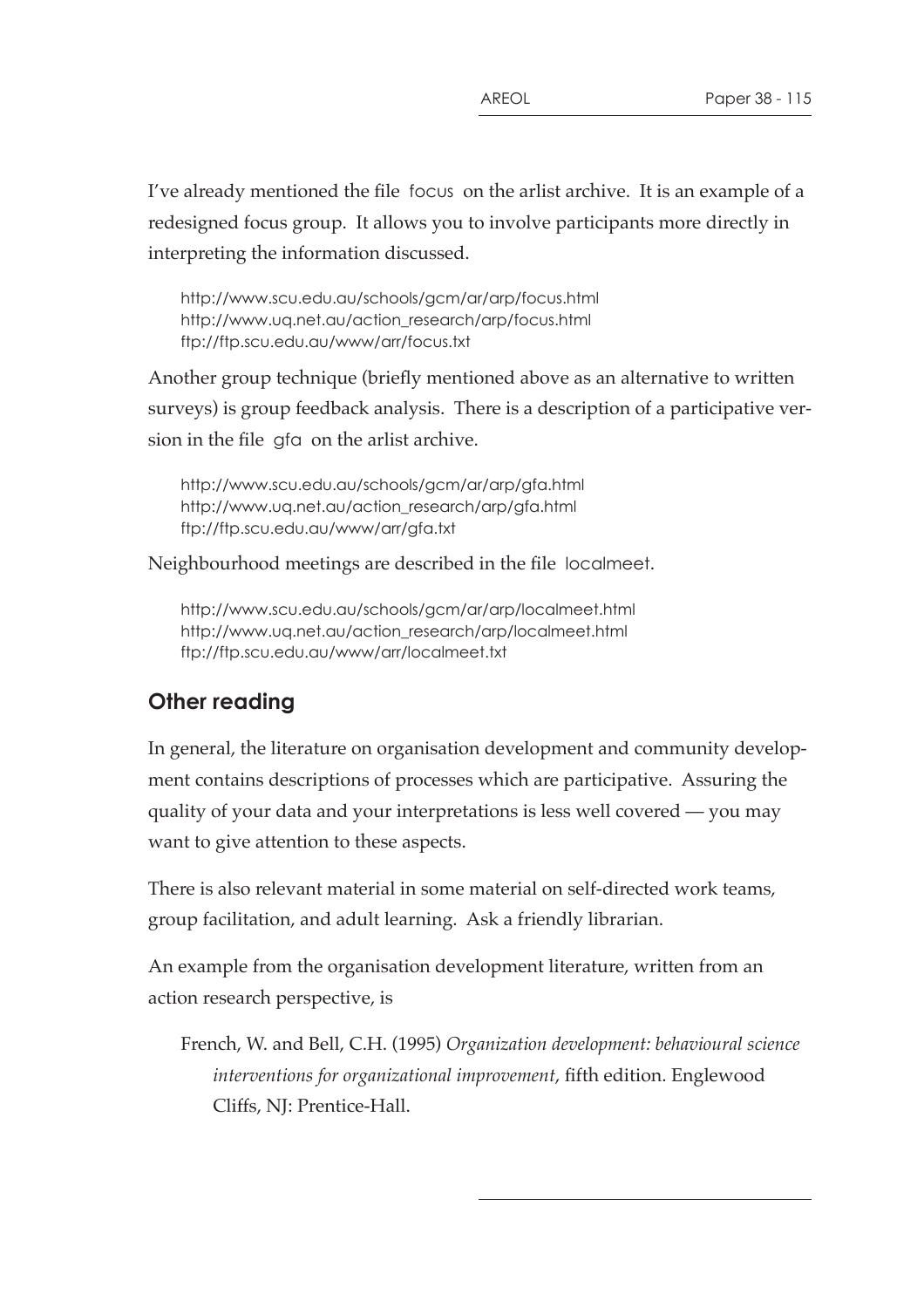I've already mentioned the file focus on the arlist archive. It is an example of a redesigned focus group. It allows you to involve participants more directly in interpreting the information discussed.

> http://www.scu.edu.au/schools/gcm/ar/arp/focus.html
> http://www.uq.net.au/action_research/arp/focus.html
> ftp://ftp.scu.edu.au/www/arr/focus.txt

Another group technique (briefly mentioned above as an alternative to written surveys) is group feedback analysis. There is a description of a participative version in the file gfa on the arlist archive.

> http://www.scu.edu.au/schools/gcm/ar/arp/gfa.html
> http://www.uq.net.au/action_research/arp/gfa.html
> ftp://ftp.scu.edu.au/www/arr/gfa.txt

Neighbourhood meetings are described in the file localmeet.

> http://www.scu.edu.au/schools/gcm/ar/arp/localmeet.html
> http://www.uq.net.au/action_research/arp/localmeet.html
> ftp://ftp.scu.edu.au/www/arr/localmeet.txt

## Other reading

In general, the literature on organisation development and community development contains descriptions of processes which are participative. Assuring the quality of your data and your interpretations is less well covered — you may want to give attention to these aspects.

There is also relevant material in some material on self-directed work teams, group facilitation, and adult learning. Ask a friendly librarian.

An example from the organisation development literature, written from an action research perspective, is

> French, W. and Bell, C.H. (1995) *Organization development: behavioural science interventions for organizational improvement*, fifth edition. Englewood Cliffs, NJ: Prentice-Hall.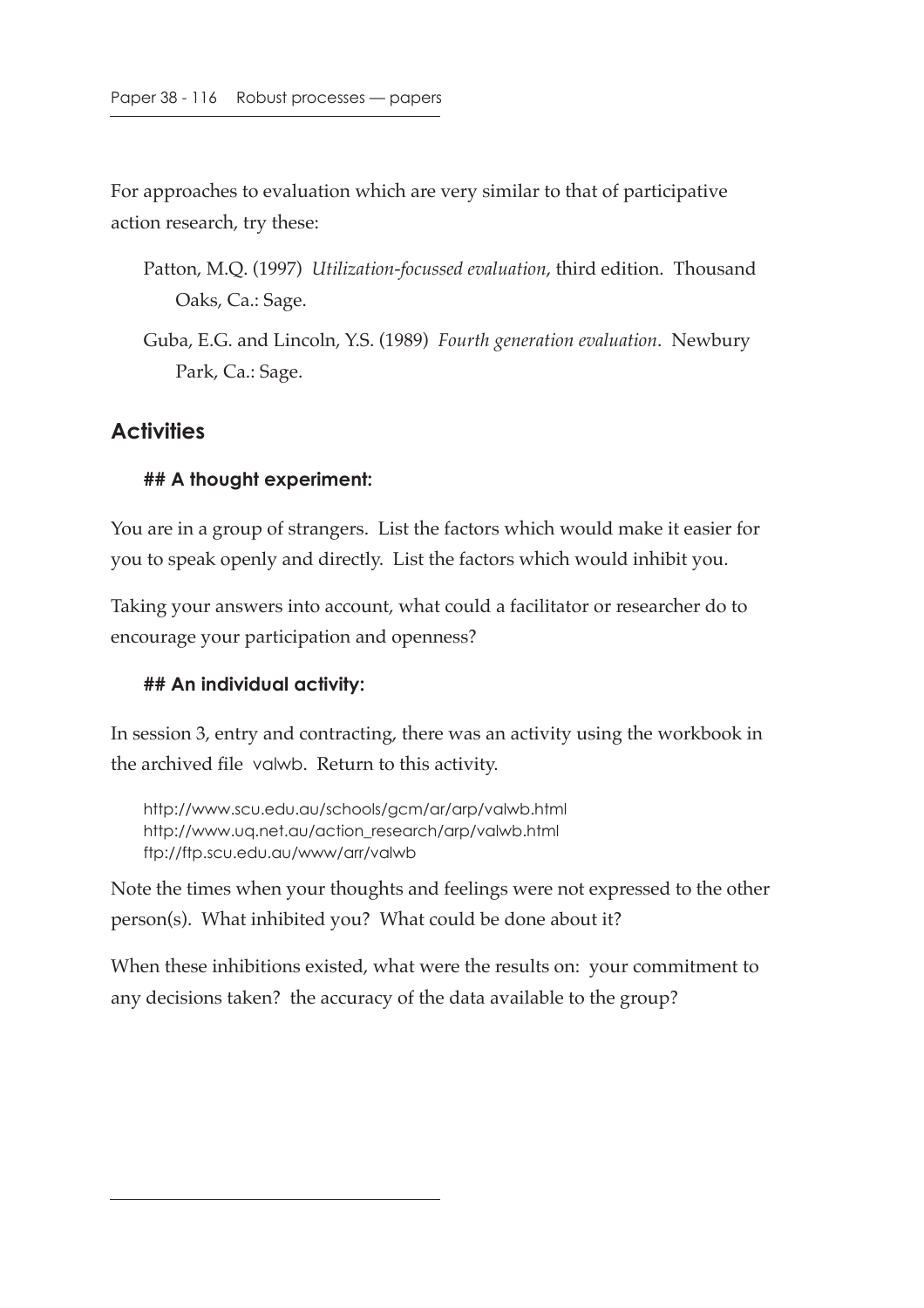For approaches to evaluation which are very similar to that of participative action research, try these:

> Patton, M.Q. (1997) *Utilization-focussed evaluation*, third edition. Thousand Oaks, Ca.: Sage.
>
> Guba, E.G. and Lincoln, Y.S. (1989) *Fourth generation evaluation*. Newbury Park, Ca.: Sage.

## Activities

### ## A thought experiment:

You are in a group of strangers. List the factors which would make it easier for you to speak openly and directly. List the factors which would inhibit you.

Taking your answers into account, what could a facilitator or researcher do to encourage your participation and openness?

### ## An individual activity:

In session 3, entry and contracting, there was an activity using the workbook in the archived file valwb. Return to this activity.

```
http://www.scu.edu.au/schools/gcm/ar/arp/valwb.html
http://www.uq.net.au/action_research/arp/valwb.html
ftp://ftp.scu.edu.au/www/arr/valwb
```

Note the times when your thoughts and feelings were not expressed to the other person(s). What inhibited you? What could be done about it?

When these inhibitions existed, what were the results on: your commitment to any decisions taken? the accuracy of the data available to the group?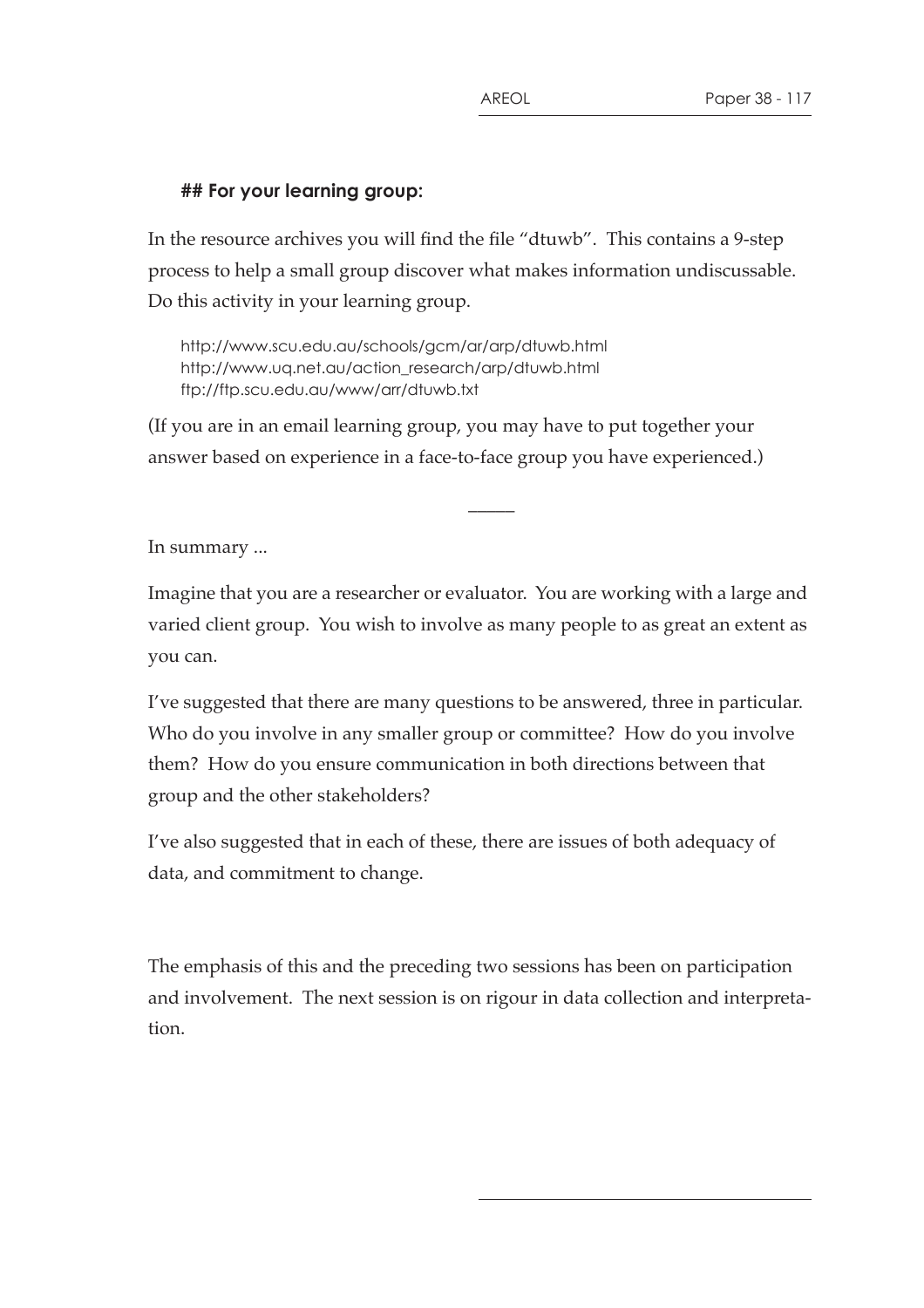## For your learning group:

In the resource archives you will find the file "dtuwb". This contains a 9-step process to help a small group discover what makes information undiscussable. Do this activity in your learning group.

http://www.scu.edu.au/schools/gcm/ar/arp/dtuwb.html
http://www.uq.net.au/action_research/arp/dtuwb.html
ftp://ftp.scu.edu.au/www/arr/dtuwb.txt

(If you are in an email learning group, you may have to put together your answer based on experience in a face-to-face group you have experienced.)

—

In summary ...

Imagine that you are a researcher or evaluator. You are working with a large and varied client group. You wish to involve as many people to as great an extent as you can.

I've suggested that there are many questions to be answered, three in particular. Who do you involve in any smaller group or committee? How do you involve them? How do you ensure communication in both directions between that group and the other stakeholders?

I've also suggested that in each of these, there are issues of both adequacy of data, and commitment to change.

The emphasis of this and the preceding two sessions has been on participation and involvement. The next session is on rigour in data collection and interpretation.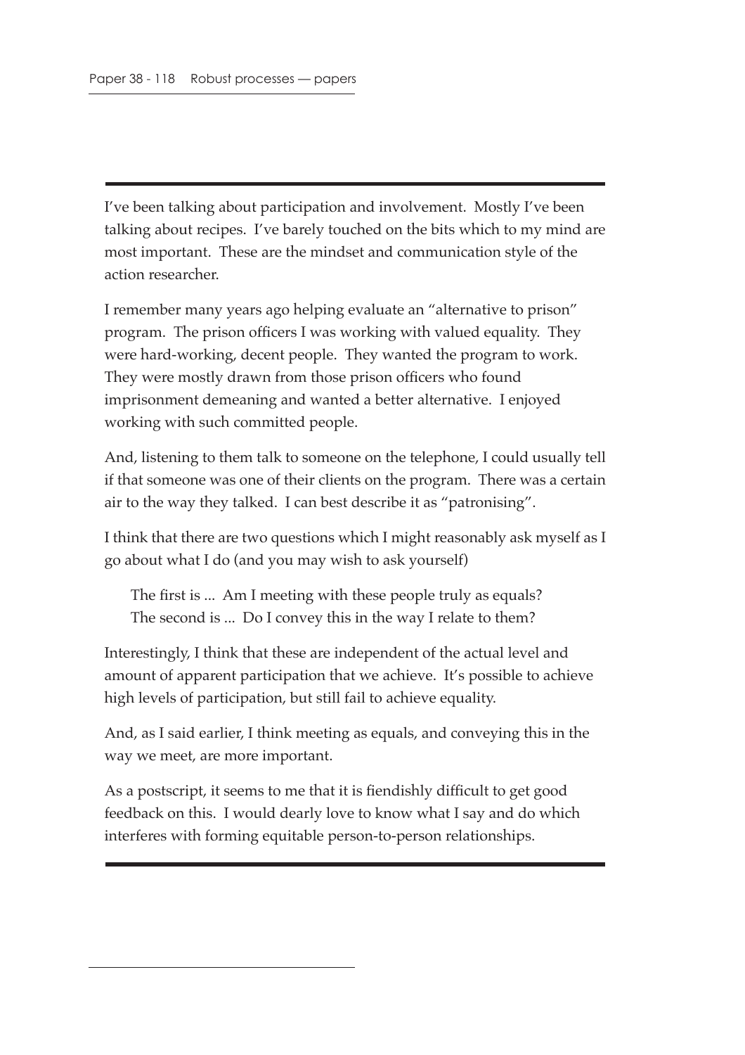I've been talking about participation and involvement. Mostly I've been talking about recipes. I've barely touched on the bits which to my mind are most important. These are the mindset and communication style of the action researcher.

I remember many years ago helping evaluate an "alternative to prison" program. The prison officers I was working with valued equality. They were hard-working, decent people. They wanted the program to work. They were mostly drawn from those prison officers who found imprisonment demeaning and wanted a better alternative. I enjoyed working with such committed people.

And, listening to them talk to someone on the telephone, I could usually tell if that someone was one of their clients on the program. There was a certain air to the way they talked. I can best describe it as "patronising".

I think that there are two questions which I might reasonably ask myself as I go about what I do (and you may wish to ask yourself)

> The first is ... Am I meeting with these people truly as equals?
> The second is ... Do I convey this in the way I relate to them?

Interestingly, I think that these are independent of the actual level and amount of apparent participation that we achieve. It's possible to achieve high levels of participation, but still fail to achieve equality.

And, as I said earlier, I think meeting as equals, and conveying this in the way we meet, are more important.

As a postscript, it seems to me that it is fiendishly difficult to get good feedback on this. I would dearly love to know what I say and do which interferes with forming equitable person-to-person relationships.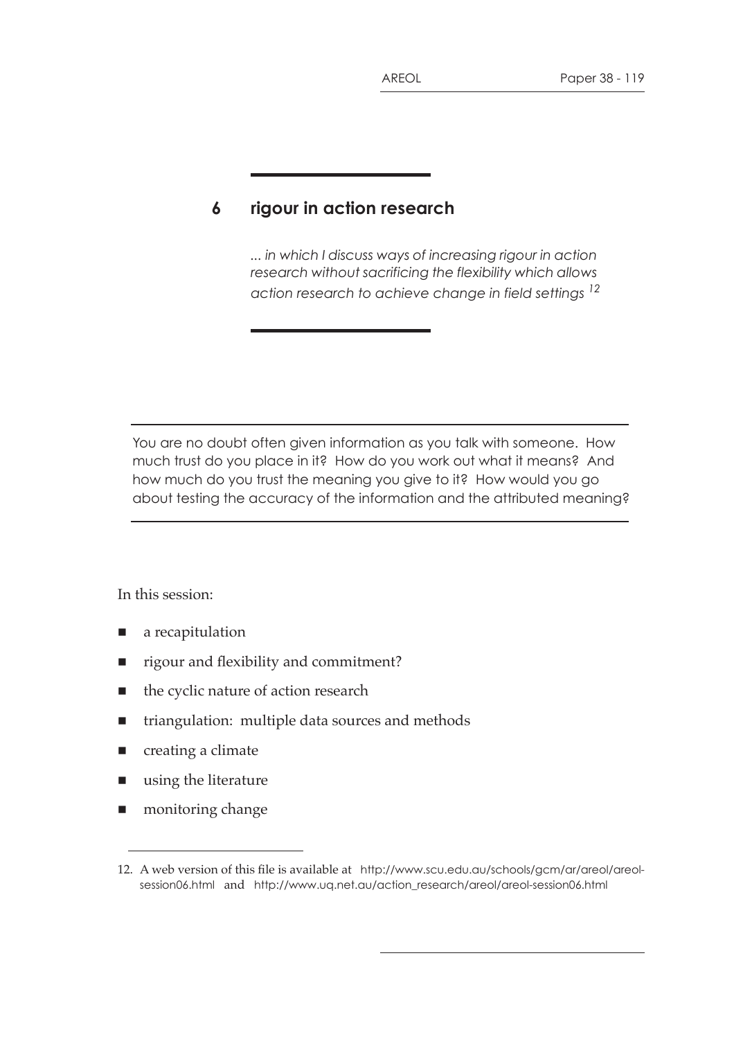# 6 rigour in action research

*... in which I discuss ways of increasing rigour in action research without sacrificing the flexibility which allows action research to achieve change in field settings* [12]

---

You are no doubt often given information as you talk with someone. How much trust do you place in it? How do you work out what it means? And how much do you trust the meaning you give to it? How would you go about testing the accuracy of the information and the attributed meaning?

---

In this session:

- a recapitulation
- rigour and flexibility and commitment?
- the cyclic nature of action research
- triangulation: multiple data sources and methods
- creating a climate
- using the literature
- monitoring change

12. A web version of this file is available at http://www.scu.edu.au/schools/gcm/ar/areol/areol-session06.html and http://www.uq.net.au/action_research/areol/areol-session06.html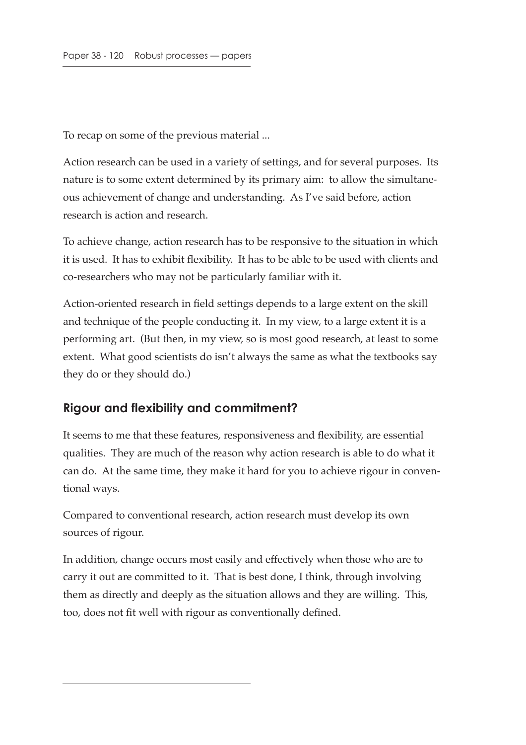To recap on some of the previous material ...

Action research can be used in a variety of settings, and for several purposes. Its nature is to some extent determined by its primary aim: to allow the simultaneous achievement of change and understanding. As I've said before, action research is action and research.

To achieve change, action research has to be responsive to the situation in which it is used. It has to exhibit flexibility. It has to be able to be used with clients and co-researchers who may not be particularly familiar with it.

Action-oriented research in field settings depends to a large extent on the skill and technique of the people conducting it. In my view, to a large extent it is a performing art. (But then, in my view, so is most good research, at least to some extent. What good scientists do isn't always the same as what the textbooks say they do or they should do.)

## Rigour and flexibility and commitment?

It seems to me that these features, responsiveness and flexibility, are essential qualities. They are much of the reason why action research is able to do what it can do. At the same time, they make it hard for you to achieve rigour in conventional ways.

Compared to conventional research, action research must develop its own sources of rigour.

In addition, change occurs most easily and effectively when those who are to carry it out are committed to it. That is best done, I think, through involving them as directly and deeply as the situation allows and they are willing. This, too, does not fit well with rigour as conventionally defined.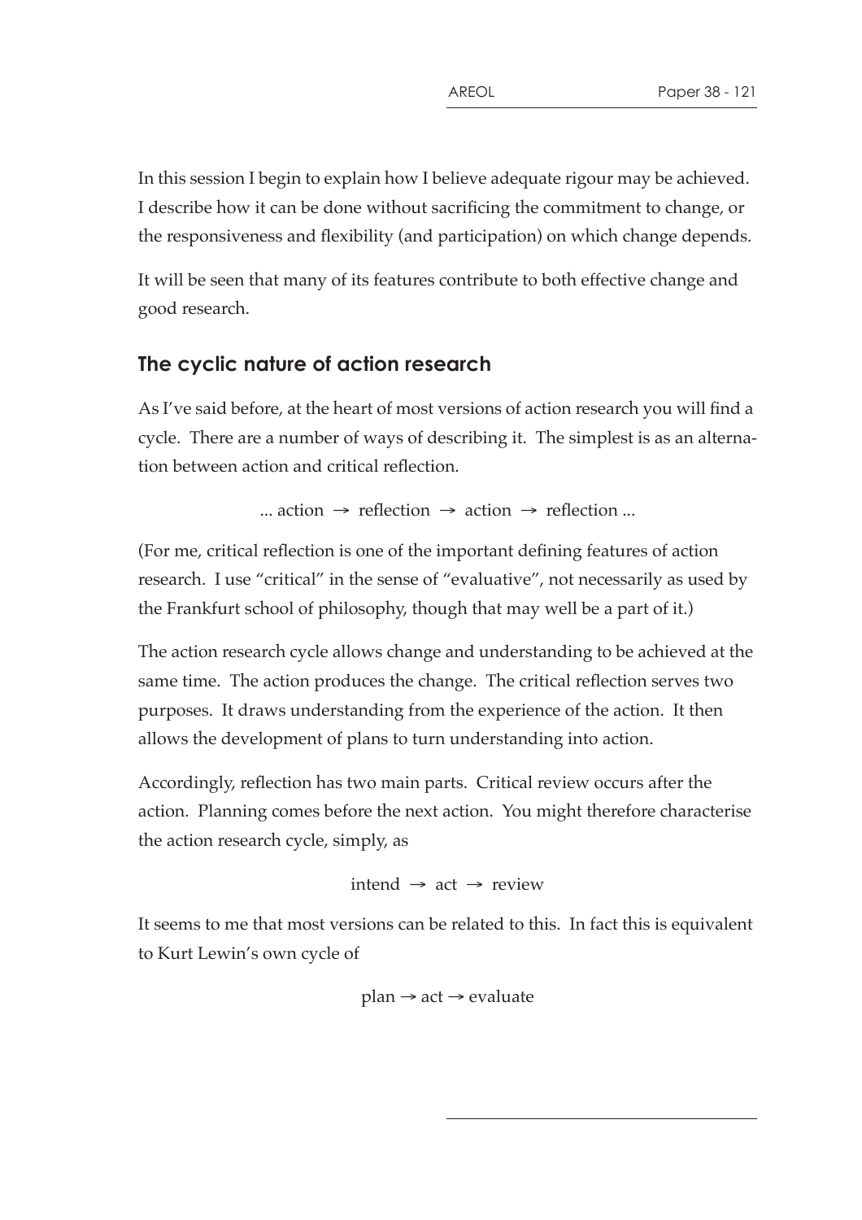In this session I begin to explain how I believe adequate rigour may be achieved. I describe how it can be done without sacrificing the commitment to change, or the responsiveness and flexibility (and participation) on which change depends.

It will be seen that many of its features contribute to both effective change and good research.

## The cyclic nature of action research

As I've said before, at the heart of most versions of action research you will find a cycle. There are a number of ways of describing it. The simplest is as an alternation between action and critical reflection.

... action → reflection → action → reflection ...

(For me, critical reflection is one of the important defining features of action research. I use "critical" in the sense of "evaluative", not necessarily as used by the Frankfurt school of philosophy, though that may well be a part of it.)

The action research cycle allows change and understanding to be achieved at the same time. The action produces the change. The critical reflection serves two purposes. It draws understanding from the experience of the action. It then allows the development of plans to turn understanding into action.

Accordingly, reflection has two main parts. Critical review occurs after the action. Planning comes before the next action. You might therefore characterise the action research cycle, simply, as

intend → act → review

It seems to me that most versions can be related to this. In fact this is equivalent to Kurt Lewin's own cycle of

plan → act → evaluate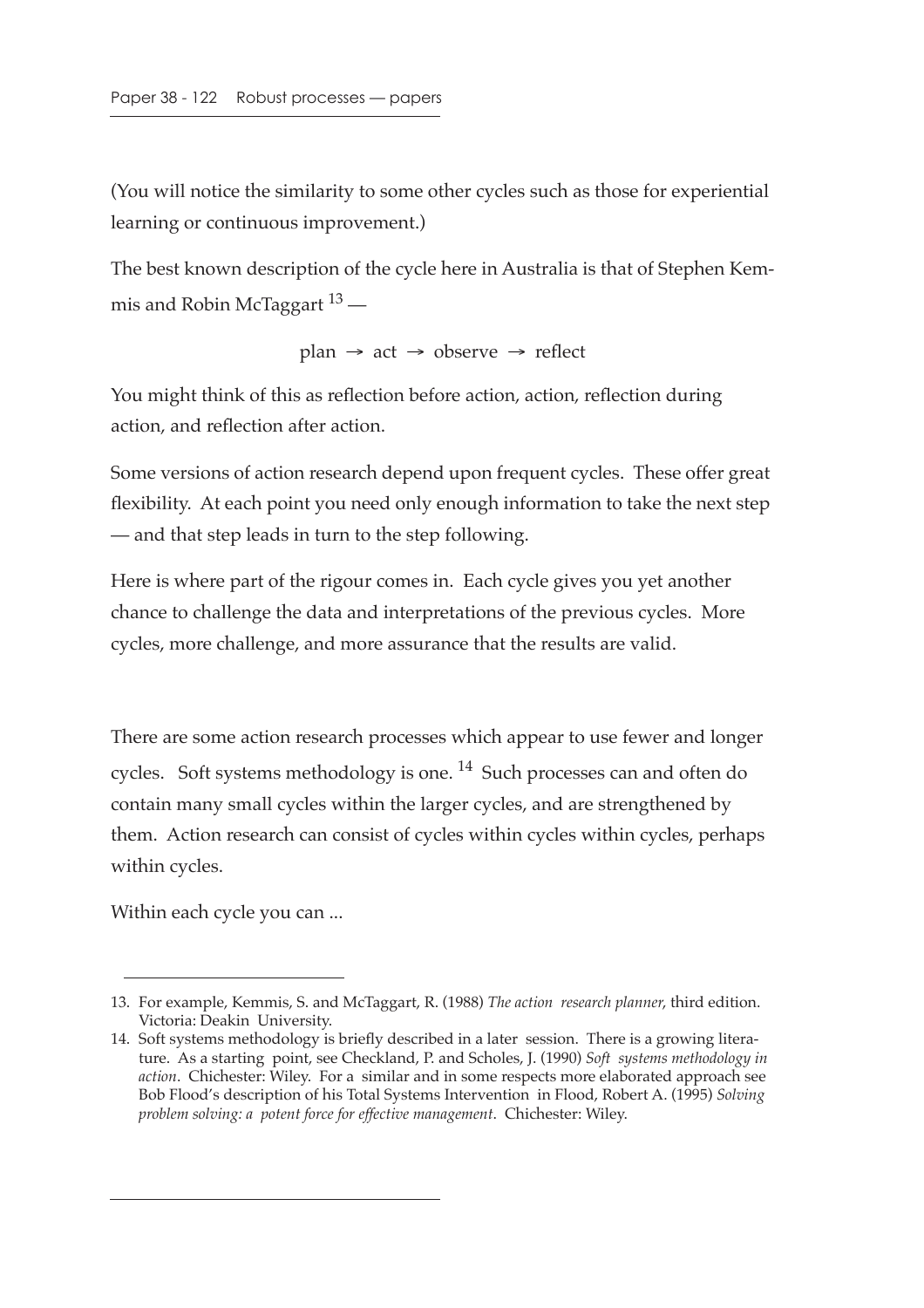(You will notice the similarity to some other cycles such as those for experiential learning or continuous improvement.)

The best known description of the cycle here in Australia is that of Stephen Kemmis and Robin McTaggart [13] —

plan → act → observe → reflect

You might think of this as reflection before action, action, reflection during action, and reflection after action.

Some versions of action research depend upon frequent cycles. These offer great flexibility. At each point you need only enough information to take the next step — and that step leads in turn to the step following.

Here is where part of the rigour comes in. Each cycle gives you yet another chance to challenge the data and interpretations of the previous cycles. More cycles, more challenge, and more assurance that the results are valid.

There are some action research processes which appear to use fewer and longer cycles. Soft systems methodology is one. [14] Such processes can and often do contain many small cycles within the larger cycles, and are strengthened by them. Action research can consist of cycles within cycles within cycles, perhaps within cycles.

Within each cycle you can ...

---

13. For example, Kemmis, S. and McTaggart, R. (1988) *The action research planner*, third edition. Victoria: Deakin University.
14. Soft systems methodology is briefly described in a later session. There is a growing literature. As a starting point, see Checkland, P. and Scholes, J. (1990) *Soft systems methodology in action*. Chichester: Wiley. For a similar and in some respects more elaborated approach see Bob Flood's description of his Total Systems Intervention in Flood, Robert A. (1995) *Solving problem solving: a potent force for effective management*. Chichester: Wiley.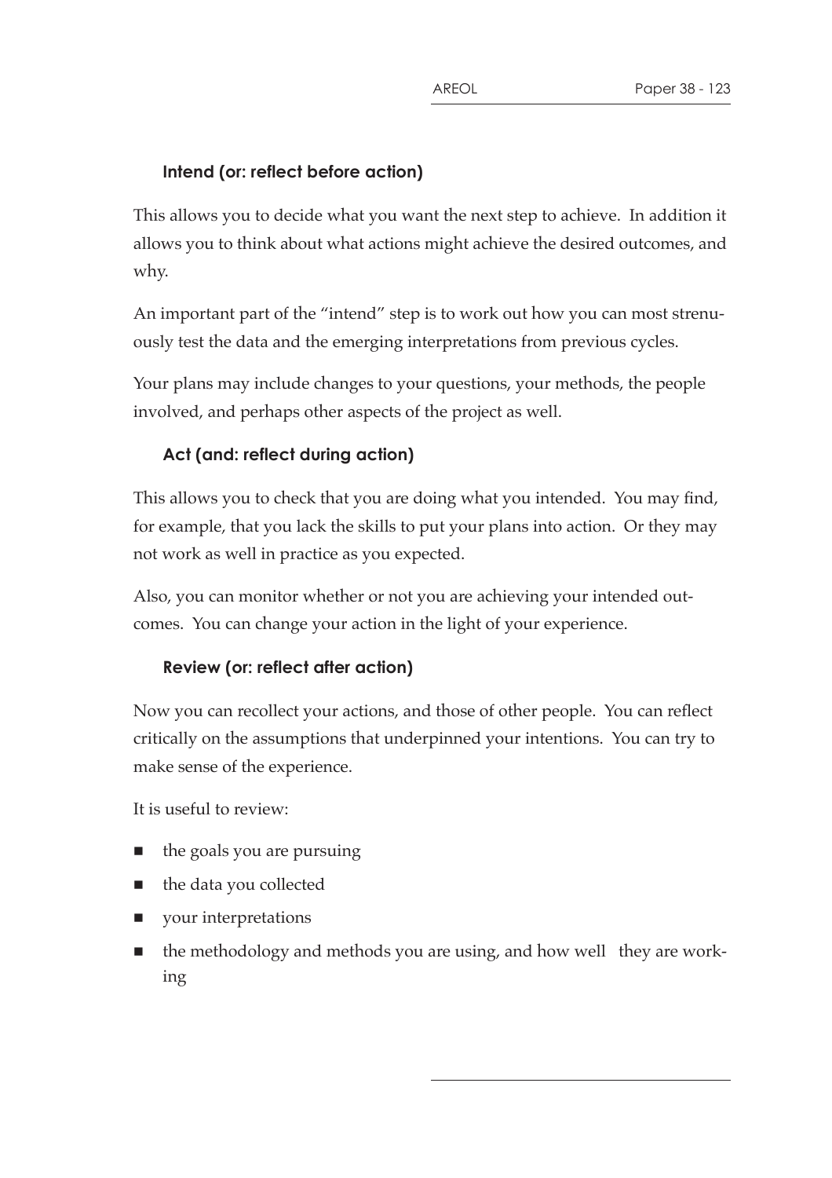### Intend (or: reflect before action)

This allows you to decide what you want the next step to achieve. In addition it allows you to think about what actions might achieve the desired outcomes, and why.

An important part of the "intend" step is to work out how you can most strenuously test the data and the emerging interpretations from previous cycles.

Your plans may include changes to your questions, your methods, the people involved, and perhaps other aspects of the project as well.

### Act (and: reflect during action)

This allows you to check that you are doing what you intended. You may find, for example, that you lack the skills to put your plans into action. Or they may not work as well in practice as you expected.

Also, you can monitor whether or not you are achieving your intended outcomes. You can change your action in the light of your experience.

### Review (or: reflect after action)

Now you can recollect your actions, and those of other people. You can reflect critically on the assumptions that underpinned your intentions. You can try to make sense of the experience.

It is useful to review:

- the goals you are pursuing
- the data you collected
- your interpretations
- the methodology and methods you are using, and how well they are working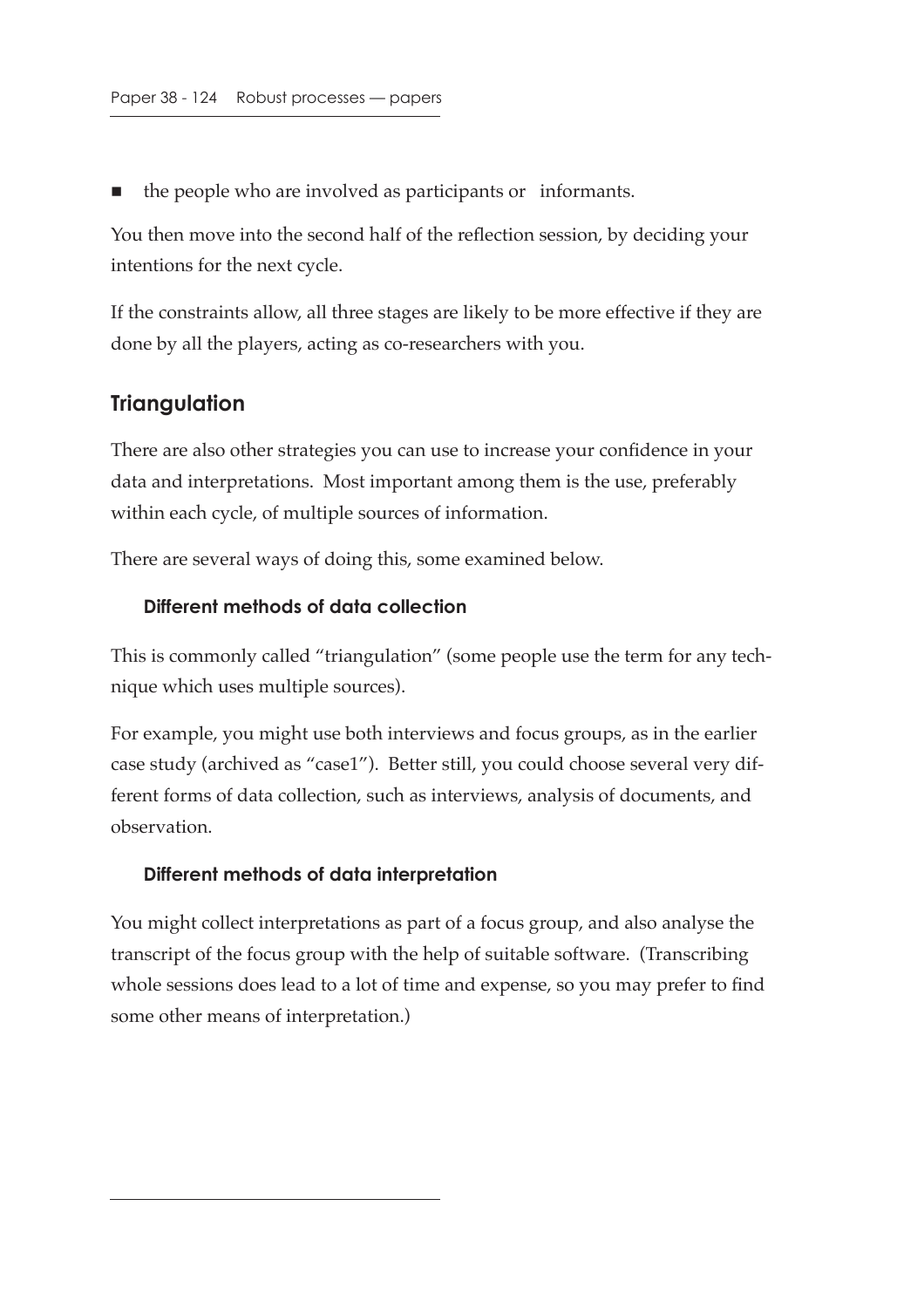- the people who are involved as participants or informants.

You then move into the second half of the reflection session, by deciding your intentions for the next cycle.

If the constraints allow, all three stages are likely to be more effective if they are done by all the players, acting as co-researchers with you.

## Triangulation

There are also other strategies you can use to increase your confidence in your data and interpretations. Most important among them is the use, preferably within each cycle, of multiple sources of information.

There are several ways of doing this, some examined below.

### Different methods of data collection

This is commonly called "triangulation" (some people use the term for any technique which uses multiple sources).

For example, you might use both interviews and focus groups, as in the earlier case study (archived as "case1"). Better still, you could choose several very different forms of data collection, such as interviews, analysis of documents, and observation.

### Different methods of data interpretation

You might collect interpretations as part of a focus group, and also analyse the transcript of the focus group with the help of suitable software. (Transcribing whole sessions does lead to a lot of time and expense, so you may prefer to find some other means of interpretation.)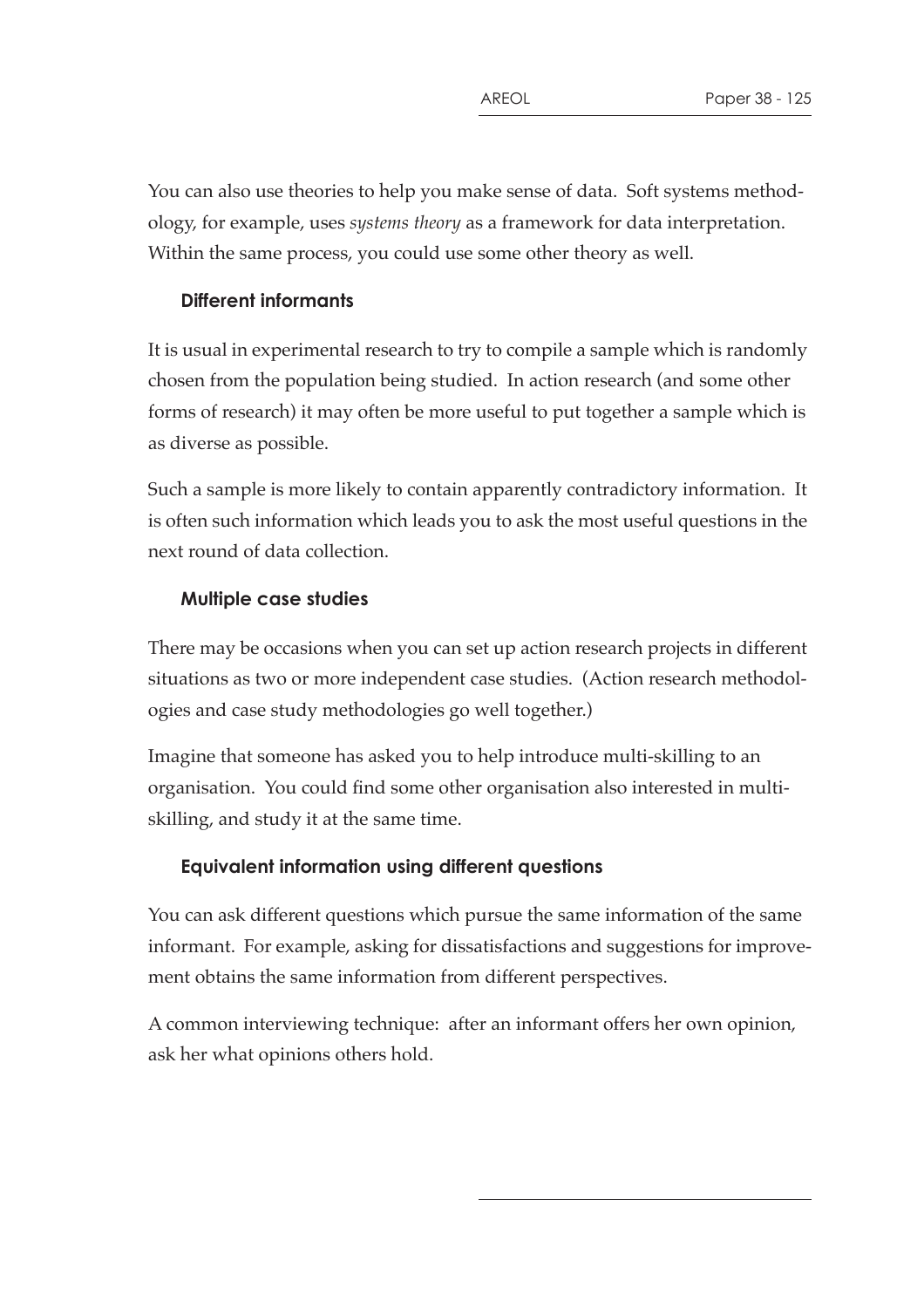You can also use theories to help you make sense of data. Soft systems methodology, for example, uses *systems theory* as a framework for data interpretation. Within the same process, you could use some other theory as well.

### Different informants

It is usual in experimental research to try to compile a sample which is randomly chosen from the population being studied. In action research (and some other forms of research) it may often be more useful to put together a sample which is as diverse as possible.

Such a sample is more likely to contain apparently contradictory information. It is often such information which leads you to ask the most useful questions in the next round of data collection.

### Multiple case studies

There may be occasions when you can set up action research projects in different situations as two or more independent case studies. (Action research methodologies and case study methodologies go well together.)

Imagine that someone has asked you to help introduce multi-skilling to an organisation. You could find some other organisation also interested in multi-skilling, and study it at the same time.

### Equivalent information using different questions

You can ask different questions which pursue the same information of the same informant. For example, asking for dissatisfactions and suggestions for improvement obtains the same information from different perspectives.

A common interviewing technique: after an informant offers her own opinion, ask her what opinions others hold.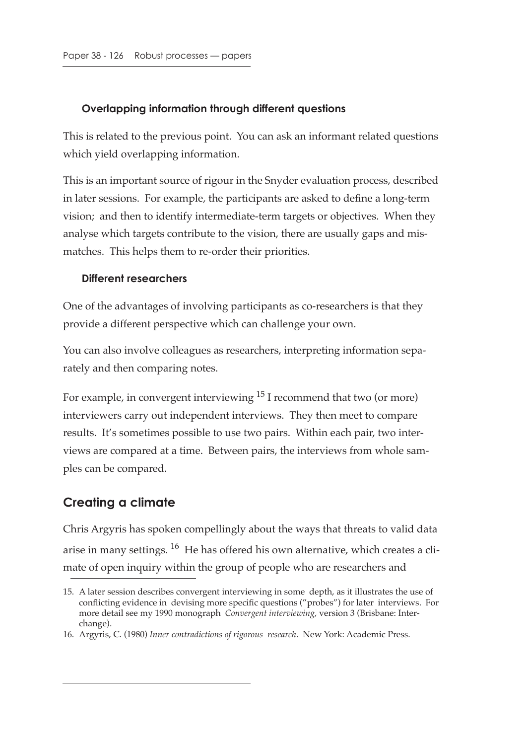### Overlapping information through different questions

This is related to the previous point. You can ask an informant related questions which yield overlapping information.

This is an important source of rigour in the Snyder evaluation process, described in later sessions. For example, the participants are asked to define a long-term vision; and then to identify intermediate-term targets or objectives. When they analyse which targets contribute to the vision, there are usually gaps and mismatches. This helps them to re-order their priorities.

### Different researchers

One of the advantages of involving participants as co-researchers is that they provide a different perspective which can challenge your own.

You can also involve colleagues as researchers, interpreting information separately and then comparing notes.

For example, in convergent interviewing [15] I recommend that two (or more) interviewers carry out independent interviews. They then meet to compare results. It's sometimes possible to use two pairs. Within each pair, two interviews are compared at a time. Between pairs, the interviews from whole samples can be compared.

## Creating a climate

Chris Argyris has spoken compellingly about the ways that threats to valid data arise in many settings. [16] He has offered his own alternative, which creates a climate of open inquiry within the group of people who are researchers and

---

15. A later session describes convergent interviewing in some depth, as it illustrates the use of conflicting evidence in devising more specific questions ("probes") for later interviews. For more detail see my 1990 monograph *Convergent interviewing*, version 3 (Brisbane: Interchange).
16. Argyris, C. (1980) *Inner contradictions of rigorous research*. New York: Academic Press.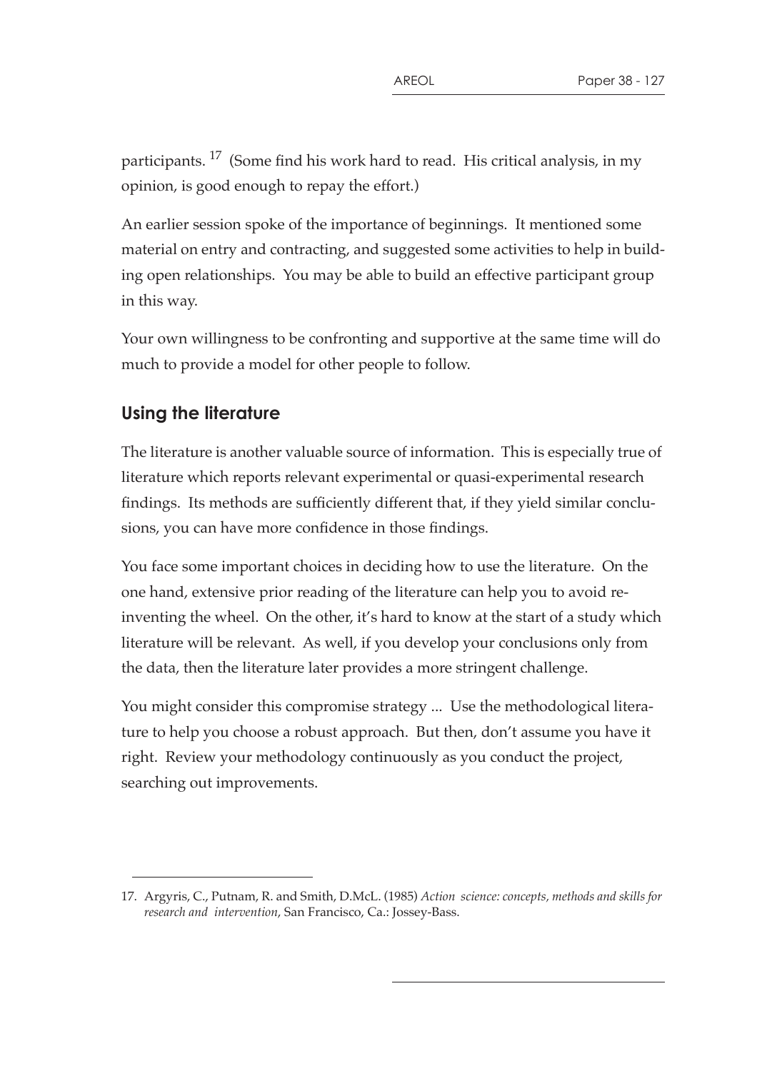participants. [17] (Some find his work hard to read. His critical analysis, in my opinion, is good enough to repay the effort.)

An earlier session spoke of the importance of beginnings. It mentioned some material on entry and contracting, and suggested some activities to help in building open relationships. You may be able to build an effective participant group in this way.

Your own willingness to be confronting and supportive at the same time will do much to provide a model for other people to follow.

## Using the literature

The literature is another valuable source of information. This is especially true of literature which reports relevant experimental or quasi-experimental research findings. Its methods are sufficiently different that, if they yield similar conclusions, you can have more confidence in those findings.

You face some important choices in deciding how to use the literature. On the one hand, extensive prior reading of the literature can help you to avoid re-inventing the wheel. On the other, it's hard to know at the start of a study which literature will be relevant. As well, if you develop your conclusions only from the data, then the literature later provides a more stringent challenge.

You might consider this compromise strategy ... Use the methodological literature to help you choose a robust approach. But then, don't assume you have it right. Review your methodology continuously as you conduct the project, searching out improvements.

---

17. Argyris, C., Putnam, R. and Smith, D.McL. (1985) *Action science: concepts, methods and skills for research and intervention*, San Francisco, Ca.: Jossey-Bass.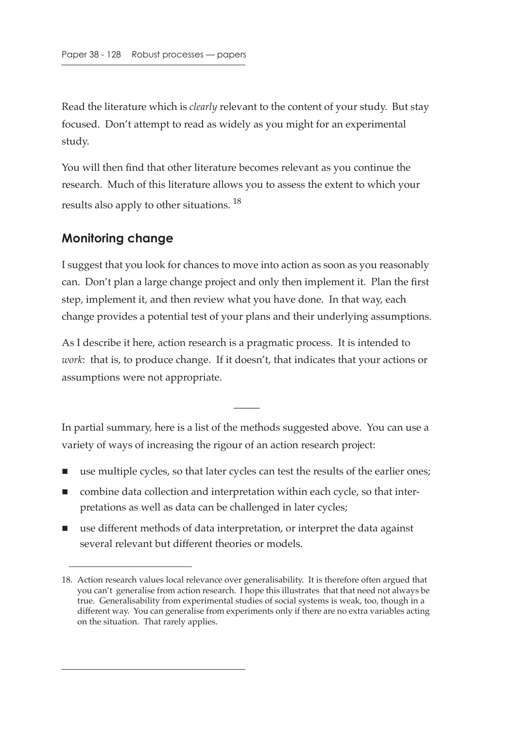Read the literature which is *clearly* relevant to the content of your study. But stay focused. Don't attempt to read as widely as you might for an experimental study.

You will then find that other literature becomes relevant as you continue the research. Much of this literature allows you to assess the extent to which your results also apply to other situations. [18]

## Monitoring change

I suggest that you look for chances to move into action as soon as you reasonably can. Don't plan a large change project and only then implement it. Plan the first step, implement it, and then review what you have done. In that way, each change provides a potential test of your plans and their underlying assumptions.

As I describe it here, action research is a pragmatic process. It is intended to *work*: that is, to produce change. If it doesn't, that indicates that your actions or assumptions were not appropriate.

—

In partial summary, here is a list of the methods suggested above. You can use a variety of ways of increasing the rigour of an action research project:

- use multiple cycles, so that later cycles can test the results of the earlier ones;
- combine data collection and interpretation within each cycle, so that interpretations as well as data can be challenged in later cycles;
- use different methods of data interpretation, or interpret the data against several relevant but different theories or models.

18. Action research values local relevance over generalisability. It is therefore often argued that you can't generalise from action research. I hope this illustrates that that need not always be true. Generalisability from experimental studies of social systems is weak, too, though in a different way. You can generalise from experiments only if there are no extra variables acting on the situation. That rarely applies.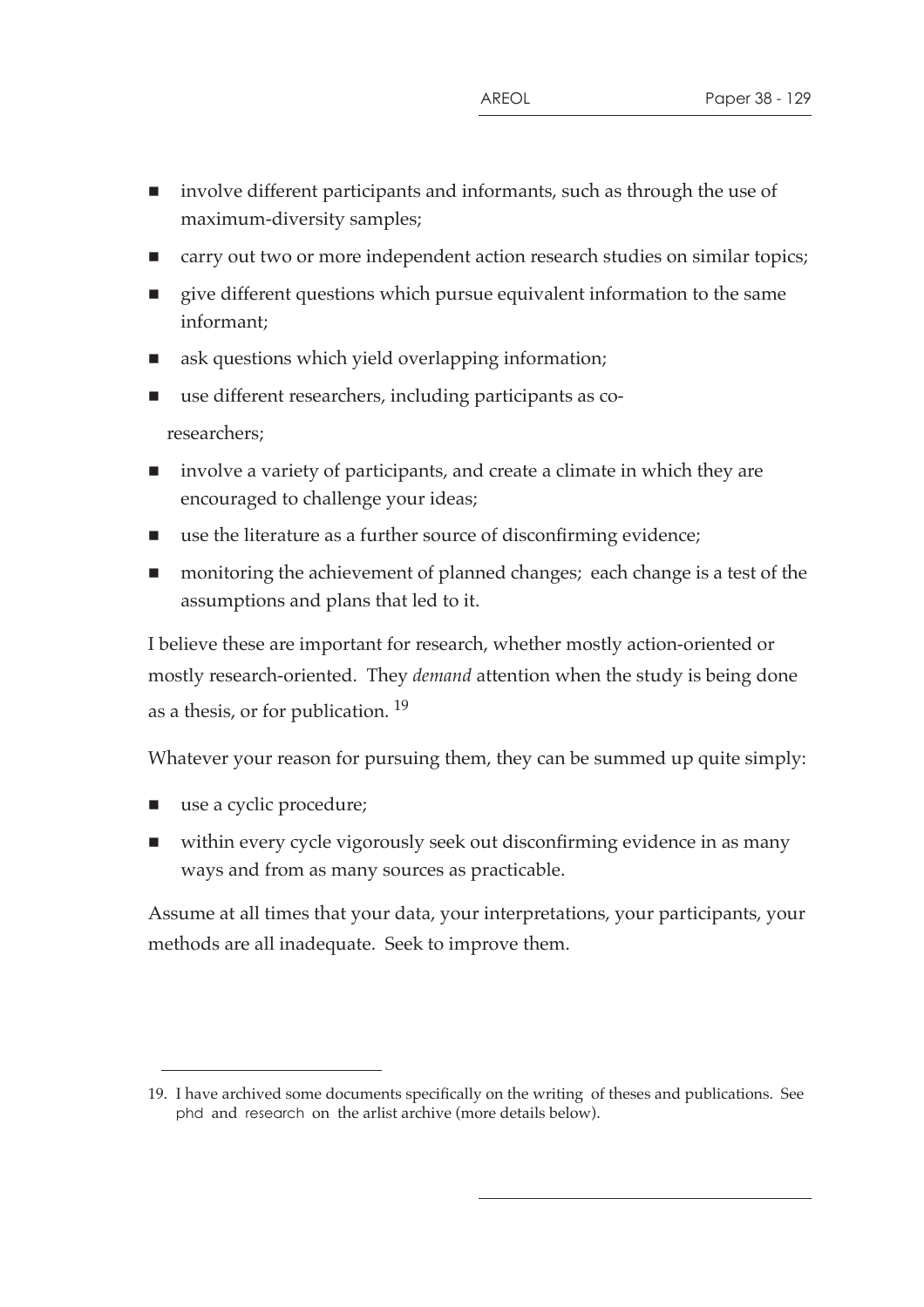- involve different participants and informants, such as through the use of maximum-diversity samples;
- carry out two or more independent action research studies on similar topics;
- give different questions which pursue equivalent information to the same informant;
- ask questions which yield overlapping information;
- use different researchers, including participants as co-researchers;
- involve a variety of participants, and create a climate in which they are encouraged to challenge your ideas;
- use the literature as a further source of disconfirming evidence;
- monitoring the achievement of planned changes; each change is a test of the assumptions and plans that led to it.

I believe these are important for research, whether mostly action-oriented or mostly research-oriented. They *demand* attention when the study is being done as a thesis, or for publication. [19]

Whatever your reason for pursuing them, they can be summed up quite simply:

- use a cyclic procedure;
- within every cycle vigorously seek out disconfirming evidence in as many ways and from as many sources as practicable.

Assume at all times that your data, your interpretations, your participants, your methods are all inadequate. Seek to improve them.

---

19. I have archived some documents specifically on the writing of theses and publications. See phd and research on the arlist archive (more details below).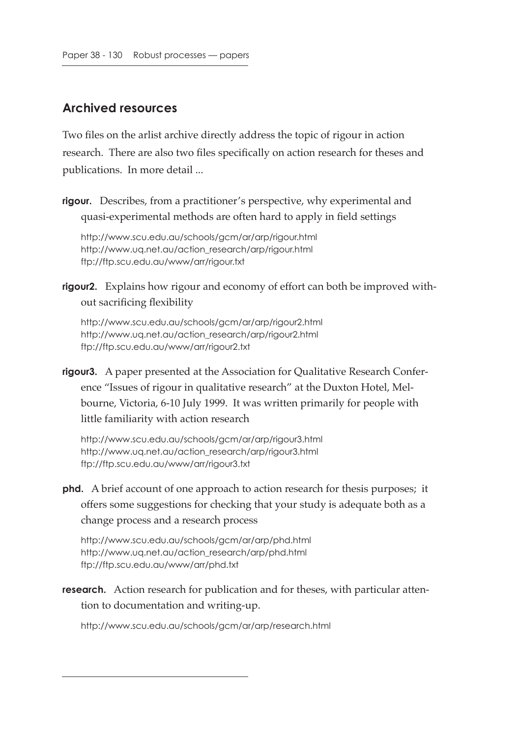## Archived resources

Two files on the arlist archive directly address the topic of rigour in action research. There are also two files specifically on action research for theses and publications. In more detail ...

**rigour.** Describes, from a practitioner's perspective, why experimental and quasi-experimental methods are often hard to apply in field settings

http://www.scu.edu.au/schools/gcm/ar/arp/rigour.html
http://www.uq.net.au/action_research/arp/rigour.html
ftp://ftp.scu.edu.au/www/arr/rigour.txt

**rigour2.** Explains how rigour and economy of effort can both be improved without sacrificing flexibility

http://www.scu.edu.au/schools/gcm/ar/arp/rigour2.html
http://www.uq.net.au/action_research/arp/rigour2.html
ftp://ftp.scu.edu.au/www/arr/rigour2.txt

**rigour3.** A paper presented at the Association for Qualitative Research Conference "Issues of rigour in qualitative research" at the Duxton Hotel, Melbourne, Victoria, 6-10 July 1999. It was written primarily for people with little familiarity with action research

http://www.scu.edu.au/schools/gcm/ar/arp/rigour3.html
http://www.uq.net.au/action_research/arp/rigour3.html
ftp://ftp.scu.edu.au/www/arr/rigour3.txt

**phd.** A brief account of one approach to action research for thesis purposes; it offers some suggestions for checking that your study is adequate both as a change process and a research process

http://www.scu.edu.au/schools/gcm/ar/arp/phd.html
http://www.uq.net.au/action_research/arp/phd.html
ftp://ftp.scu.edu.au/www/arr/phd.txt

**research.** Action research for publication and for theses, with particular attention to documentation and writing-up.

http://www.scu.edu.au/schools/gcm/ar/arp/research.html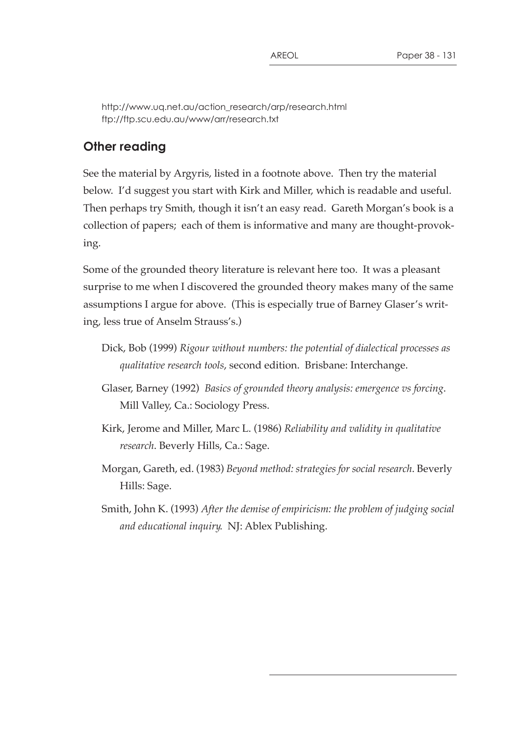http://www.uq.net.au/action_research/arp/research.html
ftp://ftp.scu.edu.au/www/arr/research.txt

## Other reading

See the material by Argyris, listed in a footnote above. Then try the material below. I'd suggest you start with Kirk and Miller, which is readable and useful. Then perhaps try Smith, though it isn't an easy read. Gareth Morgan's book is a collection of papers; each of them is informative and many are thought-provoking.

Some of the grounded theory literature is relevant here too. It was a pleasant surprise to me when I discovered the grounded theory makes many of the same assumptions I argue for above. (This is especially true of Barney Glaser's writing, less true of Anselm Strauss's.)

Dick, Bob (1999) *Rigour without numbers: the potential of dialectical processes as qualitative research tools*, second edition. Brisbane: Interchange.

Glaser, Barney (1992) *Basics of grounded theory analysis: emergence vs forcing*. Mill Valley, Ca.: Sociology Press.

Kirk, Jerome and Miller, Marc L. (1986) *Reliability and validity in qualitative research*. Beverly Hills, Ca.: Sage.

Morgan, Gareth, ed. (1983) *Beyond method: strategies for social research*. Beverly Hills: Sage.

Smith, John K. (1993) *After the demise of empiricism: the problem of judging social and educational inquiry*. NJ: Ablex Publishing.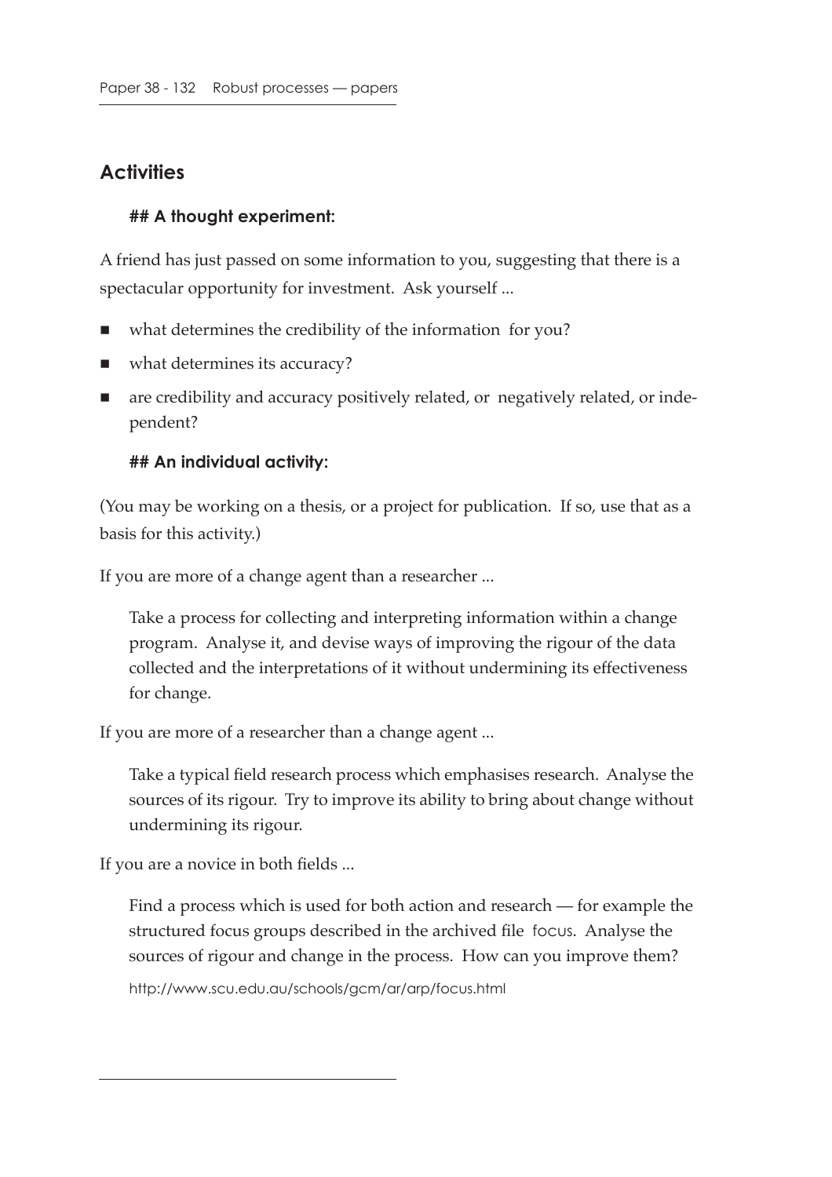## Activities

### ## A thought experiment:

A friend has just passed on some information to you, suggesting that there is a spectacular opportunity for investment. Ask yourself ...

- what determines the credibility of the information for you?
- what determines its accuracy?
- are credibility and accuracy positively related, or negatively related, or independent?

### ## An individual activity:

(You may be working on a thesis, or a project for publication. If so, use that as a basis for this activity.)

If you are more of a change agent than a researcher ...

> Take a process for collecting and interpreting information within a change program. Analyse it, and devise ways of improving the rigour of the data collected and the interpretations of it without undermining its effectiveness for change.

If you are more of a researcher than a change agent ...

> Take a typical field research process which emphasises research. Analyse the sources of its rigour. Try to improve its ability to bring about change without undermining its rigour.

If you are a novice in both fields ...

> Find a process which is used for both action and research — for example the structured focus groups described in the archived file focus. Analyse the sources of rigour and change in the process. How can you improve them?
>
> http://www.scu.edu.au/schools/gcm/ar/arp/focus.html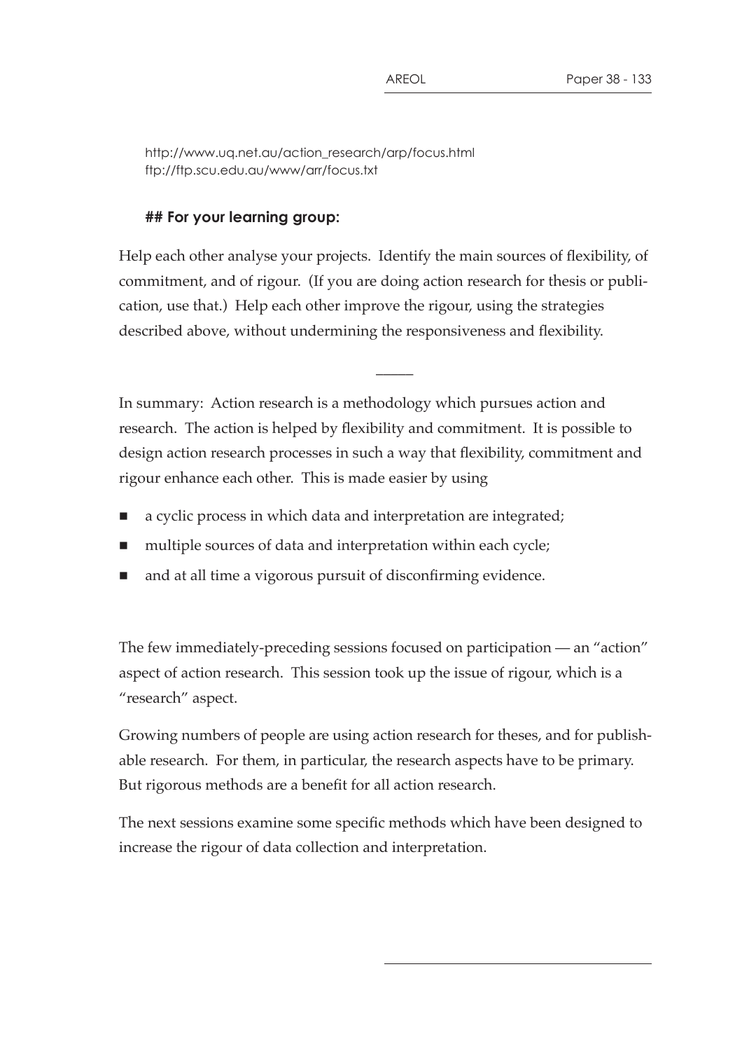http://www.uq.net.au/action_research/arp/focus.html
ftp://ftp.scu.edu.au/www/arr/focus.txt

## For your learning group:

Help each other analyse your projects. Identify the main sources of flexibility, of commitment, and of rigour. (If you are doing action research for thesis or publication, use that.) Help each other improve the rigour, using the strategies described above, without undermining the responsiveness and flexibility.

_____

In summary: Action research is a methodology which pursues action and research. The action is helped by flexibility and commitment. It is possible to design action research processes in such a way that flexibility, commitment and rigour enhance each other. This is made easier by using

- a cyclic process in which data and interpretation are integrated;
- multiple sources of data and interpretation within each cycle;
- and at all time a vigorous pursuit of disconfirming evidence.

The few immediately-preceding sessions focused on participation — an "action" aspect of action research. This session took up the issue of rigour, which is a "research" aspect.

Growing numbers of people are using action research for theses, and for publishable research. For them, in particular, the research aspects have to be primary. But rigorous methods are a benefit for all action research.

The next sessions examine some specific methods which have been designed to increase the rigour of data collection and interpretation.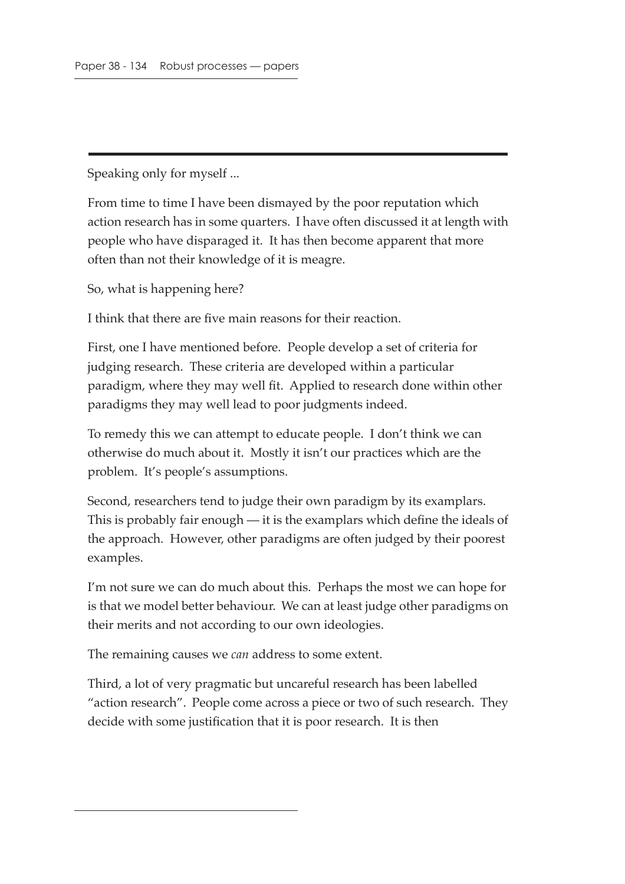---

Speaking only for myself ...

From time to time I have been dismayed by the poor reputation which action research has in some quarters. I have often discussed it at length with people who have disparaged it. It has then become apparent that more often than not their knowledge of it is meagre.

So, what is happening here?

I think that there are five main reasons for their reaction.

First, one I have mentioned before. People develop a set of criteria for judging research. These criteria are developed within a particular paradigm, where they may well fit. Applied to research done within other paradigms they may well lead to poor judgments indeed.

To remedy this we can attempt to educate people. I don't think we can otherwise do much about it. Mostly it isn't our practices which are the problem. It's people's assumptions.

Second, researchers tend to judge their own paradigm by its examplars. This is probably fair enough — it is the examplars which define the ideals of the approach. However, other paradigms are often judged by their poorest examples.

I'm not sure we can do much about this. Perhaps the most we can hope for is that we model better behaviour. We can at least judge other paradigms on their merits and not according to our own ideologies.

The remaining causes we *can* address to some extent.

Third, a lot of very pragmatic but uncareful research has been labelled "action research". People come across a piece or two of such research. They decide with some justification that it is poor research. It is then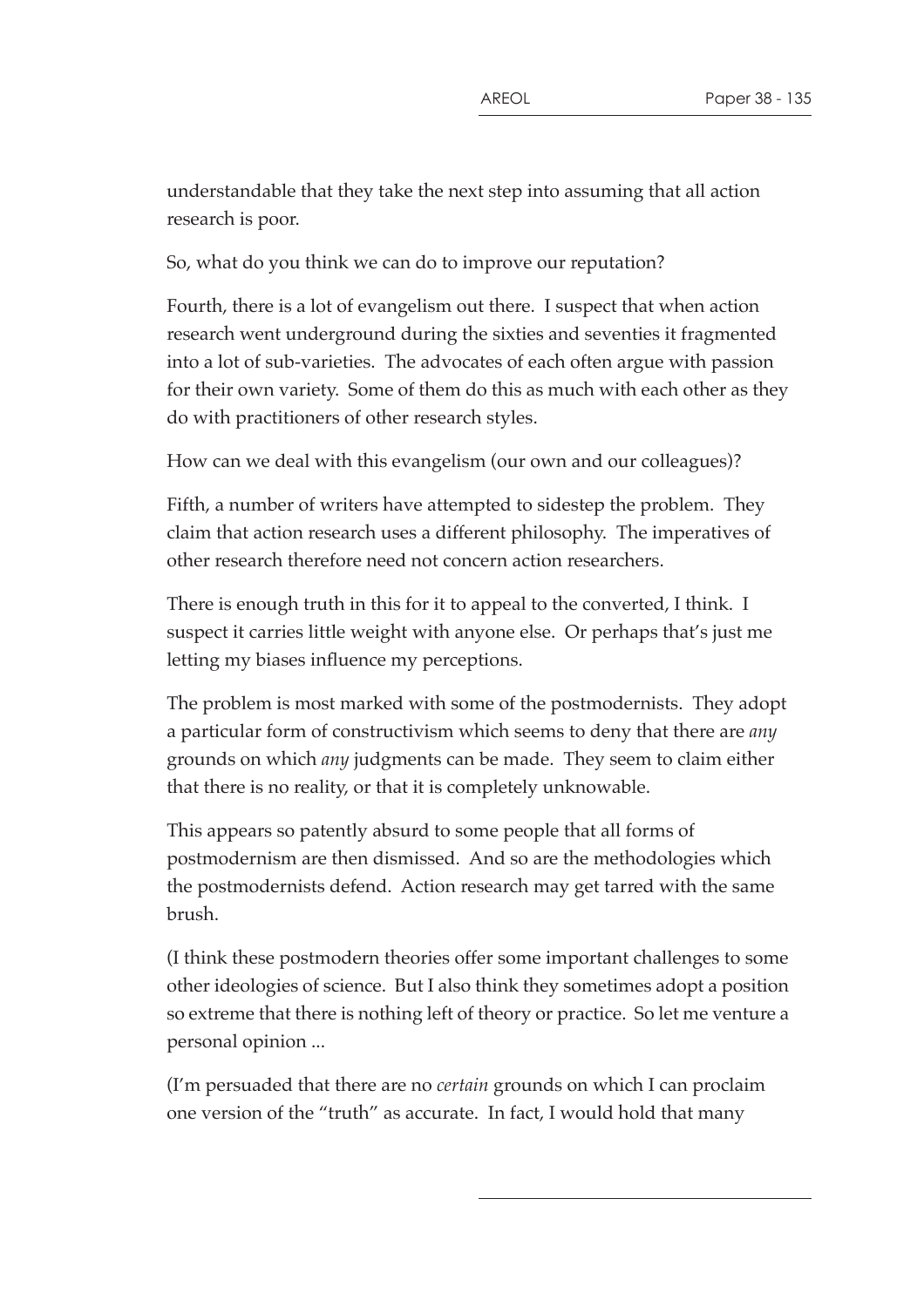understandable that they take the next step into assuming that all action research is poor.

So, what do you think we can do to improve our reputation?

Fourth, there is a lot of evangelism out there. I suspect that when action research went underground during the sixties and seventies it fragmented into a lot of sub-varieties. The advocates of each often argue with passion for their own variety. Some of them do this as much with each other as they do with practitioners of other research styles.

How can we deal with this evangelism (our own and our colleagues)?

Fifth, a number of writers have attempted to sidestep the problem. They claim that action research uses a different philosophy. The imperatives of other research therefore need not concern action researchers.

There is enough truth in this for it to appeal to the converted, I think. I suspect it carries little weight with anyone else. Or perhaps that's just me letting my biases influence my perceptions.

The problem is most marked with some of the postmodernists. They adopt a particular form of constructivism which seems to deny that there are *any* grounds on which *any* judgments can be made. They seem to claim either that there is no reality, or that it is completely unknowable.

This appears so patently absurd to some people that all forms of postmodernism are then dismissed. And so are the methodologies which the postmodernists defend. Action research may get tarred with the same brush.

(I think these postmodern theories offer some important challenges to some other ideologies of science. But I also think they sometimes adopt a position so extreme that there is nothing left of theory or practice. So let me venture a personal opinion ...

(I'm persuaded that there are no *certain* grounds on which I can proclaim one version of the "truth" as accurate. In fact, I would hold that many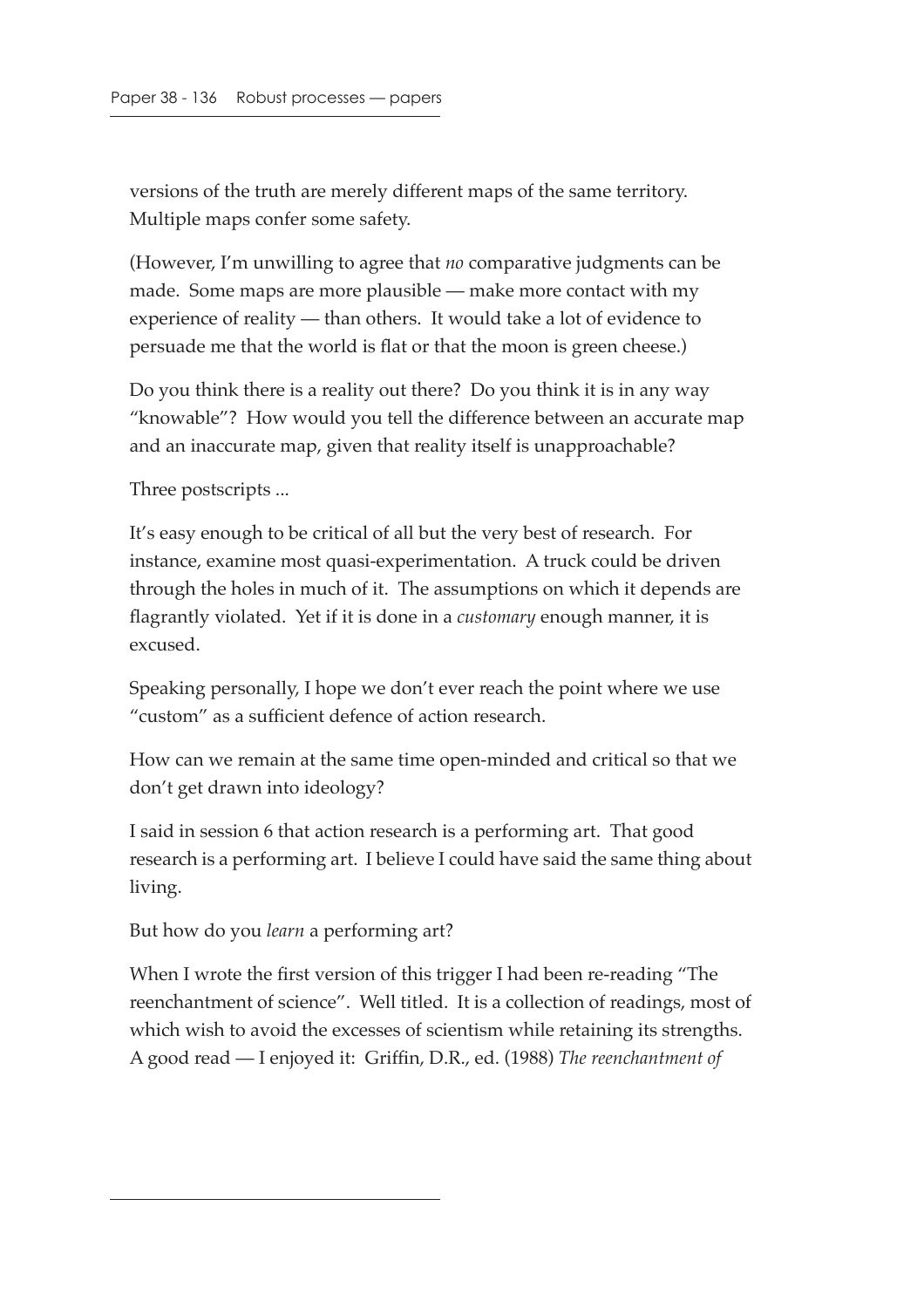versions of the truth are merely different maps of the same territory. Multiple maps confer some safety.

(However, I'm unwilling to agree that *no* comparative judgments can be made. Some maps are more plausible — make more contact with my experience of reality — than others. It would take a lot of evidence to persuade me that the world is flat or that the moon is green cheese.)

Do you think there is a reality out there? Do you think it is in any way "knowable"? How would you tell the difference between an accurate map and an inaccurate map, given that reality itself is unapproachable?

Three postscripts ...

It's easy enough to be critical of all but the very best of research. For instance, examine most quasi-experimentation. A truck could be driven through the holes in much of it. The assumptions on which it depends are flagrantly violated. Yet if it is done in a *customary* enough manner, it is excused.

Speaking personally, I hope we don't ever reach the point where we use "custom" as a sufficient defence of action research.

How can we remain at the same time open-minded and critical so that we don't get drawn into ideology?

I said in session 6 that action research is a performing art. That good research is a performing art. I believe I could have said the same thing about living.

But how do you *learn* a performing art?

When I wrote the first version of this trigger I had been re-reading "The reenchantment of science". Well titled. It is a collection of readings, most of which wish to avoid the excesses of scientism while retaining its strengths. A good read — I enjoyed it: Griffin, D.R., ed. (1988) *The reenchantment of*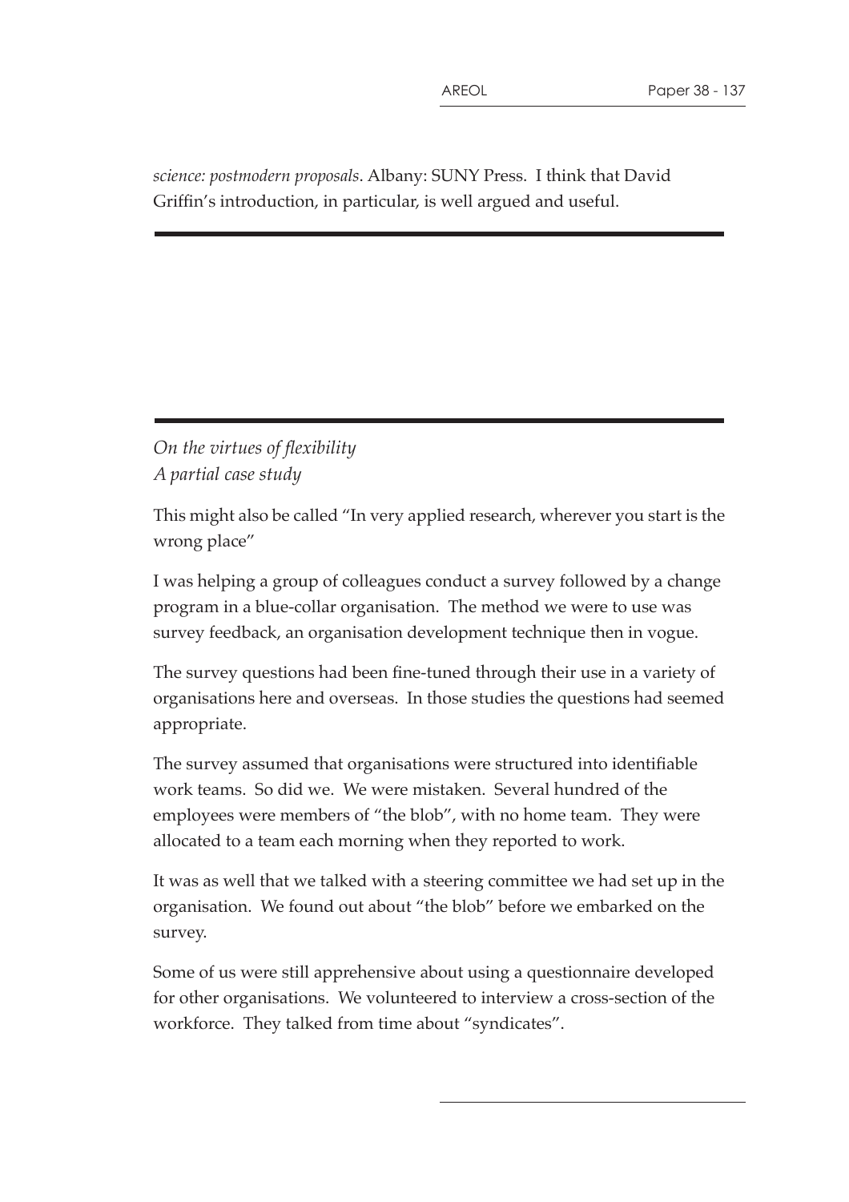*science: postmodern proposals*. Albany: SUNY Press. I think that David Griffin's introduction, in particular, is well argued and useful.

---

---

*On the virtues of flexibility*
*A partial case study*

This might also be called "In very applied research, wherever you start is the wrong place"

I was helping a group of colleagues conduct a survey followed by a change program in a blue-collar organisation. The method we were to use was survey feedback, an organisation development technique then in vogue.

The survey questions had been fine-tuned through their use in a variety of organisations here and overseas. In those studies the questions had seemed appropriate.

The survey assumed that organisations were structured into identifiable work teams. So did we. We were mistaken. Several hundred of the employees were members of "the blob", with no home team. They were allocated to a team each morning when they reported to work.

It was as well that we talked with a steering committee we had set up in the organisation. We found out about "the blob" before we embarked on the survey.

Some of us were still apprehensive about using a questionnaire developed for other organisations. We volunteered to interview a cross-section of the workforce. They talked from time about "syndicates".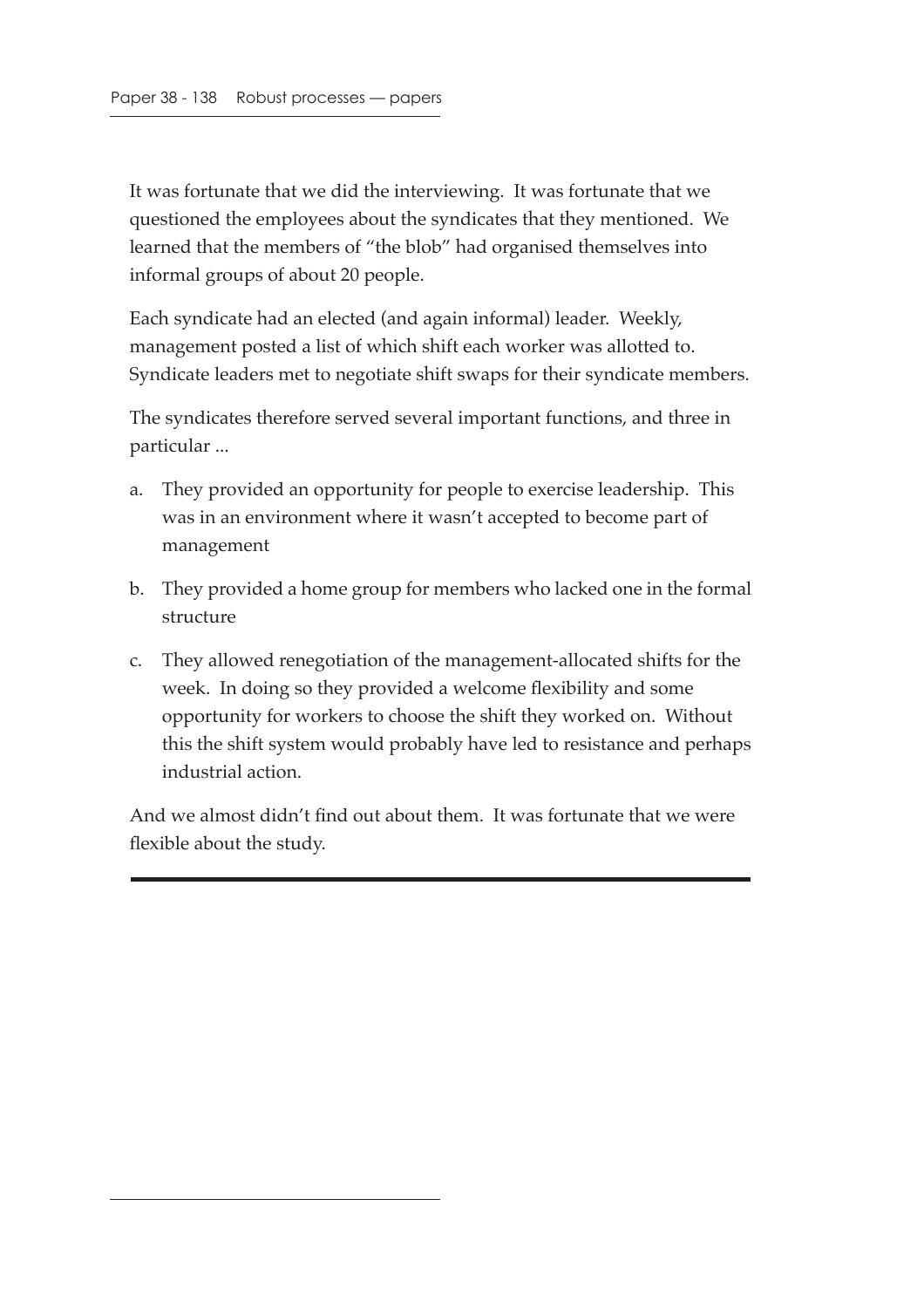It was fortunate that we did the interviewing. It was fortunate that we questioned the employees about the syndicates that they mentioned. We learned that the members of "the blob" had organised themselves into informal groups of about 20 people.

Each syndicate had an elected (and again informal) leader. Weekly, management posted a list of which shift each worker was allotted to. Syndicate leaders met to negotiate shift swaps for their syndicate members.

The syndicates therefore served several important functions, and three in particular ...

a. They provided an opportunity for people to exercise leadership. This was in an environment where it wasn't accepted to become part of management

b. They provided a home group for members who lacked one in the formal structure

c. They allowed renegotiation of the management-allocated shifts for the week. In doing so they provided a welcome flexibility and some opportunity for workers to choose the shift they worked on. Without this the shift system would probably have led to resistance and perhaps industrial action.

And we almost didn't find out about them. It was fortunate that we were flexible about the study.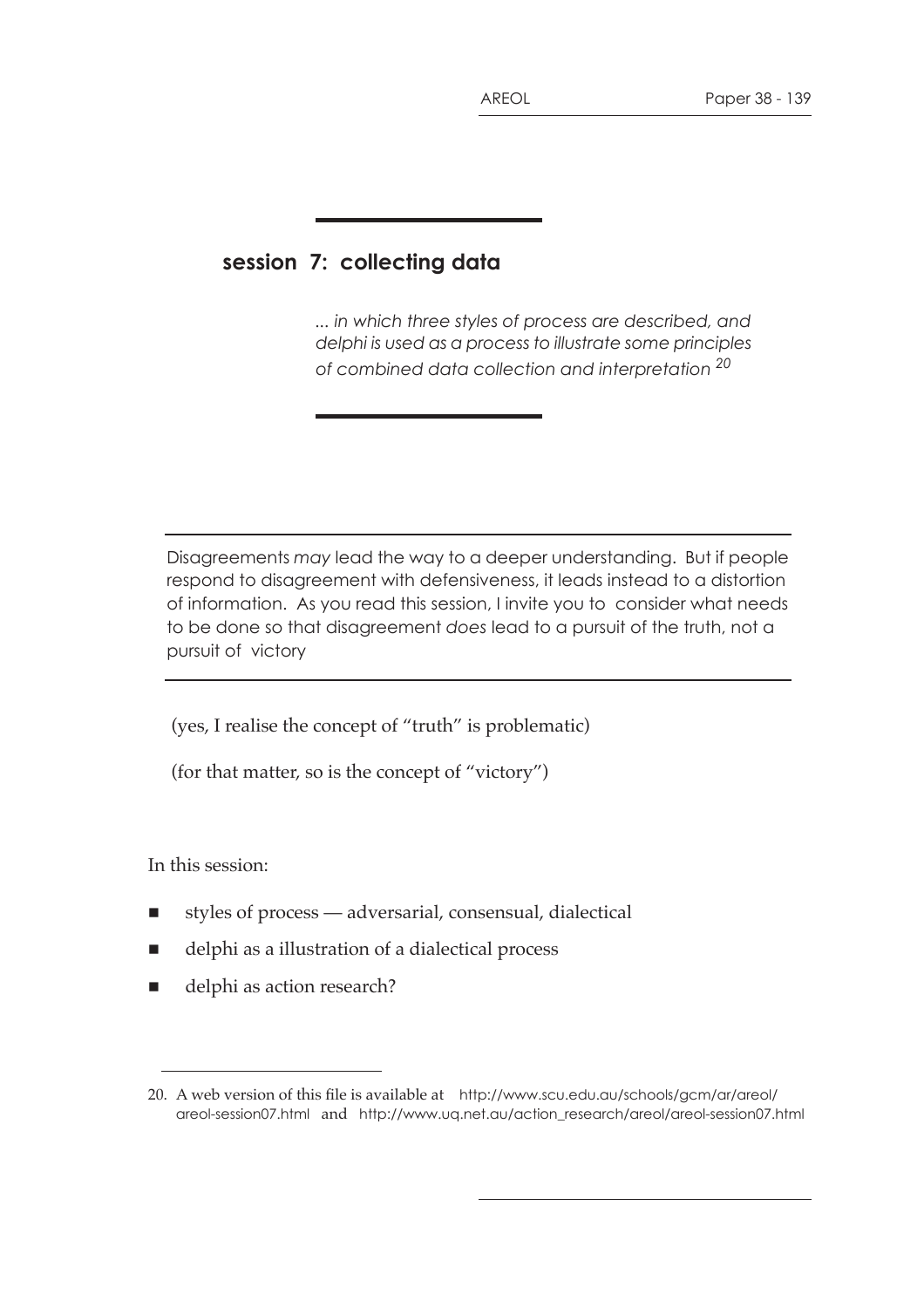## session 7: collecting data

*... in which three styles of process are described, and delphi is used as a process to illustrate some principles of combined data collection and interpretation* [20]

---

Disagreements *may* lead the way to a deeper understanding. But if people respond to disagreement with defensiveness, it leads instead to a distortion of information. As you read this session, I invite you to consider what needs to be done so that disagreement *does* lead to a pursuit of the truth, not a pursuit of victory

---

(yes, I realise the concept of "truth" is problematic)

(for that matter, so is the concept of "victory")

In this session:

- styles of process — adversarial, consensual, dialectical
- delphi as a illustration of a dialectical process
- delphi as action research?

---

20. A web version of this file is available at http://www.scu.edu.au/schools/gcm/ar/areol/areol-session07.html and http://www.uq.net.au/action_research/areol/areol-session07.html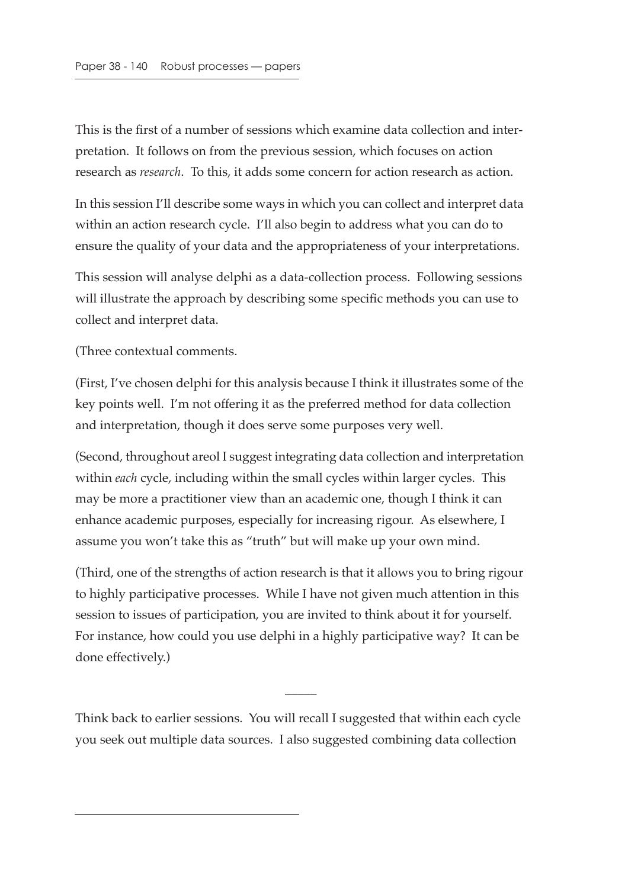This is the first of a number of sessions which examine data collection and interpretation. It follows on from the previous session, which focuses on action research as *research*. To this, it adds some concern for action research as action.

In this session I'll describe some ways in which you can collect and interpret data within an action research cycle. I'll also begin to address what you can do to ensure the quality of your data and the appropriateness of your interpretations.

This session will analyse delphi as a data-collection process. Following sessions will illustrate the approach by describing some specific methods you can use to collect and interpret data.

(Three contextual comments.

(First, I've chosen delphi for this analysis because I think it illustrates some of the key points well. I'm not offering it as the preferred method for data collection and interpretation, though it does serve some purposes very well.

(Second, throughout areol I suggest integrating data collection and interpretation within *each* cycle, including within the small cycles within larger cycles. This may be more a practitioner view than an academic one, though I think it can enhance academic purposes, especially for increasing rigour. As elsewhere, I assume you won't take this as "truth" but will make up your own mind.

(Third, one of the strengths of action research is that it allows you to bring rigour to highly participative processes. While I have not given much attention in this session to issues of participation, you are invited to think about it for yourself. For instance, how could you use delphi in a highly participative way? It can be done effectively.)

---

Think back to earlier sessions. You will recall I suggested that within each cycle you seek out multiple data sources. I also suggested combining data collection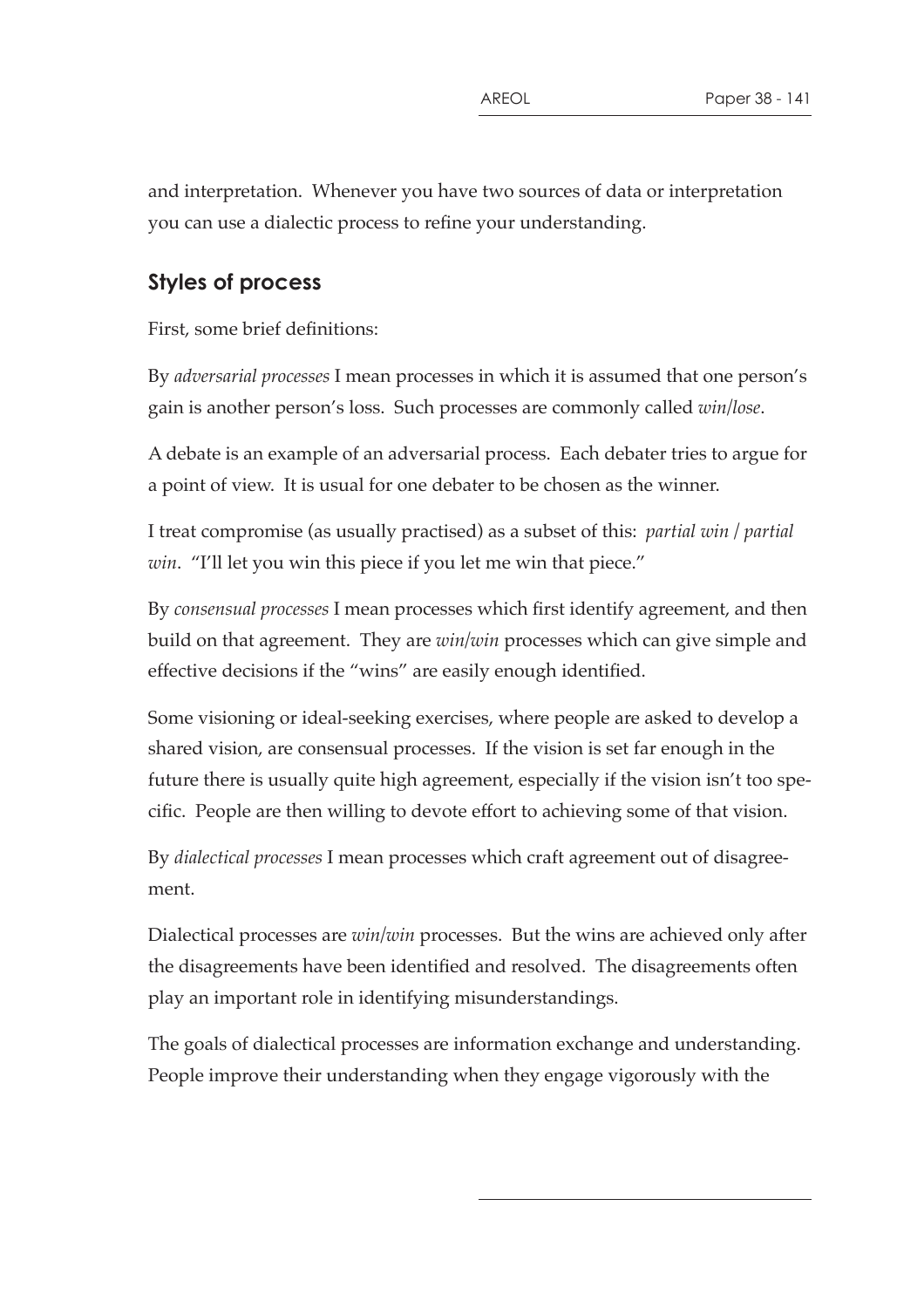and interpretation. Whenever you have two sources of data or interpretation you can use a dialectic process to refine your understanding.

## Styles of process

First, some brief definitions:

By *adversarial processes* I mean processes in which it is assumed that one person's gain is another person's loss. Such processes are commonly called *win/lose*.

A debate is an example of an adversarial process. Each debater tries to argue for a point of view. It is usual for one debater to be chosen as the winner.

I treat compromise (as usually practised) as a subset of this: *partial win / partial win*. "I'll let you win this piece if you let me win that piece."

By *consensual processes* I mean processes which first identify agreement, and then build on that agreement. They are *win/win* processes which can give simple and effective decisions if the "wins" are easily enough identified.

Some visioning or ideal-seeking exercises, where people are asked to develop a shared vision, are consensual processes. If the vision is set far enough in the future there is usually quite high agreement, especially if the vision isn't too specific. People are then willing to devote effort to achieving some of that vision.

By *dialectical processes* I mean processes which craft agreement out of disagreement.

Dialectical processes are *win/win* processes. But the wins are achieved only after the disagreements have been identified and resolved. The disagreements often play an important role in identifying misunderstandings.

The goals of dialectical processes are information exchange and understanding. People improve their understanding when they engage vigorously with the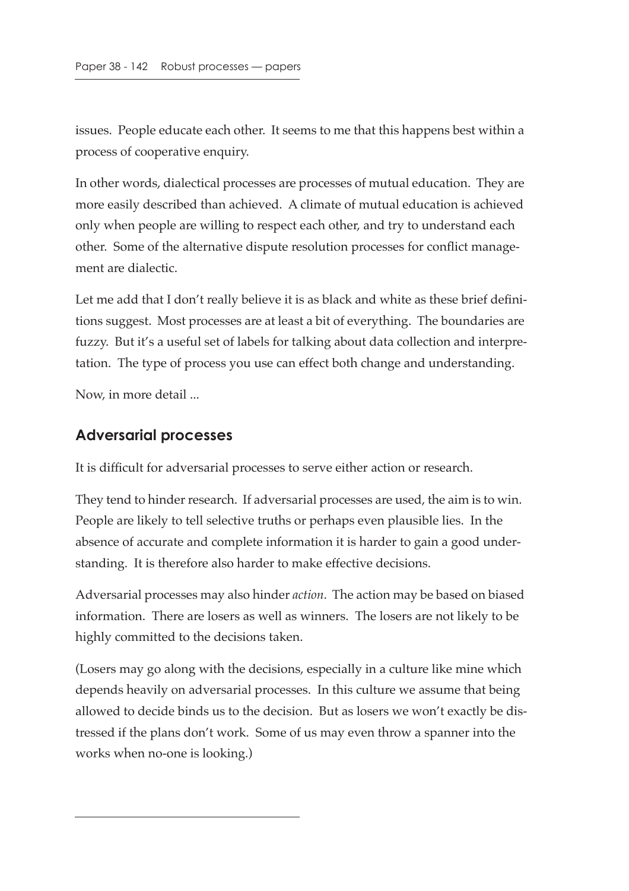issues. People educate each other. It seems to me that this happens best within a process of cooperative enquiry.

In other words, dialectical processes are processes of mutual education. They are more easily described than achieved. A climate of mutual education is achieved only when people are willing to respect each other, and try to understand each other. Some of the alternative dispute resolution processes for conflict management are dialectic.

Let me add that I don't really believe it is as black and white as these brief definitions suggest. Most processes are at least a bit of everything. The boundaries are fuzzy. But it's a useful set of labels for talking about data collection and interpretation. The type of process you use can effect both change and understanding.

Now, in more detail ...

## Adversarial processes

It is difficult for adversarial processes to serve either action or research.

They tend to hinder research. If adversarial processes are used, the aim is to win. People are likely to tell selective truths or perhaps even plausible lies. In the absence of accurate and complete information it is harder to gain a good understanding. It is therefore also harder to make effective decisions.

Adversarial processes may also hinder *action*. The action may be based on biased information. There are losers as well as winners. The losers are not likely to be highly committed to the decisions taken.

(Losers may go along with the decisions, especially in a culture like mine which depends heavily on adversarial processes. In this culture we assume that being allowed to decide binds us to the decision. But as losers we won't exactly be distressed if the plans don't work. Some of us may even throw a spanner into the works when no-one is looking.)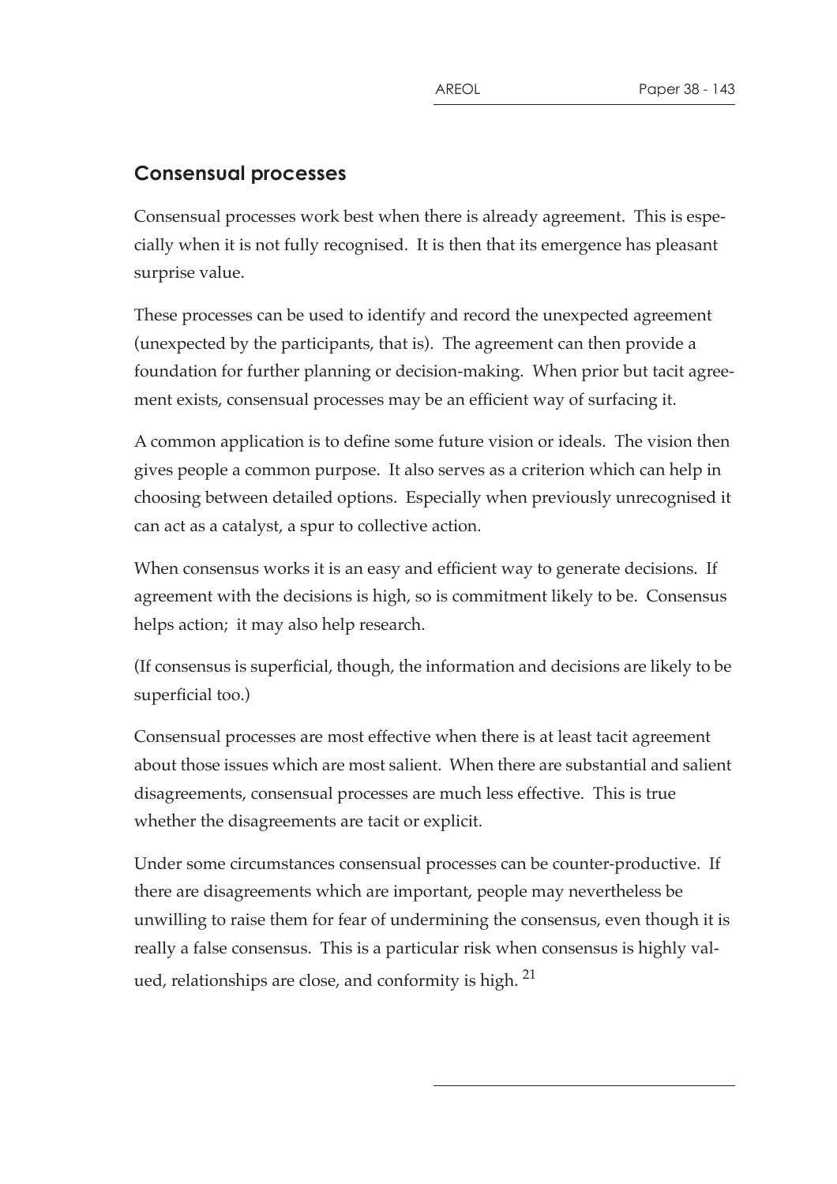## Consensual processes

Consensual processes work best when there is already agreement. This is especially when it is not fully recognised. It is then that its emergence has pleasant surprise value.

These processes can be used to identify and record the unexpected agreement (unexpected by the participants, that is). The agreement can then provide a foundation for further planning or decision-making. When prior but tacit agreement exists, consensual processes may be an efficient way of surfacing it.

A common application is to define some future vision or ideals. The vision then gives people a common purpose. It also serves as a criterion which can help in choosing between detailed options. Especially when previously unrecognised it can act as a catalyst, a spur to collective action.

When consensus works it is an easy and efficient way to generate decisions. If agreement with the decisions is high, so is commitment likely to be. Consensus helps action; it may also help research.

(If consensus is superficial, though, the information and decisions are likely to be superficial too.)

Consensual processes are most effective when there is at least tacit agreement about those issues which are most salient. When there are substantial and salient disagreements, consensual processes are much less effective. This is true whether the disagreements are tacit or explicit.

Under some circumstances consensual processes can be counter-productive. If there are disagreements which are important, people may nevertheless be unwilling to raise them for fear of undermining the consensus, even though it is really a false consensus. This is a particular risk when consensus is highly valued, relationships are close, and conformity is high. [21]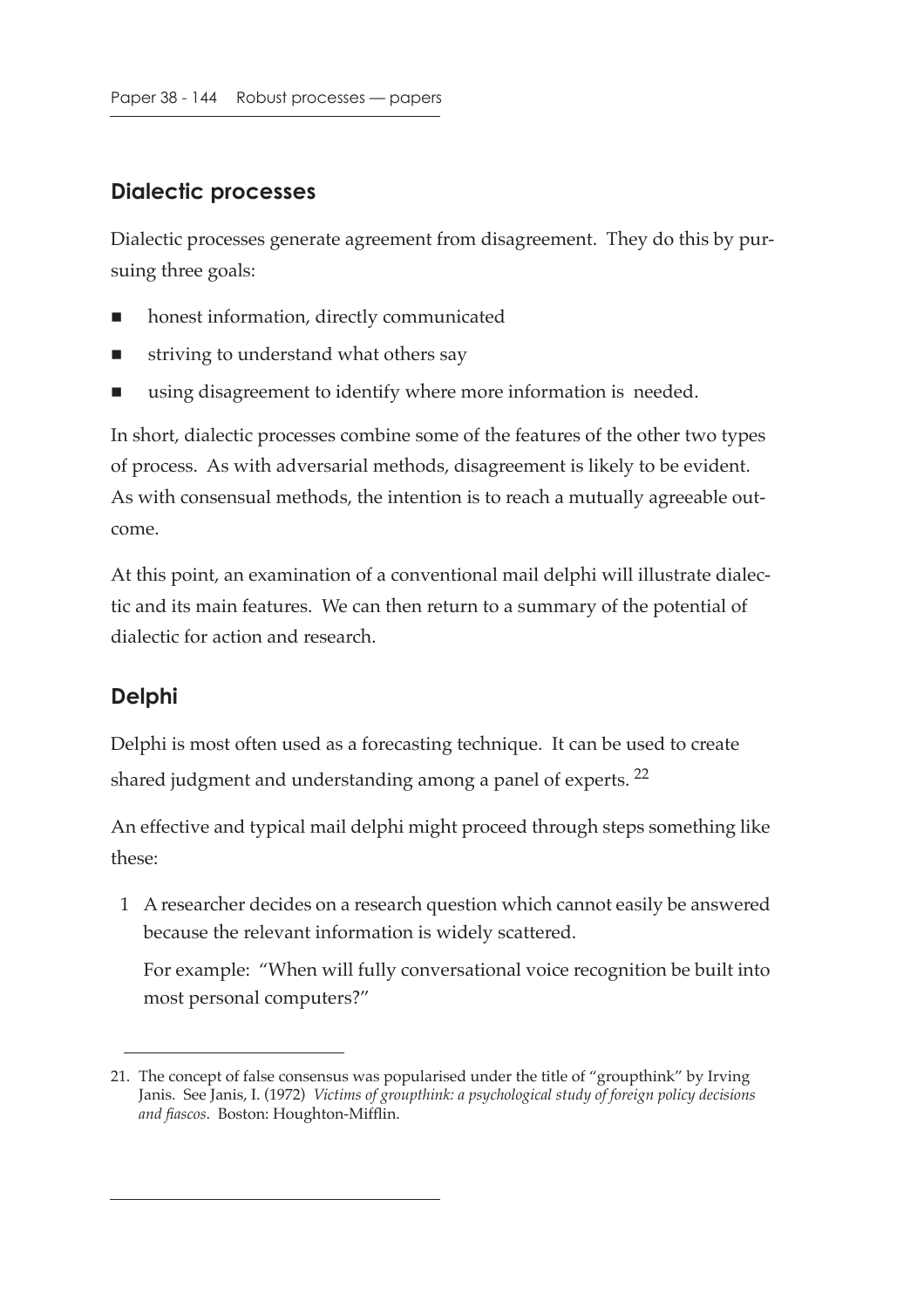## Dialectic processes

Dialectic processes generate agreement from disagreement. They do this by pursuing three goals:

- honest information, directly communicated
- striving to understand what others say
- using disagreement to identify where more information is needed.

In short, dialectic processes combine some of the features of the other two types of process. As with adversarial methods, disagreement is likely to be evident. As with consensual methods, the intention is to reach a mutually agreeable outcome.

At this point, an examination of a conventional mail delphi will illustrate dialectic and its main features. We can then return to a summary of the potential of dialectic for action and research.

## Delphi

Delphi is most often used as a forecasting technique. It can be used to create shared judgment and understanding among a panel of experts. [22]

An effective and typical mail delphi might proceed through steps something like these:

1 A researcher decides on a research question which cannot easily be answered because the relevant information is widely scattered.

   For example: "When will fully conversational voice recognition be built into most personal computers?"

---

21. The concept of false consensus was popularised under the title of "groupthink" by Irving Janis. See Janis, I. (1972) *Victims of groupthink: a psychological study of foreign policy decisions and fiascos*. Boston: Houghton-Mifflin.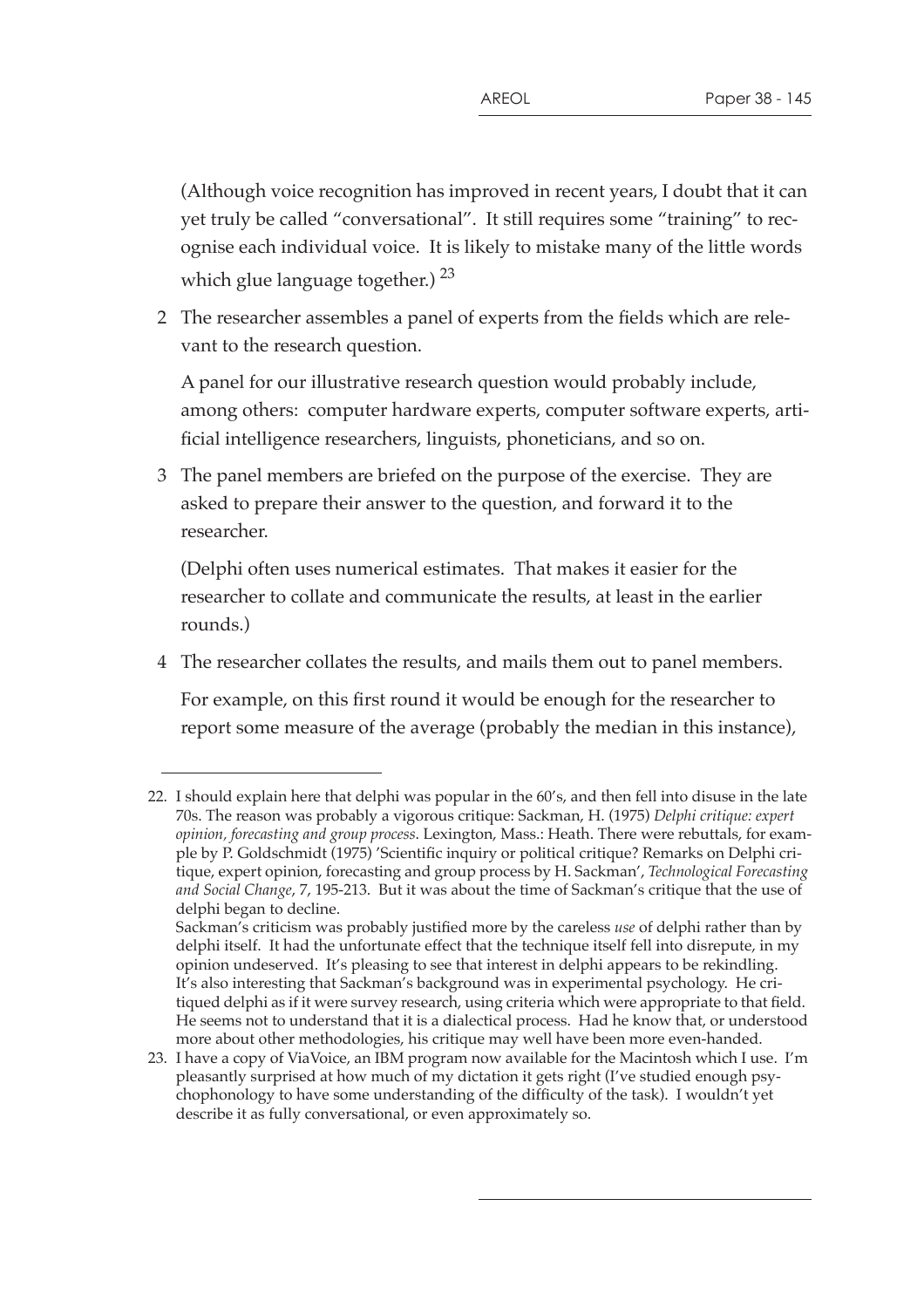(Although voice recognition has improved in recent years, I doubt that it can yet truly be called "conversational". It still requires some "training" to recognise each individual voice. It is likely to mistake many of the little words which glue language together.) [23]

2 The researcher assembles a panel of experts from the fields which are relevant to the research question.

   A panel for our illustrative research question would probably include, among others: computer hardware experts, computer software experts, artificial intelligence researchers, linguists, phoneticians, and so on.

3 The panel members are briefed on the purpose of the exercise. They are asked to prepare their answer to the question, and forward it to the researcher.

   (Delphi often uses numerical estimates. That makes it easier for the researcher to collate and communicate the results, at least in the earlier rounds.)

4 The researcher collates the results, and mails them out to panel members.

   For example, on this first round it would be enough for the researcher to report some measure of the average (probably the median in this instance),

---

22. I should explain here that delphi was popular in the 60's, and then fell into disuse in the late 70s. The reason was probably a vigorous critique: Sackman, H. (1975) *Delphi critique: expert opinion, forecasting and group process*. Lexington, Mass.: Heath. There were rebuttals, for example by P. Goldschmidt (1975) 'Scientific inquiry or political critique? Remarks on Delphi critique, expert opinion, forecasting and group process by H. Sackman', *Technological Forecasting and Social Change*, 7, 195-213. But it was about the time of Sackman's critique that the use of delphi began to decline.
    Sackman's criticism was probably justified more by the careless *use* of delphi rather than by delphi itself. It had the unfortunate effect that the technique itself fell into disrepute, in my opinion undeserved. It's pleasing to see that interest in delphi appears to be rekindling. It's also interesting that Sackman's background was in experimental psychology. He critiqued delphi as if it were survey research, using criteria which were appropriate to that field. He seems not to understand that it is a dialectical process. Had he know that, or understood more about other methodologies, his critique may well have been more even-handed.

23. I have a copy of ViaVoice, an IBM program now available for the Macintosh which I use. I'm pleasantly surprised at how much of my dictation it gets right (I've studied enough psychophonology to have some understanding of the difficulty of the task). I wouldn't yet describe it as fully conversational, or even approximately so.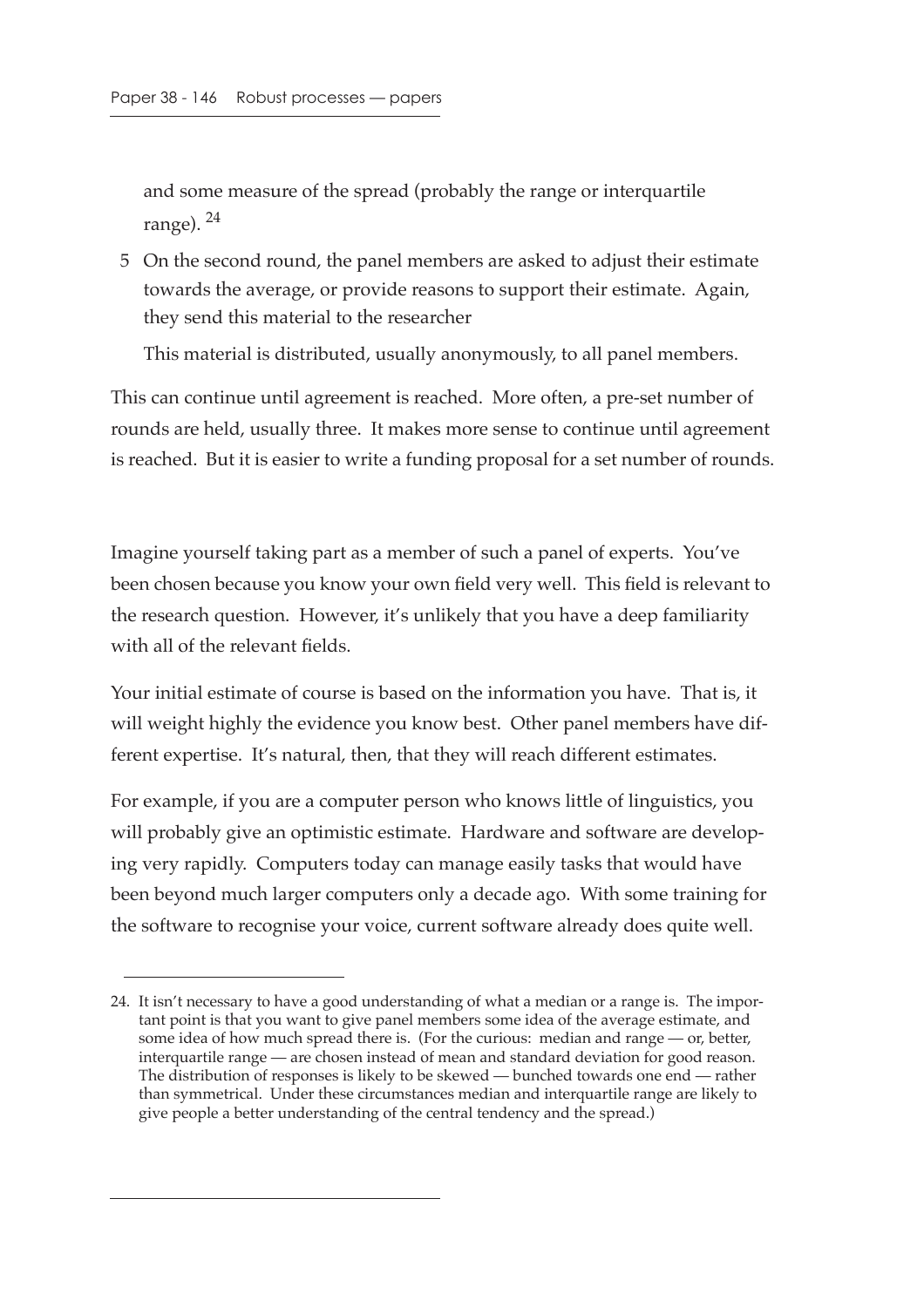and some measure of the spread (probably the range or interquartile range). [24]

5. On the second round, the panel members are asked to adjust their estimate towards the average, or provide reasons to support their estimate. Again, they send this material to the researcher

   This material is distributed, usually anonymously, to all panel members.

This can continue until agreement is reached. More often, a pre-set number of rounds are held, usually three. It makes more sense to continue until agreement is reached. But it is easier to write a funding proposal for a set number of rounds.

Imagine yourself taking part as a member of such a panel of experts. You've been chosen because you know your own field very well. This field is relevant to the research question. However, it's unlikely that you have a deep familiarity with all of the relevant fields.

Your initial estimate of course is based on the information you have. That is, it will weight highly the evidence you know best. Other panel members have different expertise. It's natural, then, that they will reach different estimates.

For example, if you are a computer person who knows little of linguistics, you will probably give an optimistic estimate. Hardware and software are developing very rapidly. Computers today can manage easily tasks that would have been beyond much larger computers only a decade ago. With some training for the software to recognise your voice, current software already does quite well.

---

24. It isn't necessary to have a good understanding of what a median or a range is. The important point is that you want to give panel members some idea of the average estimate, and some idea of how much spread there is. (For the curious: median and range — or, better, interquartile range — are chosen instead of mean and standard deviation for good reason. The distribution of responses is likely to be skewed — bunched towards one end — rather than symmetrical. Under these circumstances median and interquartile range are likely to give people a better understanding of the central tendency and the spread.)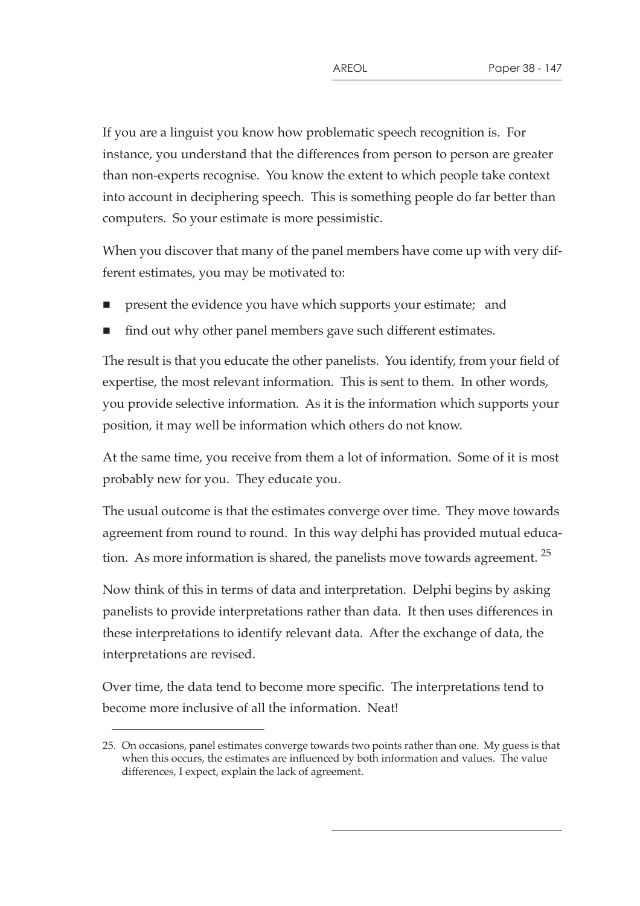If you are a linguist you know how problematic speech recognition is. For instance, you understand that the differences from person to person are greater than non-experts recognise. You know the extent to which people take context into account in deciphering speech. This is something people do far better than computers. So your estimate is more pessimistic.

When you discover that many of the panel members have come up with very different estimates, you may be motivated to:

- present the evidence you have which supports your estimate; and
- find out why other panel members gave such different estimates.

The result is that you educate the other panelists. You identify, from your field of expertise, the most relevant information. This is sent to them. In other words, you provide selective information. As it is the information which supports your position, it may well be information which others do not know.

At the same time, you receive from them a lot of information. Some of it is most probably new for you. They educate you.

The usual outcome is that the estimates converge over time. They move towards agreement from round to round. In this way delphi has provided mutual education. As more information is shared, the panelists move towards agreement. [25]

Now think of this in terms of data and interpretation. Delphi begins by asking panelists to provide interpretations rather than data. It then uses differences in these interpretations to identify relevant data. After the exchange of data, the interpretations are revised.

Over time, the data tend to become more specific. The interpretations tend to become more inclusive of all the information. Neat!

---

25. On occasions, panel estimates converge towards two points rather than one. My guess is that when this occurs, the estimates are influenced by both information and values. The value differences, I expect, explain the lack of agreement.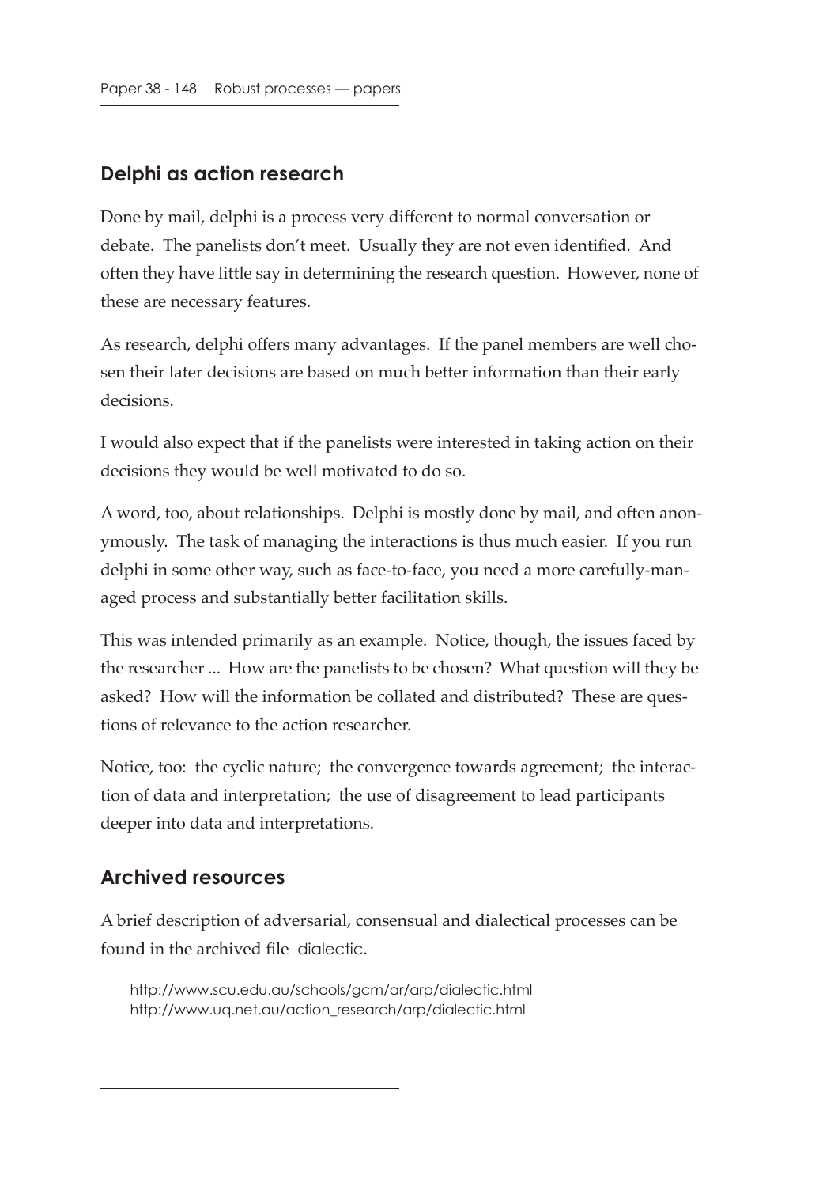## Delphi as action research

Done by mail, delphi is a process very different to normal conversation or debate. The panelists don't meet. Usually they are not even identified. And often they have little say in determining the research question. However, none of these are necessary features.

As research, delphi offers many advantages. If the panel members are well chosen their later decisions are based on much better information than their early decisions.

I would also expect that if the panelists were interested in taking action on their decisions they would be well motivated to do so.

A word, too, about relationships. Delphi is mostly done by mail, and often anonymously. The task of managing the interactions is thus much easier. If you run delphi in some other way, such as face-to-face, you need a more carefully-managed process and substantially better facilitation skills.

This was intended primarily as an example. Notice, though, the issues faced by the researcher ... How are the panelists to be chosen? What question will they be asked? How will the information be collated and distributed? These are questions of relevance to the action researcher.

Notice, too: the cyclic nature; the convergence towards agreement; the interaction of data and interpretation; the use of disagreement to lead participants deeper into data and interpretations.

## Archived resources

A brief description of adversarial, consensual and dialectical processes can be found in the archived file dialectic.

http://www.scu.edu.au/schools/gcm/ar/arp/dialectic.html
http://www.uq.net.au/action_research/arp/dialectic.html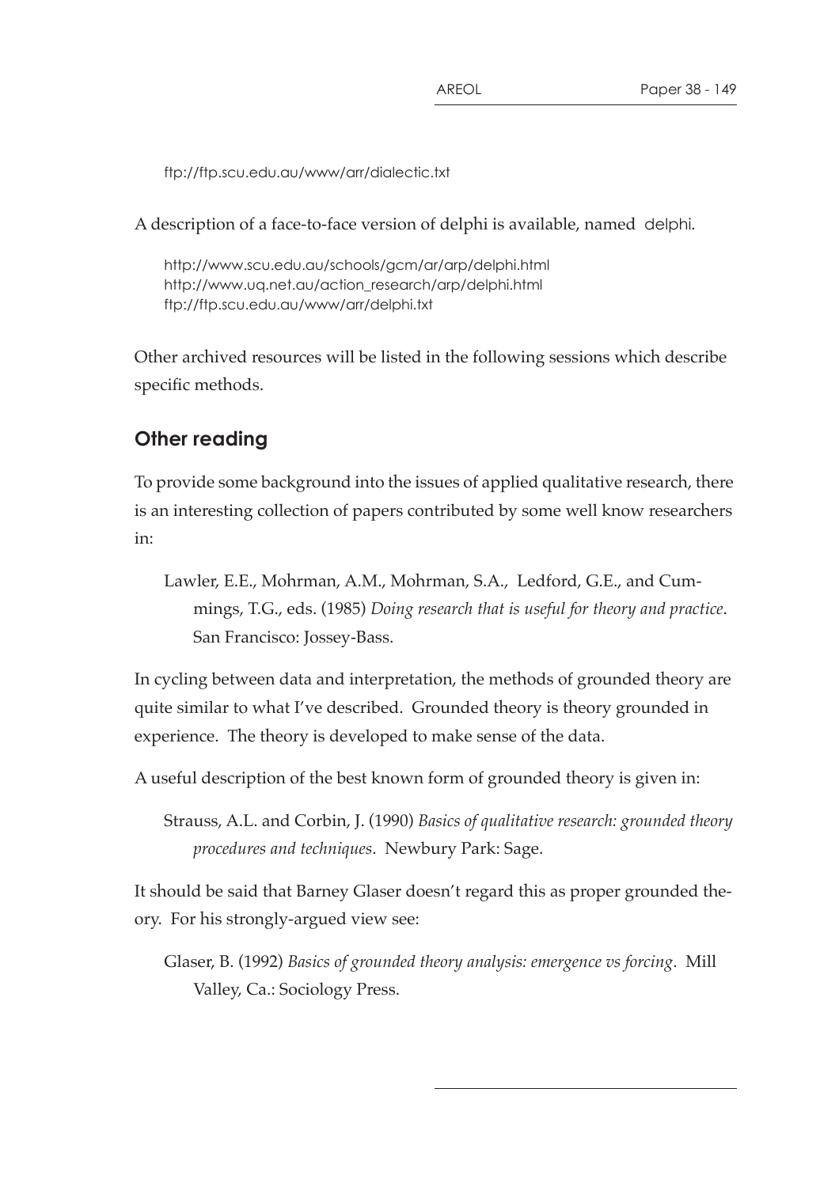ftp://ftp.scu.edu.au/www/arr/dialectic.txt

A description of a face-to-face version of delphi is available, named delphi.

http://www.scu.edu.au/schools/gcm/ar/arp/delphi.html
http://www.uq.net.au/action_research/arp/delphi.html
ftp://ftp.scu.edu.au/www/arr/delphi.txt

Other archived resources will be listed in the following sessions which describe specific methods.

## Other reading

To provide some background into the issues of applied qualitative research, there is an interesting collection of papers contributed by some well know researchers in:

Lawler, E.E., Mohrman, A.M., Mohrman, S.A., Ledford, G.E., and Cummings, T.G., eds. (1985) *Doing research that is useful for theory and practice*. San Francisco: Jossey-Bass.

In cycling between data and interpretation, the methods of grounded theory are quite similar to what I've described. Grounded theory is theory grounded in experience. The theory is developed to make sense of the data.

A useful description of the best known form of grounded theory is given in:

Strauss, A.L. and Corbin, J. (1990) *Basics of qualitative research: grounded theory procedures and techniques*. Newbury Park: Sage.

It should be said that Barney Glaser doesn't regard this as proper grounded theory. For his strongly-argued view see:

Glaser, B. (1992) *Basics of grounded theory analysis: emergence vs forcing*. Mill Valley, Ca.: Sociology Press.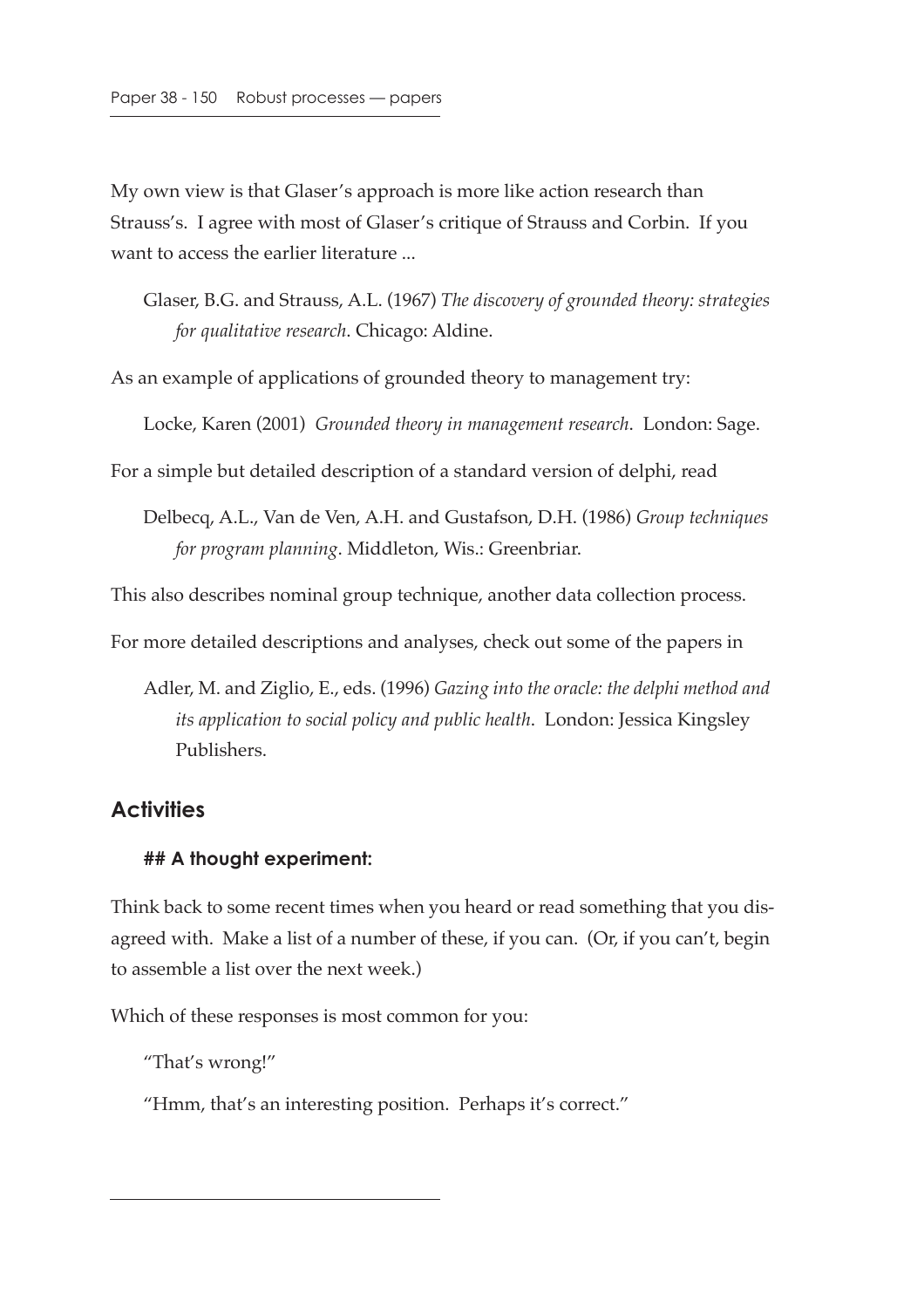My own view is that Glaser's approach is more like action research than Strauss's. I agree with most of Glaser's critique of Strauss and Corbin. If you want to access the earlier literature ...

> Glaser, B.G. and Strauss, A.L. (1967) *The discovery of grounded theory: strategies for qualitative research*. Chicago: Aldine.

As an example of applications of grounded theory to management try:

> Locke, Karen (2001) *Grounded theory in management research*. London: Sage.

For a simple but detailed description of a standard version of delphi, read

> Delbecq, A.L., Van de Ven, A.H. and Gustafson, D.H. (1986) *Group techniques for program planning*. Middleton, Wis.: Greenbriar.

This also describes nominal group technique, another data collection process.

For more detailed descriptions and analyses, check out some of the papers in

> Adler, M. and Ziglio, E., eds. (1996) *Gazing into the oracle: the delphi method and its application to social policy and public health*. London: Jessica Kingsley Publishers.

## Activities

### ## A thought experiment:

Think back to some recent times when you heard or read something that you disagreed with. Make a list of a number of these, if you can. (Or, if you can't, begin to assemble a list over the next week.)

Which of these responses is most common for you:

> "That's wrong!"
>
> "Hmm, that's an interesting position. Perhaps it's correct."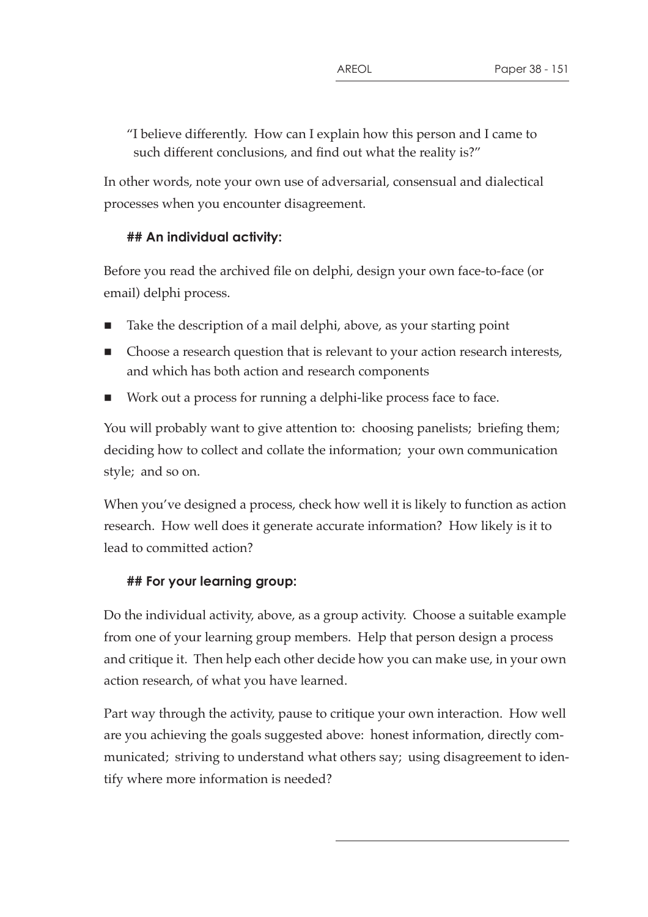"I believe differently. How can I explain how this person and I came to such different conclusions, and find out what the reality is?"

In other words, note your own use of adversarial, consensual and dialectical processes when you encounter disagreement.

## An individual activity:

Before you read the archived file on delphi, design your own face-to-face (or email) delphi process.

- Take the description of a mail delphi, above, as your starting point
- Choose a research question that is relevant to your action research interests, and which has both action and research components
- Work out a process for running a delphi-like process face to face.

You will probably want to give attention to: choosing panelists; briefing them; deciding how to collect and collate the information; your own communication style; and so on.

When you've designed a process, check how well it is likely to function as action research. How well does it generate accurate information? How likely is it to lead to committed action?

## For your learning group:

Do the individual activity, above, as a group activity. Choose a suitable example from one of your learning group members. Help that person design a process and critique it. Then help each other decide how you can make use, in your own action research, of what you have learned.

Part way through the activity, pause to critique your own interaction. How well are you achieving the goals suggested above: honest information, directly communicated; striving to understand what others say; using disagreement to identify where more information is needed?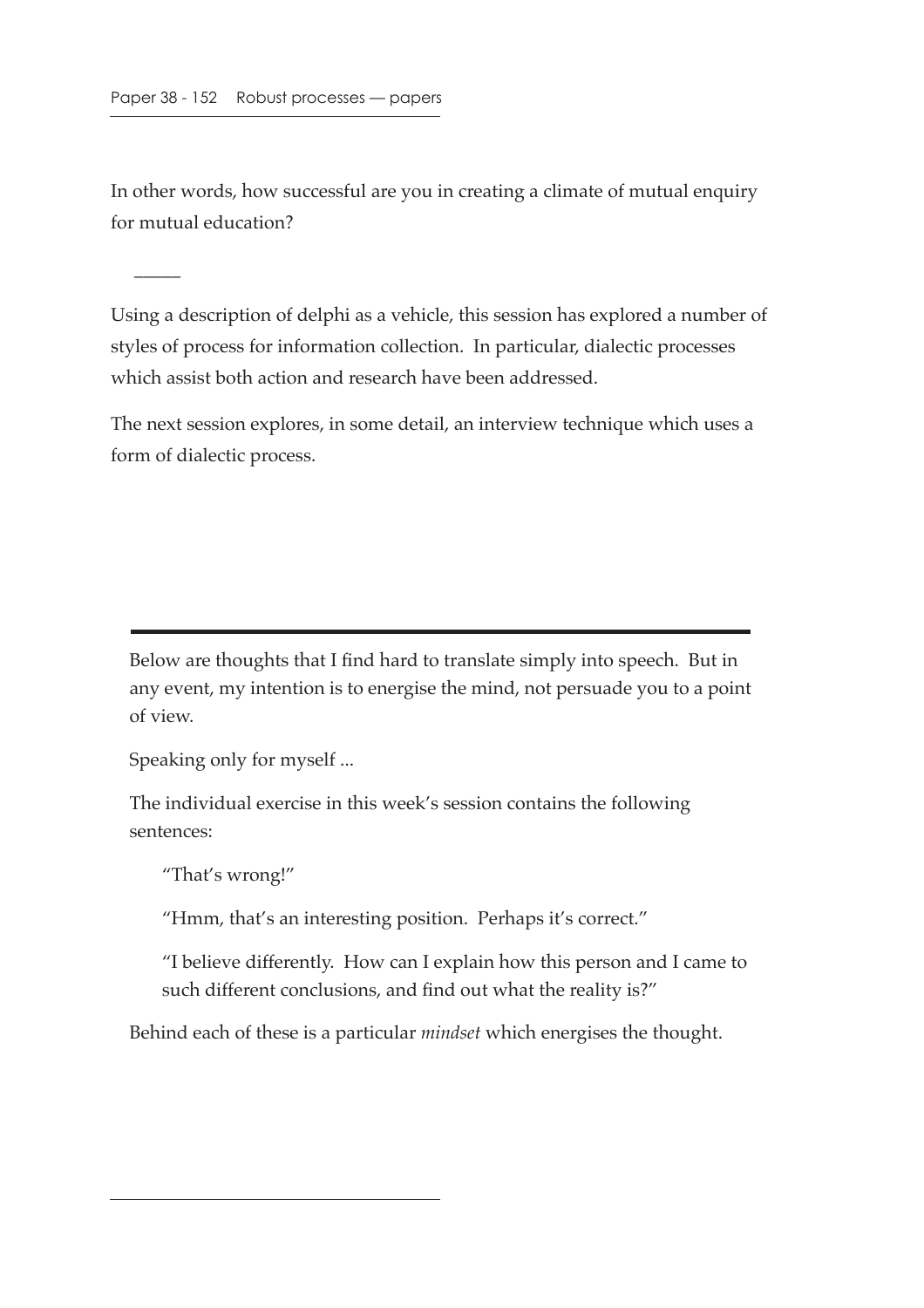In other words, how successful are you in creating a climate of mutual enquiry for mutual education?

\_\_\_\_\_

Using a description of delphi as a vehicle, this session has explored a number of styles of process for information collection. In particular, dialectic processes which assist both action and research have been addressed.

The next session explores, in some detail, an interview technique which uses a form of dialectic process.

---

Below are thoughts that I find hard to translate simply into speech. But in any event, my intention is to energise the mind, not persuade you to a point of view.

Speaking only for myself ...

The individual exercise in this week's session contains the following sentences:

> "That's wrong!"
>
> "Hmm, that's an interesting position. Perhaps it's correct."
>
> "I believe differently. How can I explain how this person and I came to such different conclusions, and find out what the reality is?"

Behind each of these is a particular *mindset* which energises the thought.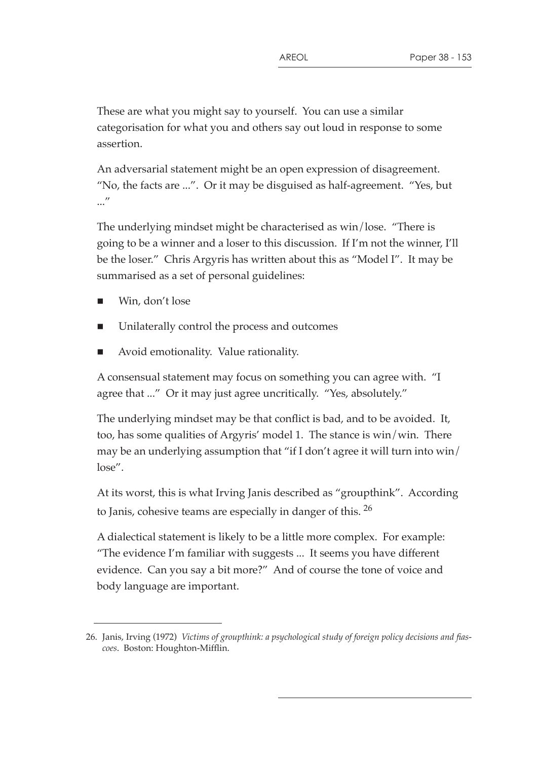These are what you might say to yourself. You can use a similar categorisation for what you and others say out loud in response to some assertion.

An adversarial statement might be an open expression of disagreement. "No, the facts are ...". Or it may be disguised as half-agreement. "Yes, but ..."

The underlying mindset might be characterised as win/lose. "There is going to be a winner and a loser to this discussion. If I'm not the winner, I'll be the loser." Chris Argyris has written about this as "Model I". It may be summarised as a set of personal guidelines:

- Win, don't lose
- Unilaterally control the process and outcomes
- Avoid emotionality. Value rationality.

A consensual statement may focus on something you can agree with. "I agree that ..." Or it may just agree uncritically. "Yes, absolutely."

The underlying mindset may be that conflict is bad, and to be avoided. It, too, has some qualities of Argyris' model 1. The stance is win/win. There may be an underlying assumption that "if I don't agree it will turn into win/lose".

At its worst, this is what Irving Janis described as "groupthink". According to Janis, cohesive teams are especially in danger of this. [26]

A dialectical statement is likely to be a little more complex. For example: "The evidence I'm familiar with suggests ... It seems you have different evidence. Can you say a bit more?" And of course the tone of voice and body language are important.

---

26. Janis, Irving (1972) *Victims of groupthink: a psychological study of foreign policy decisions and fiascoes*. Boston: Houghton-Mifflin.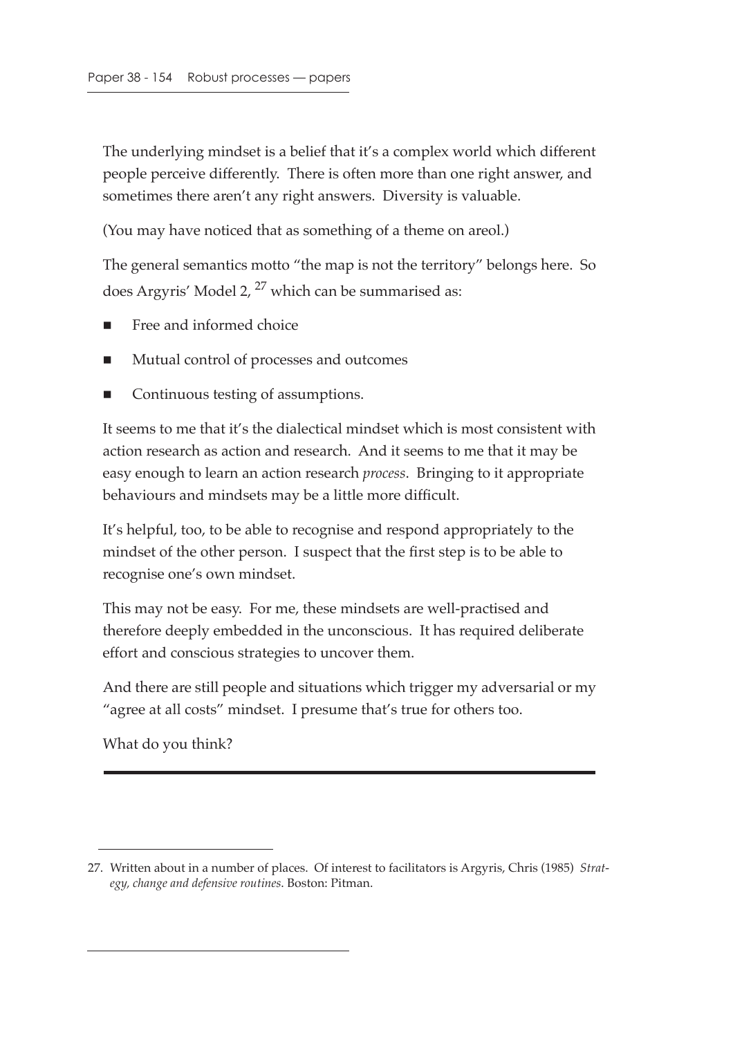The underlying mindset is a belief that it's a complex world which different people perceive differently. There is often more than one right answer, and sometimes there aren't any right answers. Diversity is valuable.

(You may have noticed that as something of a theme on areol.)

The general semantics motto "the map is not the territory" belongs here. So does Argyris' Model 2, [27] which can be summarised as:

- Free and informed choice
- Mutual control of processes and outcomes
- Continuous testing of assumptions.

It seems to me that it's the dialectical mindset which is most consistent with action research as action and research. And it seems to me that it may be easy enough to learn an action research *process*. Bringing to it appropriate behaviours and mindsets may be a little more difficult.

It's helpful, too, to be able to recognise and respond appropriately to the mindset of the other person. I suspect that the first step is to be able to recognise one's own mindset.

This may not be easy. For me, these mindsets are well-practised and therefore deeply embedded in the unconscious. It has required deliberate effort and conscious strategies to uncover them.

And there are still people and situations which trigger my adversarial or my "agree at all costs" mindset. I presume that's true for others too.

What do you think?

---

27. Written about in a number of places. Of interest to facilitators is Argyris, Chris (1985) *Strategy, change and defensive routines*. Boston: Pitman.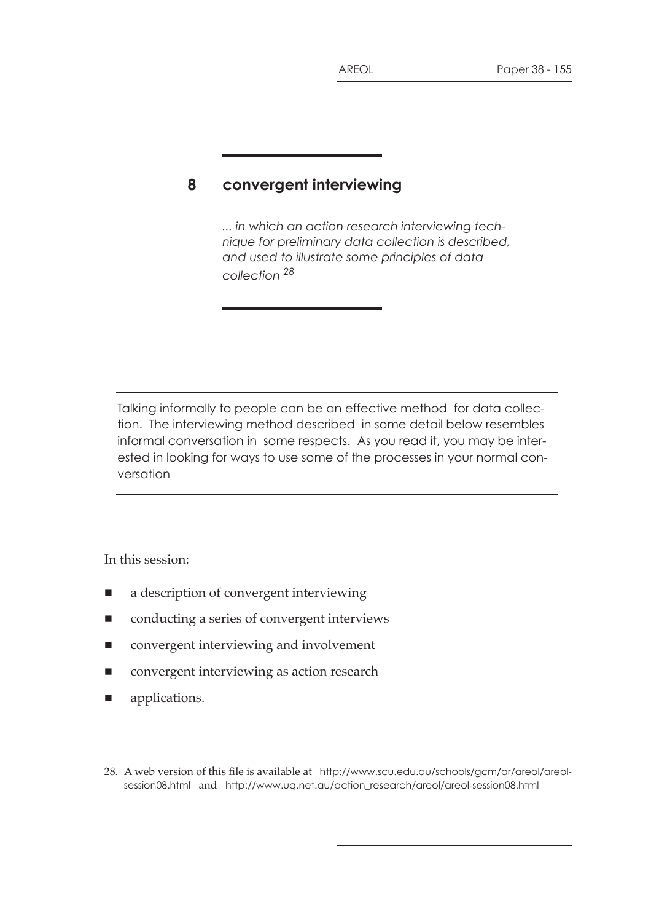# 8 convergent interviewing

*... in which an action research interviewing technique for preliminary data collection is described, and used to illustrate some principles of data collection* [28]

Talking informally to people can be an effective method for data collection. The interviewing method described in some detail below resembles informal conversation in some respects. As you read it, you may be interested in looking for ways to use some of the processes in your normal conversation

In this session:

- a description of convergent interviewing
- conducting a series of convergent interviews
- convergent interviewing and involvement
- convergent interviewing as action research
- applications.

28. A web version of this file is available at http://www.scu.edu.au/schools/gcm/ar/areol/areol-session08.html and http://www.uq.net.au/action_research/areol/areol-session08.html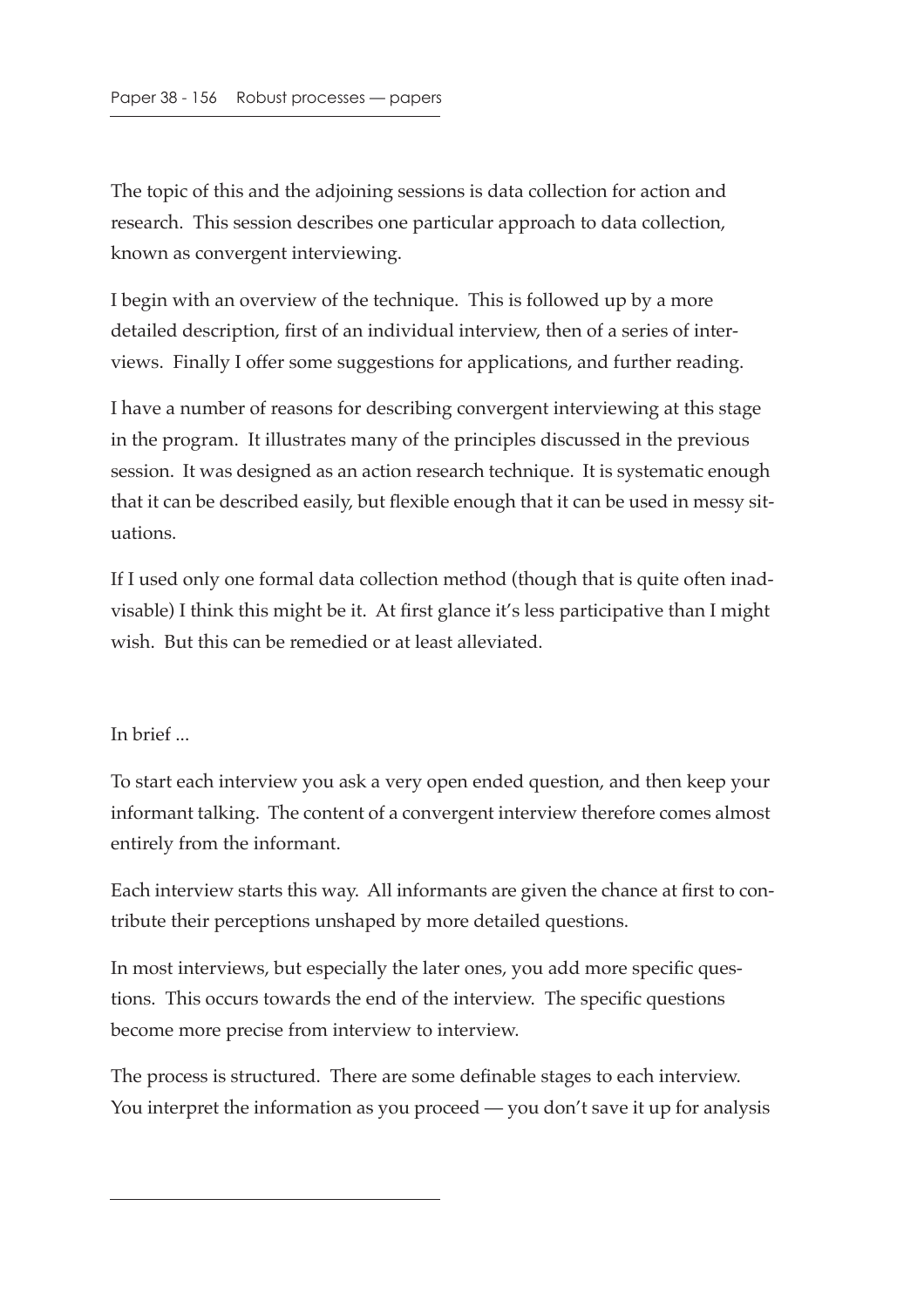The topic of this and the adjoining sessions is data collection for action and research. This session describes one particular approach to data collection, known as convergent interviewing.

I begin with an overview of the technique. This is followed up by a more detailed description, first of an individual interview, then of a series of interviews. Finally I offer some suggestions for applications, and further reading.

I have a number of reasons for describing convergent interviewing at this stage in the program. It illustrates many of the principles discussed in the previous session. It was designed as an action research technique. It is systematic enough that it can be described easily, but flexible enough that it can be used in messy situations.

If I used only one formal data collection method (though that is quite often inadvisable) I think this might be it. At first glance it's less participative than I might wish. But this can be remedied or at least alleviated.

In brief ...

To start each interview you ask a very open ended question, and then keep your informant talking. The content of a convergent interview therefore comes almost entirely from the informant.

Each interview starts this way. All informants are given the chance at first to contribute their perceptions unshaped by more detailed questions.

In most interviews, but especially the later ones, you add more specific questions. This occurs towards the end of the interview. The specific questions become more precise from interview to interview.

The process is structured. There are some definable stages to each interview. You interpret the information as you proceed — you don't save it up for analysis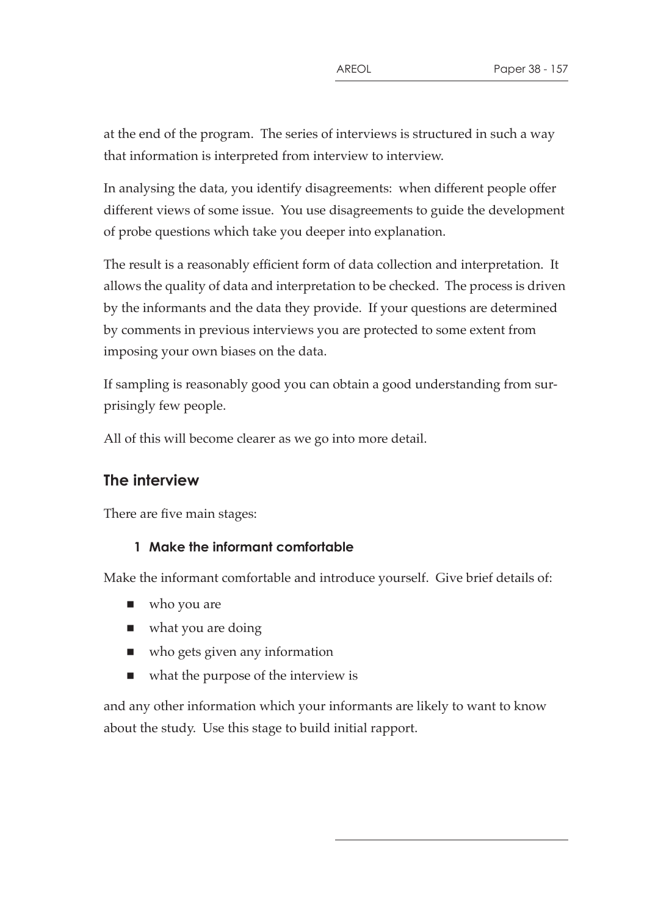at the end of the program. The series of interviews is structured in such a way that information is interpreted from interview to interview.

In analysing the data, you identify disagreements: when different people offer different views of some issue. You use disagreements to guide the development of probe questions which take you deeper into explanation.

The result is a reasonably efficient form of data collection and interpretation. It allows the quality of data and interpretation to be checked. The process is driven by the informants and the data they provide. If your questions are determined by comments in previous interviews you are protected to some extent from imposing your own biases on the data.

If sampling is reasonably good you can obtain a good understanding from surprisingly few people.

All of this will become clearer as we go into more detail.

## The interview

There are five main stages:

### 1 Make the informant comfortable

Make the informant comfortable and introduce yourself. Give brief details of:

- who you are
- what you are doing
- who gets given any information
- what the purpose of the interview is

and any other information which your informants are likely to want to know about the study. Use this stage to build initial rapport.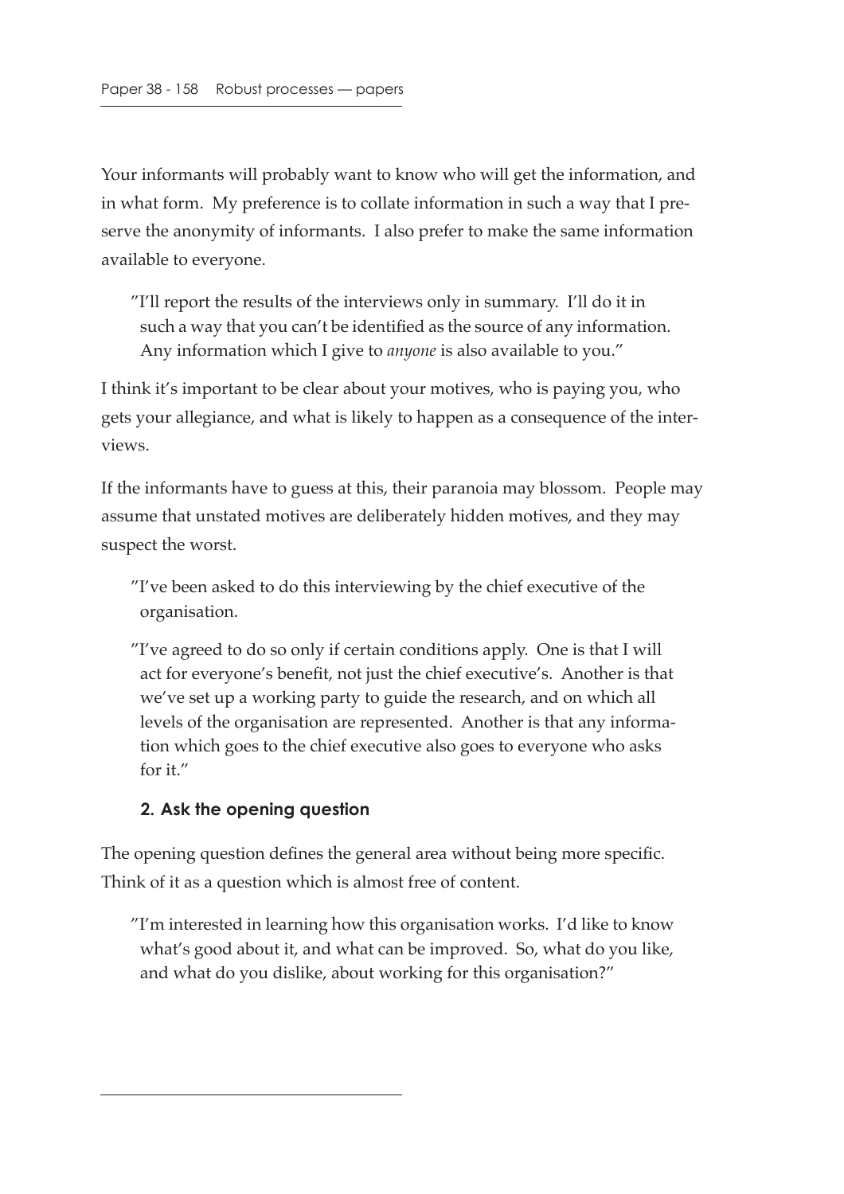Your informants will probably want to know who will get the information, and in what form. My preference is to collate information in such a way that I preserve the anonymity of informants. I also prefer to make the same information available to everyone.

> "I'll report the results of the interviews only in summary. I'll do it in such a way that you can't be identified as the source of any information. Any information which I give to *anyone* is also available to you."

I think it's important to be clear about your motives, who is paying you, who gets your allegiance, and what is likely to happen as a consequence of the interviews.

If the informants have to guess at this, their paranoia may blossom. People may assume that unstated motives are deliberately hidden motives, and they may suspect the worst.

> "I've been asked to do this interviewing by the chief executive of the organisation.
>
> "I've agreed to do so only if certain conditions apply. One is that I will act for everyone's benefit, not just the chief executive's. Another is that we've set up a working party to guide the research, and on which all levels of the organisation are represented. Another is that any information which goes to the chief executive also goes to everyone who asks for it."

### 2. Ask the opening question

The opening question defines the general area without being more specific. Think of it as a question which is almost free of content.

> "I'm interested in learning how this organisation works. I'd like to know what's good about it, and what can be improved. So, what do you like, and what do you dislike, about working for this organisation?"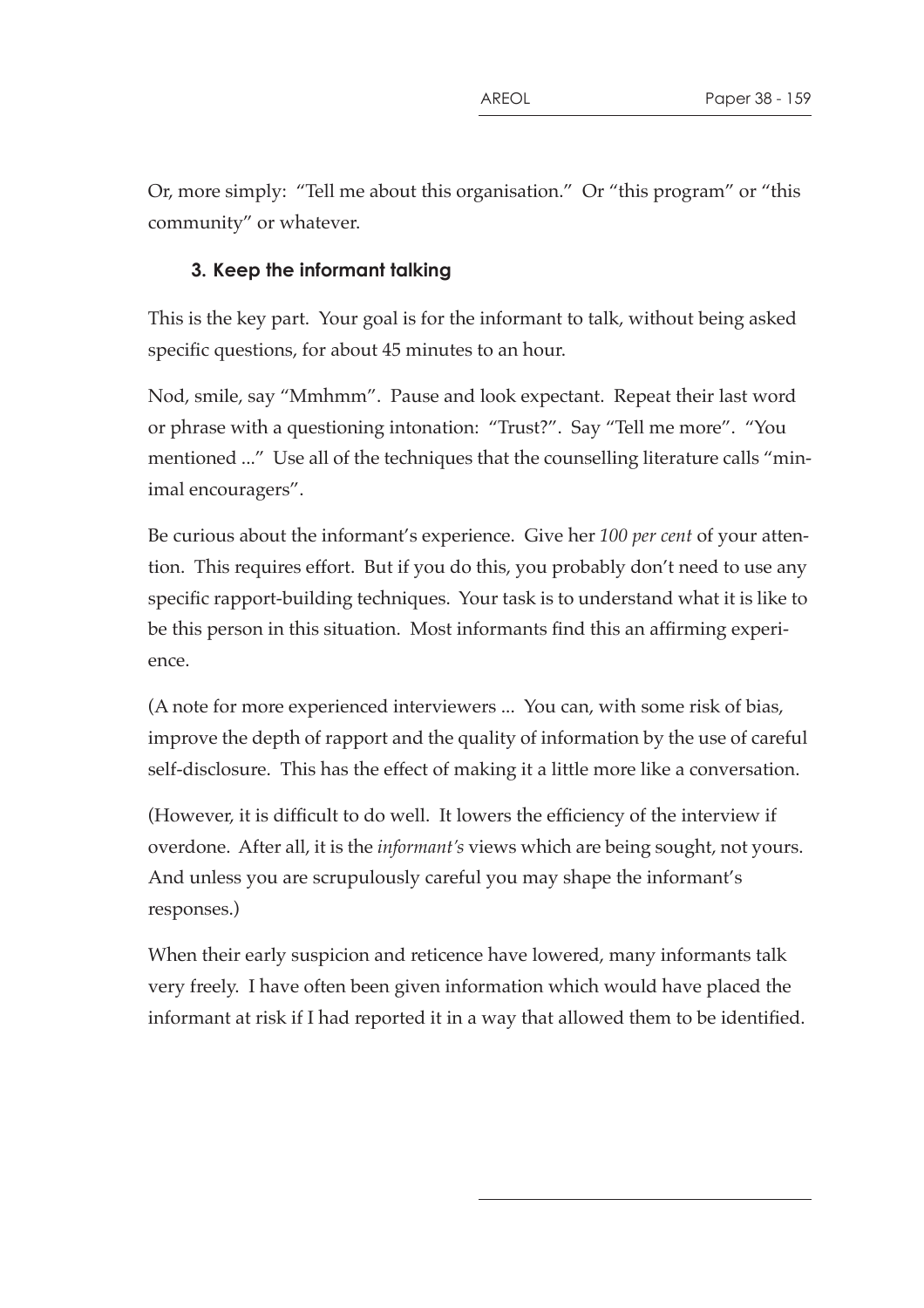Or, more simply: "Tell me about this organisation." Or "this program" or "this community" or whatever.

### 3. Keep the informant talking

This is the key part. Your goal is for the informant to talk, without being asked specific questions, for about 45 minutes to an hour.

Nod, smile, say "Mmhmm". Pause and look expectant. Repeat their last word or phrase with a questioning intonation: "Trust?". Say "Tell me more". "You mentioned ..." Use all of the techniques that the counselling literature calls "minimal encouragers".

Be curious about the informant's experience. Give her *100 per cent* of your attention. This requires effort. But if you do this, you probably don't need to use any specific rapport-building techniques. Your task is to understand what it is like to be this person in this situation. Most informants find this an affirming experience.

(A note for more experienced interviewers ... You can, with some risk of bias, improve the depth of rapport and the quality of information by the use of careful self-disclosure. This has the effect of making it a little more like a conversation.

(However, it is difficult to do well. It lowers the efficiency of the interview if overdone. After all, it is the *informant's* views which are being sought, not yours. And unless you are scrupulously careful you may shape the informant's responses.)

When their early suspicion and reticence have lowered, many informants talk very freely. I have often been given information which would have placed the informant at risk if I had reported it in a way that allowed them to be identified.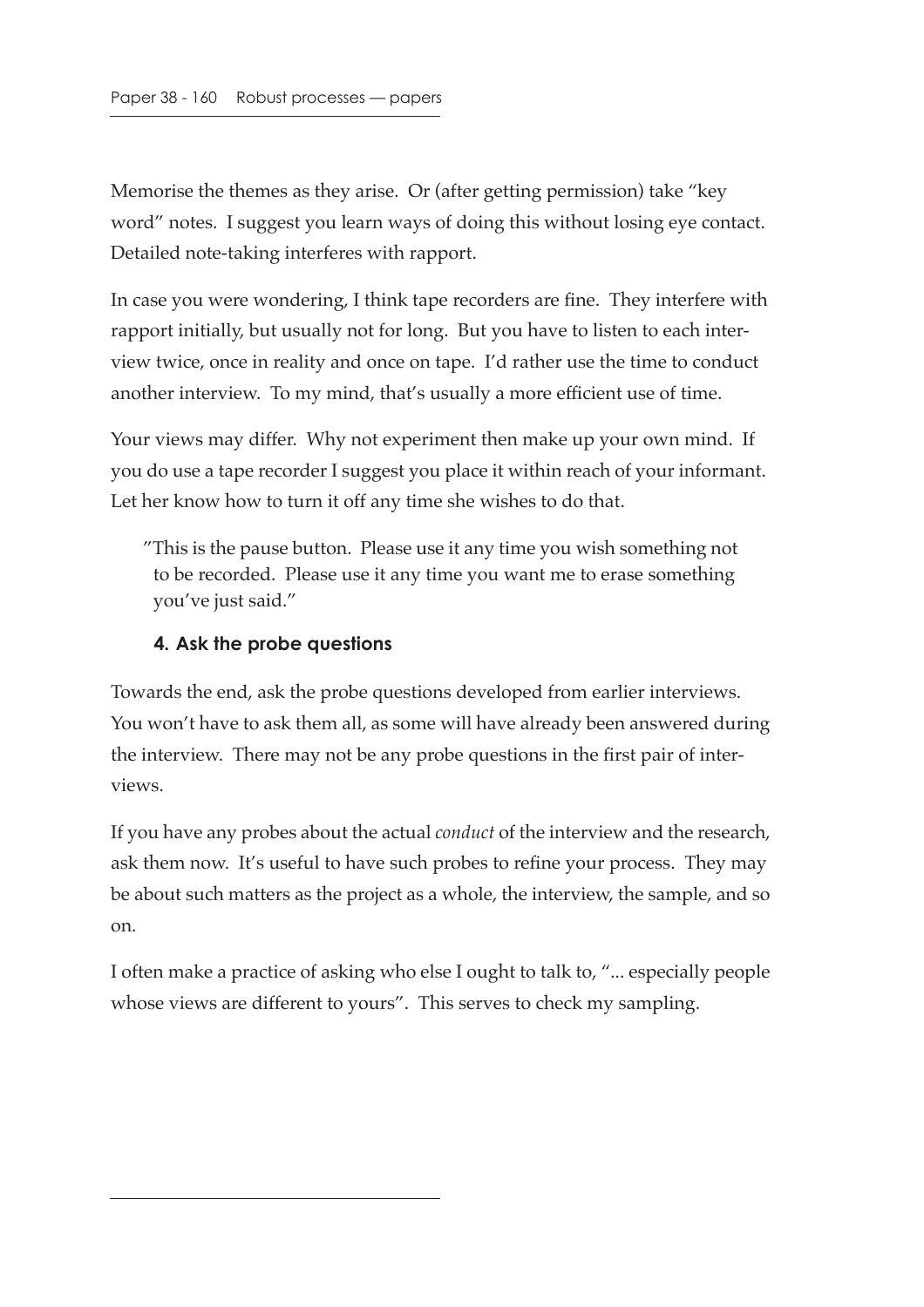Memorise the themes as they arise. Or (after getting permission) take "key word" notes. I suggest you learn ways of doing this without losing eye contact. Detailed note-taking interferes with rapport.

In case you were wondering, I think tape recorders are fine. They interfere with rapport initially, but usually not for long. But you have to listen to each interview twice, once in reality and once on tape. I'd rather use the time to conduct another interview. To my mind, that's usually a more efficient use of time.

Your views may differ. Why not experiment then make up your own mind. If you do use a tape recorder I suggest you place it within reach of your informant. Let her know how to turn it off any time she wishes to do that.

> "This is the pause button. Please use it any time you wish something not to be recorded. Please use it any time you want me to erase something you've just said."

#### 4. Ask the probe questions

Towards the end, ask the probe questions developed from earlier interviews. You won't have to ask them all, as some will have already been answered during the interview. There may not be any probe questions in the first pair of interviews.

If you have any probes about the actual *conduct* of the interview and the research, ask them now. It's useful to have such probes to refine your process. They may be about such matters as the project as a whole, the interview, the sample, and so on.

I often make a practice of asking who else I ought to talk to, "... especially people whose views are different to yours". This serves to check my sampling.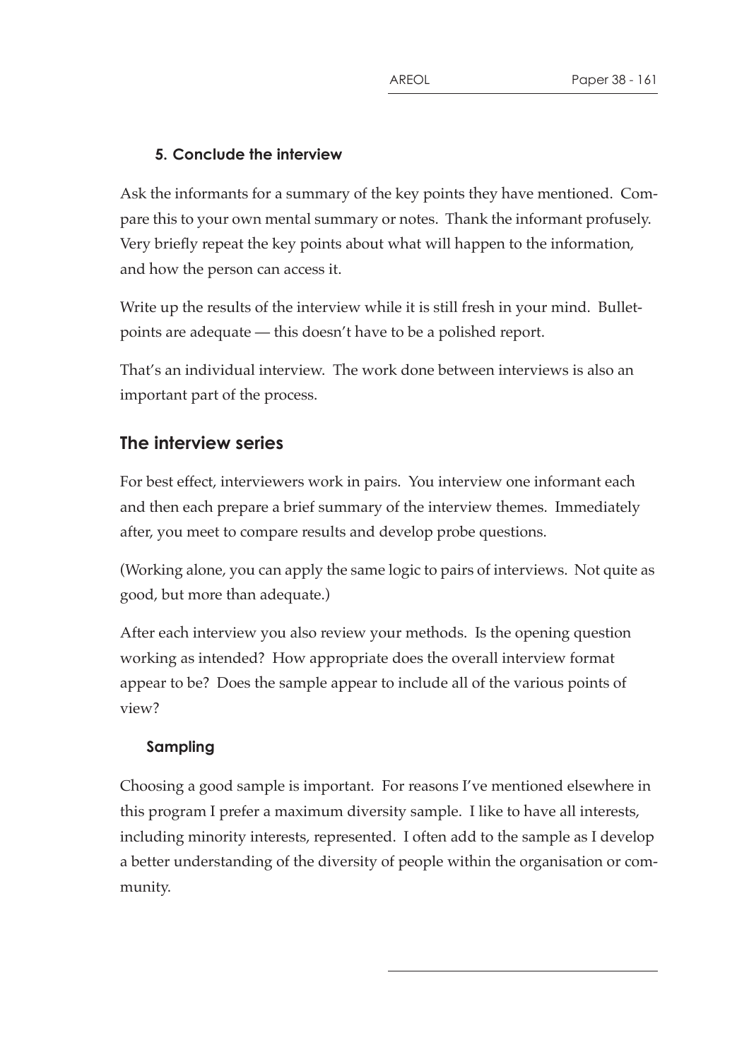### 5. Conclude the interview

Ask the informants for a summary of the key points they have mentioned. Compare this to your own mental summary or notes. Thank the informant profusely. Very briefly repeat the key points about what will happen to the information, and how the person can access it.

Write up the results of the interview while it is still fresh in your mind. Bullet-points are adequate — this doesn't have to be a polished report.

That's an individual interview. The work done between interviews is also an important part of the process.

## The interview series

For best effect, interviewers work in pairs. You interview one informant each and then each prepare a brief summary of the interview themes. Immediately after, you meet to compare results and develop probe questions.

(Working alone, you can apply the same logic to pairs of interviews. Not quite as good, but more than adequate.)

After each interview you also review your methods. Is the opening question working as intended? How appropriate does the overall interview format appear to be? Does the sample appear to include all of the various points of view?

### Sampling

Choosing a good sample is important. For reasons I've mentioned elsewhere in this program I prefer a maximum diversity sample. I like to have all interests, including minority interests, represented. I often add to the sample as I develop a better understanding of the diversity of people within the organisation or community.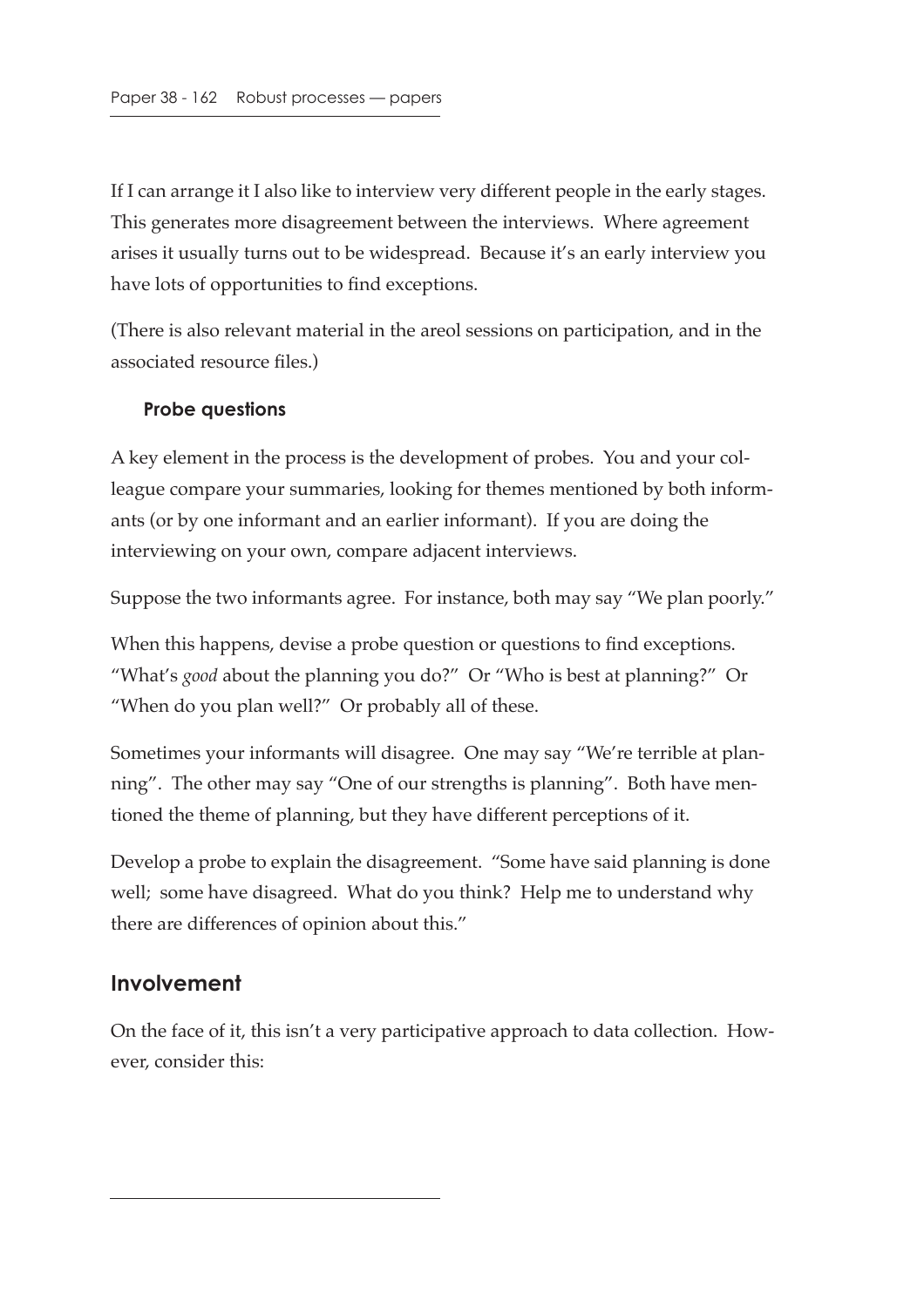If I can arrange it I also like to interview very different people in the early stages. This generates more disagreement between the interviews. Where agreement arises it usually turns out to be widespread. Because it's an early interview you have lots of opportunities to find exceptions.

(There is also relevant material in the areol sessions on participation, and in the associated resource files.)

#### Probe questions

A key element in the process is the development of probes. You and your colleague compare your summaries, looking for themes mentioned by both informants (or by one informant and an earlier informant). If you are doing the interviewing on your own, compare adjacent interviews.

Suppose the two informants agree. For instance, both may say "We plan poorly."

When this happens, devise a probe question or questions to find exceptions. "What's *good* about the planning you do?" Or "Who is best at planning?" Or "When do you plan well?" Or probably all of these.

Sometimes your informants will disagree. One may say "We're terrible at planning". The other may say "One of our strengths is planning". Both have mentioned the theme of planning, but they have different perceptions of it.

Develop a probe to explain the disagreement. "Some have said planning is done well; some have disagreed. What do you think? Help me to understand why there are differences of opinion about this."

## Involvement

On the face of it, this isn't a very participative approach to data collection. However, consider this: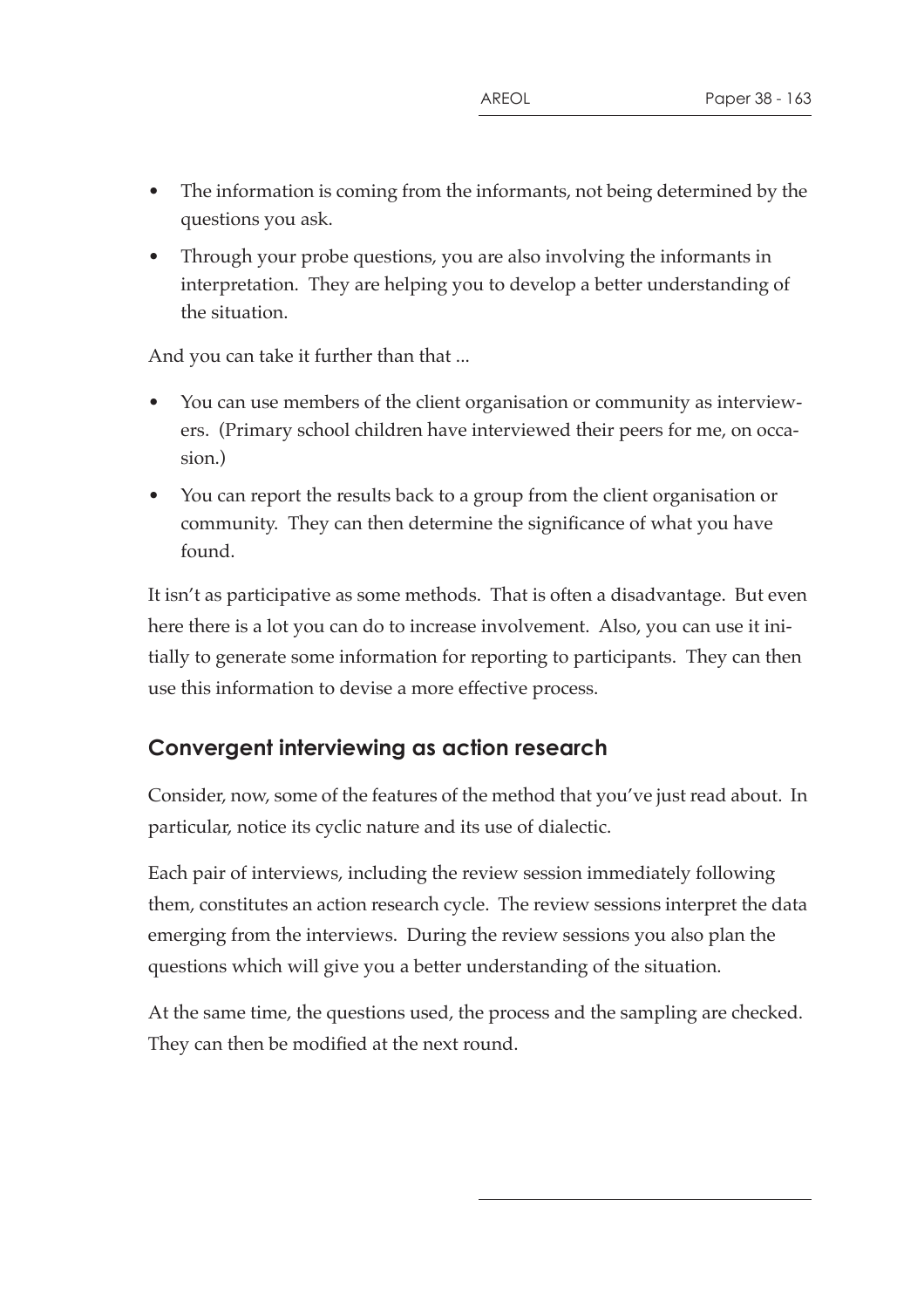- The information is coming from the informants, not being determined by the questions you ask.
- Through your probe questions, you are also involving the informants in interpretation. They are helping you to develop a better understanding of the situation.

And you can take it further than that ...

- You can use members of the client organisation or community as interviewers. (Primary school children have interviewed their peers for me, on occasion.)
- You can report the results back to a group from the client organisation or community. They can then determine the significance of what you have found.

It isn't as participative as some methods. That is often a disadvantage. But even here there is a lot you can do to increase involvement. Also, you can use it initially to generate some information for reporting to participants. They can then use this information to devise a more effective process.

## Convergent interviewing as action research

Consider, now, some of the features of the method that you've just read about. In particular, notice its cyclic nature and its use of dialectic.

Each pair of interviews, including the review session immediately following them, constitutes an action research cycle. The review sessions interpret the data emerging from the interviews. During the review sessions you also plan the questions which will give you a better understanding of the situation.

At the same time, the questions used, the process and the sampling are checked. They can then be modified at the next round.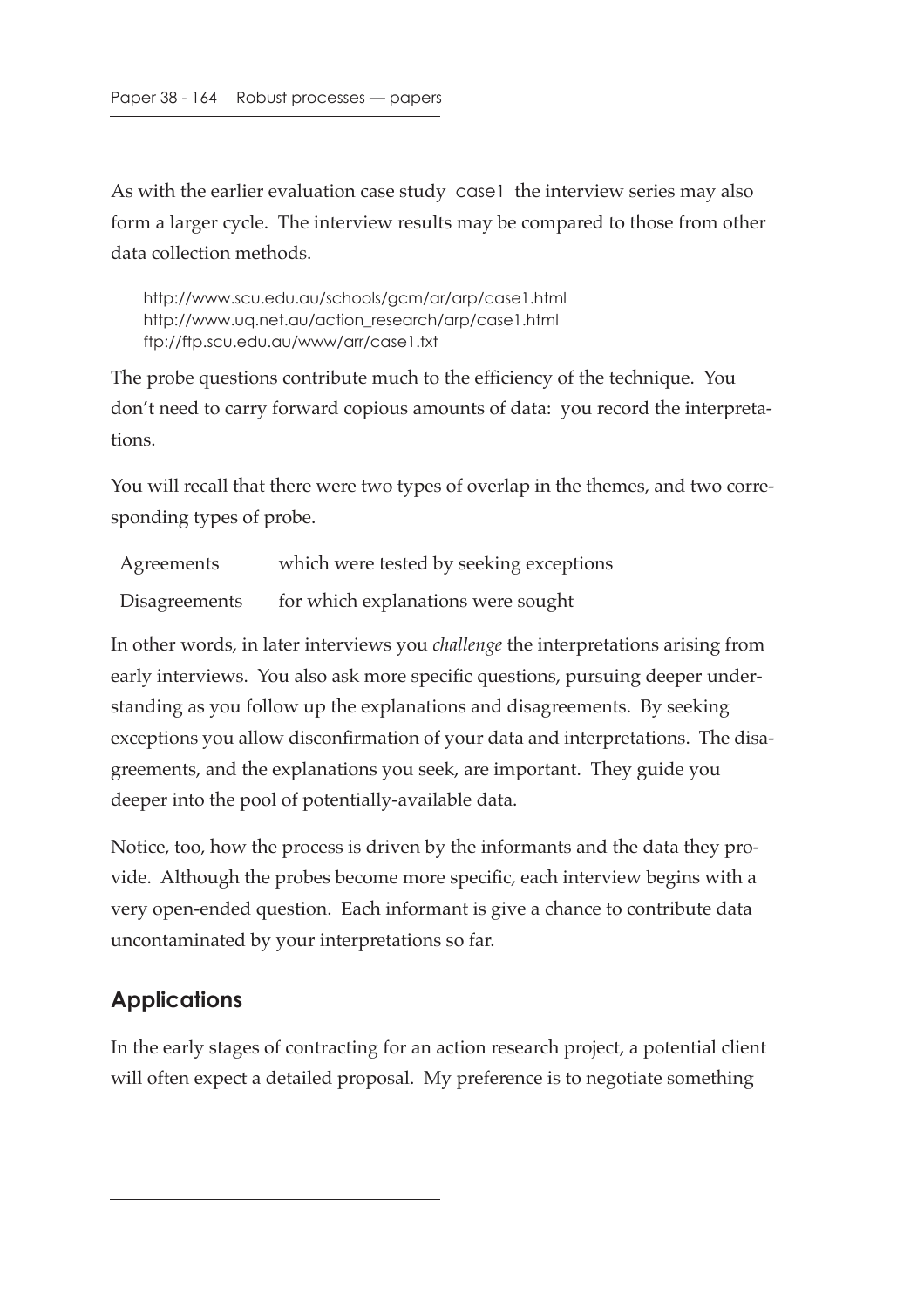As with the earlier evaluation case study case1 the interview series may also form a larger cycle. The interview results may be compared to those from other data collection methods.

> http://www.scu.edu.au/schools/gcm/ar/arp/case1.html
> http://www.uq.net.au/action_research/arp/case1.html
> ftp://ftp.scu.edu.au/www/arr/case1.txt

The probe questions contribute much to the efficiency of the technique. You don't need to carry forward copious amounts of data: you record the interpretations.

You will recall that there were two types of overlap in the themes, and two corresponding types of probe.

| | |
|---|---|
| Agreements | which were tested by seeking exceptions |
| Disagreements | for which explanations were sought |

In other words, in later interviews you *challenge* the interpretations arising from early interviews. You also ask more specific questions, pursuing deeper understanding as you follow up the explanations and disagreements. By seeking exceptions you allow disconfirmation of your data and interpretations. The disagreements, and the explanations you seek, are important. They guide you deeper into the pool of potentially-available data.

Notice, too, how the process is driven by the informants and the data they provide. Although the probes become more specific, each interview begins with a very open-ended question. Each informant is give a chance to contribute data uncontaminated by your interpretations so far.

## Applications

In the early stages of contracting for an action research project, a potential client will often expect a detailed proposal. My preference is to negotiate something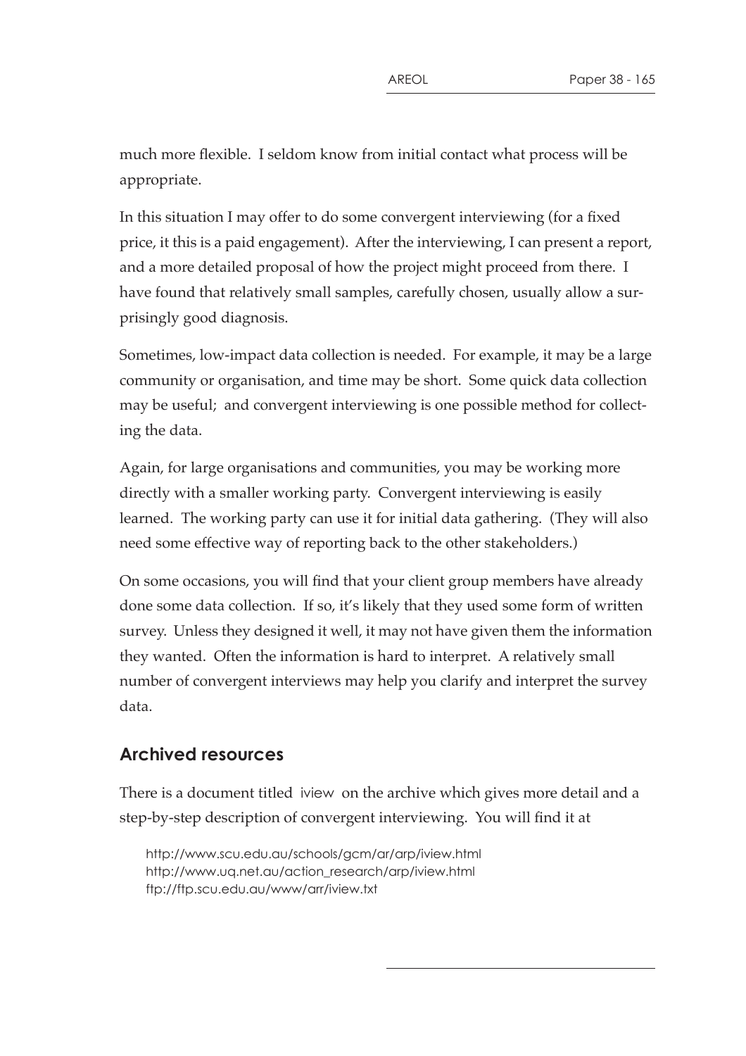much more flexible. I seldom know from initial contact what process will be appropriate.

In this situation I may offer to do some convergent interviewing (for a fixed price, it this is a paid engagement). After the interviewing, I can present a report, and a more detailed proposal of how the project might proceed from there. I have found that relatively small samples, carefully chosen, usually allow a surprisingly good diagnosis.

Sometimes, low-impact data collection is needed. For example, it may be a large community or organisation, and time may be short. Some quick data collection may be useful; and convergent interviewing is one possible method for collecting the data.

Again, for large organisations and communities, you may be working more directly with a smaller working party. Convergent interviewing is easily learned. The working party can use it for initial data gathering. (They will also need some effective way of reporting back to the other stakeholders.)

On some occasions, you will find that your client group members have already done some data collection. If so, it's likely that they used some form of written survey. Unless they designed it well, it may not have given them the information they wanted. Often the information is hard to interpret. A relatively small number of convergent interviews may help you clarify and interpret the survey data.

## Archived resources

There is a document titled iview on the archive which gives more detail and a step-by-step description of convergent interviewing. You will find it at

http://www.scu.edu.au/schools/gcm/ar/arp/iview.html
http://www.uq.net.au/action_research/arp/iview.html
ftp://ftp.scu.edu.au/www/arr/iview.txt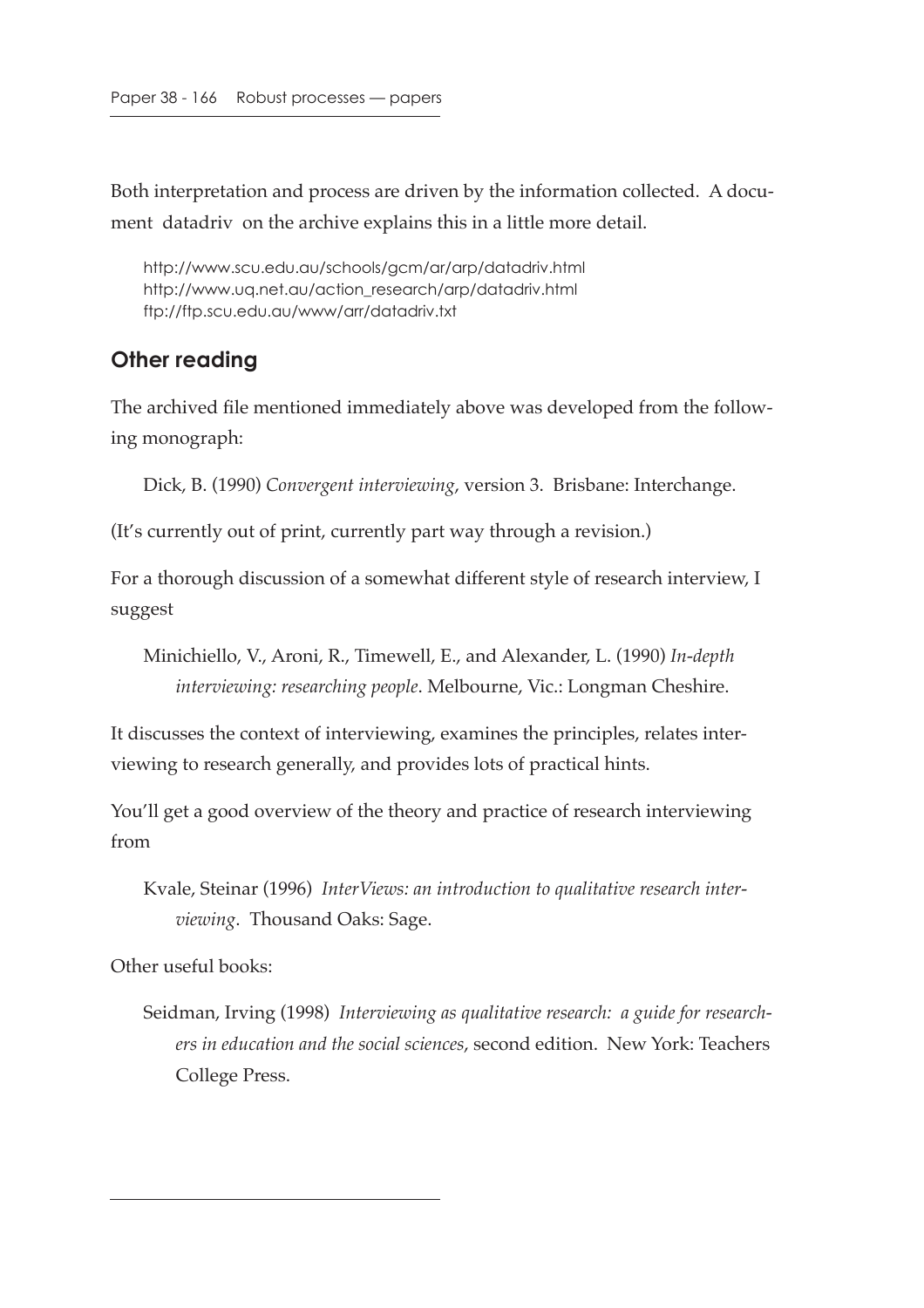Both interpretation and process are driven by the information collected. A document datadriv on the archive explains this in a little more detail.

```
http://www.scu.edu.au/schools/gcm/ar/arp/datadriv.html
http://www.uq.net.au/action_research/arp/datadriv.html
ftp://ftp.scu.edu.au/www/arr/datadriv.txt
```

## Other reading

The archived file mentioned immediately above was developed from the following monograph:

> Dick, B. (1990) *Convergent interviewing*, version 3. Brisbane: Interchange.

(It's currently out of print, currently part way through a revision.)

For a thorough discussion of a somewhat different style of research interview, I suggest

> Minichiello, V., Aroni, R., Timewell, E., and Alexander, L. (1990) *In-depth interviewing: researching people*. Melbourne, Vic.: Longman Cheshire.

It discusses the context of interviewing, examines the principles, relates interviewing to research generally, and provides lots of practical hints.

You'll get a good overview of the theory and practice of research interviewing from

> Kvale, Steinar (1996) *InterViews: an introduction to qualitative research interviewing*. Thousand Oaks: Sage.

Other useful books:

> Seidman, Irving (1998) *Interviewing as qualitative research: a guide for researchers in education and the social sciences*, second edition. New York: Teachers College Press.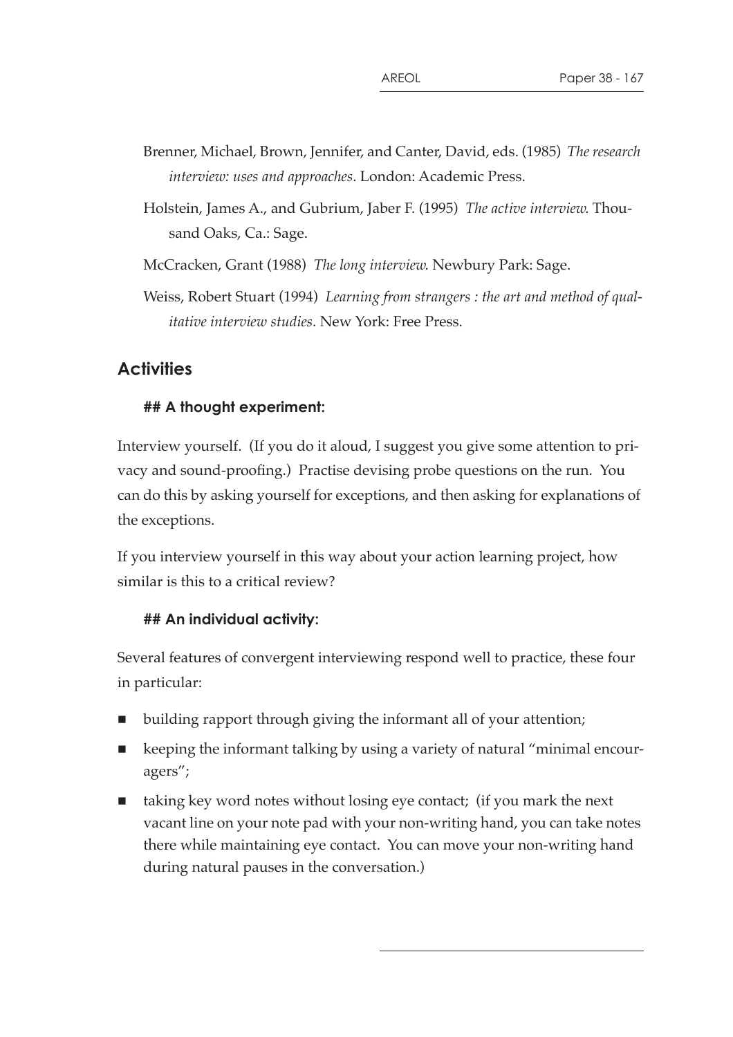Brenner, Michael, Brown, Jennifer, and Canter, David, eds. (1985) *The research interview: uses and approaches*. London: Academic Press.

Holstein, James A., and Gubrium, Jaber F. (1995) *The active interview*. Thousand Oaks, Ca.: Sage.

McCracken, Grant (1988) *The long interview*. Newbury Park: Sage.

Weiss, Robert Stuart (1994) *Learning from strangers : the art and method of qualitative interview studies*. New York: Free Press.

## Activities

### ## A thought experiment:

Interview yourself. (If you do it aloud, I suggest you give some attention to privacy and sound-proofing.) Practise devising probe questions on the run. You can do this by asking yourself for exceptions, and then asking for explanations of the exceptions.

If you interview yourself in this way about your action learning project, how similar is this to a critical review?

### ## An individual activity:

Several features of convergent interviewing respond well to practice, these four in particular:

- building rapport through giving the informant all of your attention;
- keeping the informant talking by using a variety of natural "minimal encouragers";
- taking key word notes without losing eye contact; (if you mark the next vacant line on your note pad with your non-writing hand, you can take notes there while maintaining eye contact. You can move your non-writing hand during natural pauses in the conversation.)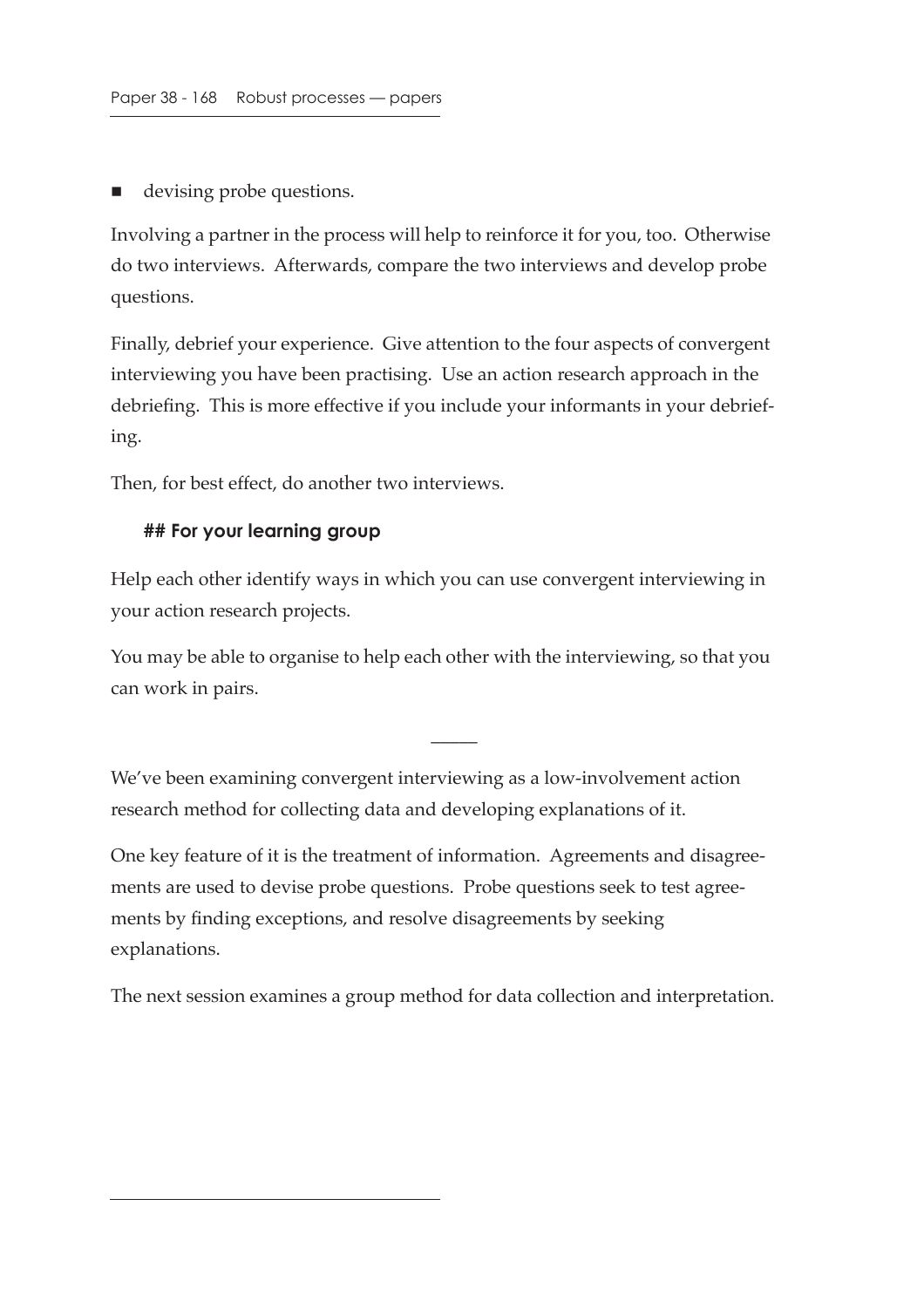- devising probe questions.

Involving a partner in the process will help to reinforce it for you, too. Otherwise do two interviews. Afterwards, compare the two interviews and develop probe questions.

Finally, debrief your experience. Give attention to the four aspects of convergent interviewing you have been practising. Use an action research approach in the debriefing. This is more effective if you include your informants in your debriefing.

Then, for best effect, do another two interviews.

## For your learning group

Help each other identify ways in which you can use convergent interviewing in your action research projects.

You may be able to organise to help each other with the interviewing, so that you can work in pairs.

---

We've been examining convergent interviewing as a low-involvement action research method for collecting data and developing explanations of it.

One key feature of it is the treatment of information. Agreements and disagreements are used to devise probe questions. Probe questions seek to test agreements by finding exceptions, and resolve disagreements by seeking explanations.

The next session examines a group method for data collection and interpretation.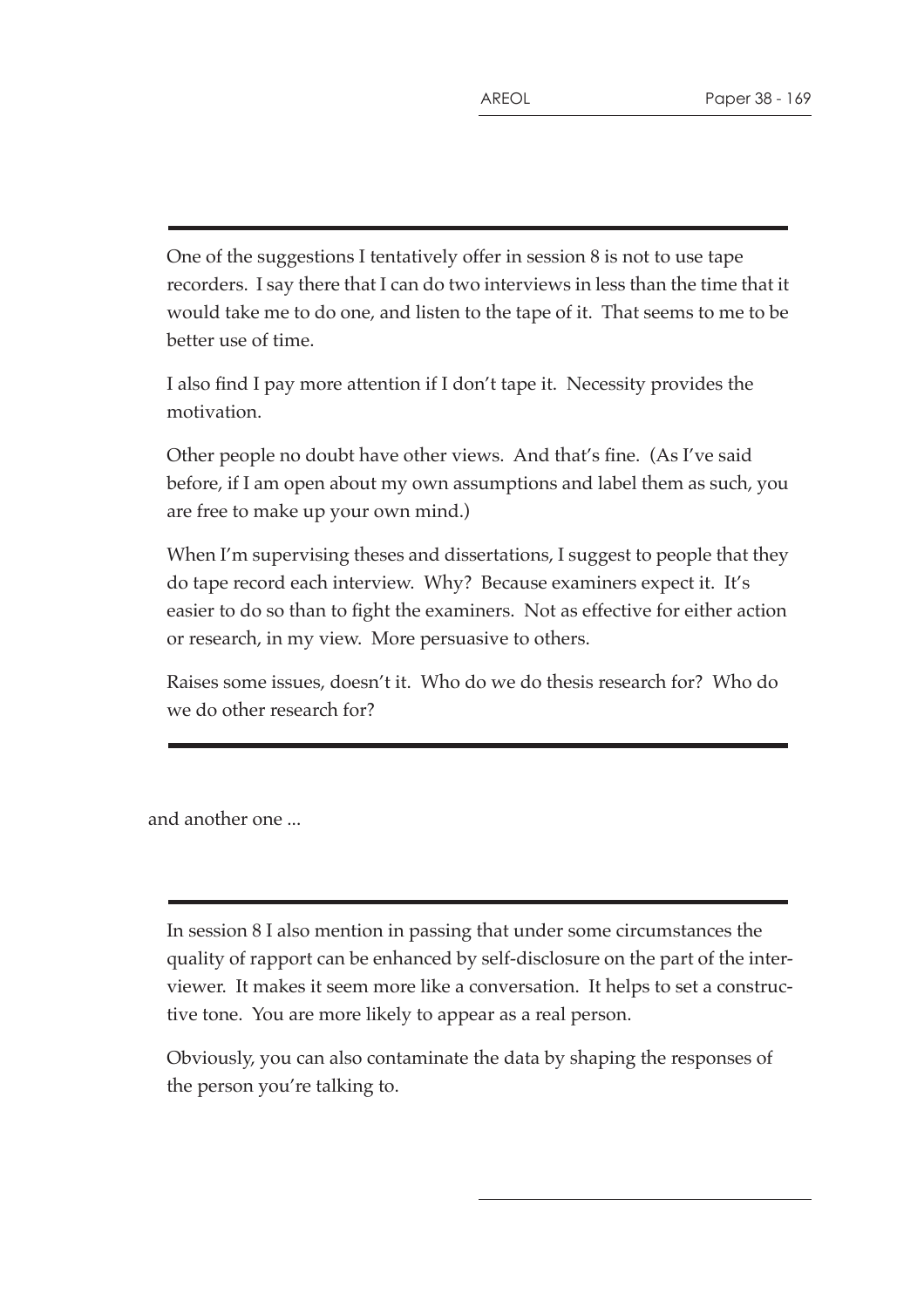---

One of the suggestions I tentatively offer in session 8 is not to use tape recorders. I say there that I can do two interviews in less than the time that it would take me to do one, and listen to the tape of it. That seems to me to be better use of time.

I also find I pay more attention if I don't tape it. Necessity provides the motivation.

Other people no doubt have other views. And that's fine. (As I've said before, if I am open about my own assumptions and label them as such, you are free to make up your own mind.)

When I'm supervising theses and dissertations, I suggest to people that they do tape record each interview. Why? Because examiners expect it. It's easier to do so than to fight the examiners. Not as effective for either action or research, in my view. More persuasive to others.

Raises some issues, doesn't it. Who do we do thesis research for? Who do we do other research for?

---

and another one ...

---

In session 8 I also mention in passing that under some circumstances the quality of rapport can be enhanced by self-disclosure on the part of the interviewer. It makes it seem more like a conversation. It helps to set a constructive tone. You are more likely to appear as a real person.

Obviously, you can also contaminate the data by shaping the responses of the person you're talking to.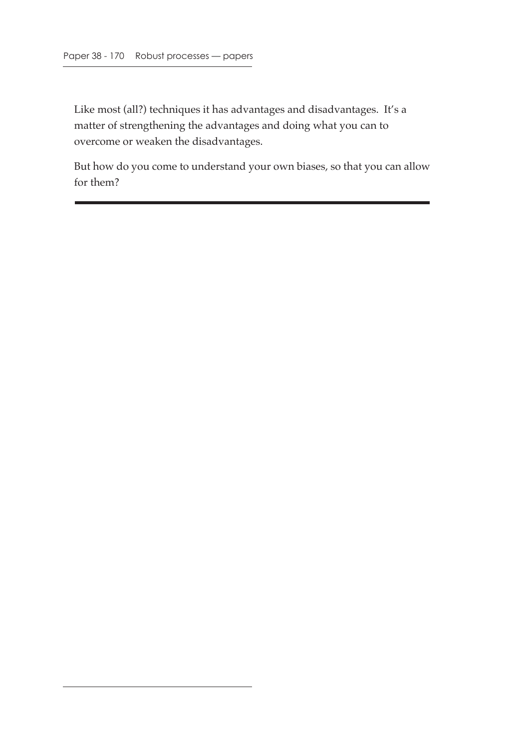Like most (all?) techniques it has advantages and disadvantages. It's a matter of strengthening the advantages and doing what you can to overcome or weaken the disadvantages.

But how do you come to understand your own biases, so that you can allow for them?

---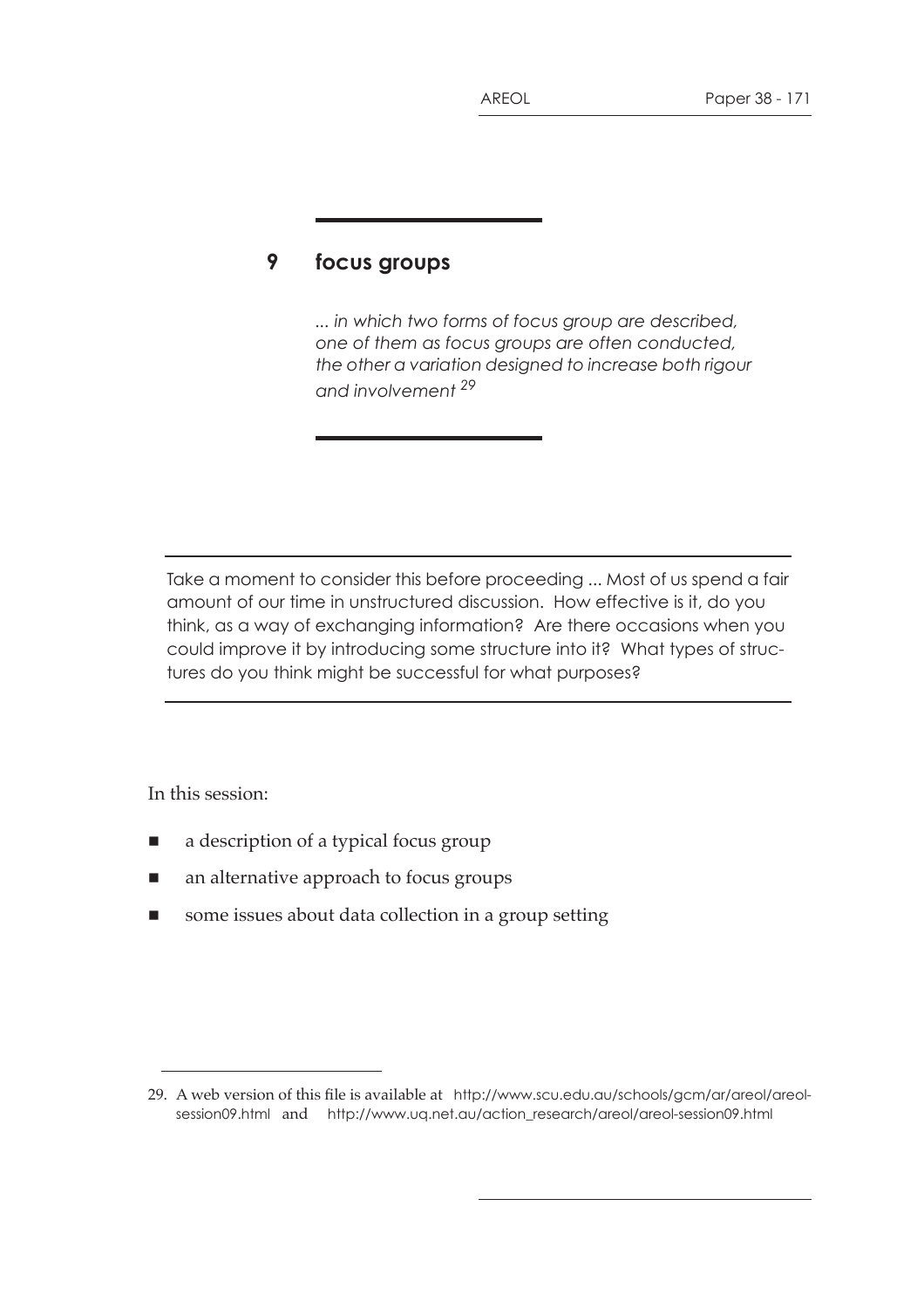# 9 focus groups

*... in which two forms of focus group are described, one of them as focus groups are often conducted, the other a variation designed to increase both rigour and involvement* [29]

---

Take a moment to consider this before proceeding ... Most of us spend a fair amount of our time in unstructured discussion. How effective is it, do you think, as a way of exchanging information? Are there occasions when you could improve it by introducing some structure into it? What types of structures do you think might be successful for what purposes?

---

In this session:

- a description of a typical focus group
- an alternative approach to focus groups
- some issues about data collection in a group setting

---

29. A web version of this file is available at http://www.scu.edu.au/schools/gcm/ar/areol/areol-session09.html and http://www.uq.net.au/action_research/areol/areol-session09.html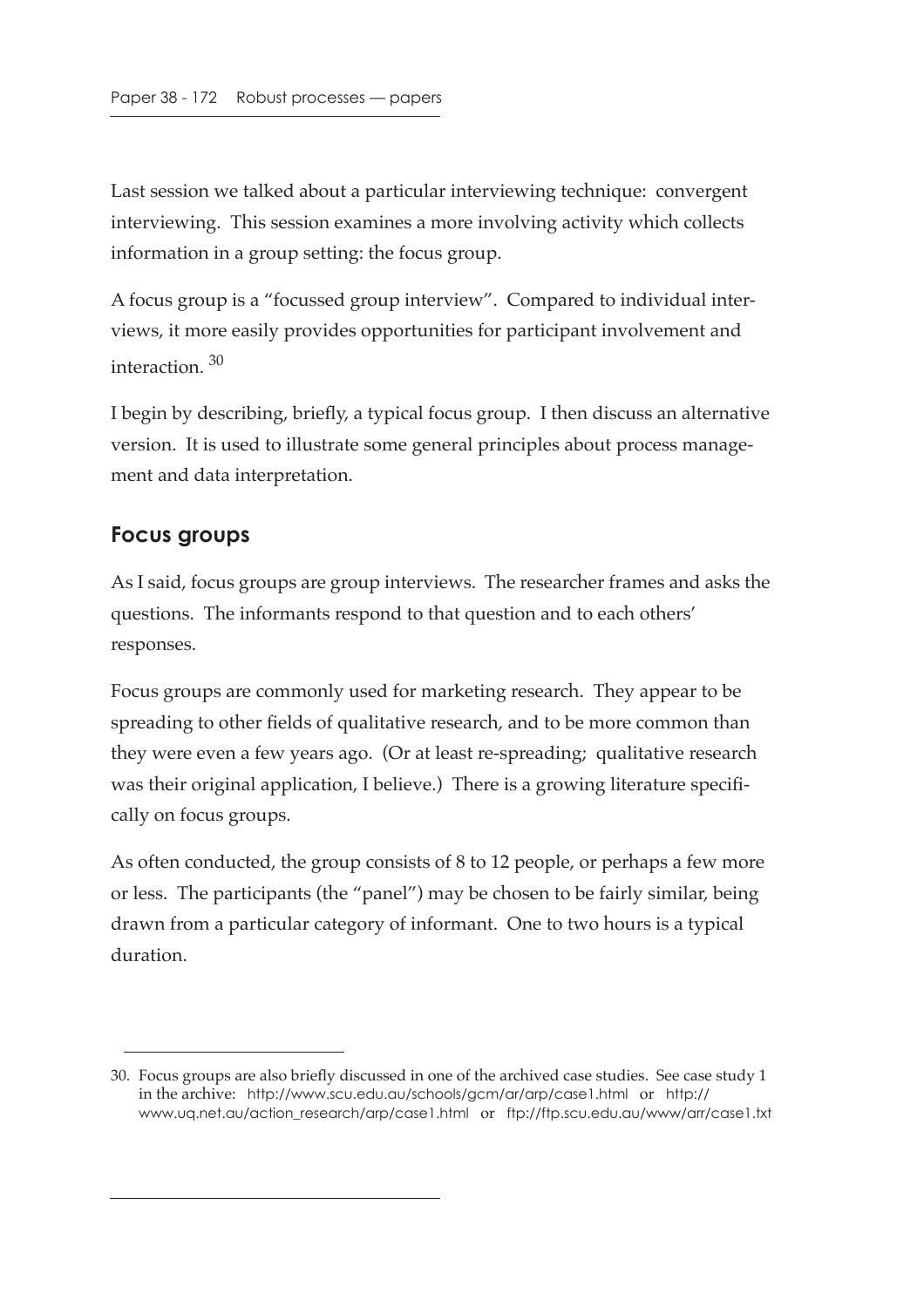Last session we talked about a particular interviewing technique: convergent interviewing. This session examines a more involving activity which collects information in a group setting: the focus group.

A focus group is a "focussed group interview". Compared to individual interviews, it more easily provides opportunities for participant involvement and interaction. [30]

I begin by describing, briefly, a typical focus group. I then discuss an alternative version. It is used to illustrate some general principles about process management and data interpretation.

## Focus groups

As I said, focus groups are group interviews. The researcher frames and asks the questions. The informants respond to that question and to each others' responses.

Focus groups are commonly used for marketing research. They appear to be spreading to other fields of qualitative research, and to be more common than they were even a few years ago. (Or at least re-spreading; qualitative research was their original application, I believe.) There is a growing literature specifically on focus groups.

As often conducted, the group consists of 8 to 12 people, or perhaps a few more or less. The participants (the "panel") may be chosen to be fairly similar, being drawn from a particular category of informant. One to two hours is a typical duration.

---

30. Focus groups are also briefly discussed in one of the archived case studies. See case study 1 in the archive: http://www.scu.edu.au/schools/gcm/ar/arp/case1.html or http://www.uq.net.au/action_research/arp/case1.html or ftp://ftp.scu.edu.au/www/arr/case1.txt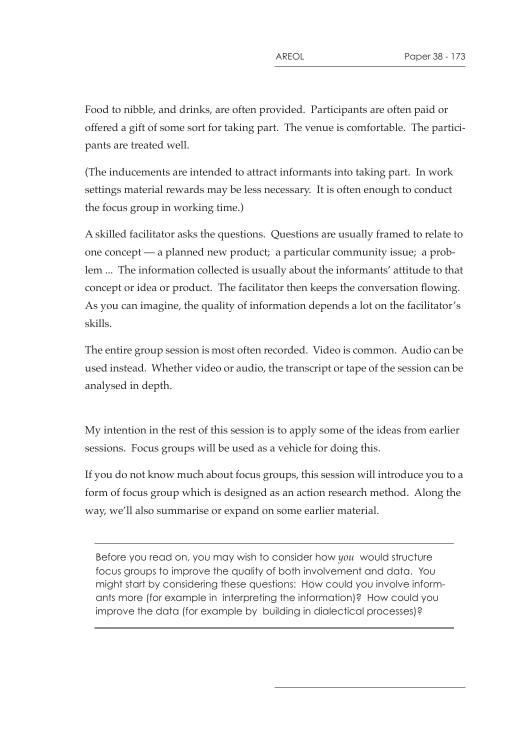Food to nibble, and drinks, are often provided. Participants are often paid or offered a gift of some sort for taking part. The venue is comfortable. The participants are treated well.

(The inducements are intended to attract informants into taking part. In work settings material rewards may be less necessary. It is often enough to conduct the focus group in working time.)

A skilled facilitator asks the questions. Questions are usually framed to relate to one concept — a planned new product; a particular community issue; a problem ... The information collected is usually about the informants' attitude to that concept or idea or product. The facilitator then keeps the conversation flowing. As you can imagine, the quality of information depends a lot on the facilitator's skills.

The entire group session is most often recorded. Video is common. Audio can be used instead. Whether video or audio, the transcript or tape of the session can be analysed in depth.

My intention in the rest of this session is to apply some of the ideas from earlier sessions. Focus groups will be used as a vehicle for doing this.

If you do not know much about focus groups, this session will introduce you to a form of focus group which is designed as an action research method. Along the way, we'll also summarise or expand on some earlier material.

---

Before you read on, you may wish to consider how *you* would structure focus groups to improve the quality of both involvement and data. You might start by considering these questions: How could you involve informants more (for example in interpreting the information)? How could you improve the data (for example by building in dialectical processes)?

---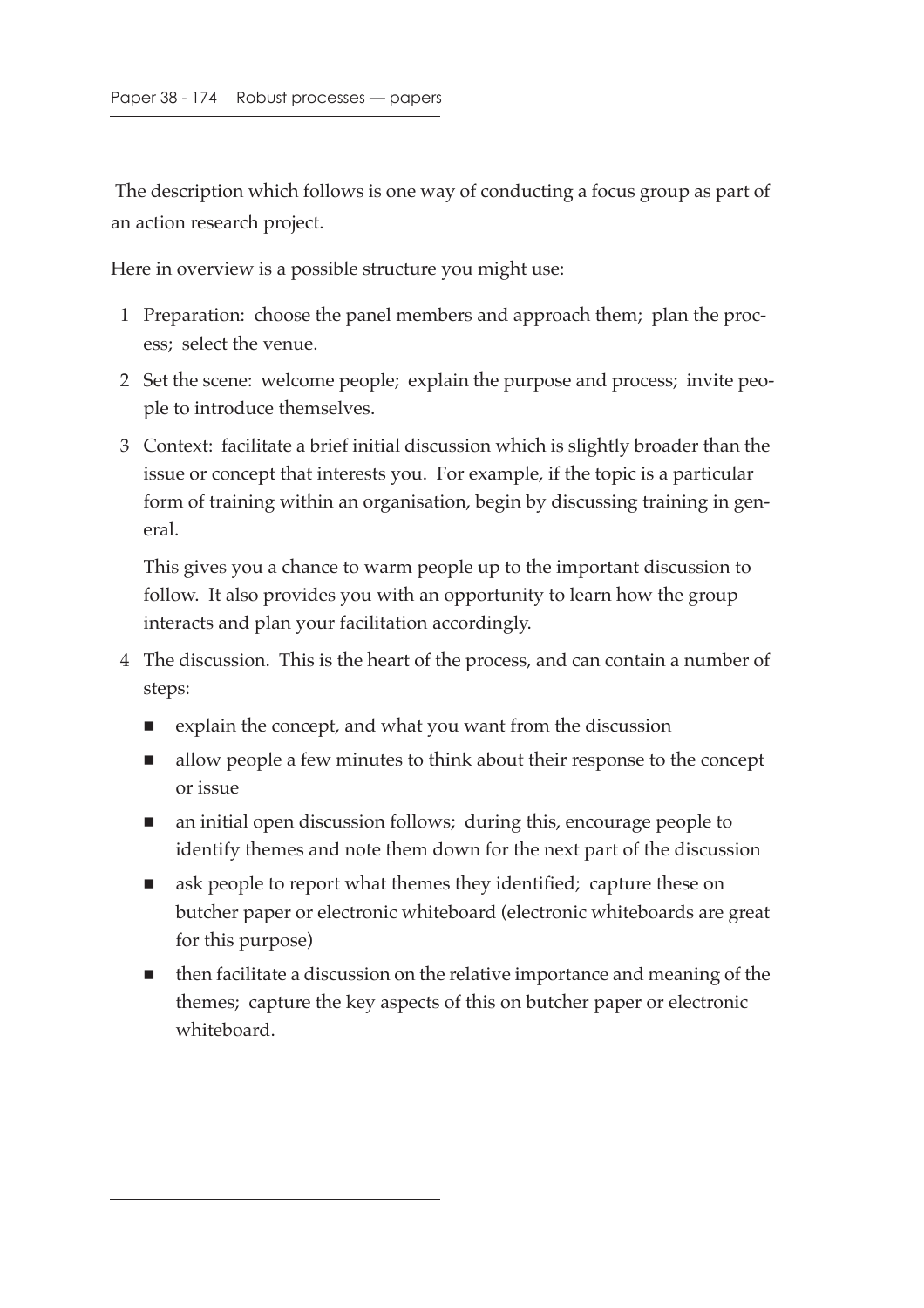The description which follows is one way of conducting a focus group as part of an action research project.

Here in overview is a possible structure you might use:

1. Preparation: choose the panel members and approach them; plan the process; select the venue.
2. Set the scene: welcome people; explain the purpose and process; invite people to introduce themselves.
3. Context: facilitate a brief initial discussion which is slightly broader than the issue or concept that interests you. For example, if the topic is a particular form of training within an organisation, begin by discussing training in general.

   This gives you a chance to warm people up to the important discussion to follow. It also provides you with an opportunity to learn how the group interacts and plan your facilitation accordingly.
4. The discussion. This is the heart of the process, and can contain a number of steps:
   - explain the concept, and what you want from the discussion
   - allow people a few minutes to think about their response to the concept or issue
   - an initial open discussion follows; during this, encourage people to identify themes and note them down for the next part of the discussion
   - ask people to report what themes they identified; capture these on butcher paper or electronic whiteboard (electronic whiteboards are great for this purpose)
   - then facilitate a discussion on the relative importance and meaning of the themes; capture the key aspects of this on butcher paper or electronic whiteboard.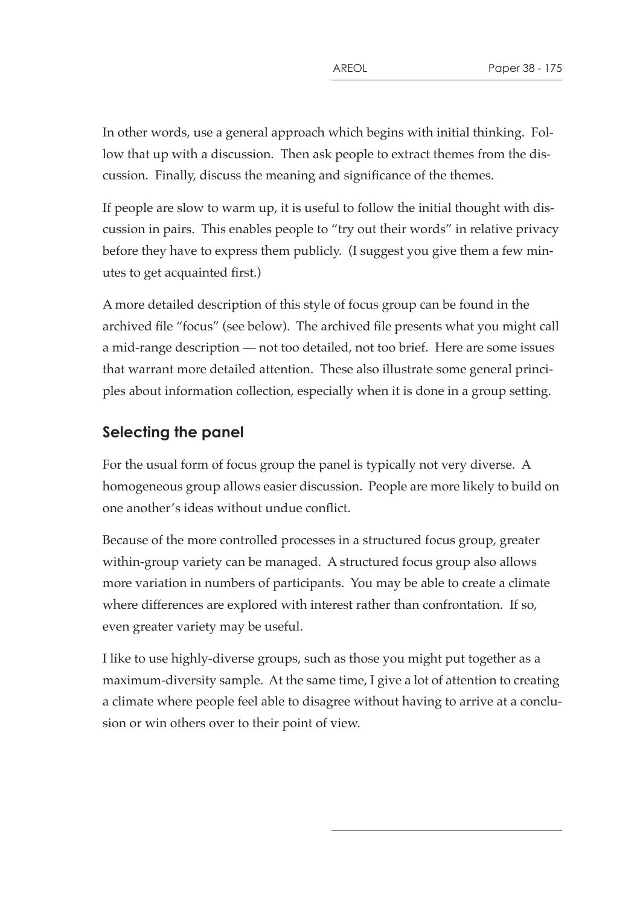In other words, use a general approach which begins with initial thinking. Follow that up with a discussion. Then ask people to extract themes from the discussion. Finally, discuss the meaning and significance of the themes.

If people are slow to warm up, it is useful to follow the initial thought with discussion in pairs. This enables people to "try out their words" in relative privacy before they have to express them publicly. (I suggest you give them a few minutes to get acquainted first.)

A more detailed description of this style of focus group can be found in the archived file "focus" (see below). The archived file presents what you might call a mid-range description — not too detailed, not too brief. Here are some issues that warrant more detailed attention. These also illustrate some general principles about information collection, especially when it is done in a group setting.

## Selecting the panel

For the usual form of focus group the panel is typically not very diverse. A homogeneous group allows easier discussion. People are more likely to build on one another's ideas without undue conflict.

Because of the more controlled processes in a structured focus group, greater within-group variety can be managed. A structured focus group also allows more variation in numbers of participants. You may be able to create a climate where differences are explored with interest rather than confrontation. If so, even greater variety may be useful.

I like to use highly-diverse groups, such as those you might put together as a maximum-diversity sample. At the same time, I give a lot of attention to creating a climate where people feel able to disagree without having to arrive at a conclusion or win others over to their point of view.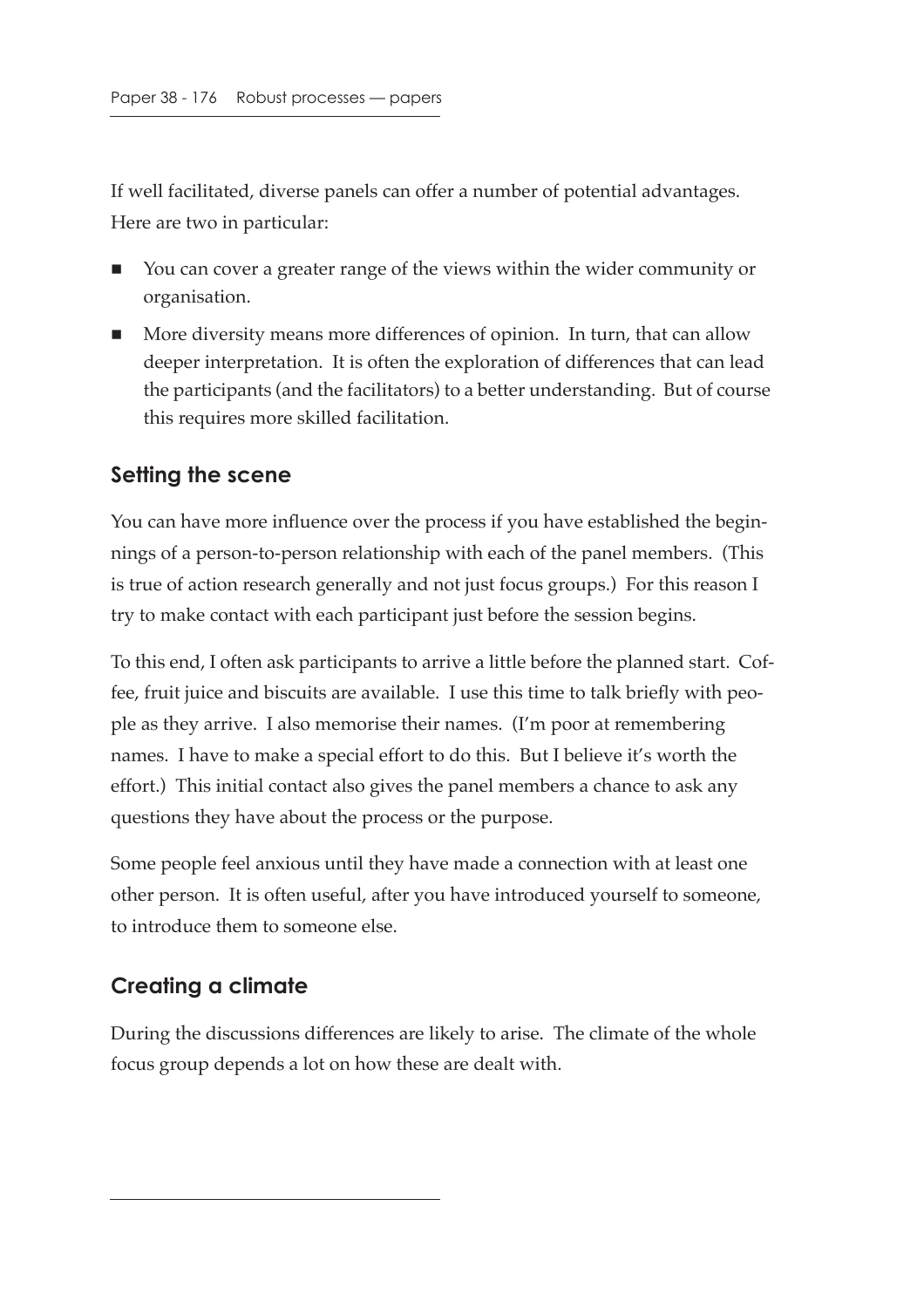If well facilitated, diverse panels can offer a number of potential advantages. Here are two in particular:

- You can cover a greater range of the views within the wider community or organisation.
- More diversity means more differences of opinion. In turn, that can allow deeper interpretation. It is often the exploration of differences that can lead the participants (and the facilitators) to a better understanding. But of course this requires more skilled facilitation.

## Setting the scene

You can have more influence over the process if you have established the beginnings of a person-to-person relationship with each of the panel members. (This is true of action research generally and not just focus groups.) For this reason I try to make contact with each participant just before the session begins.

To this end, I often ask participants to arrive a little before the planned start. Coffee, fruit juice and biscuits are available. I use this time to talk briefly with people as they arrive. I also memorise their names. (I'm poor at remembering names. I have to make a special effort to do this. But I believe it's worth the effort.) This initial contact also gives the panel members a chance to ask any questions they have about the process or the purpose.

Some people feel anxious until they have made a connection with at least one other person. It is often useful, after you have introduced yourself to someone, to introduce them to someone else.

## Creating a climate

During the discussions differences are likely to arise. The climate of the whole focus group depends a lot on how these are dealt with.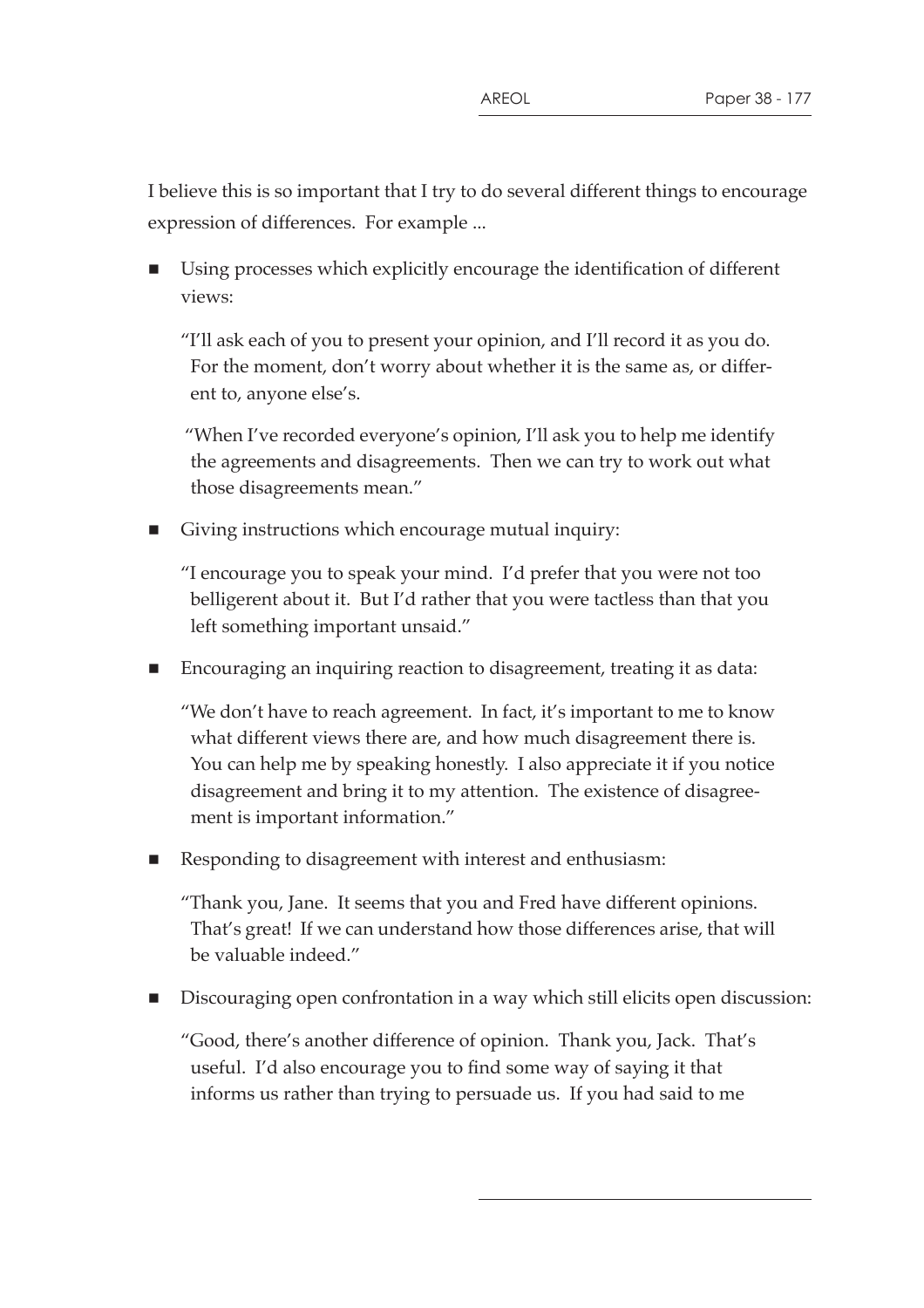I believe this is so important that I try to do several different things to encourage expression of differences. For example ...

- Using processes which explicitly encourage the identification of different views:

  "I'll ask each of you to present your opinion, and I'll record it as you do. For the moment, don't worry about whether it is the same as, or different to, anyone else's.

  "When I've recorded everyone's opinion, I'll ask you to help me identify the agreements and disagreements. Then we can try to work out what those disagreements mean."

- Giving instructions which encourage mutual inquiry:

  "I encourage you to speak your mind. I'd prefer that you were not too belligerent about it. But I'd rather that you were tactless than that you left something important unsaid."

- Encouraging an inquiring reaction to disagreement, treating it as data:

  "We don't have to reach agreement. In fact, it's important to me to know what different views there are, and how much disagreement there is. You can help me by speaking honestly. I also appreciate it if you notice disagreement and bring it to my attention. The existence of disagreement is important information."

- Responding to disagreement with interest and enthusiasm:

  "Thank you, Jane. It seems that you and Fred have different opinions. That's great! If we can understand how those differences arise, that will be valuable indeed."

- Discouraging open confrontation in a way which still elicits open discussion:

  "Good, there's another difference of opinion. Thank you, Jack. That's useful. I'd also encourage you to find some way of saying it that informs us rather than trying to persuade us. If you had said to me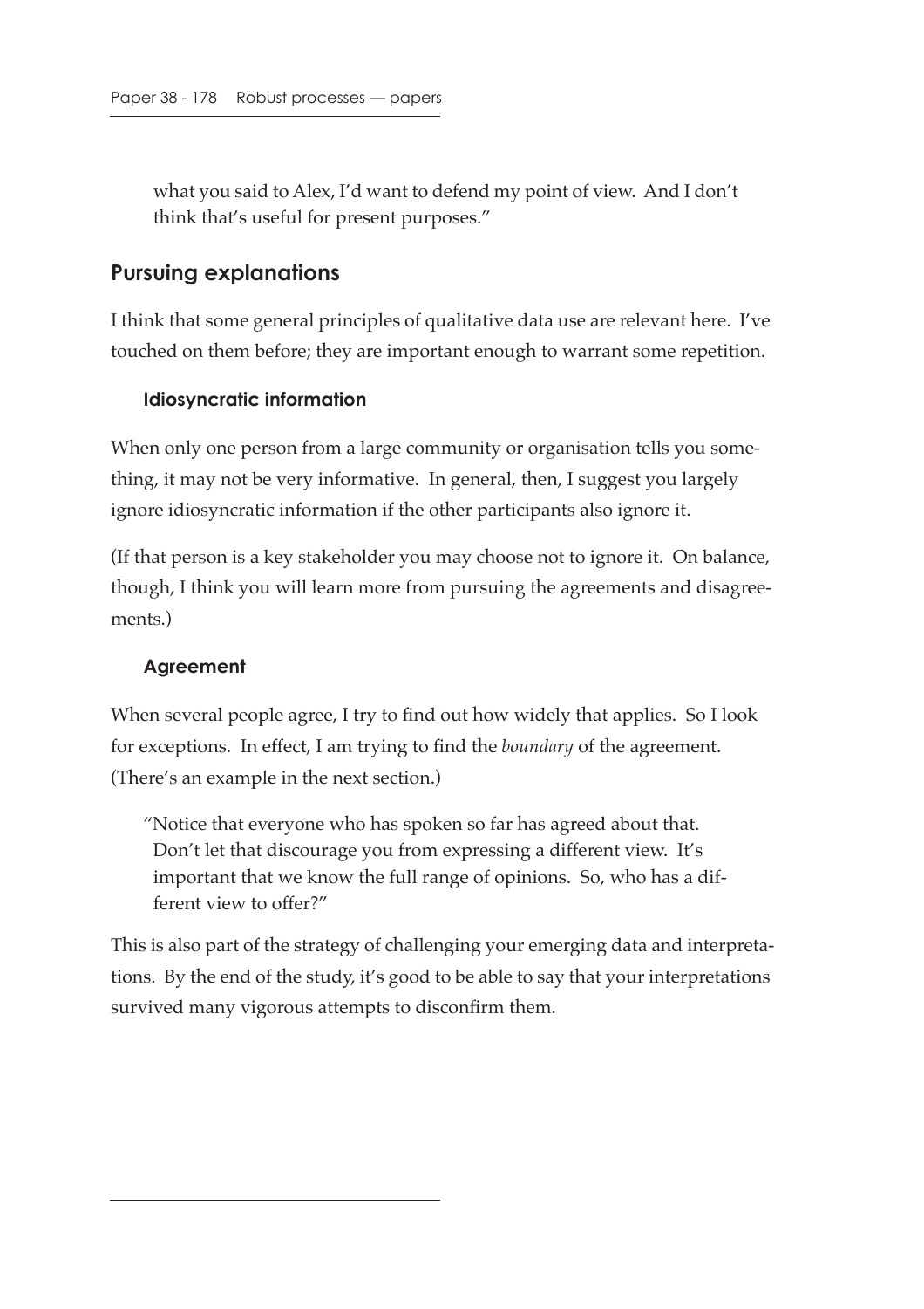> what you said to Alex, I'd want to defend my point of view. And I don't think that's useful for present purposes."

## Pursuing explanations

I think that some general principles of qualitative data use are relevant here. I've touched on them before; they are important enough to warrant some repetition.

### Idiosyncratic information

When only one person from a large community or organisation tells you something, it may not be very informative. In general, then, I suggest you largely ignore idiosyncratic information if the other participants also ignore it.

(If that person is a key stakeholder you may choose not to ignore it. On balance, though, I think you will learn more from pursuing the agreements and disagreements.)

### Agreement

When several people agree, I try to find out how widely that applies. So I look for exceptions. In effect, I am trying to find the *boundary* of the agreement. (There's an example in the next section.)

> "Notice that everyone who has spoken so far has agreed about that. Don't let that discourage you from expressing a different view. It's important that we know the full range of opinions. So, who has a different view to offer?"

This is also part of the strategy of challenging your emerging data and interpretations. By the end of the study, it's good to be able to say that your interpretations survived many vigorous attempts to disconfirm them.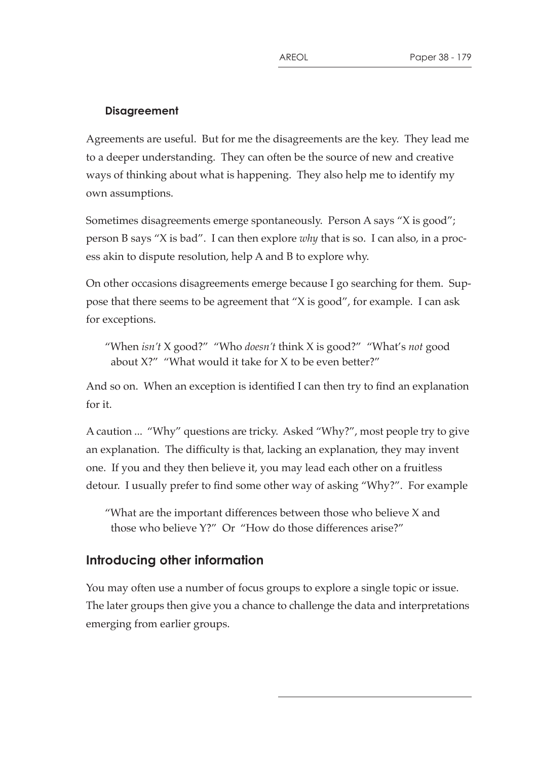### Disagreement

Agreements are useful. But for me the disagreements are the key. They lead me to a deeper understanding. They can often be the source of new and creative ways of thinking about what is happening. They also help me to identify my own assumptions.

Sometimes disagreements emerge spontaneously. Person A says "X is good"; person B says "X is bad". I can then explore *why* that is so. I can also, in a process akin to dispute resolution, help A and B to explore why.

On other occasions disagreements emerge because I go searching for them. Suppose that there seems to be agreement that "X is good", for example. I can ask for exceptions.

> "When *isn't* X good?" "Who *doesn't* think X is good?" "What's *not* good about X?" "What would it take for X to be even better?"

And so on. When an exception is identified I can then try to find an explanation for it.

A caution ... "Why" questions are tricky. Asked "Why?", most people try to give an explanation. The difficulty is that, lacking an explanation, they may invent one. If you and they then believe it, you may lead each other on a fruitless detour. I usually prefer to find some other way of asking "Why?". For example

> "What are the important differences between those who believe X and those who believe Y?" Or "How do those differences arise?"

## Introducing other information

You may often use a number of focus groups to explore a single topic or issue. The later groups then give you a chance to challenge the data and interpretations emerging from earlier groups.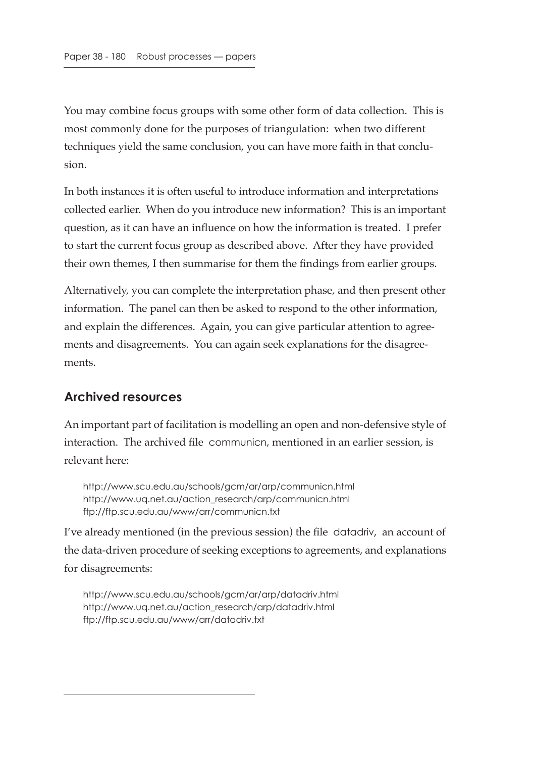You may combine focus groups with some other form of data collection. This is most commonly done for the purposes of triangulation: when two different techniques yield the same conclusion, you can have more faith in that conclusion.

In both instances it is often useful to introduce information and interpretations collected earlier. When do you introduce new information? This is an important question, as it can have an influence on how the information is treated. I prefer to start the current focus group as described above. After they have provided their own themes, I then summarise for them the findings from earlier groups.

Alternatively, you can complete the interpretation phase, and then present other information. The panel can then be asked to respond to the other information, and explain the differences. Again, you can give particular attention to agreements and disagreements. You can again seek explanations for the disagreements.

## Archived resources

An important part of facilitation is modelling an open and non-defensive style of interaction. The archived file communicn, mentioned in an earlier session, is relevant here:

```
http://www.scu.edu.au/schools/gcm/ar/arp/communicn.html
http://www.uq.net.au/action_research/arp/communicn.html
ftp://ftp.scu.edu.au/www/arr/communicn.txt
```

I've already mentioned (in the previous session) the file datadriv, an account of the data-driven procedure of seeking exceptions to agreements, and explanations for disagreements:

```
http://www.scu.edu.au/schools/gcm/ar/arp/datadriv.html
http://www.uq.net.au/action_research/arp/datadriv.html
ftp://ftp.scu.edu.au/www/arr/datadriv.txt
```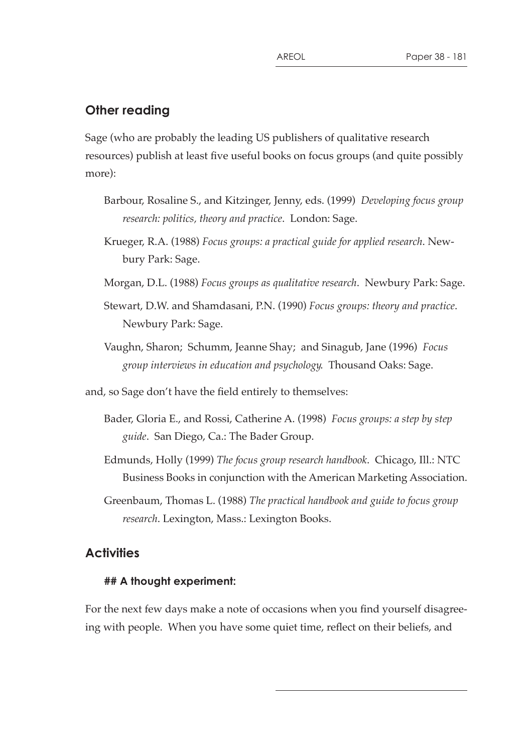## Other reading

Sage (who are probably the leading US publishers of qualitative research resources) publish at least five useful books on focus groups (and quite possibly more):

Barbour, Rosaline S., and Kitzinger, Jenny, eds. (1999) *Developing focus group research: politics, theory and practice*. London: Sage.

Krueger, R.A. (1988) *Focus groups: a practical guide for applied research*. Newbury Park: Sage.

Morgan, D.L. (1988) *Focus groups as qualitative research*. Newbury Park: Sage.

Stewart, D.W. and Shamdasani, P.N. (1990) *Focus groups: theory and practice*. Newbury Park: Sage.

Vaughn, Sharon; Schumm, Jeanne Shay; and Sinagub, Jane (1996) *Focus group interviews in education and psychology*. Thousand Oaks: Sage.

and, so Sage don't have the field entirely to themselves:

Bader, Gloria E., and Rossi, Catherine A. (1998) *Focus groups: a step by step guide*. San Diego, Ca.: The Bader Group.

Edmunds, Holly (1999) *The focus group research handbook*. Chicago, Ill.: NTC Business Books in conjunction with the American Marketing Association.

Greenbaum, Thomas L. (1988) *The practical handbook and guide to focus group research*. Lexington, Mass.: Lexington Books.

## Activities

### ## A thought experiment:

For the next few days make a note of occasions when you find yourself disagreeing with people. When you have some quiet time, reflect on their beliefs, and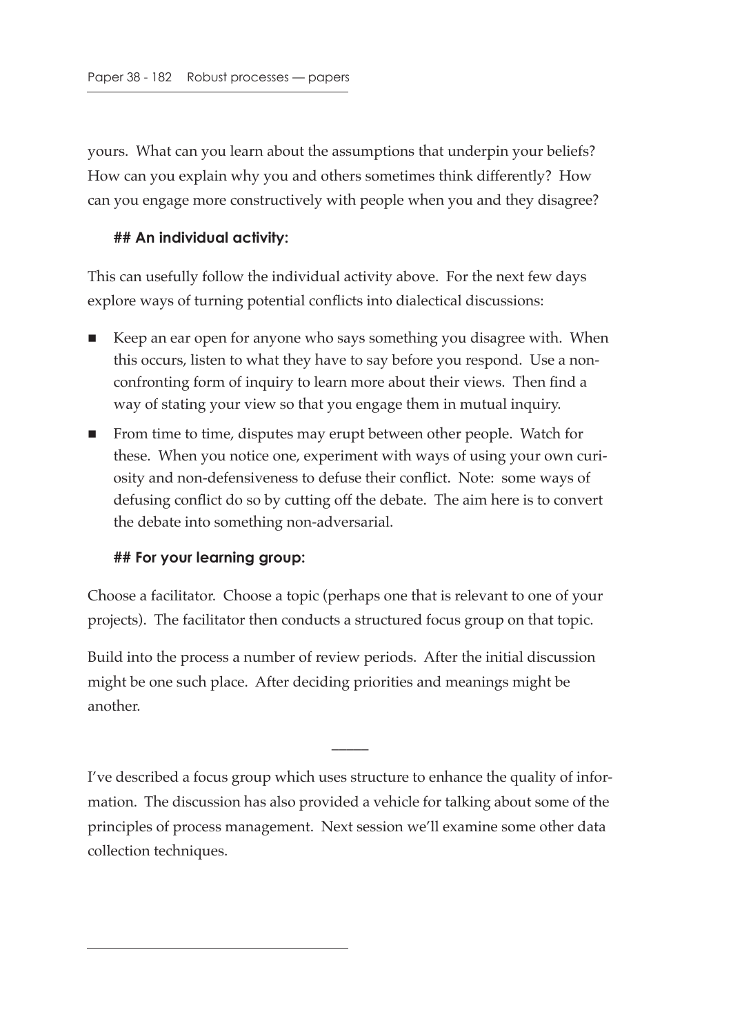yours. What can you learn about the assumptions that underpin your beliefs? How can you explain why you and others sometimes think differently? How can you engage more constructively with people when you and they disagree?

## An individual activity:

This can usefully follow the individual activity above. For the next few days explore ways of turning potential conflicts into dialectical discussions:

- Keep an ear open for anyone who says something you disagree with. When this occurs, listen to what they have to say before you respond. Use a non-confronting form of inquiry to learn more about their views. Then find a way of stating your view so that you engage them in mutual inquiry.
- From time to time, disputes may erupt between other people. Watch for these. When you notice one, experiment with ways of using your own curiosity and non-defensiveness to defuse their conflict. Note: some ways of defusing conflict do so by cutting off the debate. The aim here is to convert the debate into something non-adversarial.

## For your learning group:

Choose a facilitator. Choose a topic (perhaps one that is relevant to one of your projects). The facilitator then conducts a structured focus group on that topic.

Build into the process a number of review periods. After the initial discussion might be one such place. After deciding priorities and meanings might be another.

---

I've described a focus group which uses structure to enhance the quality of information. The discussion has also provided a vehicle for talking about some of the principles of process management. Next session we'll examine some other data collection techniques.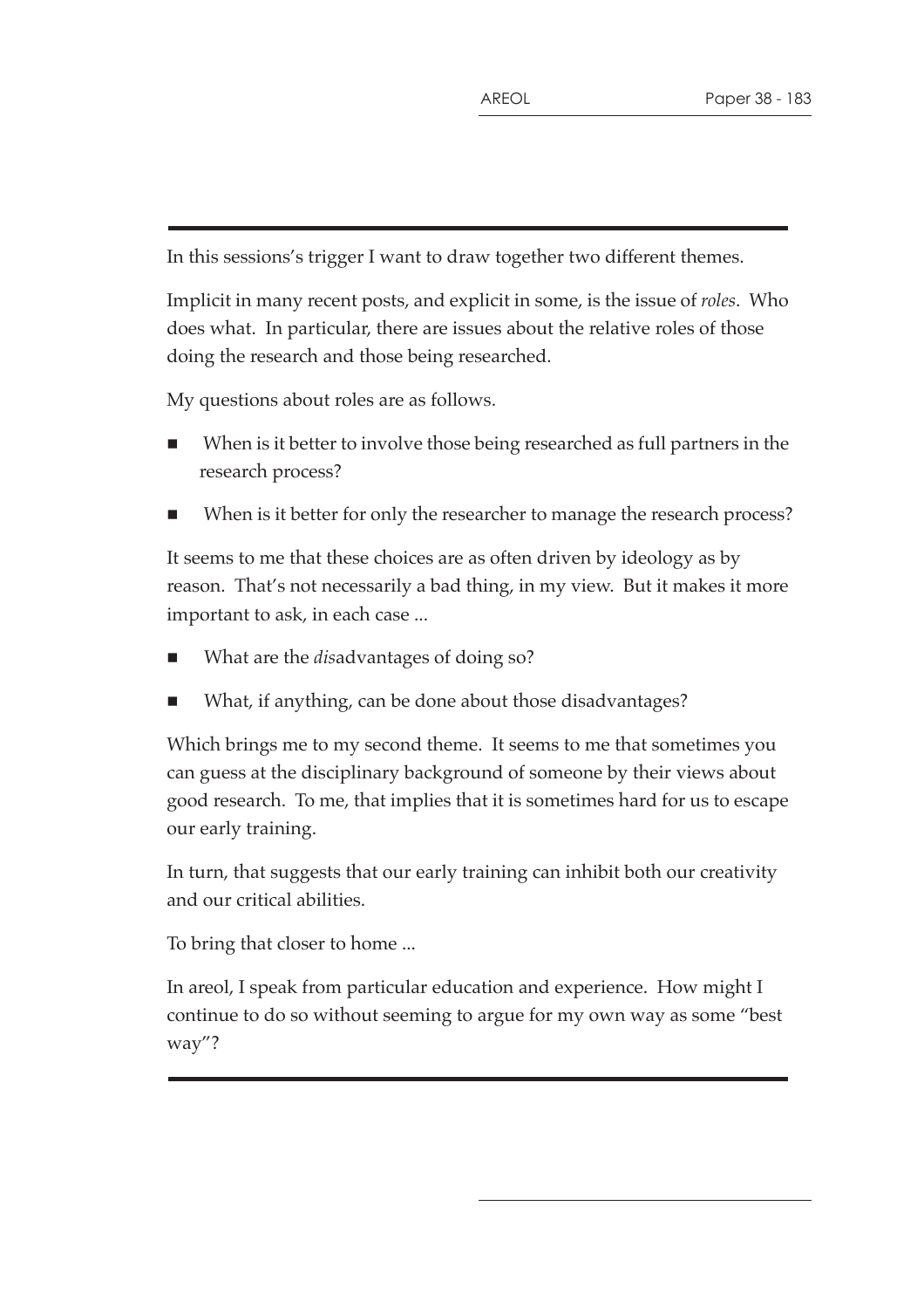In this sessions's trigger I want to draw together two different themes.

Implicit in many recent posts, and explicit in some, is the issue of *roles*. Who does what. In particular, there are issues about the relative roles of those doing the research and those being researched.

My questions about roles are as follows.

- When is it better to involve those being researched as full partners in the research process?
- When is it better for only the researcher to manage the research process?

It seems to me that these choices are as often driven by ideology as by reason. That's not necessarily a bad thing, in my view. But it makes it more important to ask, in each case ...

- What are the *dis*advantages of doing so?
- What, if anything, can be done about those disadvantages?

Which brings me to my second theme. It seems to me that sometimes you can guess at the disciplinary background of someone by their views about good research. To me, that implies that it is sometimes hard for us to escape our early training.

In turn, that suggests that our early training can inhibit both our creativity and our critical abilities.

To bring that closer to home ...

In areol, I speak from particular education and experience. How might I continue to do so without seeming to argue for my own way as some "best way"?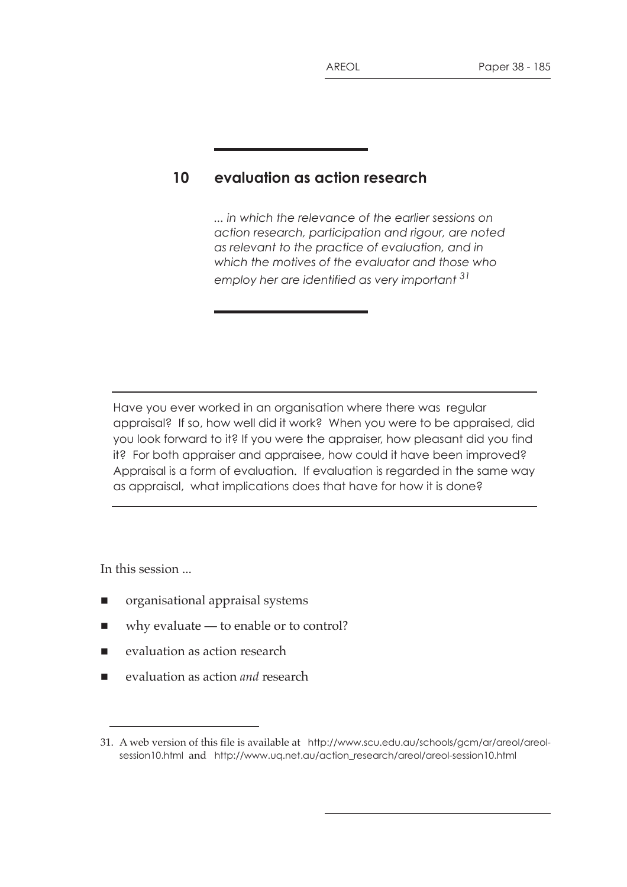# 10 evaluation as action research

*... in which the relevance of the earlier sessions on action research, participation and rigour, are noted as relevant to the practice of evaluation, and in which the motives of the evaluator and those who employ her are identified as very important* [31]

---

Have you ever worked in an organisation where there was regular appraisal? If so, how well did it work? When you were to be appraised, did you look forward to it? If you were the appraiser, how pleasant did you find it? For both appraiser and appraisee, how could it have been improved? Appraisal is a form of evaluation. If evaluation is regarded in the same way as appraisal, what implications does that have for how it is done?

---

In this session ...

- organisational appraisal systems
- why evaluate — to enable or to control?
- evaluation as action research
- evaluation as action *and* research

---

31. A web version of this file is available at http://www.scu.edu.au/schools/gcm/ar/areol/areol-session10.html and http://www.uq.net.au/action_research/areol/areol-session10.html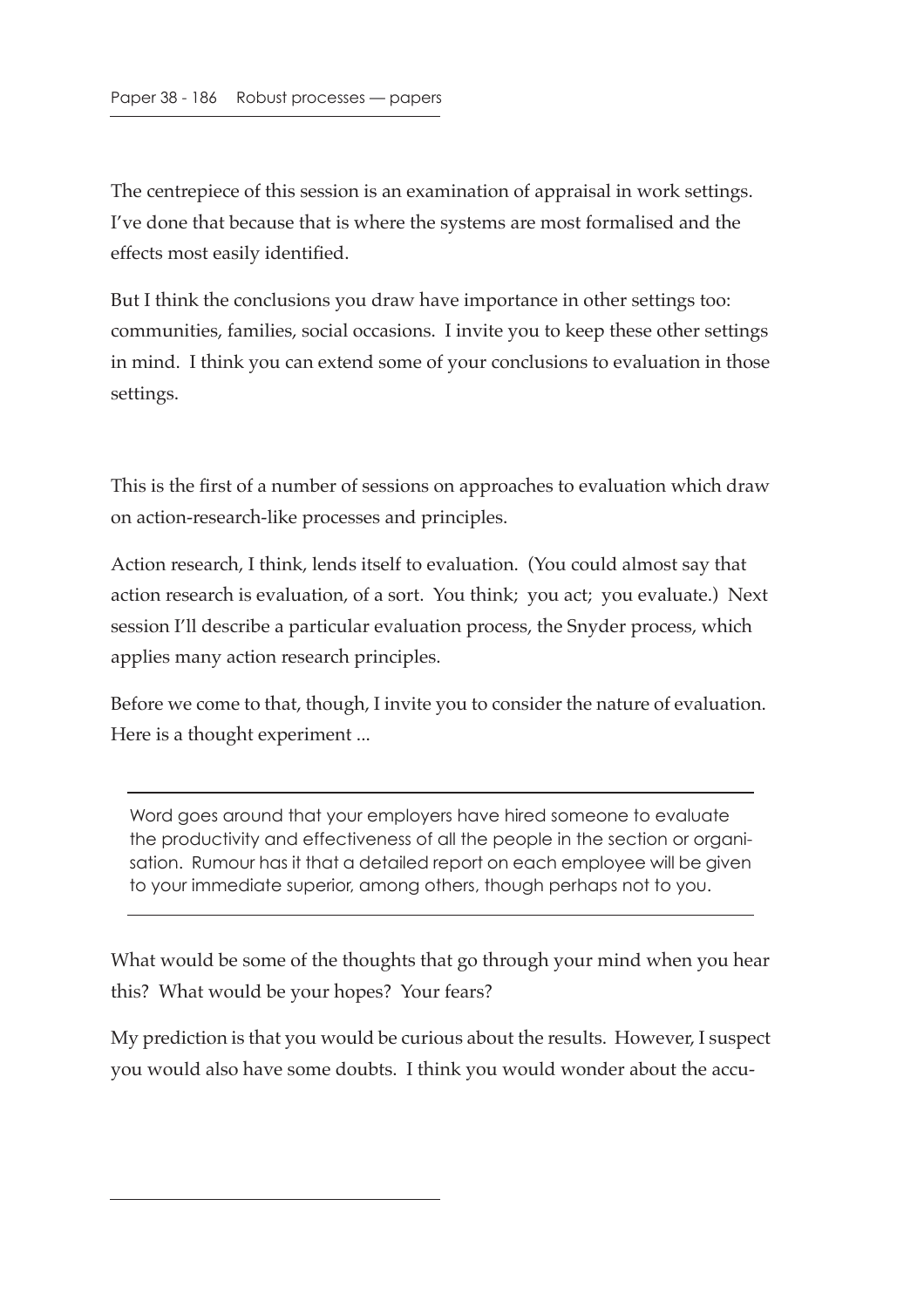The centrepiece of this session is an examination of appraisal in work settings. I've done that because that is where the systems are most formalised and the effects most easily identified.

But I think the conclusions you draw have importance in other settings too: communities, families, social occasions. I invite you to keep these other settings in mind. I think you can extend some of your conclusions to evaluation in those settings.

This is the first of a number of sessions on approaches to evaluation which draw on action-research-like processes and principles.

Action research, I think, lends itself to evaluation. (You could almost say that action research is evaluation, of a sort. You think; you act; you evaluate.) Next session I'll describe a particular evaluation process, the Snyder process, which applies many action research principles.

Before we come to that, though, I invite you to consider the nature of evaluation. Here is a thought experiment ...

---

Word goes around that your employers have hired someone to evaluate the productivity and effectiveness of all the people in the section or organisation. Rumour has it that a detailed report on each employee will be given to your immediate superior, among others, though perhaps not to you.

---

What would be some of the thoughts that go through your mind when you hear this? What would be your hopes? Your fears?

My prediction is that you would be curious about the results. However, I suspect you would also have some doubts. I think you would wonder about the accu-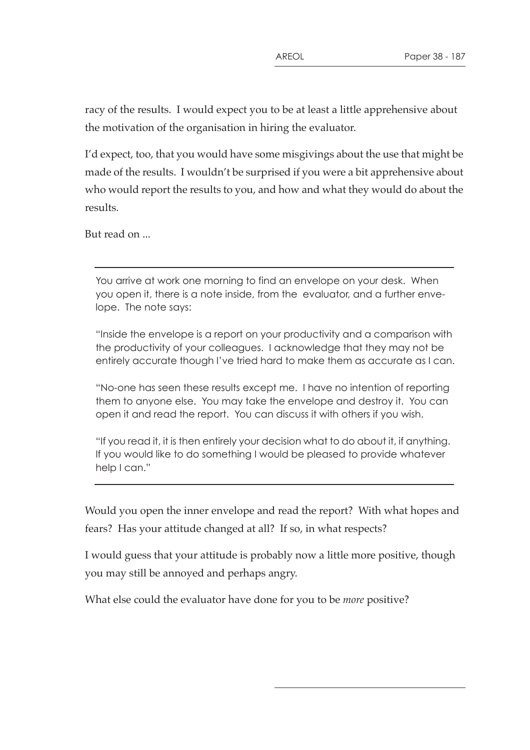racy of the results. I would expect you to be at least a little apprehensive about the motivation of the organisation in hiring the evaluator.

I'd expect, too, that you would have some misgivings about the use that might be made of the results. I wouldn't be surprised if you were a bit apprehensive about who would report the results to you, and how and what they would do about the results.

But read on ...

---

> You arrive at work one morning to find an envelope on your desk. When you open it, there is a note inside, from the evaluator, and a further envelope. The note says:
>
> "Inside the envelope is a report on your productivity and a comparison with the productivity of your colleagues. I acknowledge that they may not be entirely accurate though I've tried hard to make them as accurate as I can.
>
> "No-one has seen these results except me. I have no intention of reporting them to anyone else. You may take the envelope and destroy it. You can open it and read the report. You can discuss it with others if you wish.
>
> "If you read it, it is then entirely your decision what to do about it, if anything. If you would like to do something I would be pleased to provide whatever help I can."

---

Would you open the inner envelope and read the report? With what hopes and fears? Has your attitude changed at all? If so, in what respects?

I would guess that your attitude is probably now a little more positive, though you may still be annoyed and perhaps angry.

What else could the evaluator have done for you to be *more* positive?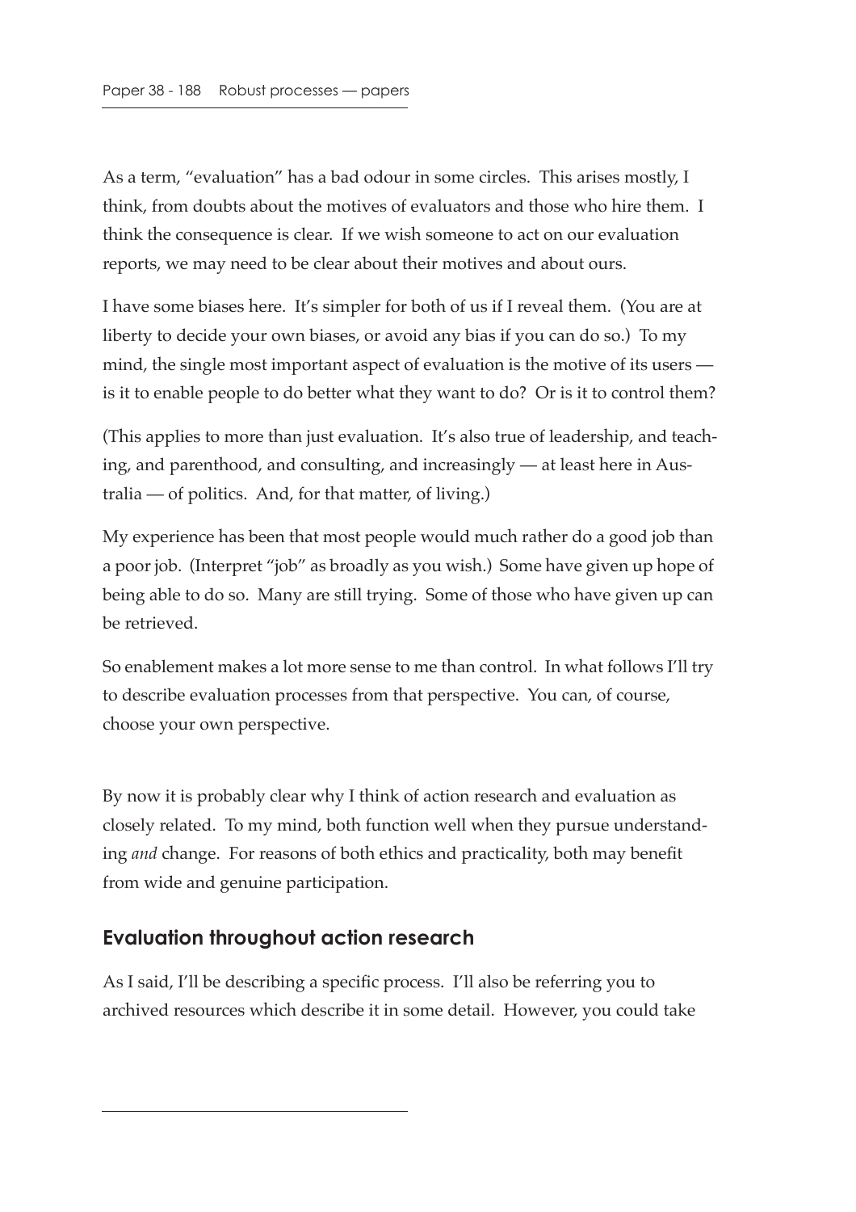As a term, "evaluation" has a bad odour in some circles. This arises mostly, I think, from doubts about the motives of evaluators and those who hire them. I think the consequence is clear. If we wish someone to act on our evaluation reports, we may need to be clear about their motives and about ours.

I have some biases here. It's simpler for both of us if I reveal them. (You are at liberty to decide your own biases, or avoid any bias if you can do so.) To my mind, the single most important aspect of evaluation is the motive of its users — is it to enable people to do better what they want to do? Or is it to control them?

(This applies to more than just evaluation. It's also true of leadership, and teaching, and parenthood, and consulting, and increasingly — at least here in Australia — of politics. And, for that matter, of living.)

My experience has been that most people would much rather do a good job than a poor job. (Interpret "job" as broadly as you wish.) Some have given up hope of being able to do so. Many are still trying. Some of those who have given up can be retrieved.

So enablement makes a lot more sense to me than control. In what follows I'll try to describe evaluation processes from that perspective. You can, of course, choose your own perspective.

By now it is probably clear why I think of action research and evaluation as closely related. To my mind, both function well when they pursue understanding *and* change. For reasons of both ethics and practicality, both may benefit from wide and genuine participation.

## Evaluation throughout action research

As I said, I'll be describing a specific process. I'll also be referring you to archived resources which describe it in some detail. However, you could take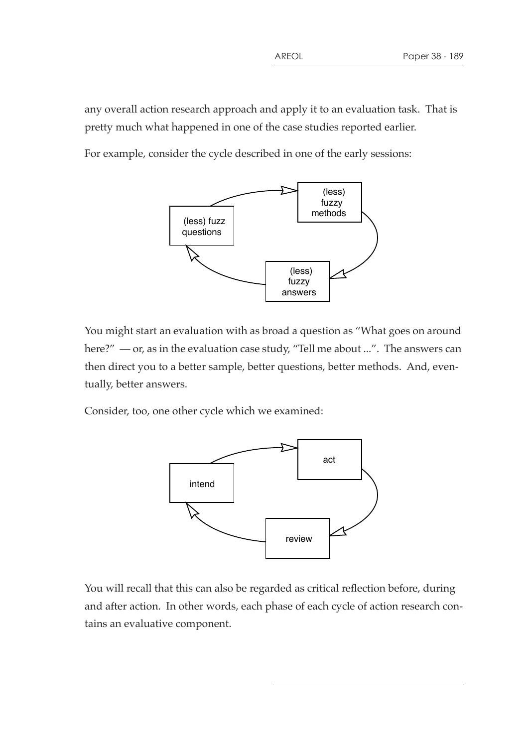any overall action research approach and apply it to an evaluation task. That is pretty much what happened in one of the case studies reported earlier.

For example, consider the cycle described in one of the early sessions:

(less) fuzz questions → (less) fuzzy methods → (less) fuzzy answers → (less) fuzz questions

You might start an evaluation with as broad a question as “What goes on around here?” — or, as in the evaluation case study, “Tell me about ...”. The answers can then direct you to a better sample, better questions, better methods. And, eventually, better answers.

Consider, too, one other cycle which we examined:

intend → act → review → intend

You will recall that this can also be regarded as critical reflection before, during and after action. In other words, each phase of each cycle of action research contains an evaluative component.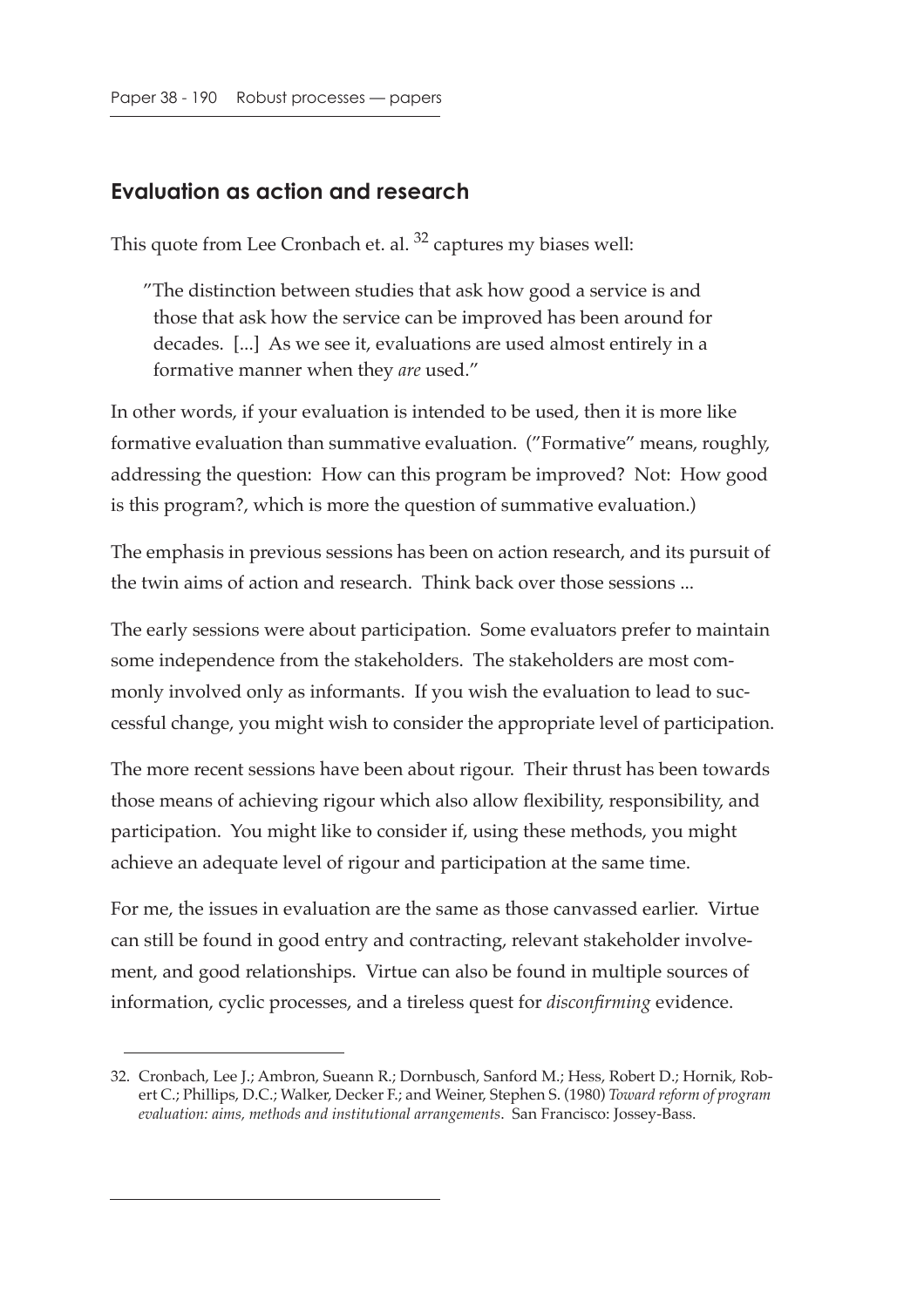## Evaluation as action and research

This quote from Lee Cronbach et. al. [32] captures my biases well:

> "The distinction between studies that ask how good a service is and those that ask how the service can be improved has been around for decades. [...] As we see it, evaluations are used almost entirely in a formative manner when they *are* used."

In other words, if your evaluation is intended to be used, then it is more like formative evaluation than summative evaluation. ("Formative" means, roughly, addressing the question: How can this program be improved? Not: How good is this program?, which is more the question of summative evaluation.)

The emphasis in previous sessions has been on action research, and its pursuit of the twin aims of action and research. Think back over those sessions ...

The early sessions were about participation. Some evaluators prefer to maintain some independence from the stakeholders. The stakeholders are most commonly involved only as informants. If you wish the evaluation to lead to successful change, you might wish to consider the appropriate level of participation.

The more recent sessions have been about rigour. Their thrust has been towards those means of achieving rigour which also allow flexibility, responsibility, and participation. You might like to consider if, using these methods, you might achieve an adequate level of rigour and participation at the same time.

For me, the issues in evaluation are the same as those canvassed earlier. Virtue can still be found in good entry and contracting, relevant stakeholder involvement, and good relationships. Virtue can also be found in multiple sources of information, cyclic processes, and a tireless quest for *disconfirming* evidence.

---

32. Cronbach, Lee J.; Ambron, Sueann R.; Dornbusch, Sanford M.; Hess, Robert D.; Hornik, Robert C.; Phillips, D.C.; Walker, Decker F.; and Weiner, Stephen S. (1980) *Toward reform of program evaluation: aims, methods and institutional arrangements*. San Francisco: Jossey-Bass.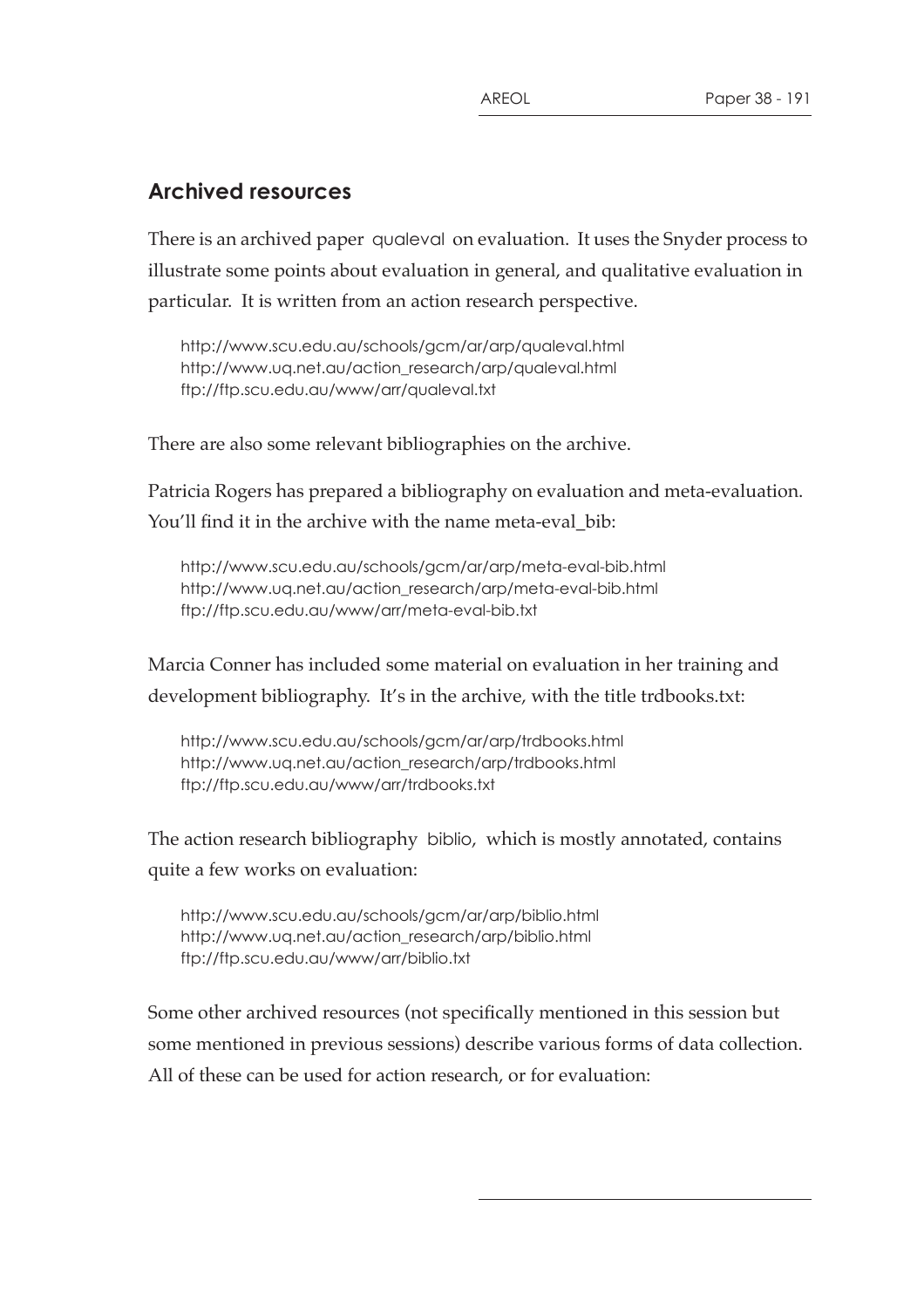## Archived resources

There is an archived paper qualeval on evaluation. It uses the Snyder process to illustrate some points about evaluation in general, and qualitative evaluation in particular. It is written from an action research perspective.

```
http://www.scu.edu.au/schools/gcm/ar/arp/qualeval.html
http://www.uq.net.au/action_research/arp/qualeval.html
ftp://ftp.scu.edu.au/www/arr/qualeval.txt
```

There are also some relevant bibliographies on the archive.

Patricia Rogers has prepared a bibliography on evaluation and meta-evaluation. You'll find it in the archive with the name meta-eval_bib:

```
http://www.scu.edu.au/schools/gcm/ar/arp/meta-eval-bib.html
http://www.uq.net.au/action_research/arp/meta-eval-bib.html
ftp://ftp.scu.edu.au/www/arr/meta-eval-bib.txt
```

Marcia Conner has included some material on evaluation in her training and development bibliography. It's in the archive, with the title trdbooks.txt:

```
http://www.scu.edu.au/schools/gcm/ar/arp/trdbooks.html
http://www.uq.net.au/action_research/arp/trdbooks.html
ftp://ftp.scu.edu.au/www/arr/trdbooks.txt
```

The action research bibliography biblio, which is mostly annotated, contains quite a few works on evaluation:

```
http://www.scu.edu.au/schools/gcm/ar/arp/biblio.html
http://www.uq.net.au/action_research/arp/biblio.html
ftp://ftp.scu.edu.au/www/arr/biblio.txt
```

Some other archived resources (not specifically mentioned in this session but some mentioned in previous sessions) describe various forms of data collection. All of these can be used for action research, or for evaluation: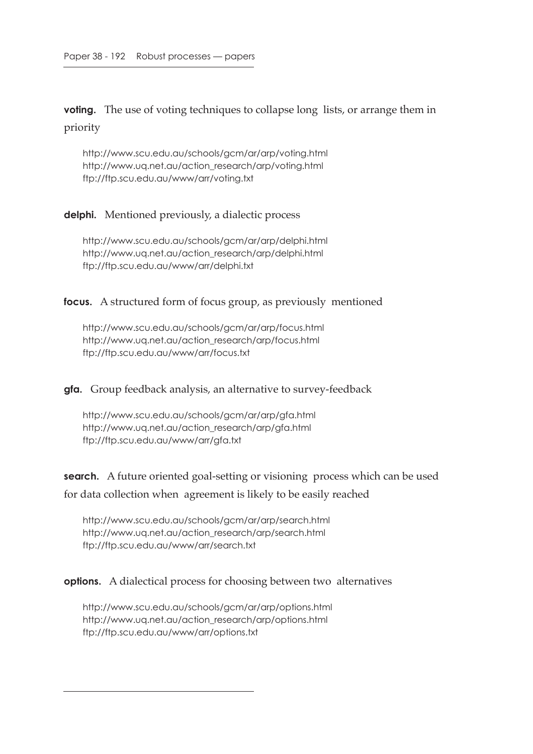**voting.** The use of voting techniques to collapse long lists, or arrange them in priority

http://www.scu.edu.au/schools/gcm/ar/arp/voting.html
http://www.uq.net.au/action_research/arp/voting.html
ftp://ftp.scu.edu.au/www/arr/voting.txt

**delphi.** Mentioned previously, a dialectic process

http://www.scu.edu.au/schools/gcm/ar/arp/delphi.html
http://www.uq.net.au/action_research/arp/delphi.html
ftp://ftp.scu.edu.au/www/arr/delphi.txt

**focus.** A structured form of focus group, as previously mentioned

http://www.scu.edu.au/schools/gcm/ar/arp/focus.html
http://www.uq.net.au/action_research/arp/focus.html
ftp://ftp.scu.edu.au/www/arr/focus.txt

**gfa.** Group feedback analysis, an alternative to survey-feedback

http://www.scu.edu.au/schools/gcm/ar/arp/gfa.html
http://www.uq.net.au/action_research/arp/gfa.html
ftp://ftp.scu.edu.au/www/arr/gfa.txt

**search.** A future oriented goal-setting or visioning process which can be used for data collection when agreement is likely to be easily reached

http://www.scu.edu.au/schools/gcm/ar/arp/search.html
http://www.uq.net.au/action_research/arp/search.html
ftp://ftp.scu.edu.au/www/arr/search.txt

**options.** A dialectical process for choosing between two alternatives

http://www.scu.edu.au/schools/gcm/ar/arp/options.html
http://www.uq.net.au/action_research/arp/options.html
ftp://ftp.scu.edu.au/www/arr/options.txt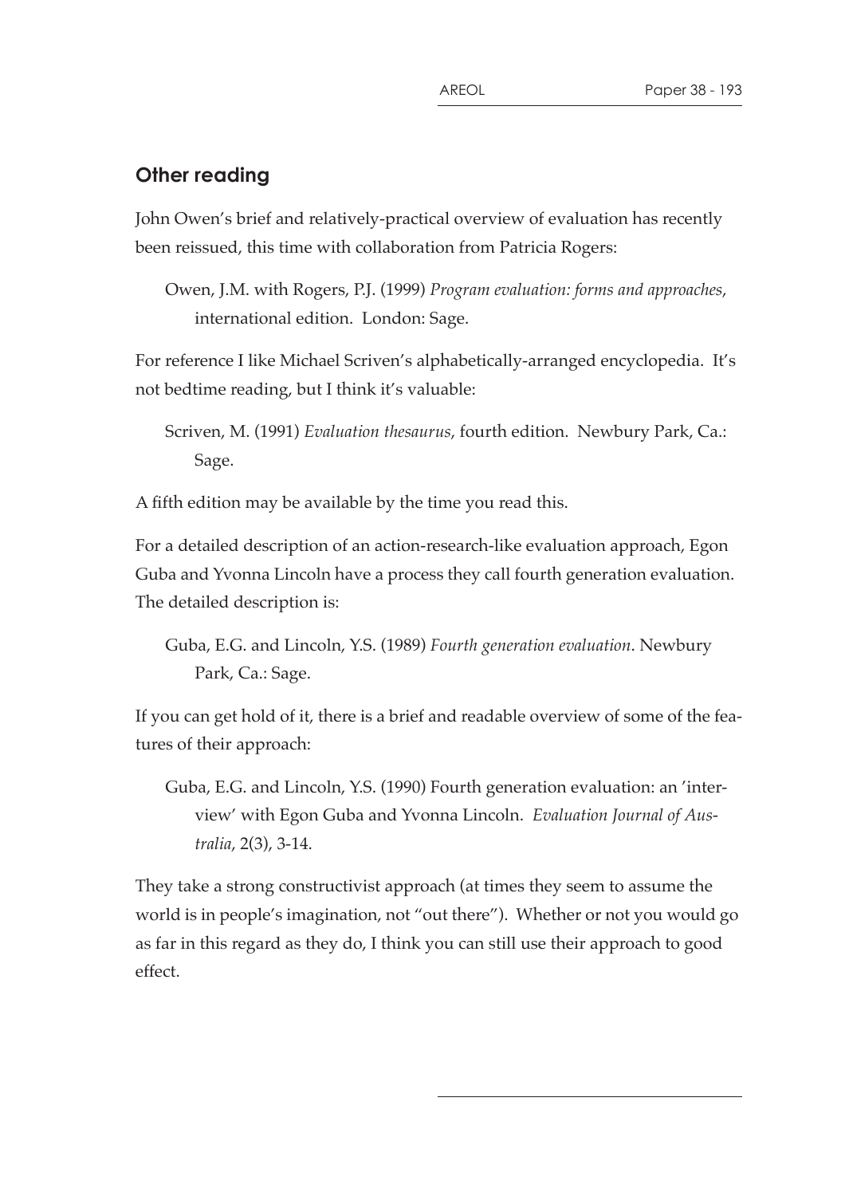## Other reading

John Owen's brief and relatively-practical overview of evaluation has recently been reissued, this time with collaboration from Patricia Rogers:

> Owen, J.M. with Rogers, P.J. (1999) *Program evaluation: forms and approaches*, international edition. London: Sage.

For reference I like Michael Scriven's alphabetically-arranged encyclopedia. It's not bedtime reading, but I think it's valuable:

> Scriven, M. (1991) *Evaluation thesaurus*, fourth edition. Newbury Park, Ca.: Sage.

A fifth edition may be available by the time you read this.

For a detailed description of an action-research-like evaluation approach, Egon Guba and Yvonna Lincoln have a process they call fourth generation evaluation. The detailed description is:

> Guba, E.G. and Lincoln, Y.S. (1989) *Fourth generation evaluation*. Newbury Park, Ca.: Sage.

If you can get hold of it, there is a brief and readable overview of some of the features of their approach:

> Guba, E.G. and Lincoln, Y.S. (1990) Fourth generation evaluation: an 'interview' with Egon Guba and Yvonna Lincoln. *Evaluation Journal of Australia*, 2(3), 3-14.

They take a strong constructivist approach (at times they seem to assume the world is in people's imagination, not "out there"). Whether or not you would go as far in this regard as they do, I think you can still use their approach to good effect.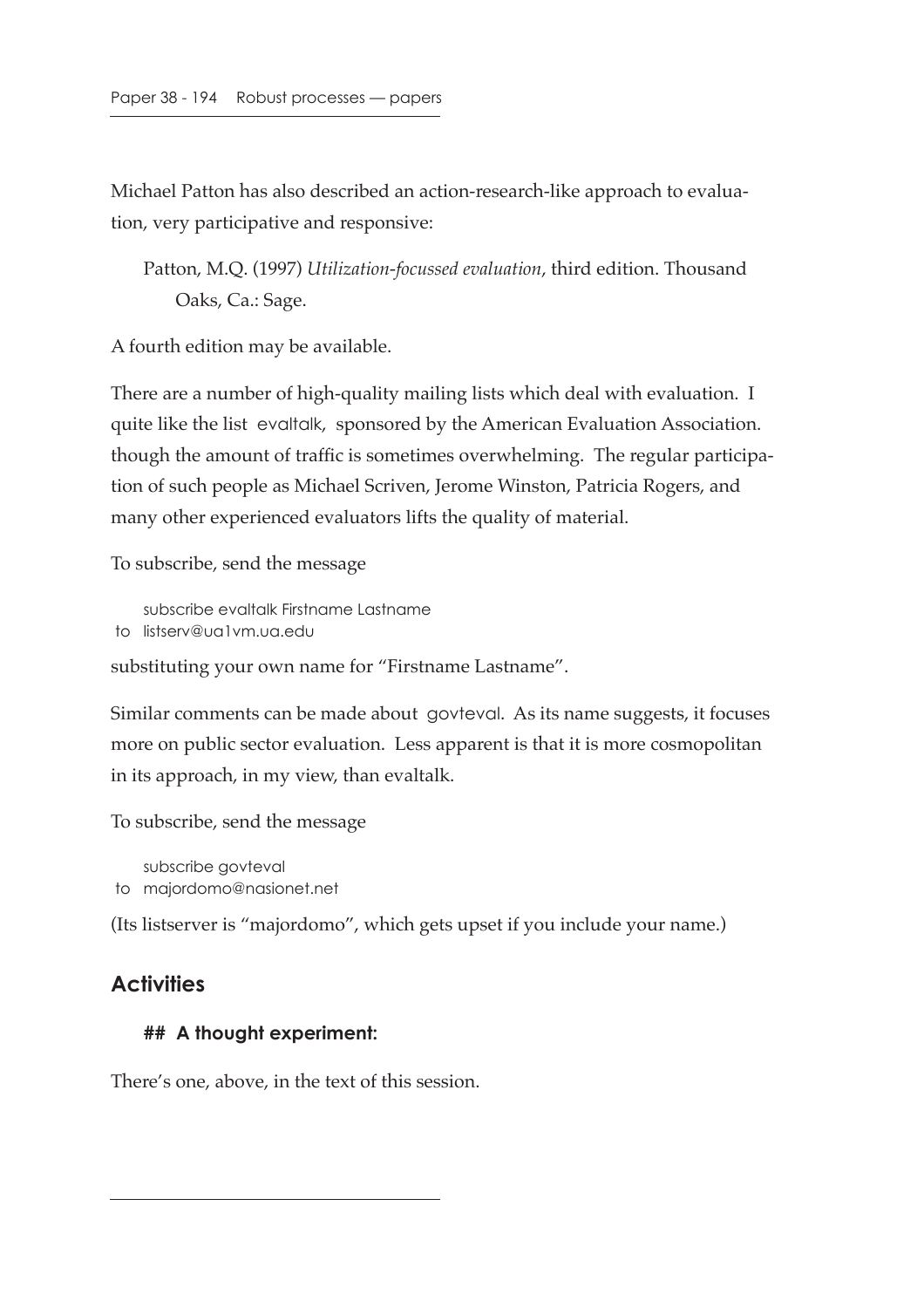Michael Patton has also described an action-research-like approach to evaluation, very participative and responsive:

> Patton, M.Q. (1997) *Utilization-focussed evaluation*, third edition. Thousand Oaks, Ca.: Sage.

A fourth edition may be available.

There are a number of high-quality mailing lists which deal with evaluation. I quite like the list evaltalk, sponsored by the American Evaluation Association. though the amount of traffic is sometimes overwhelming. The regular participation of such people as Michael Scriven, Jerome Winston, Patricia Rogers, and many other experienced evaluators lifts the quality of material.

To subscribe, send the message

```
    subscribe evaltalk Firstname Lastname
to  listserv@ua1vm.ua.edu
```

substituting your own name for "Firstname Lastname".

Similar comments can be made about govteval. As its name suggests, it focuses more on public sector evaluation. Less apparent is that it is more cosmopolitan in its approach, in my view, than evaltalk.

To subscribe, send the message

```
    subscribe govteval
to  majordomo@nasionet.net
```

(Its listserver is "majordomo", which gets upset if you include your name.)

## Activities

### ## A thought experiment:

There's one, above, in the text of this session.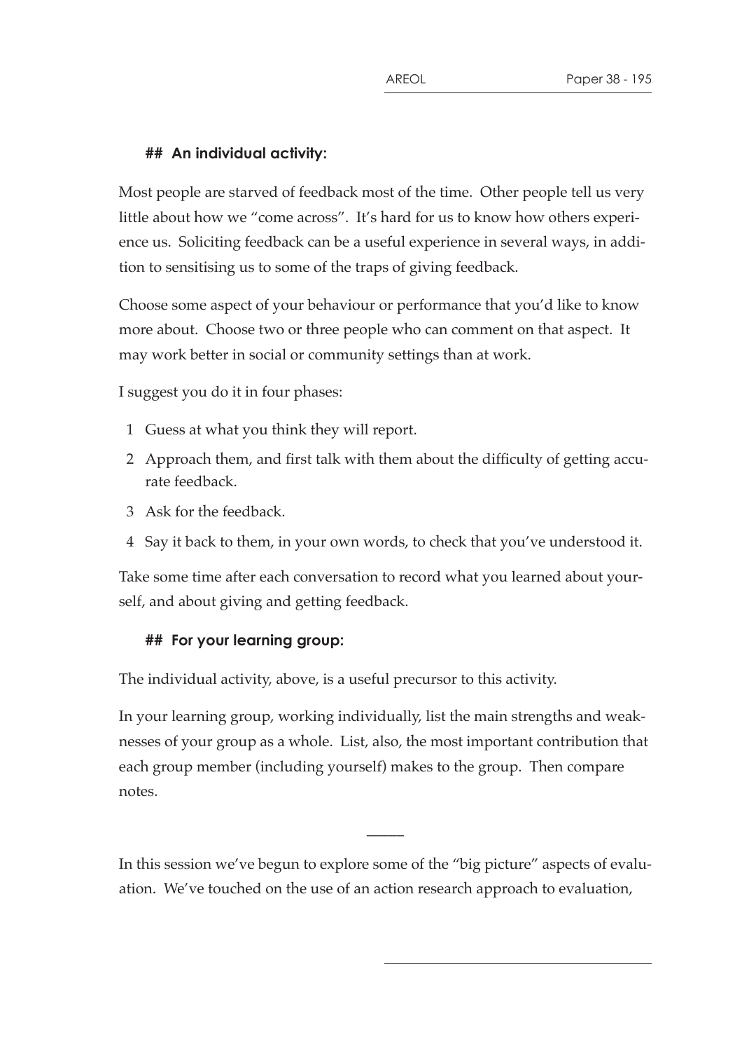## An individual activity:

Most people are starved of feedback most of the time. Other people tell us very little about how we "come across". It's hard for us to know how others experience us. Soliciting feedback can be a useful experience in several ways, in addition to sensitising us to some of the traps of giving feedback.

Choose some aspect of your behaviour or performance that you'd like to know more about. Choose two or three people who can comment on that aspect. It may work better in social or community settings than at work.

I suggest you do it in four phases:

1. Guess at what you think they will report.
2. Approach them, and first talk with them about the difficulty of getting accurate feedback.
3. Ask for the feedback.
4. Say it back to them, in your own words, to check that you've understood it.

Take some time after each conversation to record what you learned about yourself, and about giving and getting feedback.

## For your learning group:

The individual activity, above, is a useful precursor to this activity.

In your learning group, working individually, list the main strengths and weaknesses of your group as a whole. List, also, the most important contribution that each group member (including yourself) makes to the group. Then compare notes.

—

In this session we've begun to explore some of the "big picture" aspects of evaluation. We've touched on the use of an action research approach to evaluation,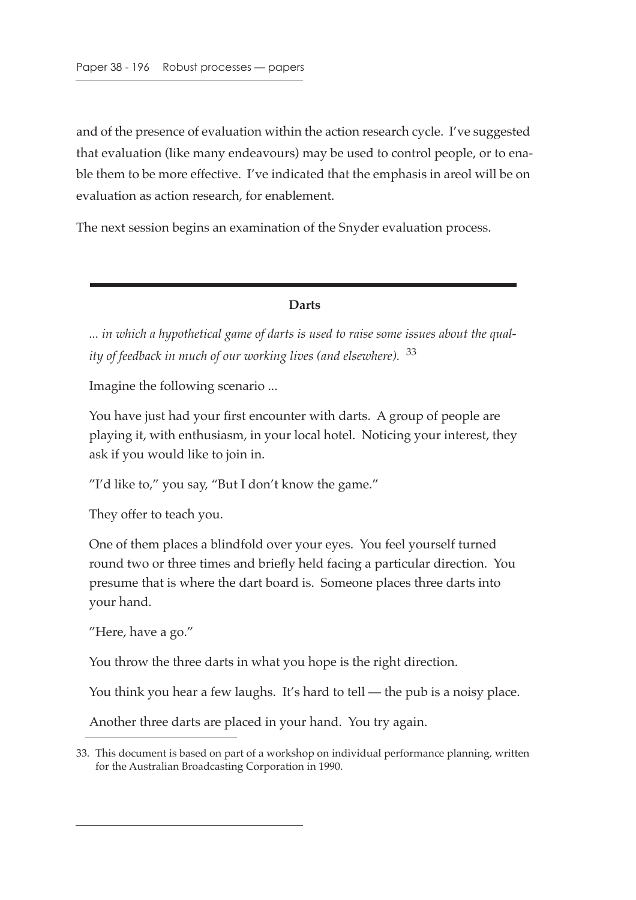and of the presence of evaluation within the action research cycle. I've suggested that evaluation (like many endeavours) may be used to control people, or to enable them to be more effective. I've indicated that the emphasis in areol will be on evaluation as action research, for enablement.

The next session begins an examination of the Snyder evaluation process.

---

## Darts

*... in which a hypothetical game of darts is used to raise some issues about the quality of feedback in much of our working lives (and elsewhere).* [33]

Imagine the following scenario ...

You have just had your first encounter with darts. A group of people are playing it, with enthusiasm, in your local hotel. Noticing your interest, they ask if you would like to join in.

"I'd like to," you say, "But I don't know the game."

They offer to teach you.

One of them places a blindfold over your eyes. You feel yourself turned round two or three times and briefly held facing a particular direction. You presume that is where the dart board is. Someone places three darts into your hand.

"Here, have a go."

You throw the three darts in what you hope is the right direction.

You think you hear a few laughs. It's hard to tell — the pub is a noisy place.

Another three darts are placed in your hand. You try again.

33. This document is based on part of a workshop on individual performance planning, written for the Australian Broadcasting Corporation in 1990.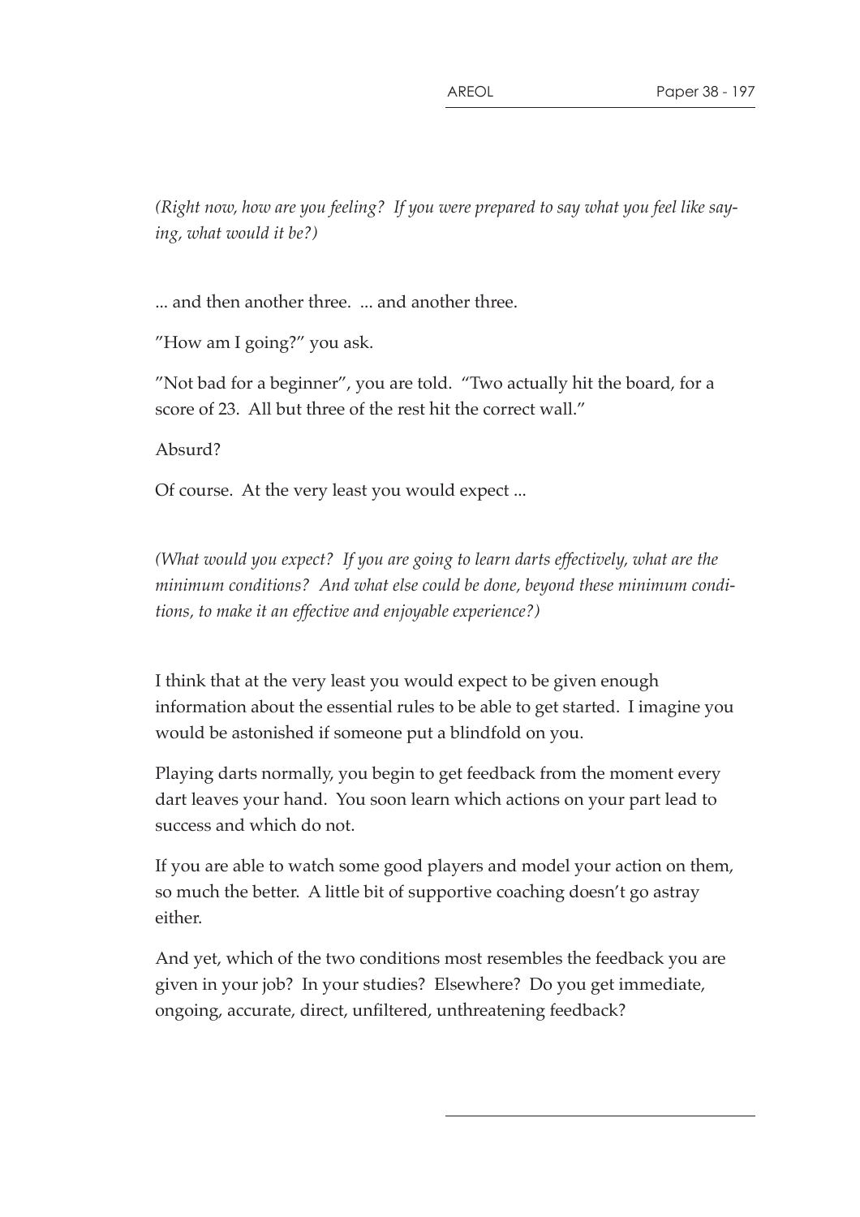*(Right now, how are you feeling? If you were prepared to say what you feel like saying, what would it be?)*

... and then another three. ... and another three.

"How am I going?" you ask.

"Not bad for a beginner", you are told. "Two actually hit the board, for a score of 23. All but three of the rest hit the correct wall."

Absurd?

Of course. At the very least you would expect ...

*(What would you expect? If you are going to learn darts effectively, what are the minimum conditions? And what else could be done, beyond these minimum conditions, to make it an effective and enjoyable experience?)*

I think that at the very least you would expect to be given enough information about the essential rules to be able to get started. I imagine you would be astonished if someone put a blindfold on you.

Playing darts normally, you begin to get feedback from the moment every dart leaves your hand. You soon learn which actions on your part lead to success and which do not.

If you are able to watch some good players and model your action on them, so much the better. A little bit of supportive coaching doesn't go astray either.

And yet, which of the two conditions most resembles the feedback you are given in your job? In your studies? Elsewhere? Do you get immediate, ongoing, accurate, direct, unfiltered, unthreatening feedback?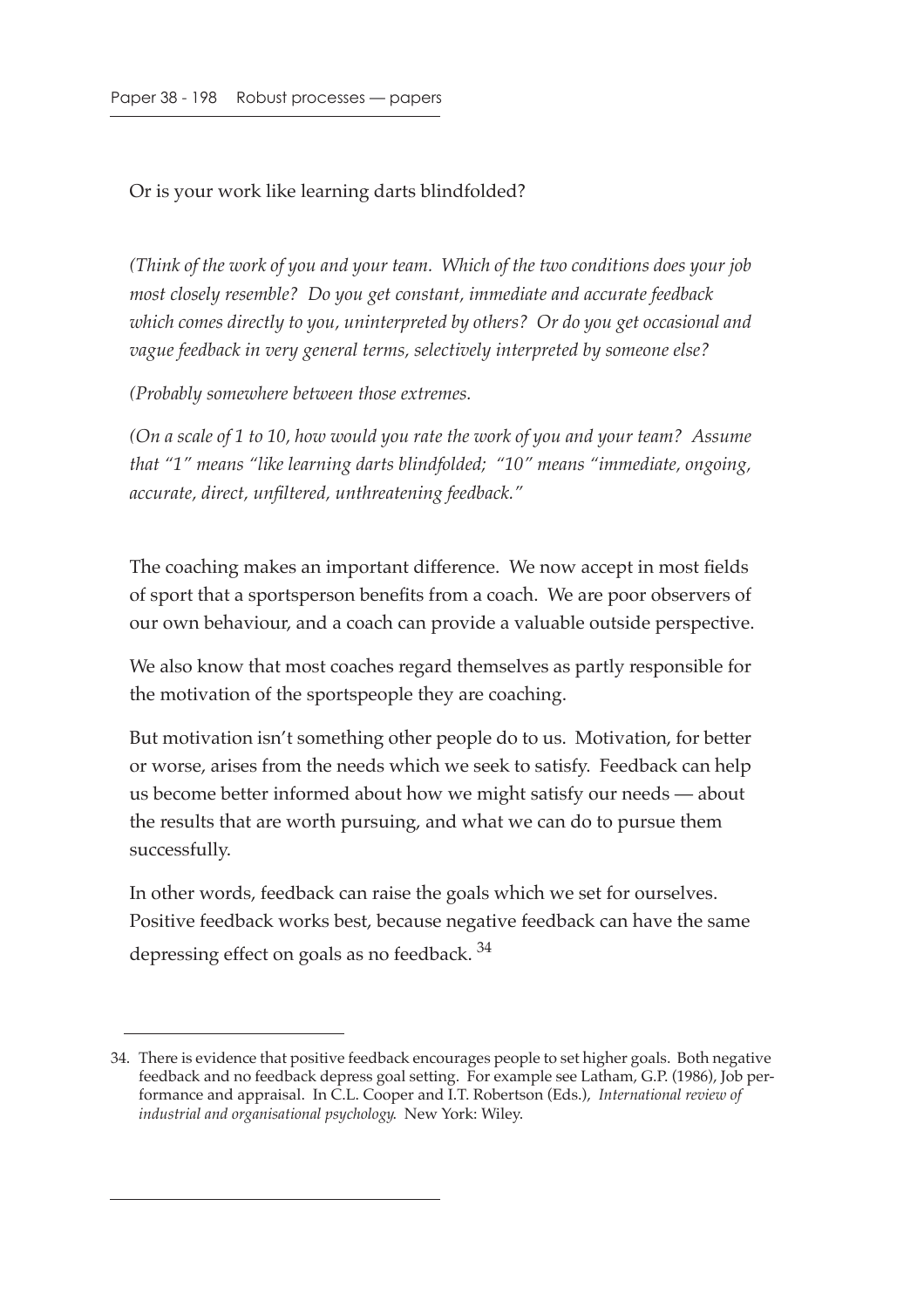Or is your work like learning darts blindfolded?

*(Think of the work of you and your team. Which of the two conditions does your job most closely resemble? Do you get constant, immediate and accurate feedback which comes directly to you, uninterpreted by others? Or do you get occasional and vague feedback in very general terms, selectively interpreted by someone else?*

*(Probably somewhere between those extremes.*

*(On a scale of 1 to 10, how would you rate the work of you and your team? Assume that "1" means "like learning darts blindfolded; "10" means "immediate, ongoing, accurate, direct, unfiltered, unthreatening feedback."*

The coaching makes an important difference. We now accept in most fields of sport that a sportsperson benefits from a coach. We are poor observers of our own behaviour, and a coach can provide a valuable outside perspective.

We also know that most coaches regard themselves as partly responsible for the motivation of the sportspeople they are coaching.

But motivation isn't something other people do to us. Motivation, for better or worse, arises from the needs which we seek to satisfy. Feedback can help us become better informed about how we might satisfy our needs — about the results that are worth pursuing, and what we can do to pursue them successfully.

In other words, feedback can raise the goals which we set for ourselves. Positive feedback works best, because negative feedback can have the same depressing effect on goals as no feedback. [34]

---

34. There is evidence that positive feedback encourages people to set higher goals. Both negative feedback and no feedback depress goal setting. For example see Latham, G.P. (1986), Job performance and appraisal. In C.L. Cooper and I.T. Robertson (Eds.), *International review of industrial and organisational psychology*. New York: Wiley.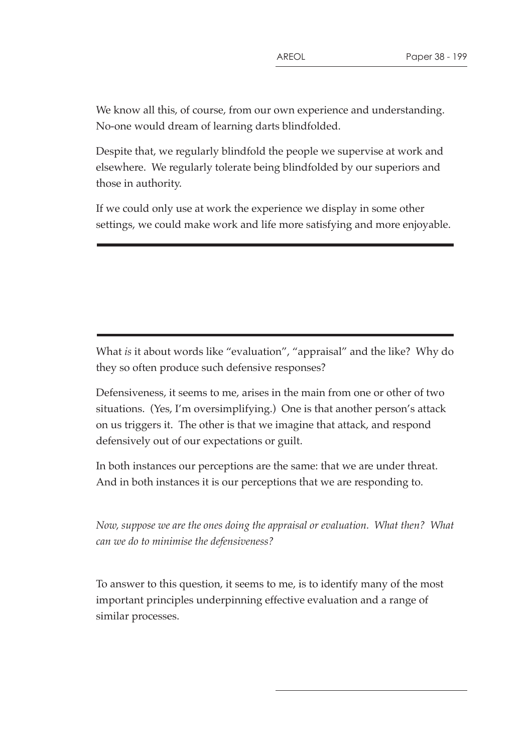We know all this, of course, from our own experience and understanding. No-one would dream of learning darts blindfolded.

Despite that, we regularly blindfold the people we supervise at work and elsewhere. We regularly tolerate being blindfolded by our superiors and those in authority.

If we could only use at work the experience we display in some other settings, we could make work and life more satisfying and more enjoyable.

---

---

What *is* it about words like "evaluation", "appraisal" and the like? Why do they so often produce such defensive responses?

Defensiveness, it seems to me, arises in the main from one or other of two situations. (Yes, I'm oversimplifying.) One is that another person's attack on us triggers it. The other is that we imagine that attack, and respond defensively out of our expectations or guilt.

In both instances our perceptions are the same: that we are under threat. And in both instances it is our perceptions that we are responding to.

*Now, suppose we are the ones doing the appraisal or evaluation. What then? What can we do to minimise the defensiveness?*

To answer to this question, it seems to me, is to identify many of the most important principles underpinning effective evaluation and a range of similar processes.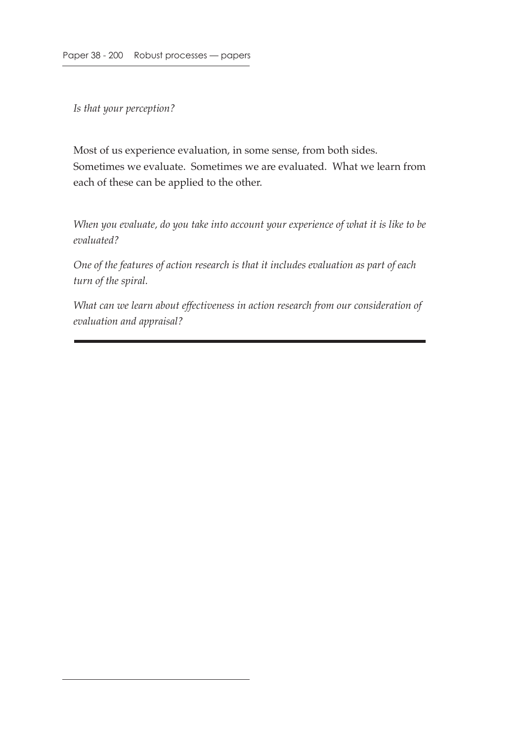*Is that your perception?*

Most of us experience evaluation, in some sense, from both sides. Sometimes we evaluate. Sometimes we are evaluated. What we learn from each of these can be applied to the other.

*When you evaluate, do you take into account your experience of what it is like to be evaluated?*

*One of the features of action research is that it includes evaluation as part of each turn of the spiral.*

*What can we learn about effectiveness in action research from our consideration of evaluation and appraisal?*

---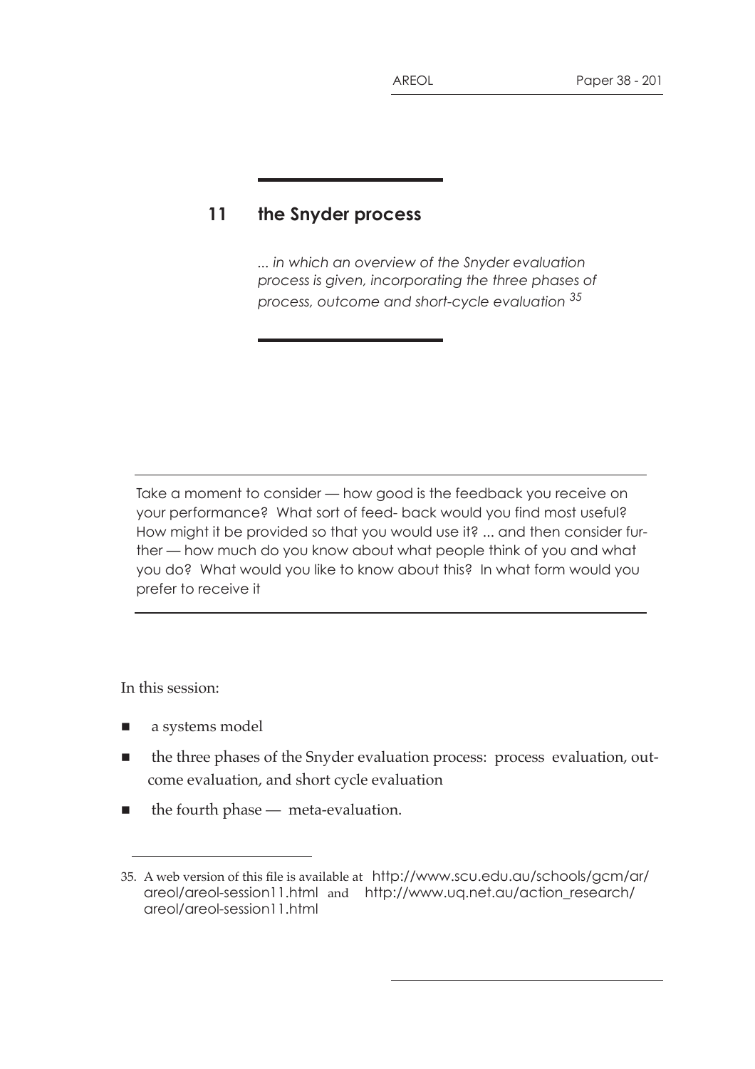## 11 the Snyder process

*... in which an overview of the Snyder evaluation process is given, incorporating the three phases of process, outcome and short-cycle evaluation* [35]

---

Take a moment to consider — how good is the feedback you receive on your performance? What sort of feed- back would you find most useful? How might it be provided so that you would use it? ... and then consider further — how much do you know about what people think of you and what you do? What would you like to know about this? In what form would you prefer to receive it

---

In this session:

- a systems model
- the three phases of the Snyder evaluation process: process evaluation, outcome evaluation, and short cycle evaluation
- the fourth phase — meta-evaluation.

---

35. A web version of this file is available at http://www.scu.edu.au/schools/gcm/ar/areol/areol-session11.html and http://www.uq.net.au/action_research/areol/areol-session11.html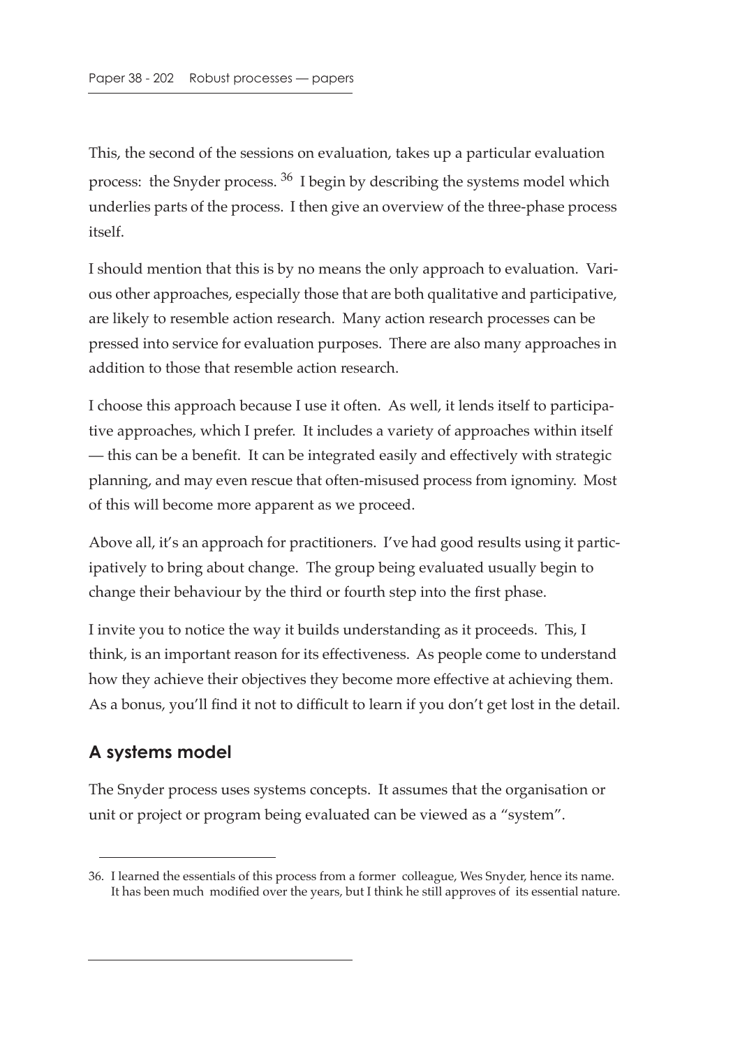This, the second of the sessions on evaluation, takes up a particular evaluation process: the Snyder process. [36] I begin by describing the systems model which underlies parts of the process. I then give an overview of the three-phase process itself.

I should mention that this is by no means the only approach to evaluation. Various other approaches, especially those that are both qualitative and participative, are likely to resemble action research. Many action research processes can be pressed into service for evaluation purposes. There are also many approaches in addition to those that resemble action research.

I choose this approach because I use it often. As well, it lends itself to participative approaches, which I prefer. It includes a variety of approaches within itself — this can be a benefit. It can be integrated easily and effectively with strategic planning, and may even rescue that often-misused process from ignominy. Most of this will become more apparent as we proceed.

Above all, it's an approach for practitioners. I've had good results using it participatively to bring about change. The group being evaluated usually begin to change their behaviour by the third or fourth step into the first phase.

I invite you to notice the way it builds understanding as it proceeds. This, I think, is an important reason for its effectiveness. As people come to understand how they achieve their objectives they become more effective at achieving them. As a bonus, you'll find it not to difficult to learn if you don't get lost in the detail.

## A systems model

The Snyder process uses systems concepts. It assumes that the organisation or unit or project or program being evaluated can be viewed as a "system".

---

36. I learned the essentials of this process from a former colleague, Wes Snyder, hence its name. It has been much modified over the years, but I think he still approves of its essential nature.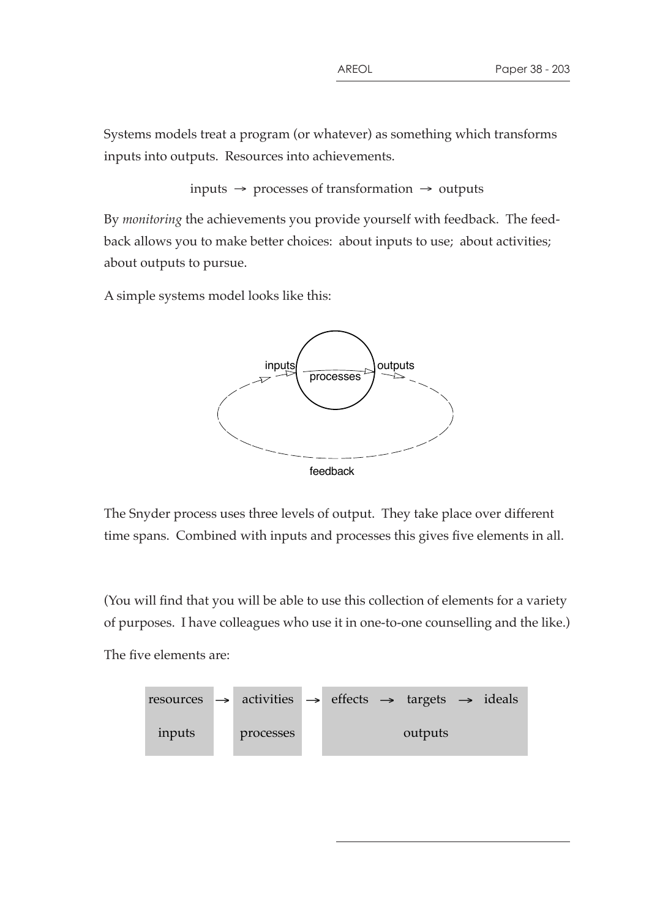Systems models treat a program (or whatever) as something which transforms inputs into outputs. Resources into achievements.

inputs → processes of transformation → outputs

By *monitoring* the achievements you provide yourself with feedback. The feedback allows you to make better choices: about inputs to use; about activities; about outputs to pursue.

A simple systems model looks like this:

The Snyder process uses three levels of output. They take place over different time spans. Combined with inputs and processes this gives five elements in all.

(You will find that you will be able to use this collection of elements for a variety of purposes. I have colleagues who use it in one-to-one counselling and the like.)

The five elements are:

| resources → | activities → | effects → targets → ideals |
|---|---|---|
| inputs | processes | outputs |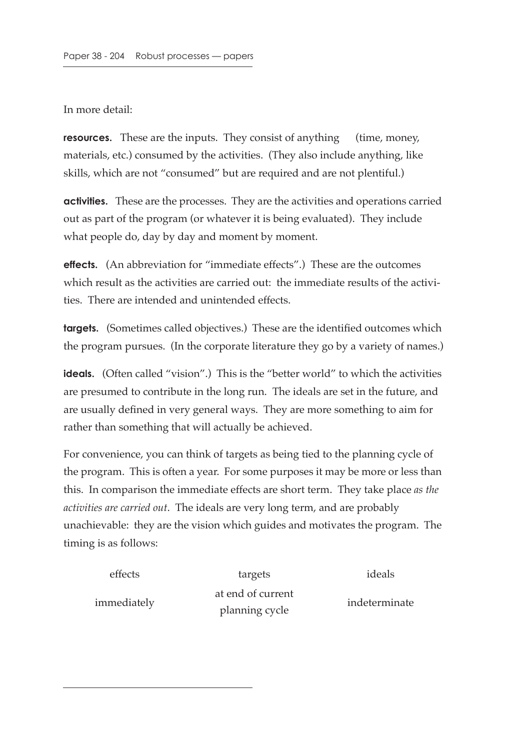In more detail:

**resources.** These are the inputs. They consist of anything (time, money, materials, etc.) consumed by the activities. (They also include anything, like skills, which are not "consumed" but are required and are not plentiful.)

**activities.** These are the processes. They are the activities and operations carried out as part of the program (or whatever it is being evaluated). They include what people do, day by day and moment by moment.

**effects.** (An abbreviation for "immediate effects".) These are the outcomes which result as the activities are carried out: the immediate results of the activities. There are intended and unintended effects.

**targets.** (Sometimes called objectives.) These are the identified outcomes which the program pursues. (In the corporate literature they go by a variety of names.)

**ideals.** (Often called "vision".) This is the "better world" to which the activities are presumed to contribute in the long run. The ideals are set in the future, and are usually defined in very general ways. They are more something to aim for rather than something that will actually be achieved.

For convenience, you can think of targets as being tied to the planning cycle of the program. This is often a year. For some purposes it may be more or less than this. In comparison the immediate effects are short term. They take place *as the activities are carried out*. The ideals are very long term, and are probably unachievable: they are the vision which guides and motivates the program. The timing is as follows:

| effects | targets | ideals |
|---|---|---|
| immediately | at end of current planning cycle | indeterminate |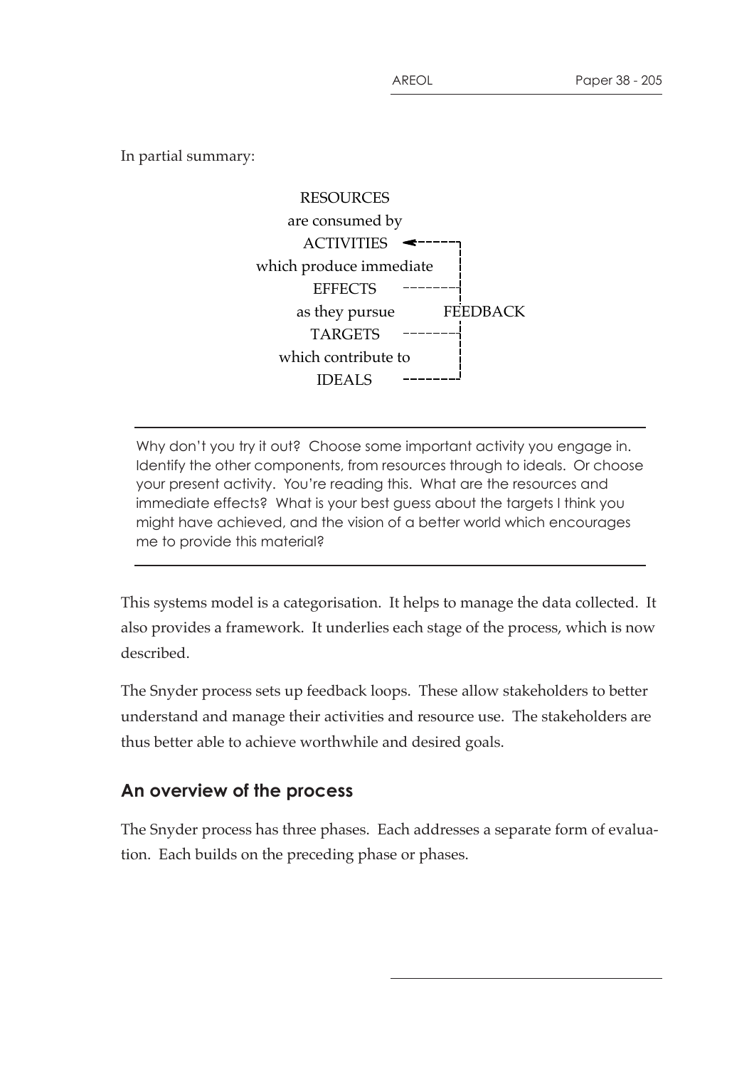In partial summary:

```
                RESOURCES
              are consumed by
               ACTIVITIES  <------┐
         which produce immediate  ¦
                 EFFECTS   -------┤
              as they pursue      FEEDBACK
                 TARGETS   -------┤
           which contribute to    ¦
                 IDEALS    -------┘
```

---

Why don't you try it out? Choose some important activity you engage in. Identify the other components, from resources through to ideals. Or choose your present activity. You're reading this. What are the resources and immediate effects? What is your best guess about the targets I think you might have achieved, and the vision of a better world which encourages me to provide this material?

---

This systems model is a categorisation. It helps to manage the data collected. It also provides a framework. It underlies each stage of the process, which is now described.

The Snyder process sets up feedback loops. These allow stakeholders to better understand and manage their activities and resource use. The stakeholders are thus better able to achieve worthwhile and desired goals.

## An overview of the process

The Snyder process has three phases. Each addresses a separate form of evaluation. Each builds on the preceding phase or phases.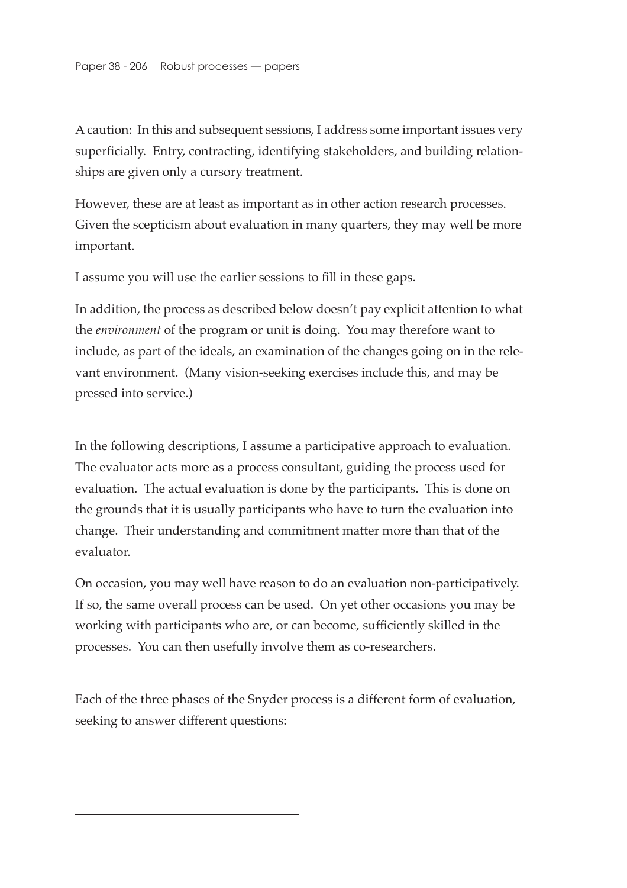A caution: In this and subsequent sessions, I address some important issues very superficially. Entry, contracting, identifying stakeholders, and building relationships are given only a cursory treatment.

However, these are at least as important as in other action research processes. Given the scepticism about evaluation in many quarters, they may well be more important.

I assume you will use the earlier sessions to fill in these gaps.

In addition, the process as described below doesn't pay explicit attention to what the *environment* of the program or unit is doing. You may therefore want to include, as part of the ideals, an examination of the changes going on in the relevant environment. (Many vision-seeking exercises include this, and may be pressed into service.)

In the following descriptions, I assume a participative approach to evaluation. The evaluator acts more as a process consultant, guiding the process used for evaluation. The actual evaluation is done by the participants. This is done on the grounds that it is usually participants who have to turn the evaluation into change. Their understanding and commitment matter more than that of the evaluator.

On occasion, you may well have reason to do an evaluation non-participatively. If so, the same overall process can be used. On yet other occasions you may be working with participants who are, or can become, sufficiently skilled in the processes. You can then usefully involve them as co-researchers.

Each of the three phases of the Snyder process is a different form of evaluation, seeking to answer different questions: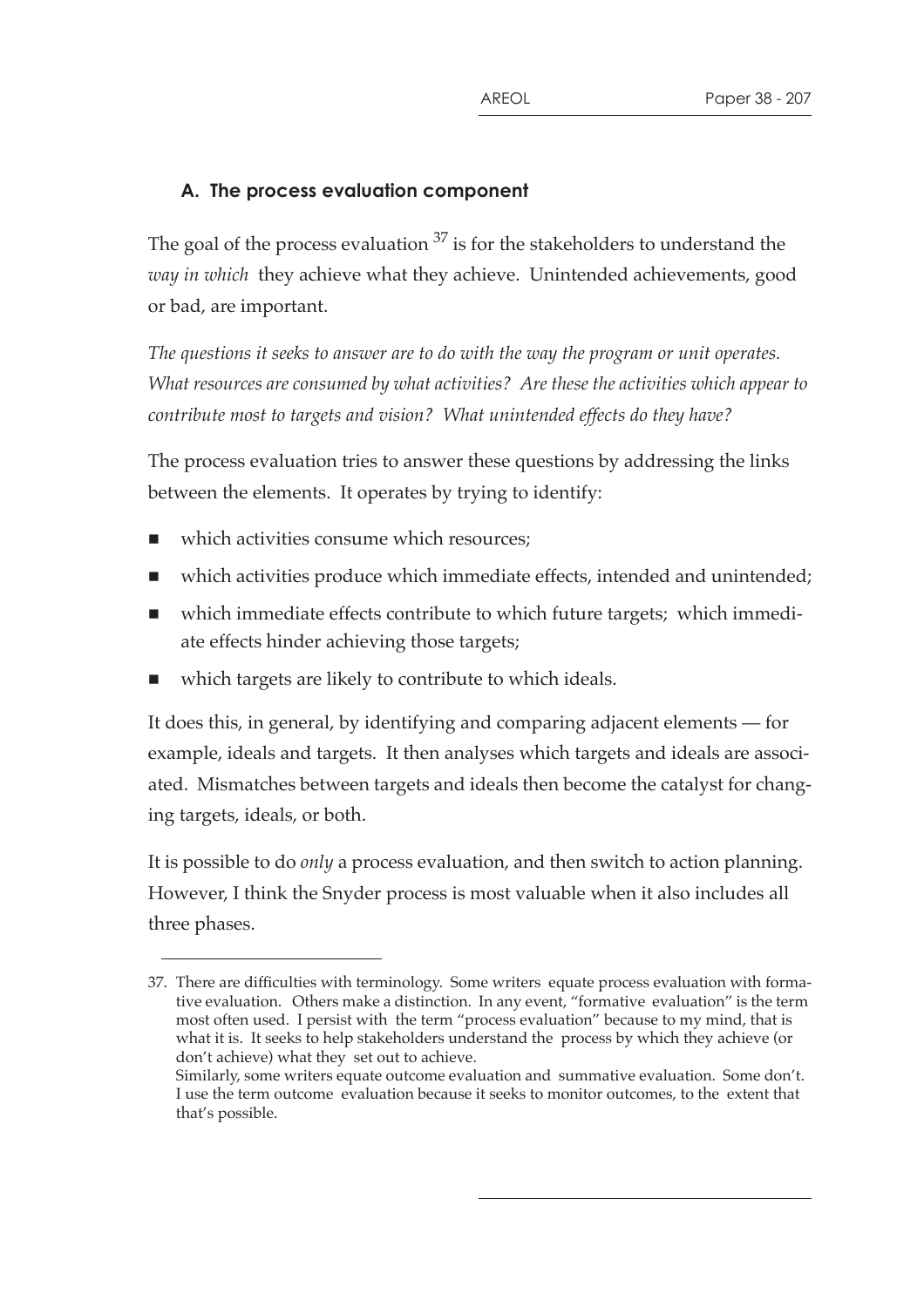### A. The process evaluation component

The goal of the process evaluation [37] is for the stakeholders to understand the *way in which* they achieve what they achieve. Unintended achievements, good or bad, are important.

*The questions it seeks to answer are to do with the way the program or unit operates. What resources are consumed by what activities? Are these the activities which appear to contribute most to targets and vision? What unintended effects do they have?*

The process evaluation tries to answer these questions by addressing the links between the elements. It operates by trying to identify:

- which activities consume which resources;
- which activities produce which immediate effects, intended and unintended;
- which immediate effects contribute to which future targets; which immediate effects hinder achieving those targets;
- which targets are likely to contribute to which ideals.

It does this, in general, by identifying and comparing adjacent elements — for example, ideals and targets. It then analyses which targets and ideals are associated. Mismatches between targets and ideals then become the catalyst for changing targets, ideals, or both.

It is possible to do *only* a process evaluation, and then switch to action planning. However, I think the Snyder process is most valuable when it also includes all three phases.

---

37. There are difficulties with terminology. Some writers equate process evaluation with formative evaluation. Others make a distinction. In any event, "formative evaluation" is the term most often used. I persist with the term "process evaluation" because to my mind, that is what it is. It seeks to help stakeholders understand the process by which they achieve (or don't achieve) what they set out to achieve.
Similarly, some writers equate outcome evaluation and summative evaluation. Some don't. I use the term outcome evaluation because it seeks to monitor outcomes, to the extent that that's possible.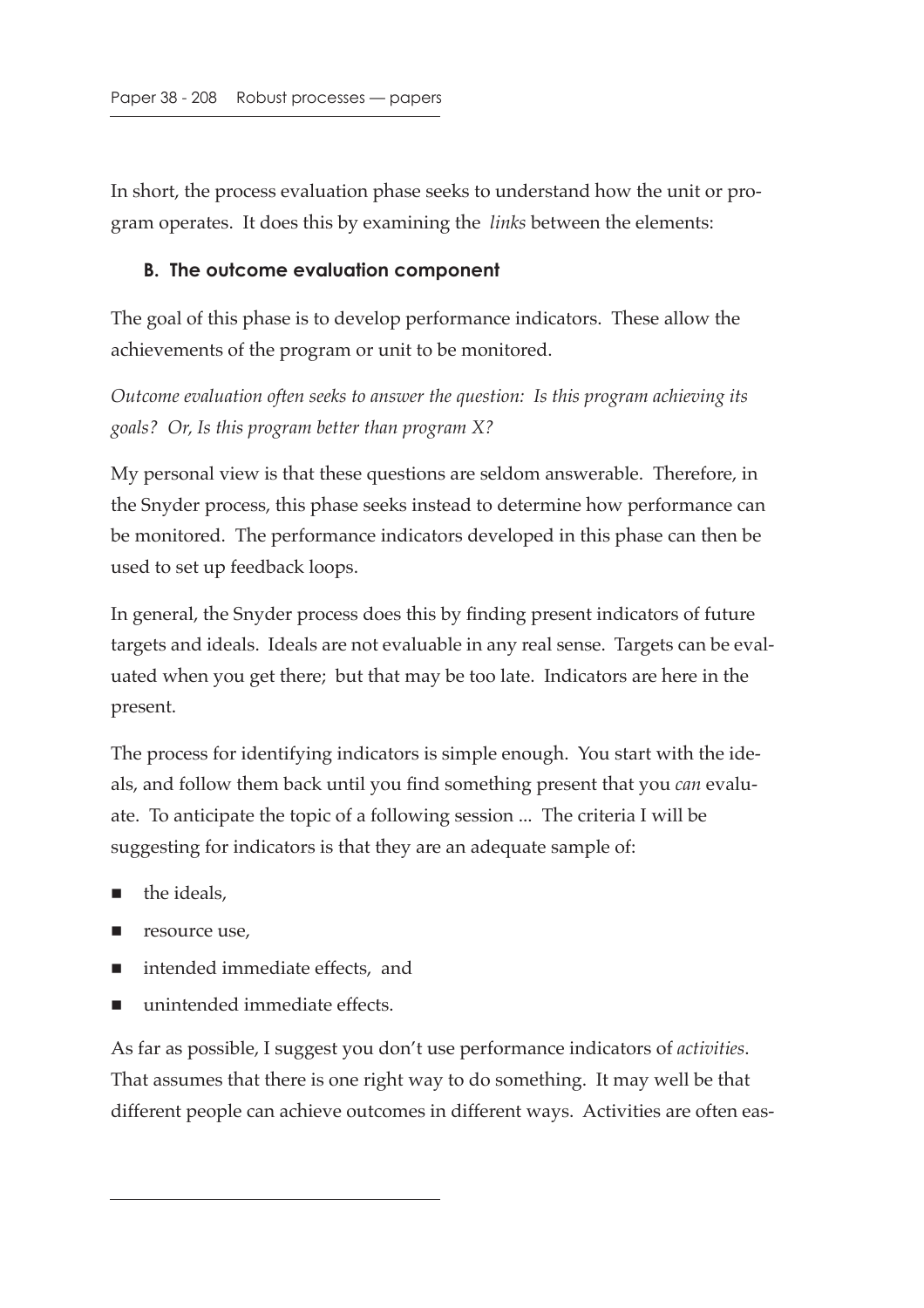In short, the process evaluation phase seeks to understand how the unit or program operates. It does this by examining the *links* between the elements:

### B. The outcome evaluation component

The goal of this phase is to develop performance indicators. These allow the achievements of the program or unit to be monitored.

*Outcome evaluation often seeks to answer the question: Is this program achieving its goals? Or, Is this program better than program X?*

My personal view is that these questions are seldom answerable. Therefore, in the Snyder process, this phase seeks instead to determine how performance can be monitored. The performance indicators developed in this phase can then be used to set up feedback loops.

In general, the Snyder process does this by finding present indicators of future targets and ideals. Ideals are not evaluable in any real sense. Targets can be evaluated when you get there; but that may be too late. Indicators are here in the present.

The process for identifying indicators is simple enough. You start with the ideals, and follow them back until you find something present that you *can* evaluate. To anticipate the topic of a following session ... The criteria I will be suggesting for indicators is that they are an adequate sample of:

- the ideals,
- resource use,
- intended immediate effects, and
- unintended immediate effects.

As far as possible, I suggest you don't use performance indicators of *activities*. That assumes that there is one right way to do something. It may well be that different people can achieve outcomes in different ways. Activities are often eas-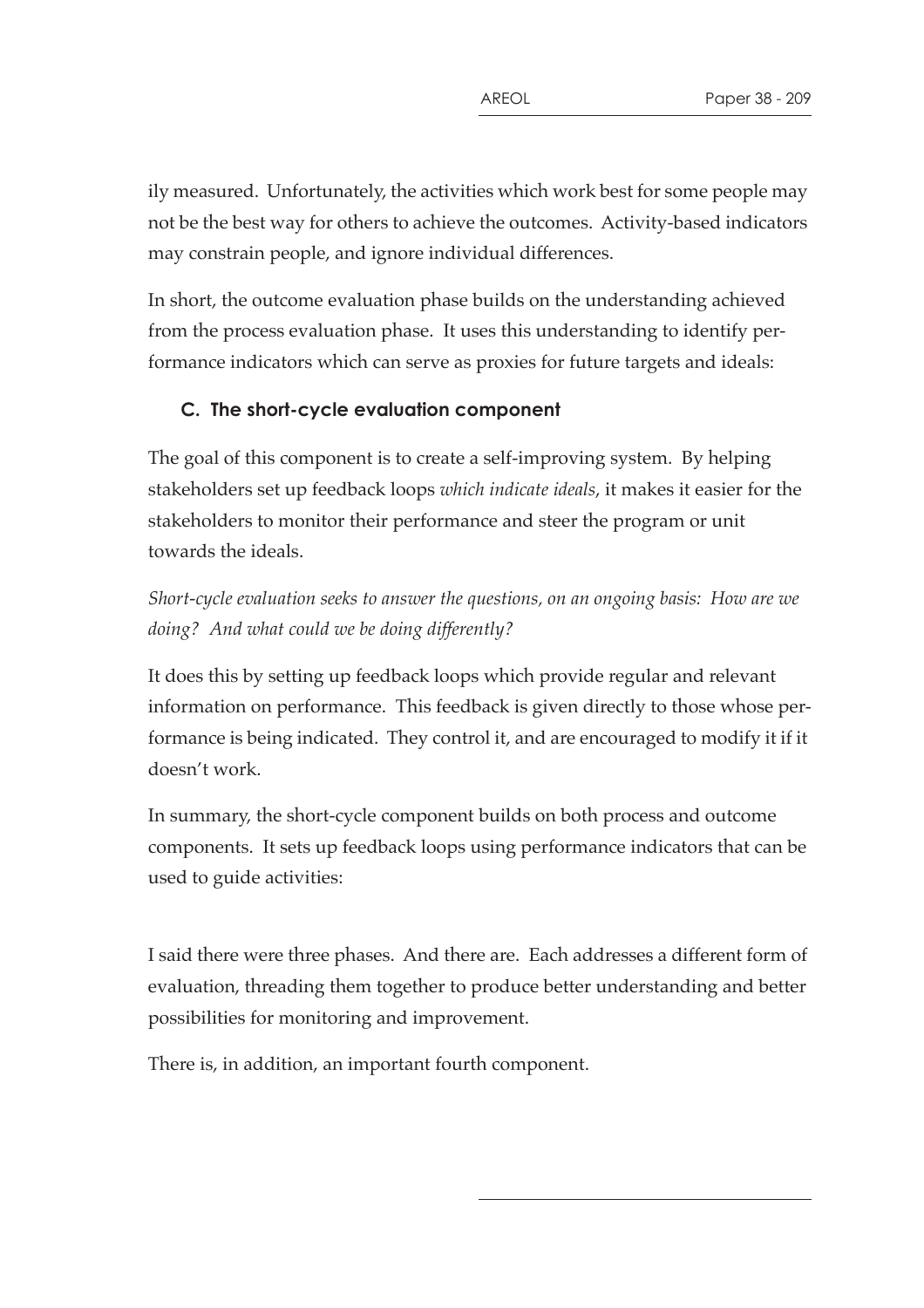ily measured. Unfortunately, the activities which work best for some people may not be the best way for others to achieve the outcomes. Activity-based indicators may constrain people, and ignore individual differences.

In short, the outcome evaluation phase builds on the understanding achieved from the process evaluation phase. It uses this understanding to identify performance indicators which can serve as proxies for future targets and ideals:

### C. The short-cycle evaluation component

The goal of this component is to create a self-improving system. By helping stakeholders set up feedback loops *which indicate ideals*, it makes it easier for the stakeholders to monitor their performance and steer the program or unit towards the ideals.

*Short-cycle evaluation seeks to answer the questions, on an ongoing basis: How are we doing? And what could we be doing differently?*

It does this by setting up feedback loops which provide regular and relevant information on performance. This feedback is given directly to those whose performance is being indicated. They control it, and are encouraged to modify it if it doesn't work.

In summary, the short-cycle component builds on both process and outcome components. It sets up feedback loops using performance indicators that can be used to guide activities:

I said there were three phases. And there are. Each addresses a different form of evaluation, threading them together to produce better understanding and better possibilities for monitoring and improvement.

There is, in addition, an important fourth component.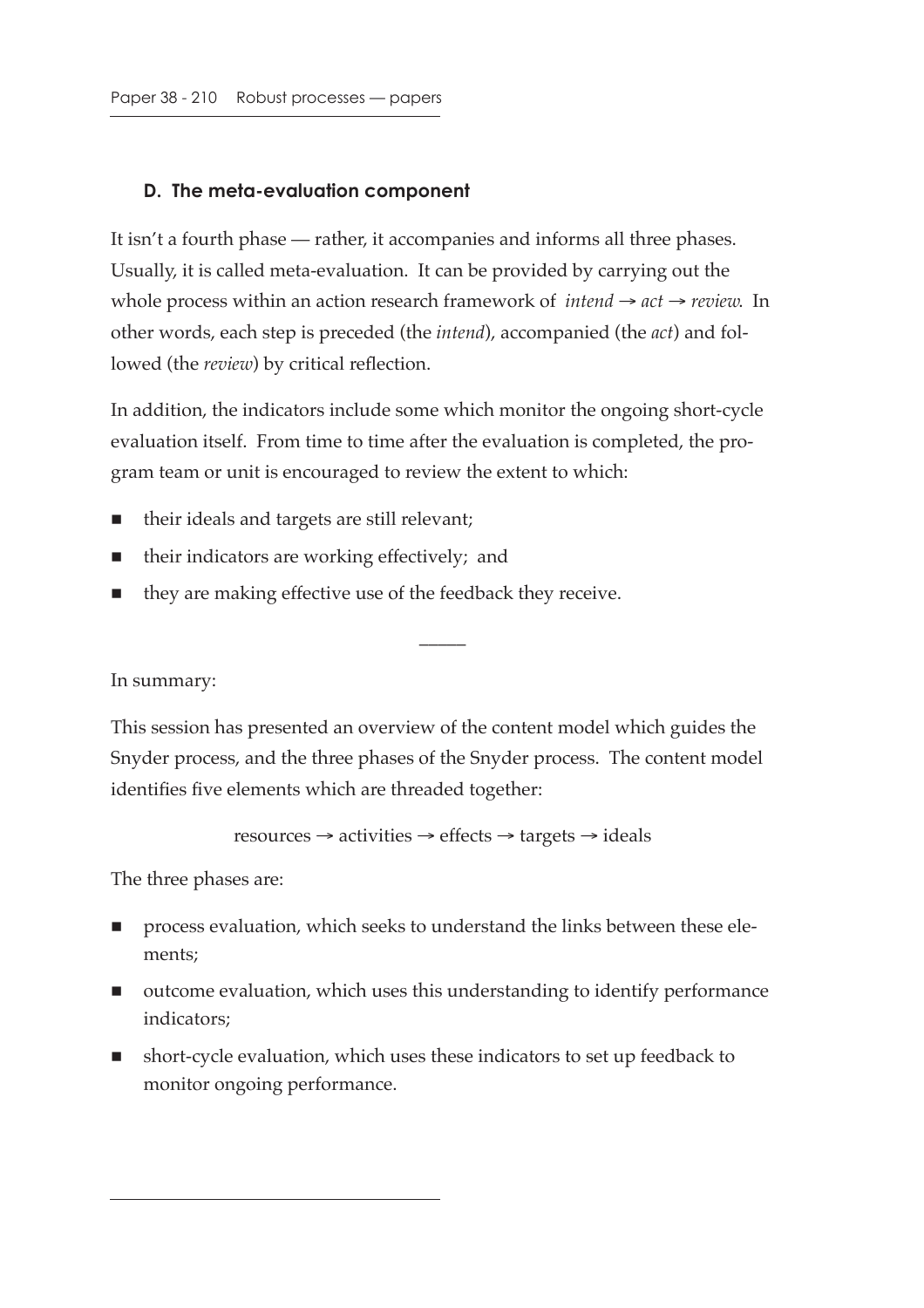### D. The meta-evaluation component

It isn't a fourth phase — rather, it accompanies and informs all three phases. Usually, it is called meta-evaluation. It can be provided by carrying out the whole process within an action research framework of *intend* → *act* → *review*. In other words, each step is preceded (the *intend*), accompanied (the *act*) and followed (the *review*) by critical reflection.

In addition, the indicators include some which monitor the ongoing short-cycle evaluation itself. From time to time after the evaluation is completed, the program team or unit is encouraged to review the extent to which:

- their ideals and targets are still relevant;
- their indicators are working effectively; and
- they are making effective use of the feedback they receive.

---

In summary:

This session has presented an overview of the content model which guides the Snyder process, and the three phases of the Snyder process. The content model identifies five elements which are threaded together:

resources → activities → effects → targets → ideals

The three phases are:

- process evaluation, which seeks to understand the links between these elements;
- outcome evaluation, which uses this understanding to identify performance indicators;
- short-cycle evaluation, which uses these indicators to set up feedback to monitor ongoing performance.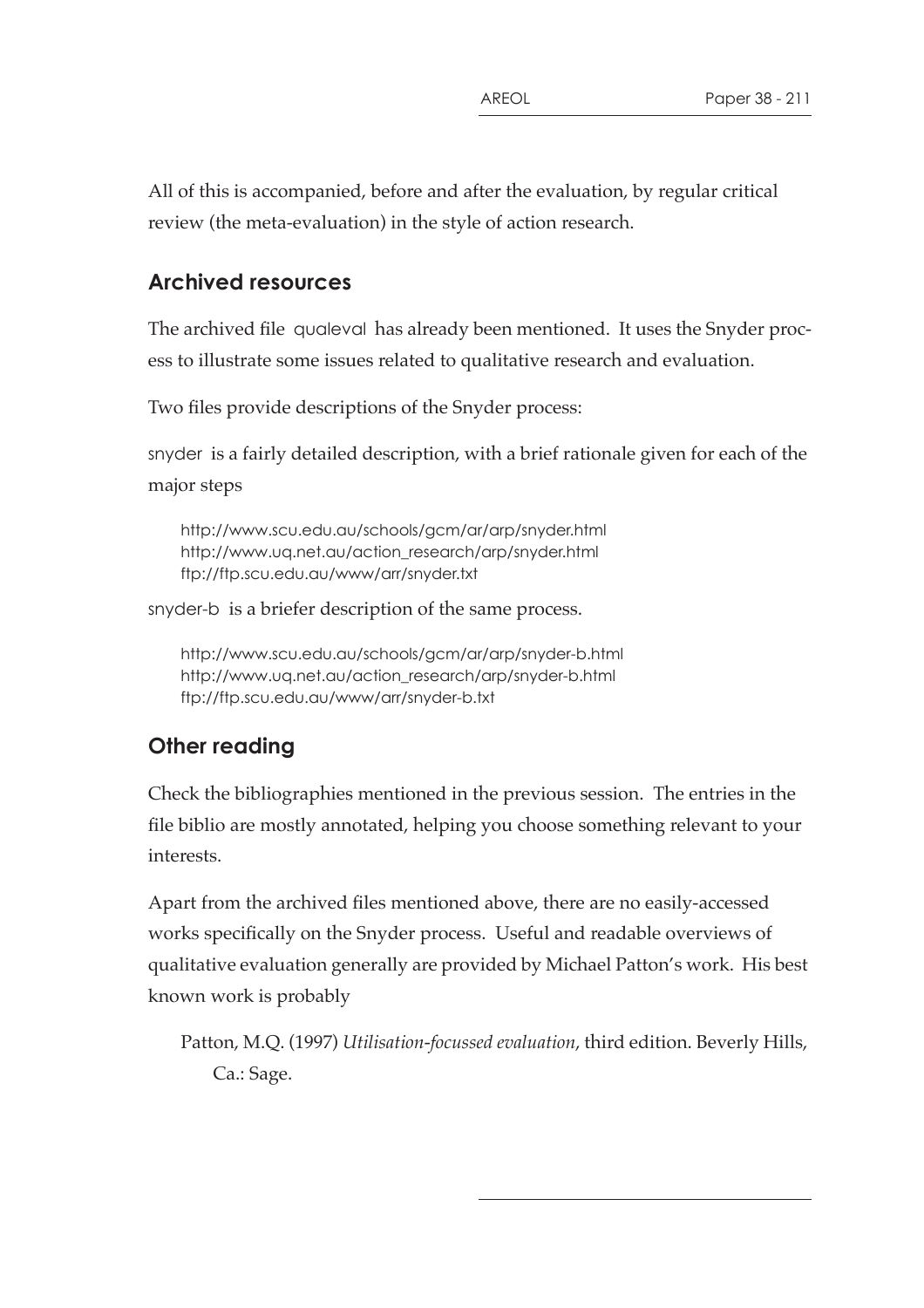All of this is accompanied, before and after the evaluation, by regular critical review (the meta-evaluation) in the style of action research.

## Archived resources

The archived file qualeval has already been mentioned. It uses the Snyder process to illustrate some issues related to qualitative research and evaluation.

Two files provide descriptions of the Snyder process:

snyder is a fairly detailed description, with a brief rationale given for each of the major steps

> http://www.scu.edu.au/schools/gcm/ar/arp/snyder.html
> http://www.uq.net.au/action_research/arp/snyder.html
> ftp://ftp.scu.edu.au/www/arr/snyder.txt

snyder-b is a briefer description of the same process.

> http://www.scu.edu.au/schools/gcm/ar/arp/snyder-b.html
> http://www.uq.net.au/action_research/arp/snyder-b.html
> ftp://ftp.scu.edu.au/www/arr/snyder-b.txt

## Other reading

Check the bibliographies mentioned in the previous session. The entries in the file biblio are mostly annotated, helping you choose something relevant to your interests.

Apart from the archived files mentioned above, there are no easily-accessed works specifically on the Snyder process. Useful and readable overviews of qualitative evaluation generally are provided by Michael Patton's work. His best known work is probably

> Patton, M.Q. (1997) *Utilisation-focussed evaluation*, third edition. Beverly Hills, Ca.: Sage.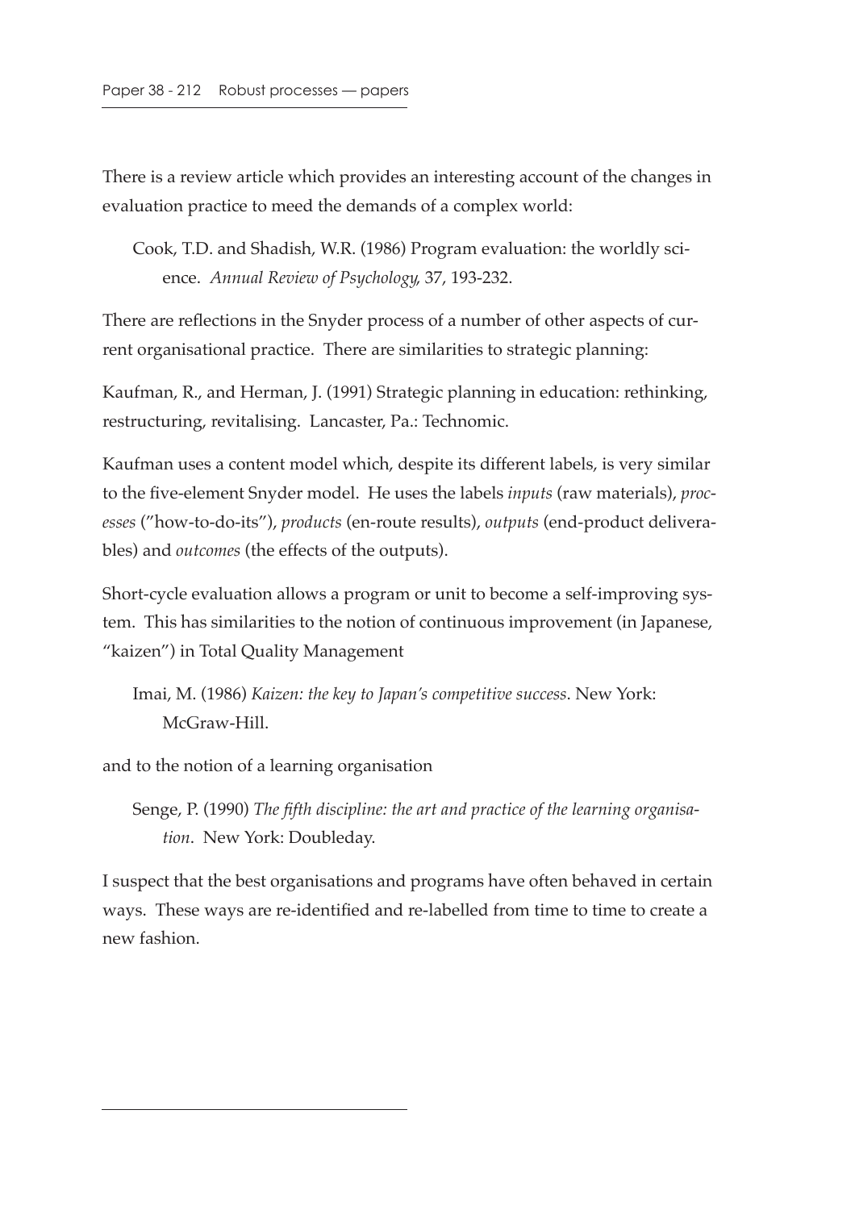There is a review article which provides an interesting account of the changes in evaluation practice to meed the demands of a complex world:

> Cook, T.D. and Shadish, W.R. (1986) Program evaluation: the worldly science. *Annual Review of Psychology*, 37, 193-232.

There are reflections in the Snyder process of a number of other aspects of current organisational practice. There are similarities to strategic planning:

Kaufman, R., and Herman, J. (1991) Strategic planning in education: rethinking, restructuring, revitalising. Lancaster, Pa.: Technomic.

Kaufman uses a content model which, despite its different labels, is very similar to the five-element Snyder model. He uses the labels *inputs* (raw materials), *processes* ("how-to-do-its"), *products* (en-route results), *outputs* (end-product deliverables) and *outcomes* (the effects of the outputs).

Short-cycle evaluation allows a program or unit to become a self-improving system. This has similarities to the notion of continuous improvement (in Japanese, "kaizen") in Total Quality Management

> Imai, M. (1986) *Kaizen: the key to Japan's competitive success*. New York: McGraw-Hill.

and to the notion of a learning organisation

> Senge, P. (1990) *The fifth discipline: the art and practice of the learning organisation*. New York: Doubleday.

I suspect that the best organisations and programs have often behaved in certain ways. These ways are re-identified and re-labelled from time to time to create a new fashion.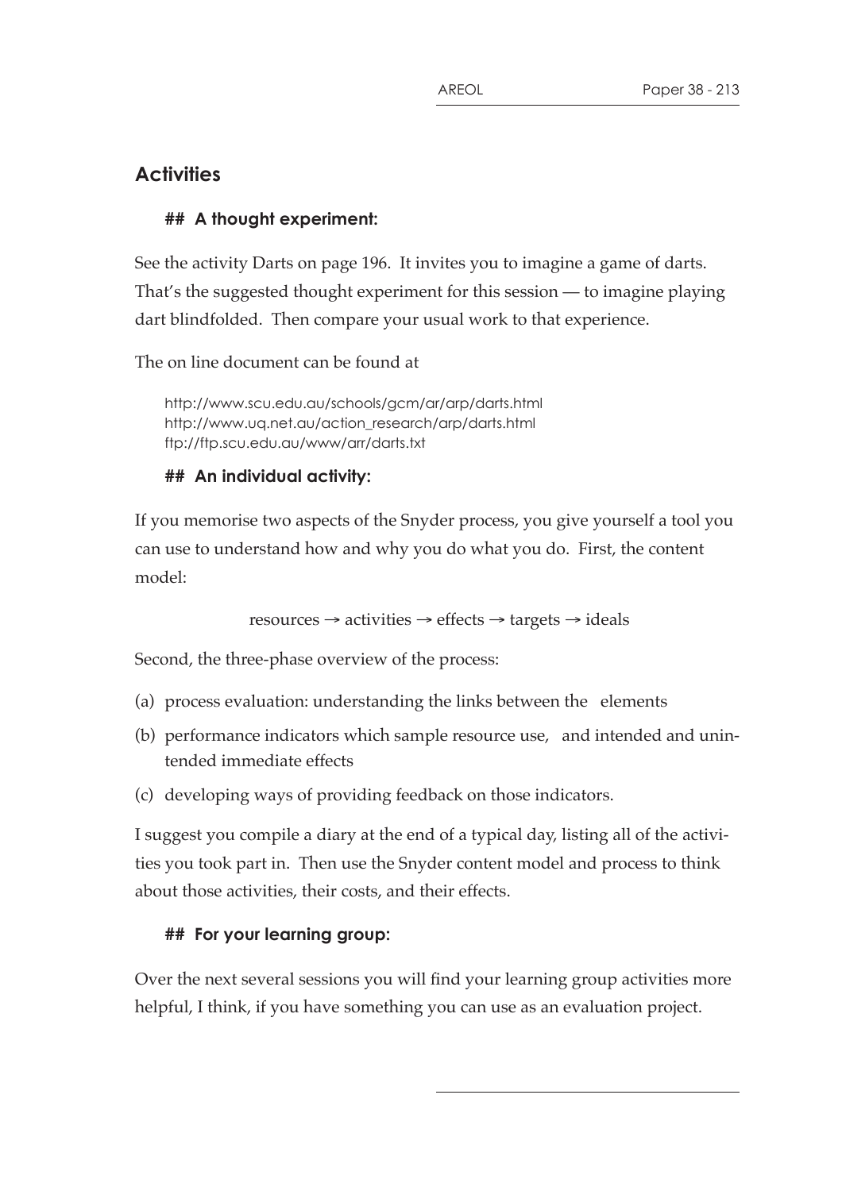## Activities

### ## A thought experiment:

See the activity Darts on page 196. It invites you to imagine a game of darts. That's the suggested thought experiment for this session — to imagine playing dart blindfolded. Then compare your usual work to that experience.

The on line document can be found at

http://www.scu.edu.au/schools/gcm/ar/arp/darts.html
http://www.uq.net.au/action_research/arp/darts.html
ftp://ftp.scu.edu.au/www/arr/darts.txt

### ## An individual activity:

If you memorise two aspects of the Snyder process, you give yourself a tool you can use to understand how and why you do what you do. First, the content model:

resources → activities → effects → targets → ideals

Second, the three-phase overview of the process:

(a) process evaluation: understanding the links between the elements
(b) performance indicators which sample resource use, and intended and unintended immediate effects
(c) developing ways of providing feedback on those indicators.

I suggest you compile a diary at the end of a typical day, listing all of the activities you took part in. Then use the Snyder content model and process to think about those activities, their costs, and their effects.

### ## For your learning group:

Over the next several sessions you will find your learning group activities more helpful, I think, if you have something you can use as an evaluation project.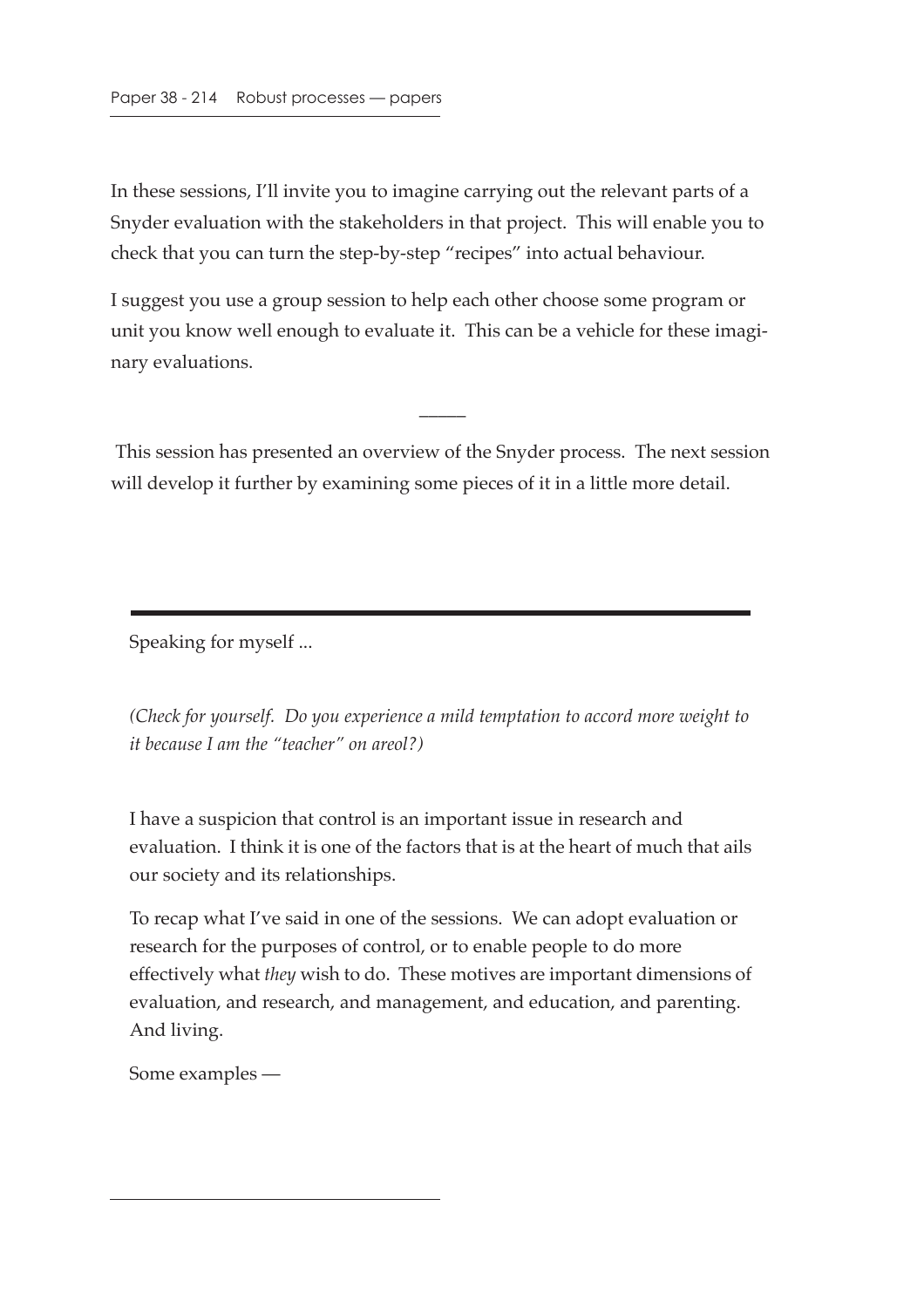In these sessions, I'll invite you to imagine carrying out the relevant parts of a Snyder evaluation with the stakeholders in that project. This will enable you to check that you can turn the step-by-step "recipes" into actual behaviour.

I suggest you use a group session to help each other choose some program or unit you know well enough to evaluate it. This can be a vehicle for these imaginary evaluations.

—

This session has presented an overview of the Snyder process. The next session will develop it further by examining some pieces of it in a little more detail.

---

Speaking for myself ...

*(Check for yourself. Do you experience a mild temptation to accord more weight to it because I am the "teacher" on areol?)*

I have a suspicion that control is an important issue in research and evaluation. I think it is one of the factors that is at the heart of much that ails our society and its relationships.

To recap what I've said in one of the sessions. We can adopt evaluation or research for the purposes of control, or to enable people to do more effectively what *they* wish to do. These motives are important dimensions of evaluation, and research, and management, and education, and parenting. And living.

Some examples —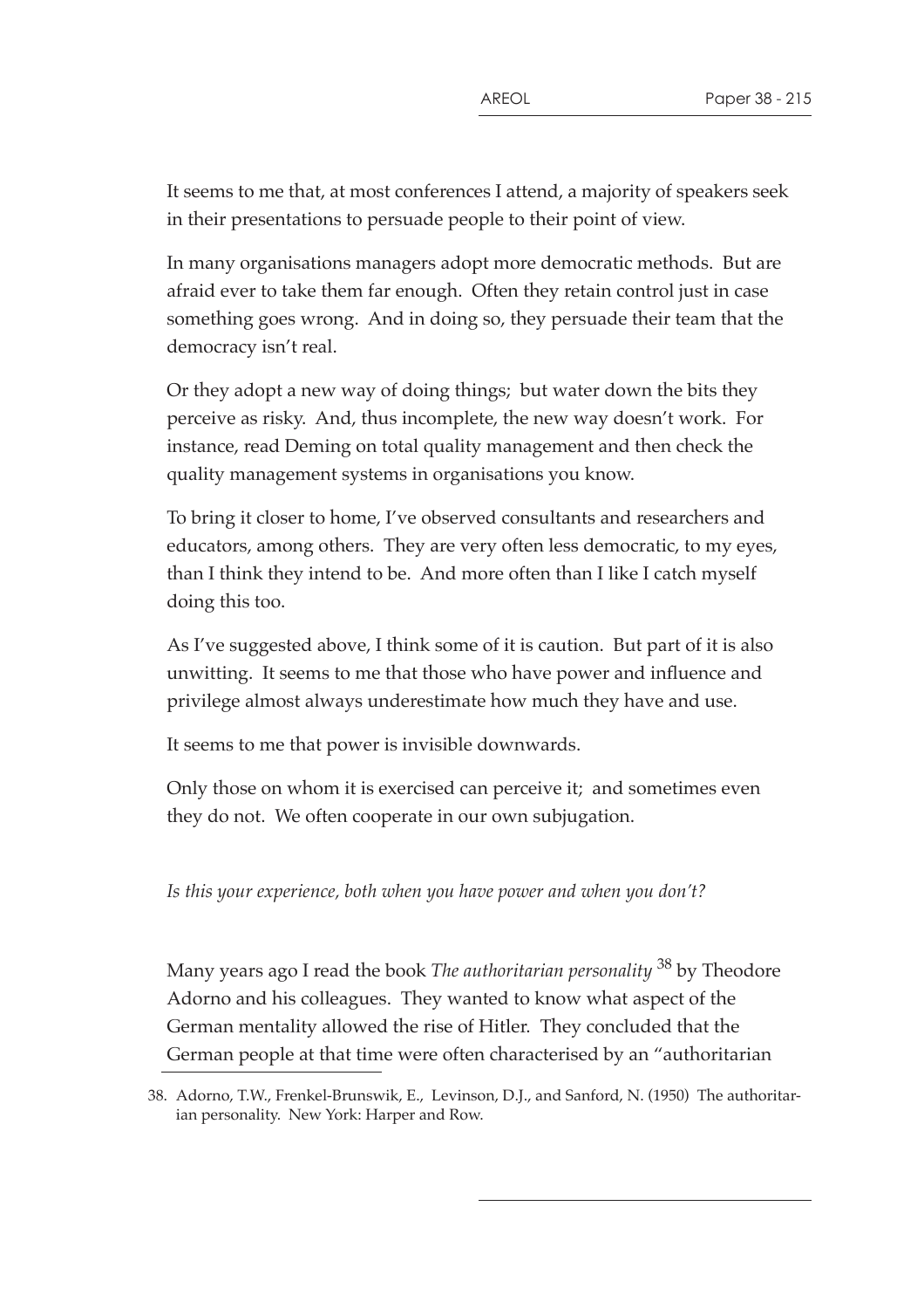It seems to me that, at most conferences I attend, a majority of speakers seek in their presentations to persuade people to their point of view.

In many organisations managers adopt more democratic methods. But are afraid ever to take them far enough. Often they retain control just in case something goes wrong. And in doing so, they persuade their team that the democracy isn't real.

Or they adopt a new way of doing things; but water down the bits they perceive as risky. And, thus incomplete, the new way doesn't work. For instance, read Deming on total quality management and then check the quality management systems in organisations you know.

To bring it closer to home, I've observed consultants and researchers and educators, among others. They are very often less democratic, to my eyes, than I think they intend to be. And more often than I like I catch myself doing this too.

As I've suggested above, I think some of it is caution. But part of it is also unwitting. It seems to me that those who have power and influence and privilege almost always underestimate how much they have and use.

It seems to me that power is invisible downwards.

Only those on whom it is exercised can perceive it; and sometimes even they do not. We often cooperate in our own subjugation.

*Is this your experience, both when you have power and when you don't?*

Many years ago I read the book *The authoritarian personality* [38] by Theodore Adorno and his colleagues. They wanted to know what aspect of the German mentality allowed the rise of Hitler. They concluded that the German people at that time were often characterised by an "authoritarian

38. Adorno, T.W., Frenkel-Brunswik, E., Levinson, D.J., and Sanford, N. (1950) The authoritarian personality. New York: Harper and Row.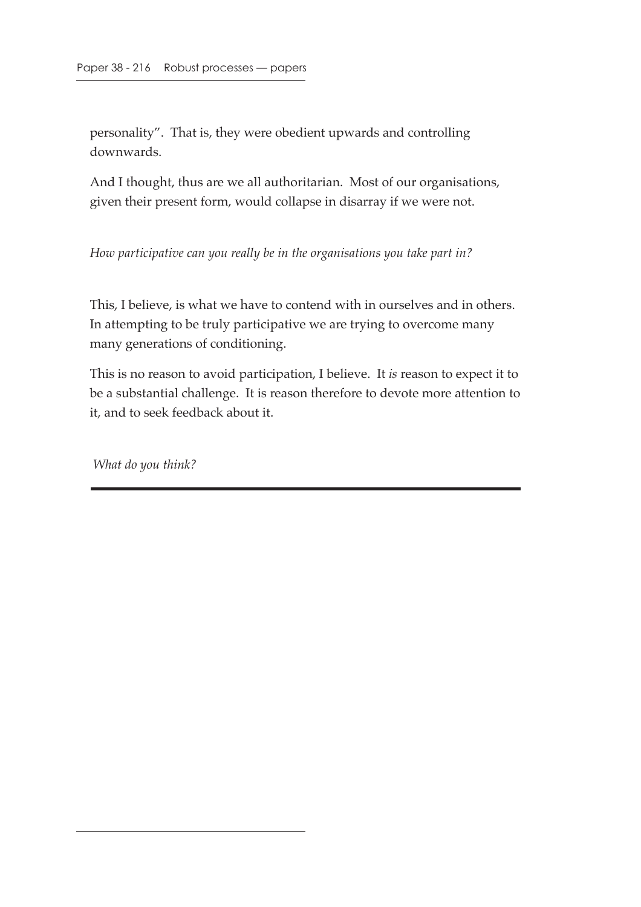personality". That is, they were obedient upwards and controlling downwards.

And I thought, thus are we all authoritarian. Most of our organisations, given their present form, would collapse in disarray if we were not.

*How participative can you really be in the organisations you take part in?*

This, I believe, is what we have to contend with in ourselves and in others. In attempting to be truly participative we are trying to overcome many many generations of conditioning.

This is no reason to avoid participation, I believe. It *is* reason to expect it to be a substantial challenge. It is reason therefore to devote more attention to it, and to seek feedback about it.

*What do you think?*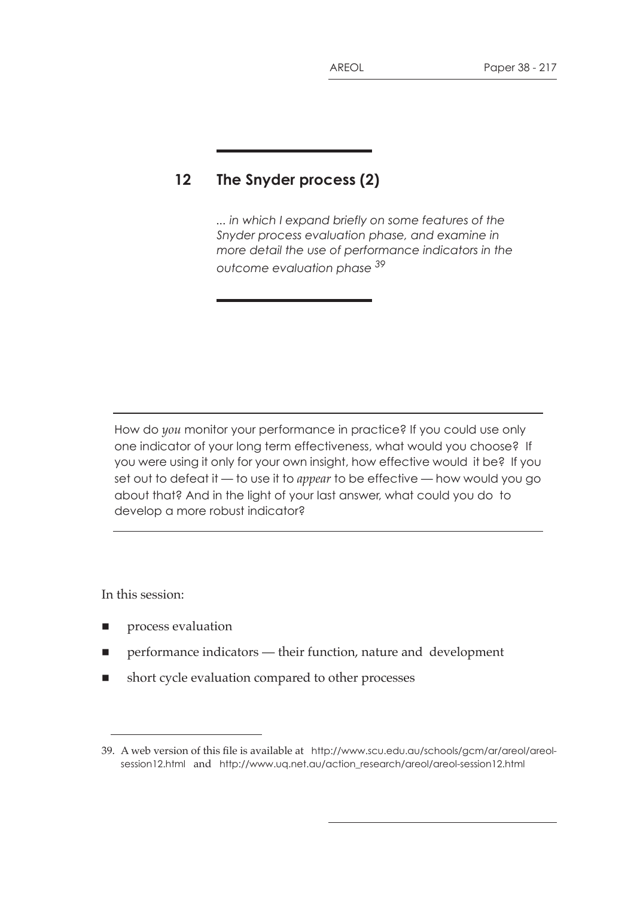# 12 The Snyder process (2)

*... in which I expand briefly on some features of the Snyder process evaluation phase, and examine in more detail the use of performance indicators in the outcome evaluation phase* [39]

---

How do *you* monitor your performance in practice? If you could use only one indicator of your long term effectiveness, what would you choose? If you were using it only for your own insight, how effective would it be? If you set out to defeat it — to use it to *appear* to be effective — how would you go about that? And in the light of your last answer, what could you do to develop a more robust indicator?

---

In this session:

- process evaluation
- performance indicators — their function, nature and development
- short cycle evaluation compared to other processes

39. A web version of this file is available at http://www.scu.edu.au/schools/gcm/ar/areol/areol-session12.html and http://www.uq.net.au/action_research/areol/areol-session12.html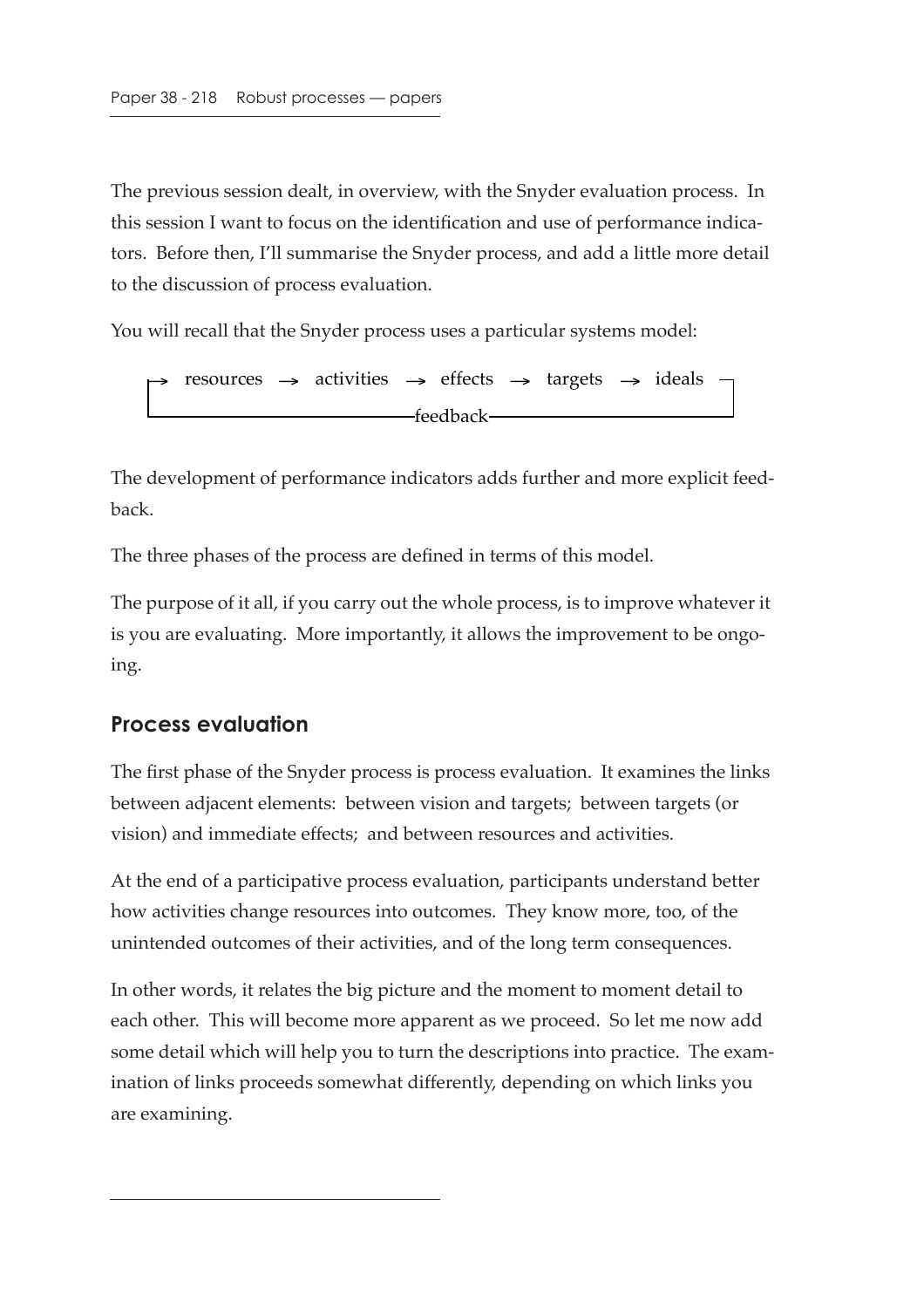The previous session dealt, in overview, with the Snyder evaluation process. In this session I want to focus on the identification and use of performance indicators. Before then, I'll summarise the Snyder process, and add a little more detail to the discussion of process evaluation.

You will recall that the Snyder process uses a particular systems model:

```
→ resources → activities → effects → targets → ideals ─┐
└──────────────────────── feedback ─────────────────────┘
```

The development of performance indicators adds further and more explicit feedback.

The three phases of the process are defined in terms of this model.

The purpose of it all, if you carry out the whole process, is to improve whatever it is you are evaluating. More importantly, it allows the improvement to be ongoing.

## Process evaluation

The first phase of the Snyder process is process evaluation. It examines the links between adjacent elements: between vision and targets; between targets (or vision) and immediate effects; and between resources and activities.

At the end of a participative process evaluation, participants understand better how activities change resources into outcomes. They know more, too, of the unintended outcomes of their activities, and of the long term consequences.

In other words, it relates the big picture and the moment to moment detail to each other. This will become more apparent as we proceed. So let me now add some detail which will help you to turn the descriptions into practice. The examination of links proceeds somewhat differently, depending on which links you are examining.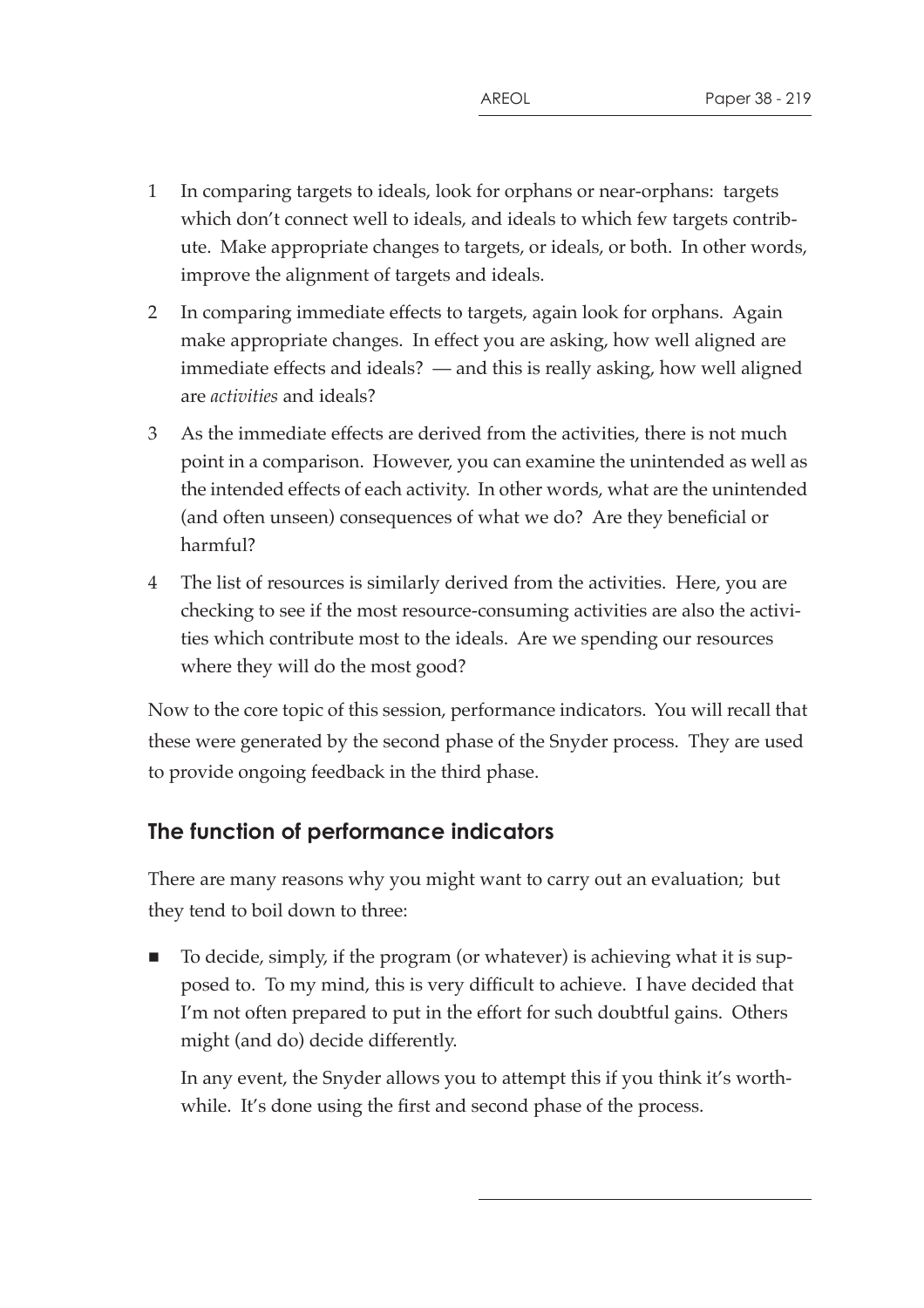1. In comparing targets to ideals, look for orphans or near-orphans: targets which don't connect well to ideals, and ideals to which few targets contribute. Make appropriate changes to targets, or ideals, or both. In other words, improve the alignment of targets and ideals.
2. In comparing immediate effects to targets, again look for orphans. Again make appropriate changes. In effect you are asking, how well aligned are immediate effects and ideals? — and this is really asking, how well aligned are *activities* and ideals?
3. As the immediate effects are derived from the activities, there is not much point in a comparison. However, you can examine the unintended as well as the intended effects of each activity. In other words, what are the unintended (and often unseen) consequences of what we do? Are they beneficial or harmful?
4. The list of resources is similarly derived from the activities. Here, you are checking to see if the most resource-consuming activities are also the activities which contribute most to the ideals. Are we spending our resources where they will do the most good?

Now to the core topic of this session, performance indicators. You will recall that these were generated by the second phase of the Snyder process. They are used to provide ongoing feedback in the third phase.

## The function of performance indicators

There are many reasons why you might want to carry out an evaluation; but they tend to boil down to three:

- To decide, simply, if the program (or whatever) is achieving what it is supposed to. To my mind, this is very difficult to achieve. I have decided that I'm not often prepared to put in the effort for such doubtful gains. Others might (and do) decide differently.

  In any event, the Snyder allows you to attempt this if you think it's worthwhile. It's done using the first and second phase of the process.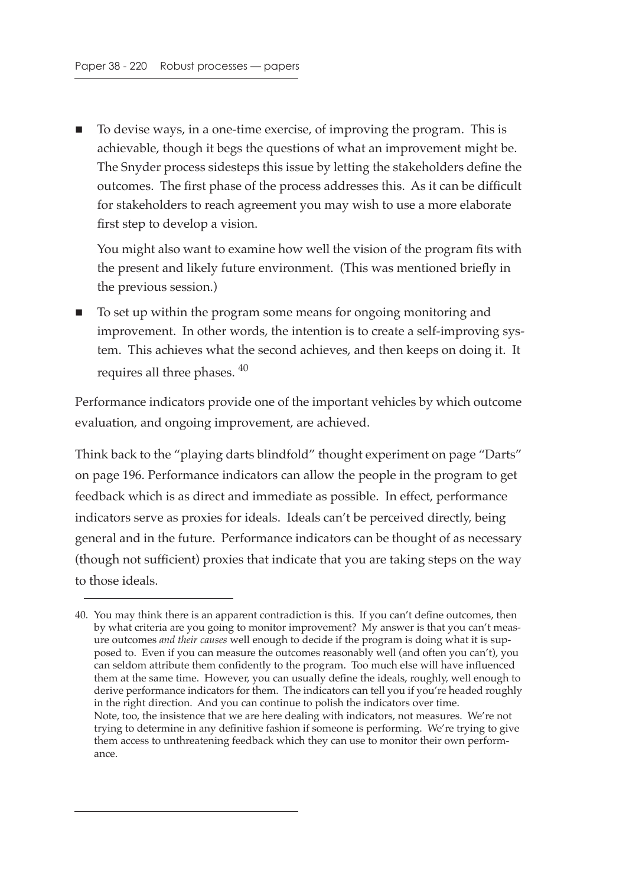- To devise ways, in a one-time exercise, of improving the program. This is achievable, though it begs the questions of what an improvement might be. The Snyder process sidesteps this issue by letting the stakeholders define the outcomes. The first phase of the process addresses this. As it can be difficult for stakeholders to reach agreement you may wish to use a more elaborate first step to develop a vision.

  You might also want to examine how well the vision of the program fits with the present and likely future environment. (This was mentioned briefly in the previous session.)

- To set up within the program some means for ongoing monitoring and improvement. In other words, the intention is to create a self-improving system. This achieves what the second achieves, and then keeps on doing it. It requires all three phases. [40]

Performance indicators provide one of the important vehicles by which outcome evaluation, and ongoing improvement, are achieved.

Think back to the "playing darts blindfold" thought experiment on page "Darts" on page 196. Performance indicators can allow the people in the program to get feedback which is as direct and immediate as possible. In effect, performance indicators serve as proxies for ideals. Ideals can't be perceived directly, being general and in the future. Performance indicators can be thought of as necessary (though not sufficient) proxies that indicate that you are taking steps on the way to those ideals.

---

40. You may think there is an apparent contradiction is this. If you can't define outcomes, then by what criteria are you going to monitor improvement? My answer is that you can't measure outcomes *and their causes* well enough to decide if the program is doing what it is supposed to. Even if you can measure the outcomes reasonably well (and often you can't), you can seldom attribute them confidently to the program. Too much else will have influenced them at the same time. However, you can usually define the ideals, roughly, well enough to derive performance indicators for them. The indicators can tell you if you're headed roughly in the right direction. And you can continue to polish the indicators over time.
Note, too, the insistence that we are here dealing with indicators, not measures. We're not trying to determine in any definitive fashion if someone is performing. We're trying to give them access to unthreatening feedback which they can use to monitor their own performance.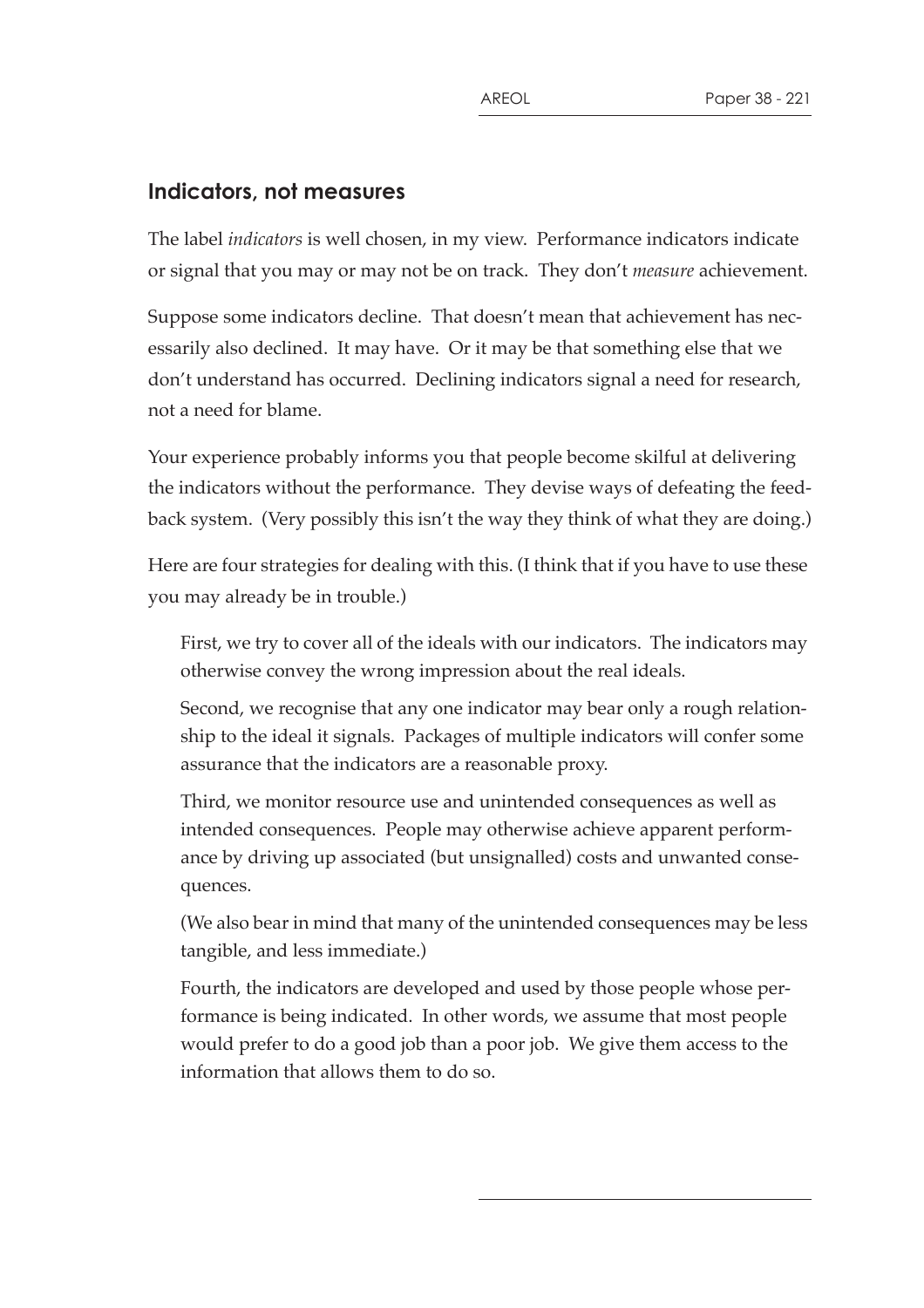## Indicators, not measures

The label *indicators* is well chosen, in my view. Performance indicators indicate or signal that you may or may not be on track. They don't *measure* achievement.

Suppose some indicators decline. That doesn't mean that achievement has necessarily also declined. It may have. Or it may be that something else that we don't understand has occurred. Declining indicators signal a need for research, not a need for blame.

Your experience probably informs you that people become skilful at delivering the indicators without the performance. They devise ways of defeating the feedback system. (Very possibly this isn't the way they think of what they are doing.)

Here are four strategies for dealing with this. (I think that if you have to use these you may already be in trouble.)

> First, we try to cover all of the ideals with our indicators. The indicators may otherwise convey the wrong impression about the real ideals.
>
> Second, we recognise that any one indicator may bear only a rough relationship to the ideal it signals. Packages of multiple indicators will confer some assurance that the indicators are a reasonable proxy.
>
> Third, we monitor resource use and unintended consequences as well as intended consequences. People may otherwise achieve apparent performance by driving up associated (but unsignalled) costs and unwanted consequences.
>
> (We also bear in mind that many of the unintended consequences may be less tangible, and less immediate.)
>
> Fourth, the indicators are developed and used by those people whose performance is being indicated. In other words, we assume that most people would prefer to do a good job than a poor job. We give them access to the information that allows them to do so.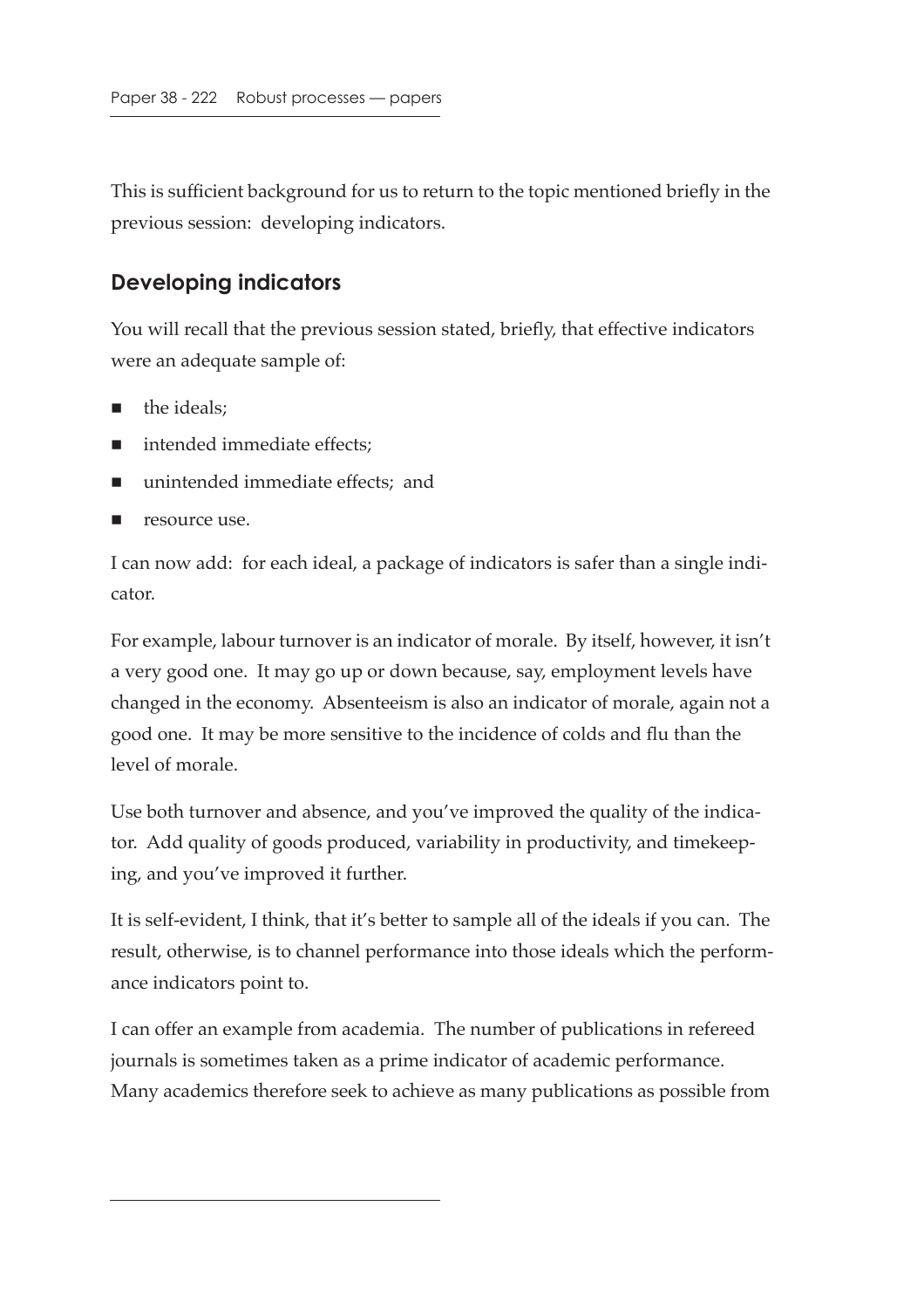This is sufficient background for us to return to the topic mentioned briefly in the previous session: developing indicators.

## Developing indicators

You will recall that the previous session stated, briefly, that effective indicators were an adequate sample of:

- the ideals;
- intended immediate effects;
- unintended immediate effects; and
- resource use.

I can now add: for each ideal, a package of indicators is safer than a single indicator.

For example, labour turnover is an indicator of morale. By itself, however, it isn't a very good one. It may go up or down because, say, employment levels have changed in the economy. Absenteeism is also an indicator of morale, again not a good one. It may be more sensitive to the incidence of colds and flu than the level of morale.

Use both turnover and absence, and you've improved the quality of the indicator. Add quality of goods produced, variability in productivity, and timekeeping, and you've improved it further.

It is self-evident, I think, that it's better to sample all of the ideals if you can. The result, otherwise, is to channel performance into those ideals which the performance indicators point to.

I can offer an example from academia. The number of publications in refereed journals is sometimes taken as a prime indicator of academic performance. Many academics therefore seek to achieve as many publications as possible from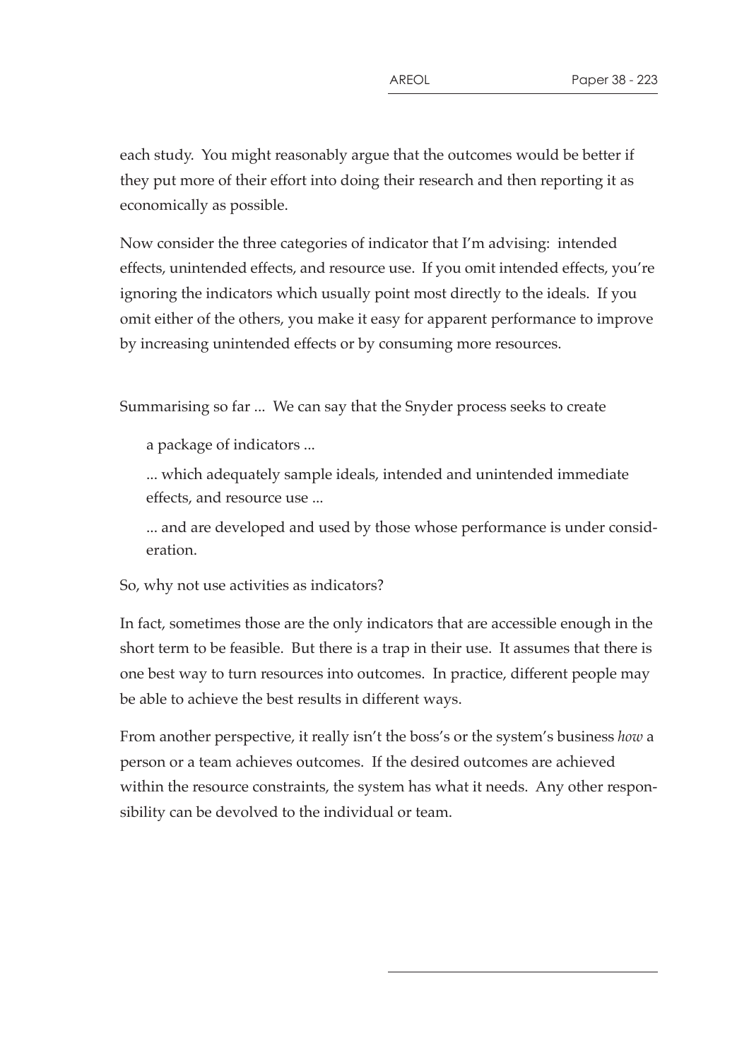each study. You might reasonably argue that the outcomes would be better if they put more of their effort into doing their research and then reporting it as economically as possible.

Now consider the three categories of indicator that I'm advising: intended effects, unintended effects, and resource use. If you omit intended effects, you're ignoring the indicators which usually point most directly to the ideals. If you omit either of the others, you make it easy for apparent performance to improve by increasing unintended effects or by consuming more resources.

Summarising so far ... We can say that the Snyder process seeks to create

> a package of indicators ...
>
> ... which adequately sample ideals, intended and unintended immediate effects, and resource use ...
>
> ... and are developed and used by those whose performance is under consideration.

So, why not use activities as indicators?

In fact, sometimes those are the only indicators that are accessible enough in the short term to be feasible. But there is a trap in their use. It assumes that there is one best way to turn resources into outcomes. In practice, different people may be able to achieve the best results in different ways.

From another perspective, it really isn't the boss's or the system's business *how* a person or a team achieves outcomes. If the desired outcomes are achieved within the resource constraints, the system has what it needs. Any other responsibility can be devolved to the individual or team.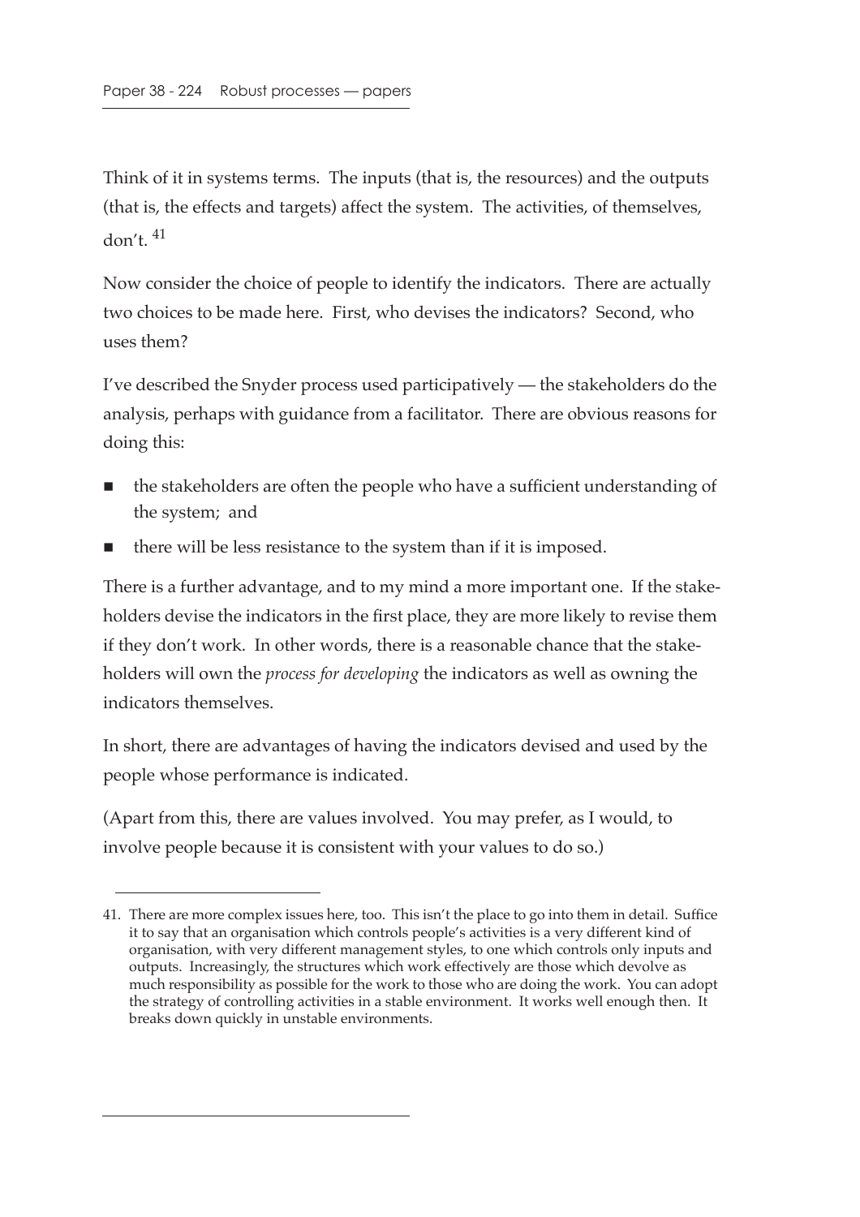Think of it in systems terms. The inputs (that is, the resources) and the outputs (that is, the effects and targets) affect the system. The activities, of themselves, don't. [41]

Now consider the choice of people to identify the indicators. There are actually two choices to be made here. First, who devises the indicators? Second, who uses them?

I've described the Snyder process used participatively — the stakeholders do the analysis, perhaps with guidance from a facilitator. There are obvious reasons for doing this:

- the stakeholders are often the people who have a sufficient understanding of the system; and
- there will be less resistance to the system than if it is imposed.

There is a further advantage, and to my mind a more important one. If the stakeholders devise the indicators in the first place, they are more likely to revise them if they don't work. In other words, there is a reasonable chance that the stakeholders will own the *process for developing* the indicators as well as owning the indicators themselves.

In short, there are advantages of having the indicators devised and used by the people whose performance is indicated.

(Apart from this, there are values involved. You may prefer, as I would, to involve people because it is consistent with your values to do so.)

---

41. There are more complex issues here, too. This isn't the place to go into them in detail. Suffice it to say that an organisation which controls people's activities is a very different kind of organisation, with very different management styles, to one which controls only inputs and outputs. Increasingly, the structures which work effectively are those which devolve as much responsibility as possible for the work to those who are doing the work. You can adopt the strategy of controlling activities in a stable environment. It works well enough then. It breaks down quickly in unstable environments.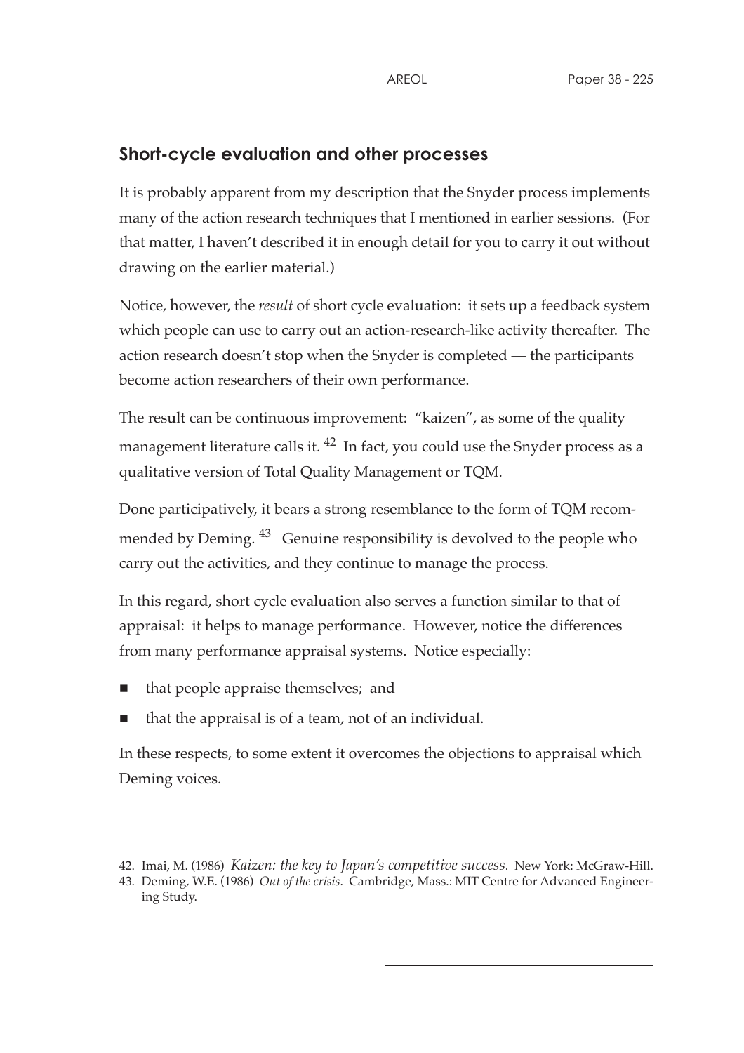## Short-cycle evaluation and other processes

It is probably apparent from my description that the Snyder process implements many of the action research techniques that I mentioned in earlier sessions. (For that matter, I haven't described it in enough detail for you to carry it out without drawing on the earlier material.)

Notice, however, the *result* of short cycle evaluation: it sets up a feedback system which people can use to carry out an action-research-like activity thereafter. The action research doesn't stop when the Snyder is completed — the participants become action researchers of their own performance.

The result can be continuous improvement: "kaizen", as some of the quality management literature calls it.[42] In fact, you could use the Snyder process as a qualitative version of Total Quality Management or TQM.

Done participatively, it bears a strong resemblance to the form of TQM recommended by Deming.[43] Genuine responsibility is devolved to the people who carry out the activities, and they continue to manage the process.

In this regard, short cycle evaluation also serves a function similar to that of appraisal: it helps to manage performance. However, notice the differences from many performance appraisal systems. Notice especially:

- that people appraise themselves; and
- that the appraisal is of a team, not of an individual.

In these respects, to some extent it overcomes the objections to appraisal which Deming voices.

---

42. Imai, M. (1986) *Kaizen: the key to Japan's competitive success.* New York: McGraw-Hill.
43. Deming, W.E. (1986) *Out of the crisis*. Cambridge, Mass.: MIT Centre for Advanced Engineering Study.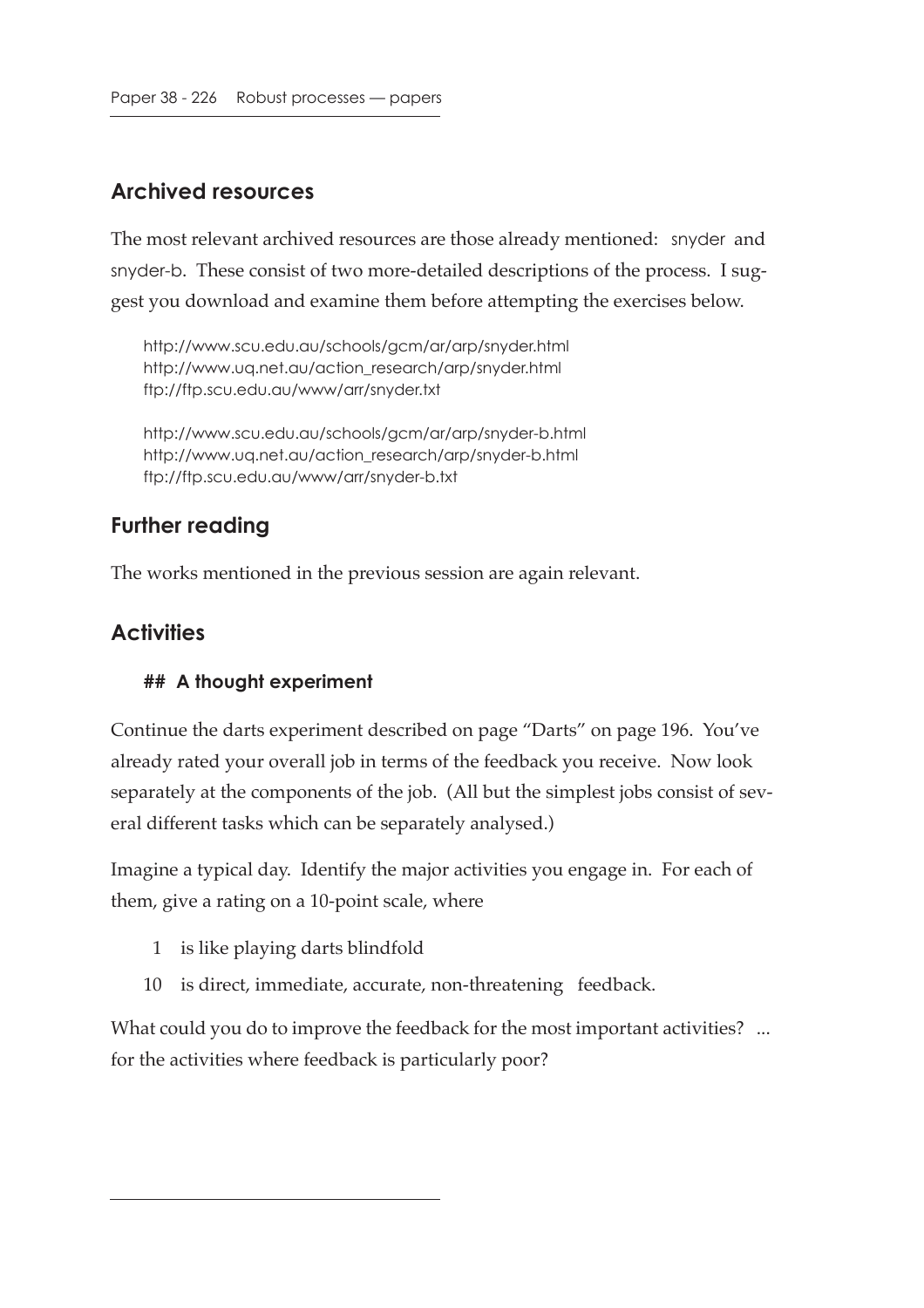## Archived resources

The most relevant archived resources are those already mentioned: snyder and snyder-b. These consist of two more-detailed descriptions of the process. I suggest you download and examine them before attempting the exercises below.

http://www.scu.edu.au/schools/gcm/ar/arp/snyder.html
http://www.uq.net.au/action_research/arp/snyder.html
ftp://ftp.scu.edu.au/www/arr/snyder.txt

http://www.scu.edu.au/schools/gcm/ar/arp/snyder-b.html
http://www.uq.net.au/action_research/arp/snyder-b.html
ftp://ftp.scu.edu.au/www/arr/snyder-b.txt

## Further reading

The works mentioned in the previous session are again relevant.

## Activities

### ## A thought experiment

Continue the darts experiment described on page "Darts" on page 196. You've already rated your overall job in terms of the feedback you receive. Now look separately at the components of the job. (All but the simplest jobs consist of several different tasks which can be separately analysed.)

Imagine a typical day. Identify the major activities you engage in. For each of them, give a rating on a 10-point scale, where

1 is like playing darts blindfold

10 is direct, immediate, accurate, non-threatening feedback.

What could you do to improve the feedback for the most important activities? ... for the activities where feedback is particularly poor?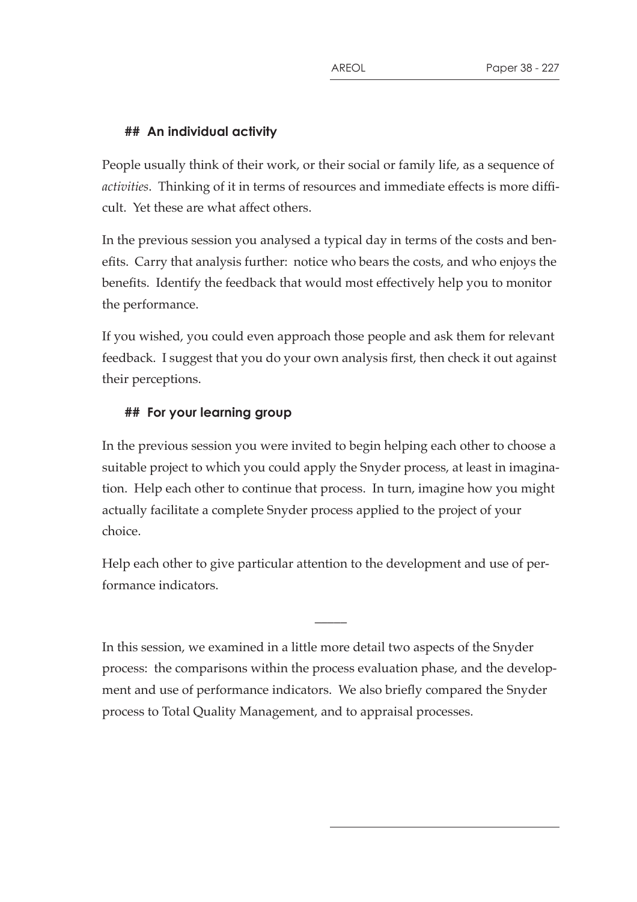## An individual activity

People usually think of their work, or their social or family life, as a sequence of *activities*. Thinking of it in terms of resources and immediate effects is more difficult. Yet these are what affect others.

In the previous session you analysed a typical day in terms of the costs and benefits. Carry that analysis further: notice who bears the costs, and who enjoys the benefits. Identify the feedback that would most effectively help you to monitor the performance.

If you wished, you could even approach those people and ask them for relevant feedback. I suggest that you do your own analysis first, then check it out against their perceptions.

## For your learning group

In the previous session you were invited to begin helping each other to choose a suitable project to which you could apply the Snyder process, at least in imagination. Help each other to continue that process. In turn, imagine how you might actually facilitate a complete Snyder process applied to the project of your choice.

Help each other to give particular attention to the development and use of performance indicators.

---

In this session, we examined in a little more detail two aspects of the Snyder process: the comparisons within the process evaluation phase, and the development and use of performance indicators. We also briefly compared the Snyder process to Total Quality Management, and to appraisal processes.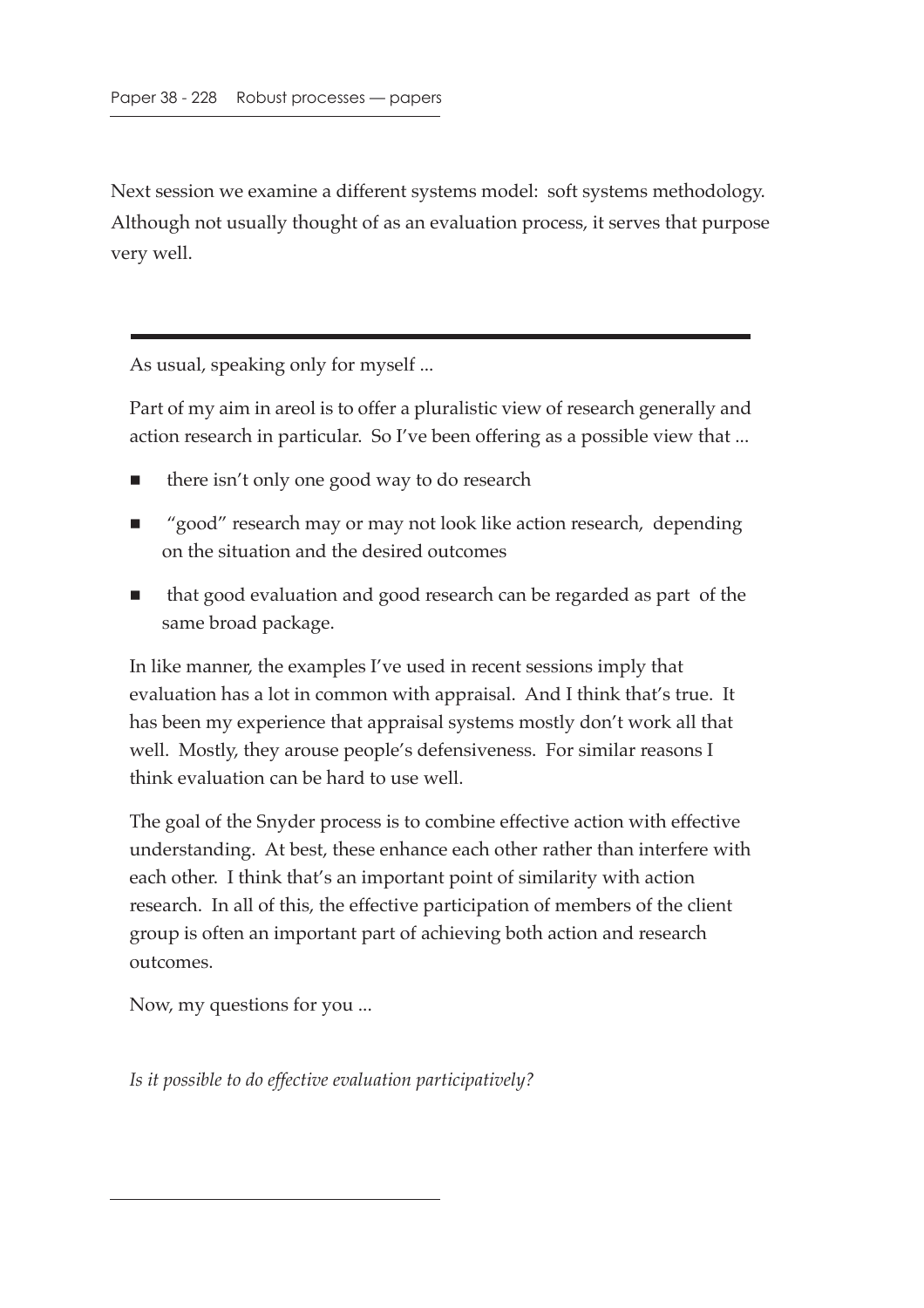Next session we examine a different systems model: soft systems methodology. Although not usually thought of as an evaluation process, it serves that purpose very well.

---

As usual, speaking only for myself ...

Part of my aim in areol is to offer a pluralistic view of research generally and action research in particular. So I've been offering as a possible view that ...

- there isn't only one good way to do research
- "good" research may or may not look like action research, depending on the situation and the desired outcomes
- that good evaluation and good research can be regarded as part of the same broad package.

In like manner, the examples I've used in recent sessions imply that evaluation has a lot in common with appraisal. And I think that's true. It has been my experience that appraisal systems mostly don't work all that well. Mostly, they arouse people's defensiveness. For similar reasons I think evaluation can be hard to use well.

The goal of the Snyder process is to combine effective action with effective understanding. At best, these enhance each other rather than interfere with each other. I think that's an important point of similarity with action research. In all of this, the effective participation of members of the client group is often an important part of achieving both action and research outcomes.

Now, my questions for you ...

*Is it possible to do effective evaluation participatively?*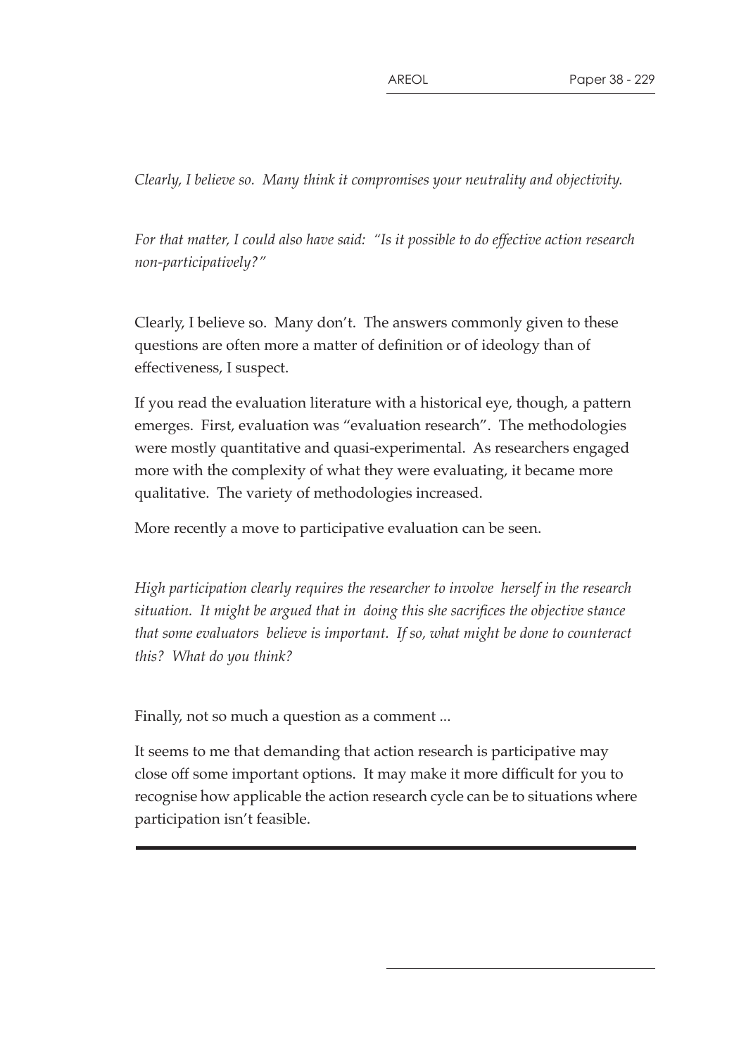*Clearly, I believe so. Many think it compromises your neutrality and objectivity.*

*For that matter, I could also have said: "Is it possible to do effective action research non-participatively?"*

Clearly, I believe so. Many don't. The answers commonly given to these questions are often more a matter of definition or of ideology than of effectiveness, I suspect.

If you read the evaluation literature with a historical eye, though, a pattern emerges. First, evaluation was "evaluation research". The methodologies were mostly quantitative and quasi-experimental. As researchers engaged more with the complexity of what they were evaluating, it became more qualitative. The variety of methodologies increased.

More recently a move to participative evaluation can be seen.

*High participation clearly requires the researcher to involve herself in the research situation. It might be argued that in doing this she sacrifices the objective stance that some evaluators believe is important. If so, what might be done to counteract this? What do you think?*

Finally, not so much a question as a comment ...

It seems to me that demanding that action research is participative may close off some important options. It may make it more difficult for you to recognise how applicable the action research cycle can be to situations where participation isn't feasible.

---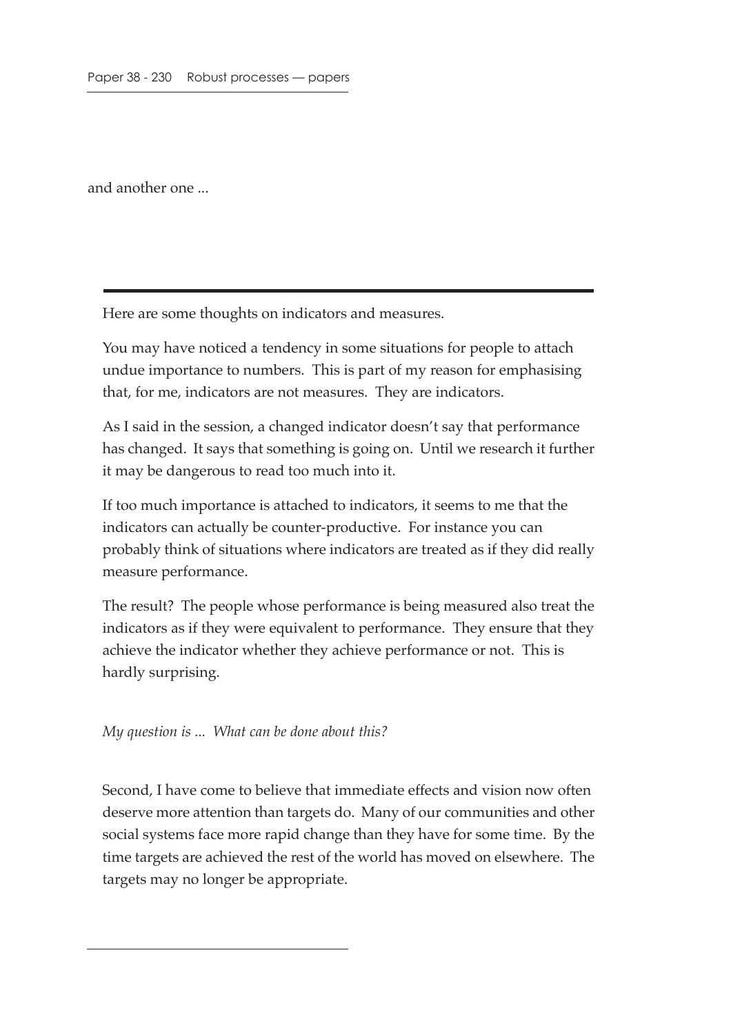and another one ...

---

Here are some thoughts on indicators and measures.

You may have noticed a tendency in some situations for people to attach undue importance to numbers. This is part of my reason for emphasising that, for me, indicators are not measures. They are indicators.

As I said in the session, a changed indicator doesn't say that performance has changed. It says that something is going on. Until we research it further it may be dangerous to read too much into it.

If too much importance is attached to indicators, it seems to me that the indicators can actually be counter-productive. For instance you can probably think of situations where indicators are treated as if they did really measure performance.

The result? The people whose performance is being measured also treat the indicators as if they were equivalent to performance. They ensure that they achieve the indicator whether they achieve performance or not. This is hardly surprising.

*My question is ... What can be done about this?*

Second, I have come to believe that immediate effects and vision now often deserve more attention than targets do. Many of our communities and other social systems face more rapid change than they have for some time. By the time targets are achieved the rest of the world has moved on elsewhere. The targets may no longer be appropriate.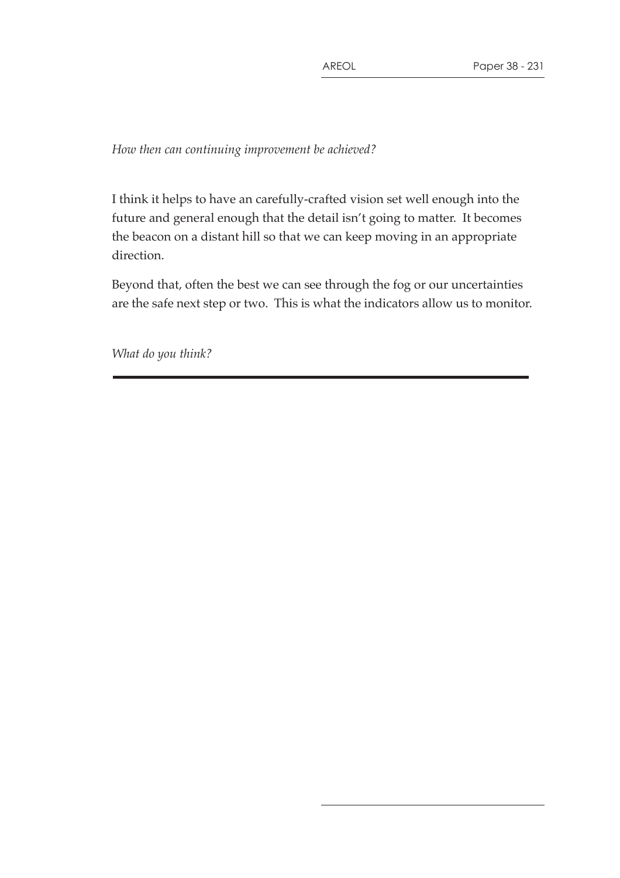*How then can continuing improvement be achieved?*

I think it helps to have an carefully-crafted vision set well enough into the future and general enough that the detail isn't going to matter. It becomes the beacon on a distant hill so that we can keep moving in an appropriate direction.

Beyond that, often the best we can see through the fog or our uncertainties are the safe next step or two. This is what the indicators allow us to monitor.

*What do you think?*

---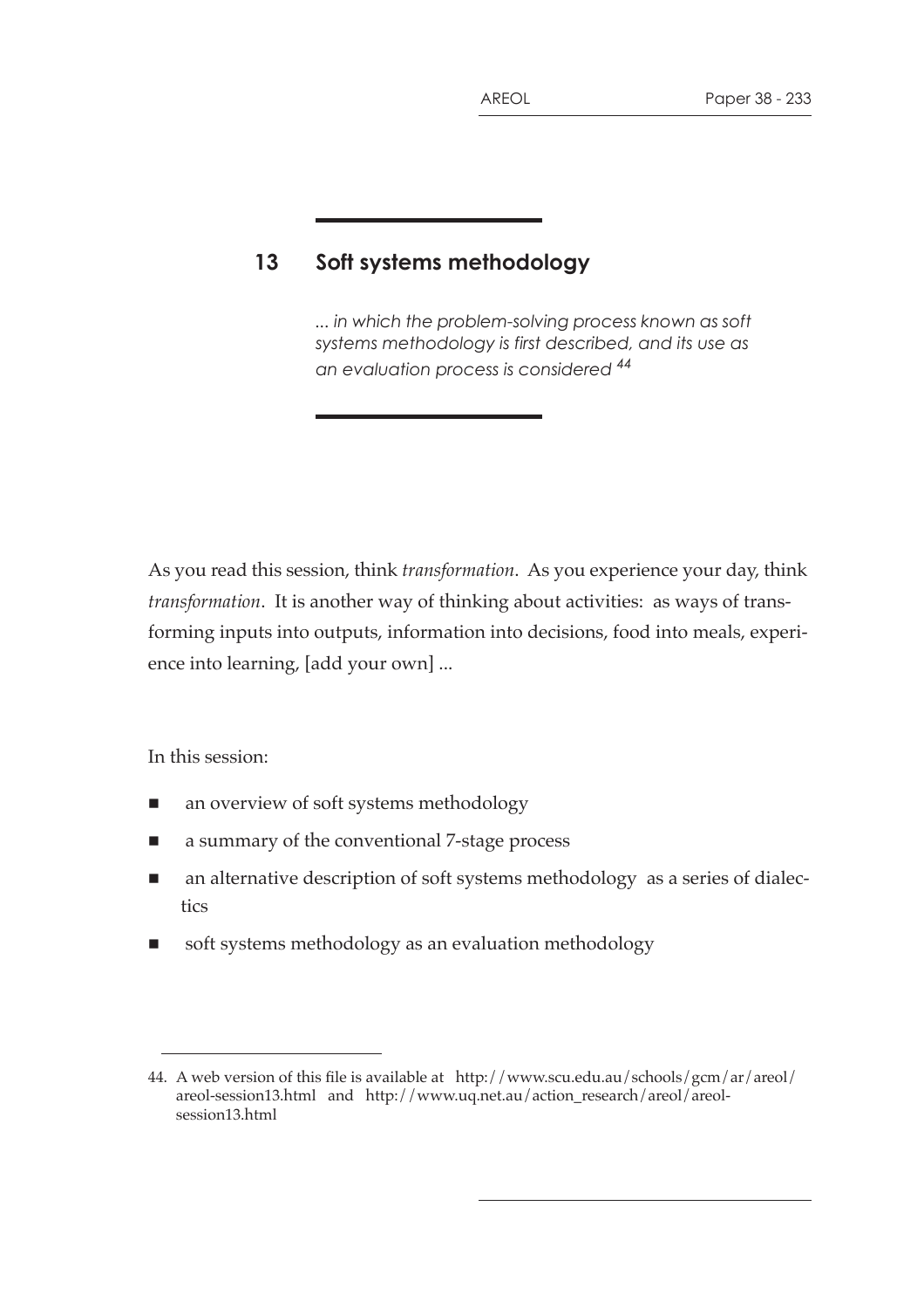# 13 Soft systems methodology

*... in which the problem-solving process known as soft systems methodology is first described, and its use as an evaluation process is considered* [44]

As you read this session, think *transformation*. As you experience your day, think *transformation*. It is another way of thinking about activities: as ways of transforming inputs into outputs, information into decisions, food into meals, experience into learning, [add your own] ...

In this session:

- an overview of soft systems methodology
- a summary of the conventional 7-stage process
- an alternative description of soft systems methodology as a series of dialectics
- soft systems methodology as an evaluation methodology

44. A web version of this file is available at http://www.scu.edu.au/schools/gcm/ar/areol/areol-session13.html and http://www.uq.net.au/action_research/areol/areol-session13.html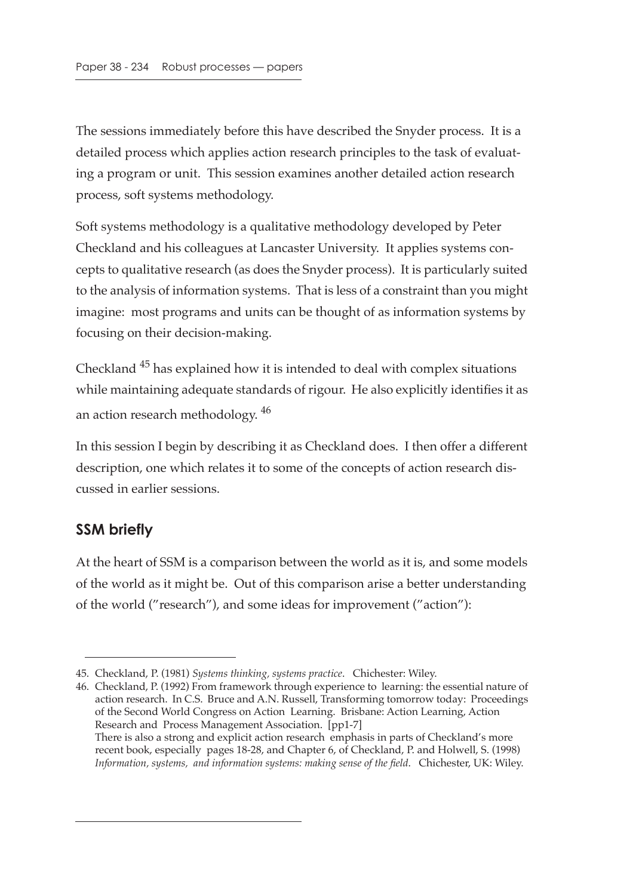The sessions immediately before this have described the Snyder process. It is a detailed process which applies action research principles to the task of evaluating a program or unit. This session examines another detailed action research process, soft systems methodology.

Soft systems methodology is a qualitative methodology developed by Peter Checkland and his colleagues at Lancaster University. It applies systems concepts to qualitative research (as does the Snyder process). It is particularly suited to the analysis of information systems. That is less of a constraint than you might imagine: most programs and units can be thought of as information systems by focusing on their decision-making.

Checkland [45] has explained how it is intended to deal with complex situations while maintaining adequate standards of rigour. He also explicitly identifies it as an action research methodology. [46]

In this session I begin by describing it as Checkland does. I then offer a different description, one which relates it to some of the concepts of action research discussed in earlier sessions.

## SSM briefly

At the heart of SSM is a comparison between the world as it is, and some models of the world as it might be. Out of this comparison arise a better understanding of the world ("research"), and some ideas for improvement ("action"):

---

45. Checkland, P. (1981) *Systems thinking, systems practice*. Chichester: Wiley.

46. Checkland, P. (1992) From framework through experience to learning: the essential nature of action research. In C.S. Bruce and A.N. Russell, Transforming tomorrow today: Proceedings of the Second World Congress on Action Learning. Brisbane: Action Learning, Action Research and Process Management Association. [pp1-7]
There is also a strong and explicit action research emphasis in parts of Checkland's more recent book, especially pages 18-28, and Chapter 6, of Checkland, P. and Holwell, S. (1998) *Information, systems, and information systems: making sense of the field*. Chichester, UK: Wiley.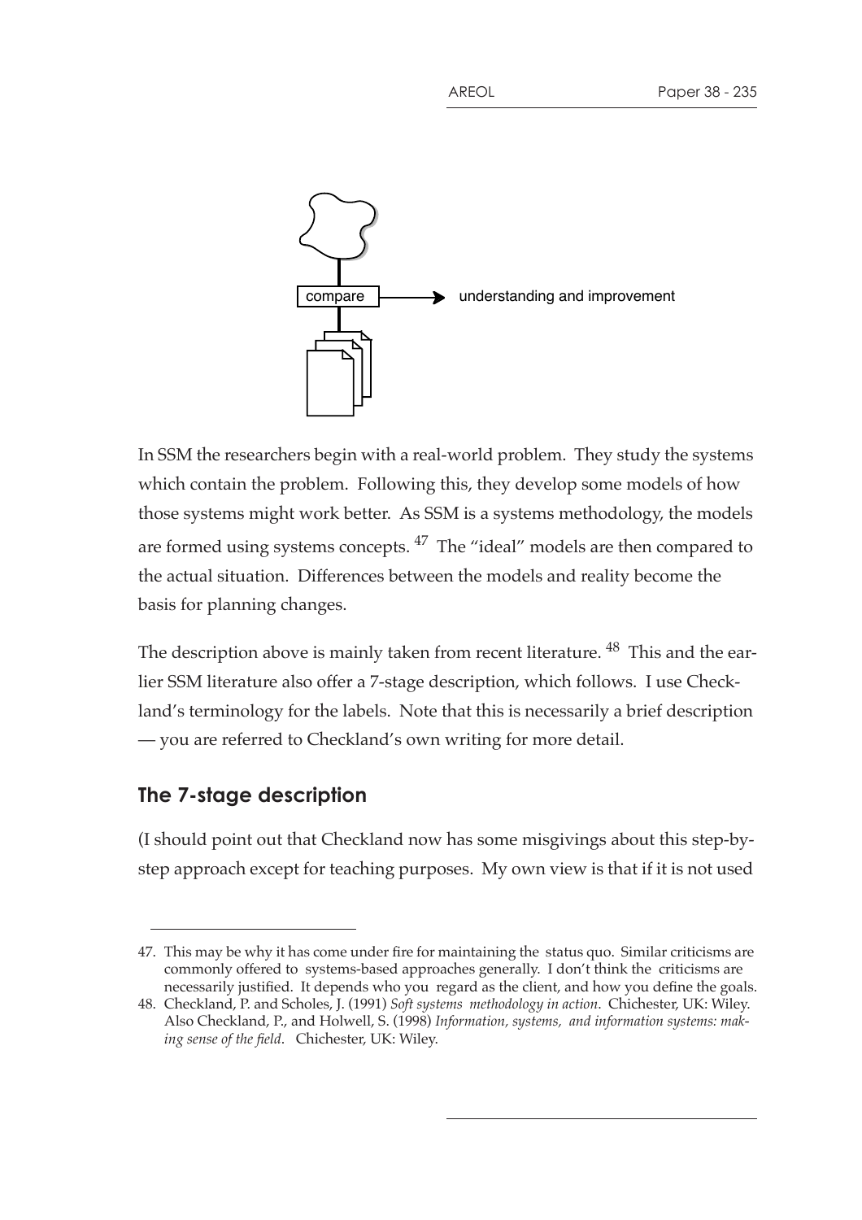In SSM the researchers begin with a real-world problem. They study the systems which contain the problem. Following this, they develop some models of how those systems might work better. As SSM is a systems methodology, the models are formed using systems concepts. [47] The "ideal" models are then compared to the actual situation. Differences between the models and reality become the basis for planning changes.

The description above is mainly taken from recent literature. [48] This and the earlier SSM literature also offer a 7-stage description, which follows. I use Checkland's terminology for the labels. Note that this is necessarily a brief description — you are referred to Checkland's own writing for more detail.

## The 7-stage description

(I should point out that Checkland now has some misgivings about this step-by-step approach except for teaching purposes. My own view is that if it is not used

---

47. This may be why it has come under fire for maintaining the status quo. Similar criticisms are commonly offered to systems-based approaches generally. I don't think the criticisms are necessarily justified. It depends who you regard as the client, and how you define the goals.

48. Checkland, P. and Scholes, J. (1991) *Soft systems methodology in action*. Chichester, UK: Wiley. Also Checkland, P., and Holwell, S. (1998) *Information, systems, and information systems: making sense of the field*. Chichester, UK: Wiley.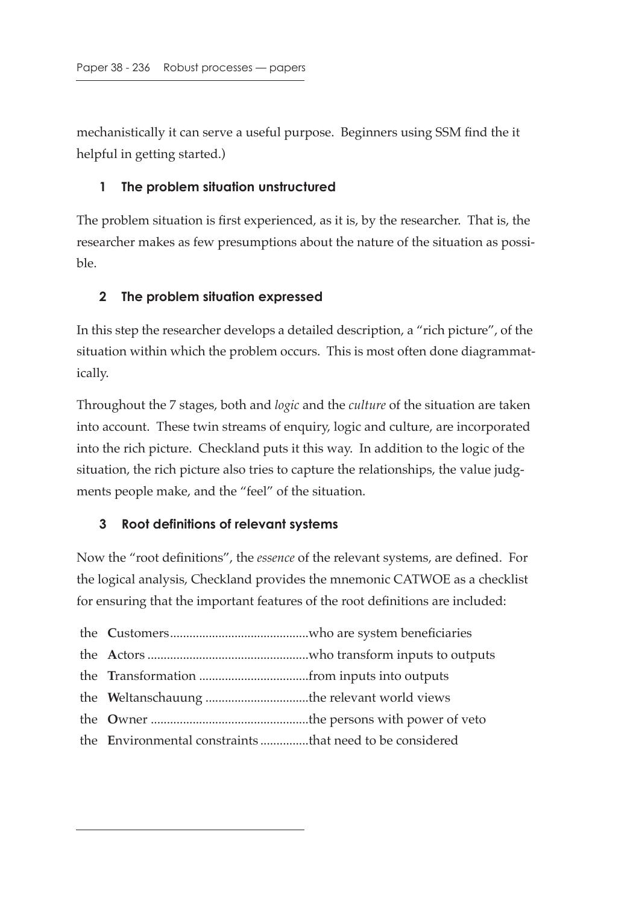mechanistically it can serve a useful purpose. Beginners using SSM find the it helpful in getting started.)

### 1 The problem situation unstructured

The problem situation is first experienced, as it is, by the researcher. That is, the researcher makes as few presumptions about the nature of the situation as possible.

### 2 The problem situation expressed

In this step the researcher develops a detailed description, a "rich picture", of the situation within which the problem occurs. This is most often done diagrammatically.

Throughout the 7 stages, both and *logic* and the *culture* of the situation are taken into account. These twin streams of enquiry, logic and culture, are incorporated into the rich picture. Checkland puts it this way. In addition to the logic of the situation, the rich picture also tries to capture the relationships, the value judgments people make, and the "feel" of the situation.

### 3 Root definitions of relevant systems

Now the "root definitions", the *essence* of the relevant systems, are defined. For the logical analysis, Checkland provides the mnemonic CATWOE as a checklist for ensuring that the important features of the root definitions are included:

the **C**ustomers..........................................who are system beneficiaries
the **A**ctors ................................................who transform inputs to outputs
the **T**ransformation .................................from inputs into outputs
the **W**eltanschauung ...............................the relevant world views
the **O**wner ................................................the persons with power of veto
the **E**nvironmental constraints ..............that need to be considered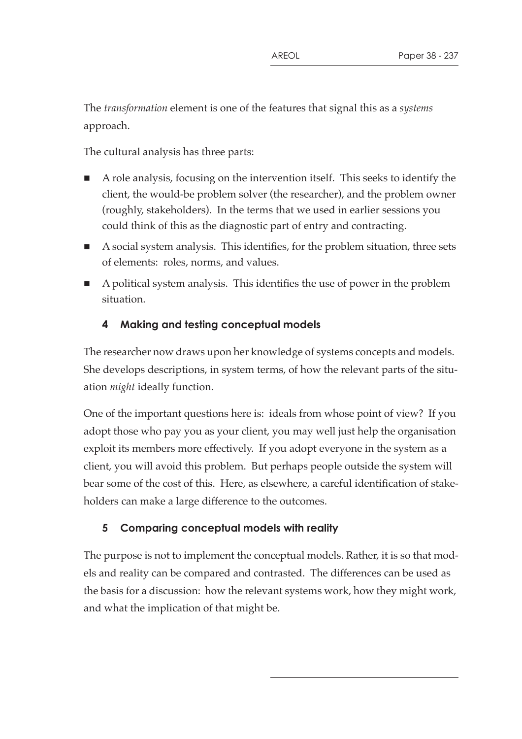The *transformation* element is one of the features that signal this as a *systems* approach.

The cultural analysis has three parts:

- A role analysis, focusing on the intervention itself. This seeks to identify the client, the would-be problem solver (the researcher), and the problem owner (roughly, stakeholders). In the terms that we used in earlier sessions you could think of this as the diagnostic part of entry and contracting.
- A social system analysis. This identifies, for the problem situation, three sets of elements: roles, norms, and values.
- A political system analysis. This identifies the use of power in the problem situation.

### 4 Making and testing conceptual models

The researcher now draws upon her knowledge of systems concepts and models. She develops descriptions, in system terms, of how the relevant parts of the situation *might* ideally function.

One of the important questions here is: ideals from whose point of view? If you adopt those who pay you as your client, you may well just help the organisation exploit its members more effectively. If you adopt everyone in the system as a client, you will avoid this problem. But perhaps people outside the system will bear some of the cost of this. Here, as elsewhere, a careful identification of stakeholders can make a large difference to the outcomes.

### 5 Comparing conceptual models with reality

The purpose is not to implement the conceptual models. Rather, it is so that models and reality can be compared and contrasted. The differences can be used as the basis for a discussion: how the relevant systems work, how they might work, and what the implication of that might be.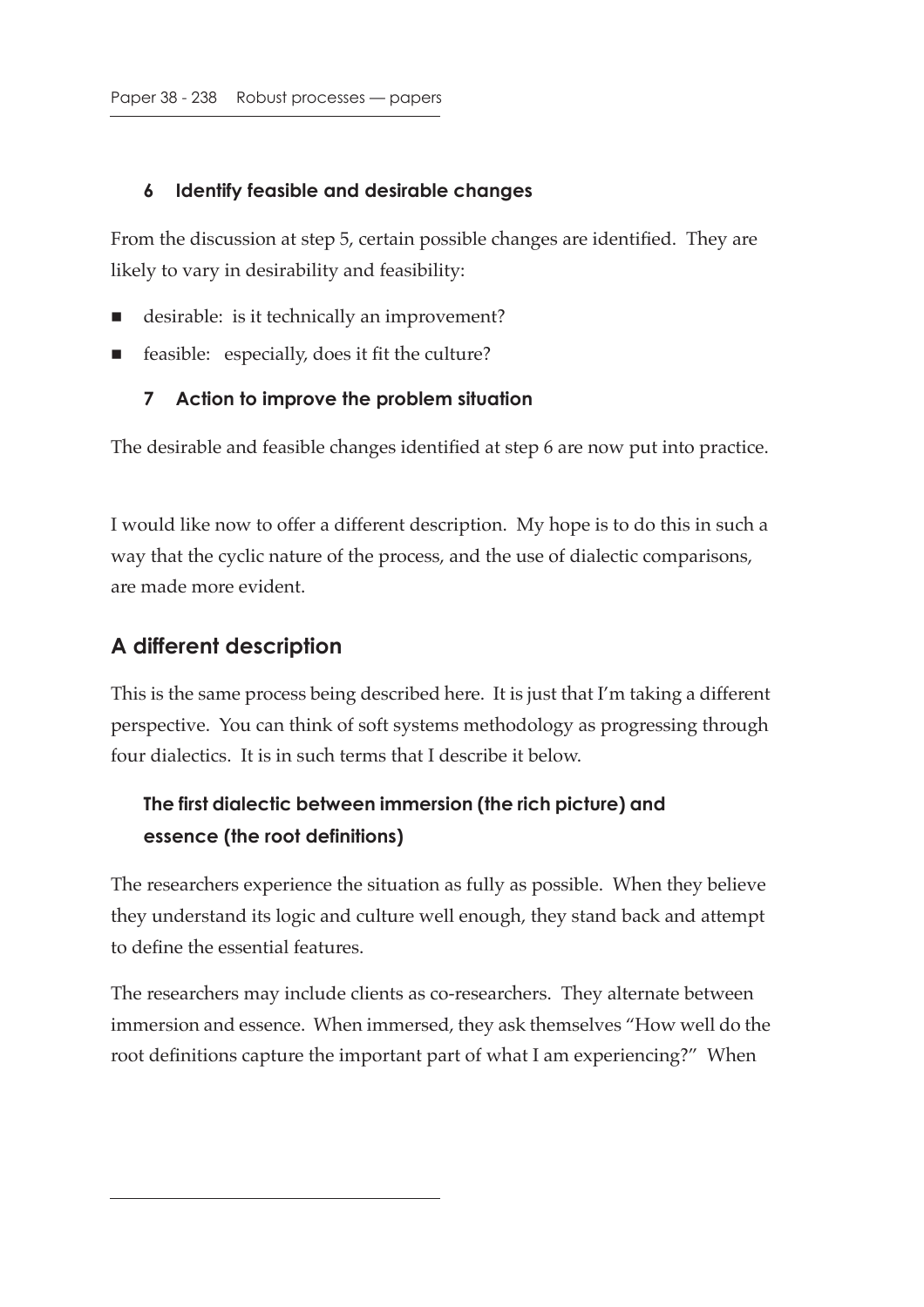#### 6 Identify feasible and desirable changes

From the discussion at step 5, certain possible changes are identified. They are likely to vary in desirability and feasibility:

- desirable: is it technically an improvement?
- feasible: especially, does it fit the culture?

#### 7 Action to improve the problem situation

The desirable and feasible changes identified at step 6 are now put into practice.

I would like now to offer a different description. My hope is to do this in such a way that the cyclic nature of the process, and the use of dialectic comparisons, are made more evident.

## A different description

This is the same process being described here. It is just that I'm taking a different perspective. You can think of soft systems methodology as progressing through four dialectics. It is in such terms that I describe it below.

### The first dialectic between immersion (the rich picture) and essence (the root definitions)

The researchers experience the situation as fully as possible. When they believe they understand its logic and culture well enough, they stand back and attempt to define the essential features.

The researchers may include clients as co-researchers. They alternate between immersion and essence. When immersed, they ask themselves "How well do the root definitions capture the important part of what I am experiencing?" When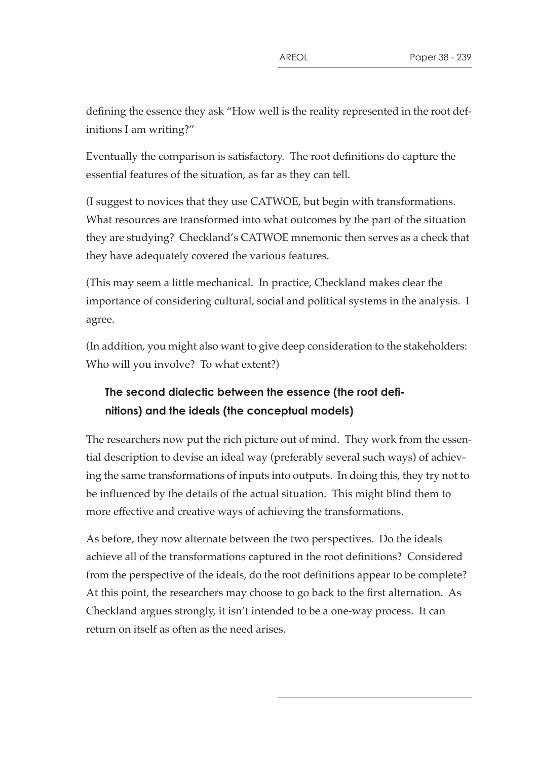defining the essence they ask "How well is the reality represented in the root definitions I am writing?"

Eventually the comparison is satisfactory. The root definitions do capture the essential features of the situation, as far as they can tell.

(I suggest to novices that they use CATWOE, but begin with transformations. What resources are transformed into what outcomes by the part of the situation they are studying? Checkland's CATWOE mnemonic then serves as a check that they have adequately covered the various features.

(This may seem a little mechanical. In practice, Checkland makes clear the importance of considering cultural, social and political systems in the analysis. I agree.

(In addition, you might also want to give deep consideration to the stakeholders: Who will you involve? To what extent?)

### The second dialectic between the essence (the root definitions) and the ideals (the conceptual models)

The researchers now put the rich picture out of mind. They work from the essential description to devise an ideal way (preferably several such ways) of achieving the same transformations of inputs into outputs. In doing this, they try not to be influenced by the details of the actual situation. This might blind them to more effective and creative ways of achieving the transformations.

As before, they now alternate between the two perspectives. Do the ideals achieve all of the transformations captured in the root definitions? Considered from the perspective of the ideals, do the root definitions appear to be complete? At this point, the researchers may choose to go back to the first alternation. As Checkland argues strongly, it isn't intended to be a one-way process. It can return on itself as often as the need arises.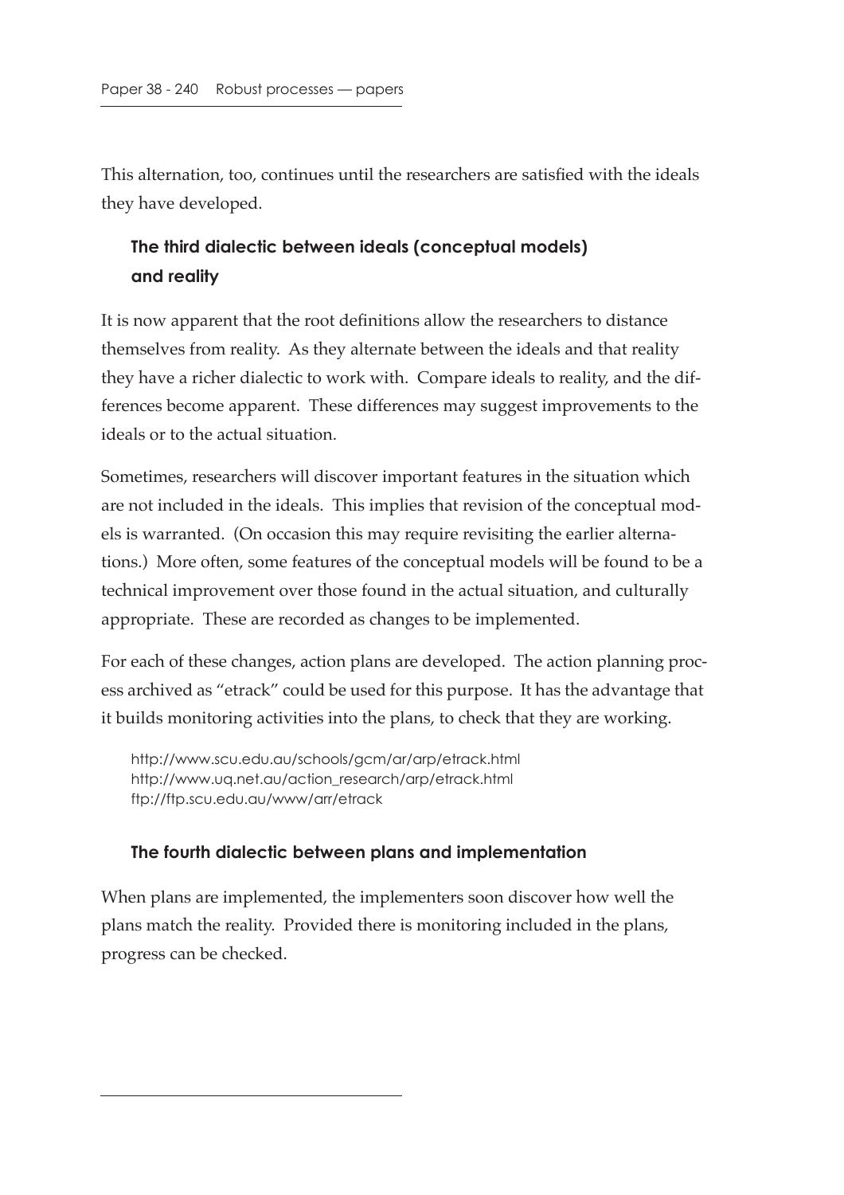This alternation, too, continues until the researchers are satisfied with the ideals they have developed.

### The third dialectic between ideals (conceptual models) and reality

It is now apparent that the root definitions allow the researchers to distance themselves from reality. As they alternate between the ideals and that reality they have a richer dialectic to work with. Compare ideals to reality, and the differences become apparent. These differences may suggest improvements to the ideals or to the actual situation.

Sometimes, researchers will discover important features in the situation which are not included in the ideals. This implies that revision of the conceptual models is warranted. (On occasion this may require revisiting the earlier alternations.) More often, some features of the conceptual models will be found to be a technical improvement over those found in the actual situation, and culturally appropriate. These are recorded as changes to be implemented.

For each of these changes, action plans are developed. The action planning process archived as "etrack" could be used for this purpose. It has the advantage that it builds monitoring activities into the plans, to check that they are working.

http://www.scu.edu.au/schools/gcm/ar/arp/etrack.html
http://www.uq.net.au/action_research/arp/etrack.html
ftp://ftp.scu.edu.au/www/arr/etrack

### The fourth dialectic between plans and implementation

When plans are implemented, the implementers soon discover how well the plans match the reality. Provided there is monitoring included in the plans, progress can be checked.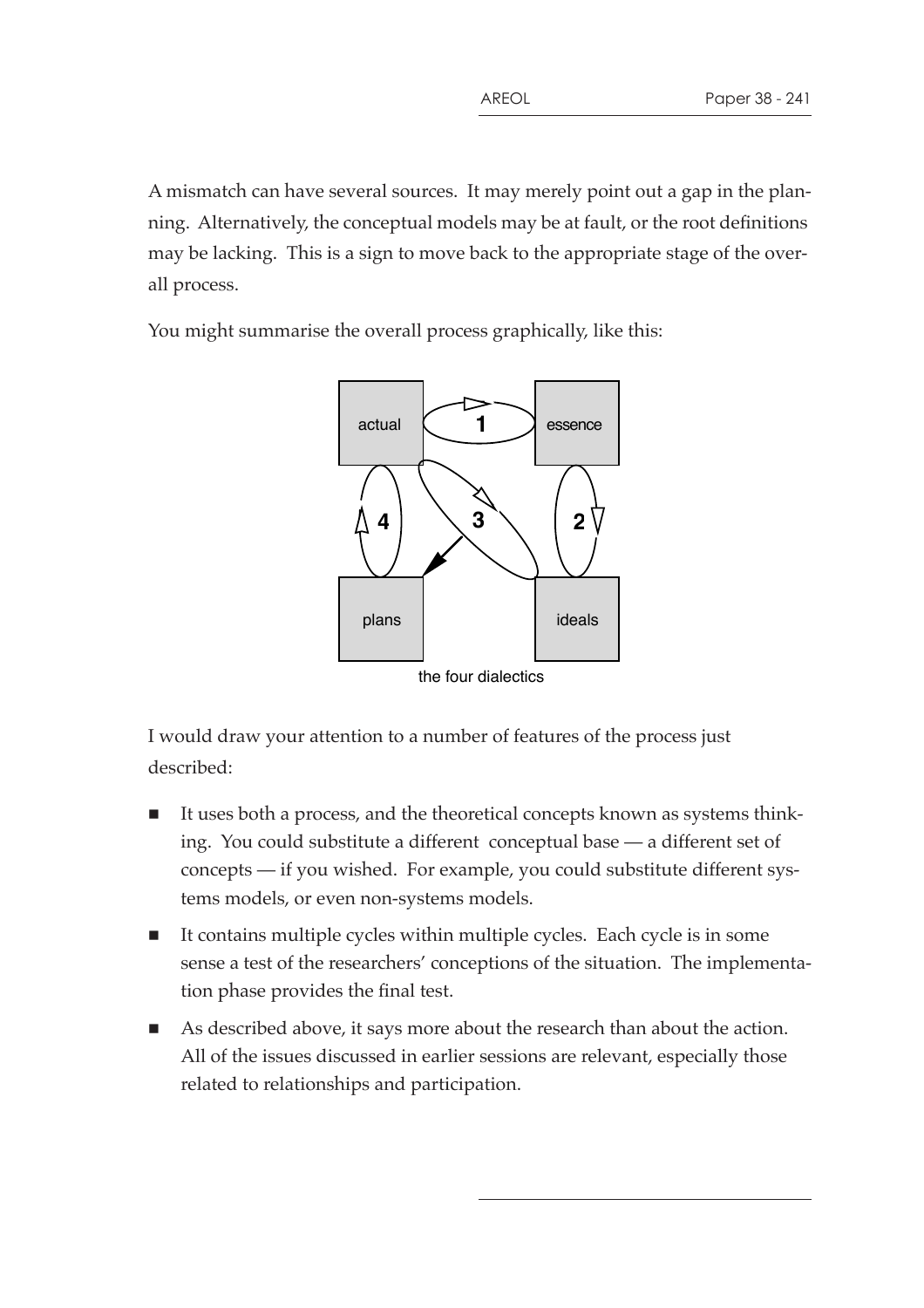A mismatch can have several sources. It may merely point out a gap in the planning. Alternatively, the conceptual models may be at fault, or the root definitions may be lacking. This is a sign to move back to the appropriate stage of the overall process.

You might summarise the overall process graphically, like this:

the four dialectics

I would draw your attention to a number of features of the process just described:

- It uses both a process, and the theoretical concepts known as systems thinking. You could substitute a different conceptual base — a different set of concepts — if you wished. For example, you could substitute different systems models, or even non-systems models.
- It contains multiple cycles within multiple cycles. Each cycle is in some sense a test of the researchers' conceptions of the situation. The implementation phase provides the final test.
- As described above, it says more about the research than about the action. All of the issues discussed in earlier sessions are relevant, especially those related to relationships and participation.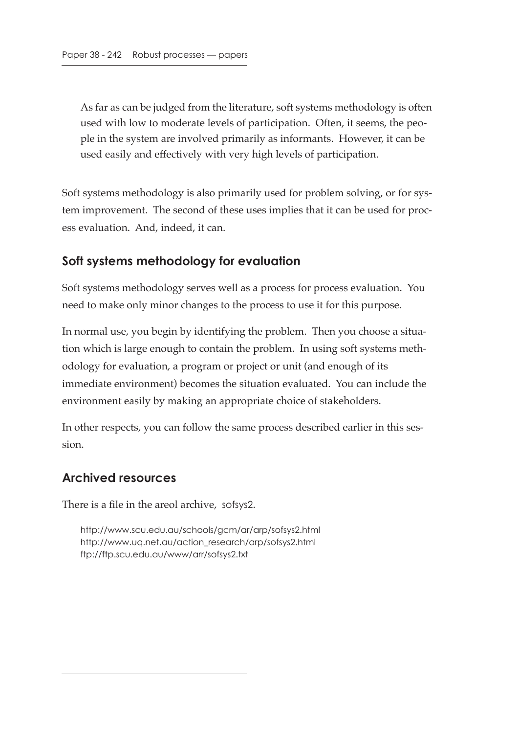> As far as can be judged from the literature, soft systems methodology is often used with low to moderate levels of participation. Often, it seems, the people in the system are involved primarily as informants. However, it can be used easily and effectively with very high levels of participation.

Soft systems methodology is also primarily used for problem solving, or for system improvement. The second of these uses implies that it can be used for process evaluation. And, indeed, it can.

## Soft systems methodology for evaluation

Soft systems methodology serves well as a process for process evaluation. You need to make only minor changes to the process to use it for this purpose.

In normal use, you begin by identifying the problem. Then you choose a situation which is large enough to contain the problem. In using soft systems methodology for evaluation, a program or project or unit (and enough of its immediate environment) becomes the situation evaluated. You can include the environment easily by making an appropriate choice of stakeholders.

In other respects, you can follow the same process described earlier in this session.

## Archived resources

There is a file in the areol archive, sofsys2.

> http://www.scu.edu.au/schools/gcm/ar/arp/sofsys2.html
> http://www.uq.net.au/action_research/arp/sofsys2.html
> ftp://ftp.scu.edu.au/www/arr/sofsys2.txt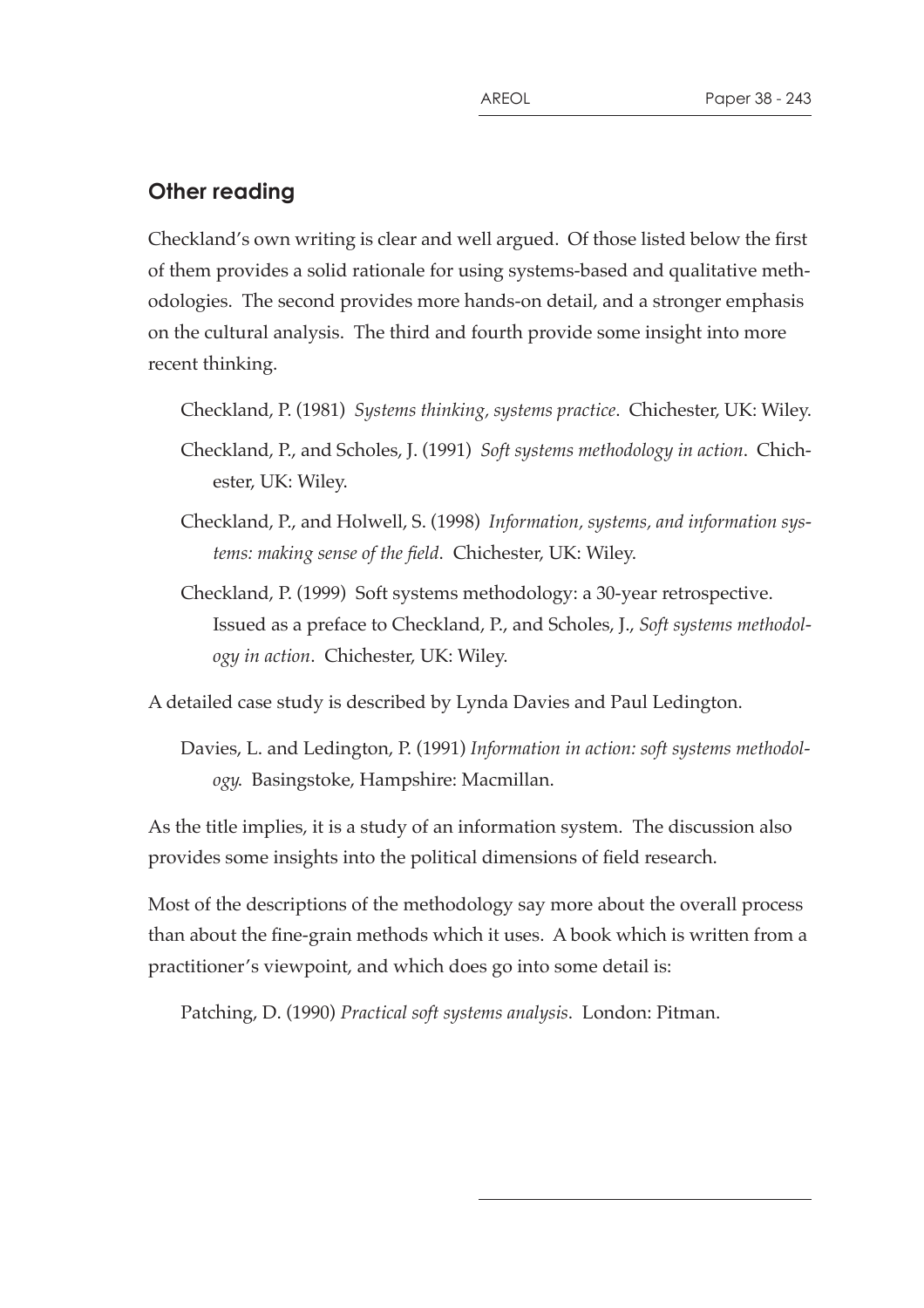## Other reading

Checkland's own writing is clear and well argued. Of those listed below the first of them provides a solid rationale for using systems-based and qualitative methodologies. The second provides more hands-on detail, and a stronger emphasis on the cultural analysis. The third and fourth provide some insight into more recent thinking.

> Checkland, P. (1981) *Systems thinking, systems practice*. Chichester, UK: Wiley.
>
> Checkland, P., and Scholes, J. (1991) *Soft systems methodology in action*. Chichester, UK: Wiley.
>
> Checkland, P., and Holwell, S. (1998) *Information, systems, and information systems: making sense of the field*. Chichester, UK: Wiley.
>
> Checkland, P. (1999) Soft systems methodology: a 30-year retrospective. Issued as a preface to Checkland, P., and Scholes, J., *Soft systems methodology in action*. Chichester, UK: Wiley.

A detailed case study is described by Lynda Davies and Paul Ledington.

> Davies, L. and Ledington, P. (1991) *Information in action: soft systems methodology*. Basingstoke, Hampshire: Macmillan.

As the title implies, it is a study of an information system. The discussion also provides some insights into the political dimensions of field research.

Most of the descriptions of the methodology say more about the overall process than about the fine-grain methods which it uses. A book which is written from a practitioner's viewpoint, and which does go into some detail is:

> Patching, D. (1990) *Practical soft systems analysis*. London: Pitman.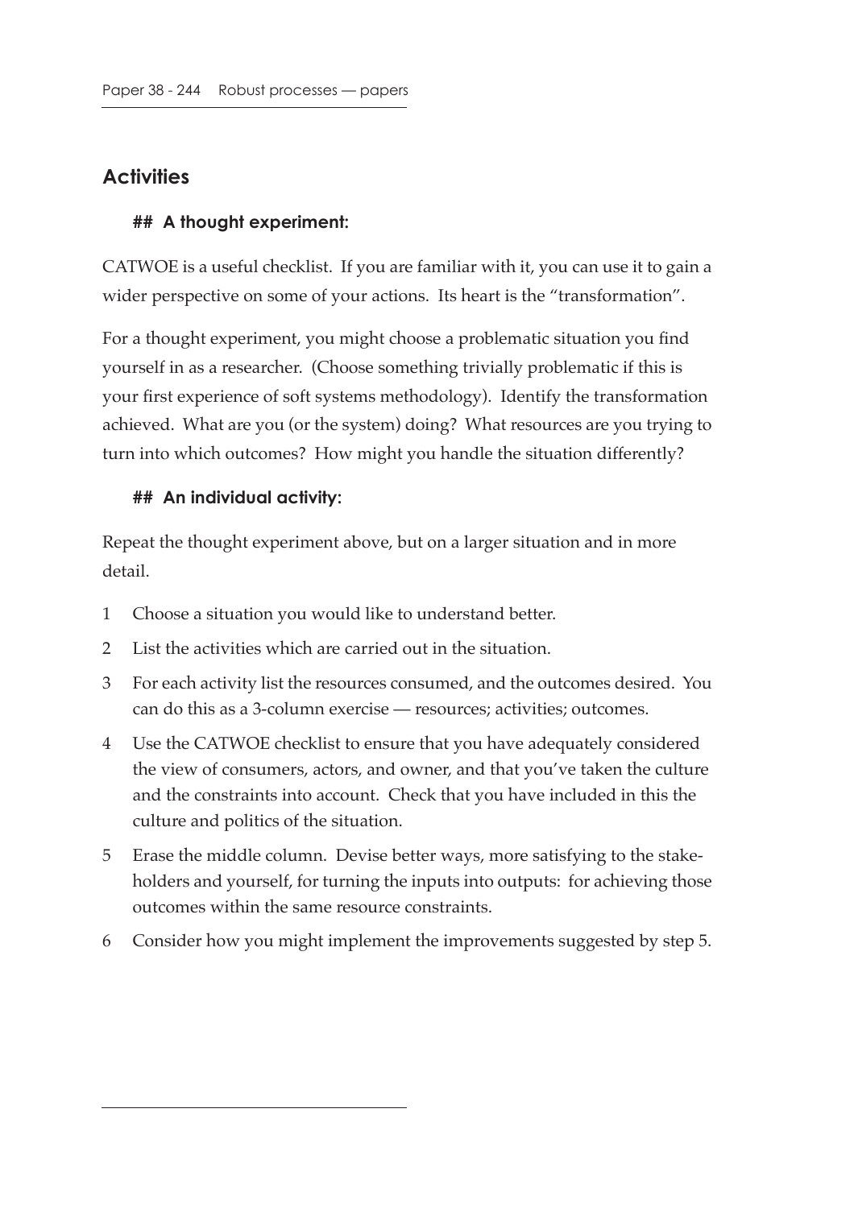## Activities

### ## A thought experiment:

CATWOE is a useful checklist. If you are familiar with it, you can use it to gain a wider perspective on some of your actions. Its heart is the "transformation".

For a thought experiment, you might choose a problematic situation you find yourself in as a researcher. (Choose something trivially problematic if this is your first experience of soft systems methodology). Identify the transformation achieved. What are you (or the system) doing? What resources are you trying to turn into which outcomes? How might you handle the situation differently?

### ## An individual activity:

Repeat the thought experiment above, but on a larger situation and in more detail.

1. Choose a situation you would like to understand better.
2. List the activities which are carried out in the situation.
3. For each activity list the resources consumed, and the outcomes desired. You can do this as a 3-column exercise — resources; activities; outcomes.
4. Use the CATWOE checklist to ensure that you have adequately considered the view of consumers, actors, and owner, and that you've taken the culture and the constraints into account. Check that you have included in this the culture and politics of the situation.
5. Erase the middle column. Devise better ways, more satisfying to the stakeholders and yourself, for turning the inputs into outputs: for achieving those outcomes within the same resource constraints.
6. Consider how you might implement the improvements suggested by step 5.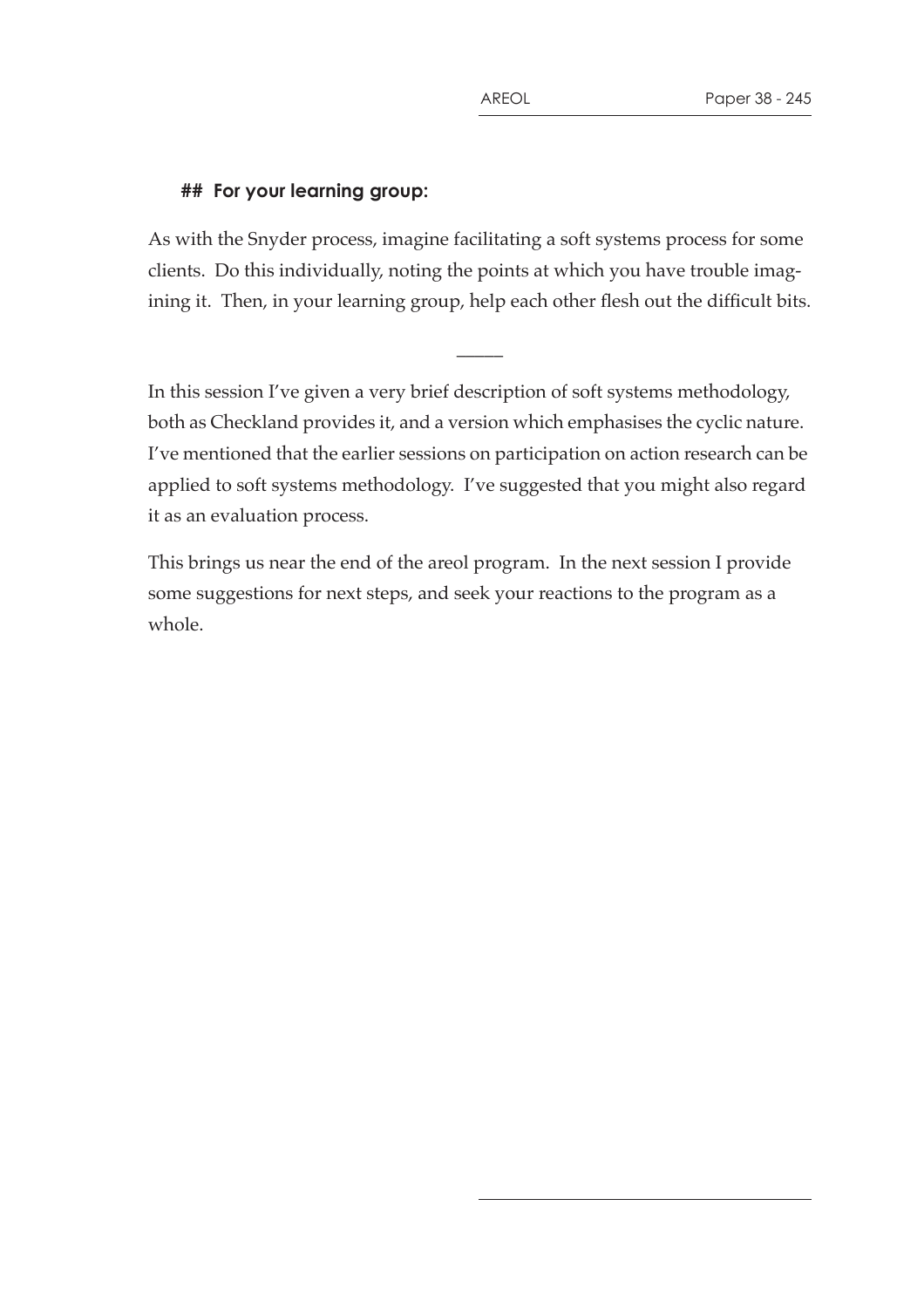## For your learning group:

As with the Snyder process, imagine facilitating a soft systems process for some clients. Do this individually, noting the points at which you have trouble imagining it. Then, in your learning group, help each other flesh out the difficult bits.

_____

In this session I've given a very brief description of soft systems methodology, both as Checkland provides it, and a version which emphasises the cyclic nature. I've mentioned that the earlier sessions on participation on action research can be applied to soft systems methodology. I've suggested that you might also regard it as an evaluation process.

This brings us near the end of the areol program. In the next session I provide some suggestions for next steps, and seek your reactions to the program as a whole.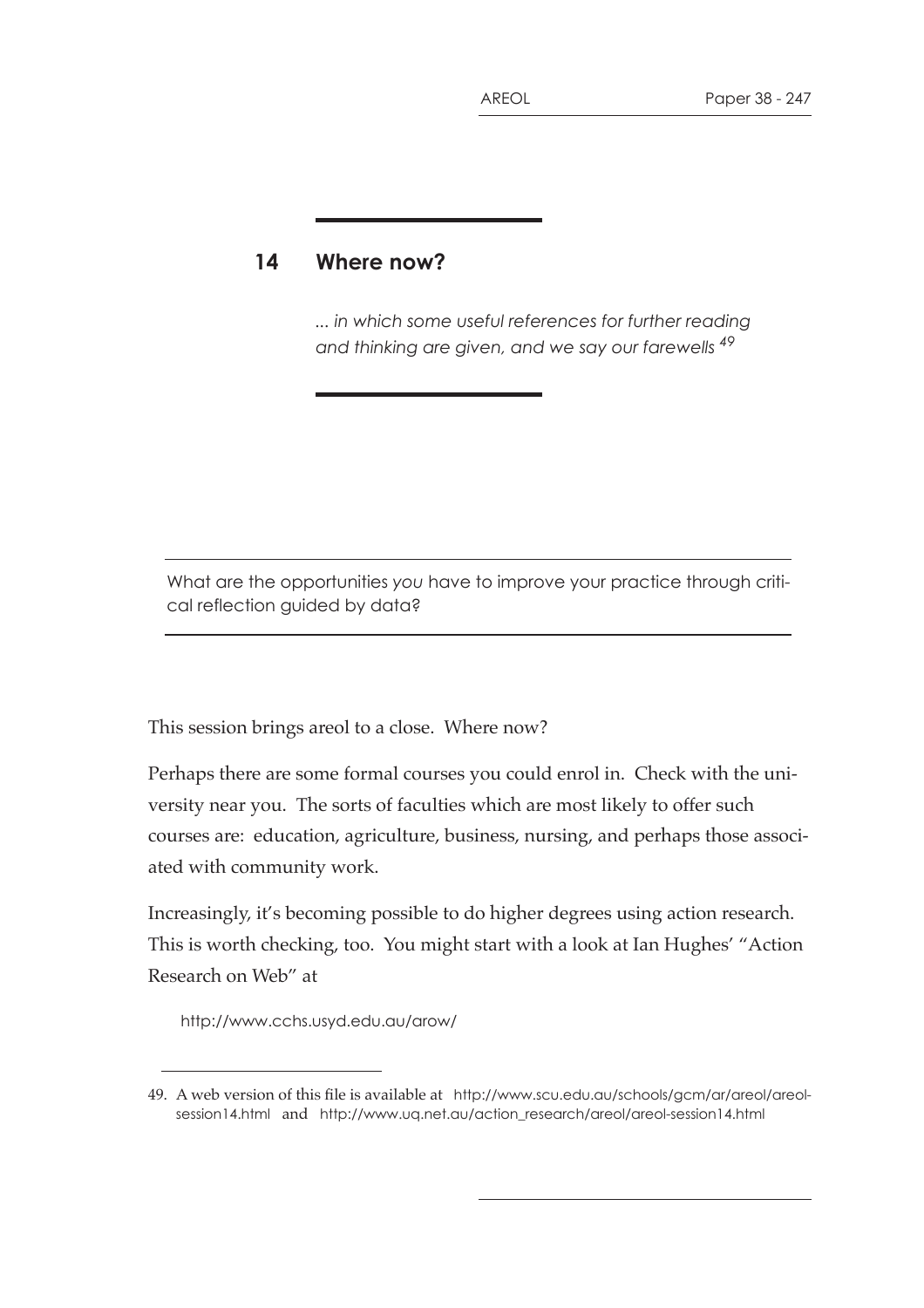## 14 Where now?

*... in which some useful references for further reading and thinking are given, and we say our farewells* [49]

---

What are the opportunities *you* have to improve your practice through critical reflection guided by data?

---

This session brings areol to a close. Where now?

Perhaps there are some formal courses you could enrol in. Check with the university near you. The sorts of faculties which are most likely to offer such courses are: education, agriculture, business, nursing, and perhaps those associated with community work.

Increasingly, it's becoming possible to do higher degrees using action research. This is worth checking, too. You might start with a look at Ian Hughes' "Action Research on Web" at

http://www.cchs.usyd.edu.au/arow/

---

49. A web version of this file is available at http://www.scu.edu.au/schools/gcm/ar/areol/areol-session14.html and http://www.uq.net.au/action_research/areol/areol-session14.html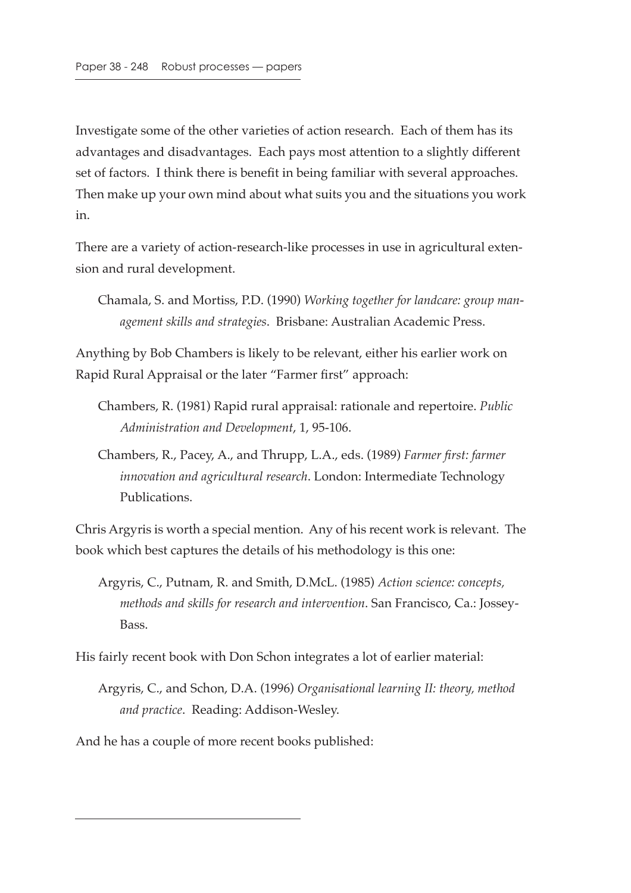Investigate some of the other varieties of action research. Each of them has its advantages and disadvantages. Each pays most attention to a slightly different set of factors. I think there is benefit in being familiar with several approaches. Then make up your own mind about what suits you and the situations you work in.

There are a variety of action-research-like processes in use in agricultural extension and rural development.

> Chamala, S. and Mortiss, P.D. (1990) *Working together for landcare: group management skills and strategies*. Brisbane: Australian Academic Press.

Anything by Bob Chambers is likely to be relevant, either his earlier work on Rapid Rural Appraisal or the later "Farmer first" approach:

> Chambers, R. (1981) Rapid rural appraisal: rationale and repertoire. *Public Administration and Development*, 1, 95-106.

> Chambers, R., Pacey, A., and Thrupp, L.A., eds. (1989) *Farmer first: farmer innovation and agricultural research*. London: Intermediate Technology Publications.

Chris Argyris is worth a special mention. Any of his recent work is relevant. The book which best captures the details of his methodology is this one:

> Argyris, C., Putnam, R. and Smith, D.McL. (1985) *Action science: concepts, methods and skills for research and intervention*. San Francisco, Ca.: Jossey-Bass.

His fairly recent book with Don Schon integrates a lot of earlier material:

> Argyris, C., and Schon, D.A. (1996) *Organisational learning II: theory, method and practice*. Reading: Addison-Wesley.

And he has a couple of more recent books published: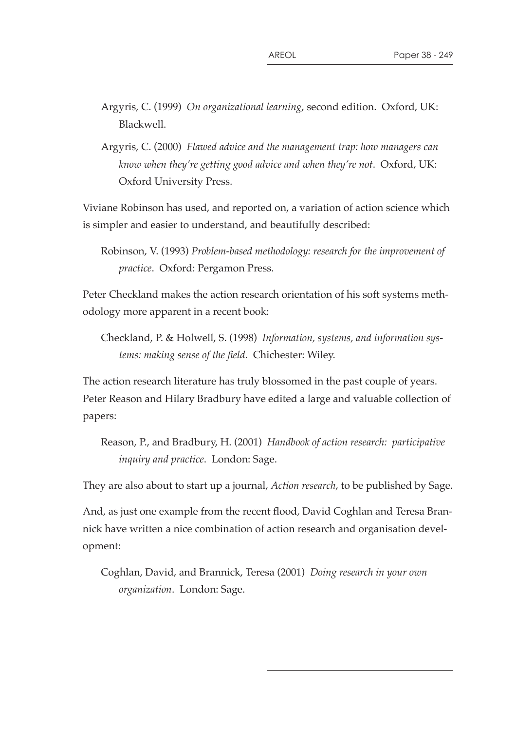Argyris, C. (1999) *On organizational learning*, second edition. Oxford, UK: Blackwell.

Argyris, C. (2000) *Flawed advice and the management trap: how managers can know when they're getting good advice and when they're not*. Oxford, UK: Oxford University Press.

Viviane Robinson has used, and reported on, a variation of action science which is simpler and easier to understand, and beautifully described:

Robinson, V. (1993) *Problem-based methodology: research for the improvement of practice*. Oxford: Pergamon Press.

Peter Checkland makes the action research orientation of his soft systems methodology more apparent in a recent book:

Checkland, P. & Holwell, S. (1998) *Information, systems, and information systems: making sense of the field*. Chichester: Wiley.

The action research literature has truly blossomed in the past couple of years. Peter Reason and Hilary Bradbury have edited a large and valuable collection of papers:

Reason, P., and Bradbury, H. (2001) *Handbook of action research: participative inquiry and practice*. London: Sage.

They are also about to start up a journal, *Action research*, to be published by Sage.

And, as just one example from the recent flood, David Coghlan and Teresa Brannick have written a nice combination of action research and organisation development:

Coghlan, David, and Brannick, Teresa (2001) *Doing research in your own organization*. London: Sage.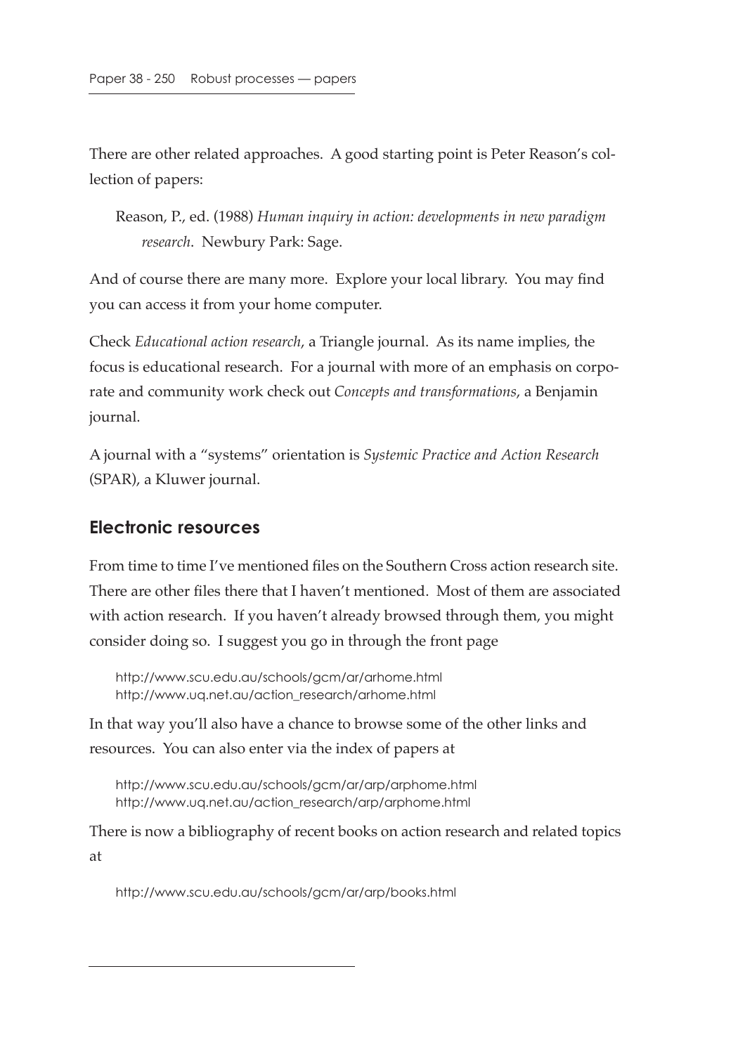There are other related approaches. A good starting point is Peter Reason's collection of papers:

> Reason, P., ed. (1988) *Human inquiry in action: developments in new paradigm research*. Newbury Park: Sage.

And of course there are many more. Explore your local library. You may find you can access it from your home computer.

Check *Educational action research*, a Triangle journal. As its name implies, the focus is educational research. For a journal with more of an emphasis on corporate and community work check out *Concepts and transformations*, a Benjamin journal.

A journal with a "systems" orientation is *Systemic Practice and Action Research* (SPAR), a Kluwer journal.

## Electronic resources

From time to time I've mentioned files on the Southern Cross action research site. There are other files there that I haven't mentioned. Most of them are associated with action research. If you haven't already browsed through them, you might consider doing so. I suggest you go in through the front page

```
http://www.scu.edu.au/schools/gcm/ar/arhome.html
http://www.uq.net.au/action_research/arhome.html
```

In that way you'll also have a chance to browse some of the other links and resources. You can also enter via the index of papers at

```
http://www.scu.edu.au/schools/gcm/ar/arp/arphome.html
http://www.uq.net.au/action_research/arp/arphome.html
```

There is now a bibliography of recent books on action research and related topics at

```
http://www.scu.edu.au/schools/gcm/ar/arp/books.html
```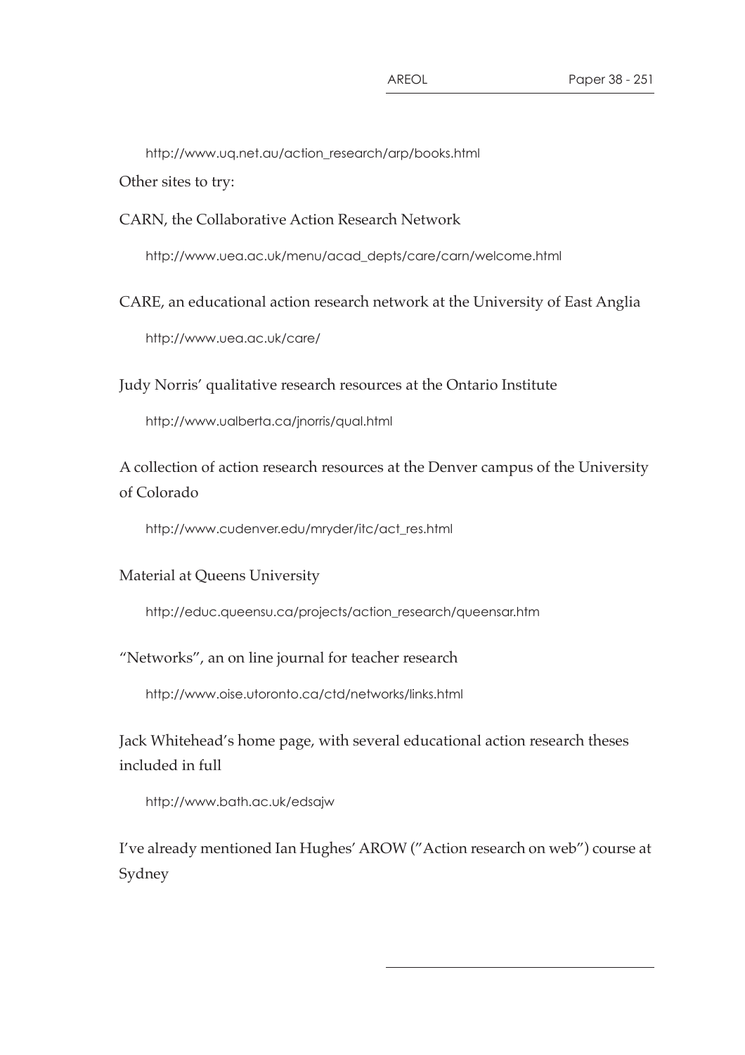http://www.uq.net.au/action_research/arp/books.html

Other sites to try:

CARN, the Collaborative Action Research Network

http://www.uea.ac.uk/menu/acad_depts/care/carn/welcome.html

CARE, an educational action research network at the University of East Anglia

http://www.uea.ac.uk/care/

Judy Norris' qualitative research resources at the Ontario Institute

http://www.ualberta.ca/jnorris/qual.html

A collection of action research resources at the Denver campus of the University of Colorado

http://www.cudenver.edu/mryder/itc/act_res.html

Material at Queens University

http://educ.queensu.ca/projects/action_research/queensar.htm

"Networks", an on line journal for teacher research

http://www.oise.utoronto.ca/ctd/networks/links.html

Jack Whitehead's home page, with several educational action research theses included in full

http://www.bath.ac.uk/edsajw

I've already mentioned Ian Hughes' AROW ("Action research on web") course at Sydney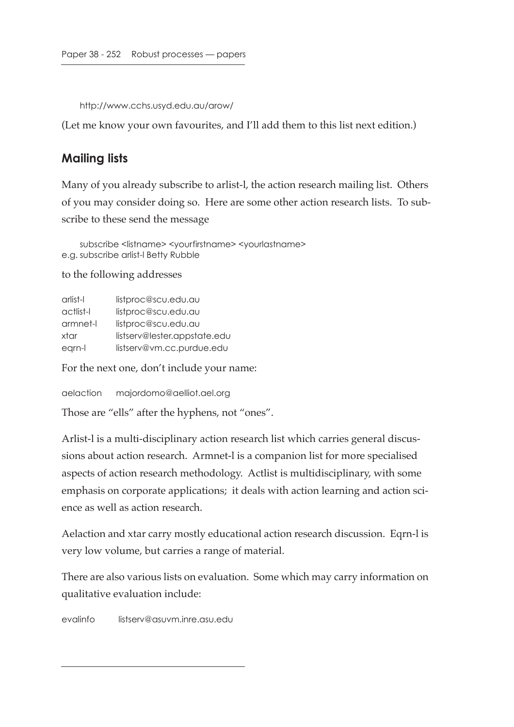http://www.cchs.usyd.edu.au/arow/

(Let me know your own favourites, and I'll add them to this list next edition.)

## Mailing lists

Many of you already subscribe to arlist-l, the action research mailing list. Others of you may consider doing so. Here are some other action research lists. To subscribe to these send the message

```
    subscribe <listname> <yourfirstname> <yourlastname>
e.g. subscribe arlist-l Betty Rubble
```

to the following addresses

```
arlist-l     listproc@scu.edu.au
actlist-l    listproc@scu.edu.au
armnet-l     listproc@scu.edu.au
xtar         listserv@lester.appstate.edu
eqrn-l       listserv@vm.cc.purdue.edu
```

For the next one, don't include your name:

```
aelaction    majordomo@aelliot.ael.org
```

Those are "ells" after the hyphens, not "ones".

Arlist-l is a multi-disciplinary action research list which carries general discussions about action research. Armnet-l is a companion list for more specialised aspects of action research methodology. Actlist is multidisciplinary, with some emphasis on corporate applications; it deals with action learning and action science as well as action research.

Aelaction and xtar carry mostly educational action research discussion. Eqrn-l is very low volume, but carries a range of material.

There are also various lists on evaluation. Some which may carry information on qualitative evaluation include:

```
evalinfo      listserv@asuvm.inre.asu.edu
```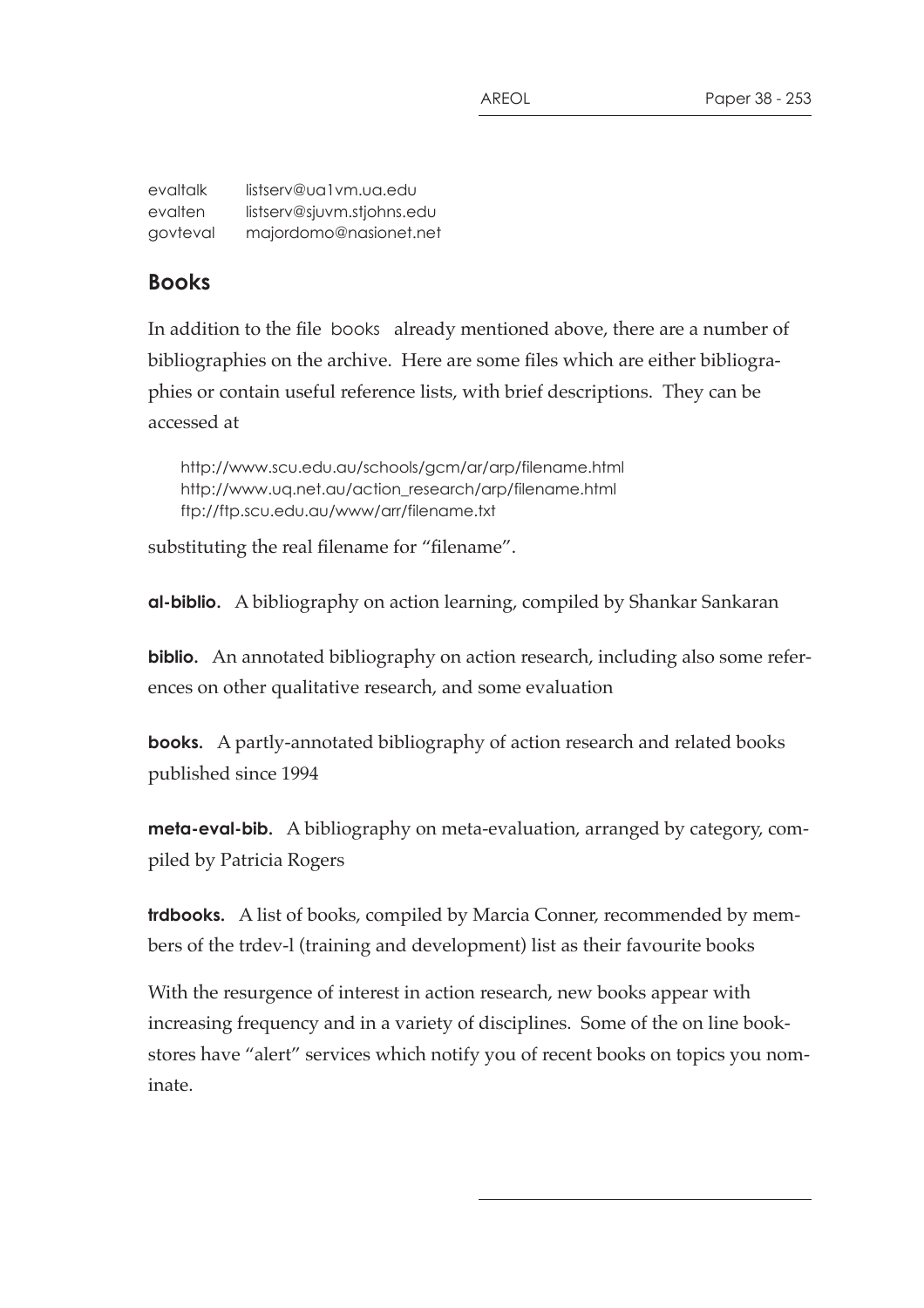| | |
|---|---|
| evaltalk | listserv@ua1vm.ua.edu |
| evalten | listserv@sjuvm.stjohns.edu |
| govteval | majordomo@nasionet.net |

## Books

In addition to the file books already mentioned above, there are a number of bibliographies on the archive. Here are some files which are either bibliographies or contain useful reference lists, with brief descriptions. They can be accessed at

```
http://www.scu.edu.au/schools/gcm/ar/arp/filename.html
http://www.uq.net.au/action_research/arp/filename.html
ftp://ftp.scu.edu.au/www/arr/filename.txt
```

substituting the real filename for "filename".

**al-biblio.** A bibliography on action learning, compiled by Shankar Sankaran

**biblio.** An annotated bibliography on action research, including also some references on other qualitative research, and some evaluation

**books.** A partly-annotated bibliography of action research and related books published since 1994

**meta-eval-bib.** A bibliography on meta-evaluation, arranged by category, compiled by Patricia Rogers

**trdbooks.** A list of books, compiled by Marcia Conner, recommended by members of the trdev-l (training and development) list as their favourite books

With the resurgence of interest in action research, new books appear with increasing frequency and in a variety of disciplines. Some of the on line bookstores have "alert" services which notify you of recent books on topics you nominate.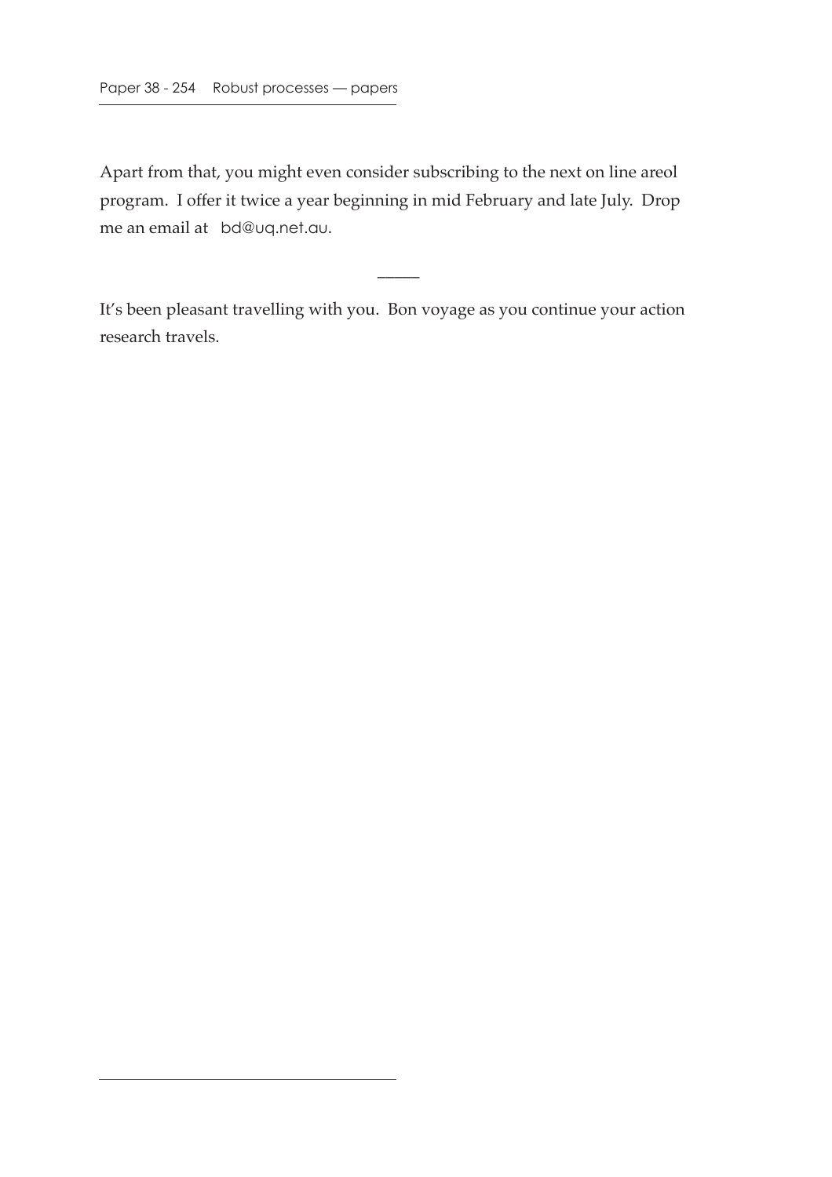Apart from that, you might even consider subscribing to the next on line areol program. I offer it twice a year beginning in mid February and late July. Drop me an email at bd@uq.net.au.

―――

It's been pleasant travelling with you. Bon voyage as you continue your action research travels.